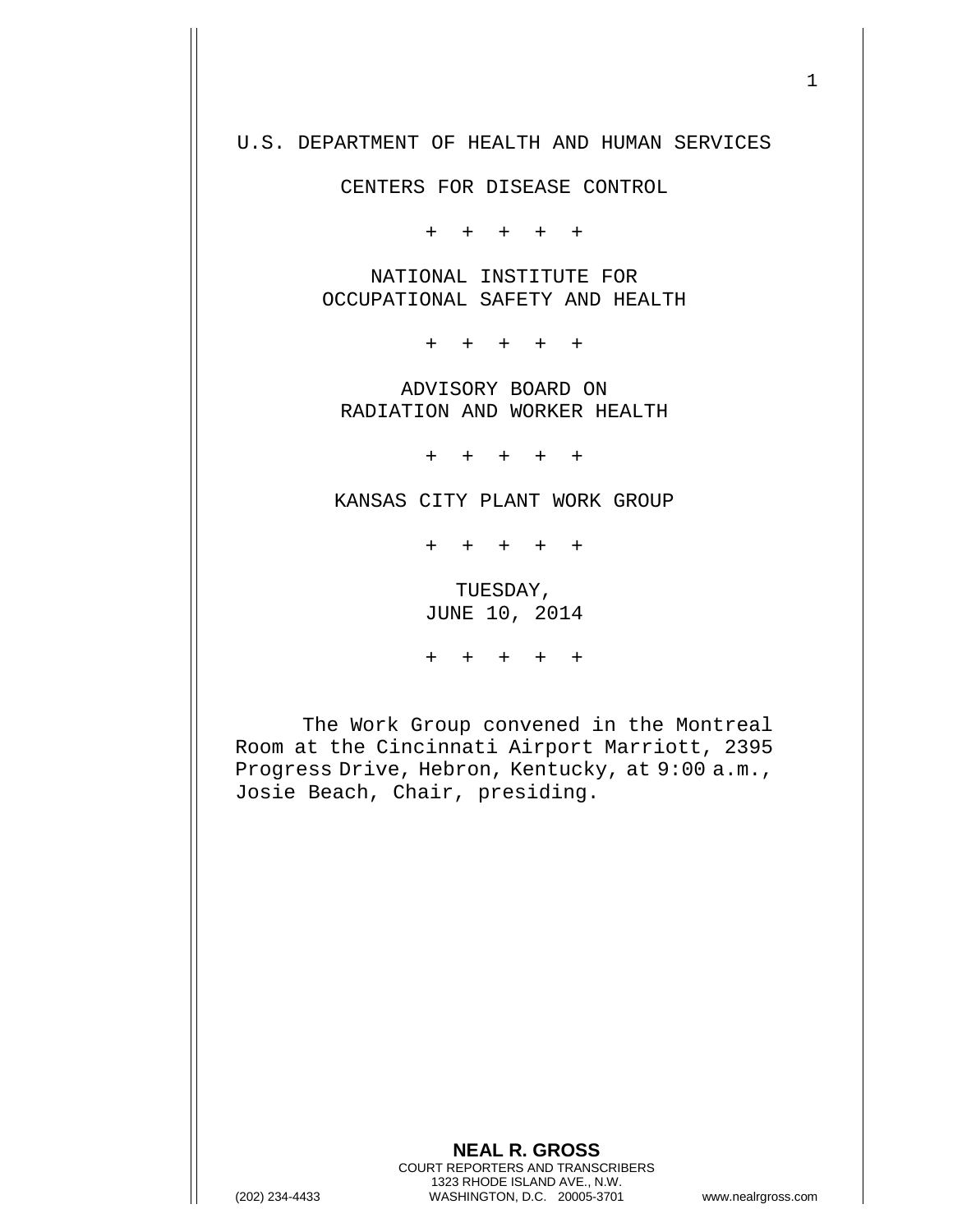U.S. DEPARTMENT OF HEALTH AND HUMAN SERVICES

CENTERS FOR DISEASE CONTROL

\+ + + + +

NATIONAL INSTITUTE FOR
OCCUPATIONAL SAFETY AND HEALTH

\+ + + + +

ADVISORY BOARD ON
RADIATION AND WORKER HEALTH

\+ + + + +

KANSAS CITY PLANT WORK GROUP

\+ + + + +

TUESDAY,
JUNE 10, 2014

\+ + + + +

The Work Group convened in the Montreal Room at the Cincinnati Airport Marriott, 2395 Progress Drive, Hebron, Kentucky, at 9:00 a.m., Josie Beach, Chair, presiding.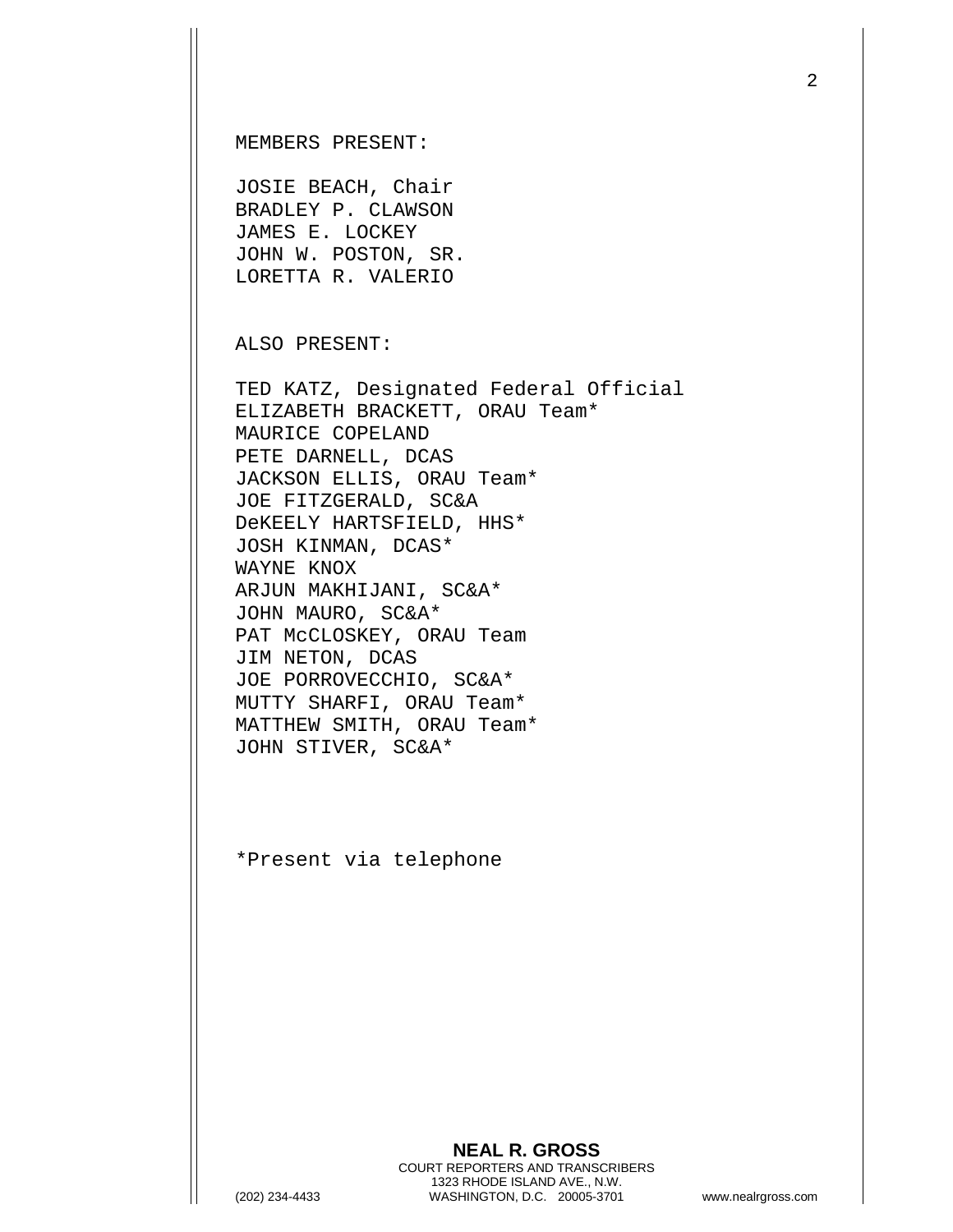MEMBERS PRESENT:

JOSIE BEACH, Chair
BRADLEY P. CLAWSON
JAMES E. LOCKEY
JOHN W. POSTON, SR.
LORETTA R. VALERIO

ALSO PRESENT:

TED KATZ, Designated Federal Official
ELIZABETH BRACKETT, ORAU Team*
MAURICE COPELAND
PETE DARNELL, DCAS
JACKSON ELLIS, ORAU Team*
JOE FITZGERALD, SC&A
DeKEELY HARTSFIELD, HHS*
JOSH KINMAN, DCAS*
WAYNE KNOX
ARJUN MAKHIJANI, SC&A*
JOHN MAURO, SC&A*
PAT McCLOSKEY, ORAU Team
JIM NETON, DCAS
JOE PORROVECCHIO, SC&A*
MUTTY SHARFI, ORAU Team*
MATTHEW SMITH, ORAU Team*
JOHN STIVER, SC&A*

*Present via telephone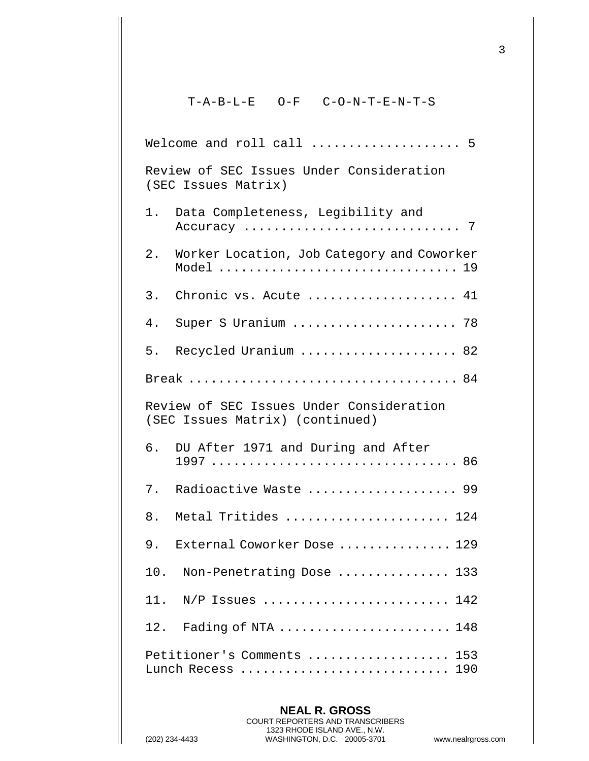# T-A-B-L-E O-F C-O-N-T-E-N-T-S

Welcome and roll call .................... 5

Review of SEC Issues Under Consideration (SEC Issues Matrix)

1. Data Completeness, Legibility and Accuracy ............................ 7

2. Worker Location, Job Category and Coworker Model ............................... 19

3. Chronic vs. Acute .................... 41

4. Super S Uranium ...................... 78

5. Recycled Uranium ..................... 82

Break .................................... 84

Review of SEC Issues Under Consideration (SEC Issues Matrix) (continued)

6. DU After 1971 and During and After 1997 ................................ 86

7. Radioactive Waste .................... 99

8. Metal Tritides ...................... 124

9. External Coworker Dose ............... 129

10. Non-Penetrating Dose ............... 133

11. N/P Issues ......................... 142

12. Fading of NTA ...................... 148

Petitioner's Comments ................... 153

Lunch Recess ........................... 190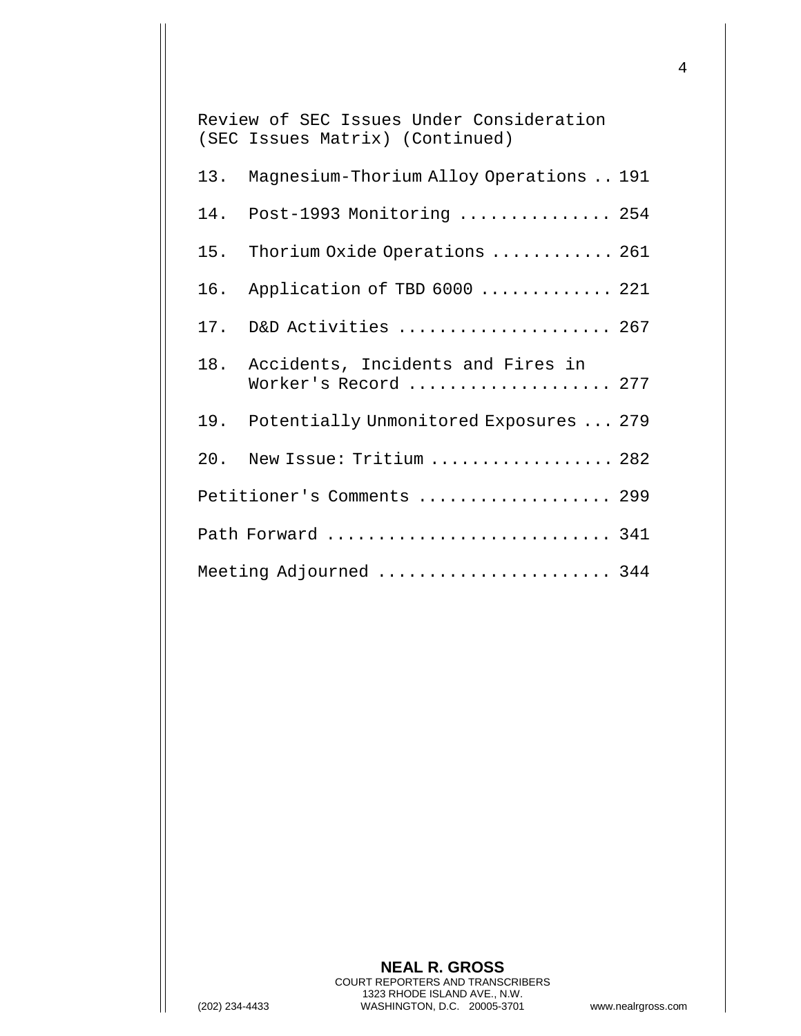Review of SEC Issues Under Consideration (SEC Issues Matrix) (Continued)

13. Magnesium-Thorium Alloy Operations .. 191

14. Post-1993 Monitoring ............... 254

15. Thorium Oxide Operations ............ 261

16. Application of TBD 6000 ............. 221

17. D&D Activities ..................... 267

18. Accidents, Incidents and Fires in Worker's Record .................... 277

19. Potentially Unmonitored Exposures ... 279

20. New Issue: Tritium .................. 282

Petitioner's Comments ................... 299

Path Forward ............................ 341

Meeting Adjourned ....................... 344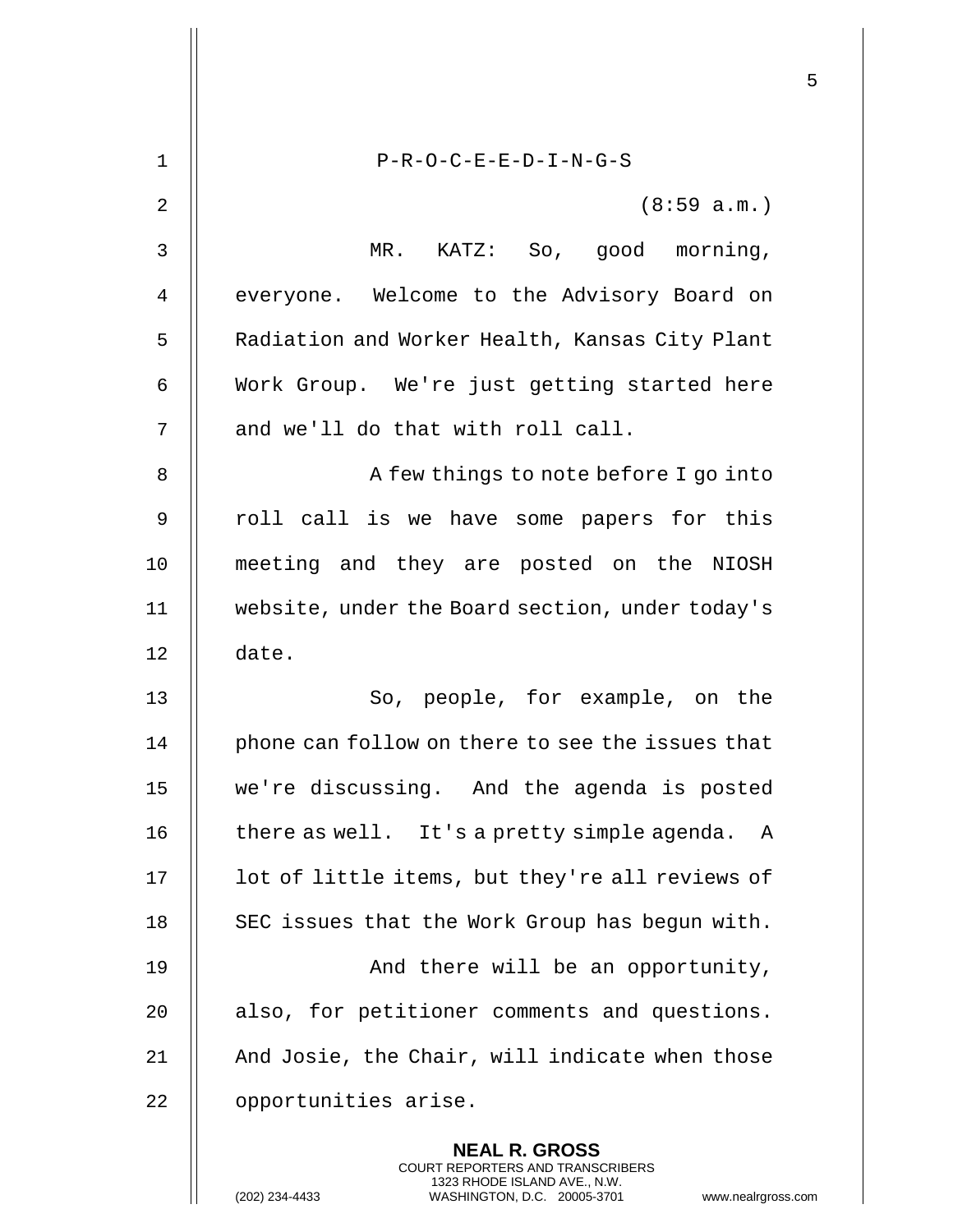P-R-O-C-E-E-D-I-N-G-S

(8:59 a.m.)

MR. KATZ: So, good morning, everyone. Welcome to the Advisory Board on Radiation and Worker Health, Kansas City Plant Work Group. We're just getting started here and we'll do that with roll call.

A few things to note before I go into roll call is we have some papers for this meeting and they are posted on the NIOSH website, under the Board section, under today's date.

So, people, for example, on the phone can follow on there to see the issues that we're discussing. And the agenda is posted there as well. It's a pretty simple agenda. A lot of little items, but they're all reviews of SEC issues that the Work Group has begun with.

And there will be an opportunity, also, for petitioner comments and questions. And Josie, the Chair, will indicate when those opportunities arise.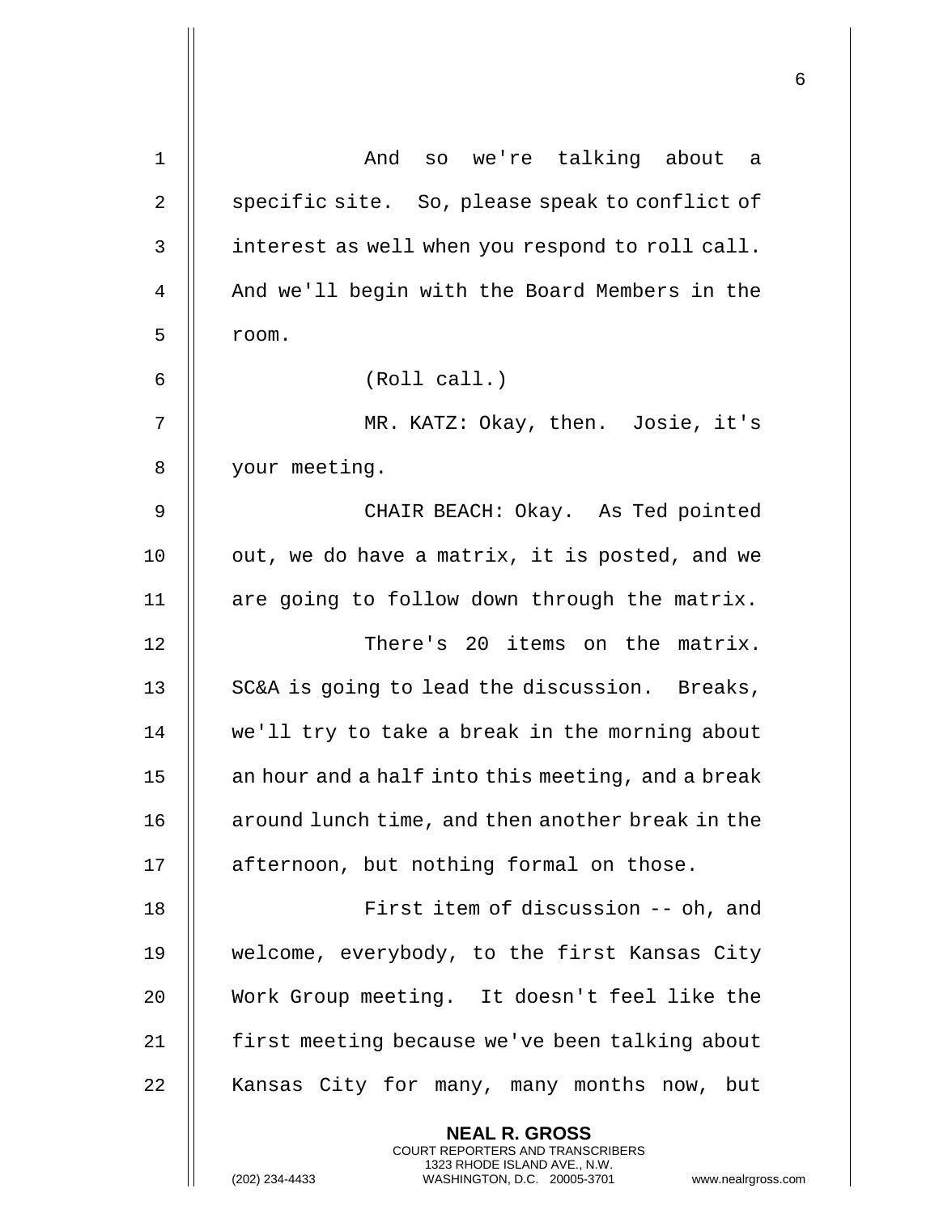And so we're talking about a specific site. So, please speak to conflict of interest as well when you respond to roll call. And we'll begin with the Board Members in the room.

(Roll call.)

MR. KATZ: Okay, then. Josie, it's your meeting.

CHAIR BEACH: Okay. As Ted pointed out, we do have a matrix, it is posted, and we are going to follow down through the matrix.

There's 20 items on the matrix. SC&A is going to lead the discussion. Breaks, we'll try to take a break in the morning about an hour and a half into this meeting, and a break around lunch time, and then another break in the afternoon, but nothing formal on those.

First item of discussion -- oh, and welcome, everybody, to the first Kansas City Work Group meeting. It doesn't feel like the first meeting because we've been talking about Kansas City for many, many months now, but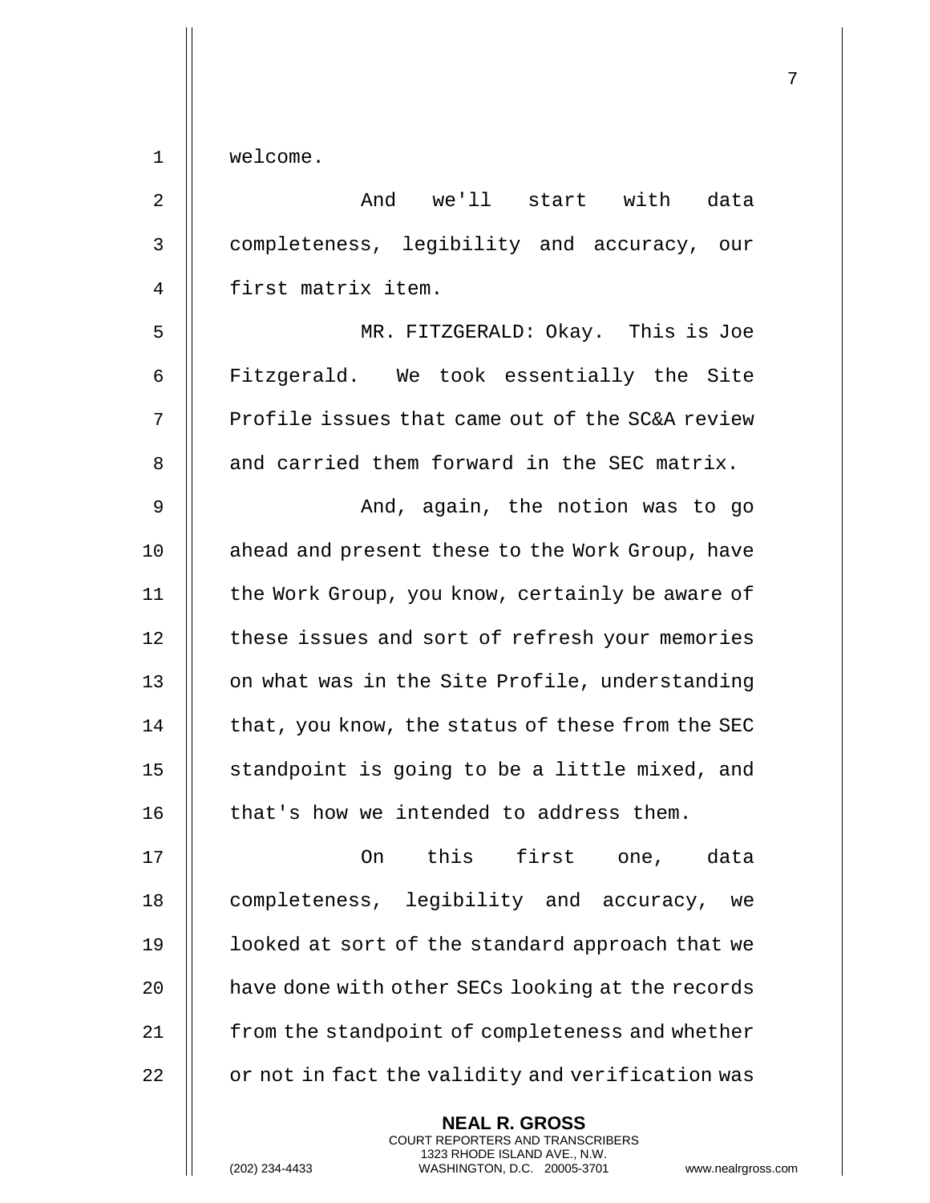welcome.

And we'll start with data completeness, legibility and accuracy, our first matrix item.

MR. FITZGERALD: Okay. This is Joe Fitzgerald. We took essentially the Site Profile issues that came out of the SC&A review and carried them forward in the SEC matrix.

And, again, the notion was to go ahead and present these to the Work Group, have the Work Group, you know, certainly be aware of these issues and sort of refresh your memories on what was in the Site Profile, understanding that, you know, the status of these from the SEC standpoint is going to be a little mixed, and that's how we intended to address them.

On this first one, data completeness, legibility and accuracy, we looked at sort of the standard approach that we have done with other SECs looking at the records from the standpoint of completeness and whether or not in fact the validity and verification was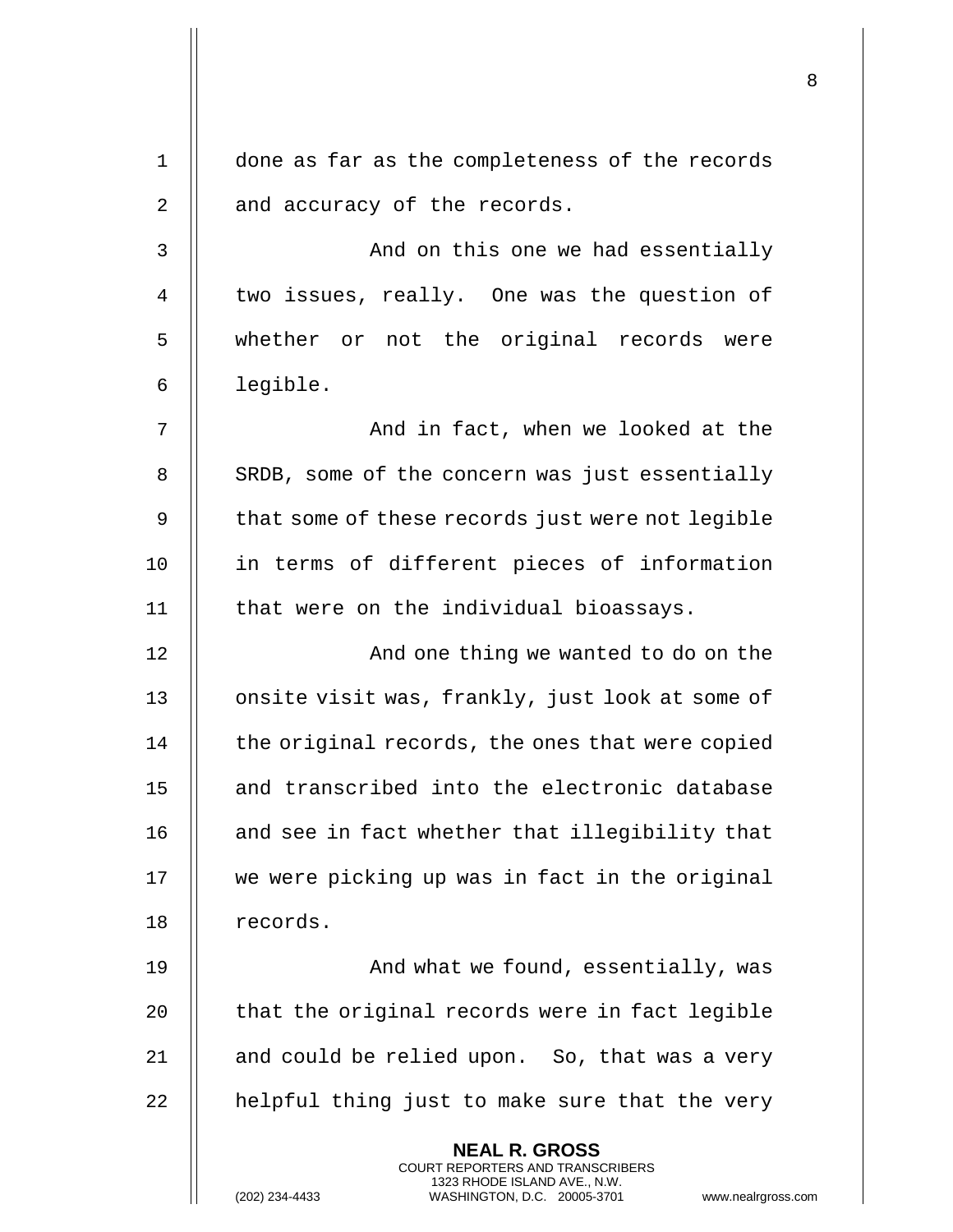done as far as the completeness of the records and accuracy of the records.

And on this one we had essentially two issues, really. One was the question of whether or not the original records were legible.

And in fact, when we looked at the SRDB, some of the concern was just essentially that some of these records just were not legible in terms of different pieces of information that were on the individual bioassays.

And one thing we wanted to do on the onsite visit was, frankly, just look at some of the original records, the ones that were copied and transcribed into the electronic database and see in fact whether that illegibility that we were picking up was in fact in the original records.

And what we found, essentially, was that the original records were in fact legible and could be relied upon. So, that was a very helpful thing just to make sure that the very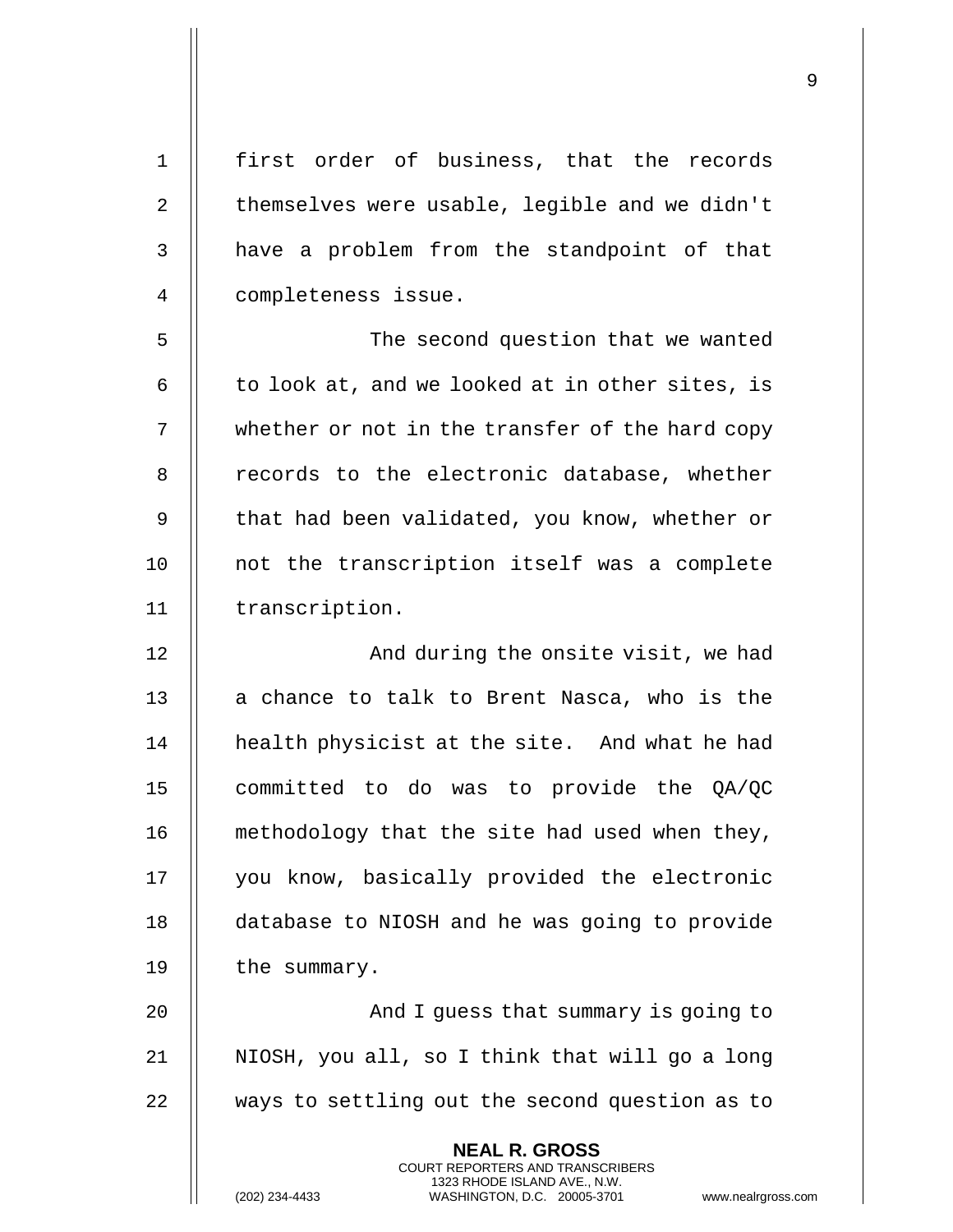first order of business, that the records themselves were usable, legible and we didn't have a problem from the standpoint of that completeness issue.

The second question that we wanted to look at, and we looked at in other sites, is whether or not in the transfer of the hard copy records to the electronic database, whether that had been validated, you know, whether or not the transcription itself was a complete transcription.

And during the onsite visit, we had a chance to talk to Brent Nasca, who is the health physicist at the site. And what he had committed to do was to provide the QA/QC methodology that the site had used when they, you know, basically provided the electronic database to NIOSH and he was going to provide the summary.

And I guess that summary is going to NIOSH, you all, so I think that will go a long ways to settling out the second question as to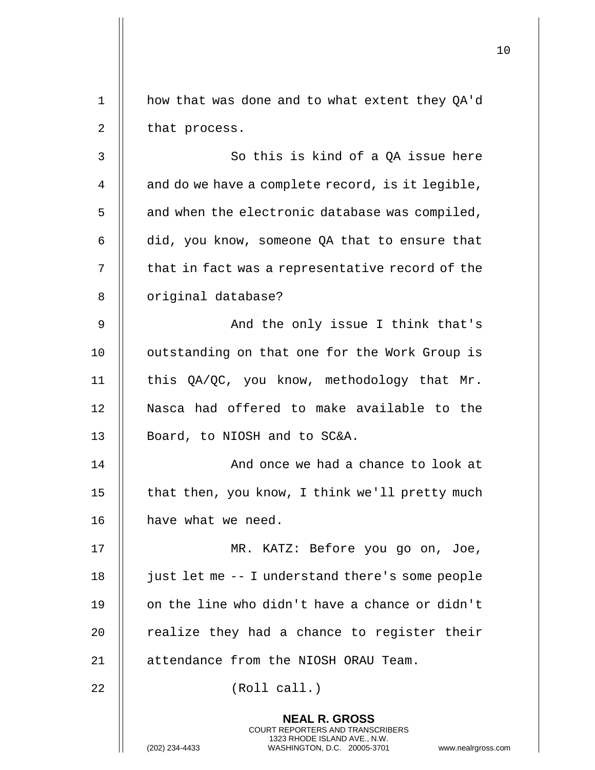how that was done and to what extent they QA'd that process.

So this is kind of a QA issue here and do we have a complete record, is it legible, and when the electronic database was compiled, did, you know, someone QA that to ensure that that in fact was a representative record of the original database?

And the only issue I think that's outstanding on that one for the Work Group is this QA/QC, you know, methodology that Mr. Nasca had offered to make available to the Board, to NIOSH and to SC&A.

And once we had a chance to look at that then, you know, I think we'll pretty much have what we need.

MR. KATZ: Before you go on, Joe, just let me -- I understand there's some people on the line who didn't have a chance or didn't realize they had a chance to register their attendance from the NIOSH ORAU Team.

(Roll call.)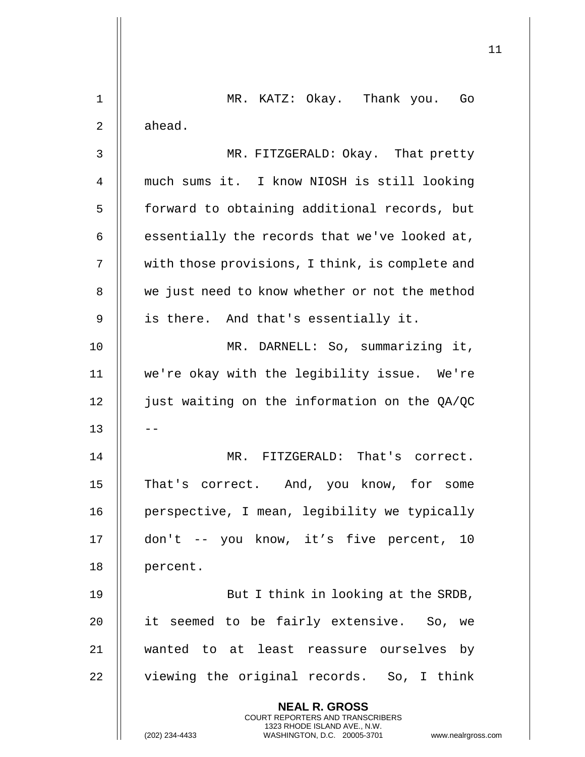MR. KATZ: Okay. Thank you. Go ahead.

MR. FITZGERALD: Okay. That pretty much sums it. I know NIOSH is still looking forward to obtaining additional records, but essentially the records that we've looked at, with those provisions, I think, is complete and we just need to know whether or not the method is there. And that's essentially it.

MR. DARNELL: So, summarizing it, we're okay with the legibility issue. We're just waiting on the information on the QA/QC --

MR. FITZGERALD: That's correct. That's correct. And, you know, for some perspective, I mean, legibility we typically don't -- you know, it’s five percent, 10 percent.

But I think in looking at the SRDB, it seemed to be fairly extensive. So, we wanted to at least reassure ourselves by viewing the original records. So, I think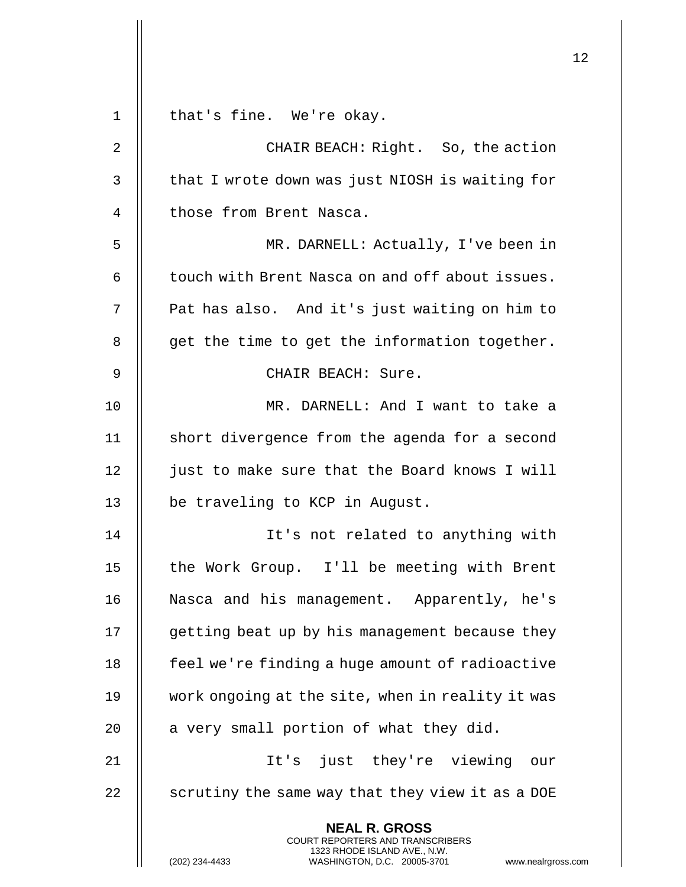that's fine. We're okay.

CHAIR BEACH: Right. So, the action that I wrote down was just NIOSH is waiting for those from Brent Nasca.

MR. DARNELL: Actually, I've been in touch with Brent Nasca on and off about issues. Pat has also. And it's just waiting on him to get the time to get the information together.

CHAIR BEACH: Sure.

MR. DARNELL: And I want to take a short divergence from the agenda for a second just to make sure that the Board knows I will be traveling to KCP in August.

It's not related to anything with the Work Group. I'll be meeting with Brent Nasca and his management. Apparently, he's getting beat up by his management because they feel we're finding a huge amount of radioactive work ongoing at the site, when in reality it was a very small portion of what they did.

It's just they're viewing our scrutiny the same way that they view it as a DOE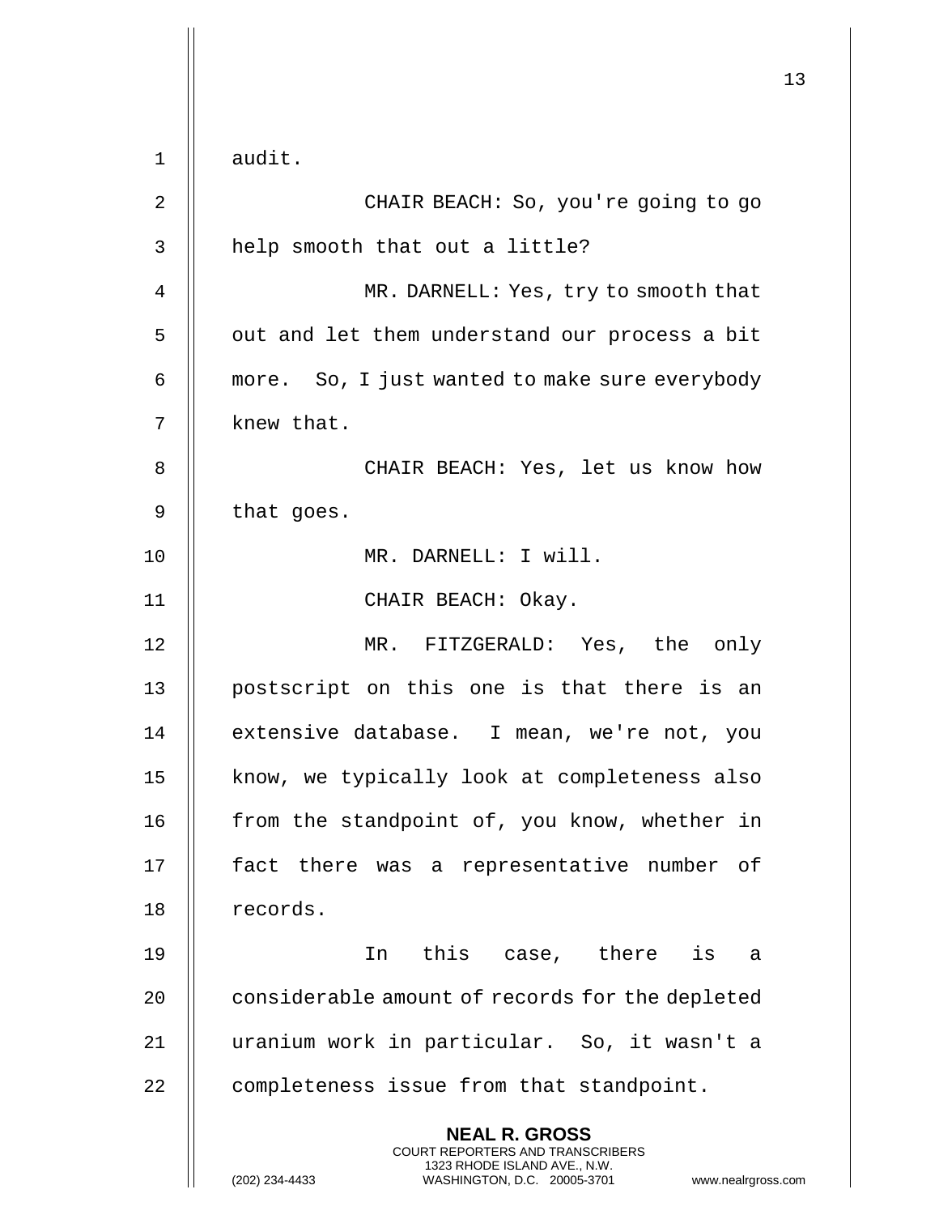audit.

CHAIR BEACH: So, you're going to go help smooth that out a little?

MR. DARNELL: Yes, try to smooth that out and let them understand our process a bit more. So, I just wanted to make sure everybody knew that.

CHAIR BEACH: Yes, let us know how that goes.

MR. DARNELL: I will.

CHAIR BEACH: Okay.

MR. FITZGERALD: Yes, the only postscript on this one is that there is an extensive database. I mean, we're not, you know, we typically look at completeness also from the standpoint of, you know, whether in fact there was a representative number of records.

In this case, there is a considerable amount of records for the depleted uranium work in particular. So, it wasn't a completeness issue from that standpoint.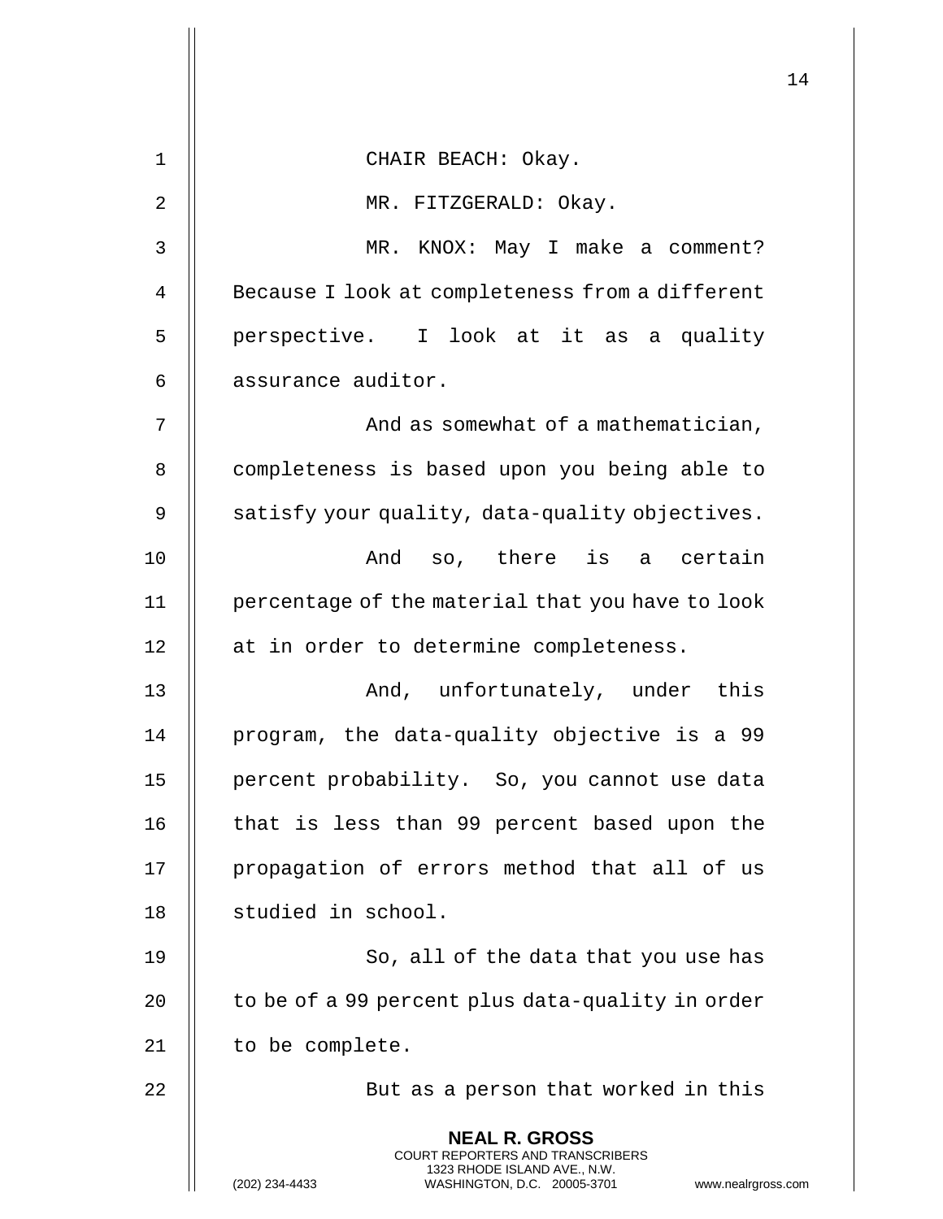CHAIR BEACH: Okay.

MR. FITZGERALD: Okay.

MR. KNOX: May I make a comment? Because I look at completeness from a different perspective. I look at it as a quality assurance auditor.

And as somewhat of a mathematician, completeness is based upon you being able to satisfy your quality, data-quality objectives.

And so, there is a certain percentage of the material that you have to look at in order to determine completeness.

And, unfortunately, under this program, the data-quality objective is a 99 percent probability. So, you cannot use data that is less than 99 percent based upon the propagation of errors method that all of us studied in school.

So, all of the data that you use has to be of a 99 percent plus data-quality in order to be complete.

But as a person that worked in this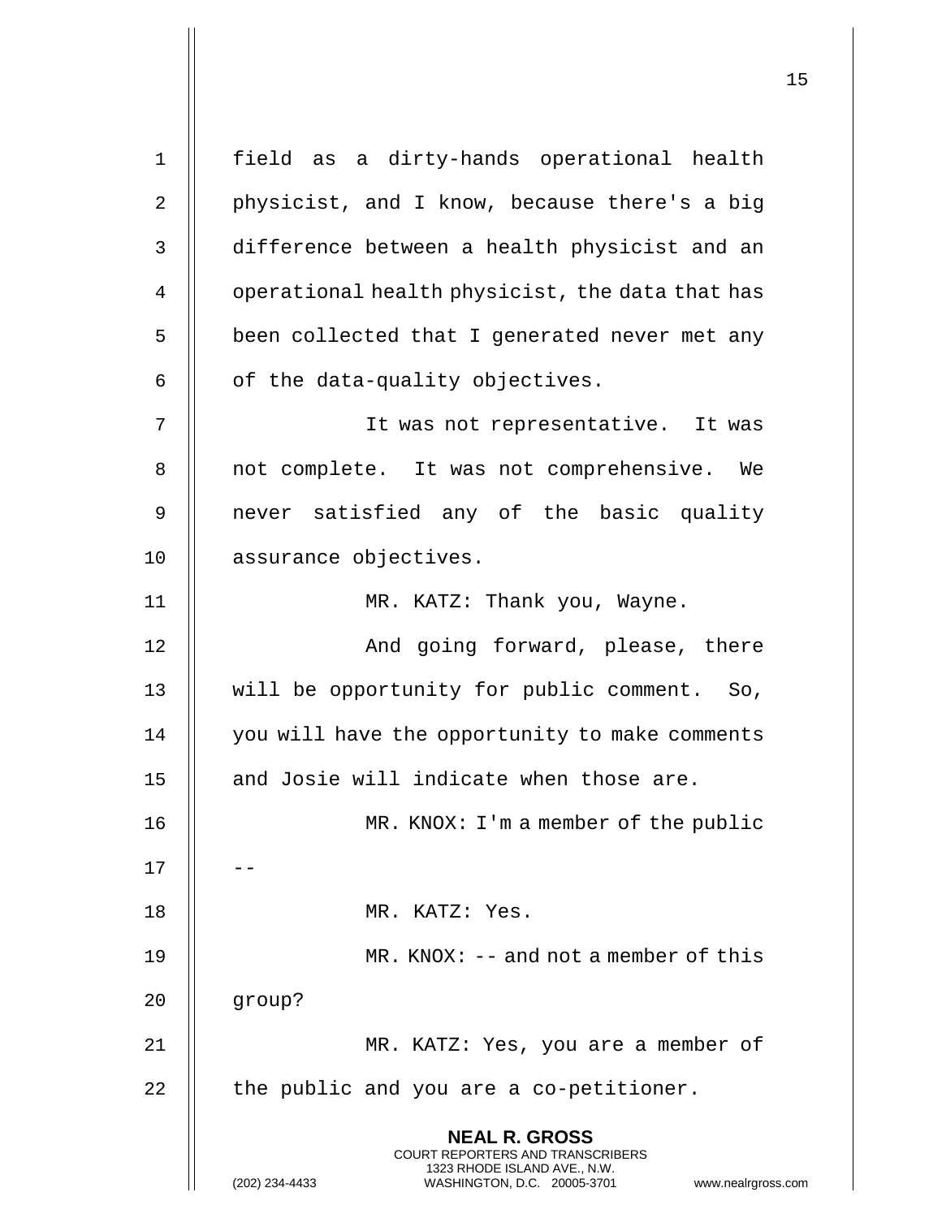field as a dirty-hands operational health physicist, and I know, because there's a big difference between a health physicist and an operational health physicist, the data that has been collected that I generated never met any of the data-quality objectives.

It was not representative. It was not complete. It was not comprehensive. We never satisfied any of the basic quality assurance objectives.

MR. KATZ: Thank you, Wayne.

And going forward, please, there will be opportunity for public comment. So, you will have the opportunity to make comments and Josie will indicate when those are.

MR. KNOX: I'm a member of the public --

MR. KATZ: Yes.

MR. KNOX: -- and not a member of this group?

MR. KATZ: Yes, you are a member of the public and you are a co-petitioner.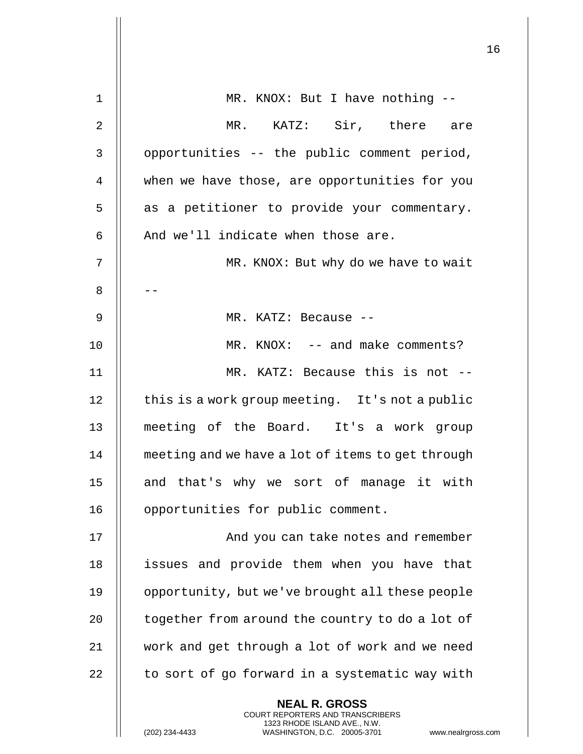MR. KNOX: But I have nothing --

MR. KATZ: Sir, there are opportunities -- the public comment period, when we have those, are opportunities for you as a petitioner to provide your commentary. And we'll indicate when those are.

MR. KNOX: But why do we have to wait --

MR. KATZ: Because --

MR. KNOX: -- and make comments?

MR. KATZ: Because this is not -- this is a work group meeting. It's not a public meeting of the Board. It's a work group meeting and we have a lot of items to get through and that's why we sort of manage it with opportunities for public comment.

And you can take notes and remember issues and provide them when you have that opportunity, but we've brought all these people together from around the country to do a lot of work and get through a lot of work and we need to sort of go forward in a systematic way with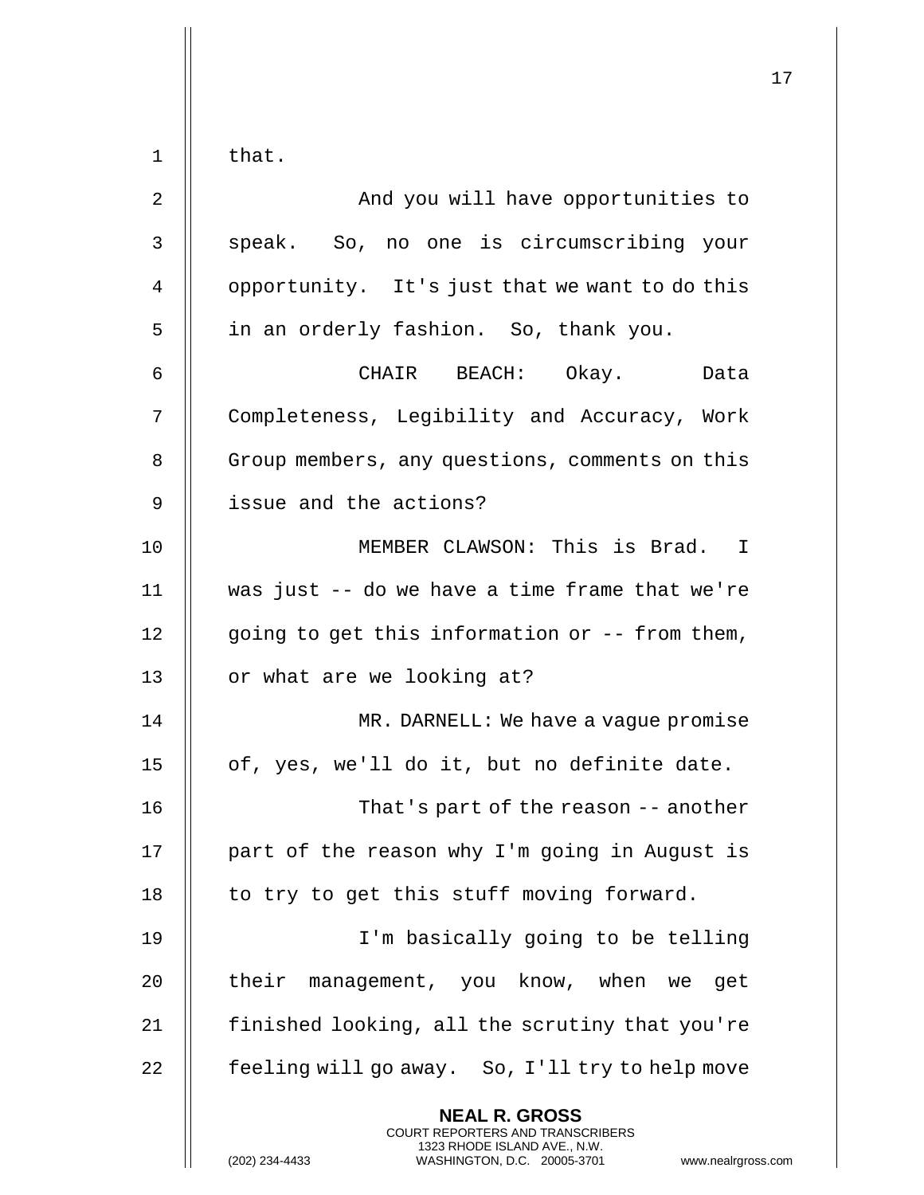that.

And you will have opportunities to speak. So, no one is circumscribing your opportunity. It's just that we want to do this in an orderly fashion. So, thank you.

CHAIR BEACH: Okay. Data Completeness, Legibility and Accuracy, Work Group members, any questions, comments on this issue and the actions?

MEMBER CLAWSON: This is Brad. I was just -- do we have a time frame that we're going to get this information or -- from them, or what are we looking at?

MR. DARNELL: We have a vague promise of, yes, we'll do it, but no definite date.

That's part of the reason -- another part of the reason why I'm going in August is to try to get this stuff moving forward.

I'm basically going to be telling their management, you know, when we get finished looking, all the scrutiny that you're feeling will go away. So, I'll try to help move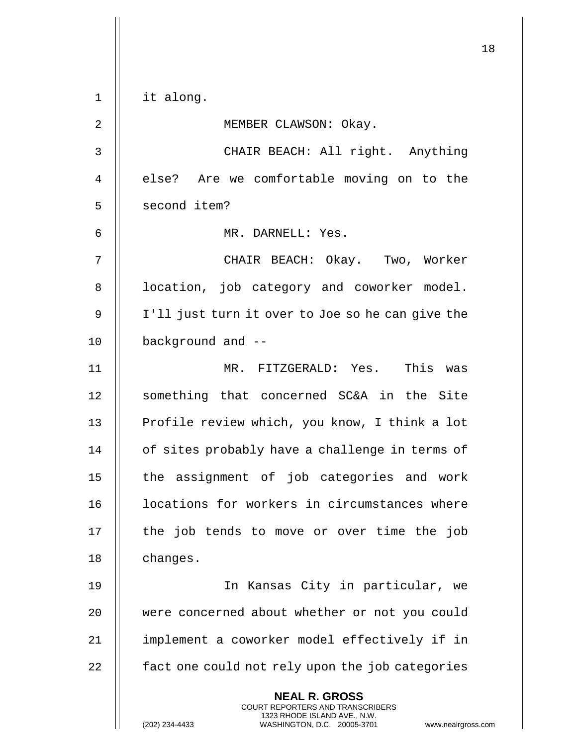it along.

MEMBER CLAWSON: Okay.

CHAIR BEACH: All right. Anything else? Are we comfortable moving on to the second item?

MR. DARNELL: Yes.

CHAIR BEACH: Okay. Two, Worker location, job category and coworker model. I'll just turn it over to Joe so he can give the background and --

MR. FITZGERALD: Yes. This was something that concerned SC&A in the Site Profile review which, you know, I think a lot of sites probably have a challenge in terms of the assignment of job categories and work locations for workers in circumstances where the job tends to move or over time the job changes.

In Kansas City in particular, we were concerned about whether or not you could implement a coworker model effectively if in fact one could not rely upon the job categories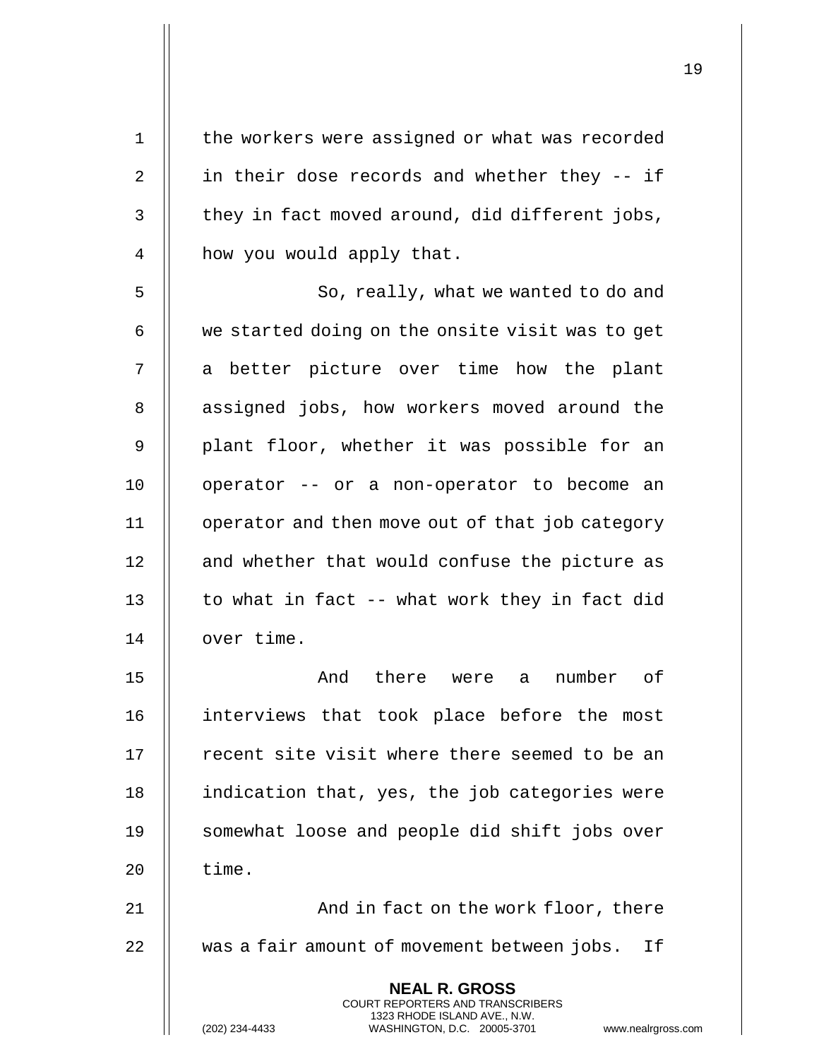the workers were assigned or what was recorded in their dose records and whether they -- if they in fact moved around, did different jobs, how you would apply that.

So, really, what we wanted to do and we started doing on the onsite visit was to get a better picture over time how the plant assigned jobs, how workers moved around the plant floor, whether it was possible for an operator -- or a non-operator to become an operator and then move out of that job category and whether that would confuse the picture as to what in fact -- what work they in fact did over time.

And there were a number of interviews that took place before the most recent site visit where there seemed to be an indication that, yes, the job categories were somewhat loose and people did shift jobs over time.

And in fact on the work floor, there was a fair amount of movement between jobs. If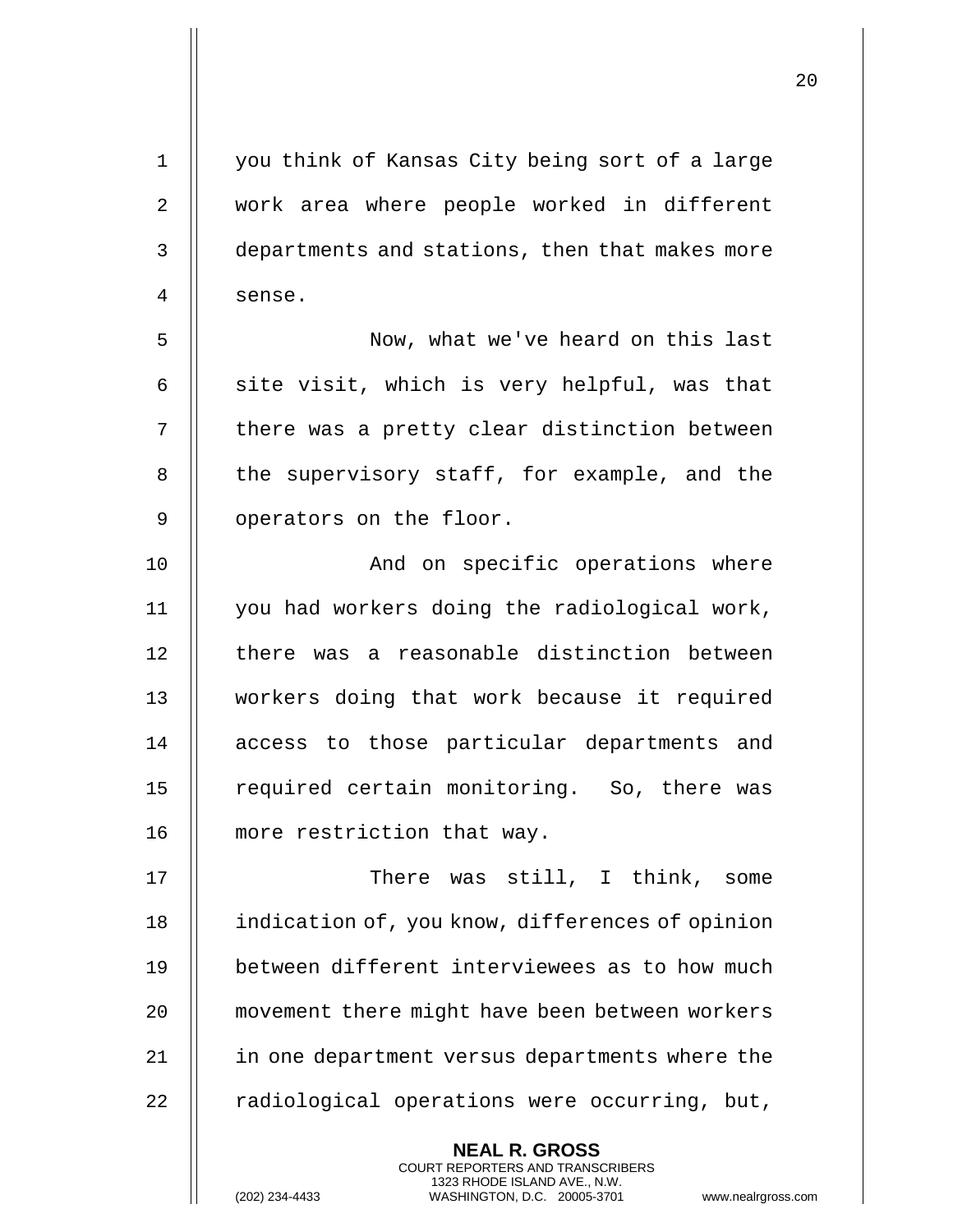you think of Kansas City being sort of a large work area where people worked in different departments and stations, then that makes more sense.

Now, what we've heard on this last site visit, which is very helpful, was that there was a pretty clear distinction between the supervisory staff, for example, and the operators on the floor.

And on specific operations where you had workers doing the radiological work, there was a reasonable distinction between workers doing that work because it required access to those particular departments and required certain monitoring. So, there was more restriction that way.

There was still, I think, some indication of, you know, differences of opinion between different interviewees as to how much movement there might have been between workers in one department versus departments where the radiological operations were occurring, but,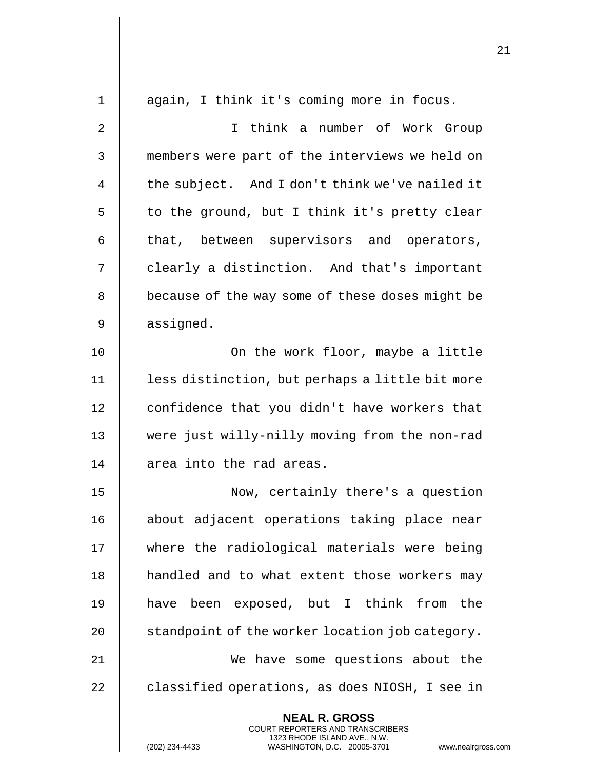again, I think it's coming more in focus.

I think a number of Work Group members were part of the interviews we held on the subject. And I don't think we've nailed it to the ground, but I think it's pretty clear that, between supervisors and operators, clearly a distinction. And that's important because of the way some of these doses might be assigned.

On the work floor, maybe a little less distinction, but perhaps a little bit more confidence that you didn't have workers that were just willy-nilly moving from the non-rad area into the rad areas.

Now, certainly there's a question about adjacent operations taking place near where the radiological materials were being handled and to what extent those workers may have been exposed, but I think from the standpoint of the worker location job category.

We have some questions about the classified operations, as does NIOSH, I see in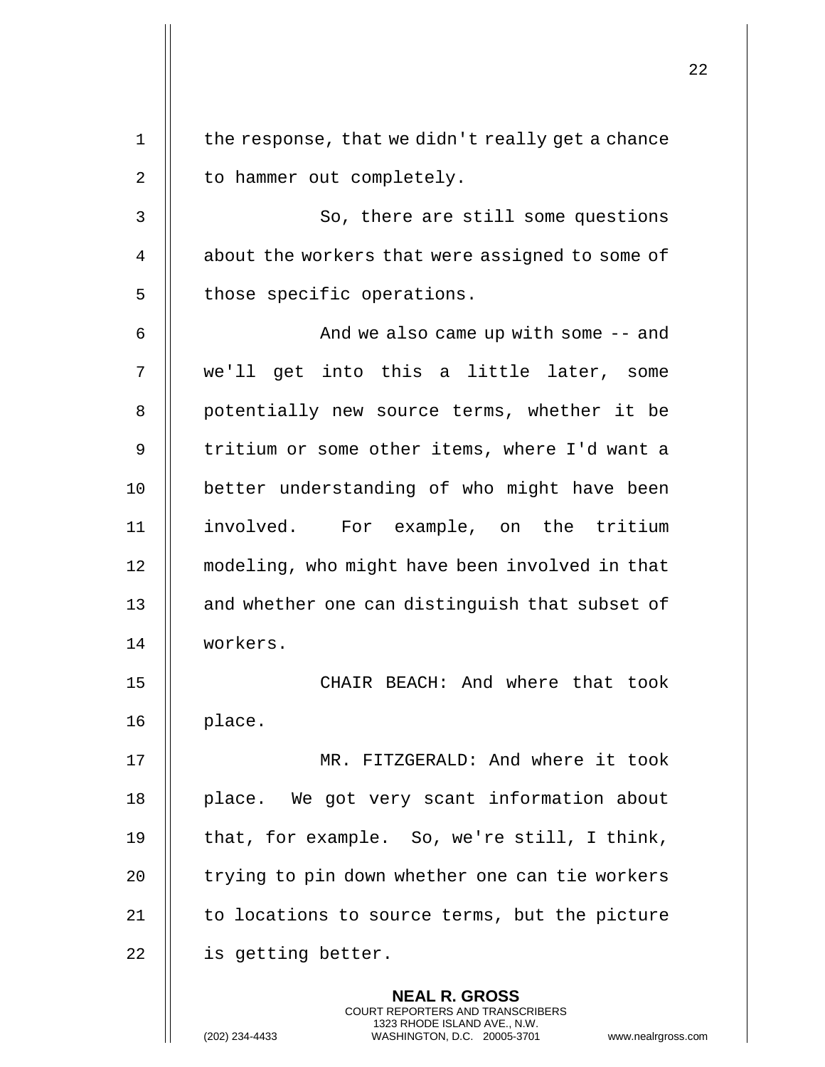the response, that we didn't really get a chance to hammer out completely.

So, there are still some questions about the workers that were assigned to some of those specific operations.

And we also came up with some -- and we'll get into this a little later, some potentially new source terms, whether it be tritium or some other items, where I'd want a better understanding of who might have been involved. For example, on the tritium modeling, who might have been involved in that and whether one can distinguish that subset of workers.

CHAIR BEACH: And where that took place.

MR. FITZGERALD: And where it took place. We got very scant information about that, for example. So, we're still, I think, trying to pin down whether one can tie workers to locations to source terms, but the picture is getting better.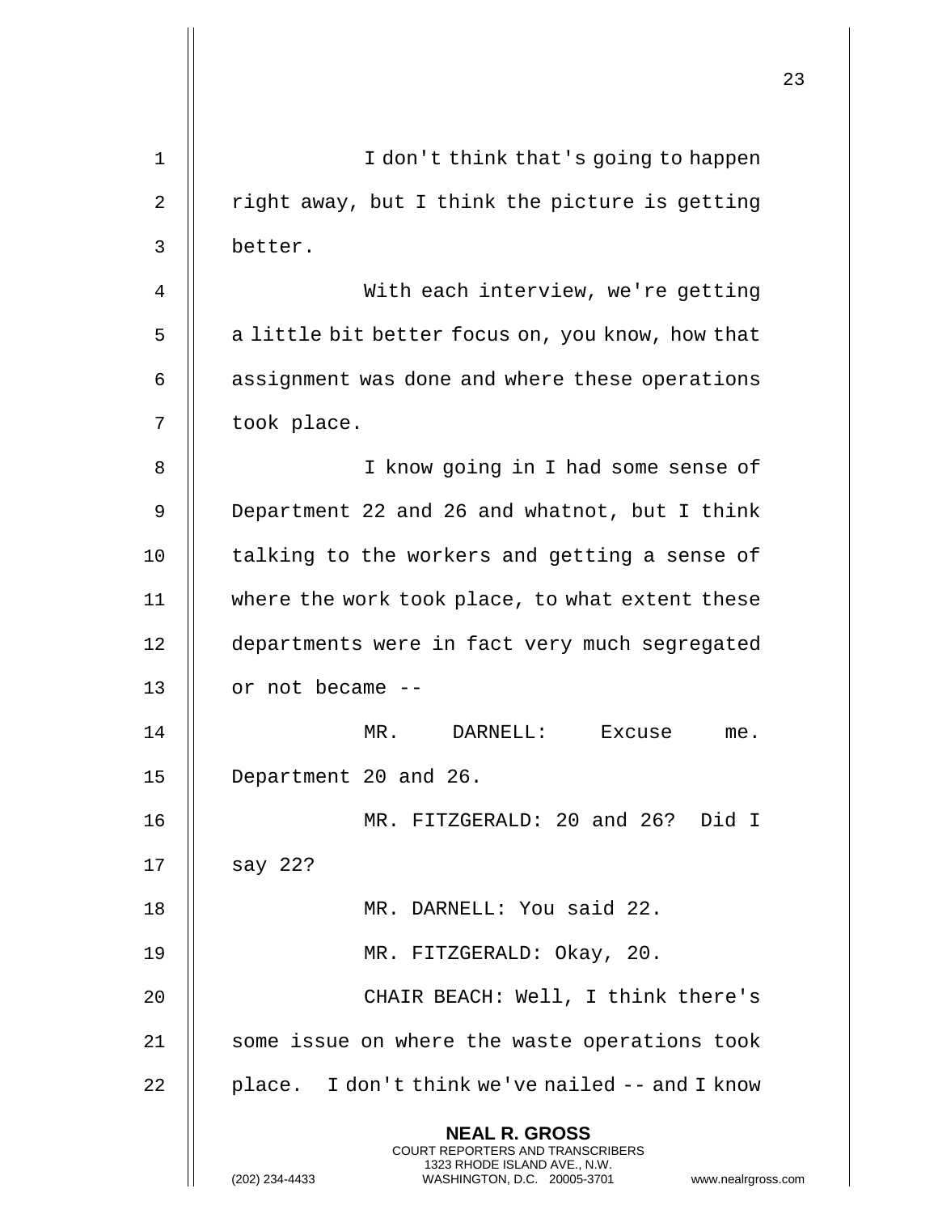I don't think that's going to happen right away, but I think the picture is getting better.

With each interview, we're getting a little bit better focus on, you know, how that assignment was done and where these operations took place.

I know going in I had some sense of Department 22 and 26 and whatnot, but I think talking to the workers and getting a sense of where the work took place, to what extent these departments were in fact very much segregated or not became --

MR. DARNELL: Excuse me. Department 20 and 26.

MR. FITZGERALD: 20 and 26? Did I say 22?

MR. DARNELL: You said 22.

MR. FITZGERALD: Okay, 20.

CHAIR BEACH: Well, I think there's some issue on where the waste operations took place. I don't think we've nailed -- and I know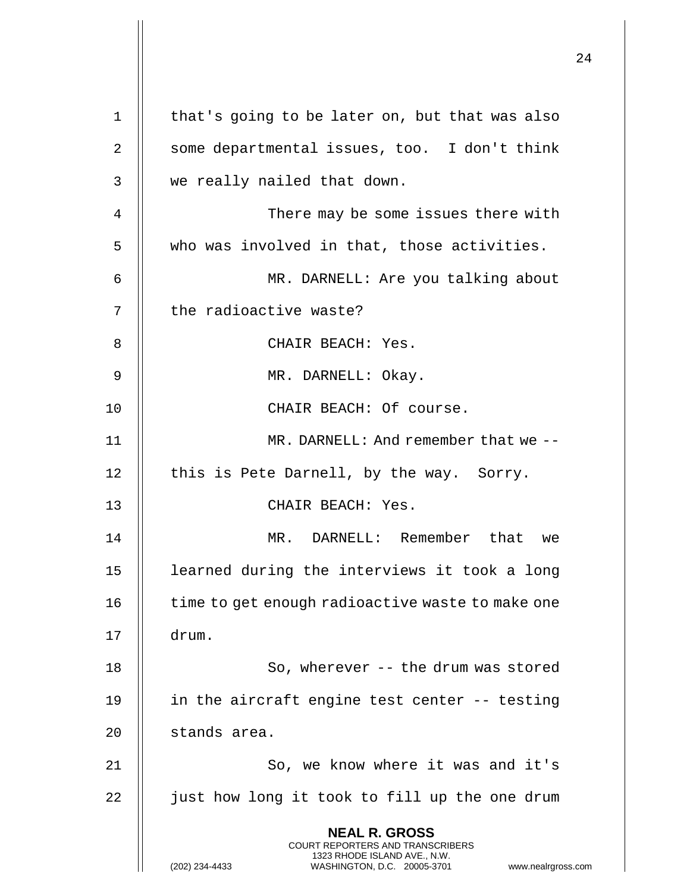that's going to be later on, but that was also some departmental issues, too. I don't think we really nailed that down.

There may be some issues there with who was involved in that, those activities.

MR. DARNELL: Are you talking about the radioactive waste?

CHAIR BEACH: Yes.

MR. DARNELL: Okay.

CHAIR BEACH: Of course.

MR. DARNELL: And remember that we -- this is Pete Darnell, by the way. Sorry.

CHAIR BEACH: Yes.

MR. DARNELL: Remember that we learned during the interviews it took a long time to get enough radioactive waste to make one drum.

So, wherever -- the drum was stored in the aircraft engine test center -- testing stands area.

So, we know where it was and it's just how long it took to fill up the one drum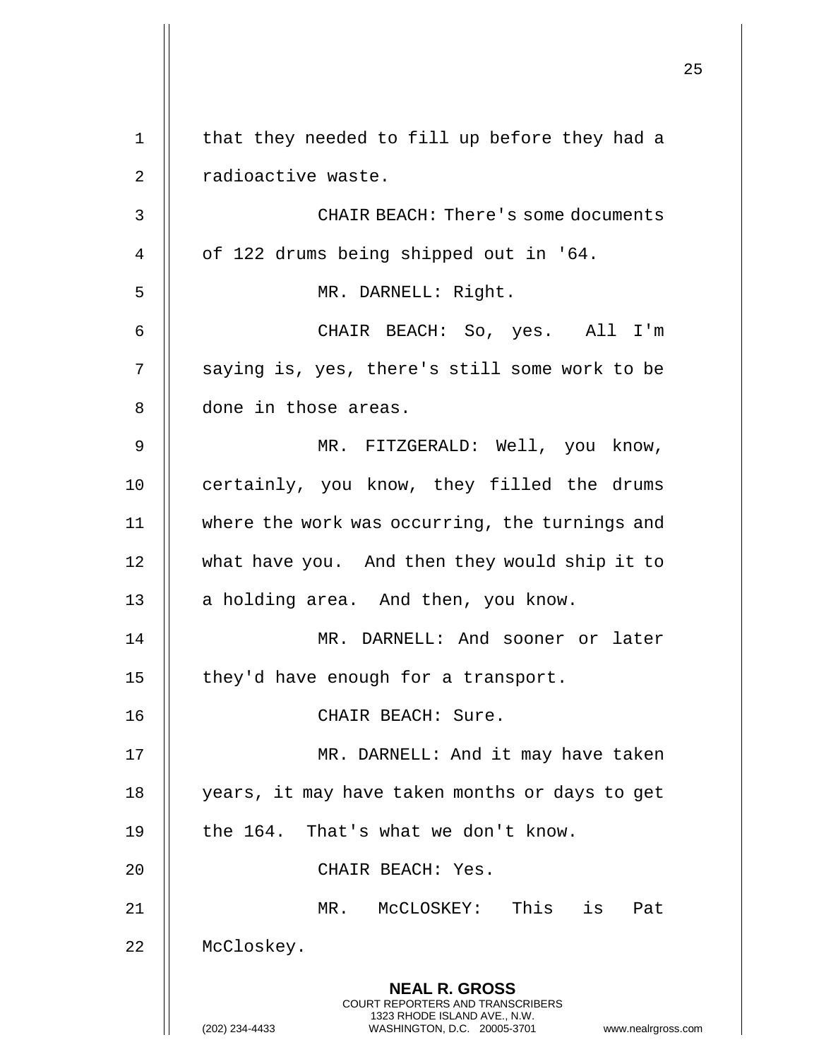that they needed to fill up before they had a radioactive waste.

CHAIR BEACH: There's some documents of 122 drums being shipped out in '64.

MR. DARNELL: Right.

CHAIR BEACH: So, yes. All I'm saying is, yes, there's still some work to be done in those areas.

MR. FITZGERALD: Well, you know, certainly, you know, they filled the drums where the work was occurring, the turnings and what have you. And then they would ship it to a holding area. And then, you know.

MR. DARNELL: And sooner or later they'd have enough for a transport.

CHAIR BEACH: Sure.

MR. DARNELL: And it may have taken years, it may have taken months or days to get the 164. That's what we don't know.

CHAIR BEACH: Yes.

MR. McCLOSKEY: This is Pat McCloskey.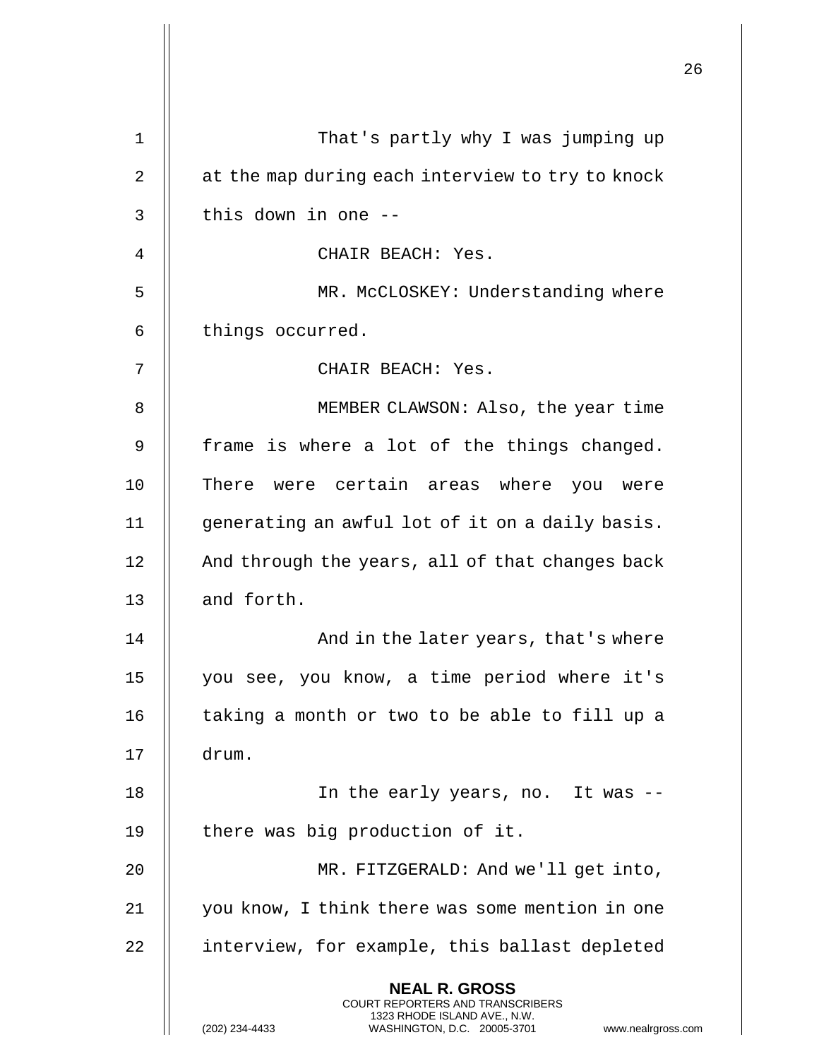That's partly why I was jumping up at the map during each interview to try to knock this down in one --

CHAIR BEACH: Yes.

MR. McCLOSKEY: Understanding where things occurred.

CHAIR BEACH: Yes.

MEMBER CLAWSON: Also, the year time frame is where a lot of the things changed. There were certain areas where you were generating an awful lot of it on a daily basis. And through the years, all of that changes back and forth.

And in the later years, that's where you see, you know, a time period where it's taking a month or two to be able to fill up a drum.

In the early years, no. It was -- there was big production of it.

MR. FITZGERALD: And we'll get into, you know, I think there was some mention in one interview, for example, this ballast depleted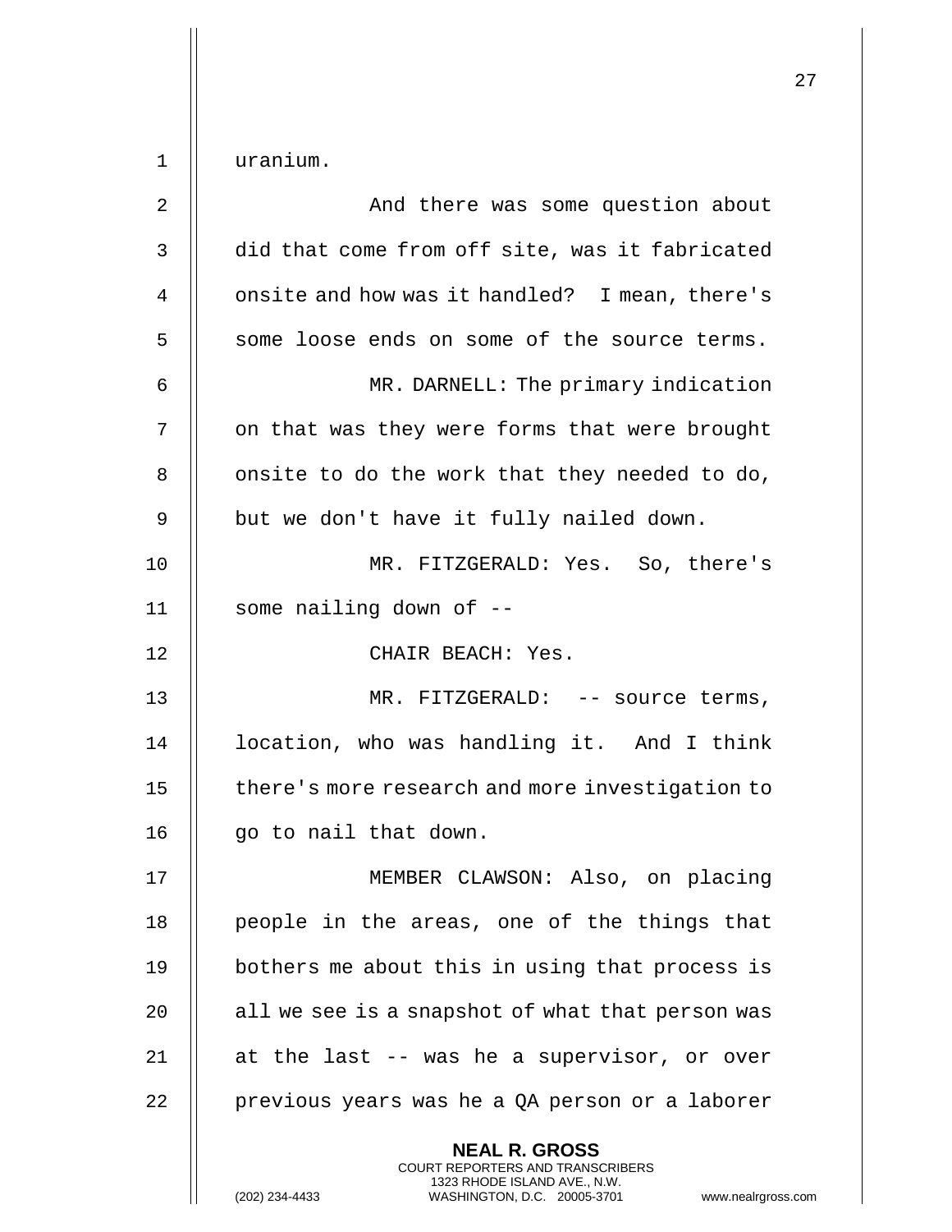uranium.

And there was some question about did that come from off site, was it fabricated onsite and how was it handled? I mean, there's some loose ends on some of the source terms.

MR. DARNELL: The primary indication on that was they were forms that were brought onsite to do the work that they needed to do, but we don't have it fully nailed down.

MR. FITZGERALD: Yes. So, there's some nailing down of --

CHAIR BEACH: Yes.

MR. FITZGERALD: -- source terms, location, who was handling it. And I think there's more research and more investigation to go to nail that down.

MEMBER CLAWSON: Also, on placing people in the areas, one of the things that bothers me about this in using that process is all we see is a snapshot of what that person was at the last -- was he a supervisor, or over previous years was he a QA person or a laborer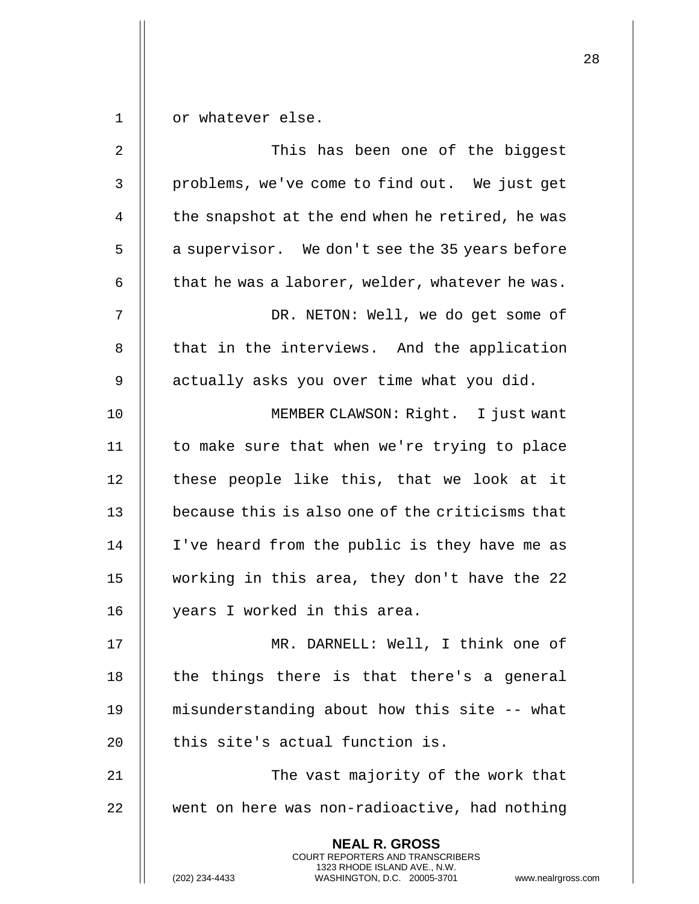or whatever else.

This has been one of the biggest problems, we've come to find out. We just get the snapshot at the end when he retired, he was a supervisor. We don't see the 35 years before that he was a laborer, welder, whatever he was.

DR. NETON: Well, we do get some of that in the interviews. And the application actually asks you over time what you did.

MEMBER CLAWSON: Right. I just want to make sure that when we're trying to place these people like this, that we look at it because this is also one of the criticisms that I've heard from the public is they have me as working in this area, they don't have the 22 years I worked in this area.

MR. DARNELL: Well, I think one of the things there is that there's a general misunderstanding about how this site -- what this site's actual function is.

The vast majority of the work that went on here was non-radioactive, had nothing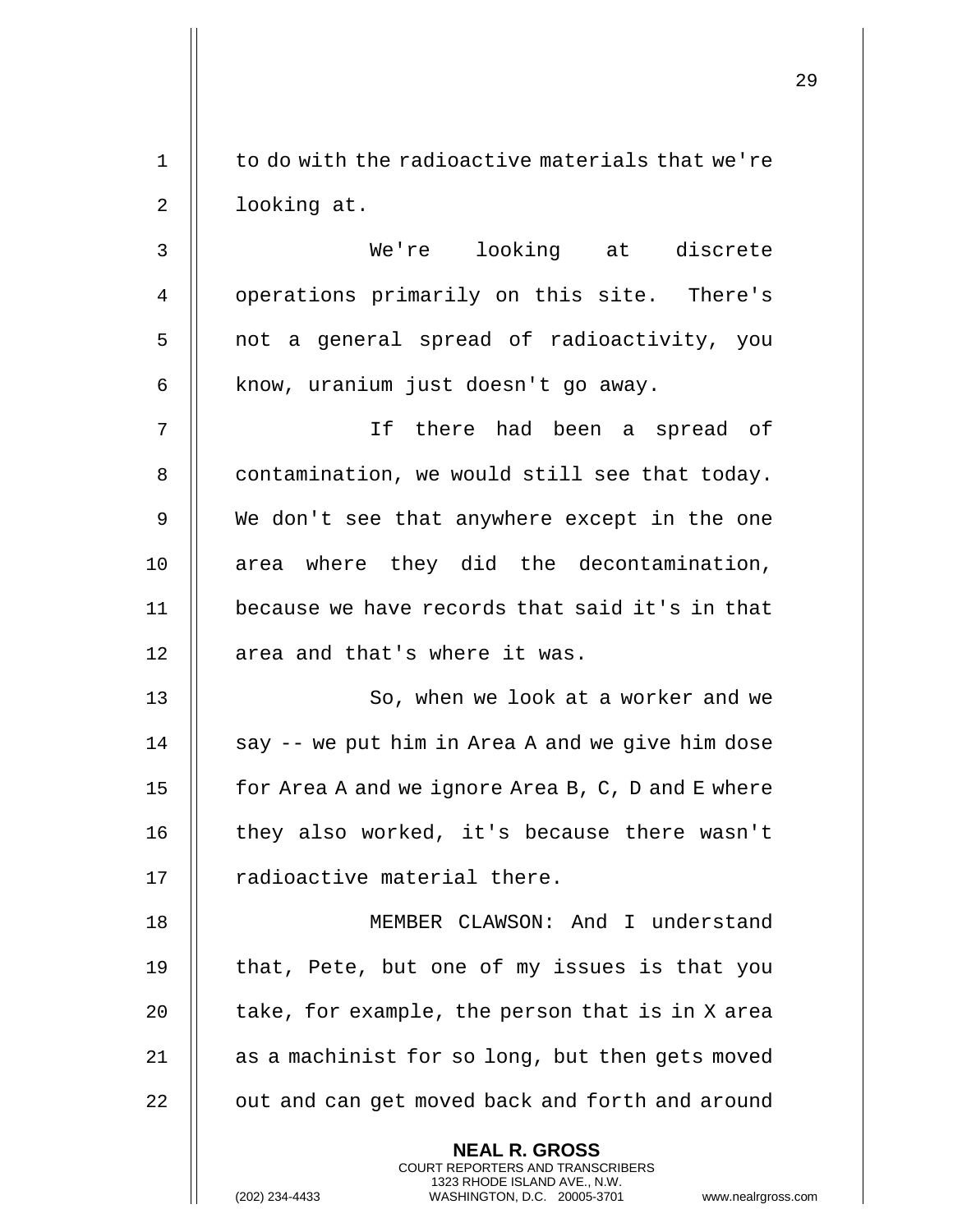to do with the radioactive materials that we're looking at.

We're looking at discrete operations primarily on this site. There's not a general spread of radioactivity, you know, uranium just doesn't go away.

If there had been a spread of contamination, we would still see that today. We don't see that anywhere except in the one area where they did the decontamination, because we have records that said it's in that area and that's where it was.

So, when we look at a worker and we say -- we put him in Area A and we give him dose for Area A and we ignore Area B, C, D and E where they also worked, it's because there wasn't radioactive material there.

MEMBER CLAWSON: And I understand that, Pete, but one of my issues is that you take, for example, the person that is in X area as a machinist for so long, but then gets moved out and can get moved back and forth and around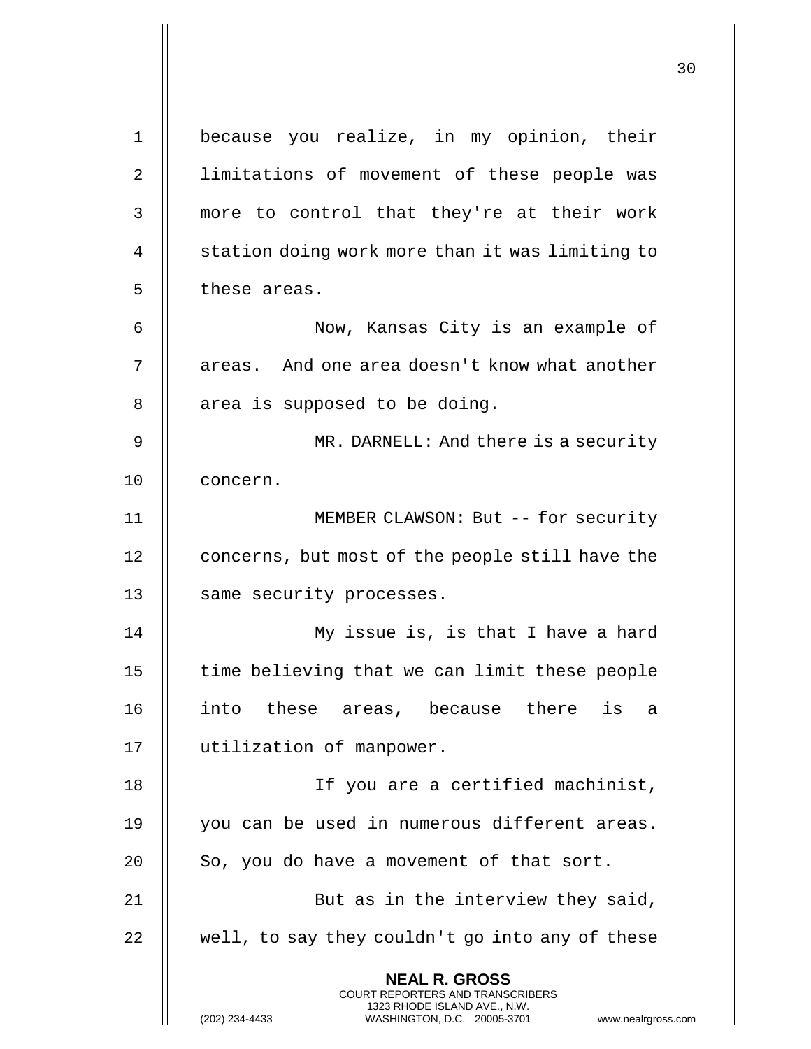because you realize, in my opinion, their limitations of movement of these people was more to control that they're at their work station doing work more than it was limiting to these areas.

Now, Kansas City is an example of areas. And one area doesn't know what another area is supposed to be doing.

MR. DARNELL: And there is a security concern.

MEMBER CLAWSON: But -- for security concerns, but most of the people still have the same security processes.

My issue is, is that I have a hard time believing that we can limit these people into these areas, because there is a utilization of manpower.

If you are a certified machinist, you can be used in numerous different areas. So, you do have a movement of that sort.

But as in the interview they said, well, to say they couldn't go into any of these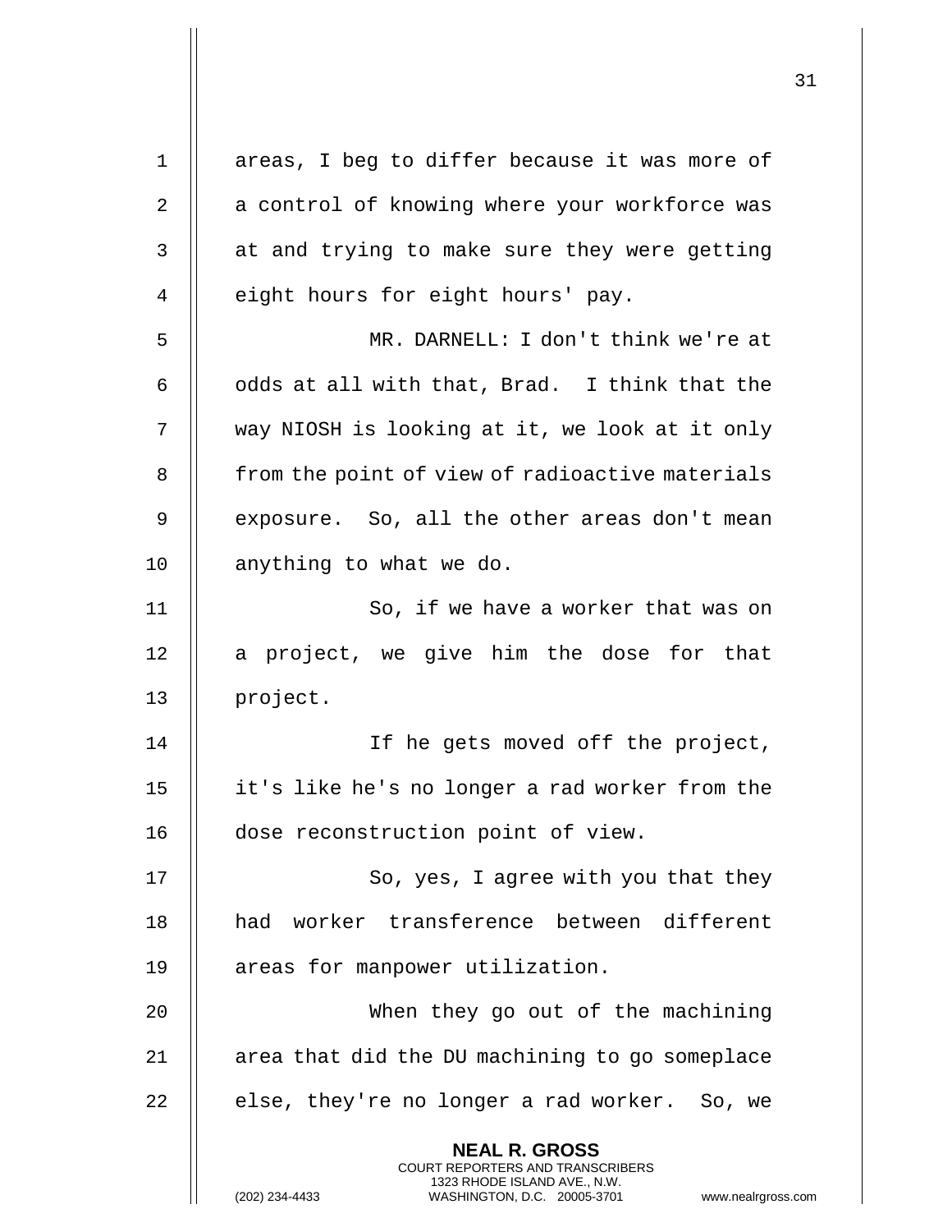areas, I beg to differ because it was more of a control of knowing where your workforce was at and trying to make sure they were getting eight hours for eight hours' pay.

MR. DARNELL: I don't think we're at odds at all with that, Brad. I think that the way NIOSH is looking at it, we look at it only from the point of view of radioactive materials exposure. So, all the other areas don't mean anything to what we do.

So, if we have a worker that was on a project, we give him the dose for that project.

If he gets moved off the project, it's like he's no longer a rad worker from the dose reconstruction point of view.

So, yes, I agree with you that they had worker transference between different areas for manpower utilization.

When they go out of the machining area that did the DU machining to go someplace else, they're no longer a rad worker. So, we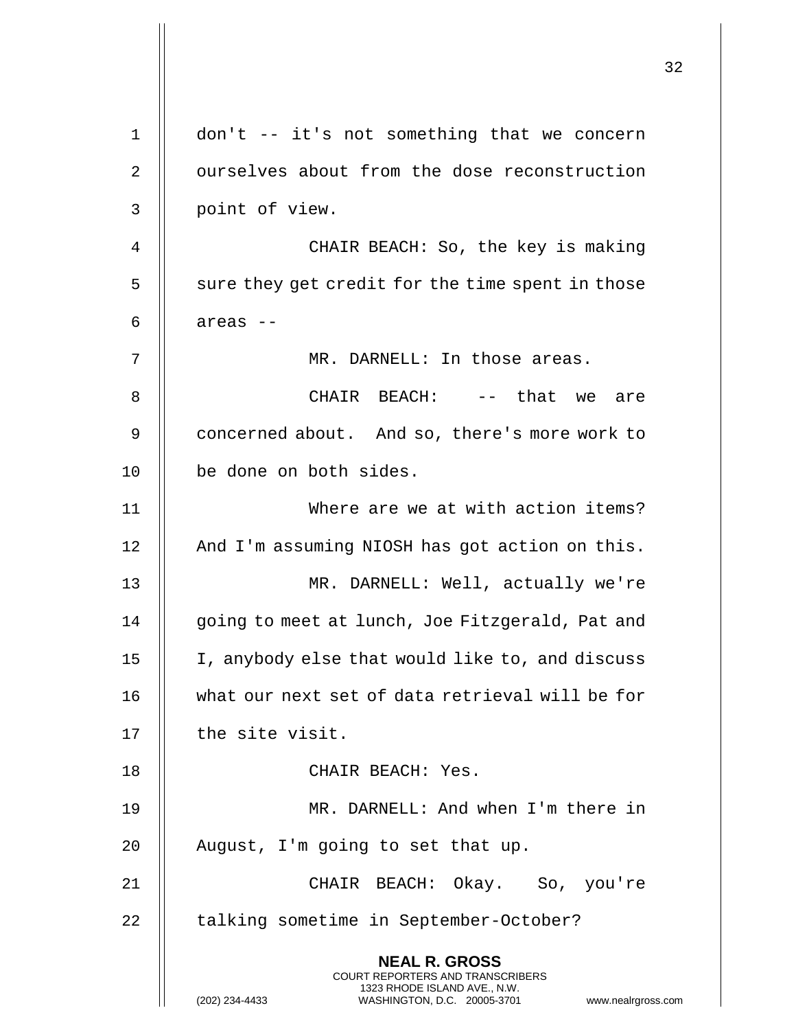don't -- it's not something that we concern ourselves about from the dose reconstruction point of view.

CHAIR BEACH: So, the key is making sure they get credit for the time spent in those areas --

MR. DARNELL: In those areas.

CHAIR BEACH: -- that we are concerned about. And so, there's more work to be done on both sides.

Where are we at with action items? And I'm assuming NIOSH has got action on this.

MR. DARNELL: Well, actually we're going to meet at lunch, Joe Fitzgerald, Pat and I, anybody else that would like to, and discuss what our next set of data retrieval will be for the site visit.

CHAIR BEACH: Yes.

MR. DARNELL: And when I'm there in August, I'm going to set that up.

CHAIR BEACH: Okay. So, you're talking sometime in September-October?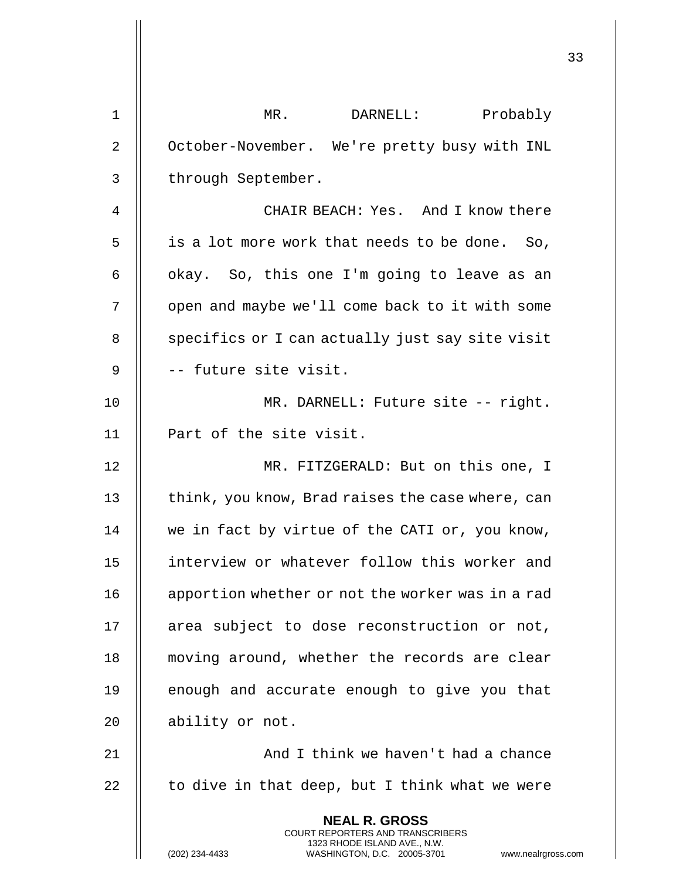MR. DARNELL: Probably October-November. We're pretty busy with INL through September.

CHAIR BEACH: Yes. And I know there is a lot more work that needs to be done. So, okay. So, this one I'm going to leave as an open and maybe we'll come back to it with some specifics or I can actually just say site visit -- future site visit.

MR. DARNELL: Future site -- right. Part of the site visit.

MR. FITZGERALD: But on this one, I think, you know, Brad raises the case where, can we in fact by virtue of the CATI or, you know, interview or whatever follow this worker and apportion whether or not the worker was in a rad area subject to dose reconstruction or not, moving around, whether the records are clear enough and accurate enough to give you that ability or not.

And I think we haven't had a chance to dive in that deep, but I think what we were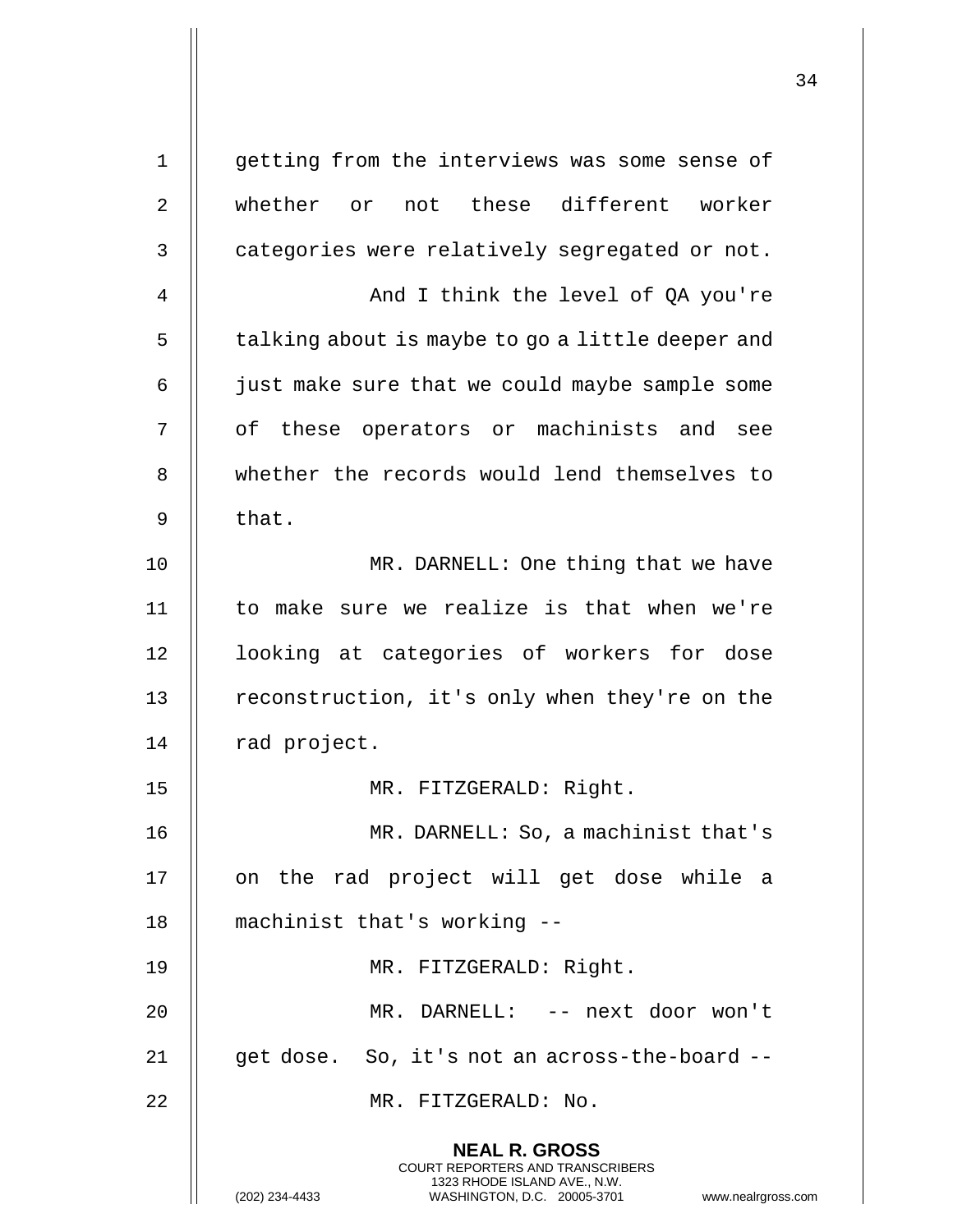getting from the interviews was some sense of whether or not these different worker categories were relatively segregated or not.

And I think the level of QA you're talking about is maybe to go a little deeper and just make sure that we could maybe sample some of these operators or machinists and see whether the records would lend themselves to that.

MR. DARNELL: One thing that we have to make sure we realize is that when we're looking at categories of workers for dose reconstruction, it's only when they're on the rad project.

MR. FITZGERALD: Right.

MR. DARNELL: So, a machinist that's on the rad project will get dose while a machinist that's working --

MR. FITZGERALD: Right.

MR. DARNELL: -- next door won't get dose. So, it's not an across-the-board --

MR. FITZGERALD: No.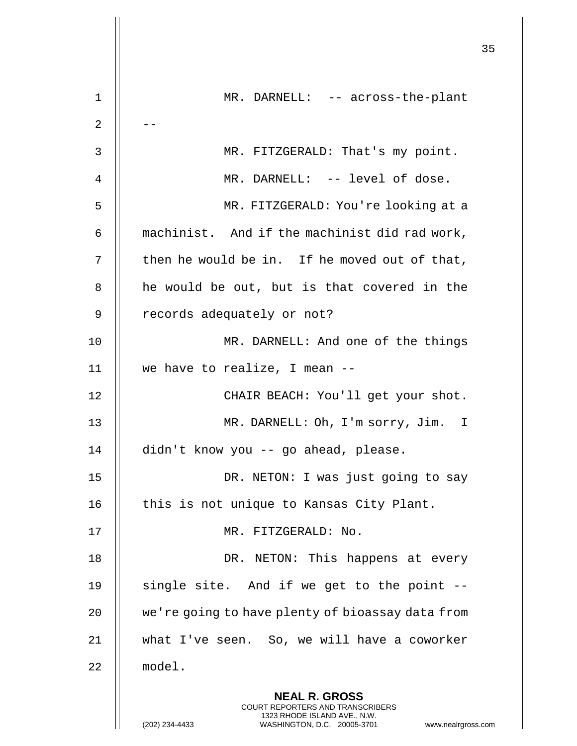MR. DARNELL: -- across-the-plant --

MR. FITZGERALD: That's my point.

MR. DARNELL: -- level of dose.

MR. FITZGERALD: You're looking at a machinist. And if the machinist did rad work, then he would be in. If he moved out of that, he would be out, but is that covered in the records adequately or not?

MR. DARNELL: And one of the things we have to realize, I mean --

CHAIR BEACH: You'll get your shot.

MR. DARNELL: Oh, I'm sorry, Jim. I didn't know you -- go ahead, please.

DR. NETON: I was just going to say this is not unique to Kansas City Plant.

MR. FITZGERALD: No.

DR. NETON: This happens at every single site. And if we get to the point -- we're going to have plenty of bioassay data from what I've seen. So, we will have a coworker model.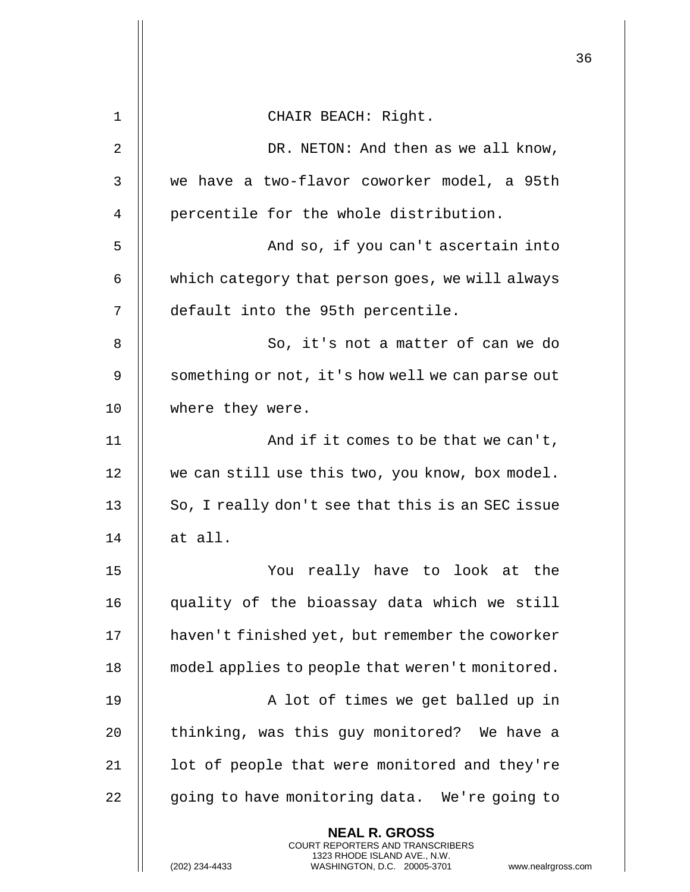CHAIR BEACH: Right.

DR. NETON: And then as we all know, we have a two-flavor coworker model, a 95th percentile for the whole distribution.

And so, if you can't ascertain into which category that person goes, we will always default into the 95th percentile.

So, it's not a matter of can we do something or not, it's how well we can parse out where they were.

And if it comes to be that we can't, we can still use this two, you know, box model. So, I really don't see that this is an SEC issue at all.

You really have to look at the quality of the bioassay data which we still haven't finished yet, but remember the coworker model applies to people that weren't monitored.

A lot of times we get balled up in thinking, was this guy monitored? We have a lot of people that were monitored and they're going to have monitoring data. We're going to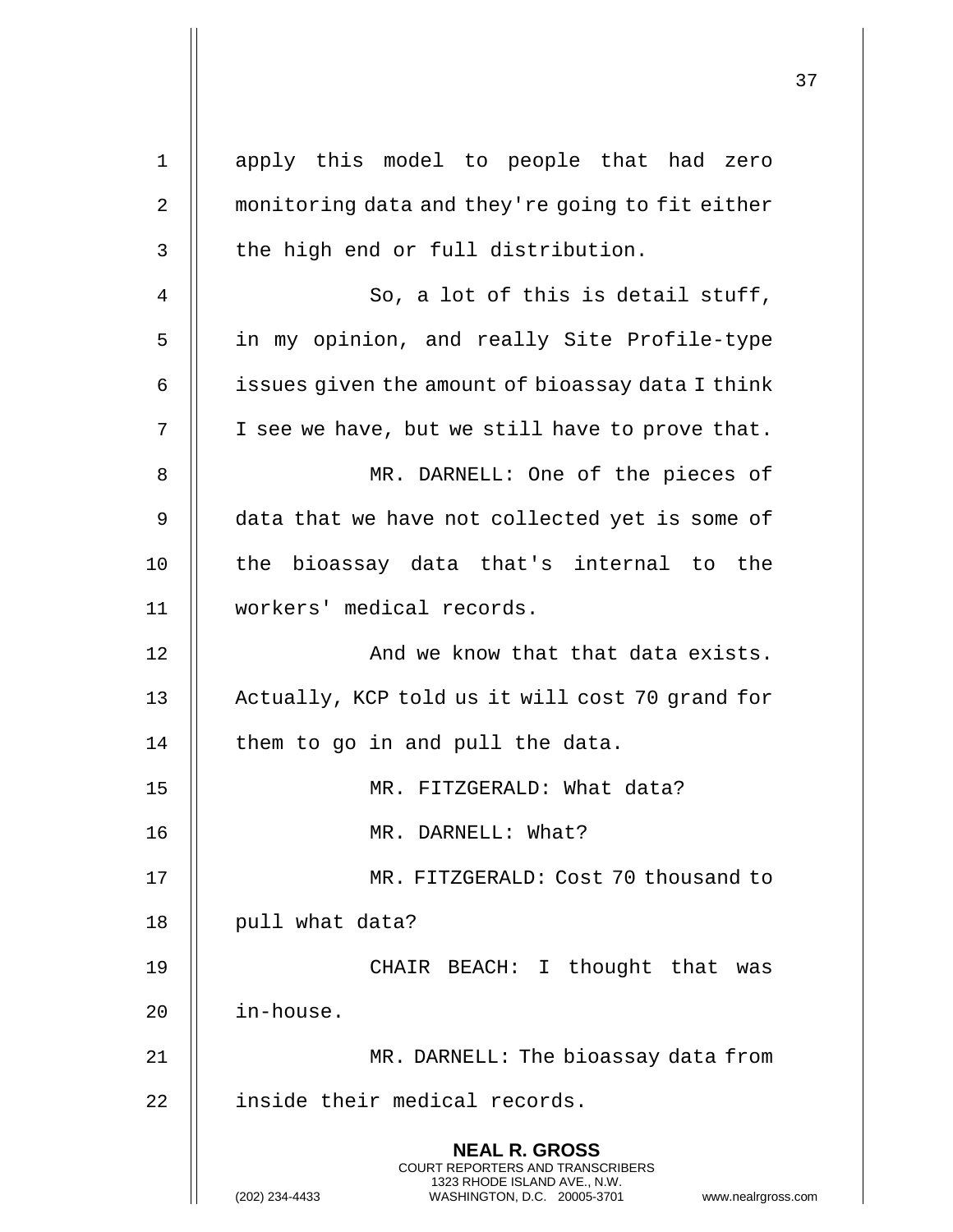apply this model to people that had zero monitoring data and they're going to fit either the high end or full distribution.

So, a lot of this is detail stuff, in my opinion, and really Site Profile-type issues given the amount of bioassay data I think I see we have, but we still have to prove that.

MR. DARNELL: One of the pieces of data that we have not collected yet is some of the bioassay data that's internal to the workers' medical records.

And we know that that data exists. Actually, KCP told us it will cost 70 grand for them to go in and pull the data.

MR. FITZGERALD: What data?

MR. DARNELL: What?

MR. FITZGERALD: Cost 70 thousand to pull what data?

CHAIR BEACH: I thought that was in-house.

MR. DARNELL: The bioassay data from inside their medical records.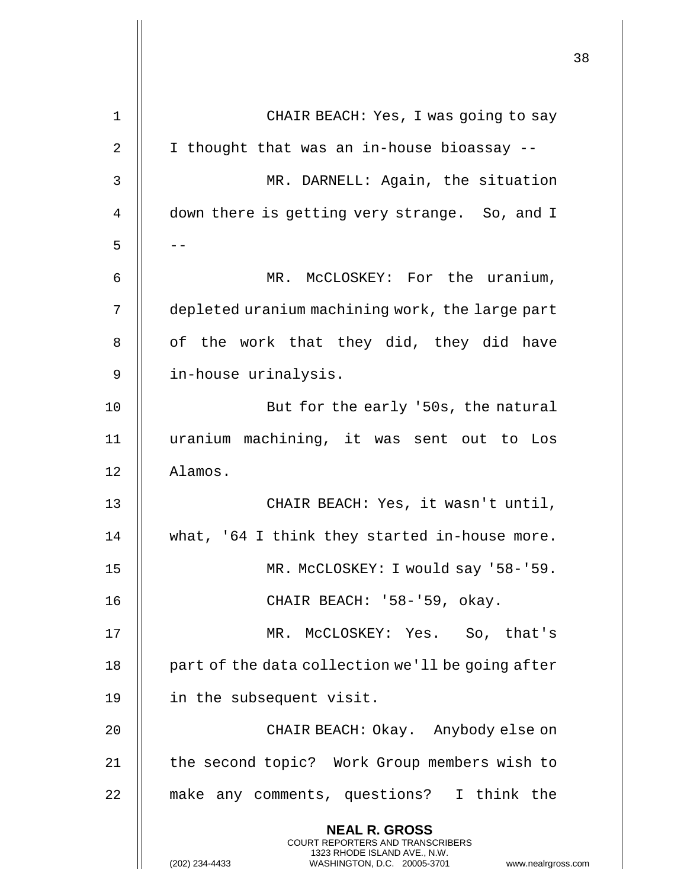CHAIR BEACH: Yes, I was going to say I thought that was an in-house bioassay --

MR. DARNELL: Again, the situation down there is getting very strange. So, and I --

MR. McCLOSKEY: For the uranium, depleted uranium machining work, the large part of the work that they did, they did have in-house urinalysis.

But for the early '50s, the natural uranium machining, it was sent out to Los Alamos.

CHAIR BEACH: Yes, it wasn't until, what, '64 I think they started in-house more.

MR. McCLOSKEY: I would say '58-'59.

CHAIR BEACH: '58-'59, okay.

MR. McCLOSKEY: Yes. So, that's part of the data collection we'll be going after in the subsequent visit.

CHAIR BEACH: Okay. Anybody else on the second topic? Work Group members wish to make any comments, questions? I think the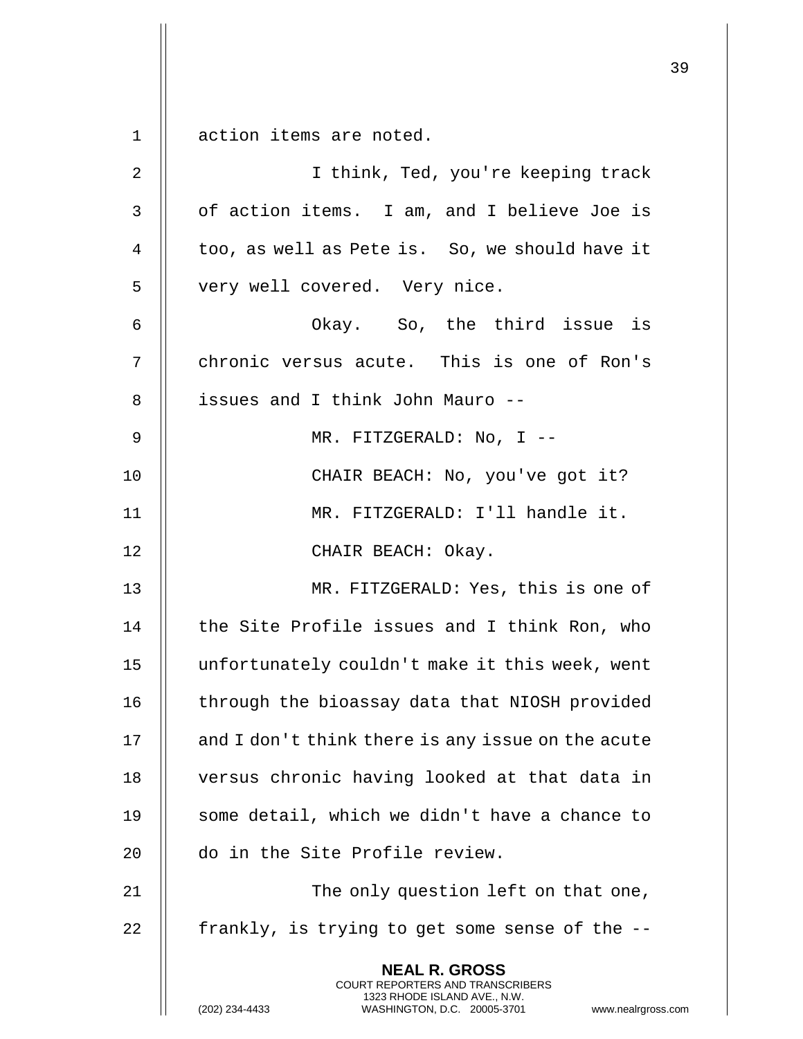action items are noted.

I think, Ted, you're keeping track of action items. I am, and I believe Joe is too, as well as Pete is. So, we should have it very well covered. Very nice.

Okay. So, the third issue is chronic versus acute. This is one of Ron's issues and I think John Mauro --

MR. FITZGERALD: No, I --

CHAIR BEACH: No, you've got it?

MR. FITZGERALD: I'll handle it.

CHAIR BEACH: Okay.

MR. FITZGERALD: Yes, this is one of the Site Profile issues and I think Ron, who unfortunately couldn't make it this week, went through the bioassay data that NIOSH provided and I don't think there is any issue on the acute versus chronic having looked at that data in some detail, which we didn't have a chance to do in the Site Profile review.

The only question left on that one, frankly, is trying to get some sense of the --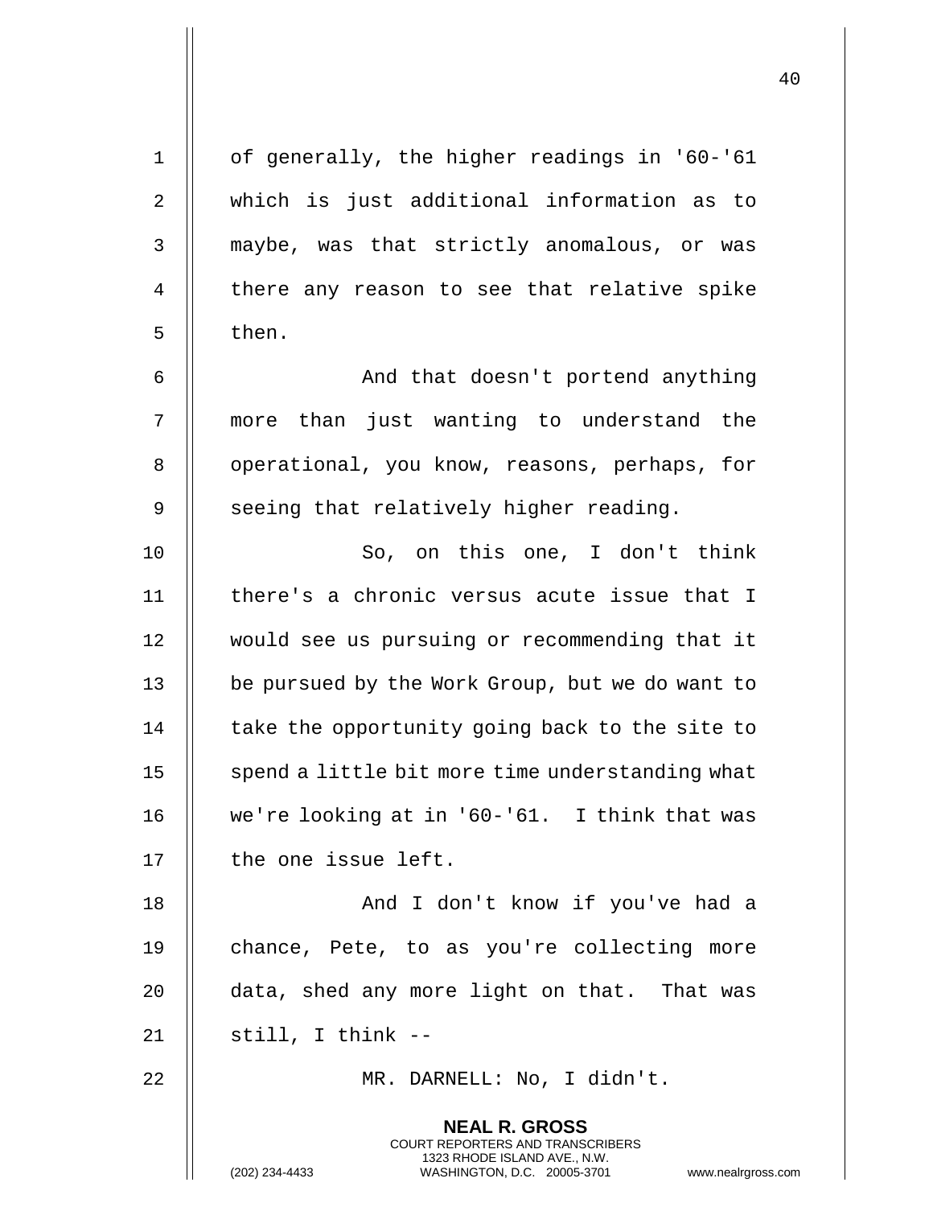of generally, the higher readings in '60-'61 which is just additional information as to maybe, was that strictly anomalous, or was there any reason to see that relative spike then.

And that doesn't portend anything more than just wanting to understand the operational, you know, reasons, perhaps, for seeing that relatively higher reading.

So, on this one, I don't think there's a chronic versus acute issue that I would see us pursuing or recommending that it be pursued by the Work Group, but we do want to take the opportunity going back to the site to spend a little bit more time understanding what we're looking at in '60-'61. I think that was the one issue left.

And I don't know if you've had a chance, Pete, to as you're collecting more data, shed any more light on that. That was still, I think --

MR. DARNELL: No, I didn't.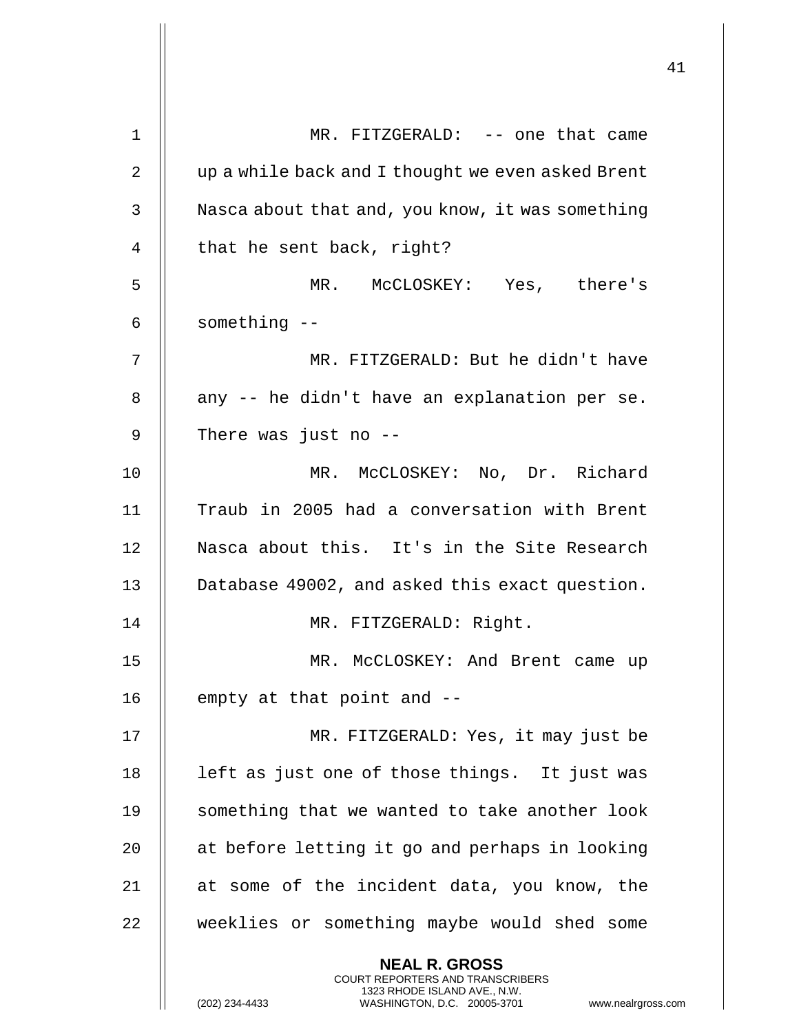MR. FITZGERALD: -- one that came up a while back and I thought we even asked Brent Nasca about that and, you know, it was something that he sent back, right?

MR. McCLOSKEY: Yes, there's something --

MR. FITZGERALD: But he didn't have any -- he didn't have an explanation per se. There was just no --

MR. McCLOSKEY: No, Dr. Richard Traub in 2005 had a conversation with Brent Nasca about this. It's in the Site Research Database 49002, and asked this exact question.

MR. FITZGERALD: Right.

MR. McCLOSKEY: And Brent came up empty at that point and --

MR. FITZGERALD: Yes, it may just be left as just one of those things. It just was something that we wanted to take another look at before letting it go and perhaps in looking at some of the incident data, you know, the weeklies or something maybe would shed some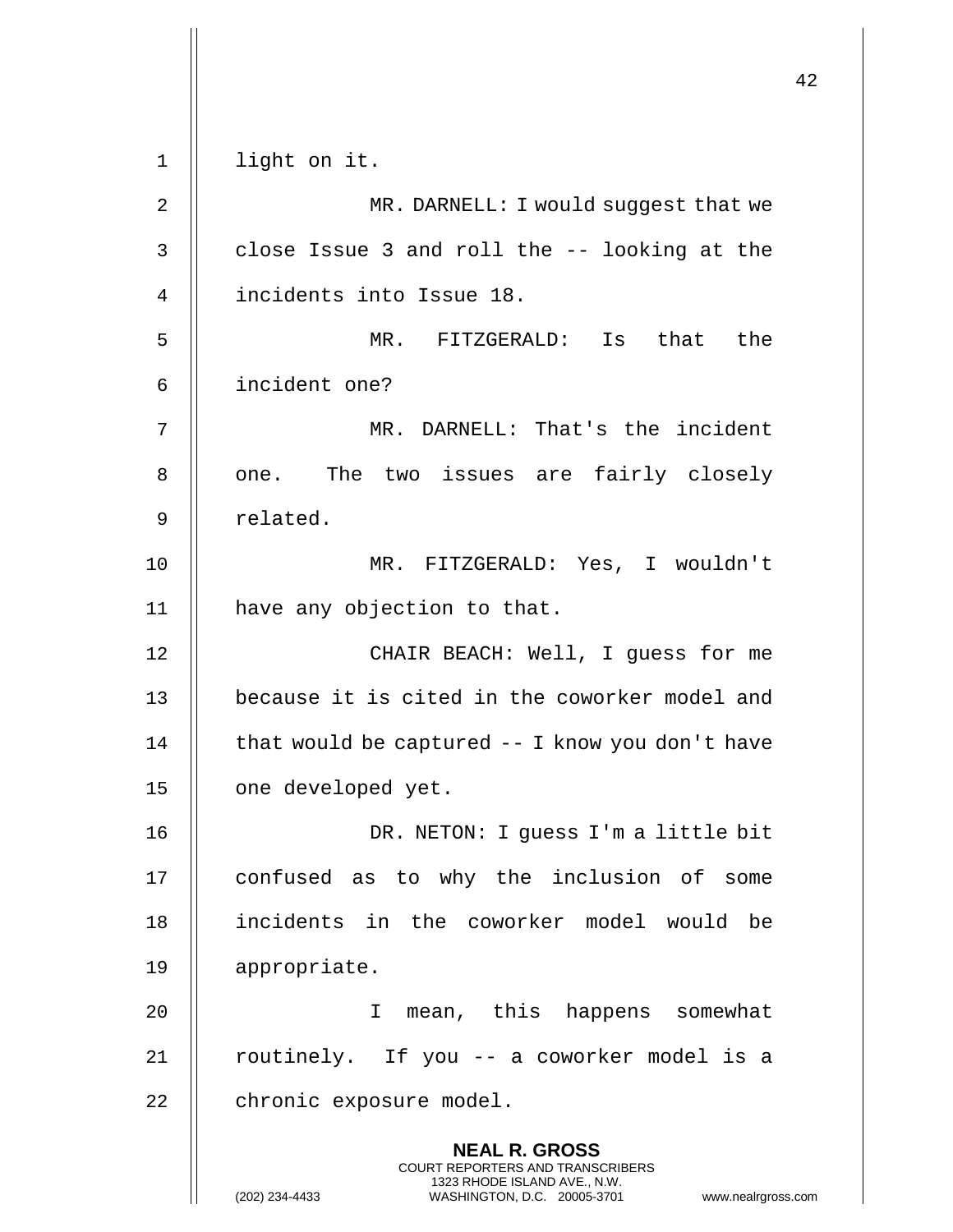light on it.

MR. DARNELL: I would suggest that we close Issue 3 and roll the -- looking at the incidents into Issue 18.

MR. FITZGERALD: Is that the incident one?

MR. DARNELL: That's the incident one. The two issues are fairly closely related.

MR. FITZGERALD: Yes, I wouldn't have any objection to that.

CHAIR BEACH: Well, I guess for me because it is cited in the coworker model and that would be captured -- I know you don't have one developed yet.

DR. NETON: I guess I'm a little bit confused as to why the inclusion of some incidents in the coworker model would be appropriate.

I mean, this happens somewhat routinely. If you -- a coworker model is a chronic exposure model.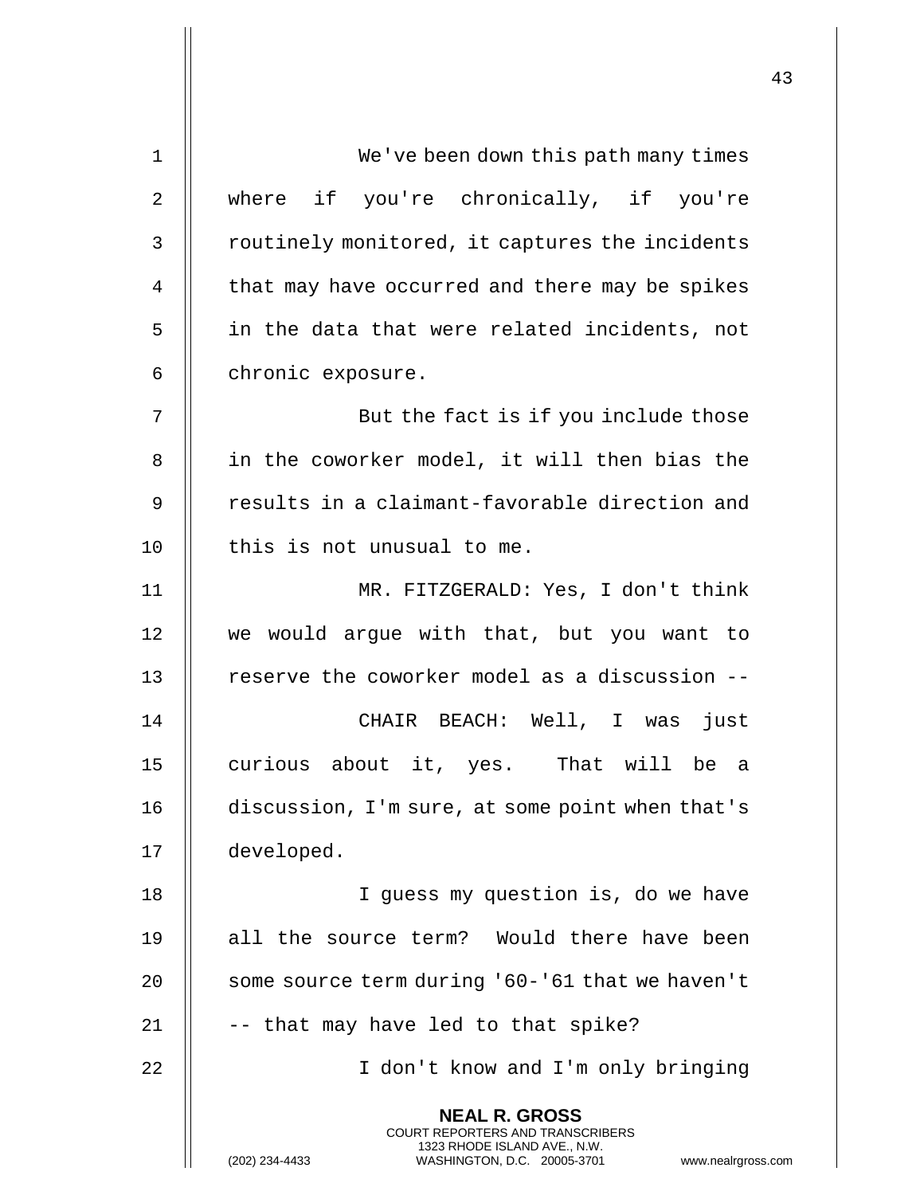We've been down this path many times where if you're chronically, if you're routinely monitored, it captures the incidents that may have occurred and there may be spikes in the data that were related incidents, not chronic exposure.

But the fact is if you include those in the coworker model, it will then bias the results in a claimant-favorable direction and this is not unusual to me.

MR. FITZGERALD: Yes, I don't think we would argue with that, but you want to reserve the coworker model as a discussion --

CHAIR BEACH: Well, I was just curious about it, yes. That will be a discussion, I'm sure, at some point when that's developed.

I guess my question is, do we have all the source term? Would there have been some source term during '60-'61 that we haven't -- that may have led to that spike?

I don't know and I'm only bringing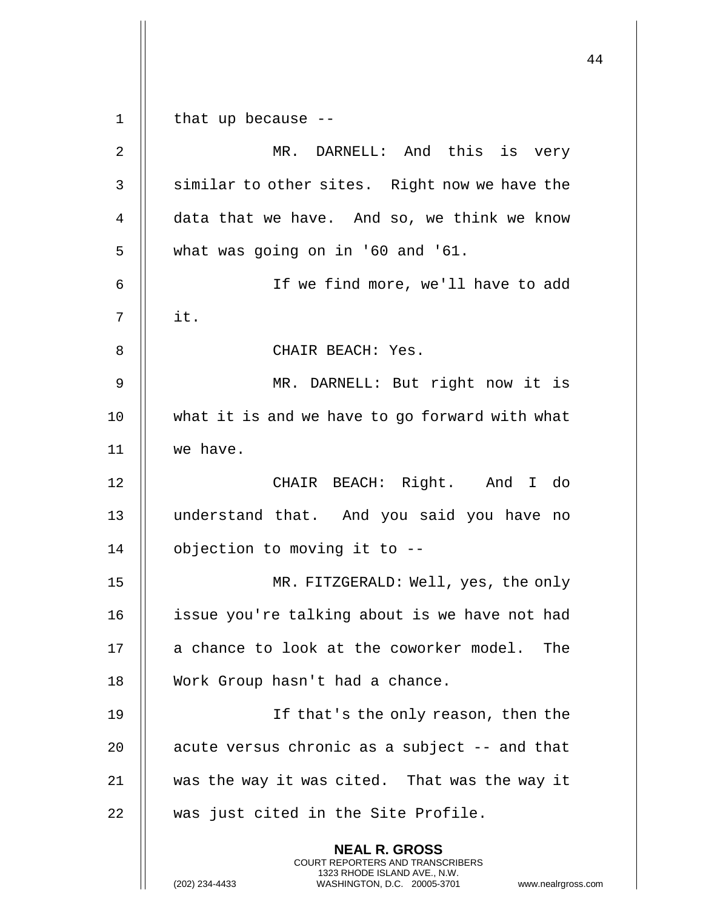that up because --

MR. DARNELL: And this is very similar to other sites. Right now we have the data that we have. And so, we think we know what was going on in '60 and '61.

If we find more, we'll have to add it.

CHAIR BEACH: Yes.

MR. DARNELL: But right now it is what it is and we have to go forward with what we have.

CHAIR BEACH: Right. And I do understand that. And you said you have no objection to moving it to --

MR. FITZGERALD: Well, yes, the only issue you're talking about is we have not had a chance to look at the coworker model. The Work Group hasn't had a chance.

If that's the only reason, then the acute versus chronic as a subject -- and that was the way it was cited. That was the way it was just cited in the Site Profile.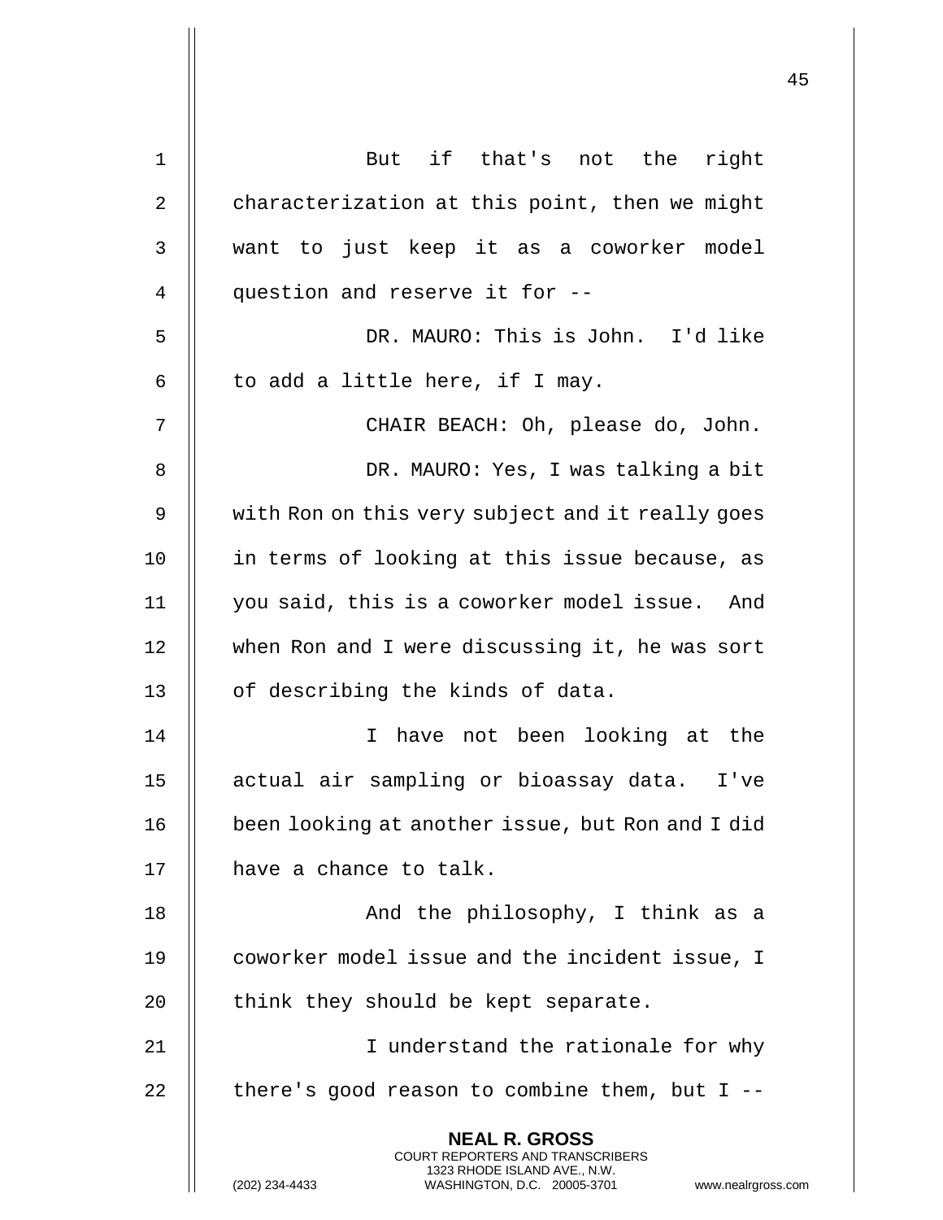But if that's not the right characterization at this point, then we might want to just keep it as a coworker model question and reserve it for --

DR. MAURO: This is John. I'd like to add a little here, if I may.

CHAIR BEACH: Oh, please do, John.

DR. MAURO: Yes, I was talking a bit with Ron on this very subject and it really goes in terms of looking at this issue because, as you said, this is a coworker model issue. And when Ron and I were discussing it, he was sort of describing the kinds of data.

I have not been looking at the actual air sampling or bioassay data. I've been looking at another issue, but Ron and I did have a chance to talk.

And the philosophy, I think as a coworker model issue and the incident issue, I think they should be kept separate.

I understand the rationale for why there's good reason to combine them, but I --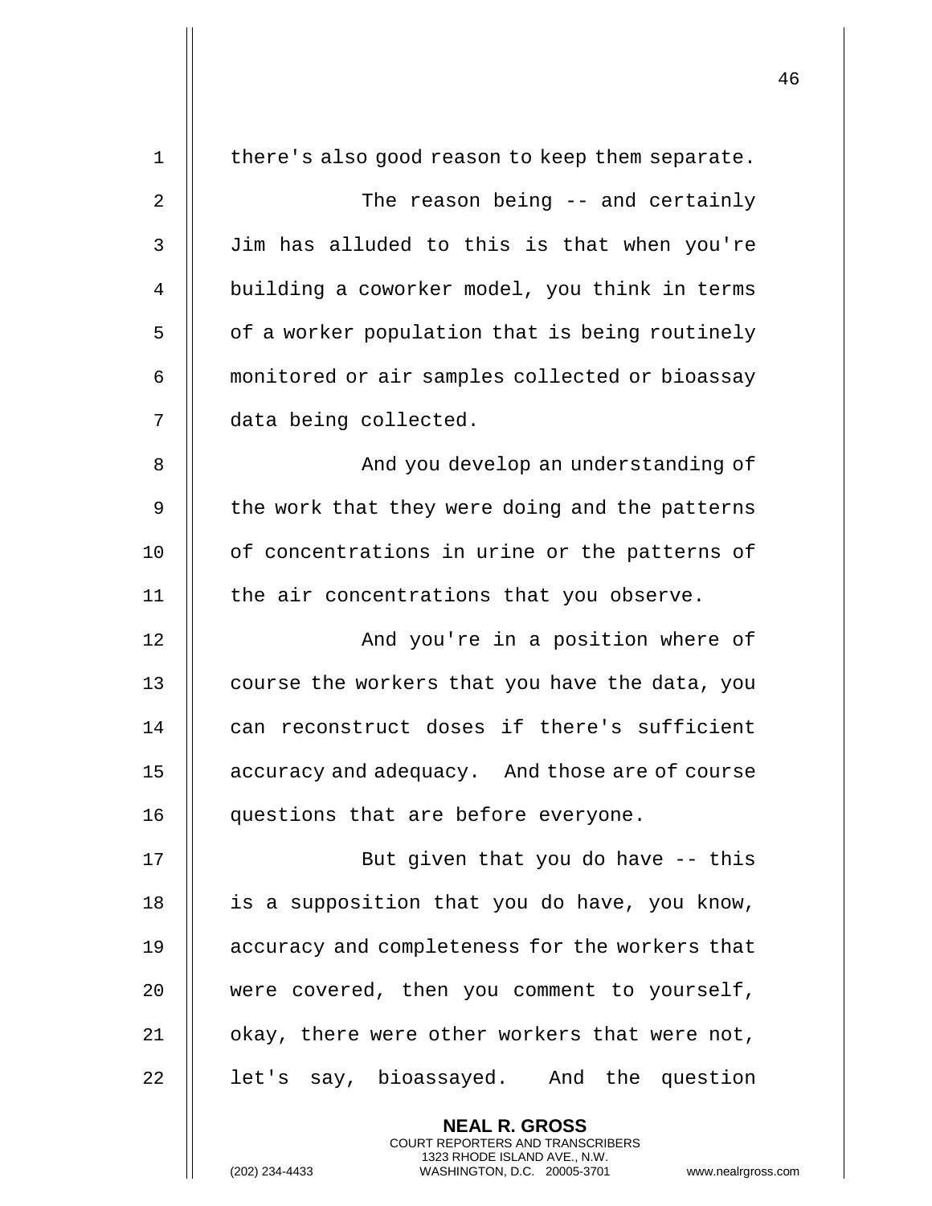there's also good reason to keep them separate.

The reason being -- and certainly Jim has alluded to this is that when you're building a coworker model, you think in terms of a worker population that is being routinely monitored or air samples collected or bioassay data being collected.

And you develop an understanding of the work that they were doing and the patterns of concentrations in urine or the patterns of the air concentrations that you observe.

And you're in a position where of course the workers that you have the data, you can reconstruct doses if there's sufficient accuracy and adequacy. And those are of course questions that are before everyone.

But given that you do have -- this is a supposition that you do have, you know, accuracy and completeness for the workers that were covered, then you comment to yourself, okay, there were other workers that were not, let's say, bioassayed. And the question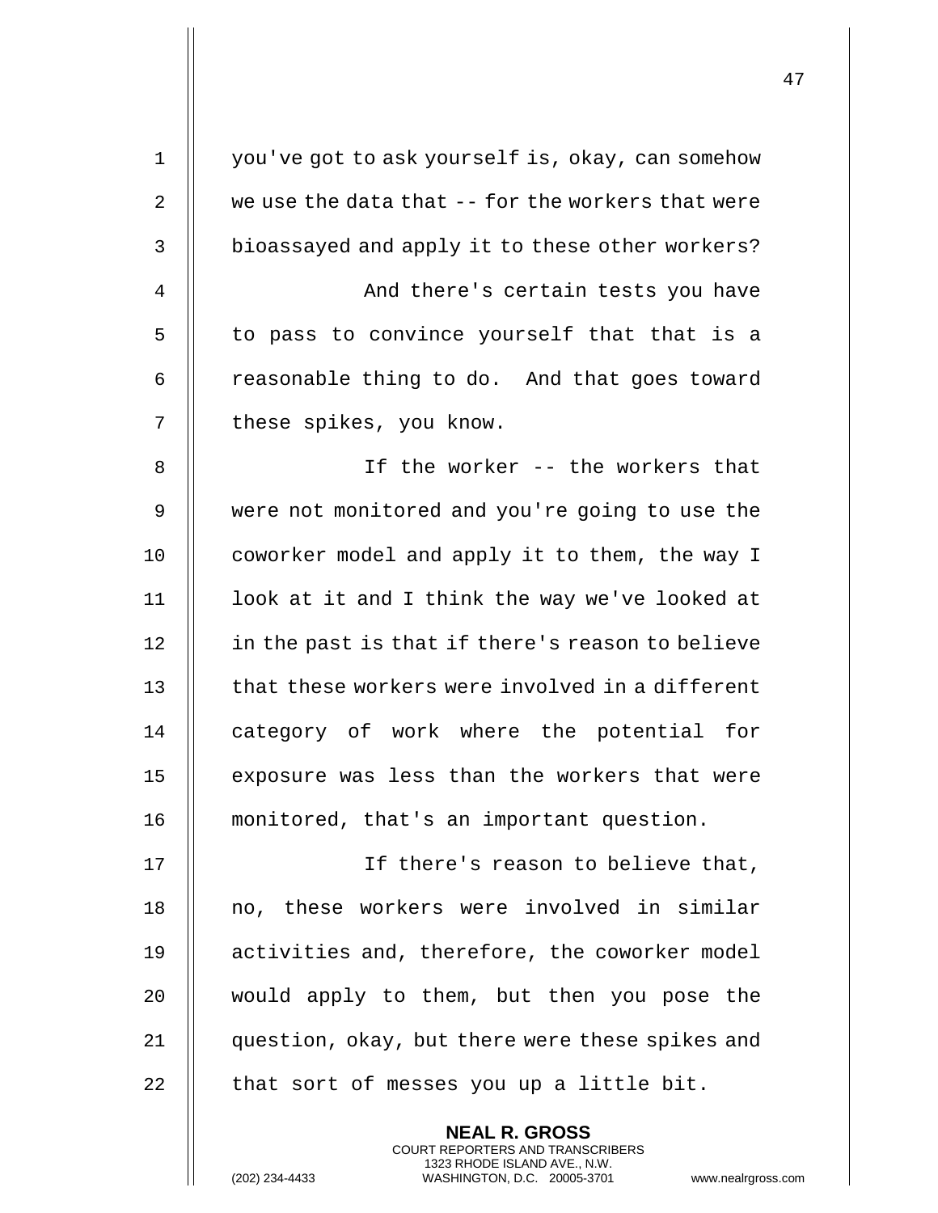you've got to ask yourself is, okay, can somehow we use the data that -- for the workers that were bioassayed and apply it to these other workers?

And there's certain tests you have to pass to convince yourself that that is a reasonable thing to do. And that goes toward these spikes, you know.

If the worker -- the workers that were not monitored and you're going to use the coworker model and apply it to them, the way I look at it and I think the way we've looked at in the past is that if there's reason to believe that these workers were involved in a different category of work where the potential for exposure was less than the workers that were monitored, that's an important question.

If there's reason to believe that, no, these workers were involved in similar activities and, therefore, the coworker model would apply to them, but then you pose the question, okay, but there were these spikes and that sort of messes you up a little bit.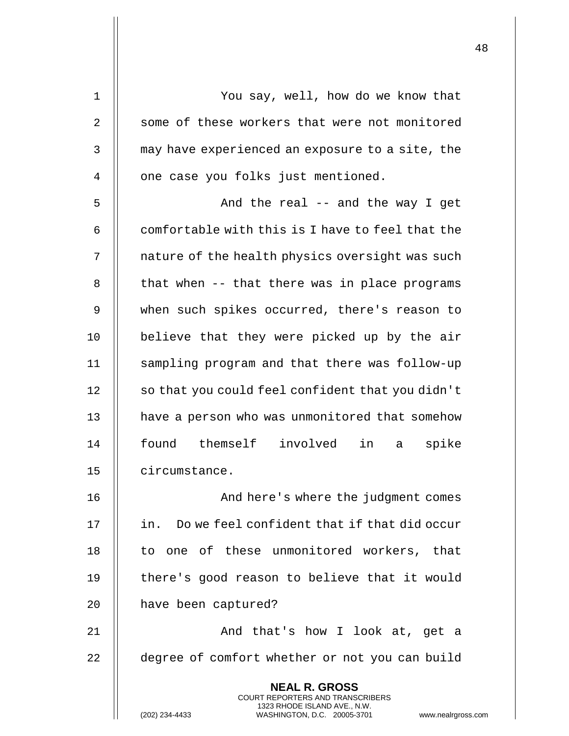You say, well, how do we know that some of these workers that were not monitored may have experienced an exposure to a site, the one case you folks just mentioned.

And the real -- and the way I get comfortable with this is I have to feel that the nature of the health physics oversight was such that when -- that there was in place programs when such spikes occurred, there's reason to believe that they were picked up by the air sampling program and that there was follow-up so that you could feel confident that you didn't have a person who was unmonitored that somehow found themself involved in a spike circumstance.

And here's where the judgment comes in. Do we feel confident that if that did occur to one of these unmonitored workers, that there's good reason to believe that it would have been captured?

And that's how I look at, get a degree of comfort whether or not you can build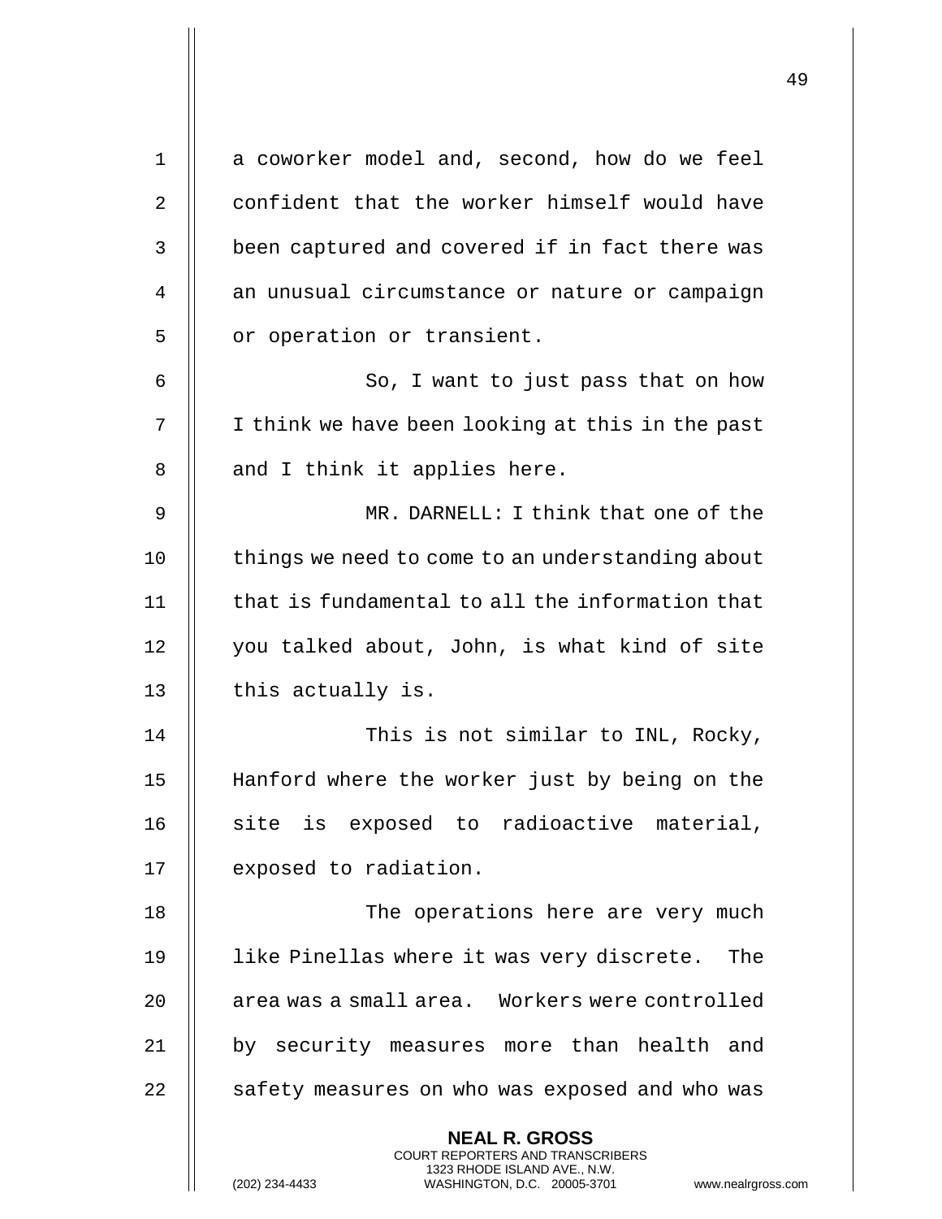a coworker model and, second, how do we feel confident that the worker himself would have been captured and covered if in fact there was an unusual circumstance or nature or campaign or operation or transient.

So, I want to just pass that on how I think we have been looking at this in the past and I think it applies here.

MR. DARNELL: I think that one of the things we need to come to an understanding about that is fundamental to all the information that you talked about, John, is what kind of site this actually is.

This is not similar to INL, Rocky, Hanford where the worker just by being on the site is exposed to radioactive material, exposed to radiation.

The operations here are very much like Pinellas where it was very discrete. The area was a small area. Workers were controlled by security measures more than health and safety measures on who was exposed and who was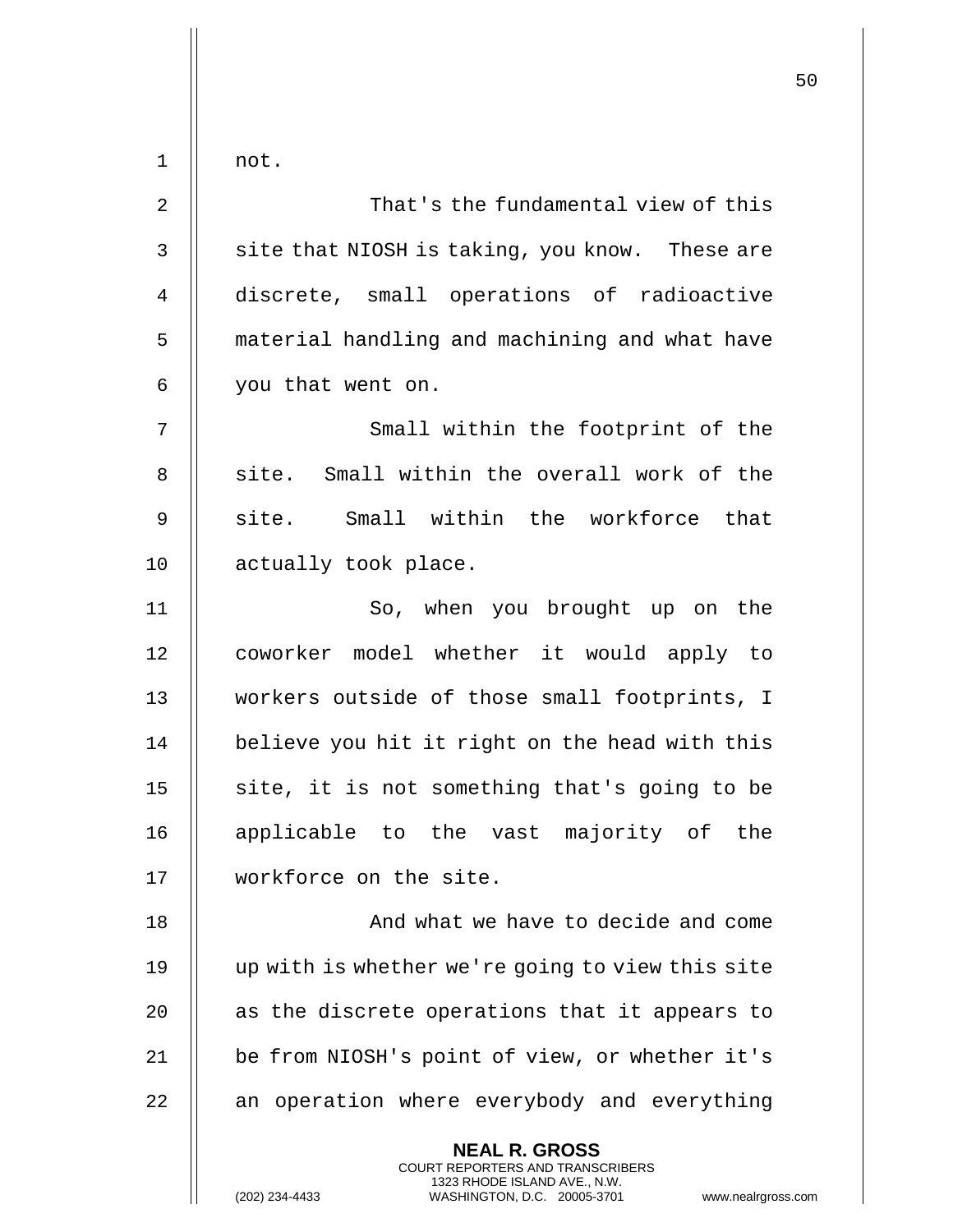not.

That's the fundamental view of this site that NIOSH is taking, you know. These are discrete, small operations of radioactive material handling and machining and what have you that went on.

Small within the footprint of the site. Small within the overall work of the site. Small within the workforce that actually took place.

So, when you brought up on the coworker model whether it would apply to workers outside of those small footprints, I believe you hit it right on the head with this site, it is not something that's going to be applicable to the vast majority of the workforce on the site.

And what we have to decide and come up with is whether we're going to view this site as the discrete operations that it appears to be from NIOSH's point of view, or whether it's an operation where everybody and everything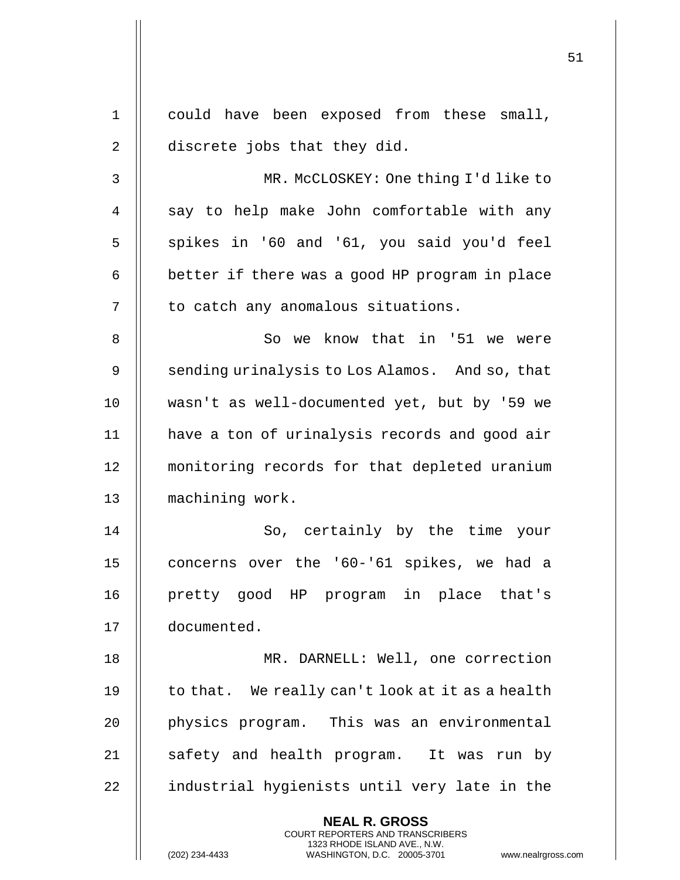could have been exposed from these small, discrete jobs that they did.

MR. McCLOSKEY: One thing I'd like to say to help make John comfortable with any spikes in '60 and '61, you said you'd feel better if there was a good HP program in place to catch any anomalous situations.

So we know that in '51 we were sending urinalysis to Los Alamos. And so, that wasn't as well-documented yet, but by '59 we have a ton of urinalysis records and good air monitoring records for that depleted uranium machining work.

So, certainly by the time your concerns over the '60-'61 spikes, we had a pretty good HP program in place that's documented.

MR. DARNELL: Well, one correction to that. We really can't look at it as a health physics program. This was an environmental safety and health program. It was run by industrial hygienists until very late in the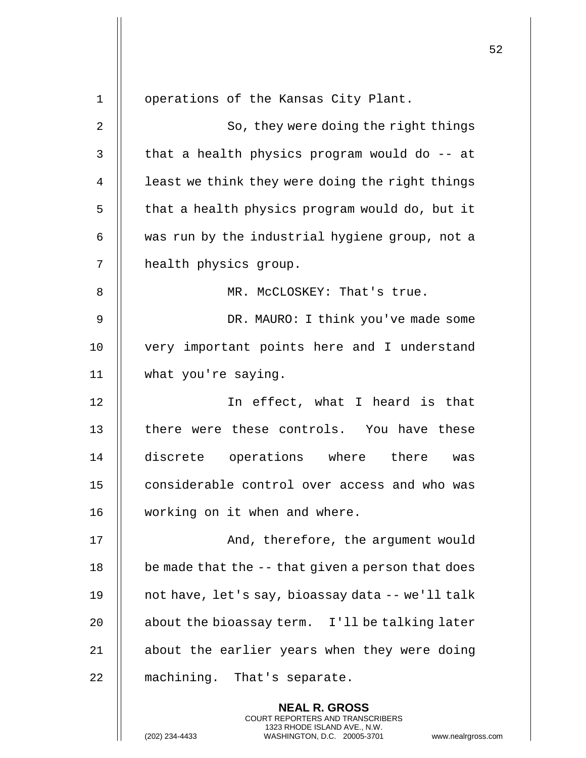operations of the Kansas City Plant.

So, they were doing the right things that a health physics program would do -- at least we think they were doing the right things that a health physics program would do, but it was run by the industrial hygiene group, not a health physics group.

MR. McCLOSKEY: That's true.

DR. MAURO: I think you've made some very important points here and I understand what you're saying.

In effect, what I heard is that there were these controls. You have these discrete operations where there was considerable control over access and who was working on it when and where.

And, therefore, the argument would be made that the -- that given a person that does not have, let's say, bioassay data -- we'll talk about the bioassay term. I'll be talking later about the earlier years when they were doing machining. That's separate.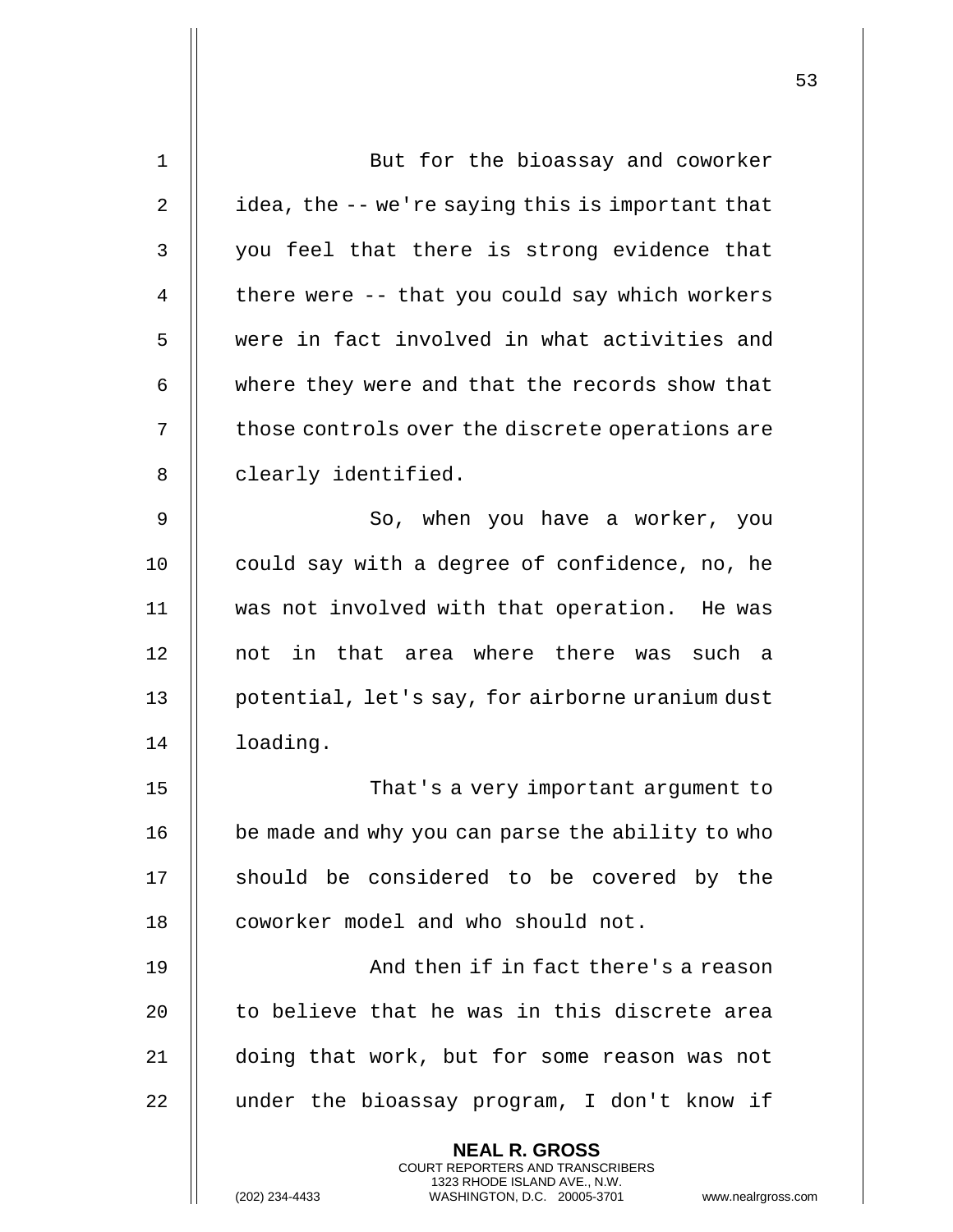But for the bioassay and coworker idea, the -- we're saying this is important that you feel that there is strong evidence that there were -- that you could say which workers were in fact involved in what activities and where they were and that the records show that those controls over the discrete operations are clearly identified.

So, when you have a worker, you could say with a degree of confidence, no, he was not involved with that operation. He was not in that area where there was such a potential, let's say, for airborne uranium dust loading.

That's a very important argument to be made and why you can parse the ability to who should be considered to be covered by the coworker model and who should not.

And then if in fact there's a reason to believe that he was in this discrete area doing that work, but for some reason was not under the bioassay program, I don't know if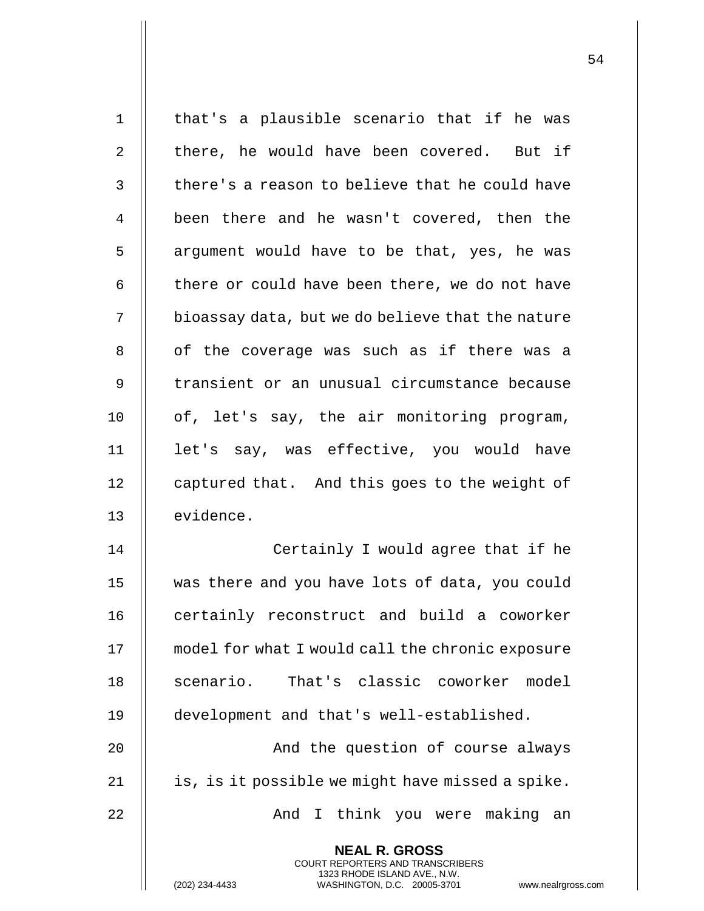that's a plausible scenario that if he was there, he would have been covered. But if there's a reason to believe that he could have been there and he wasn't covered, then the argument would have to be that, yes, he was there or could have been there, we do not have bioassay data, but we do believe that the nature of the coverage was such as if there was a transient or an unusual circumstance because of, let's say, the air monitoring program, let's say, was effective, you would have captured that. And this goes to the weight of evidence.

Certainly I would agree that if he was there and you have lots of data, you could certainly reconstruct and build a coworker model for what I would call the chronic exposure scenario. That's classic coworker model development and that's well-established.

And the question of course always is, is it possible we might have missed a spike.

And I think you were making an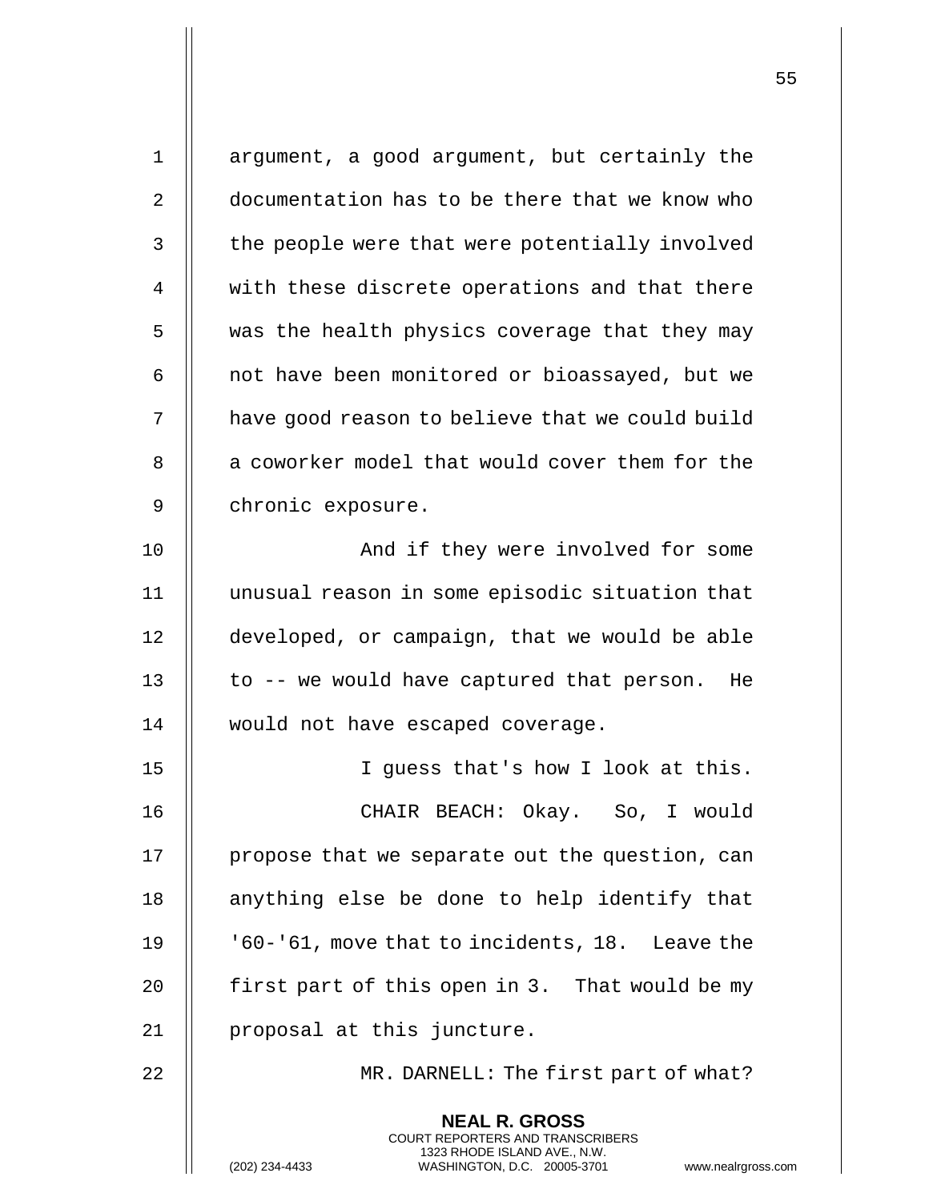argument, a good argument, but certainly the documentation has to be there that we know who the people were that were potentially involved with these discrete operations and that there was the health physics coverage that they may not have been monitored or bioassayed, but we have good reason to believe that we could build a coworker model that would cover them for the chronic exposure.

And if they were involved for some unusual reason in some episodic situation that developed, or campaign, that we would be able to -- we would have captured that person. He would not have escaped coverage.

I guess that's how I look at this.

CHAIR BEACH: Okay. So, I would propose that we separate out the question, can anything else be done to help identify that '60-'61, move that to incidents, 18. Leave the first part of this open in 3. That would be my proposal at this juncture.

MR. DARNELL: The first part of what?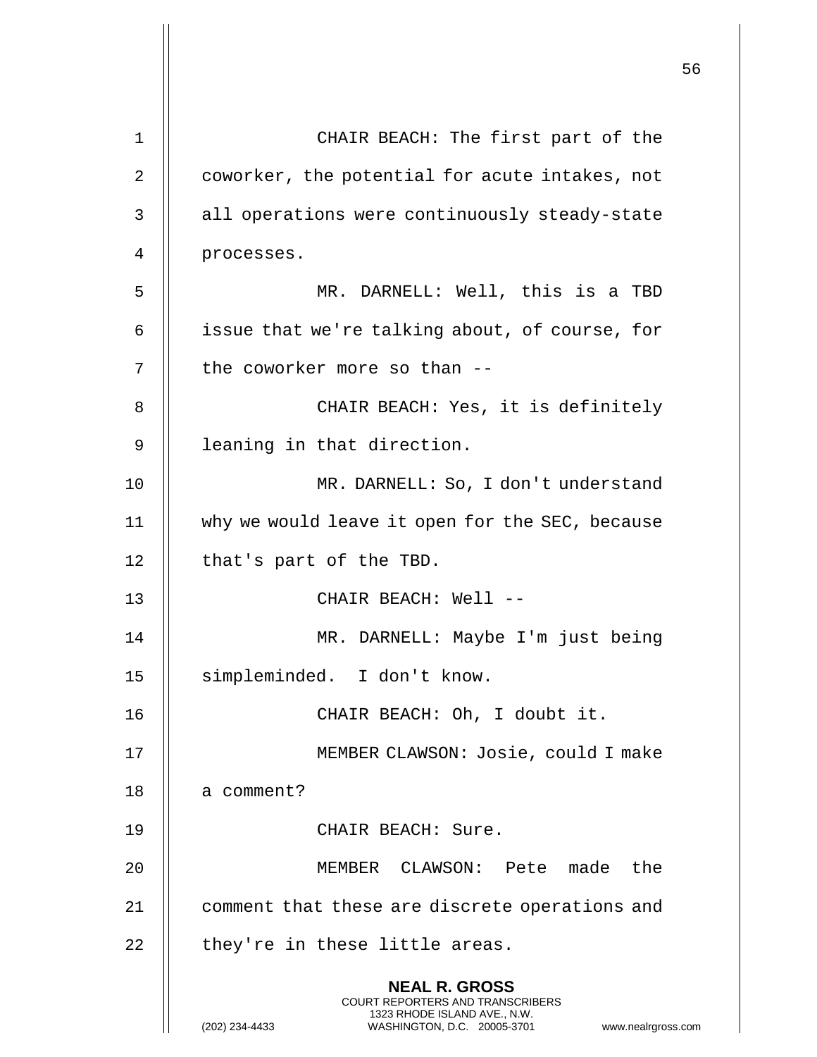CHAIR BEACH: The first part of the coworker, the potential for acute intakes, not all operations were continuously steady-state processes.

MR. DARNELL: Well, this is a TBD issue that we're talking about, of course, for the coworker more so than --

CHAIR BEACH: Yes, it is definitely leaning in that direction.

MR. DARNELL: So, I don't understand why we would leave it open for the SEC, because that's part of the TBD.

CHAIR BEACH: Well --

MR. DARNELL: Maybe I'm just being simpleminded. I don't know.

CHAIR BEACH: Oh, I doubt it.

MEMBER CLAWSON: Josie, could I make a comment?

CHAIR BEACH: Sure.

MEMBER CLAWSON: Pete made the comment that these are discrete operations and they're in these little areas.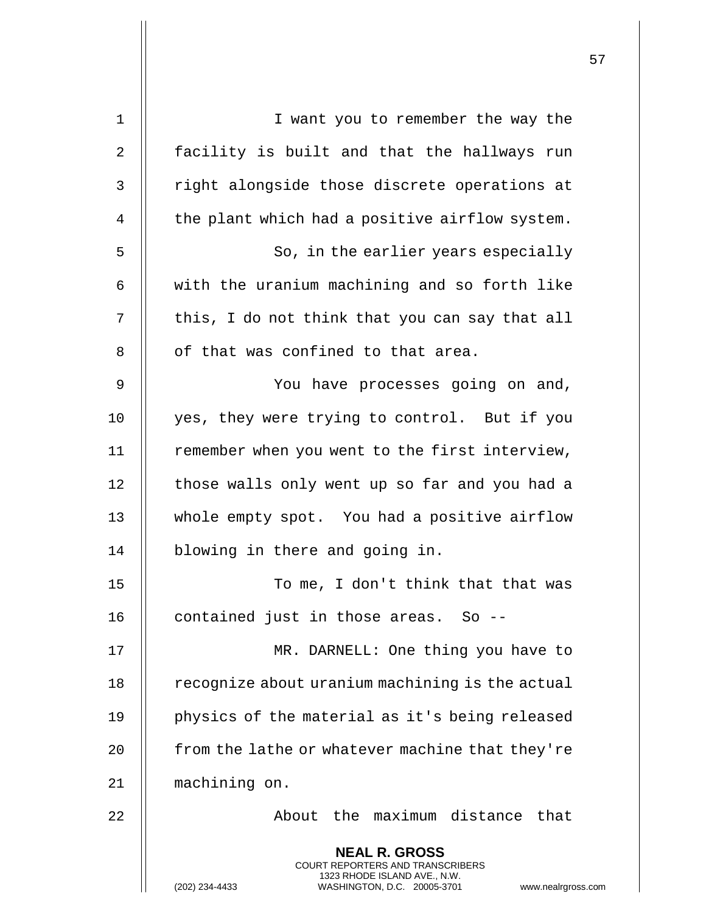I want you to remember the way the facility is built and that the hallways run right alongside those discrete operations at the plant which had a positive airflow system.

So, in the earlier years especially with the uranium machining and so forth like this, I do not think that you can say that all of that was confined to that area.

You have processes going on and, yes, they were trying to control. But if you remember when you went to the first interview, those walls only went up so far and you had a whole empty spot. You had a positive airflow blowing in there and going in.

To me, I don't think that that was contained just in those areas. So --

MR. DARNELL: One thing you have to recognize about uranium machining is the actual physics of the material as it's being released from the lathe or whatever machine that they're machining on.

About the maximum distance that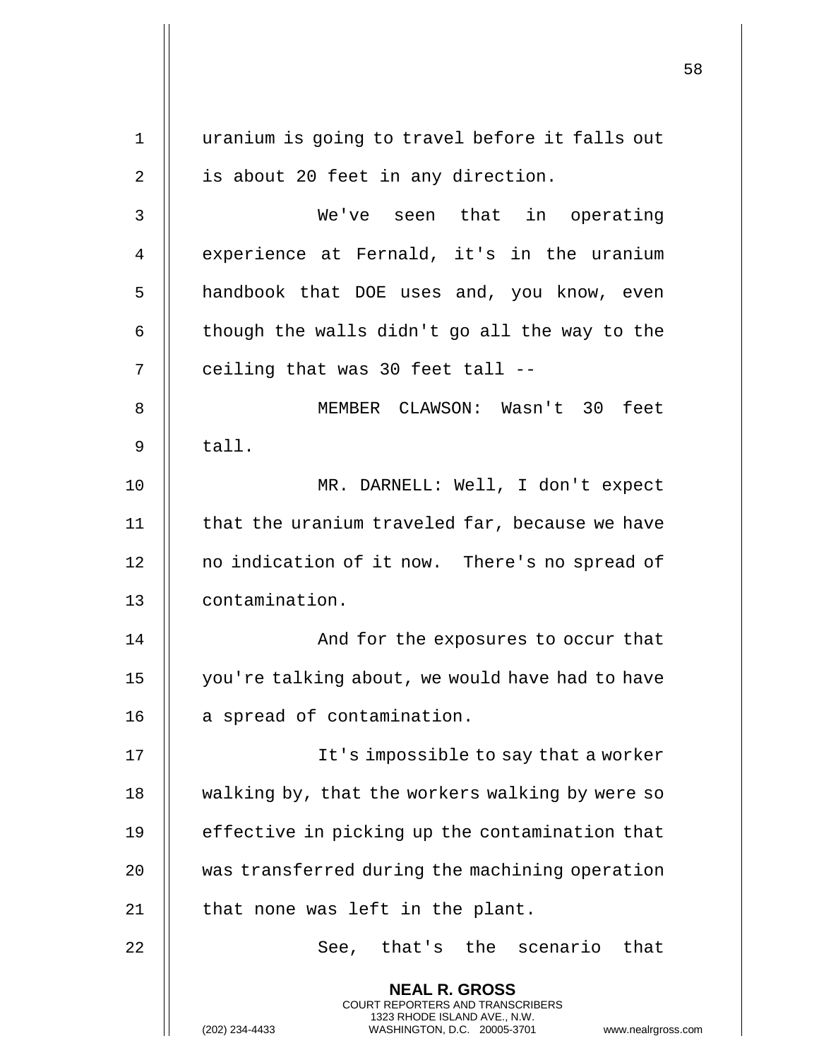uranium is going to travel before it falls out is about 20 feet in any direction.

We've seen that in operating experience at Fernald, it's in the uranium handbook that DOE uses and, you know, even though the walls didn't go all the way to the ceiling that was 30 feet tall --

MEMBER CLAWSON: Wasn't 30 feet tall.

MR. DARNELL: Well, I don't expect that the uranium traveled far, because we have no indication of it now. There's no spread of contamination.

And for the exposures to occur that you're talking about, we would have had to have a spread of contamination.

It's impossible to say that a worker walking by, that the workers walking by were so effective in picking up the contamination that was transferred during the machining operation that none was left in the plant.

See, that's the scenario that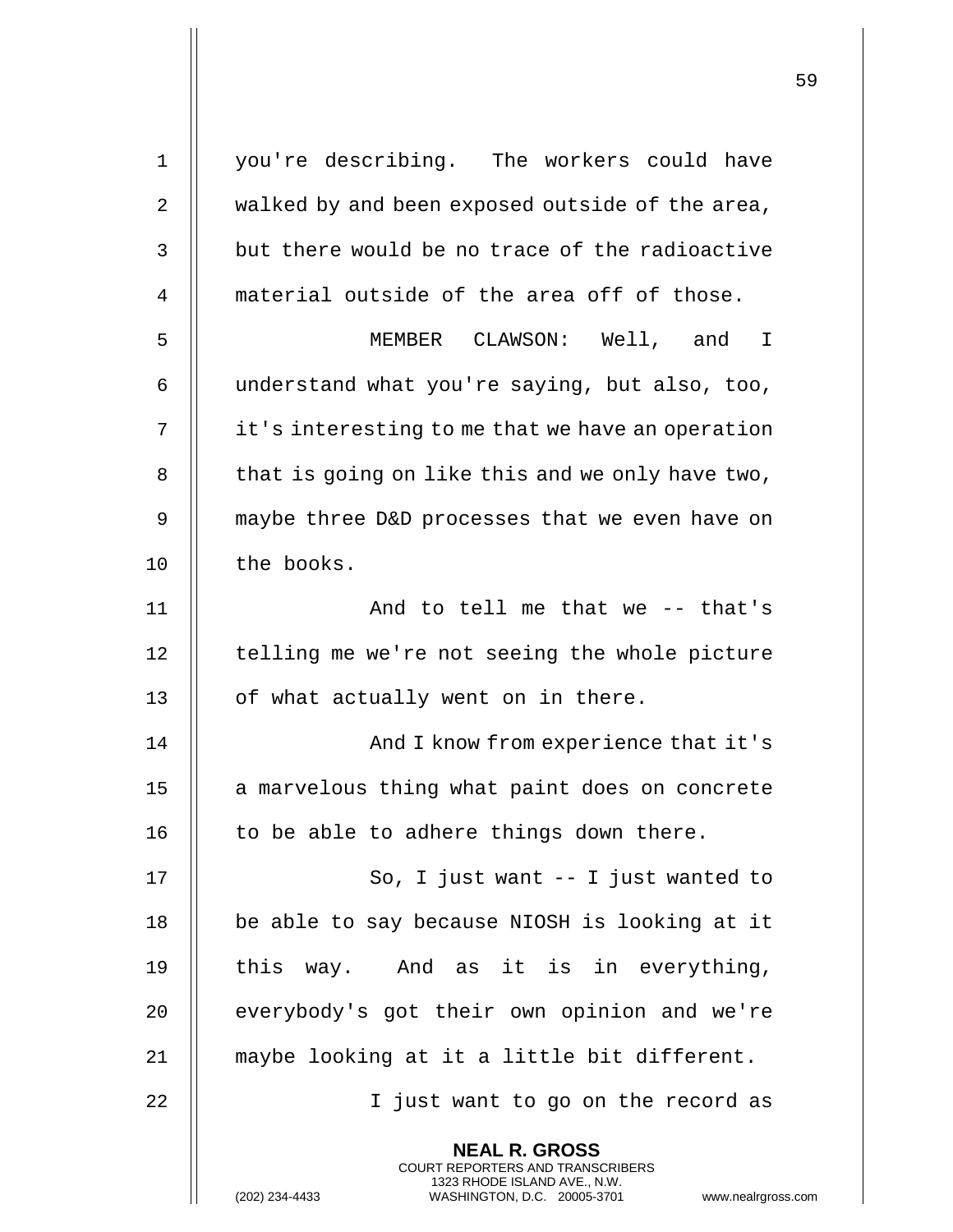you're describing. The workers could have walked by and been exposed outside of the area, but there would be no trace of the radioactive material outside of the area off of those.

MEMBER CLAWSON: Well, and I understand what you're saying, but also, too, it's interesting to me that we have an operation that is going on like this and we only have two, maybe three D&D processes that we even have on the books.

And to tell me that we -- that's telling me we're not seeing the whole picture of what actually went on in there.

And I know from experience that it's a marvelous thing what paint does on concrete to be able to adhere things down there.

So, I just want -- I just wanted to be able to say because NIOSH is looking at it this way. And as it is in everything, everybody's got their own opinion and we're maybe looking at it a little bit different.

I just want to go on the record as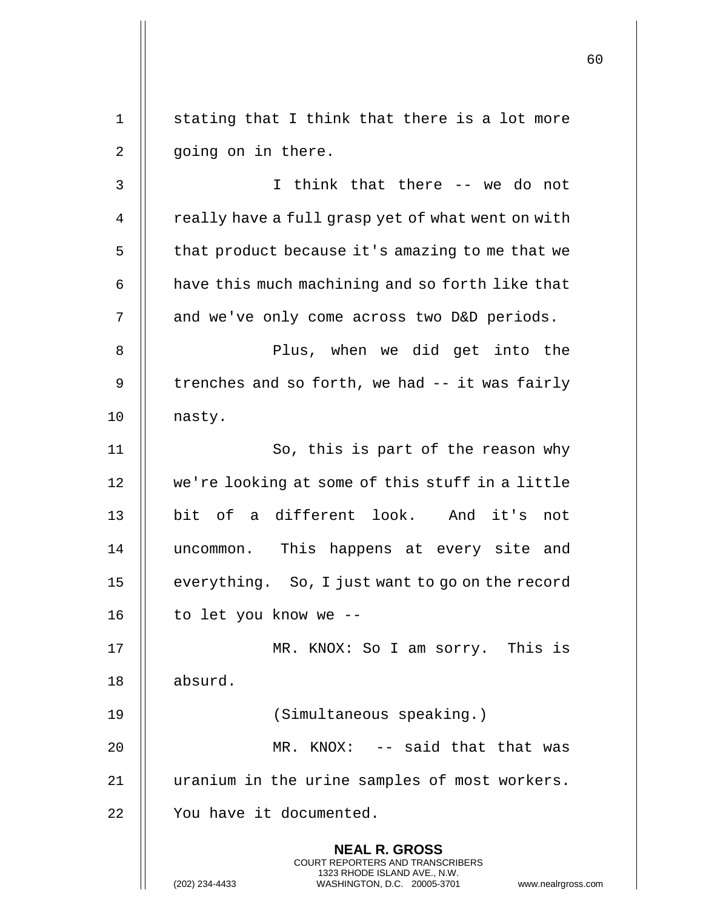stating that I think that there is a lot more going on in there.

I think that there -- we do not really have a full grasp yet of what went on with that product because it's amazing to me that we have this much machining and so forth like that and we've only come across two D&D periods.

Plus, when we did get into the trenches and so forth, we had -- it was fairly nasty.

So, this is part of the reason why we're looking at some of this stuff in a little bit of a different look. And it's not uncommon. This happens at every site and everything. So, I just want to go on the record to let you know we --

MR. KNOX: So I am sorry. This is absurd.

(Simultaneous speaking.)

MR. KNOX: -- said that that was uranium in the urine samples of most workers. You have it documented.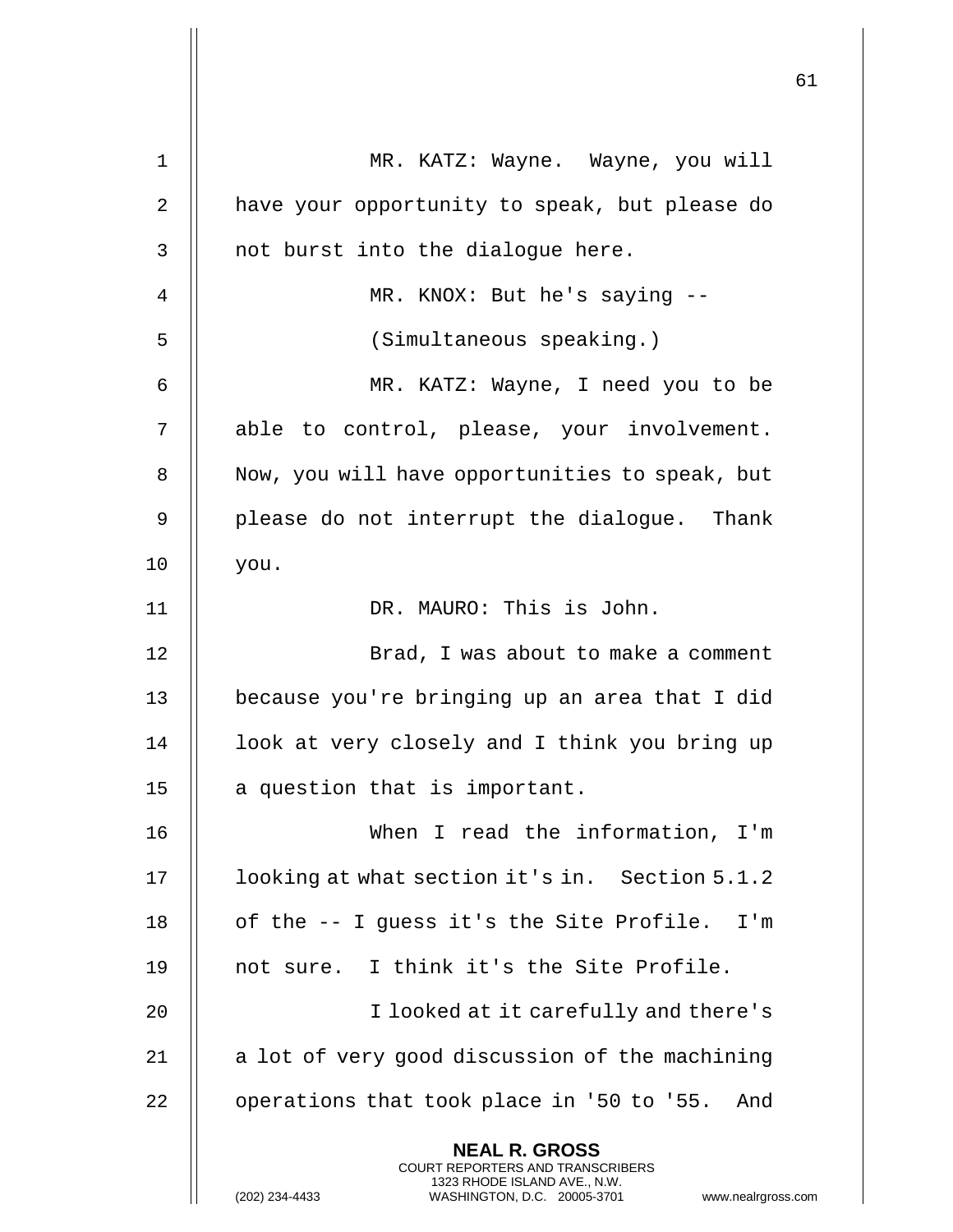MR. KATZ: Wayne. Wayne, you will have your opportunity to speak, but please do not burst into the dialogue here.

MR. KNOX: But he's saying --

(Simultaneous speaking.)

MR. KATZ: Wayne, I need you to be able to control, please, your involvement. Now, you will have opportunities to speak, but please do not interrupt the dialogue. Thank you.

DR. MAURO: This is John.

Brad, I was about to make a comment because you're bringing up an area that I did look at very closely and I think you bring up a question that is important.

When I read the information, I'm looking at what section it's in. Section 5.1.2 of the -- I guess it's the Site Profile. I'm not sure. I think it's the Site Profile.

I looked at it carefully and there's a lot of very good discussion of the machining operations that took place in '50 to '55. And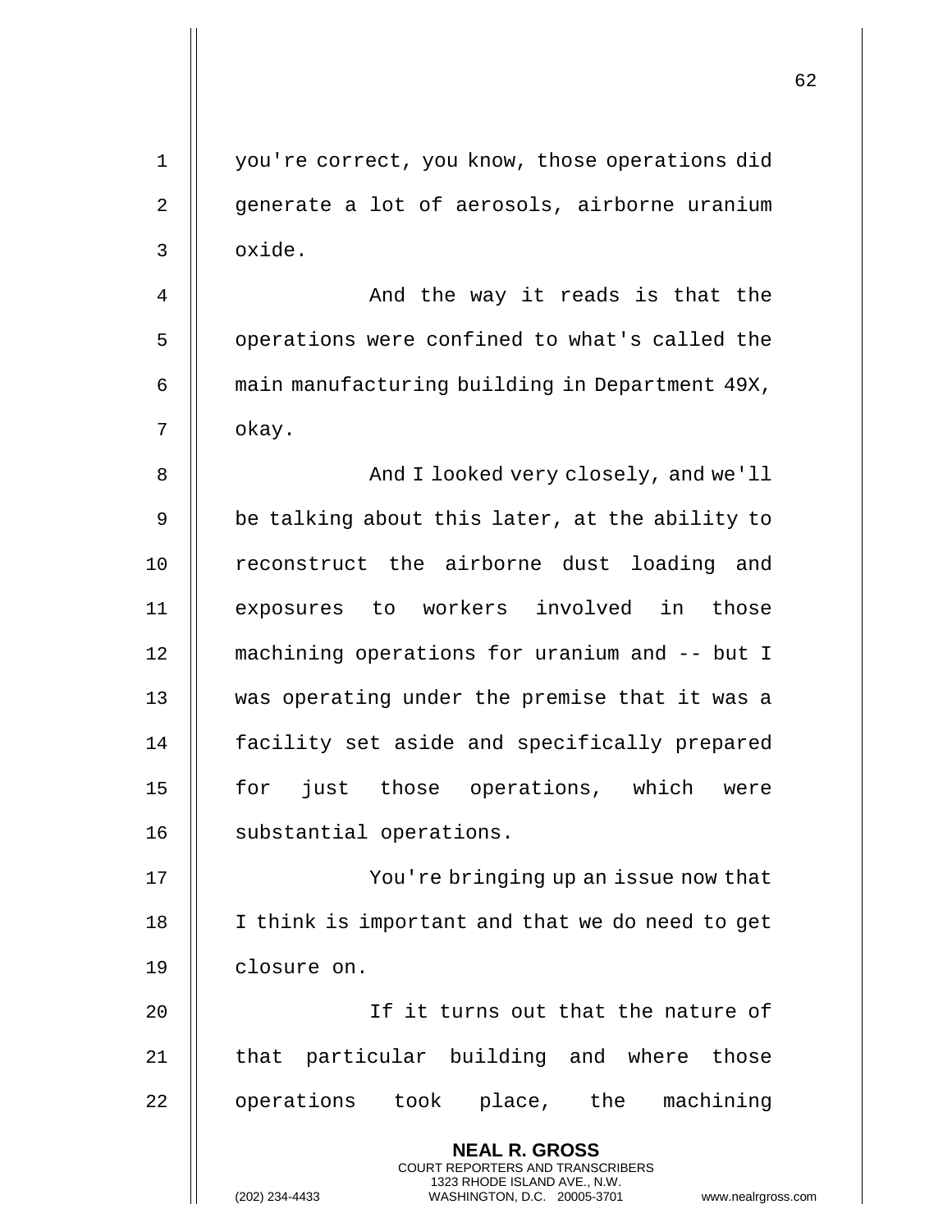you're correct, you know, those operations did generate a lot of aerosols, airborne uranium oxide.

And the way it reads is that the operations were confined to what's called the main manufacturing building in Department 49X, okay.

And I looked very closely, and we'll be talking about this later, at the ability to reconstruct the airborne dust loading and exposures to workers involved in those machining operations for uranium and -- but I was operating under the premise that it was a facility set aside and specifically prepared for just those operations, which were substantial operations.

You're bringing up an issue now that I think is important and that we do need to get closure on.

If it turns out that the nature of that particular building and where those operations took place, the machining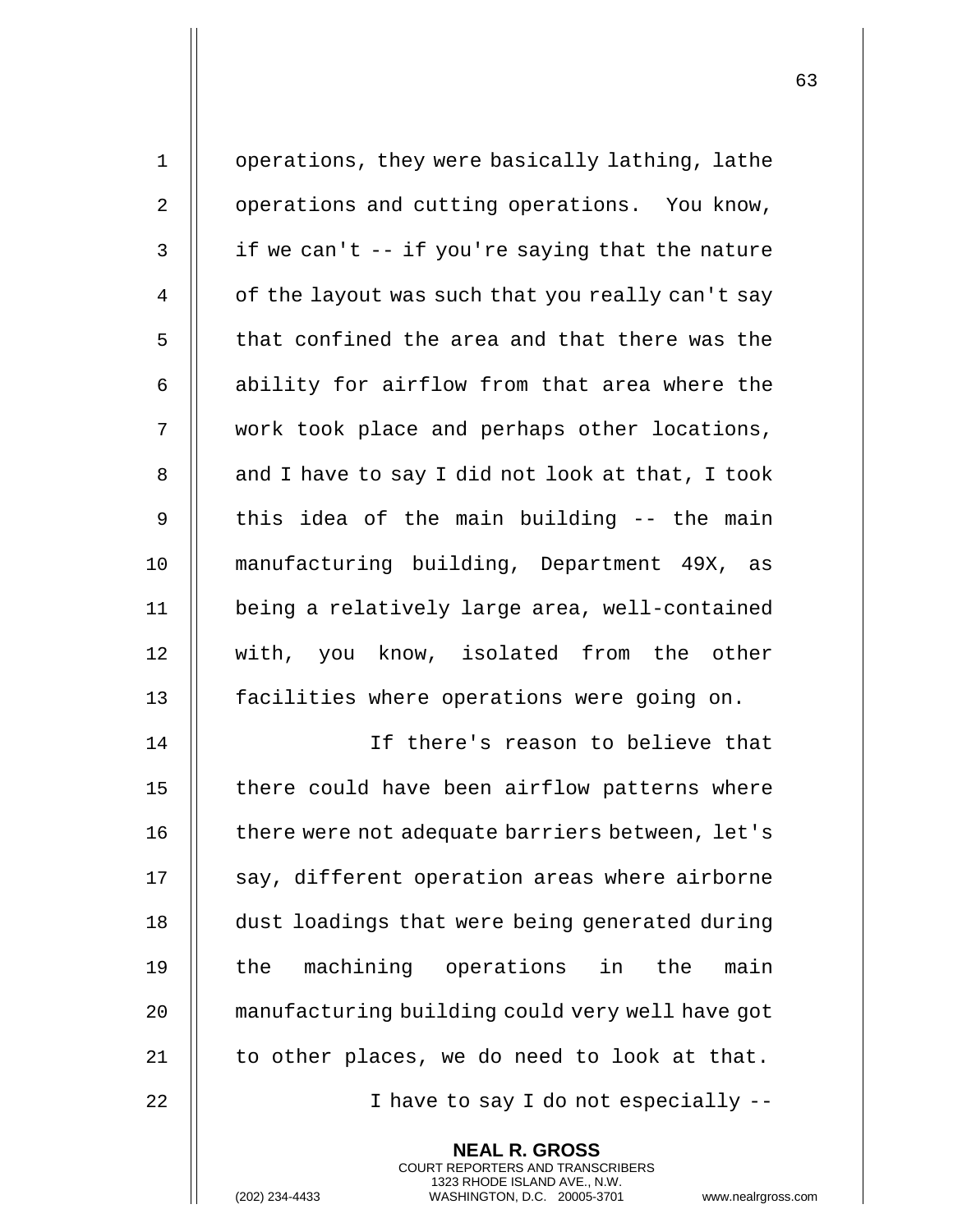operations, they were basically lathing, lathe operations and cutting operations. You know, if we can't -- if you're saying that the nature of the layout was such that you really can't say that confined the area and that there was the ability for airflow from that area where the work took place and perhaps other locations, and I have to say I did not look at that, I took this idea of the main building -- the main manufacturing building, Department 49X, as being a relatively large area, well-contained with, you know, isolated from the other facilities where operations were going on.

If there's reason to believe that there could have been airflow patterns where there were not adequate barriers between, let's say, different operation areas where airborne dust loadings that were being generated during the machining operations in the main manufacturing building could very well have got to other places, we do need to look at that.

I have to say I do not especially --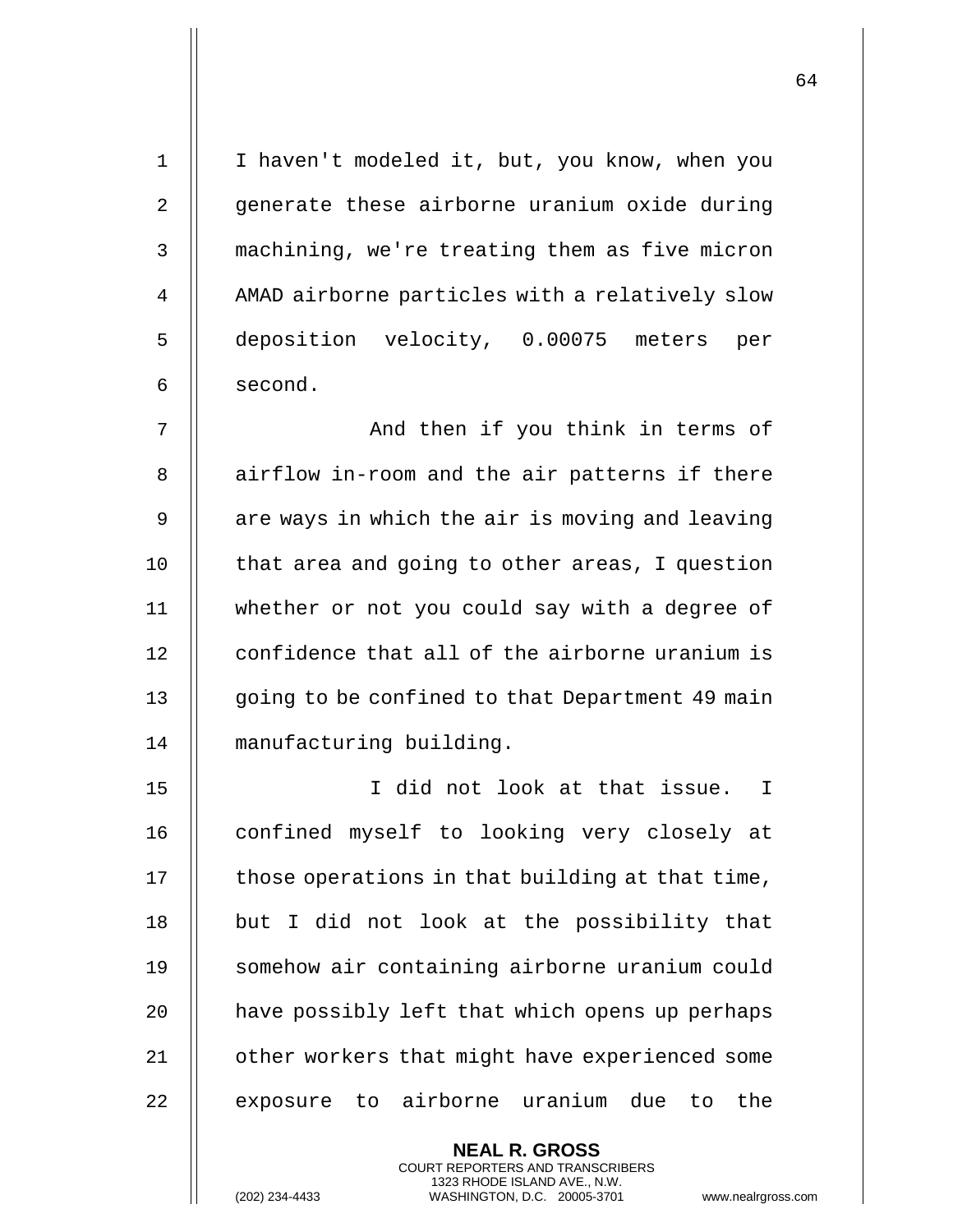I haven't modeled it, but, you know, when you generate these airborne uranium oxide during machining, we're treating them as five micron AMAD airborne particles with a relatively slow deposition velocity, 0.00075 meters per second.

And then if you think in terms of airflow in-room and the air patterns if there are ways in which the air is moving and leaving that area and going to other areas, I question whether or not you could say with a degree of confidence that all of the airborne uranium is going to be confined to that Department 49 main manufacturing building.

I did not look at that issue. I confined myself to looking very closely at those operations in that building at that time, but I did not look at the possibility that somehow air containing airborne uranium could have possibly left that which opens up perhaps other workers that might have experienced some exposure to airborne uranium due to the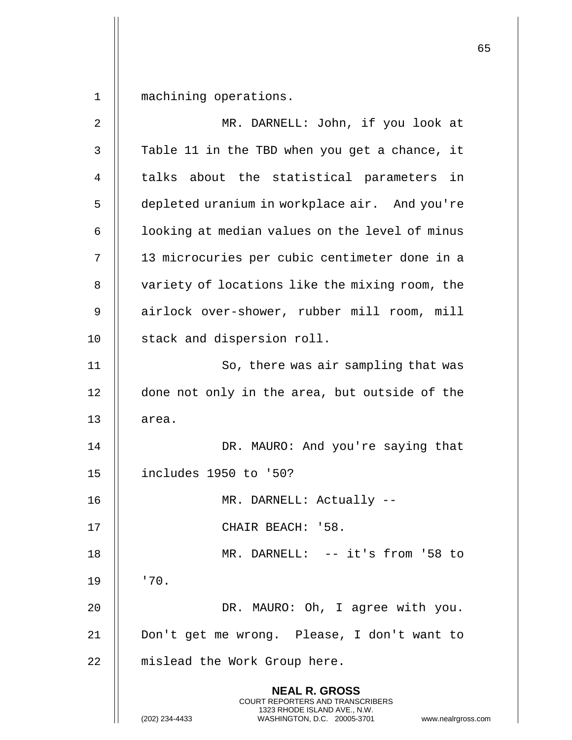machining operations.

MR. DARNELL: John, if you look at Table 11 in the TBD when you get a chance, it talks about the statistical parameters in depleted uranium in workplace air. And you're looking at median values on the level of minus 13 microcuries per cubic centimeter done in a variety of locations like the mixing room, the airlock over-shower, rubber mill room, mill stack and dispersion roll.

So, there was air sampling that was done not only in the area, but outside of the area.

DR. MAURO: And you're saying that includes 1950 to '50?

MR. DARNELL: Actually --

CHAIR BEACH: '58.

MR. DARNELL: -- it's from '58 to '70.

DR. MAURO: Oh, I agree with you. Don't get me wrong. Please, I don't want to mislead the Work Group here.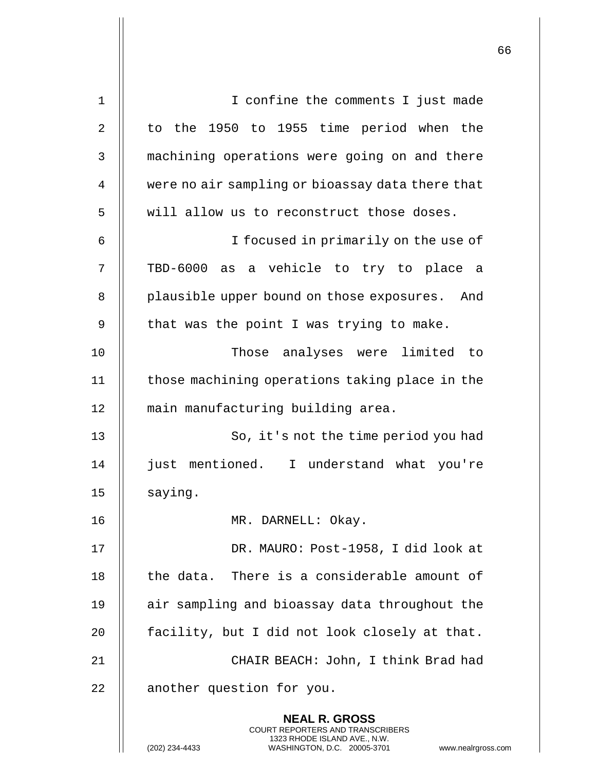I confine the comments I just made to the 1950 to 1955 time period when the machining operations were going on and there were no air sampling or bioassay data there that will allow us to reconstruct those doses.

I focused in primarily on the use of TBD-6000 as a vehicle to try to place a plausible upper bound on those exposures. And that was the point I was trying to make.

Those analyses were limited to those machining operations taking place in the main manufacturing building area.

So, it's not the time period you had just mentioned. I understand what you're saying.

MR. DARNELL: Okay.

DR. MAURO: Post-1958, I did look at the data. There is a considerable amount of air sampling and bioassay data throughout the facility, but I did not look closely at that.

CHAIR BEACH: John, I think Brad had another question for you.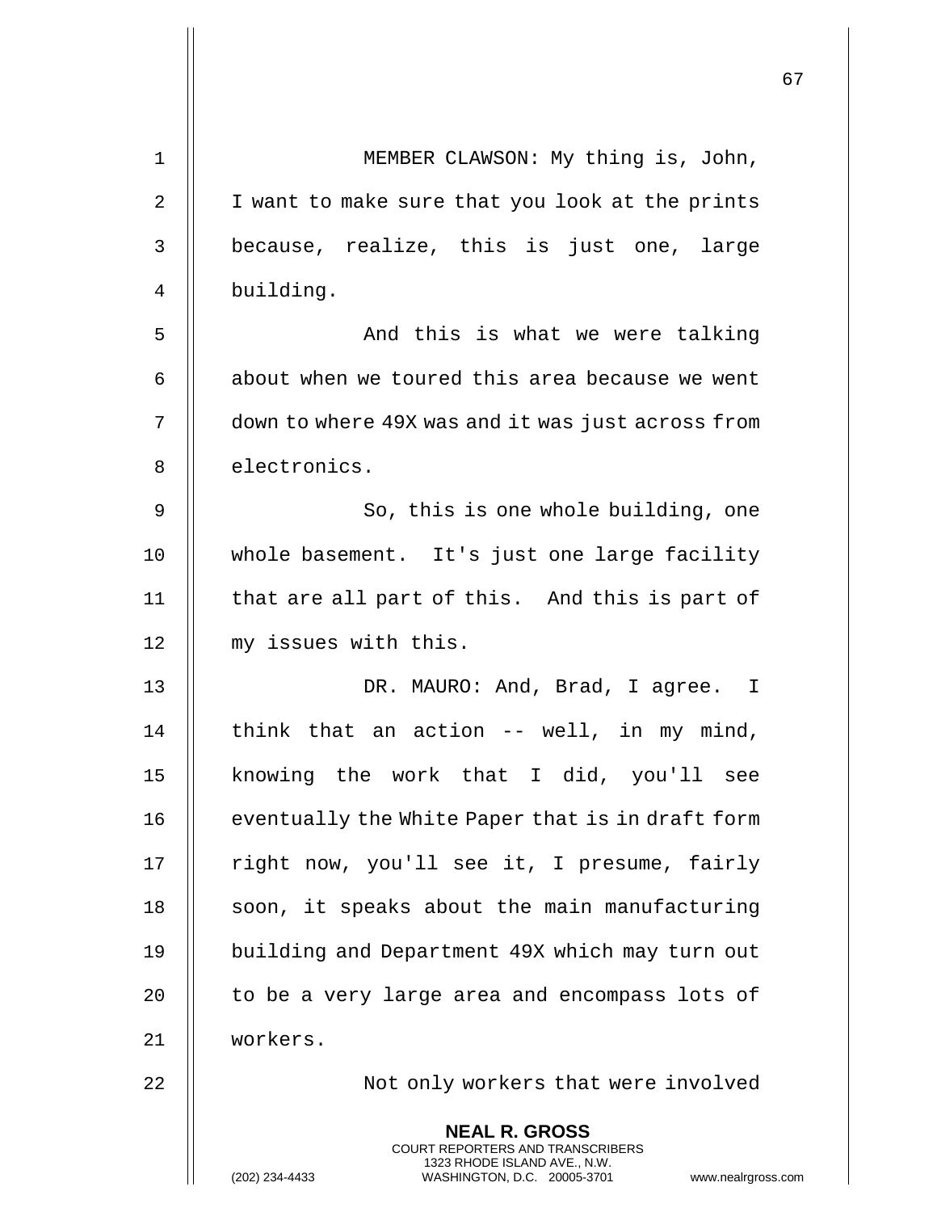MEMBER CLAWSON: My thing is, John, I want to make sure that you look at the prints because, realize, this is just one, large building.

And this is what we were talking about when we toured this area because we went down to where 49X was and it was just across from electronics.

So, this is one whole building, one whole basement. It's just one large facility that are all part of this. And this is part of my issues with this.

DR. MAURO: And, Brad, I agree. I think that an action -- well, in my mind, knowing the work that I did, you'll see eventually the White Paper that is in draft form right now, you'll see it, I presume, fairly soon, it speaks about the main manufacturing building and Department 49X which may turn out to be a very large area and encompass lots of workers.

Not only workers that were involved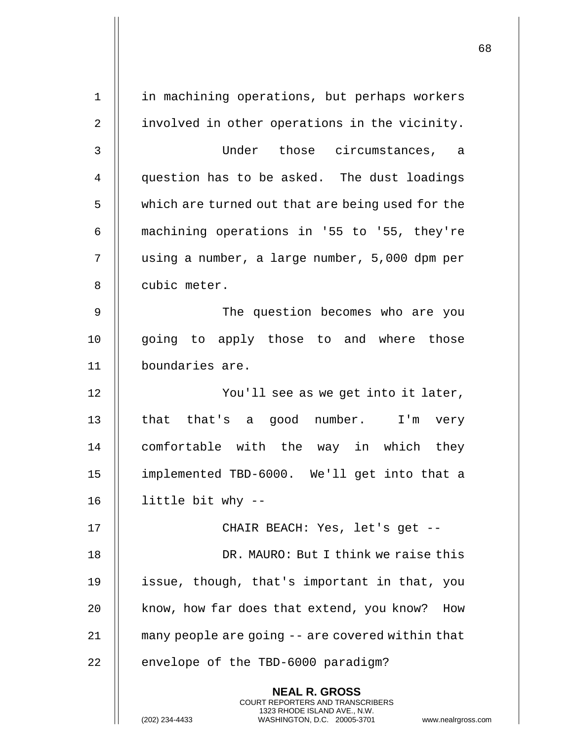in machining operations, but perhaps workers involved in other operations in the vicinity.

Under those circumstances, a question has to be asked. The dust loadings which are turned out that are being used for the machining operations in '55 to '55, they're using a number, a large number, 5,000 dpm per cubic meter.

The question becomes who are you going to apply those to and where those boundaries are.

You'll see as we get into it later, that that's a good number. I'm very comfortable with the way in which they implemented TBD-6000. We'll get into that a little bit why --

CHAIR BEACH: Yes, let's get --

DR. MAURO: But I think we raise this issue, though, that's important in that, you know, how far does that extend, you know? How many people are going -- are covered within that envelope of the TBD-6000 paradigm?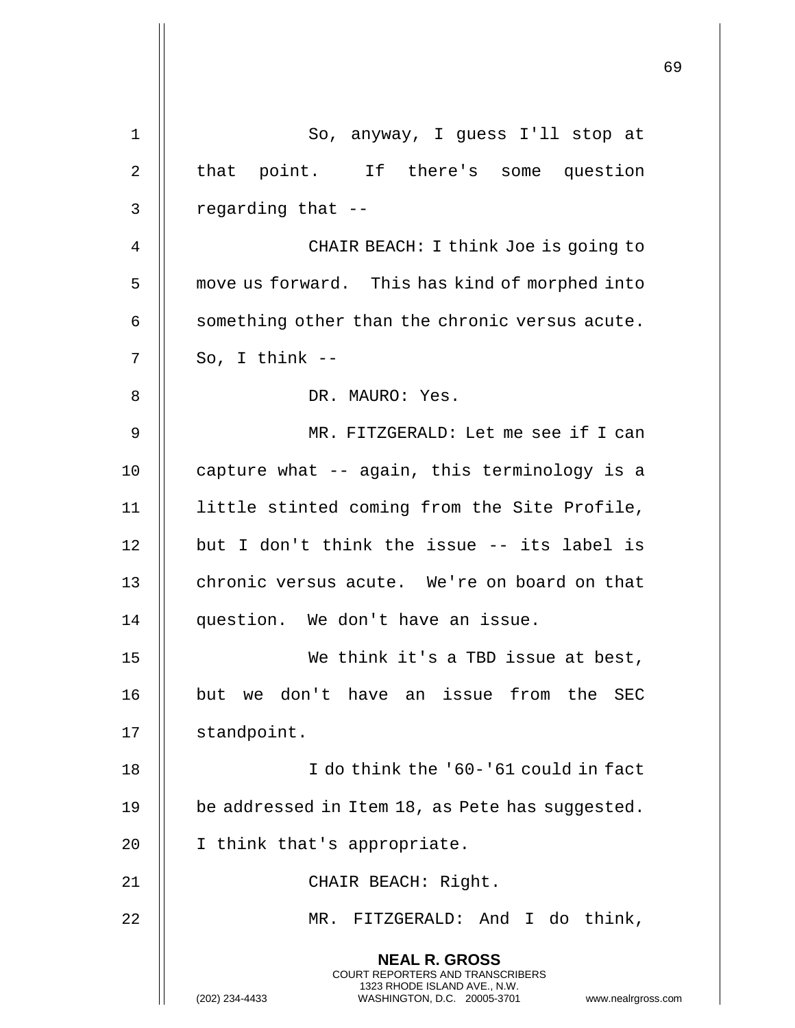So, anyway, I guess I'll stop at that point. If there's some question regarding that --

CHAIR BEACH: I think Joe is going to move us forward. This has kind of morphed into something other than the chronic versus acute. So, I think --

DR. MAURO: Yes.

MR. FITZGERALD: Let me see if I can capture what -- again, this terminology is a little stinted coming from the Site Profile, but I don't think the issue -- its label is chronic versus acute. We're on board on that question. We don't have an issue.

We think it's a TBD issue at best, but we don't have an issue from the SEC standpoint.

I do think the '60-'61 could in fact be addressed in Item 18, as Pete has suggested. I think that's appropriate.

CHAIR BEACH: Right.

MR. FITZGERALD: And I do think,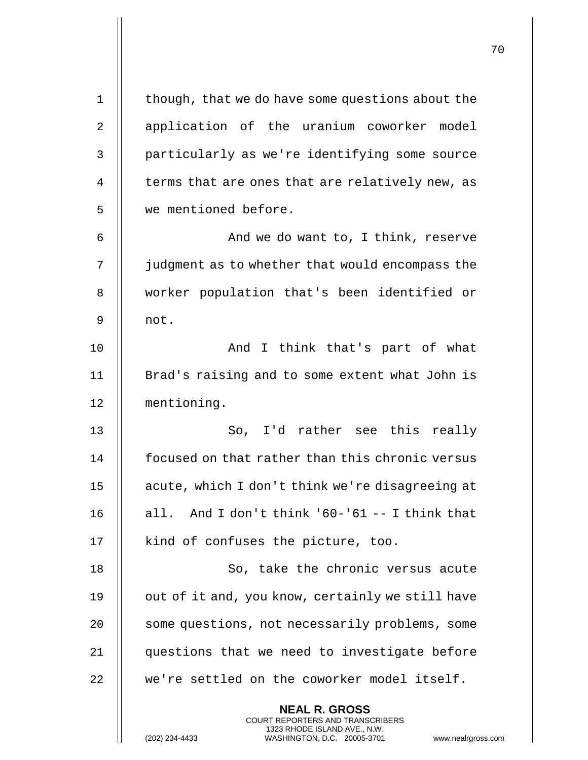though, that we do have some questions about the application of the uranium coworker model particularly as we're identifying some source terms that are ones that are relatively new, as we mentioned before.

And we do want to, I think, reserve judgment as to whether that would encompass the worker population that's been identified or not.

And I think that's part of what Brad's raising and to some extent what John is mentioning.

So, I'd rather see this really focused on that rather than this chronic versus acute, which I don't think we're disagreeing at all. And I don't think '60-'61 -- I think that kind of confuses the picture, too.

So, take the chronic versus acute out of it and, you know, certainly we still have some questions, not necessarily problems, some questions that we need to investigate before we're settled on the coworker model itself.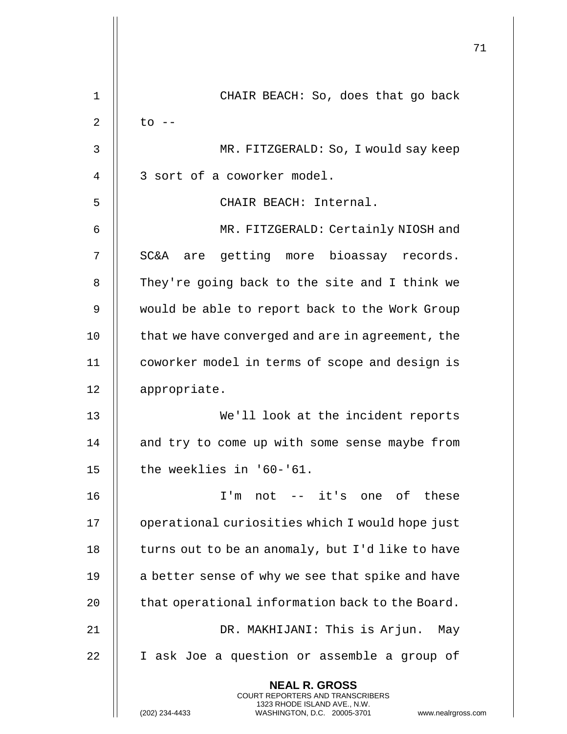CHAIR BEACH: So, does that go back to --

MR. FITZGERALD: So, I would say keep 3 sort of a coworker model.

CHAIR BEACH: Internal.

MR. FITZGERALD: Certainly NIOSH and SC&A are getting more bioassay records. They're going back to the site and I think we would be able to report back to the Work Group that we have converged and are in agreement, the coworker model in terms of scope and design is appropriate.

We'll look at the incident reports and try to come up with some sense maybe from the weeklies in '60-'61.

I'm not -- it's one of these operational curiosities which I would hope just turns out to be an anomaly, but I'd like to have a better sense of why we see that spike and have that operational information back to the Board.

DR. MAKHIJANI: This is Arjun. May I ask Joe a question or assemble a group of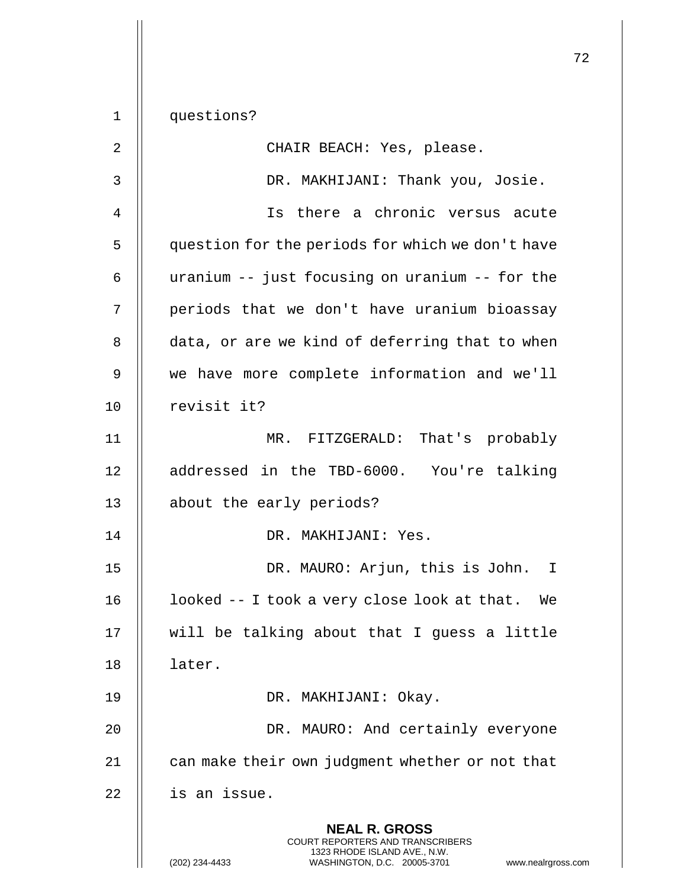questions?

CHAIR BEACH: Yes, please.

DR. MAKHIJANI: Thank you, Josie.

Is there a chronic versus acute question for the periods for which we don't have uranium -- just focusing on uranium -- for the periods that we don't have uranium bioassay data, or are we kind of deferring that to when we have more complete information and we'll revisit it?

MR. FITZGERALD: That's probably addressed in the TBD-6000. You're talking about the early periods?

DR. MAKHIJANI: Yes.

DR. MAURO: Arjun, this is John. I looked -- I took a very close look at that. We will be talking about that I guess a little later.

DR. MAKHIJANI: Okay.

DR. MAURO: And certainly everyone can make their own judgment whether or not that is an issue.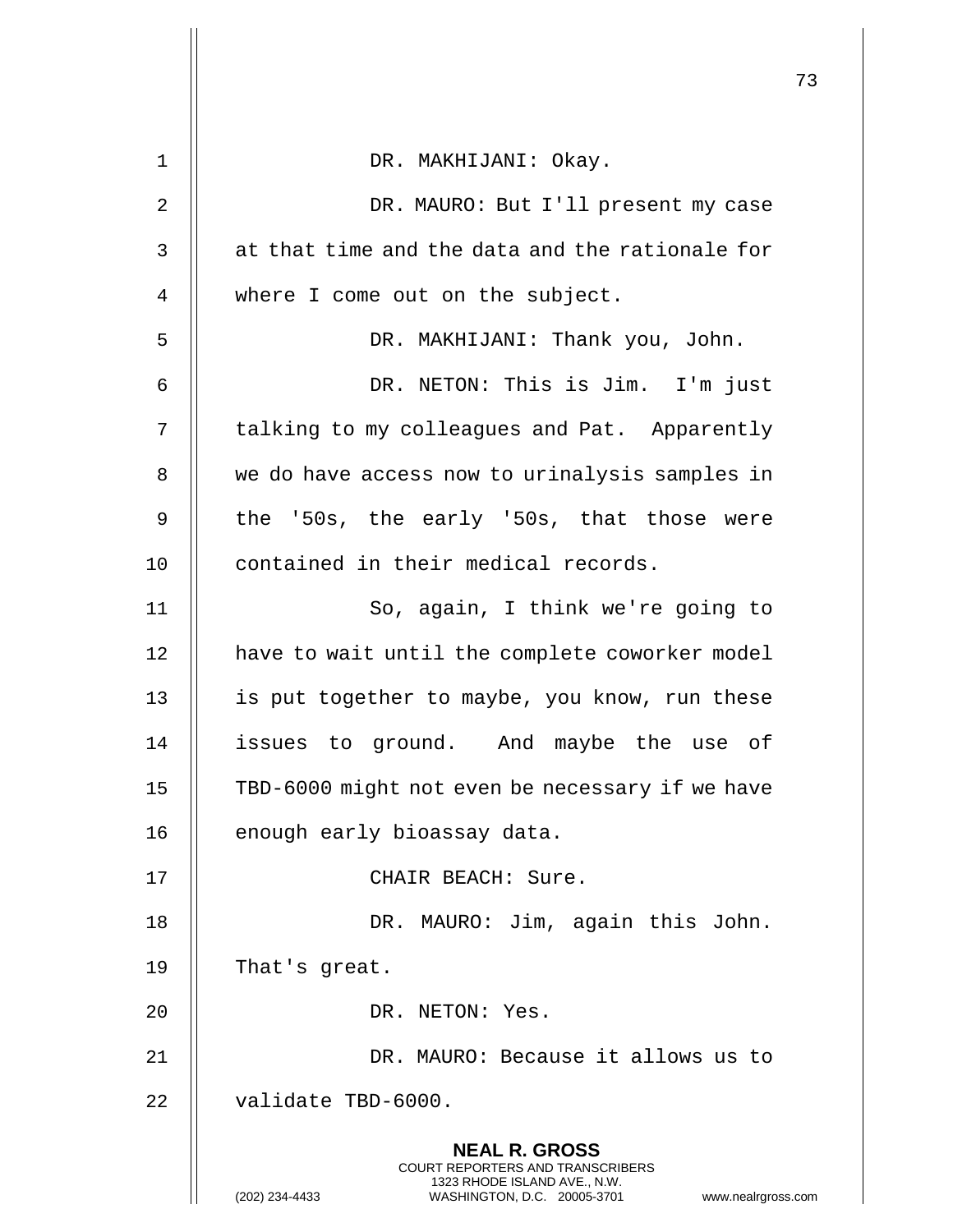DR. MAKHIJANI: Okay.

DR. MAURO: But I'll present my case at that time and the data and the rationale for where I come out on the subject.

DR. MAKHIJANI: Thank you, John.

DR. NETON: This is Jim. I'm just talking to my colleagues and Pat. Apparently we do have access now to urinalysis samples in the '50s, the early '50s, that those were contained in their medical records.

So, again, I think we're going to have to wait until the complete coworker model is put together to maybe, you know, run these issues to ground. And maybe the use of TBD-6000 might not even be necessary if we have enough early bioassay data.

CHAIR BEACH: Sure.

DR. MAURO: Jim, again this John. That's great.

DR. NETON: Yes.

DR. MAURO: Because it allows us to validate TBD-6000.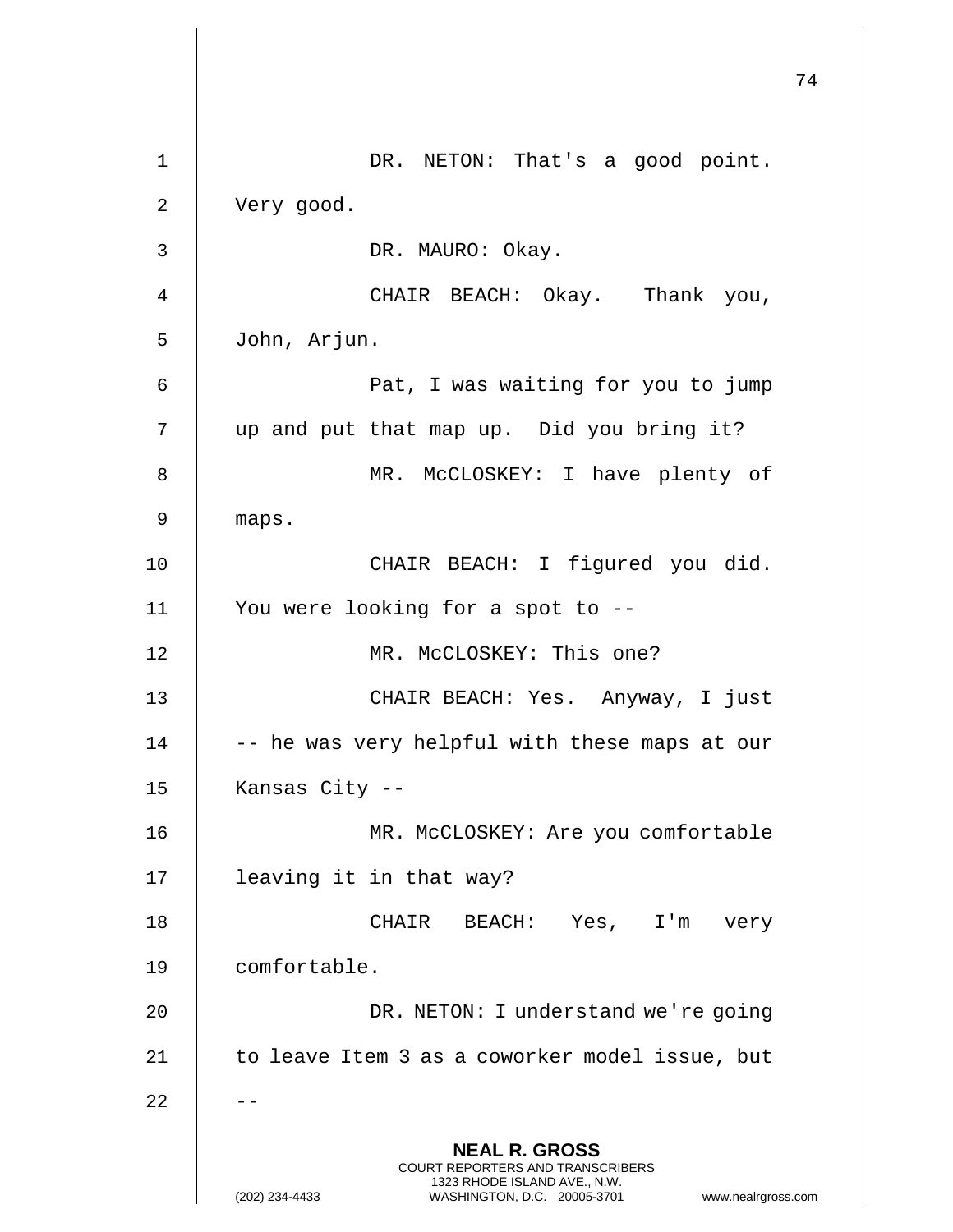DR. NETON: That's a good point. Very good.

DR. MAURO: Okay.

CHAIR BEACH: Okay. Thank you, John, Arjun.

Pat, I was waiting for you to jump up and put that map up. Did you bring it?

MR. McCLOSKEY: I have plenty of maps.

CHAIR BEACH: I figured you did. You were looking for a spot to --

MR. McCLOSKEY: This one?

CHAIR BEACH: Yes. Anyway, I just -- he was very helpful with these maps at our Kansas City --

MR. McCLOSKEY: Are you comfortable leaving it in that way?

CHAIR BEACH: Yes, I'm very comfortable.

DR. NETON: I understand we're going to leave Item 3 as a coworker model issue, but --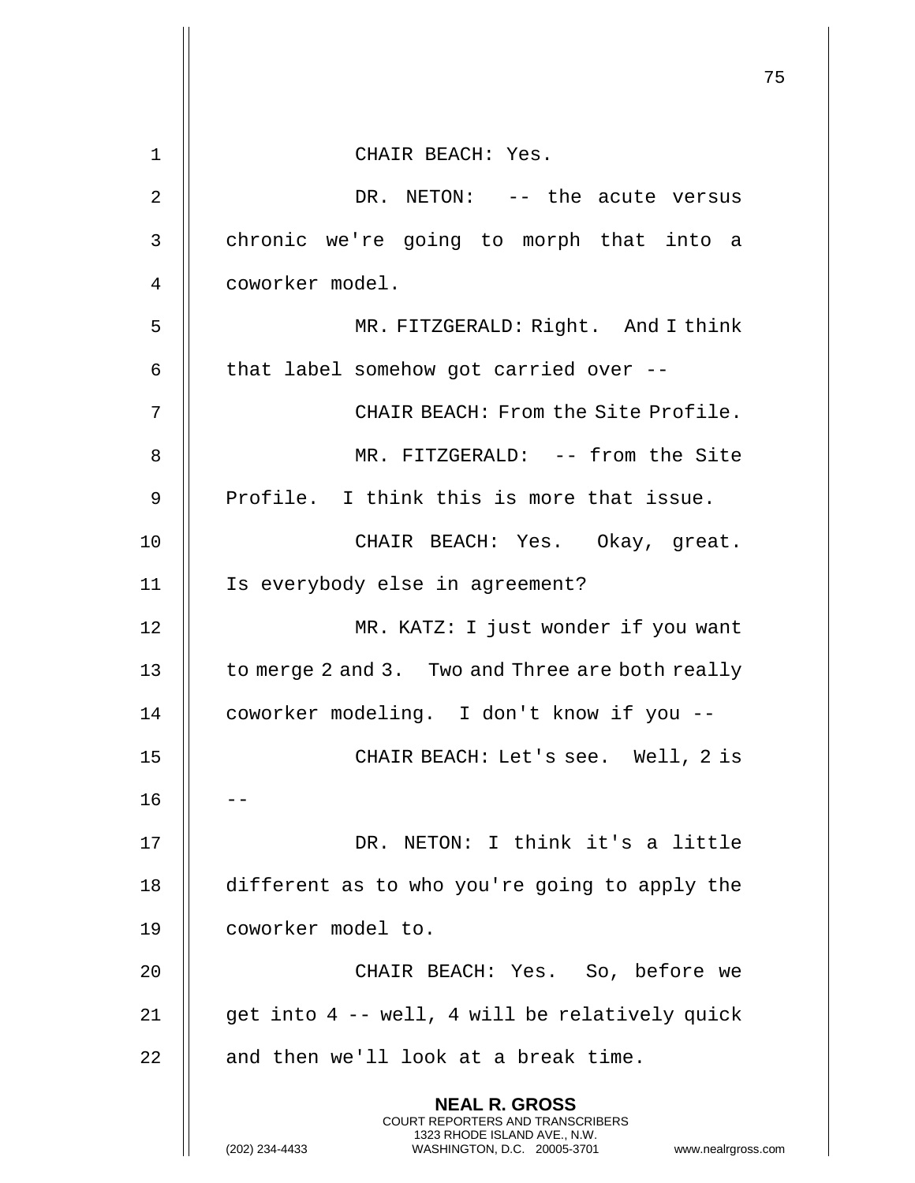CHAIR BEACH: Yes.

DR. NETON: -- the acute versus chronic we're going to morph that into a coworker model.

MR. FITZGERALD: Right. And I think that label somehow got carried over --

CHAIR BEACH: From the Site Profile.

MR. FITZGERALD: -- from the Site Profile. I think this is more that issue.

CHAIR BEACH: Yes. Okay, great. Is everybody else in agreement?

MR. KATZ: I just wonder if you want to merge 2 and 3. Two and Three are both really coworker modeling. I don't know if you --

CHAIR BEACH: Let's see. Well, 2 is --

DR. NETON: I think it's a little different as to who you're going to apply the coworker model to.

CHAIR BEACH: Yes. So, before we get into 4 -- well, 4 will be relatively quick and then we'll look at a break time.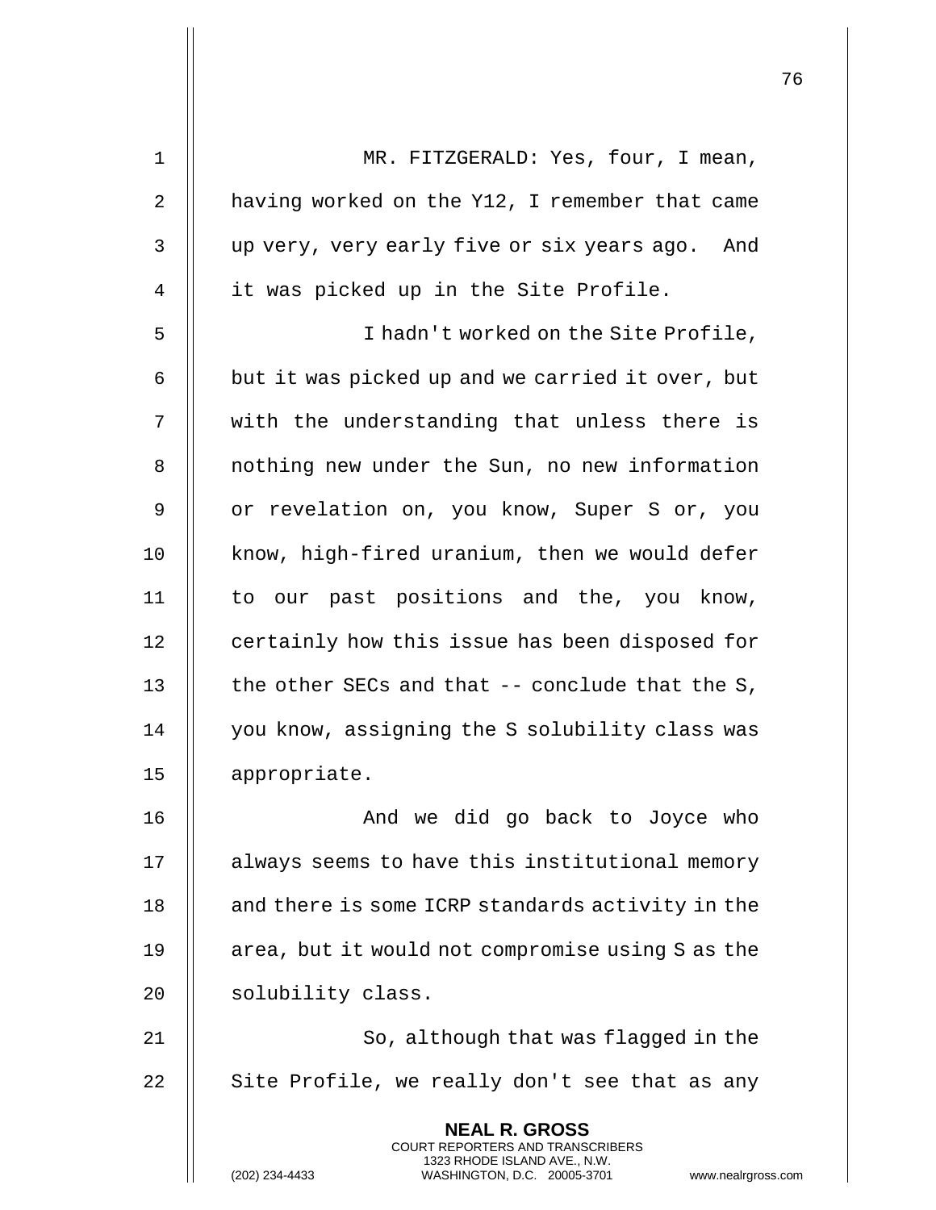MR. FITZGERALD: Yes, four, I mean, having worked on the Y12, I remember that came up very, very early five or six years ago. And it was picked up in the Site Profile.

I hadn't worked on the Site Profile, but it was picked up and we carried it over, but with the understanding that unless there is nothing new under the Sun, no new information or revelation on, you know, Super S or, you know, high-fired uranium, then we would defer to our past positions and the, you know, certainly how this issue has been disposed for the other SECs and that -- conclude that the S, you know, assigning the S solubility class was appropriate.

And we did go back to Joyce who always seems to have this institutional memory and there is some ICRP standards activity in the area, but it would not compromise using S as the solubility class.

So, although that was flagged in the Site Profile, we really don't see that as any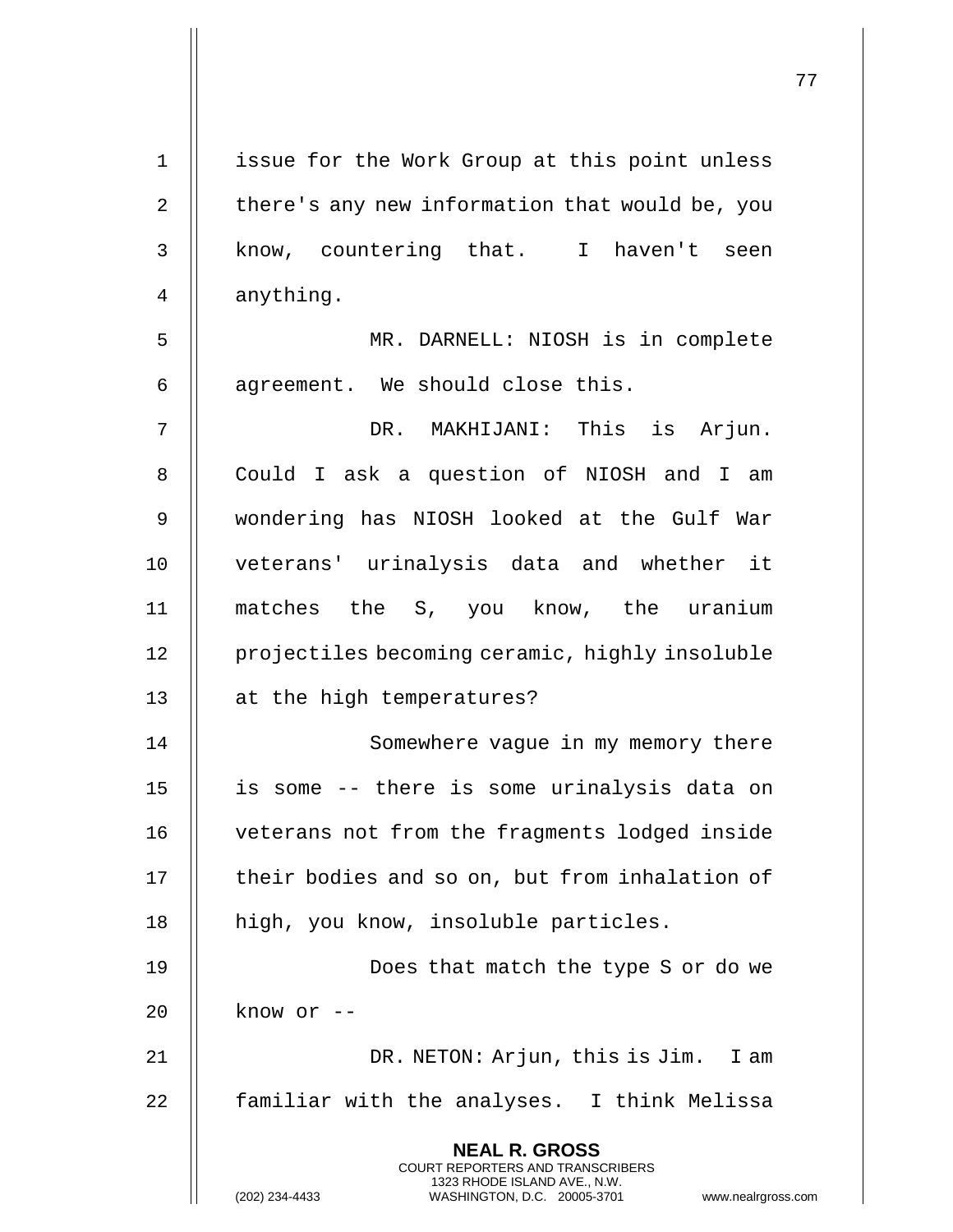issue for the Work Group at this point unless there's any new information that would be, you know, countering that. I haven't seen anything.

MR. DARNELL: NIOSH is in complete agreement. We should close this.

DR. MAKHIJANI: This is Arjun. Could I ask a question of NIOSH and I am wondering has NIOSH looked at the Gulf War veterans' urinalysis data and whether it matches the S, you know, the uranium projectiles becoming ceramic, highly insoluble at the high temperatures?

Somewhere vague in my memory there is some -- there is some urinalysis data on veterans not from the fragments lodged inside their bodies and so on, but from inhalation of high, you know, insoluble particles.

Does that match the type S or do we know or --

DR. NETON: Arjun, this is Jim. I am familiar with the analyses. I think Melissa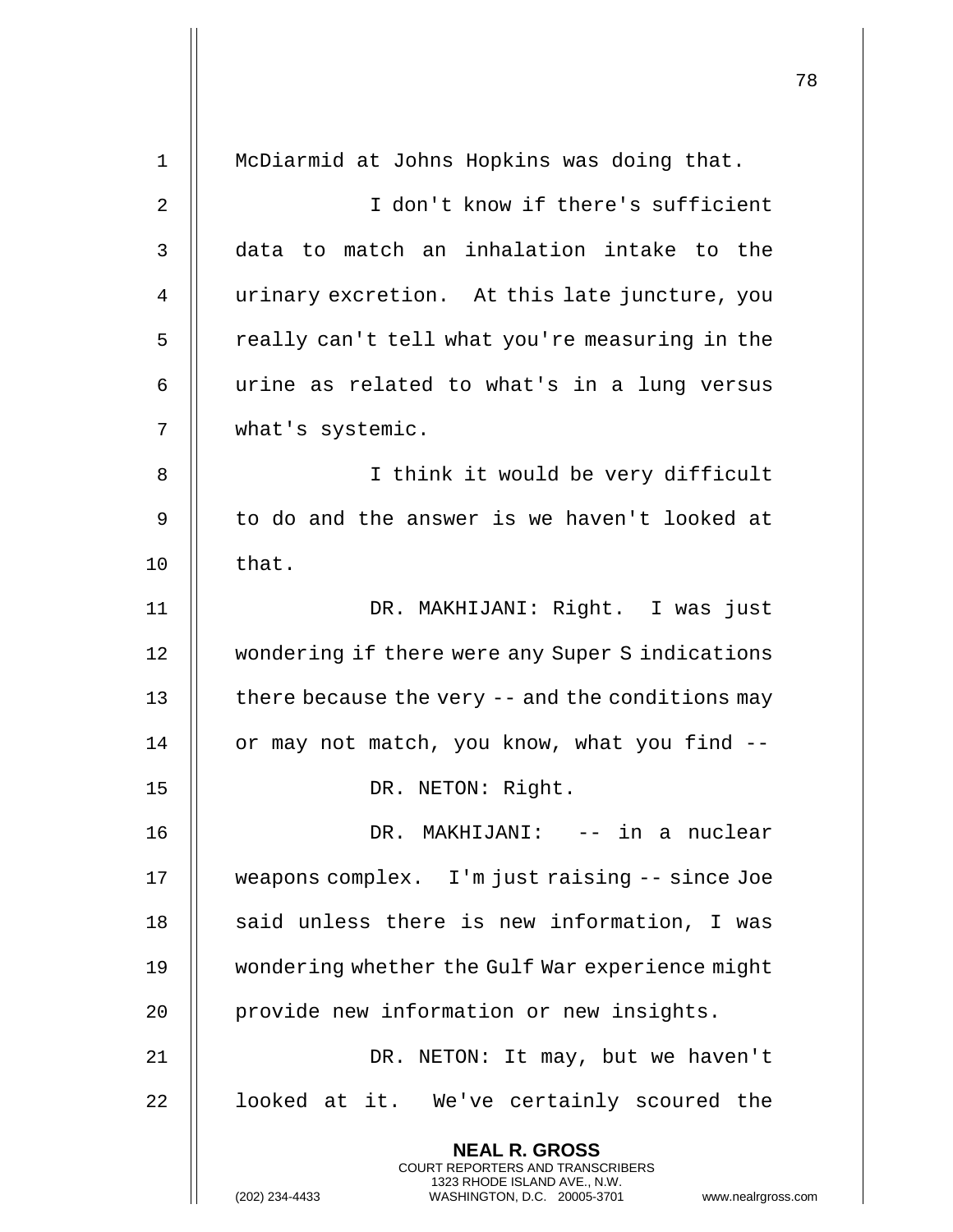McDiarmid at Johns Hopkins was doing that.

I don't know if there's sufficient data to match an inhalation intake to the urinary excretion. At this late juncture, you really can't tell what you're measuring in the urine as related to what's in a lung versus what's systemic.

I think it would be very difficult to do and the answer is we haven't looked at that.

DR. MAKHIJANI: Right. I was just wondering if there were any Super S indications there because the very -- and the conditions may or may not match, you know, what you find --

DR. NETON: Right.

DR. MAKHIJANI: -- in a nuclear weapons complex. I'm just raising -- since Joe said unless there is new information, I was wondering whether the Gulf War experience might provide new information or new insights.

DR. NETON: It may, but we haven't looked at it. We've certainly scoured the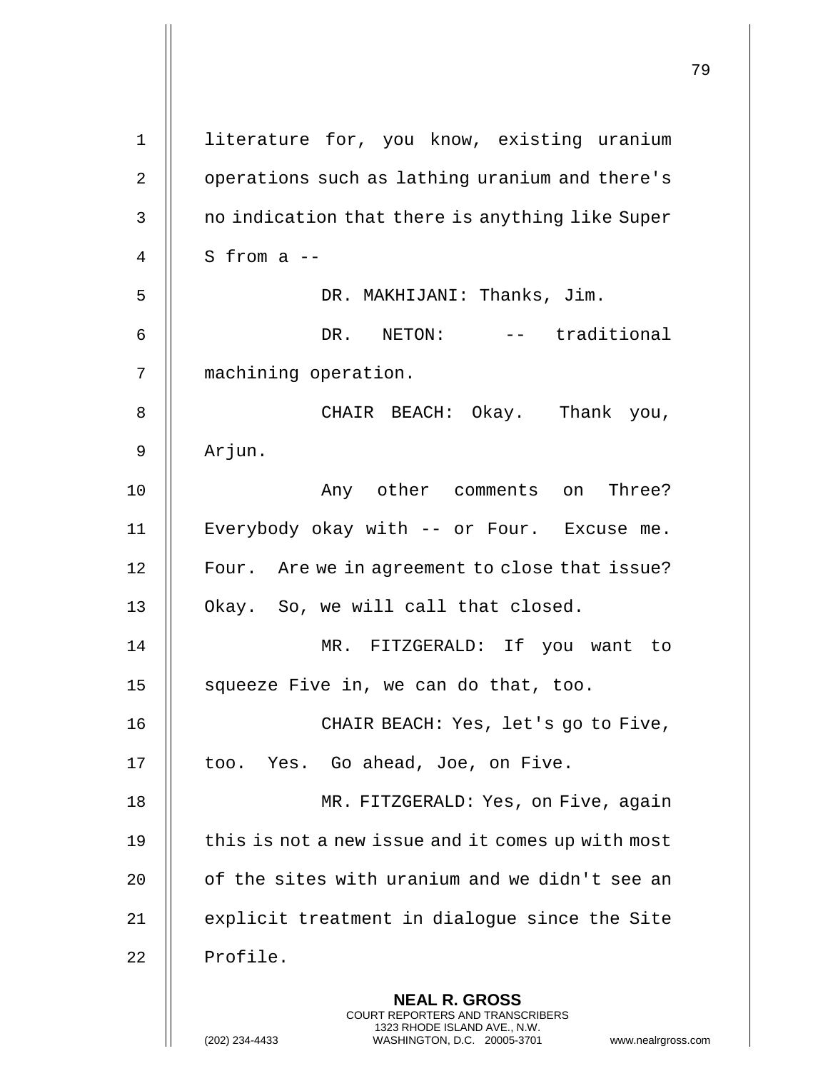literature for, you know, existing uranium operations such as lathing uranium and there's no indication that there is anything like Super S from a --

DR. MAKHIJANI: Thanks, Jim.

DR. NETON: -- traditional machining operation.

CHAIR BEACH: Okay. Thank you, Arjun.

Any other comments on Three? Everybody okay with -- or Four. Excuse me. Four. Are we in agreement to close that issue? Okay. So, we will call that closed.

MR. FITZGERALD: If you want to squeeze Five in, we can do that, too.

CHAIR BEACH: Yes, let's go to Five, too. Yes. Go ahead, Joe, on Five.

MR. FITZGERALD: Yes, on Five, again this is not a new issue and it comes up with most of the sites with uranium and we didn't see an explicit treatment in dialogue since the Site Profile.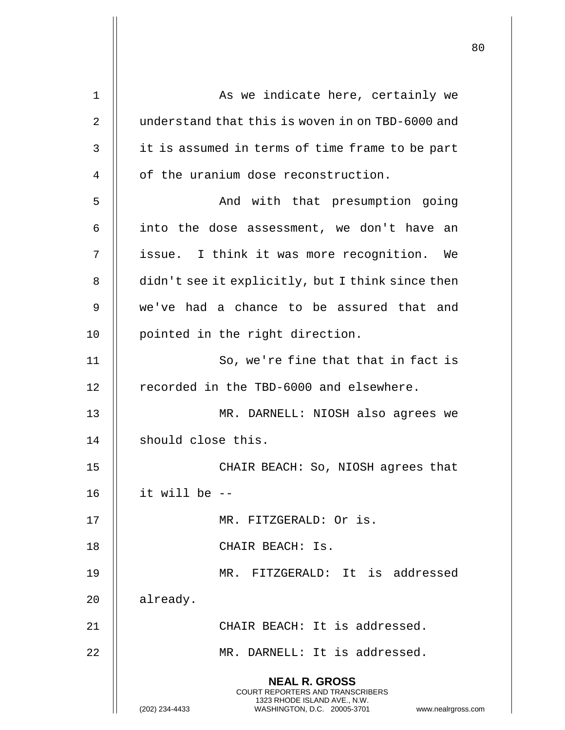As we indicate here, certainly we understand that this is woven in on TBD-6000 and it is assumed in terms of time frame to be part of the uranium dose reconstruction.

And with that presumption going into the dose assessment, we don't have an issue. I think it was more recognition. We didn't see it explicitly, but I think since then we've had a chance to be assured that and pointed in the right direction.

So, we're fine that that in fact is recorded in the TBD-6000 and elsewhere.

MR. DARNELL: NIOSH also agrees we should close this.

CHAIR BEACH: So, NIOSH agrees that it will be --

MR. FITZGERALD: Or is.

CHAIR BEACH: Is.

MR. FITZGERALD: It is addressed already.

CHAIR BEACH: It is addressed.

MR. DARNELL: It is addressed.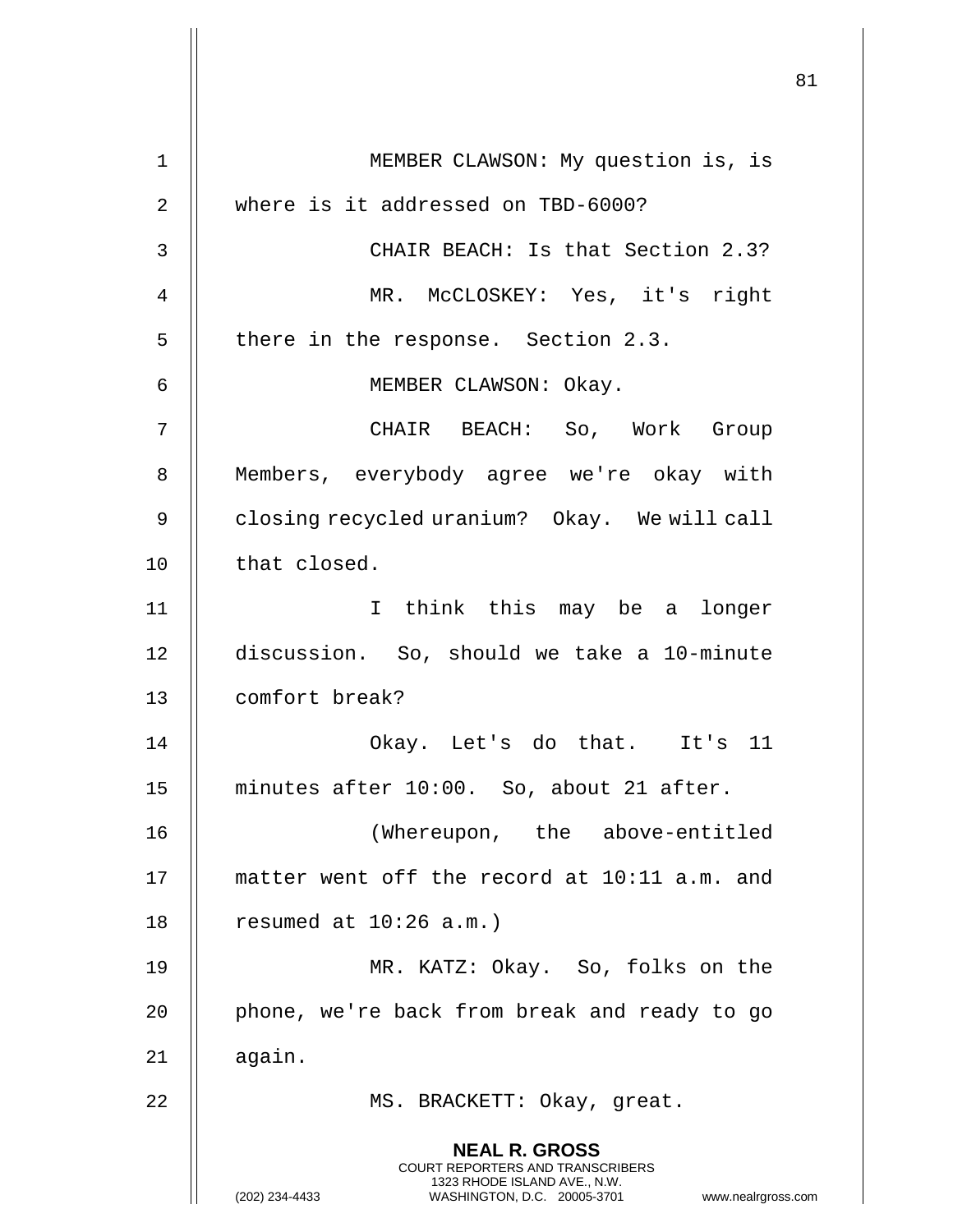MEMBER CLAWSON: My question is, is where is it addressed on TBD-6000?

CHAIR BEACH: Is that Section 2.3?

MR. McCLOSKEY: Yes, it's right there in the response. Section 2.3.

MEMBER CLAWSON: Okay.

CHAIR BEACH: So, Work Group Members, everybody agree we're okay with closing recycled uranium? Okay. We will call that closed.

I think this may be a longer discussion. So, should we take a 10-minute comfort break?

Okay. Let's do that. It's 11 minutes after 10:00. So, about 21 after.

(Whereupon, the above-entitled matter went off the record at 10:11 a.m. and resumed at 10:26 a.m.)

MR. KATZ: Okay. So, folks on the phone, we're back from break and ready to go again.

MS. BRACKETT: Okay, great.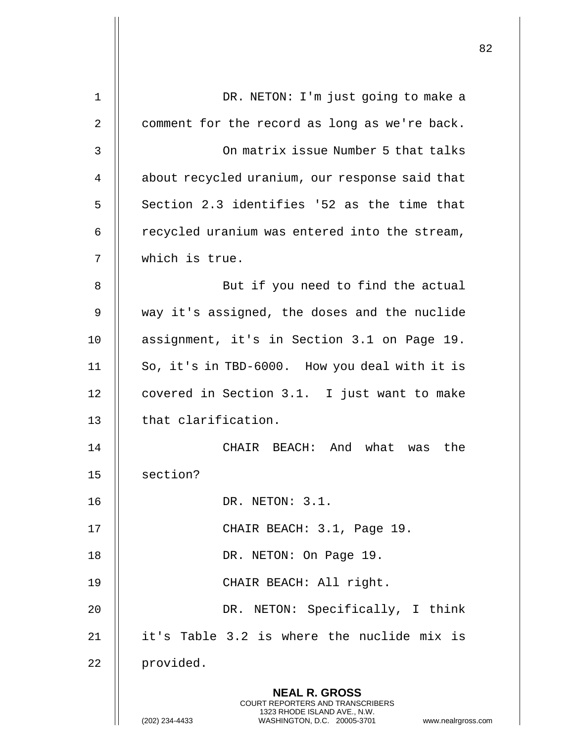DR. NETON: I'm just going to make a comment for the record as long as we're back.

On matrix issue Number 5 that talks about recycled uranium, our response said that Section 2.3 identifies '52 as the time that recycled uranium was entered into the stream, which is true.

But if you need to find the actual way it's assigned, the doses and the nuclide assignment, it's in Section 3.1 on Page 19. So, it's in TBD-6000. How you deal with it is covered in Section 3.1. I just want to make that clarification.

CHAIR BEACH: And what was the section?

DR. NETON: 3.1.

CHAIR BEACH: 3.1, Page 19.

DR. NETON: On Page 19.

CHAIR BEACH: All right.

DR. NETON: Specifically, I think it's Table 3.2 is where the nuclide mix is provided.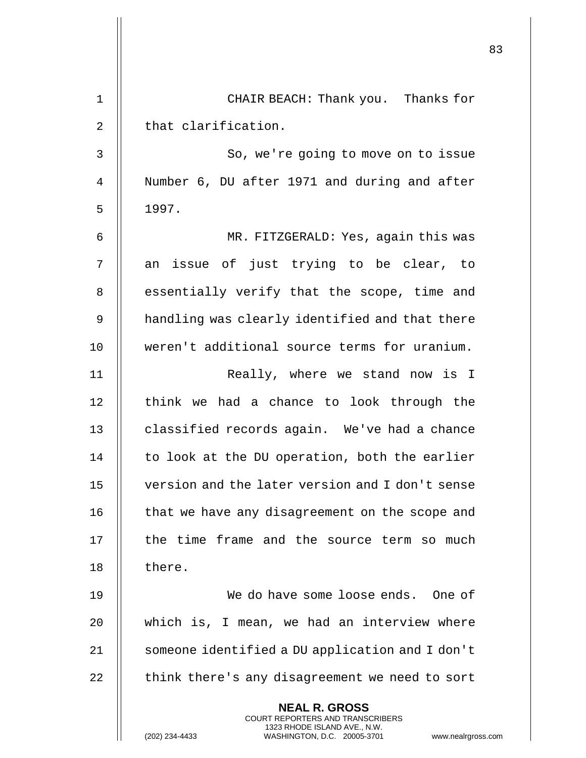CHAIR BEACH: Thank you. Thanks for that clarification.

So, we're going to move on to issue Number 6, DU after 1971 and during and after 1997.

MR. FITZGERALD: Yes, again this was an issue of just trying to be clear, to essentially verify that the scope, time and handling was clearly identified and that there weren't additional source terms for uranium.

Really, where we stand now is I think we had a chance to look through the classified records again. We've had a chance to look at the DU operation, both the earlier version and the later version and I don't sense that we have any disagreement on the scope and the time frame and the source term so much there.

We do have some loose ends. One of which is, I mean, we had an interview where someone identified a DU application and I don't think there's any disagreement we need to sort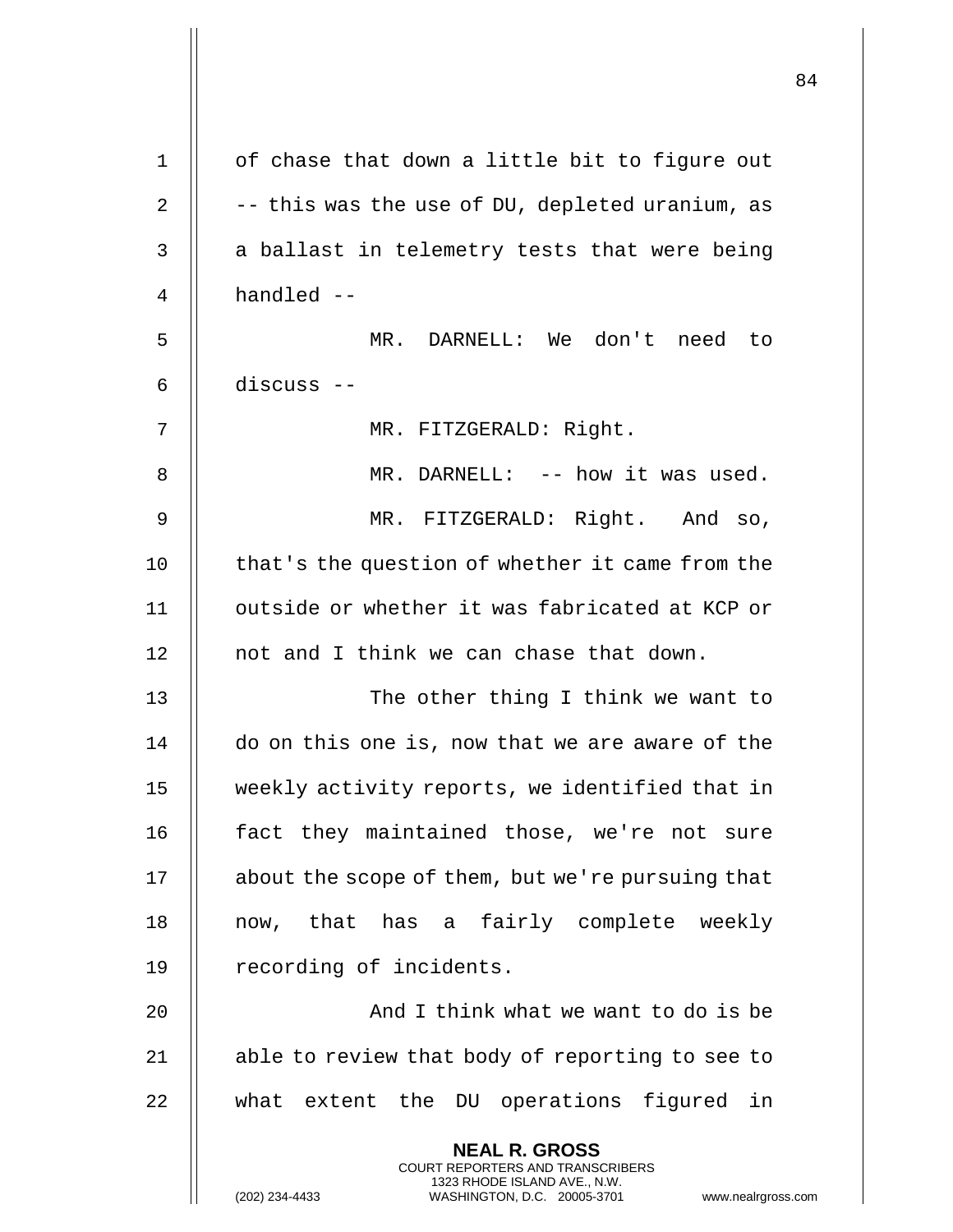of chase that down a little bit to figure out -- this was the use of DU, depleted uranium, as a ballast in telemetry tests that were being handled --

MR. DARNELL: We don't need to discuss --

MR. FITZGERALD: Right.

MR. DARNELL: -- how it was used.

MR. FITZGERALD: Right. And so, that's the question of whether it came from the outside or whether it was fabricated at KCP or not and I think we can chase that down.

The other thing I think we want to do on this one is, now that we are aware of the weekly activity reports, we identified that in fact they maintained those, we're not sure about the scope of them, but we're pursuing that now, that has a fairly complete weekly recording of incidents.

And I think what we want to do is be able to review that body of reporting to see to what extent the DU operations figured in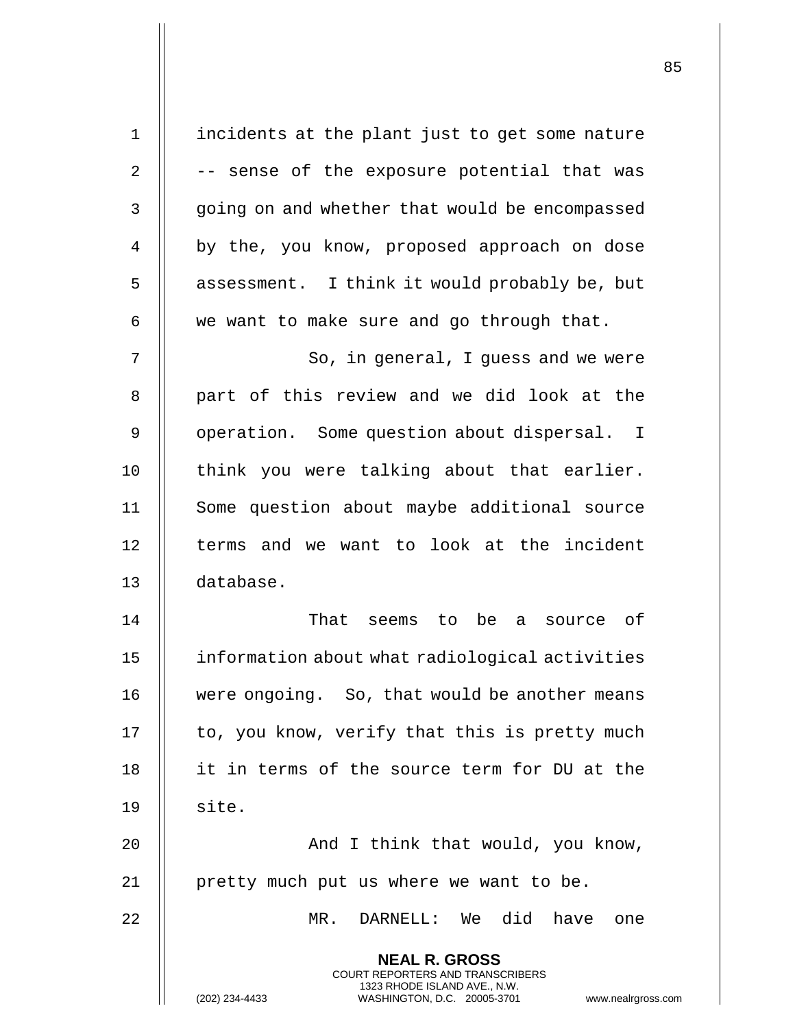incidents at the plant just to get some nature -- sense of the exposure potential that was going on and whether that would be encompassed by the, you know, proposed approach on dose assessment. I think it would probably be, but we want to make sure and go through that.

So, in general, I guess and we were part of this review and we did look at the operation. Some question about dispersal. I think you were talking about that earlier. Some question about maybe additional source terms and we want to look at the incident database.

That seems to be a source of information about what radiological activities were ongoing. So, that would be another means to, you know, verify that this is pretty much it in terms of the source term for DU at the site.

And I think that would, you know, pretty much put us where we want to be.

MR. DARNELL: We did have one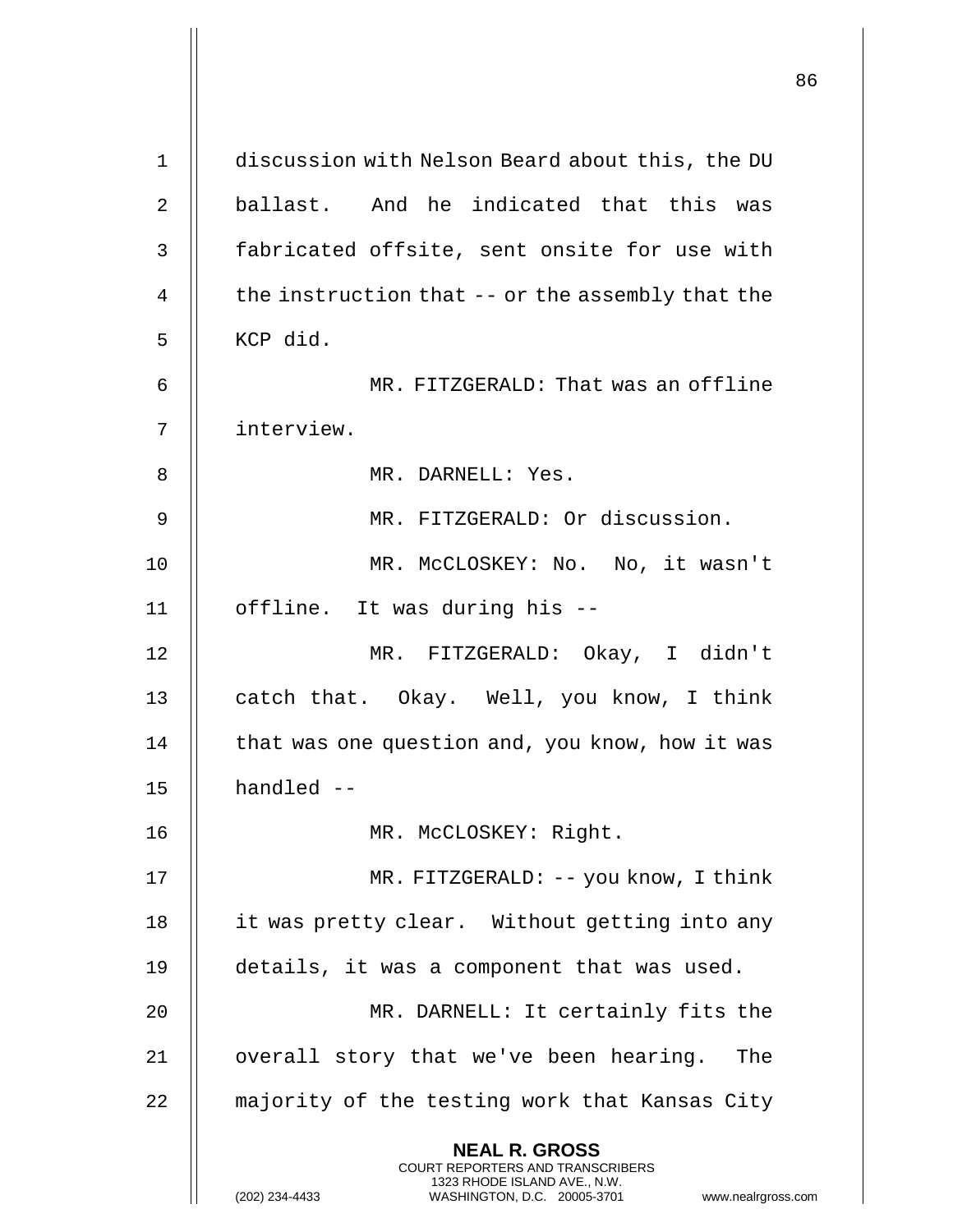discussion with Nelson Beard about this, the DU ballast. And he indicated that this was fabricated offsite, sent onsite for use with the instruction that -- or the assembly that the KCP did.

MR. FITZGERALD: That was an offline interview.

MR. DARNELL: Yes.

MR. FITZGERALD: Or discussion.

MR. McCLOSKEY: No. No, it wasn't offline. It was during his --

MR. FITZGERALD: Okay, I didn't catch that. Okay. Well, you know, I think that was one question and, you know, how it was handled --

MR. McCLOSKEY: Right.

MR. FITZGERALD: -- you know, I think it was pretty clear. Without getting into any details, it was a component that was used.

MR. DARNELL: It certainly fits the overall story that we've been hearing. The majority of the testing work that Kansas City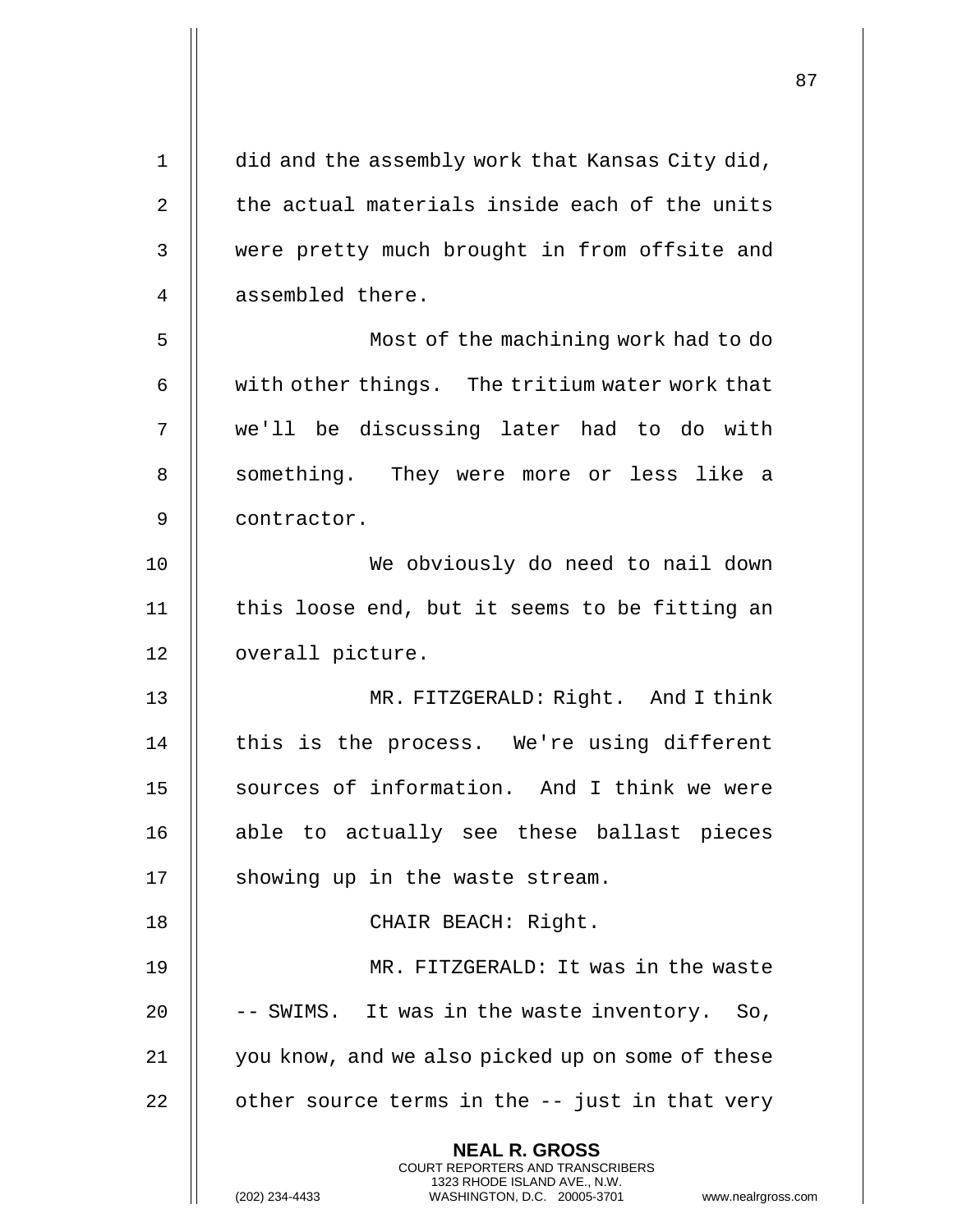did and the assembly work that Kansas City did, the actual materials inside each of the units were pretty much brought in from offsite and assembled there.

Most of the machining work had to do with other things. The tritium water work that we'll be discussing later had to do with something. They were more or less like a contractor.

We obviously do need to nail down this loose end, but it seems to be fitting an overall picture.

MR. FITZGERALD: Right. And I think this is the process. We're using different sources of information. And I think we were able to actually see these ballast pieces showing up in the waste stream.

CHAIR BEACH: Right.

MR. FITZGERALD: It was in the waste -- SWIMS. It was in the waste inventory. So, you know, and we also picked up on some of these other source terms in the -- just in that very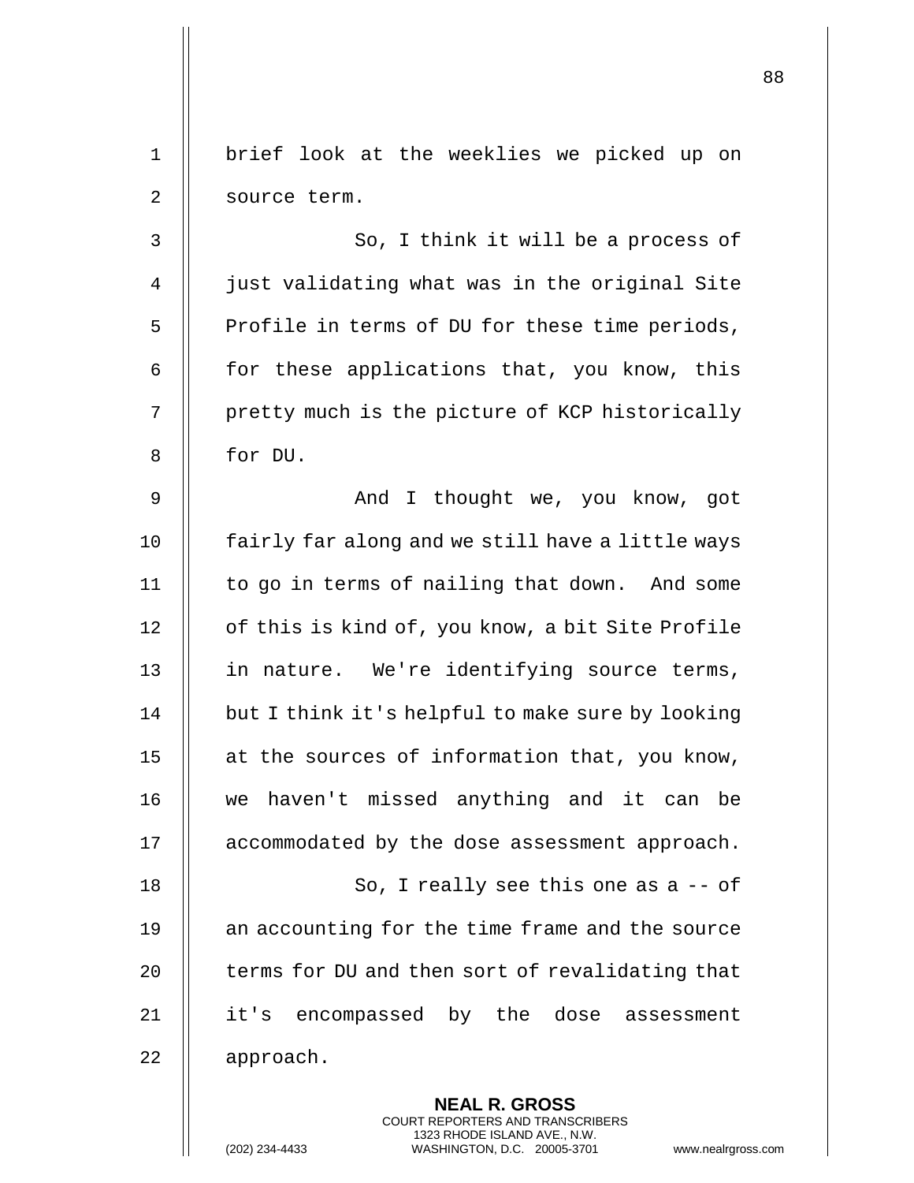brief look at the weeklies we picked up on source term.

So, I think it will be a process of just validating what was in the original Site Profile in terms of DU for these time periods, for these applications that, you know, this pretty much is the picture of KCP historically for DU.

And I thought we, you know, got fairly far along and we still have a little ways to go in terms of nailing that down. And some of this is kind of, you know, a bit Site Profile in nature. We're identifying source terms, but I think it's helpful to make sure by looking at the sources of information that, you know, we haven't missed anything and it can be accommodated by the dose assessment approach.

So, I really see this one as a -- of an accounting for the time frame and the source terms for DU and then sort of revalidating that it's encompassed by the dose assessment approach.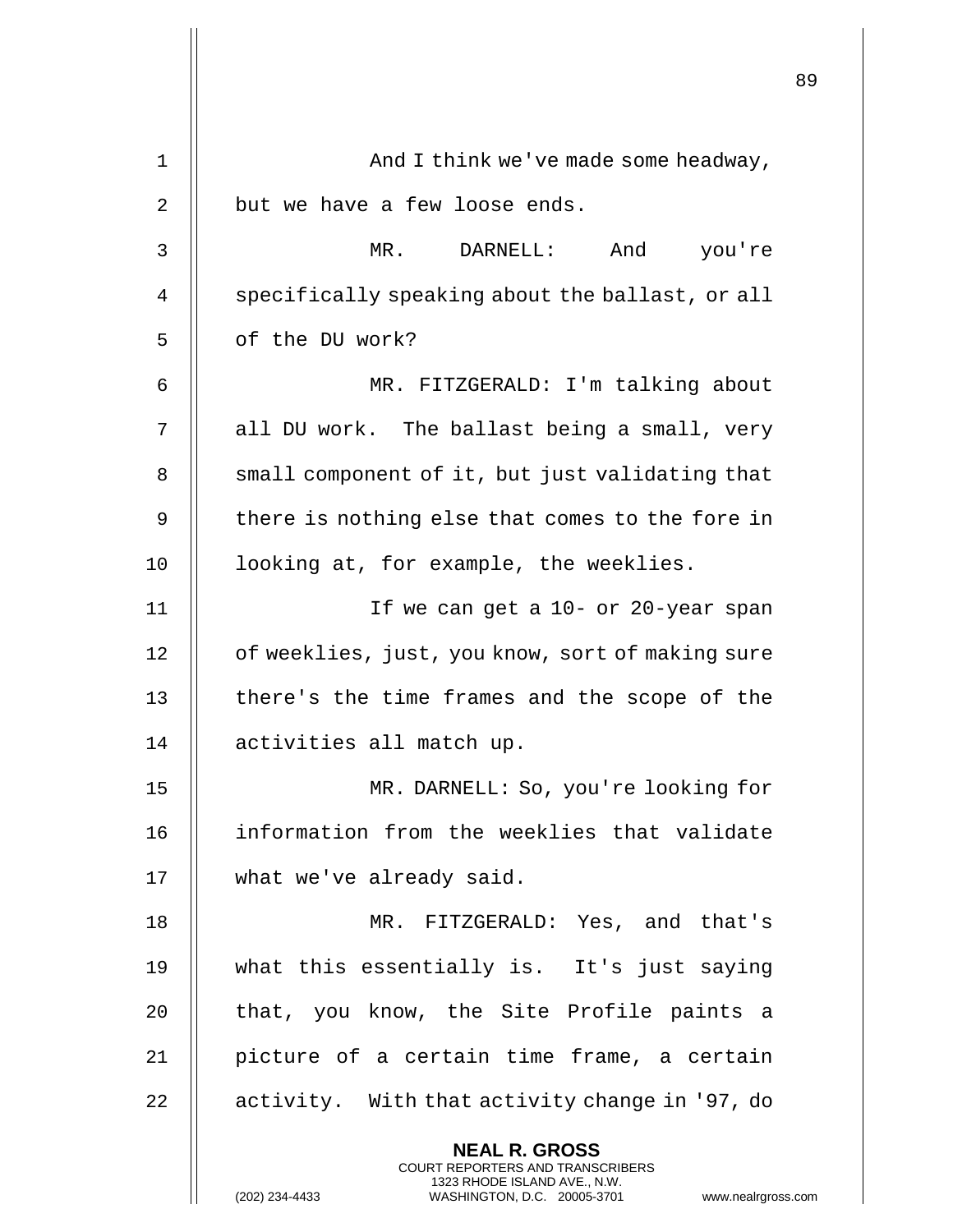And I think we've made some headway, but we have a few loose ends.

MR. DARNELL: And you're specifically speaking about the ballast, or all of the DU work?

MR. FITZGERALD: I'm talking about all DU work. The ballast being a small, very small component of it, but just validating that there is nothing else that comes to the fore in looking at, for example, the weeklies.

If we can get a 10- or 20-year span of weeklies, just, you know, sort of making sure there's the time frames and the scope of the activities all match up.

MR. DARNELL: So, you're looking for information from the weeklies that validate what we've already said.

MR. FITZGERALD: Yes, and that's what this essentially is. It's just saying that, you know, the Site Profile paints a picture of a certain time frame, a certain activity. With that activity change in '97, do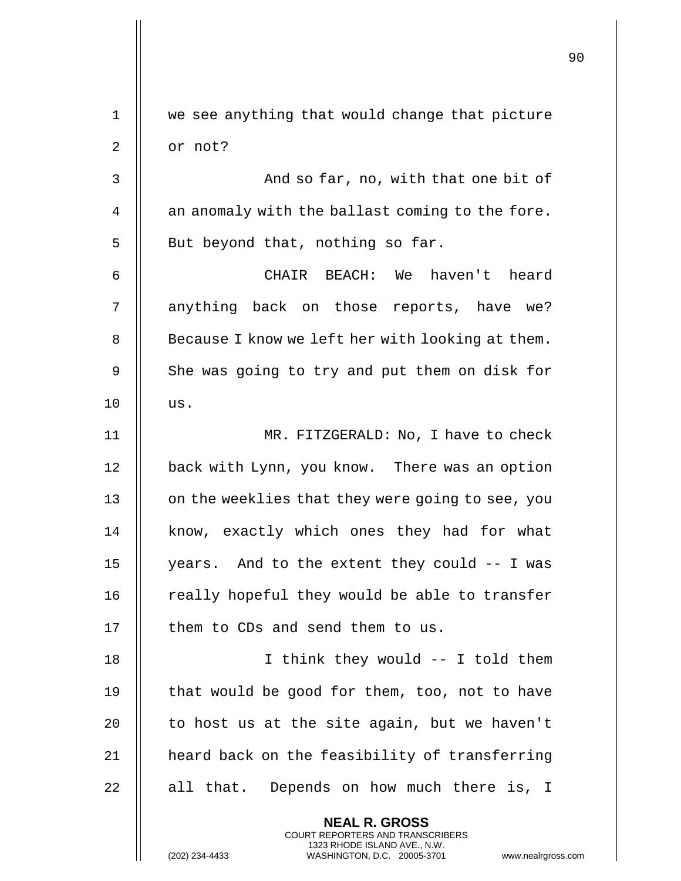we see anything that would change that picture or not?

And so far, no, with that one bit of an anomaly with the ballast coming to the fore. But beyond that, nothing so far.

CHAIR BEACH: We haven't heard anything back on those reports, have we? Because I know we left her with looking at them. She was going to try and put them on disk for us.

MR. FITZGERALD: No, I have to check back with Lynn, you know. There was an option on the weeklies that they were going to see, you know, exactly which ones they had for what years. And to the extent they could -- I was really hopeful they would be able to transfer them to CDs and send them to us.

I think they would -- I told them that would be good for them, too, not to have to host us at the site again, but we haven't heard back on the feasibility of transferring all that. Depends on how much there is, I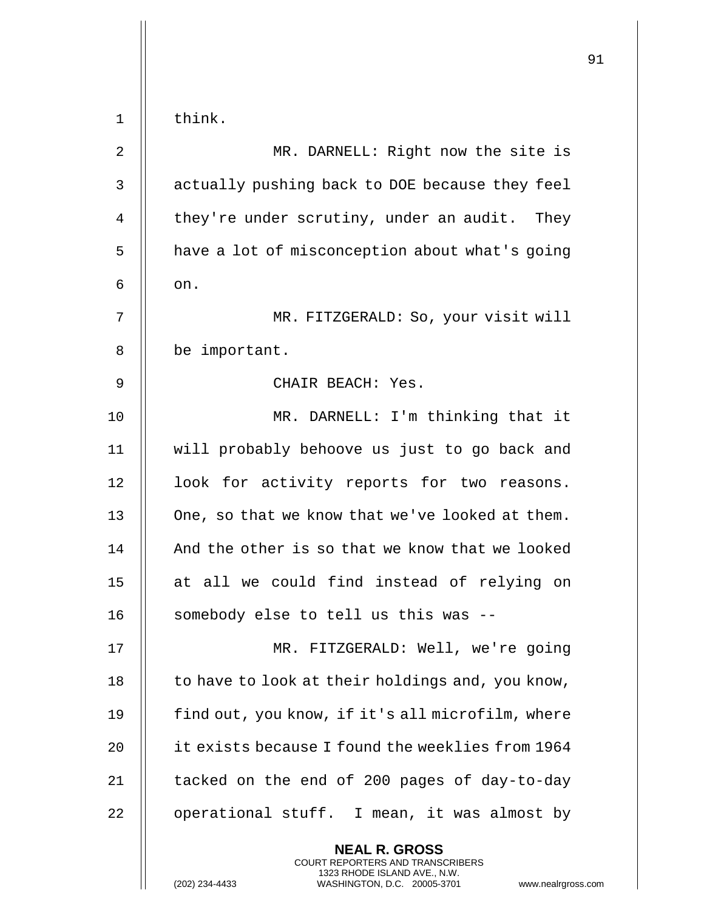think.

MR. DARNELL: Right now the site is actually pushing back to DOE because they feel they're under scrutiny, under an audit. They have a lot of misconception about what's going on.

MR. FITZGERALD: So, your visit will be important.

CHAIR BEACH: Yes.

MR. DARNELL: I'm thinking that it will probably behoove us just to go back and look for activity reports for two reasons. One, so that we know that we've looked at them. And the other is so that we know that we looked at all we could find instead of relying on somebody else to tell us this was --

MR. FITZGERALD: Well, we're going to have to look at their holdings and, you know, find out, you know, if it's all microfilm, where it exists because I found the weeklies from 1964 tacked on the end of 200 pages of day-to-day operational stuff. I mean, it was almost by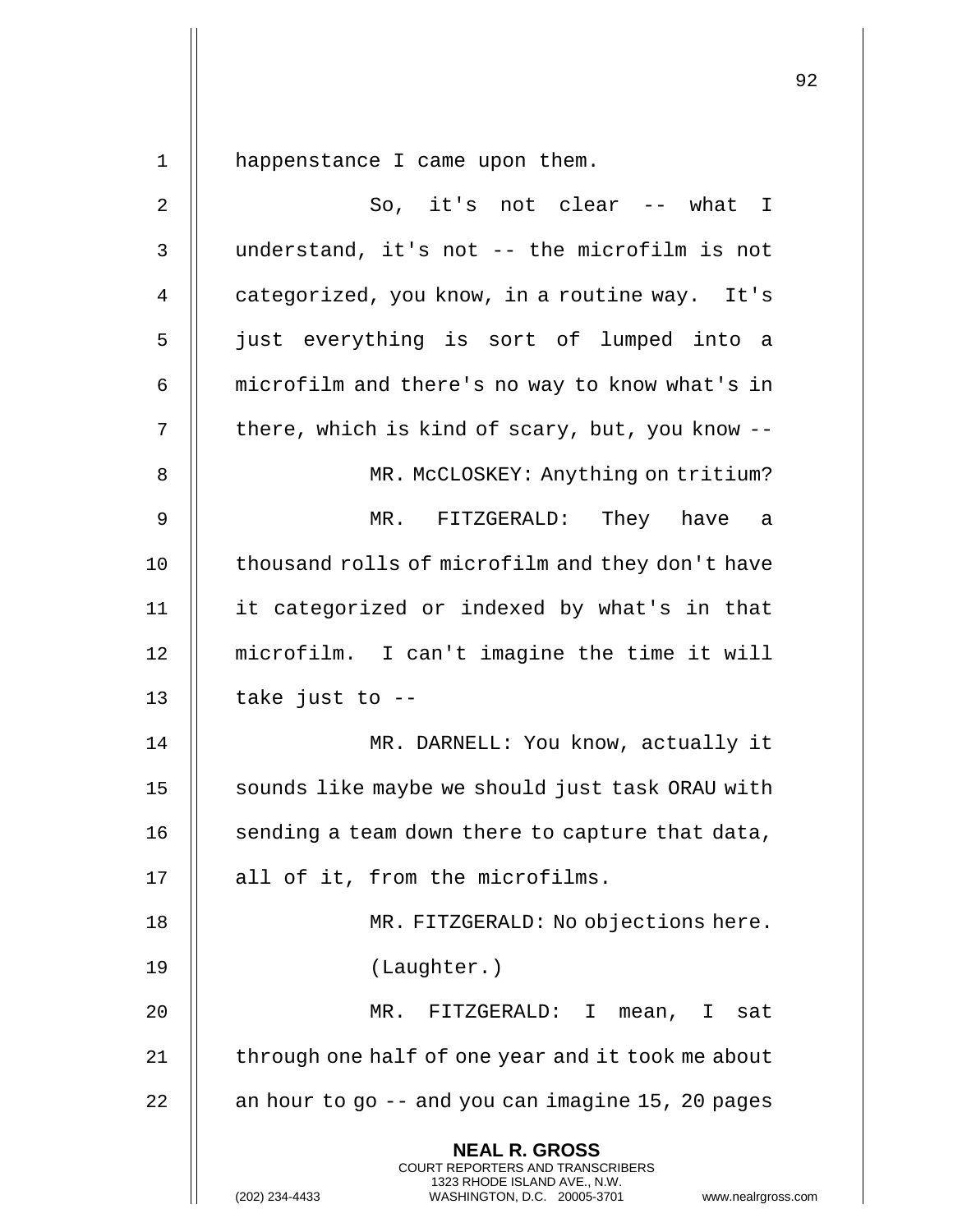happenstance I came upon them.

So, it's not clear -- what I understand, it's not -- the microfilm is not categorized, you know, in a routine way. It's just everything is sort of lumped into a microfilm and there's no way to know what's in there, which is kind of scary, but, you know --

MR. McCLOSKEY: Anything on tritium?

MR. FITZGERALD: They have a thousand rolls of microfilm and they don't have it categorized or indexed by what's in that microfilm. I can't imagine the time it will take just to --

MR. DARNELL: You know, actually it sounds like maybe we should just task ORAU with sending a team down there to capture that data, all of it, from the microfilms.

MR. FITZGERALD: No objections here.

(Laughter.)

MR. FITZGERALD: I mean, I sat through one half of one year and it took me about an hour to go -- and you can imagine 15, 20 pages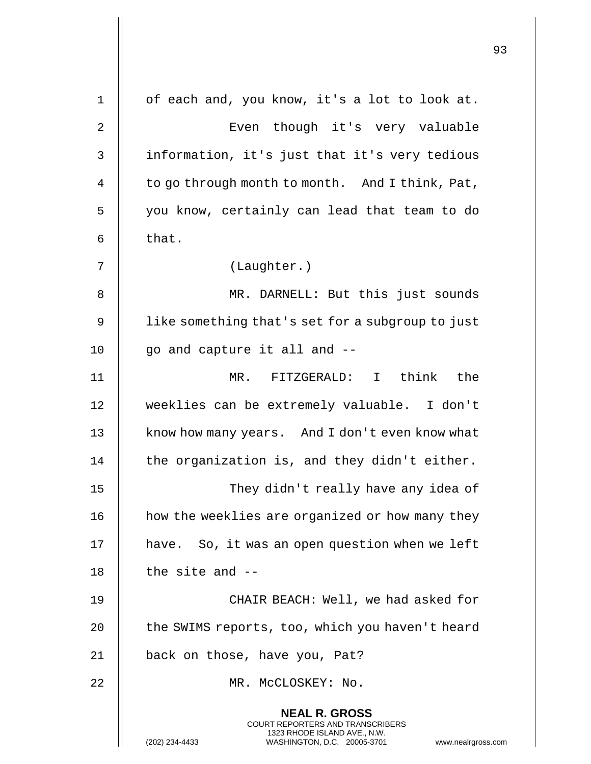of each and, you know, it's a lot to look at.

Even though it's very valuable information, it's just that it's very tedious to go through month to month. And I think, Pat, you know, certainly can lead that team to do that.

(Laughter.)

MR. DARNELL: But this just sounds like something that's set for a subgroup to just go and capture it all and --

MR. FITZGERALD: I think the weeklies can be extremely valuable. I don't know how many years. And I don't even know what the organization is, and they didn't either.

They didn't really have any idea of how the weeklies are organized or how many they have. So, it was an open question when we left the site and --

CHAIR BEACH: Well, we had asked for the SWIMS reports, too, which you haven't heard back on those, have you, Pat?

MR. McCLOSKEY: No.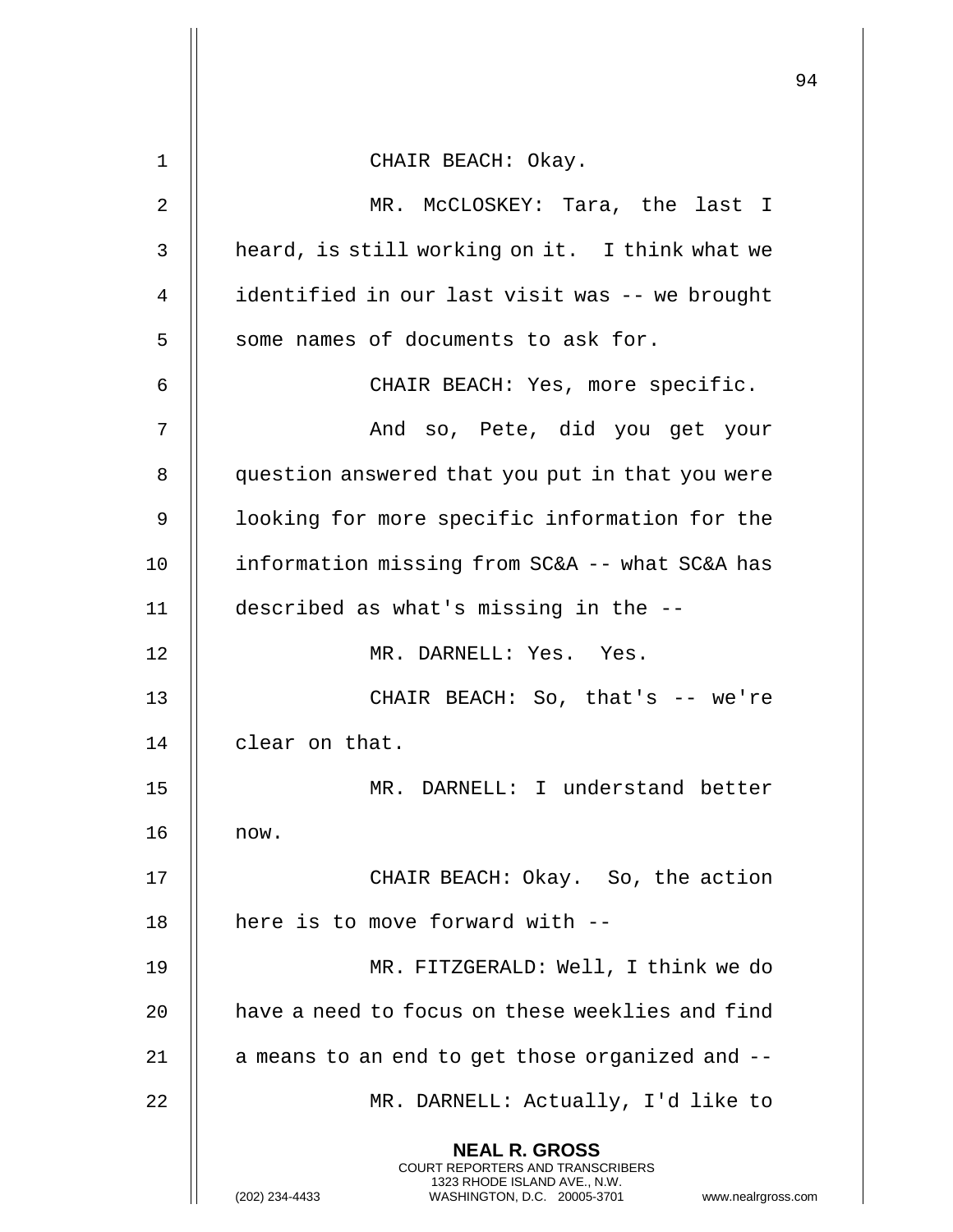CHAIR BEACH: Okay.

MR. McCLOSKEY: Tara, the last I heard, is still working on it. I think what we identified in our last visit was -- we brought some names of documents to ask for.

CHAIR BEACH: Yes, more specific.

And so, Pete, did you get your question answered that you put in that you were looking for more specific information for the information missing from SC&A -- what SC&A has described as what's missing in the --

MR. DARNELL: Yes. Yes.

CHAIR BEACH: So, that's -- we're clear on that.

MR. DARNELL: I understand better now.

CHAIR BEACH: Okay. So, the action here is to move forward with --

MR. FITZGERALD: Well, I think we do have a need to focus on these weeklies and find a means to an end to get those organized and --

MR. DARNELL: Actually, I'd like to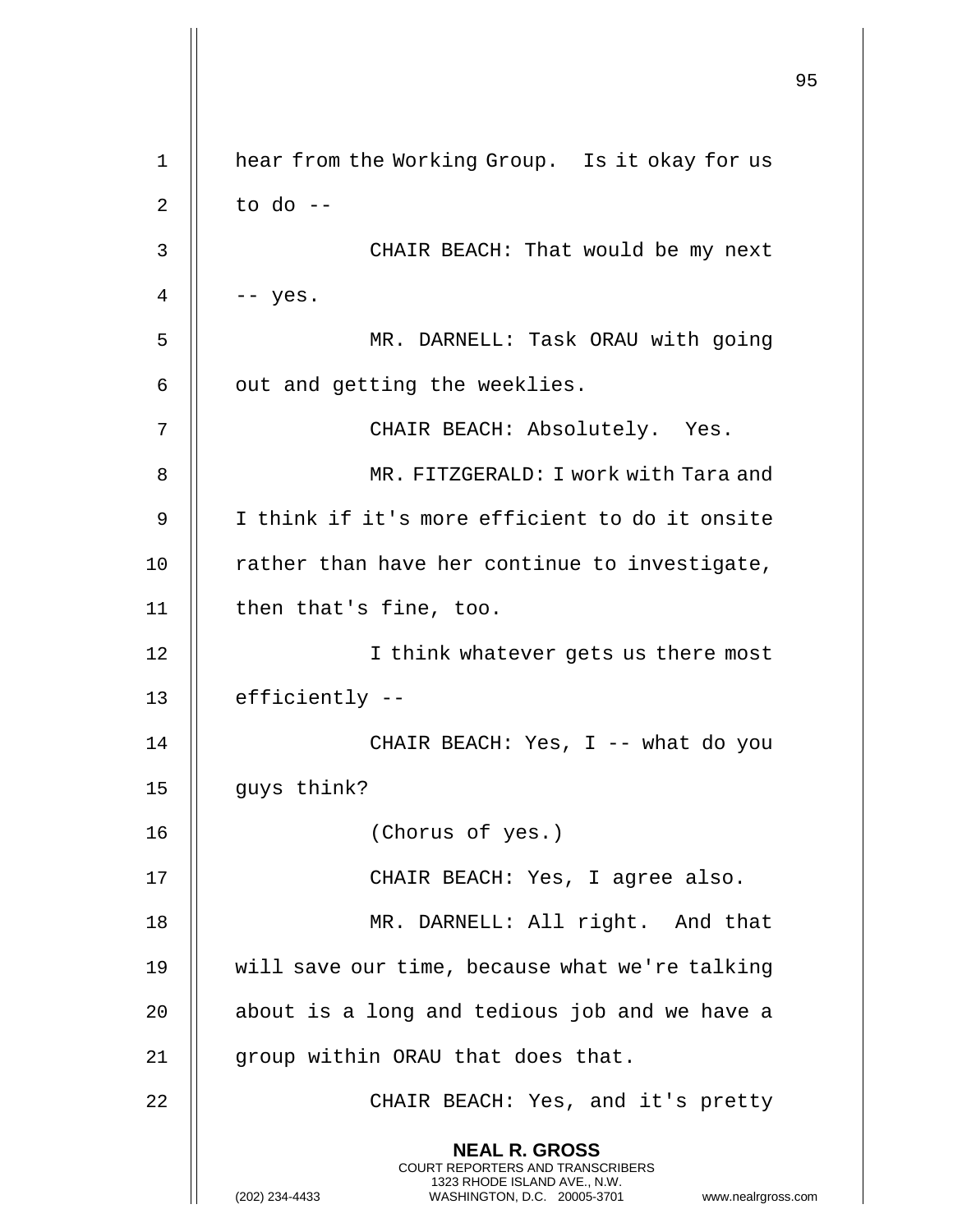hear from the Working Group. Is it okay for us to do --

CHAIR BEACH: That would be my next -- yes.

MR. DARNELL: Task ORAU with going out and getting the weeklies.

CHAIR BEACH: Absolutely. Yes.

MR. FITZGERALD: I work with Tara and I think if it's more efficient to do it onsite rather than have her continue to investigate, then that's fine, too.

I think whatever gets us there most efficiently --

CHAIR BEACH: Yes, I -- what do you guys think?

(Chorus of yes.)

CHAIR BEACH: Yes, I agree also.

MR. DARNELL: All right. And that will save our time, because what we're talking about is a long and tedious job and we have a group within ORAU that does that.

CHAIR BEACH: Yes, and it's pretty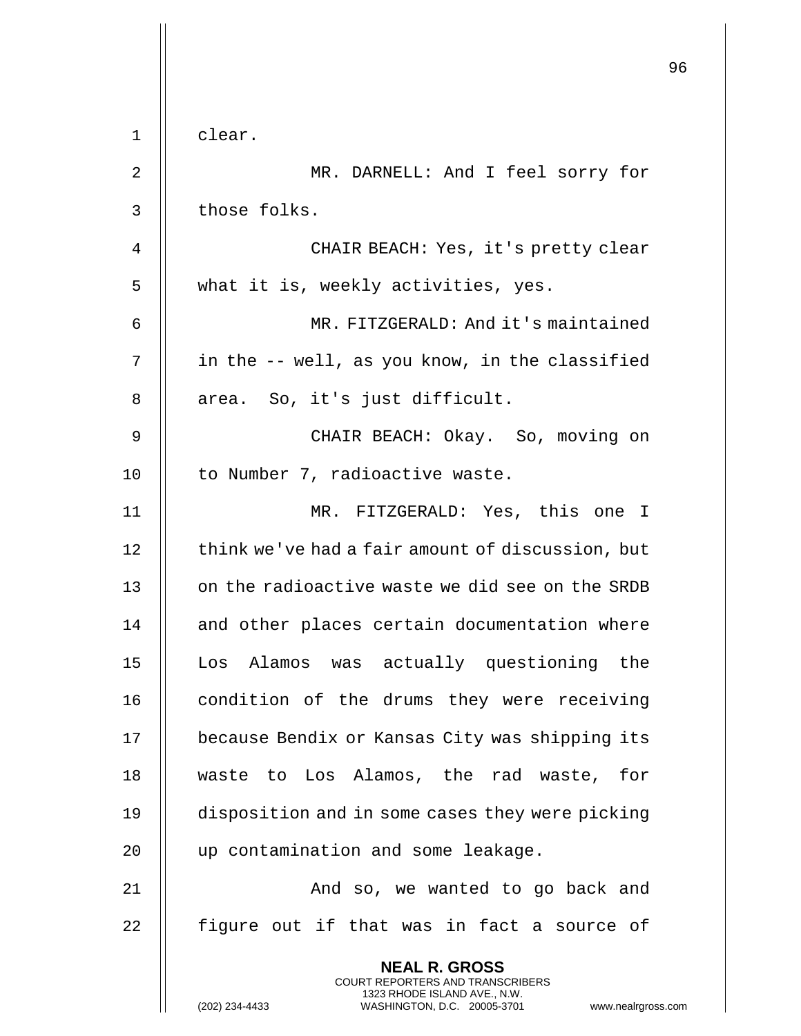clear.

MR. DARNELL: And I feel sorry for those folks.

CHAIR BEACH: Yes, it's pretty clear what it is, weekly activities, yes.

MR. FITZGERALD: And it's maintained in the -- well, as you know, in the classified area. So, it's just difficult.

CHAIR BEACH: Okay. So, moving on to Number 7, radioactive waste.

MR. FITZGERALD: Yes, this one I think we've had a fair amount of discussion, but on the radioactive waste we did see on the SRDB and other places certain documentation where Los Alamos was actually questioning the condition of the drums they were receiving because Bendix or Kansas City was shipping its waste to Los Alamos, the rad waste, for disposition and in some cases they were picking up contamination and some leakage.

And so, we wanted to go back and figure out if that was in fact a source of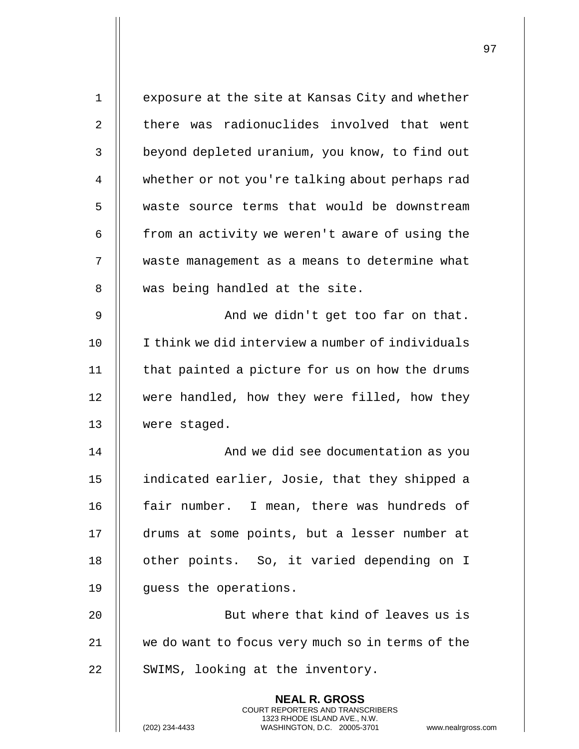exposure at the site at Kansas City and whether there was radionuclides involved that went beyond depleted uranium, you know, to find out whether or not you're talking about perhaps rad waste source terms that would be downstream from an activity we weren't aware of using the waste management as a means to determine what was being handled at the site.

And we didn't get too far on that. I think we did interview a number of individuals that painted a picture for us on how the drums were handled, how they were filled, how they were staged.

And we did see documentation as you indicated earlier, Josie, that they shipped a fair number. I mean, there was hundreds of drums at some points, but a lesser number at other points. So, it varied depending on I guess the operations.

But where that kind of leaves us is we do want to focus very much so in terms of the SWIMS, looking at the inventory.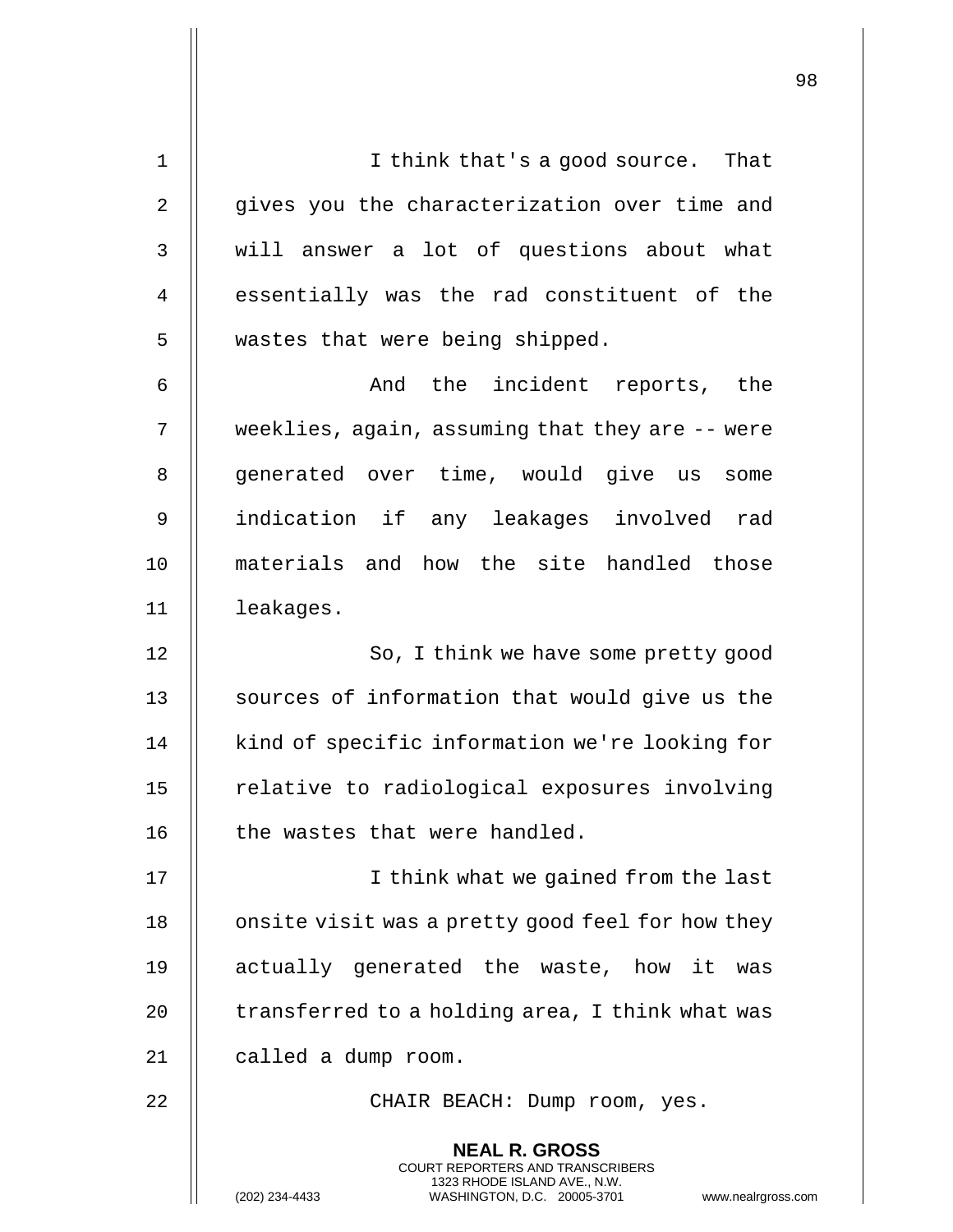I think that's a good source. That gives you the characterization over time and will answer a lot of questions about what essentially was the rad constituent of the wastes that were being shipped.

And the incident reports, the weeklies, again, assuming that they are -- were generated over time, would give us some indication if any leakages involved rad materials and how the site handled those leakages.

So, I think we have some pretty good sources of information that would give us the kind of specific information we're looking for relative to radiological exposures involving the wastes that were handled.

I think what we gained from the last onsite visit was a pretty good feel for how they actually generated the waste, how it was transferred to a holding area, I think what was called a dump room.

CHAIR BEACH: Dump room, yes.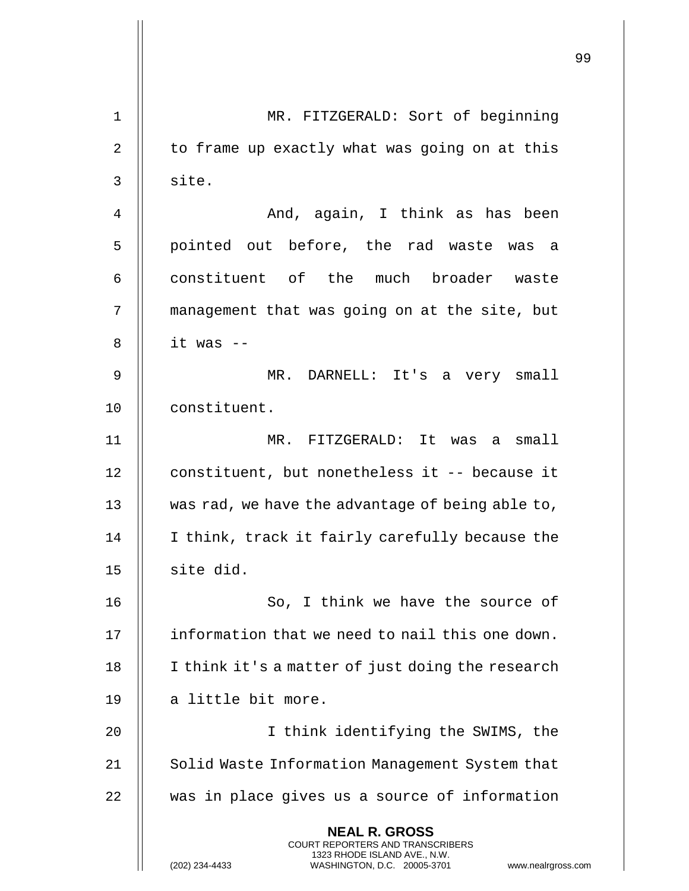MR. FITZGERALD: Sort of beginning to frame up exactly what was going on at this site.

And, again, I think as has been pointed out before, the rad waste was a constituent of the much broader waste management that was going on at the site, but it was --

MR. DARNELL: It's a very small constituent.

MR. FITZGERALD: It was a small constituent, but nonetheless it -- because it was rad, we have the advantage of being able to, I think, track it fairly carefully because the site did.

So, I think we have the source of information that we need to nail this one down. I think it's a matter of just doing the research a little bit more.

I think identifying the SWIMS, the Solid Waste Information Management System that was in place gives us a source of information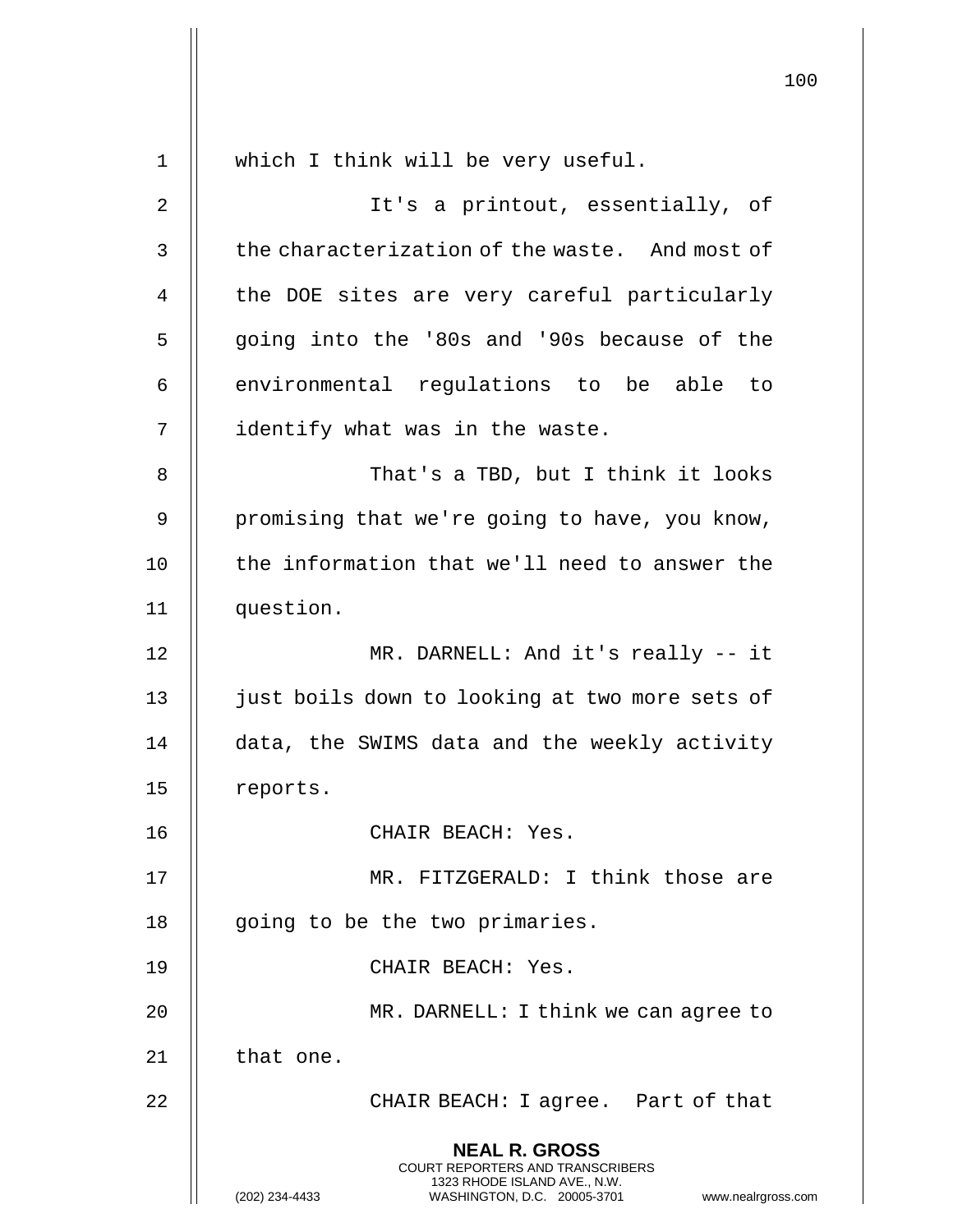which I think will be very useful.

It's a printout, essentially, of the characterization of the waste. And most of the DOE sites are very careful particularly going into the '80s and '90s because of the environmental regulations to be able to identify what was in the waste.

That's a TBD, but I think it looks promising that we're going to have, you know, the information that we'll need to answer the question.

MR. DARNELL: And it's really -- it just boils down to looking at two more sets of data, the SWIMS data and the weekly activity reports.

CHAIR BEACH: Yes.

MR. FITZGERALD: I think those are going to be the two primaries.

CHAIR BEACH: Yes.

MR. DARNELL: I think we can agree to that one.

CHAIR BEACH: I agree. Part of that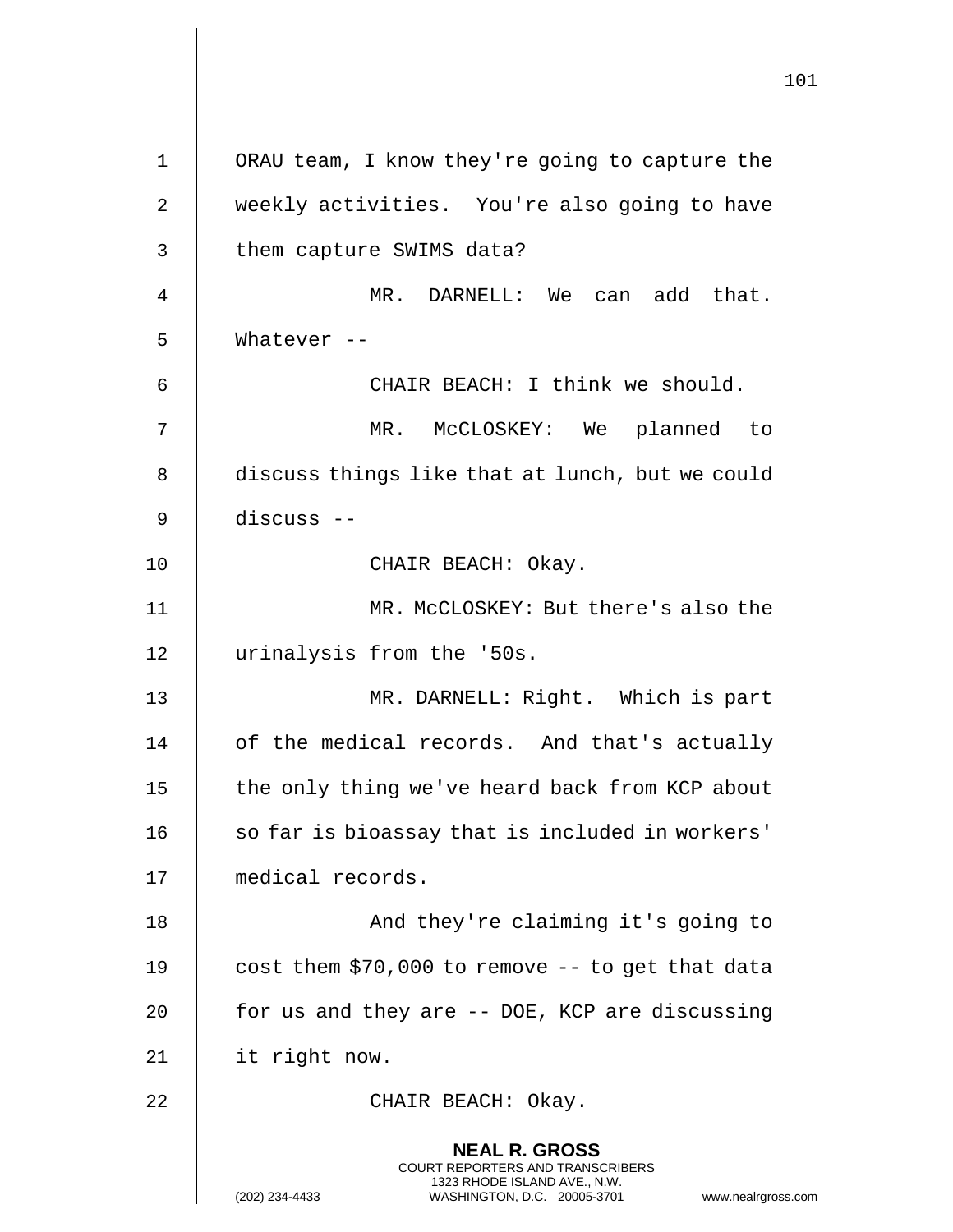ORAU team, I know they're going to capture the weekly activities. You're also going to have them capture SWIMS data?

MR. DARNELL: We can add that. Whatever --

CHAIR BEACH: I think we should.

MR. McCLOSKEY: We planned to discuss things like that at lunch, but we could discuss --

CHAIR BEACH: Okay.

MR. McCLOSKEY: But there's also the urinalysis from the '50s.

MR. DARNELL: Right. Which is part of the medical records. And that's actually the only thing we've heard back from KCP about so far is bioassay that is included in workers' medical records.

And they're claiming it's going to cost them $70,000 to remove -- to get that data for us and they are -- DOE, KCP are discussing it right now.

CHAIR BEACH: Okay.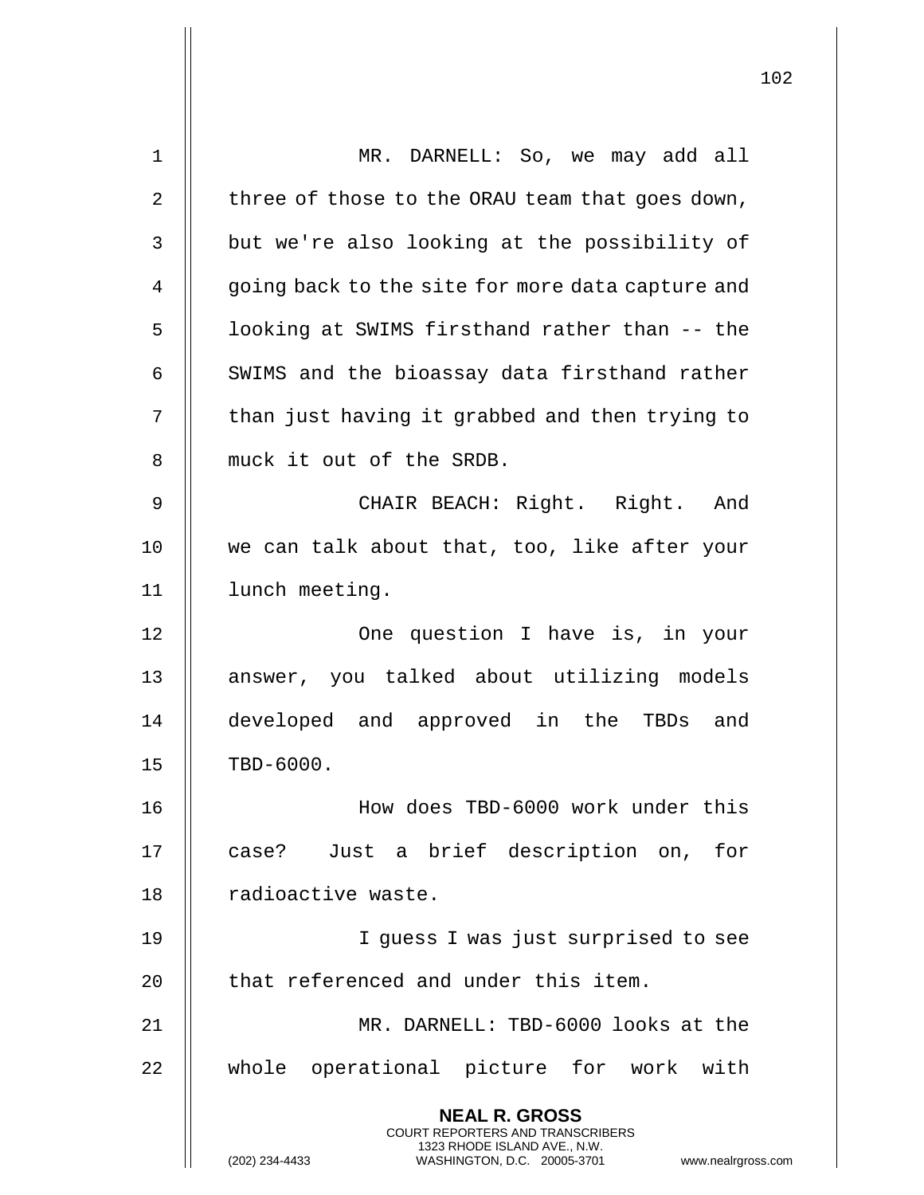MR. DARNELL: So, we may add all three of those to the ORAU team that goes down, but we're also looking at the possibility of going back to the site for more data capture and looking at SWIMS firsthand rather than -- the SWIMS and the bioassay data firsthand rather than just having it grabbed and then trying to muck it out of the SRDB.

CHAIR BEACH: Right. Right. And we can talk about that, too, like after your lunch meeting.

One question I have is, in your answer, you talked about utilizing models developed and approved in the TBDs and TBD-6000.

How does TBD-6000 work under this case? Just a brief description on, for radioactive waste.

I guess I was just surprised to see that referenced and under this item.

MR. DARNELL: TBD-6000 looks at the whole operational picture for work with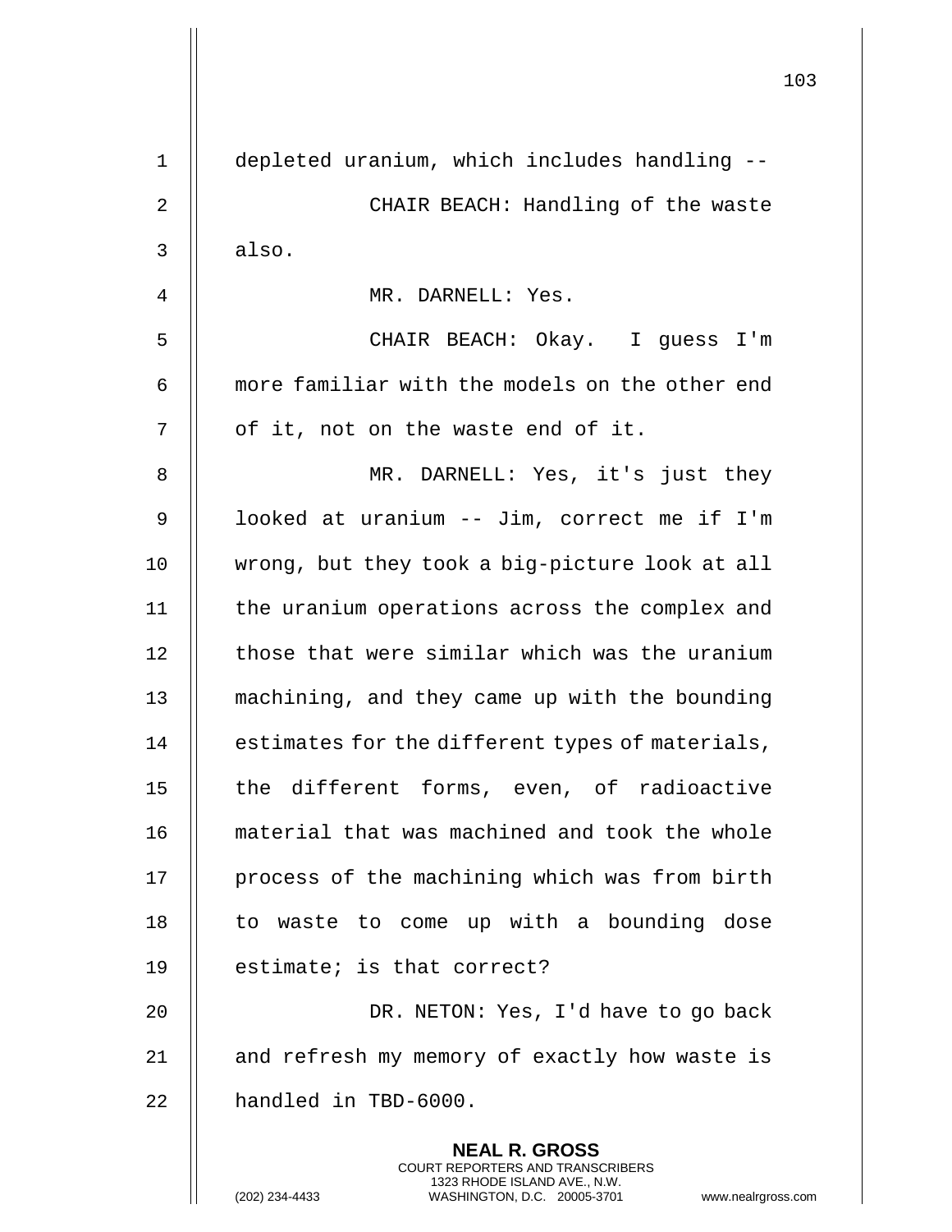depleted uranium, which includes handling --

CHAIR BEACH: Handling of the waste also.

MR. DARNELL: Yes.

CHAIR BEACH: Okay. I guess I'm more familiar with the models on the other end of it, not on the waste end of it.

MR. DARNELL: Yes, it's just they looked at uranium -- Jim, correct me if I'm wrong, but they took a big-picture look at all the uranium operations across the complex and those that were similar which was the uranium machining, and they came up with the bounding estimates for the different types of materials, the different forms, even, of radioactive material that was machined and took the whole process of the machining which was from birth to waste to come up with a bounding dose estimate; is that correct?

DR. NETON: Yes, I'd have to go back and refresh my memory of exactly how waste is handled in TBD-6000.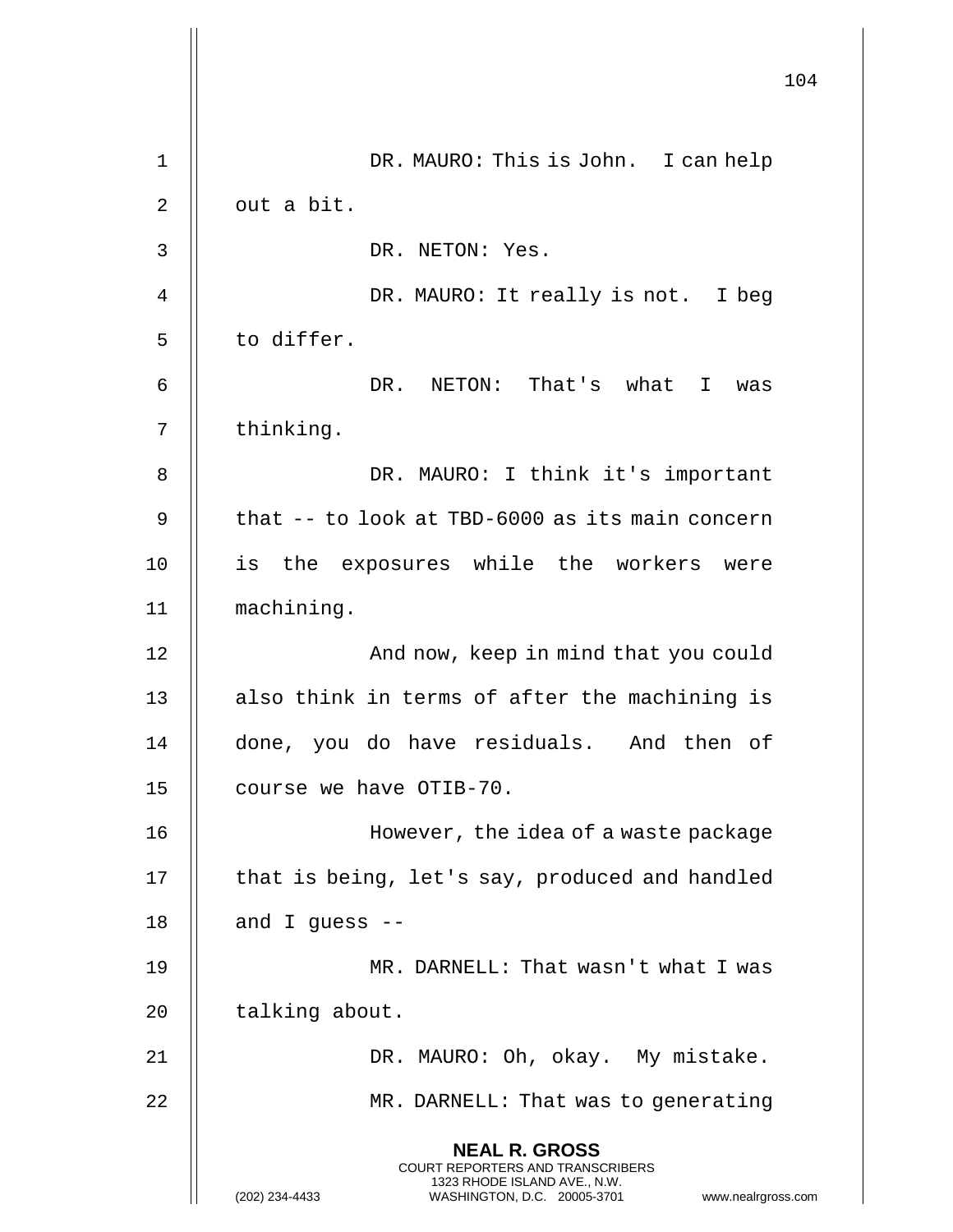DR. MAURO: This is John. I can help out a bit.

DR. NETON: Yes.

DR. MAURO: It really is not. I beg to differ.

DR. NETON: That's what I was thinking.

DR. MAURO: I think it's important that -- to look at TBD-6000 as its main concern is the exposures while the workers were machining.

And now, keep in mind that you could also think in terms of after the machining is done, you do have residuals. And then of course we have OTIB-70.

However, the idea of a waste package that is being, let's say, produced and handled and I guess --

MR. DARNELL: That wasn't what I was talking about.

DR. MAURO: Oh, okay. My mistake.

MR. DARNELL: That was to generating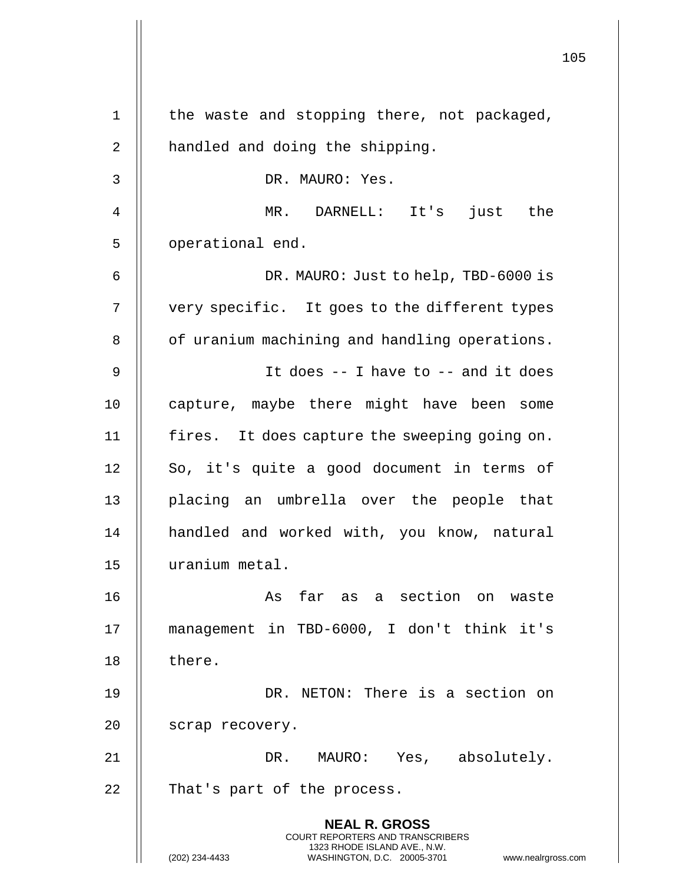the waste and stopping there, not packaged, handled and doing the shipping.

DR. MAURO: Yes.

MR. DARNELL: It's just the operational end.

DR. MAURO: Just to help, TBD-6000 is very specific. It goes to the different types of uranium machining and handling operations.

It does -- I have to -- and it does capture, maybe there might have been some fires. It does capture the sweeping going on. So, it's quite a good document in terms of placing an umbrella over the people that handled and worked with, you know, natural uranium metal.

As far as a section on waste management in TBD-6000, I don't think it's there.

DR. NETON: There is a section on scrap recovery.

DR. MAURO: Yes, absolutely. That's part of the process.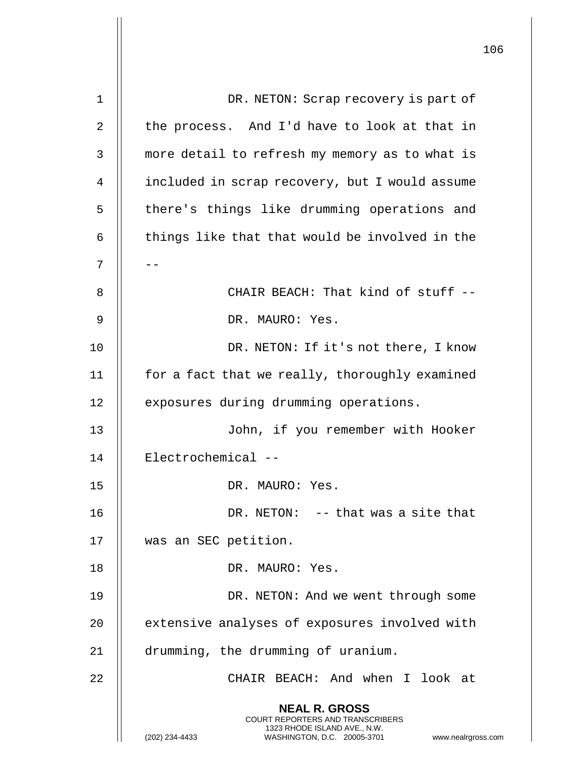DR. NETON: Scrap recovery is part of the process. And I'd have to look at that in more detail to refresh my memory as to what is included in scrap recovery, but I would assume there's things like drumming operations and things like that that would be involved in the --

CHAIR BEACH: That kind of stuff --

DR. MAURO: Yes.

DR. NETON: If it's not there, I know for a fact that we really, thoroughly examined exposures during drumming operations.

John, if you remember with Hooker Electrochemical --

DR. MAURO: Yes.

DR. NETON: -- that was a site that was an SEC petition.

DR. MAURO: Yes.

DR. NETON: And we went through some extensive analyses of exposures involved with drumming, the drumming of uranium.

CHAIR BEACH: And when I look at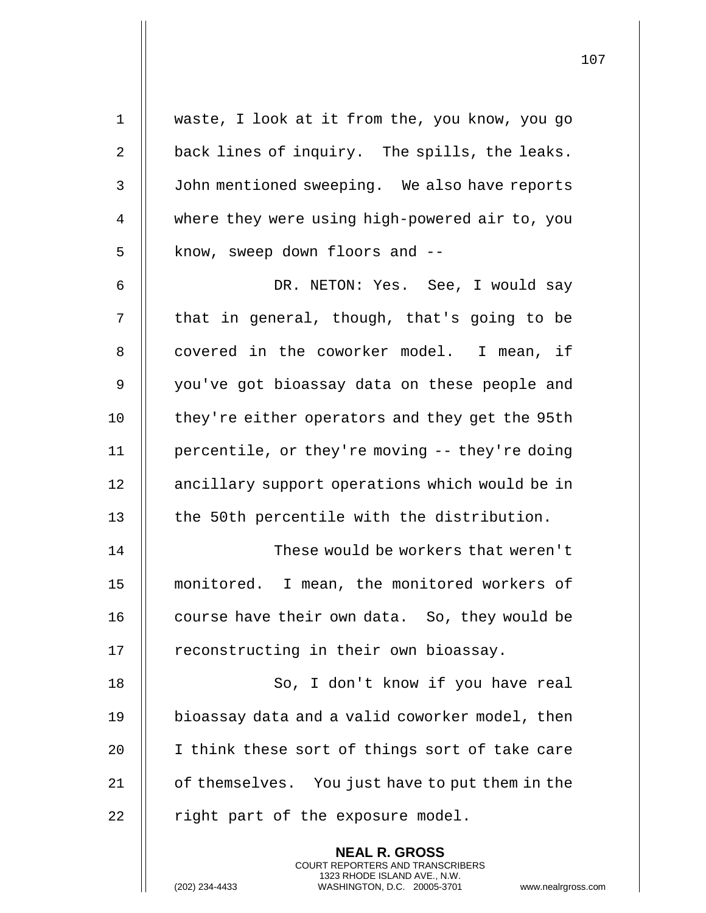waste, I look at it from the, you know, you go back lines of inquiry. The spills, the leaks. John mentioned sweeping. We also have reports where they were using high-powered air to, you know, sweep down floors and --

DR. NETON: Yes. See, I would say that in general, though, that's going to be covered in the coworker model. I mean, if you've got bioassay data on these people and they're either operators and they get the 95th percentile, or they're moving -- they're doing ancillary support operations which would be in the 50th percentile with the distribution.

These would be workers that weren't monitored. I mean, the monitored workers of course have their own data. So, they would be reconstructing in their own bioassay.

So, I don't know if you have real bioassay data and a valid coworker model, then I think these sort of things sort of take care of themselves. You just have to put them in the right part of the exposure model.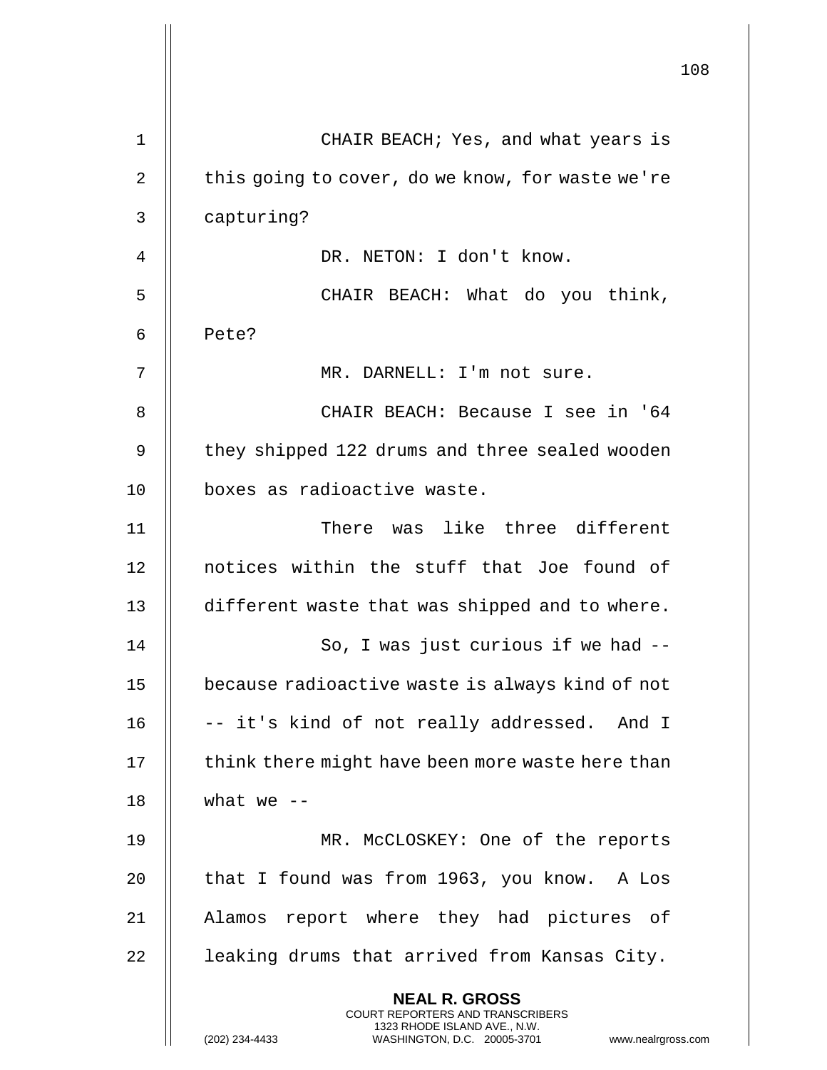CHAIR BEACH; Yes, and what years is this going to cover, do we know, for waste we're capturing?

DR. NETON: I don't know.

CHAIR BEACH: What do you think, Pete?

MR. DARNELL: I'm not sure.

CHAIR BEACH: Because I see in '64 they shipped 122 drums and three sealed wooden boxes as radioactive waste.

There was like three different notices within the stuff that Joe found of different waste that was shipped and to where.

So, I was just curious if we had -- because radioactive waste is always kind of not -- it's kind of not really addressed. And I think there might have been more waste here than what we --

MR. McCLOSKEY: One of the reports that I found was from 1963, you know. A Los Alamos report where they had pictures of leaking drums that arrived from Kansas City.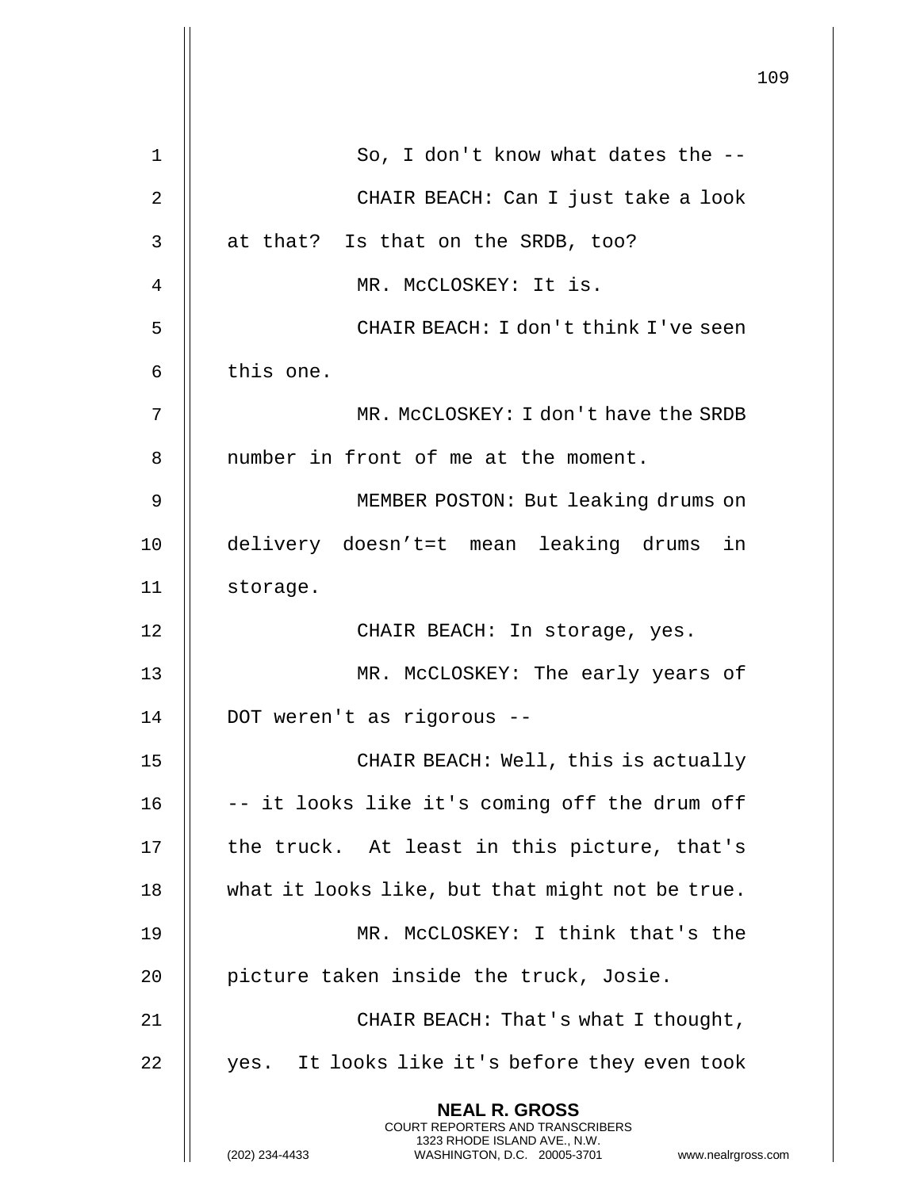So, I don't know what dates the --

CHAIR BEACH: Can I just take a look at that? Is that on the SRDB, too?

MR. McCLOSKEY: It is.

CHAIR BEACH: I don't think I've seen this one.

MR. McCLOSKEY: I don't have the SRDB number in front of me at the moment.

MEMBER POSTON: But leaking drums on delivery doesn’t=t mean leaking drums in storage.

CHAIR BEACH: In storage, yes.

MR. McCLOSKEY: The early years of DOT weren't as rigorous --

CHAIR BEACH: Well, this is actually -- it looks like it's coming off the drum off the truck. At least in this picture, that's what it looks like, but that might not be true.

MR. McCLOSKEY: I think that's the picture taken inside the truck, Josie.

CHAIR BEACH: That's what I thought, yes. It looks like it's before they even took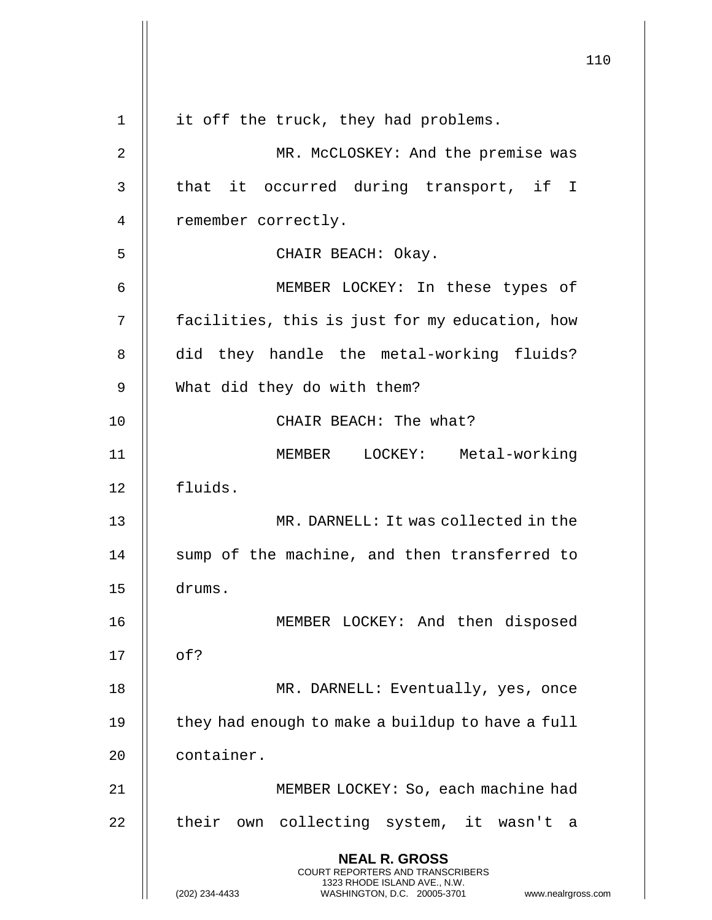it off the truck, they had problems.

MR. McCLOSKEY: And the premise was that it occurred during transport, if I remember correctly.

CHAIR BEACH: Okay.

MEMBER LOCKEY: In these types of facilities, this is just for my education, how did they handle the metal-working fluids? What did they do with them?

CHAIR BEACH: The what?

MEMBER LOCKEY: Metal-working fluids.

MR. DARNELL: It was collected in the sump of the machine, and then transferred to drums.

MEMBER LOCKEY: And then disposed of?

MR. DARNELL: Eventually, yes, once they had enough to make a buildup to have a full container.

MEMBER LOCKEY: So, each machine had their own collecting system, it wasn't a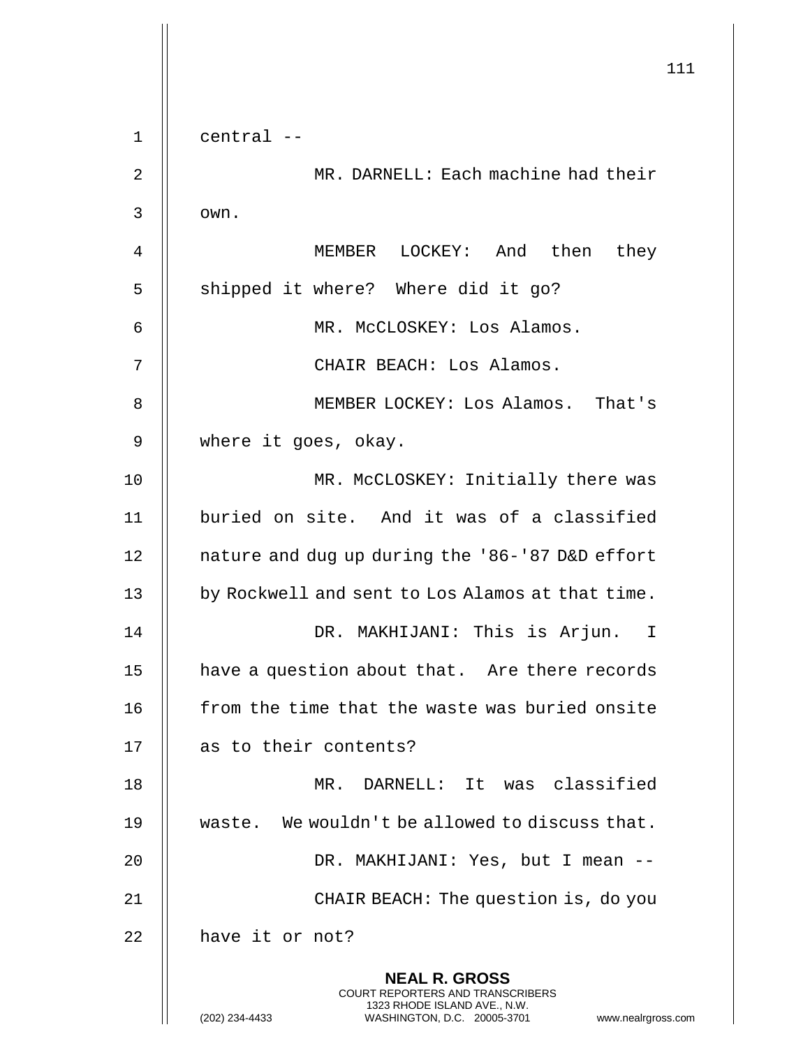central --

MR. DARNELL: Each machine had their own.

MEMBER LOCKEY: And then they shipped it where? Where did it go?

MR. McCLOSKEY: Los Alamos.

CHAIR BEACH: Los Alamos.

MEMBER LOCKEY: Los Alamos. That's where it goes, okay.

MR. McCLOSKEY: Initially there was buried on site. And it was of a classified nature and dug up during the '86-'87 D&D effort by Rockwell and sent to Los Alamos at that time.

DR. MAKHIJANI: This is Arjun. I have a question about that. Are there records from the time that the waste was buried onsite as to their contents?

MR. DARNELL: It was classified waste. We wouldn't be allowed to discuss that.

DR. MAKHIJANI: Yes, but I mean --

CHAIR BEACH: The question is, do you have it or not?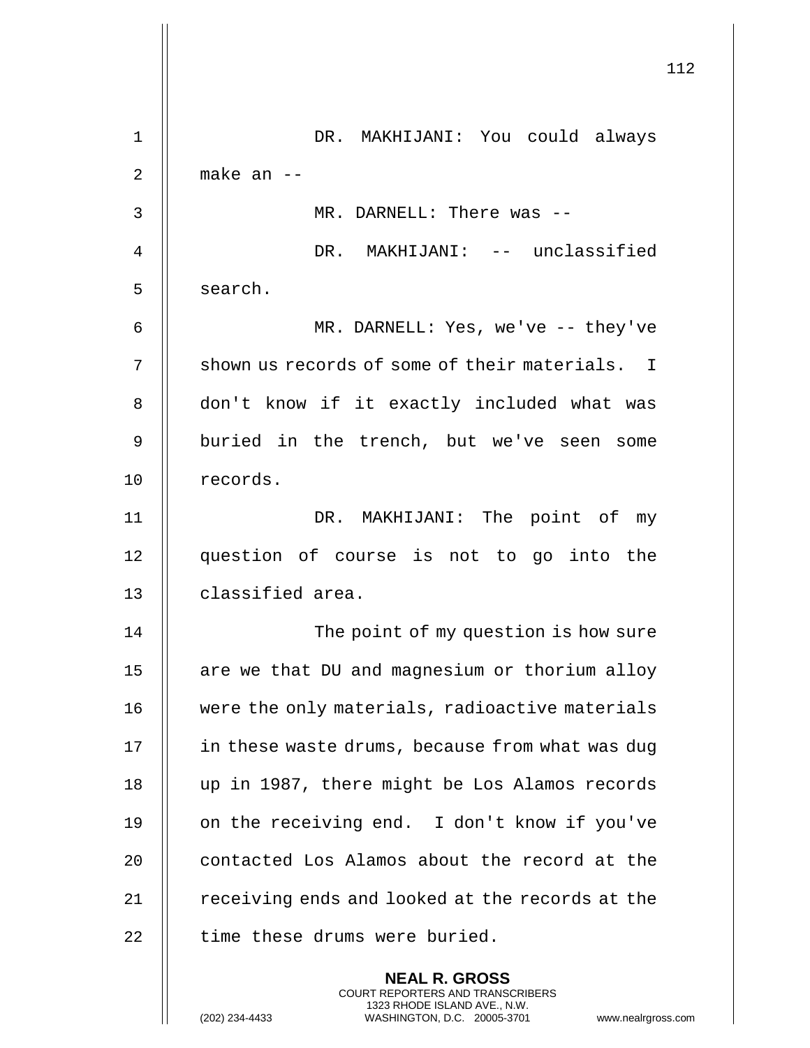DR. MAKHIJANI: You could always make an --

MR. DARNELL: There was --

DR. MAKHIJANI: -- unclassified search.

MR. DARNELL: Yes, we've -- they've shown us records of some of their materials. I don't know if it exactly included what was buried in the trench, but we've seen some records.

DR. MAKHIJANI: The point of my question of course is not to go into the classified area.

The point of my question is how sure are we that DU and magnesium or thorium alloy were the only materials, radioactive materials in these waste drums, because from what was dug up in 1987, there might be Los Alamos records on the receiving end. I don't know if you've contacted Los Alamos about the record at the receiving ends and looked at the records at the time these drums were buried.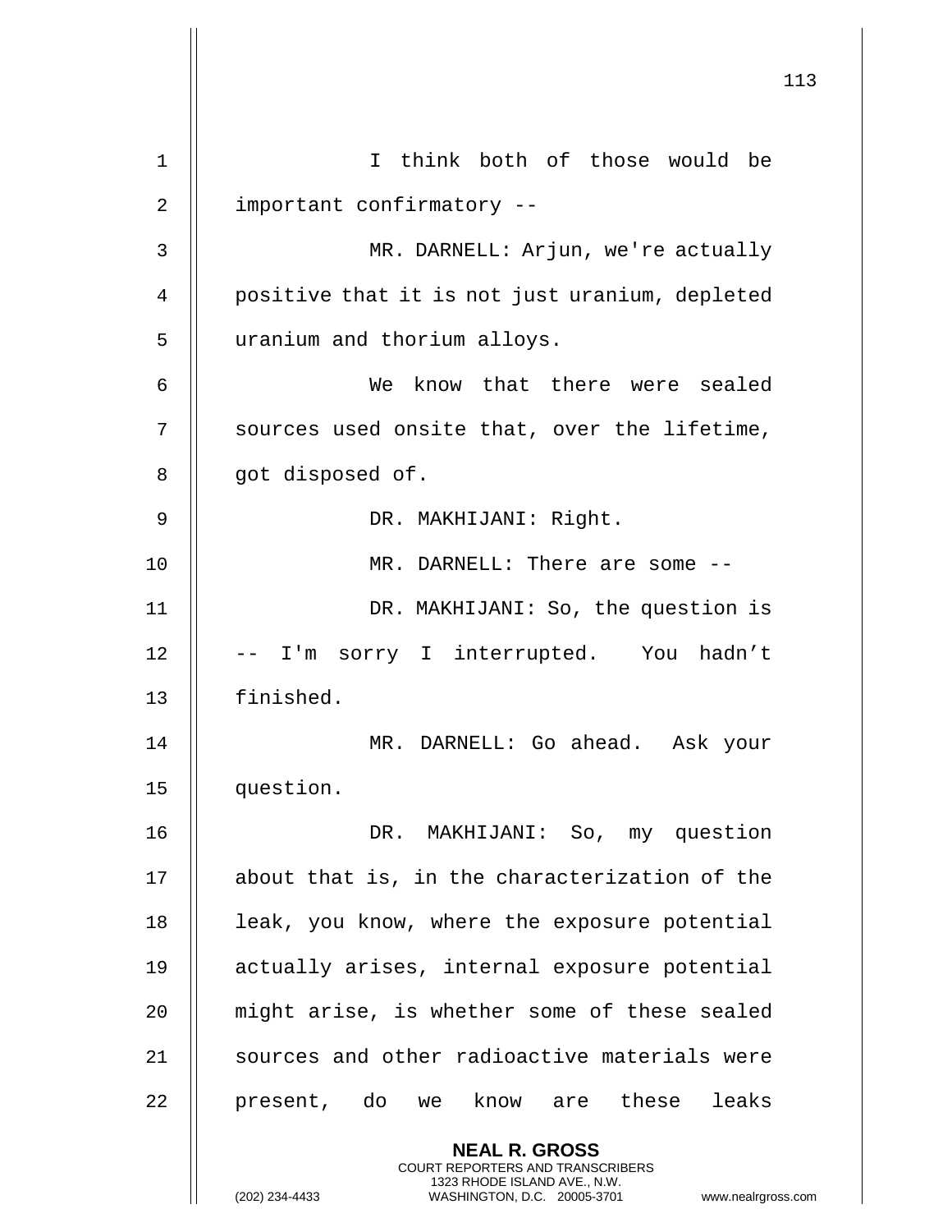I think both of those would be important confirmatory --

MR. DARNELL: Arjun, we're actually positive that it is not just uranium, depleted uranium and thorium alloys.

We know that there were sealed sources used onsite that, over the lifetime, got disposed of.

DR. MAKHIJANI: Right.

MR. DARNELL: There are some --

DR. MAKHIJANI: So, the question is -- I'm sorry I interrupted. You hadn't finished.

MR. DARNELL: Go ahead. Ask your question.

DR. MAKHIJANI: So, my question about that is, in the characterization of the leak, you know, where the exposure potential actually arises, internal exposure potential might arise, is whether some of these sealed sources and other radioactive materials were present, do we know are these leaks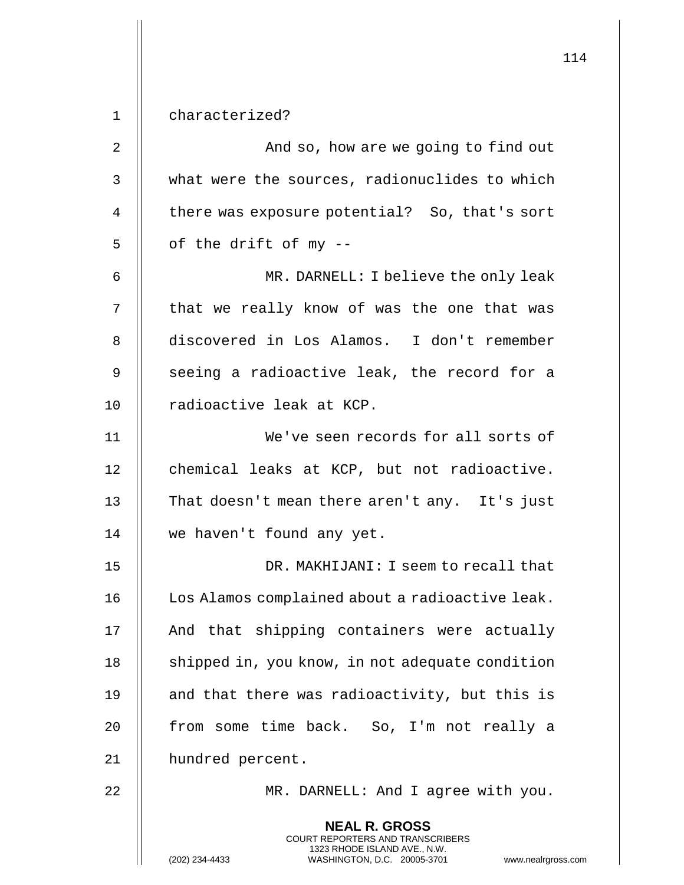characterized?

And so, how are we going to find out what were the sources, radionuclides to which there was exposure potential? So, that's sort of the drift of my --

MR. DARNELL: I believe the only leak that we really know of was the one that was discovered in Los Alamos. I don't remember seeing a radioactive leak, the record for a radioactive leak at KCP.

We've seen records for all sorts of chemical leaks at KCP, but not radioactive. That doesn't mean there aren't any. It's just we haven't found any yet.

DR. MAKHIJANI: I seem to recall that Los Alamos complained about a radioactive leak. And that shipping containers were actually shipped in, you know, in not adequate condition and that there was radioactivity, but this is from some time back. So, I'm not really a hundred percent.

MR. DARNELL: And I agree with you.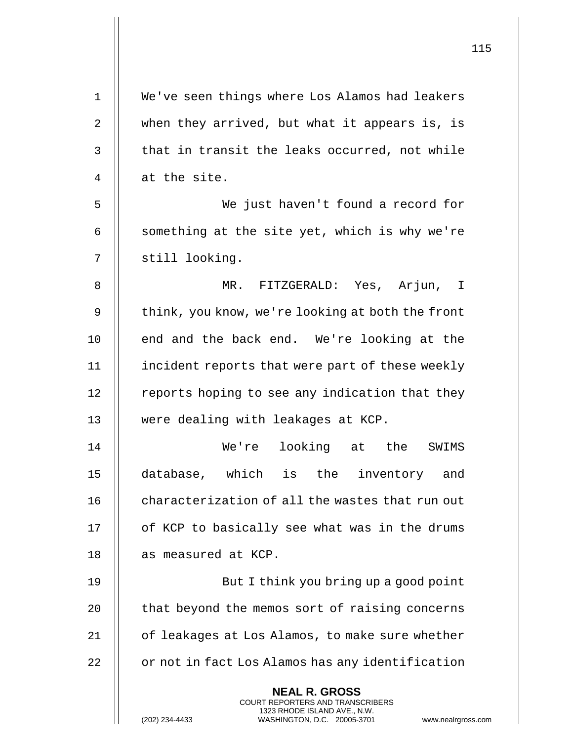We've seen things where Los Alamos had leakers when they arrived, but what it appears is, is that in transit the leaks occurred, not while at the site.

We just haven't found a record for something at the site yet, which is why we're still looking.

MR. FITZGERALD: Yes, Arjun, I think, you know, we're looking at both the front end and the back end. We're looking at the incident reports that were part of these weekly reports hoping to see any indication that they were dealing with leakages at KCP.

We're looking at the SWIMS database, which is the inventory and characterization of all the wastes that run out of KCP to basically see what was in the drums as measured at KCP.

But I think you bring up a good point that beyond the memos sort of raising concerns of leakages at Los Alamos, to make sure whether or not in fact Los Alamos has any identification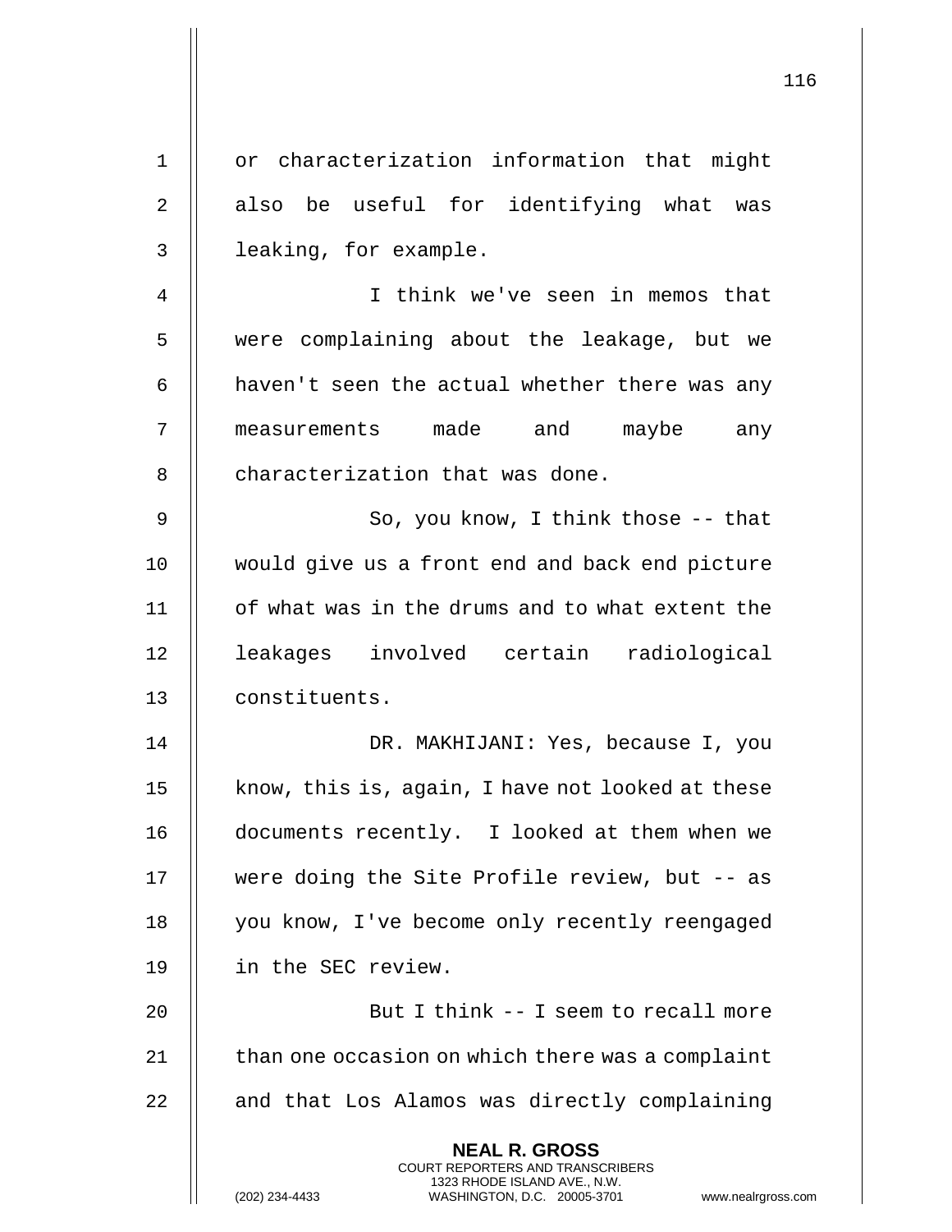or characterization information that might also be useful for identifying what was leaking, for example.

I think we've seen in memos that were complaining about the leakage, but we haven't seen the actual whether there was any measurements made and maybe any characterization that was done.

So, you know, I think those -- that would give us a front end and back end picture of what was in the drums and to what extent the leakages involved certain radiological constituents.

DR. MAKHIJANI: Yes, because I, you know, this is, again, I have not looked at these documents recently. I looked at them when we were doing the Site Profile review, but -- as you know, I've become only recently reengaged in the SEC review.

But I think -- I seem to recall more than one occasion on which there was a complaint and that Los Alamos was directly complaining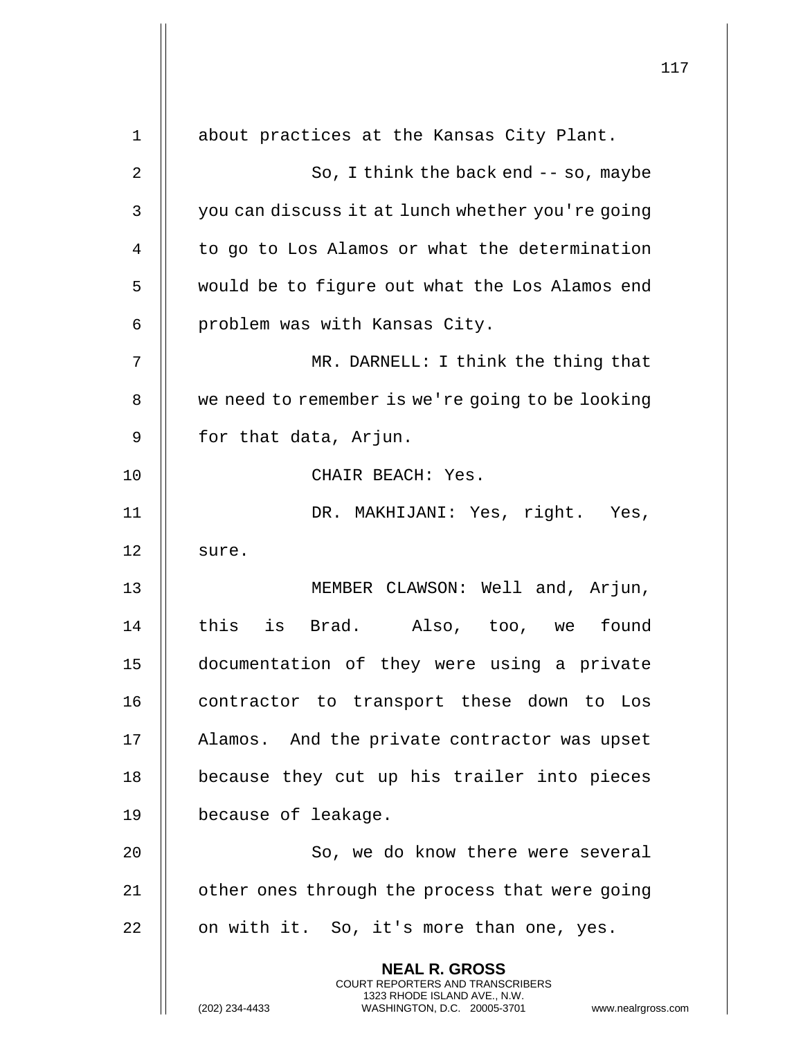about practices at the Kansas City Plant.

So, I think the back end -- so, maybe you can discuss it at lunch whether you're going to go to Los Alamos or what the determination would be to figure out what the Los Alamos end problem was with Kansas City.

MR. DARNELL: I think the thing that we need to remember is we're going to be looking for that data, Arjun.

CHAIR BEACH: Yes.

DR. MAKHIJANI: Yes, right. Yes, sure.

MEMBER CLAWSON: Well and, Arjun, this is Brad. Also, too, we found documentation of they were using a private contractor to transport these down to Los Alamos. And the private contractor was upset because they cut up his trailer into pieces because of leakage.

So, we do know there were several other ones through the process that were going on with it. So, it's more than one, yes.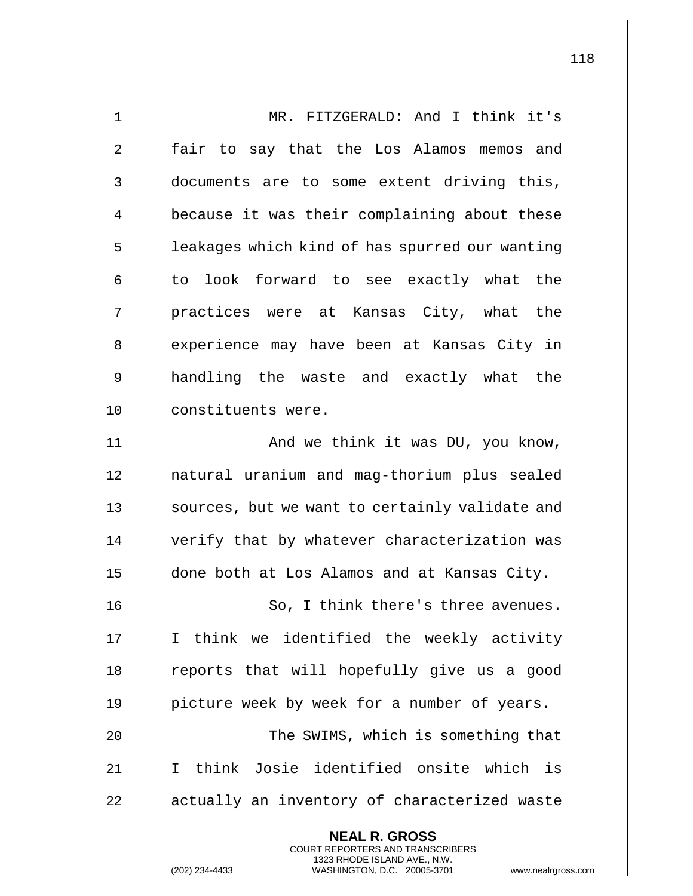MR. FITZGERALD: And I think it's fair to say that the Los Alamos memos and documents are to some extent driving this, because it was their complaining about these leakages which kind of has spurred our wanting to look forward to see exactly what the practices were at Kansas City, what the experience may have been at Kansas City in handling the waste and exactly what the constituents were.

And we think it was DU, you know, natural uranium and mag-thorium plus sealed sources, but we want to certainly validate and verify that by whatever characterization was done both at Los Alamos and at Kansas City.

So, I think there's three avenues. I think we identified the weekly activity reports that will hopefully give us a good picture week by week for a number of years.

The SWIMS, which is something that I think Josie identified onsite which is actually an inventory of characterized waste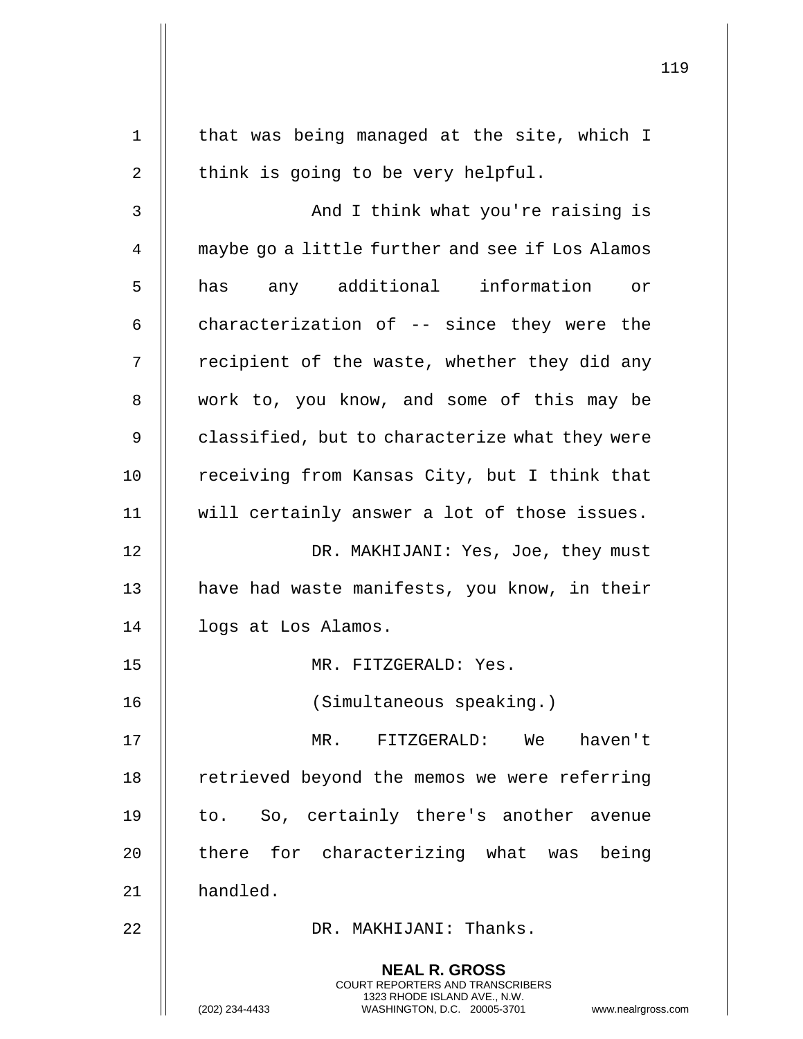that was being managed at the site, which I think is going to be very helpful.

And I think what you're raising is maybe go a little further and see if Los Alamos has any additional information or characterization of -- since they were the recipient of the waste, whether they did any work to, you know, and some of this may be classified, but to characterize what they were receiving from Kansas City, but I think that will certainly answer a lot of those issues.

DR. MAKHIJANI: Yes, Joe, they must have had waste manifests, you know, in their logs at Los Alamos.

MR. FITZGERALD: Yes.

(Simultaneous speaking.)

MR. FITZGERALD: We haven't retrieved beyond the memos we were referring to. So, certainly there's another avenue there for characterizing what was being handled.

DR. MAKHIJANI: Thanks.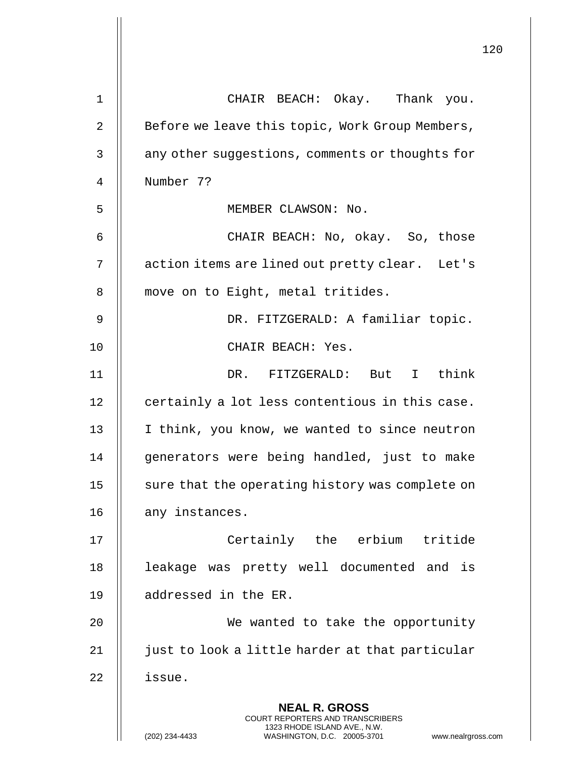CHAIR BEACH: Okay. Thank you. Before we leave this topic, Work Group Members, any other suggestions, comments or thoughts for Number 7?

MEMBER CLAWSON: No.

CHAIR BEACH: No, okay. So, those action items are lined out pretty clear. Let's move on to Eight, metal tritides.

DR. FITZGERALD: A familiar topic.

CHAIR BEACH: Yes.

DR. FITZGERALD: But I think certainly a lot less contentious in this case. I think, you know, we wanted to since neutron generators were being handled, just to make sure that the operating history was complete on any instances.

Certainly the erbium tritide leakage was pretty well documented and is addressed in the ER.

We wanted to take the opportunity just to look a little harder at that particular issue.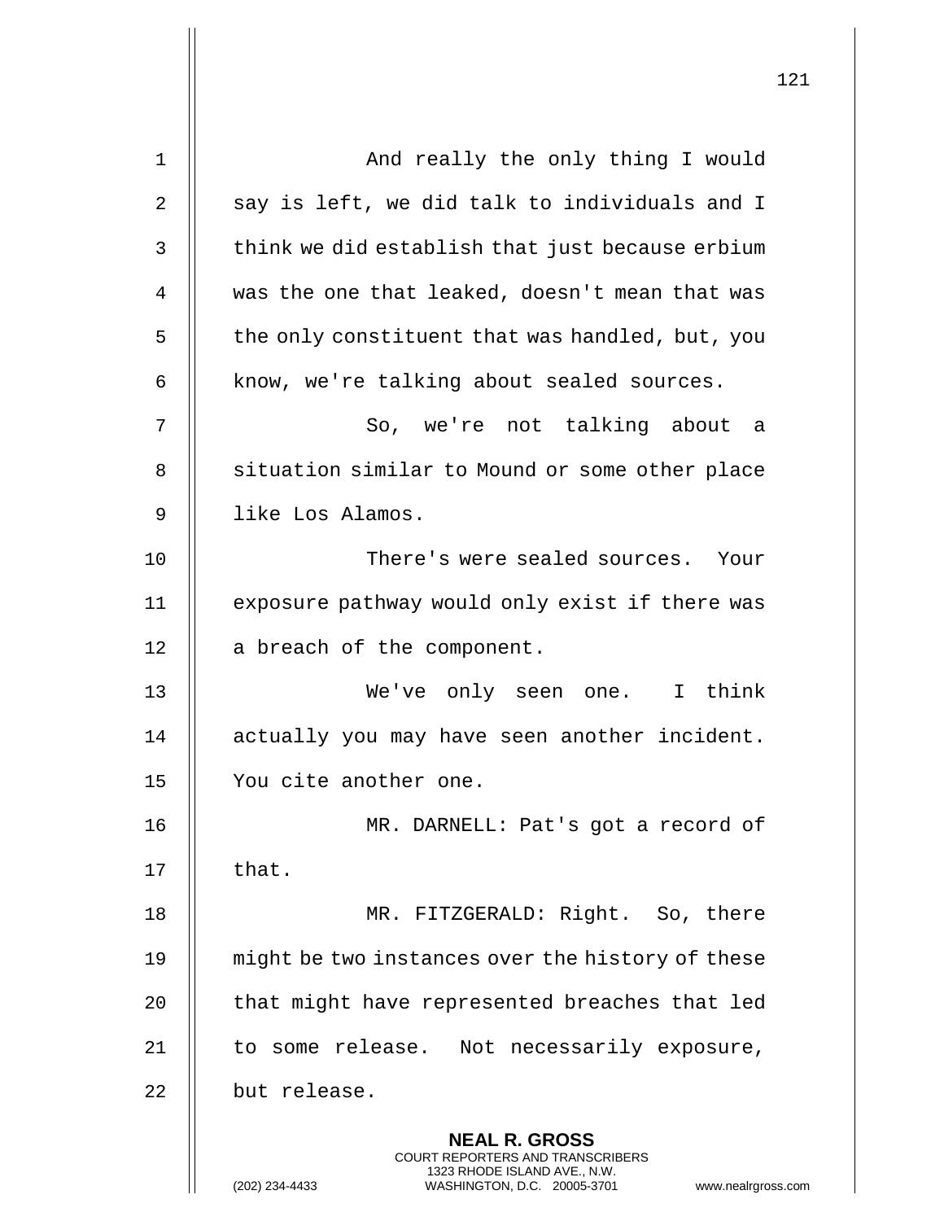And really the only thing I would say is left, we did talk to individuals and I think we did establish that just because erbium was the one that leaked, doesn't mean that was the only constituent that was handled, but, you know, we're talking about sealed sources.

So, we're not talking about a situation similar to Mound or some other place like Los Alamos.

There's were sealed sources. Your exposure pathway would only exist if there was a breach of the component.

We've only seen one. I think actually you may have seen another incident. You cite another one.

MR. DARNELL: Pat's got a record of that.

MR. FITZGERALD: Right. So, there might be two instances over the history of these that might have represented breaches that led to some release. Not necessarily exposure, but release.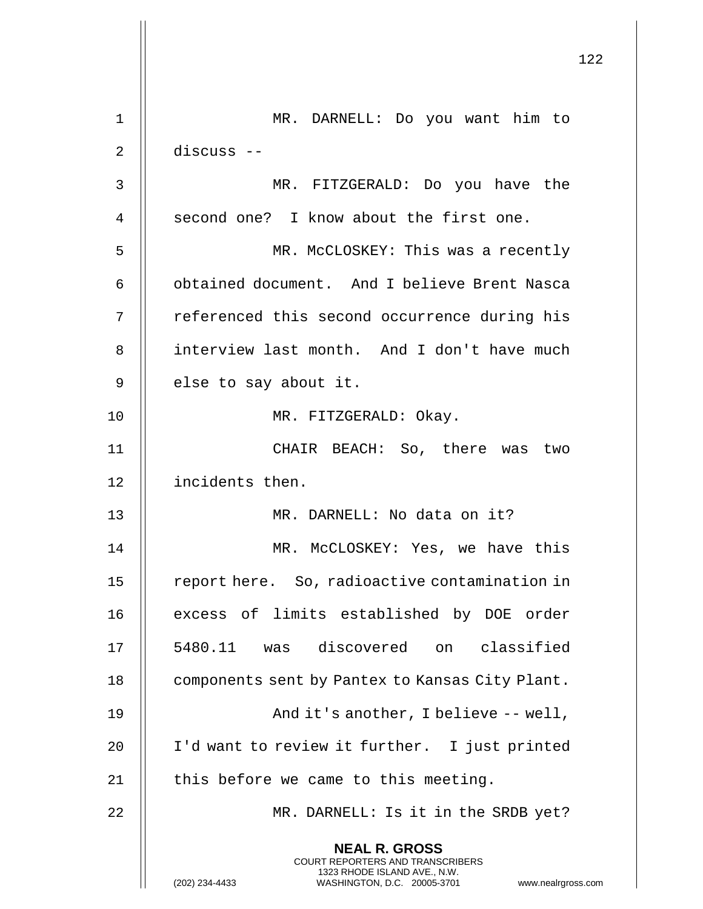MR. DARNELL: Do you want him to discuss --

MR. FITZGERALD: Do you have the second one? I know about the first one.

MR. McCLOSKEY: This was a recently obtained document. And I believe Brent Nasca referenced this second occurrence during his interview last month. And I don't have much else to say about it.

MR. FITZGERALD: Okay.

CHAIR BEACH: So, there was two incidents then.

MR. DARNELL: No data on it?

MR. McCLOSKEY: Yes, we have this report here. So, radioactive contamination in excess of limits established by DOE order 5480.11 was discovered on classified components sent by Pantex to Kansas City Plant.

And it's another, I believe -- well, I'd want to review it further. I just printed this before we came to this meeting.

MR. DARNELL: Is it in the SRDB yet?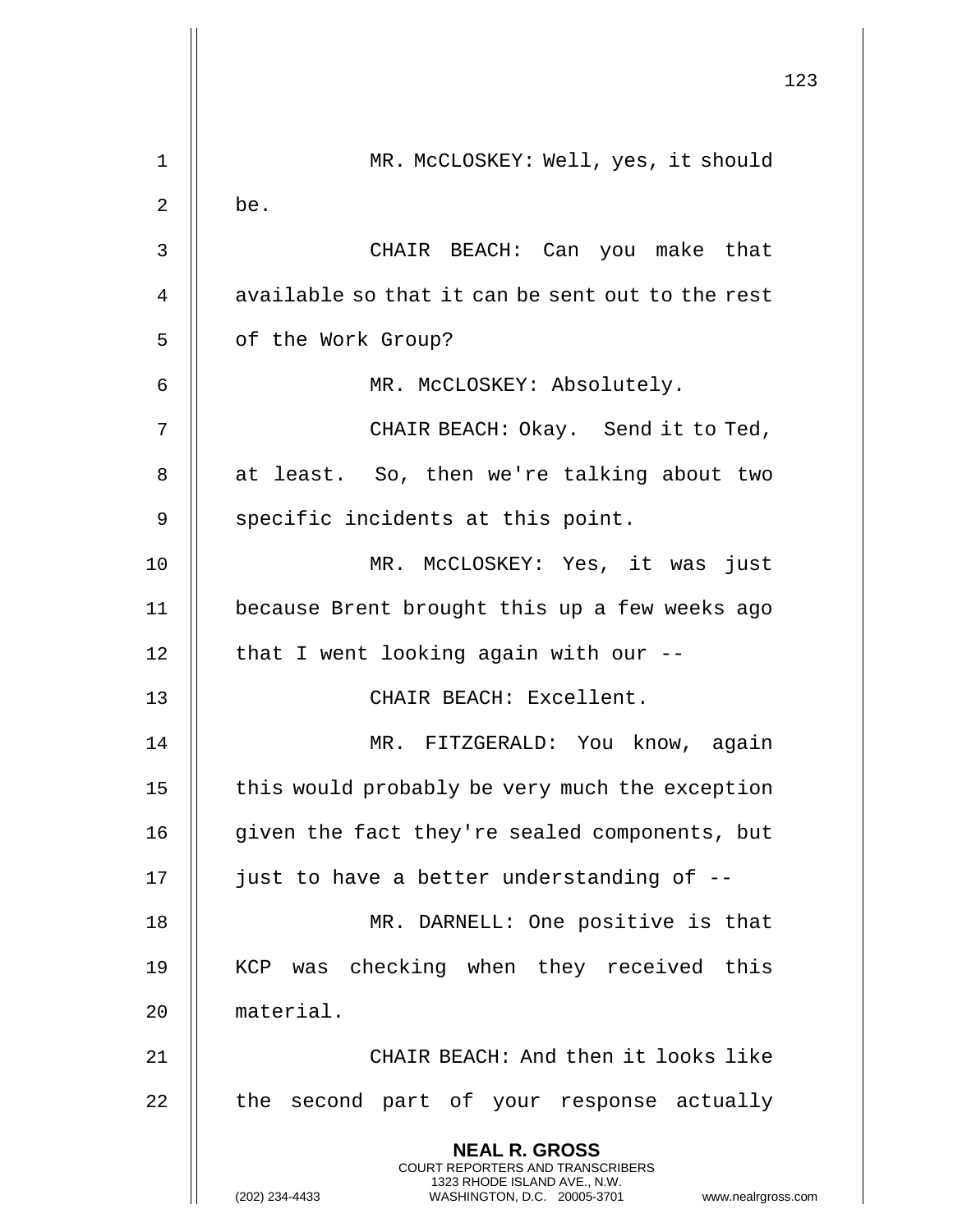MR. McCLOSKEY: Well, yes, it should be.

CHAIR BEACH: Can you make that available so that it can be sent out to the rest of the Work Group?

MR. McCLOSKEY: Absolutely.

CHAIR BEACH: Okay. Send it to Ted, at least. So, then we're talking about two specific incidents at this point.

MR. McCLOSKEY: Yes, it was just because Brent brought this up a few weeks ago that I went looking again with our --

CHAIR BEACH: Excellent.

MR. FITZGERALD: You know, again this would probably be very much the exception given the fact they're sealed components, but just to have a better understanding of --

MR. DARNELL: One positive is that KCP was checking when they received this material.

CHAIR BEACH: And then it looks like the second part of your response actually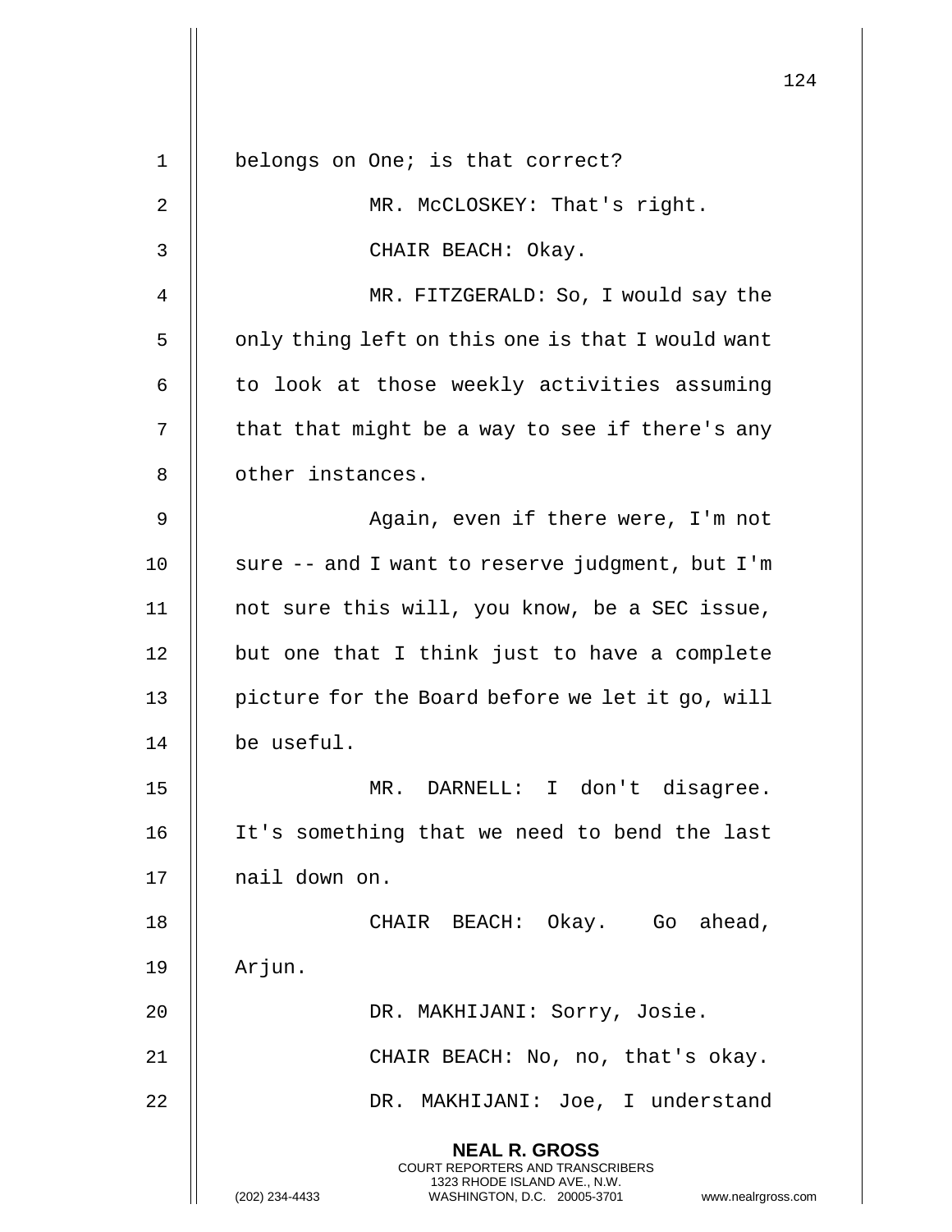belongs on One; is that correct?

MR. McCLOSKEY: That's right.

CHAIR BEACH: Okay.

MR. FITZGERALD: So, I would say the only thing left on this one is that I would want to look at those weekly activities assuming that that might be a way to see if there's any other instances.

Again, even if there were, I'm not sure -- and I want to reserve judgment, but I'm not sure this will, you know, be a SEC issue, but one that I think just to have a complete picture for the Board before we let it go, will be useful.

MR. DARNELL: I don't disagree. It's something that we need to bend the last nail down on.

CHAIR BEACH: Okay. Go ahead, Arjun.

DR. MAKHIJANI: Sorry, Josie.

CHAIR BEACH: No, no, that's okay.

DR. MAKHIJANI: Joe, I understand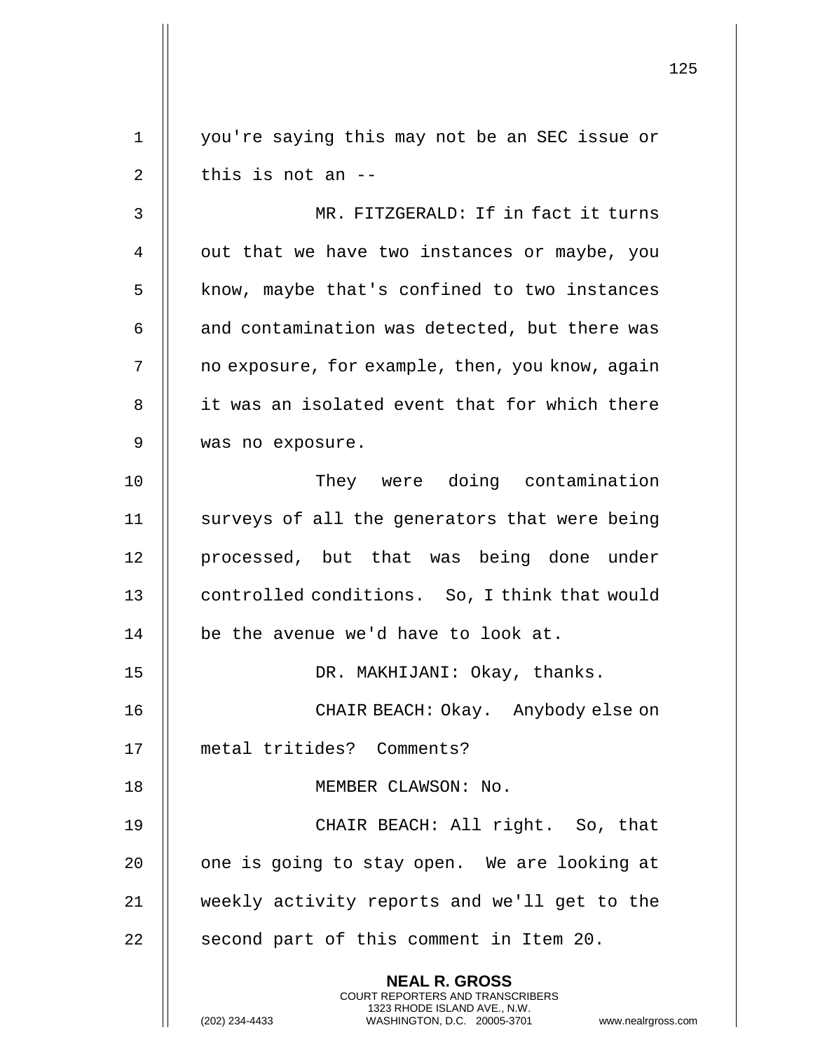you're saying this may not be an SEC issue or this is not an --

MR. FITZGERALD: If in fact it turns out that we have two instances or maybe, you know, maybe that's confined to two instances and contamination was detected, but there was no exposure, for example, then, you know, again it was an isolated event that for which there was no exposure.

They were doing contamination surveys of all the generators that were being processed, but that was being done under controlled conditions. So, I think that would be the avenue we'd have to look at.

DR. MAKHIJANI: Okay, thanks.

CHAIR BEACH: Okay. Anybody else on metal tritides? Comments?

MEMBER CLAWSON: No.

CHAIR BEACH: All right. So, that one is going to stay open. We are looking at weekly activity reports and we'll get to the second part of this comment in Item 20.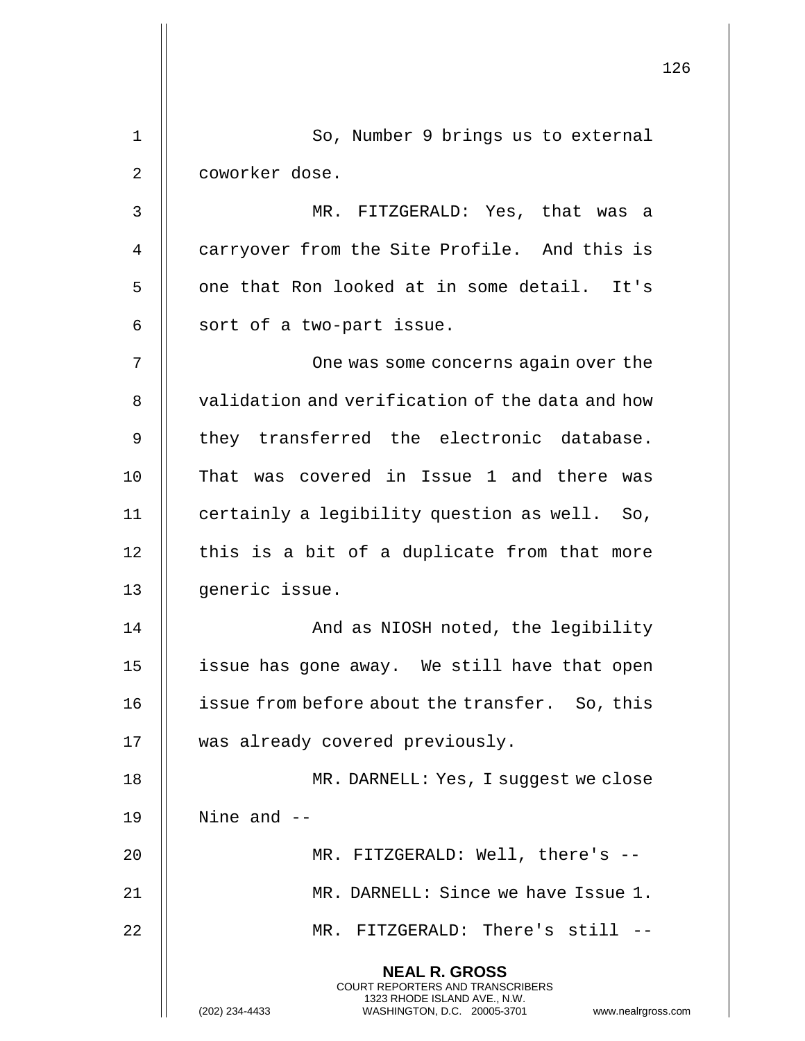So, Number 9 brings us to external coworker dose.

MR. FITZGERALD: Yes, that was a carryover from the Site Profile. And this is one that Ron looked at in some detail. It's sort of a two-part issue.

One was some concerns again over the validation and verification of the data and how they transferred the electronic database. That was covered in Issue 1 and there was certainly a legibility question as well. So, this is a bit of a duplicate from that more generic issue.

And as NIOSH noted, the legibility issue has gone away. We still have that open issue from before about the transfer. So, this was already covered previously.

MR. DARNELL: Yes, I suggest we close Nine and --

MR. FITZGERALD: Well, there's --

MR. DARNELL: Since we have Issue 1.

MR. FITZGERALD: There's still --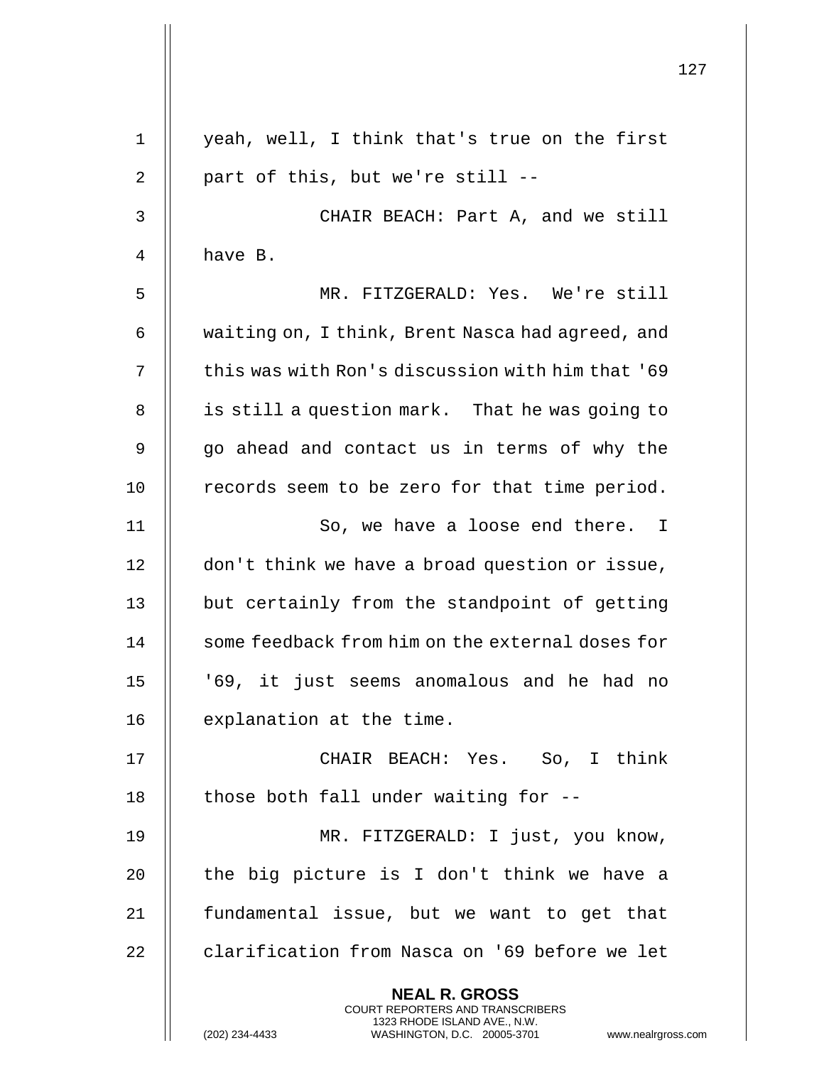yeah, well, I think that's true on the first part of this, but we're still --

CHAIR BEACH: Part A, and we still have B.

MR. FITZGERALD: Yes. We're still waiting on, I think, Brent Nasca had agreed, and this was with Ron's discussion with him that '69 is still a question mark. That he was going to go ahead and contact us in terms of why the records seem to be zero for that time period.

So, we have a loose end there. I don't think we have a broad question or issue, but certainly from the standpoint of getting some feedback from him on the external doses for '69, it just seems anomalous and he had no explanation at the time.

CHAIR BEACH: Yes. So, I think those both fall under waiting for --

MR. FITZGERALD: I just, you know, the big picture is I don't think we have a fundamental issue, but we want to get that clarification from Nasca on '69 before we let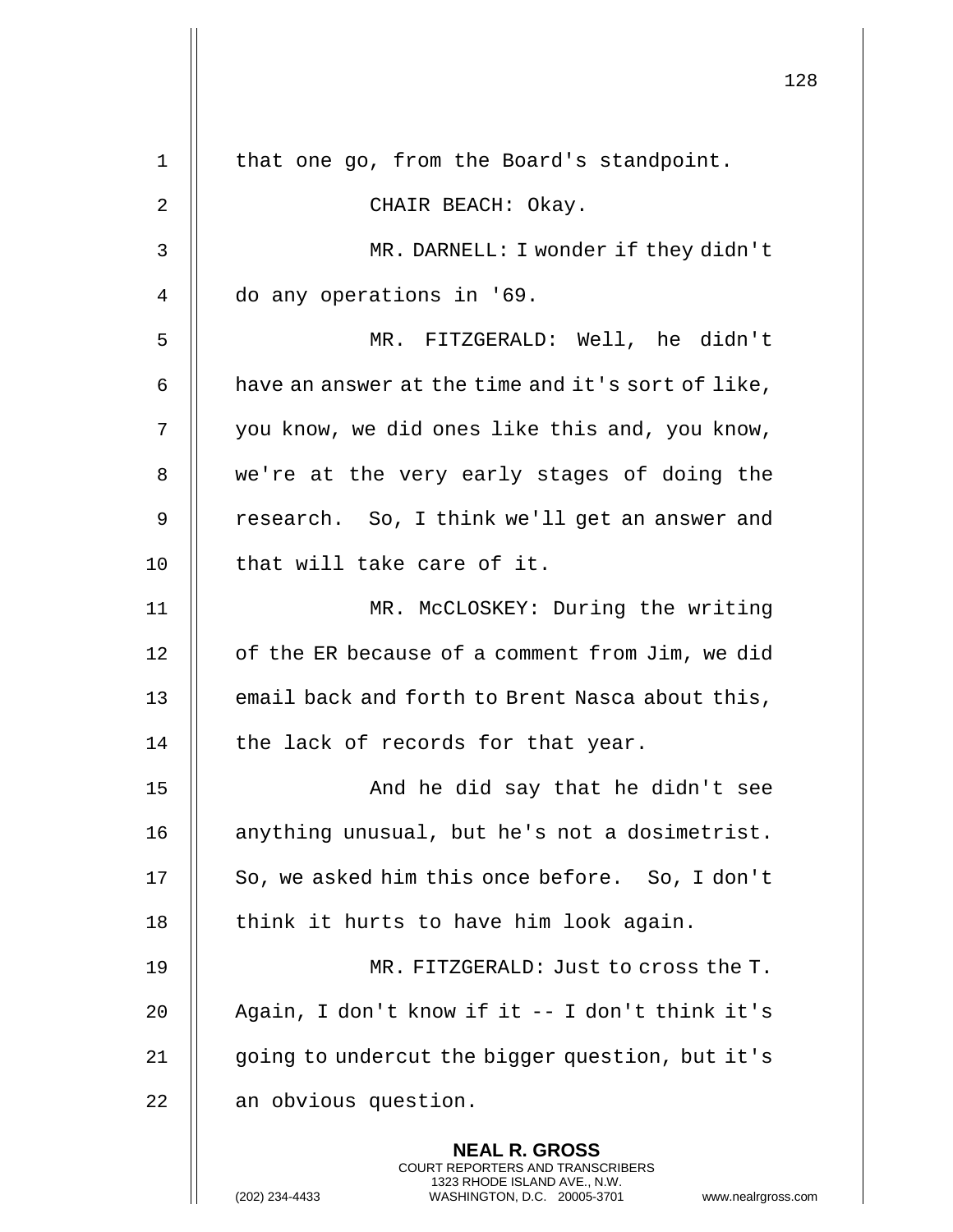that one go, from the Board's standpoint.

CHAIR BEACH: Okay.

MR. DARNELL: I wonder if they didn't do any operations in '69.

MR. FITZGERALD: Well, he didn't have an answer at the time and it's sort of like, you know, we did ones like this and, you know, we're at the very early stages of doing the research. So, I think we'll get an answer and that will take care of it.

MR. McCLOSKEY: During the writing of the ER because of a comment from Jim, we did email back and forth to Brent Nasca about this, the lack of records for that year.

And he did say that he didn't see anything unusual, but he's not a dosimetrist. So, we asked him this once before. So, I don't think it hurts to have him look again.

MR. FITZGERALD: Just to cross the T. Again, I don't know if it -- I don't think it's going to undercut the bigger question, but it's an obvious question.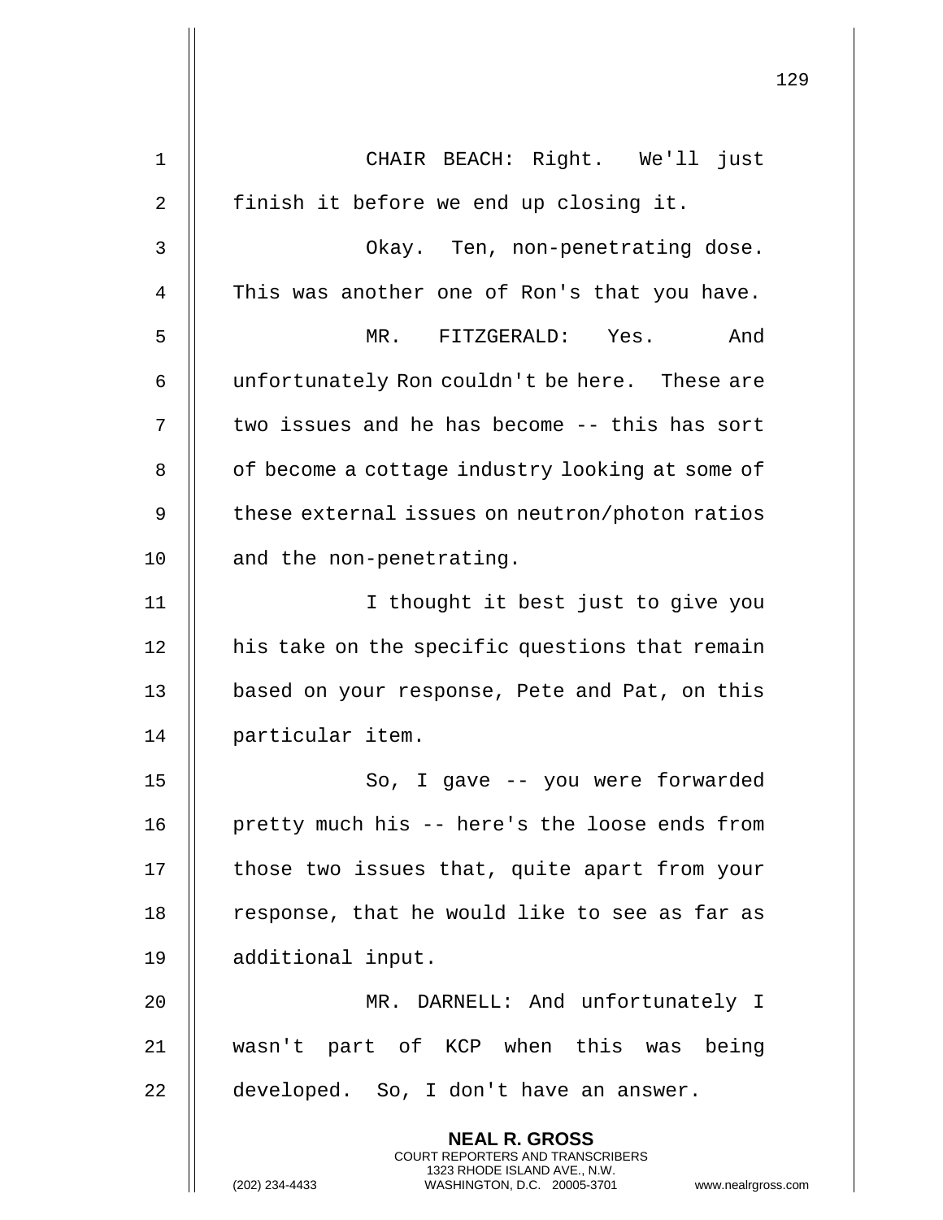CHAIR BEACH: Right. We'll just finish it before we end up closing it.

Okay. Ten, non-penetrating dose. This was another one of Ron's that you have.

MR. FITZGERALD: Yes. And unfortunately Ron couldn't be here. These are two issues and he has become -- this has sort of become a cottage industry looking at some of these external issues on neutron/photon ratios and the non-penetrating.

I thought it best just to give you his take on the specific questions that remain based on your response, Pete and Pat, on this particular item.

So, I gave -- you were forwarded pretty much his -- here's the loose ends from those two issues that, quite apart from your response, that he would like to see as far as additional input.

MR. DARNELL: And unfortunately I wasn't part of KCP when this was being developed. So, I don't have an answer.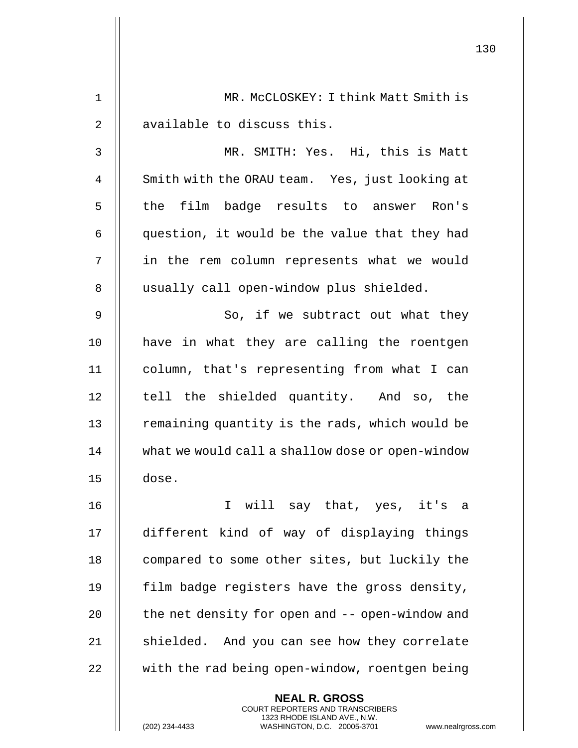MR. McCLOSKEY: I think Matt Smith is available to discuss this.

MR. SMITH: Yes. Hi, this is Matt Smith with the ORAU team. Yes, just looking at the film badge results to answer Ron's question, it would be the value that they had in the rem column represents what we would usually call open-window plus shielded.

So, if we subtract out what they have in what they are calling the roentgen column, that's representing from what I can tell the shielded quantity. And so, the remaining quantity is the rads, which would be what we would call a shallow dose or open-window dose.

I will say that, yes, it's a different kind of way of displaying things compared to some other sites, but luckily the film badge registers have the gross density, the net density for open and -- open-window and shielded. And you can see how they correlate with the rad being open-window, roentgen being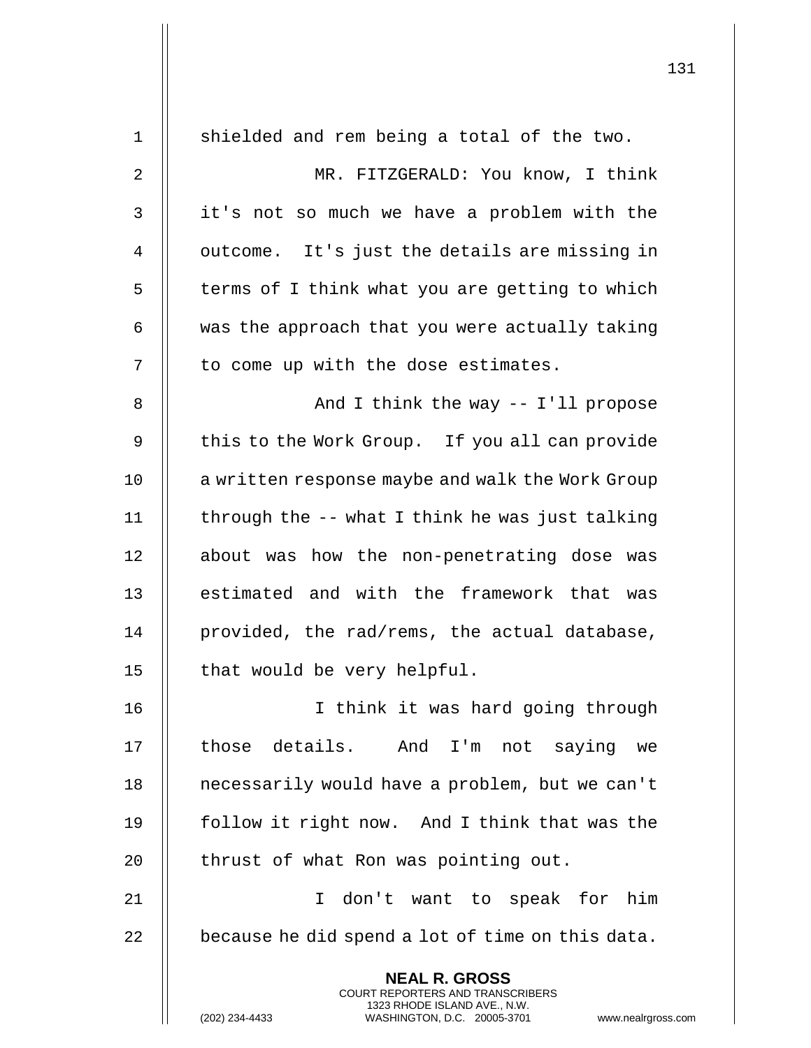shielded and rem being a total of the two.

MR. FITZGERALD: You know, I think it's not so much we have a problem with the outcome. It's just the details are missing in terms of I think what you are getting to which was the approach that you were actually taking to come up with the dose estimates.

And I think the way -- I'll propose this to the Work Group. If you all can provide a written response maybe and walk the Work Group through the -- what I think he was just talking about was how the non-penetrating dose was estimated and with the framework that was provided, the rad/rems, the actual database, that would be very helpful.

I think it was hard going through those details. And I'm not saying we necessarily would have a problem, but we can't follow it right now. And I think that was the thrust of what Ron was pointing out.

I don't want to speak for him because he did spend a lot of time on this data.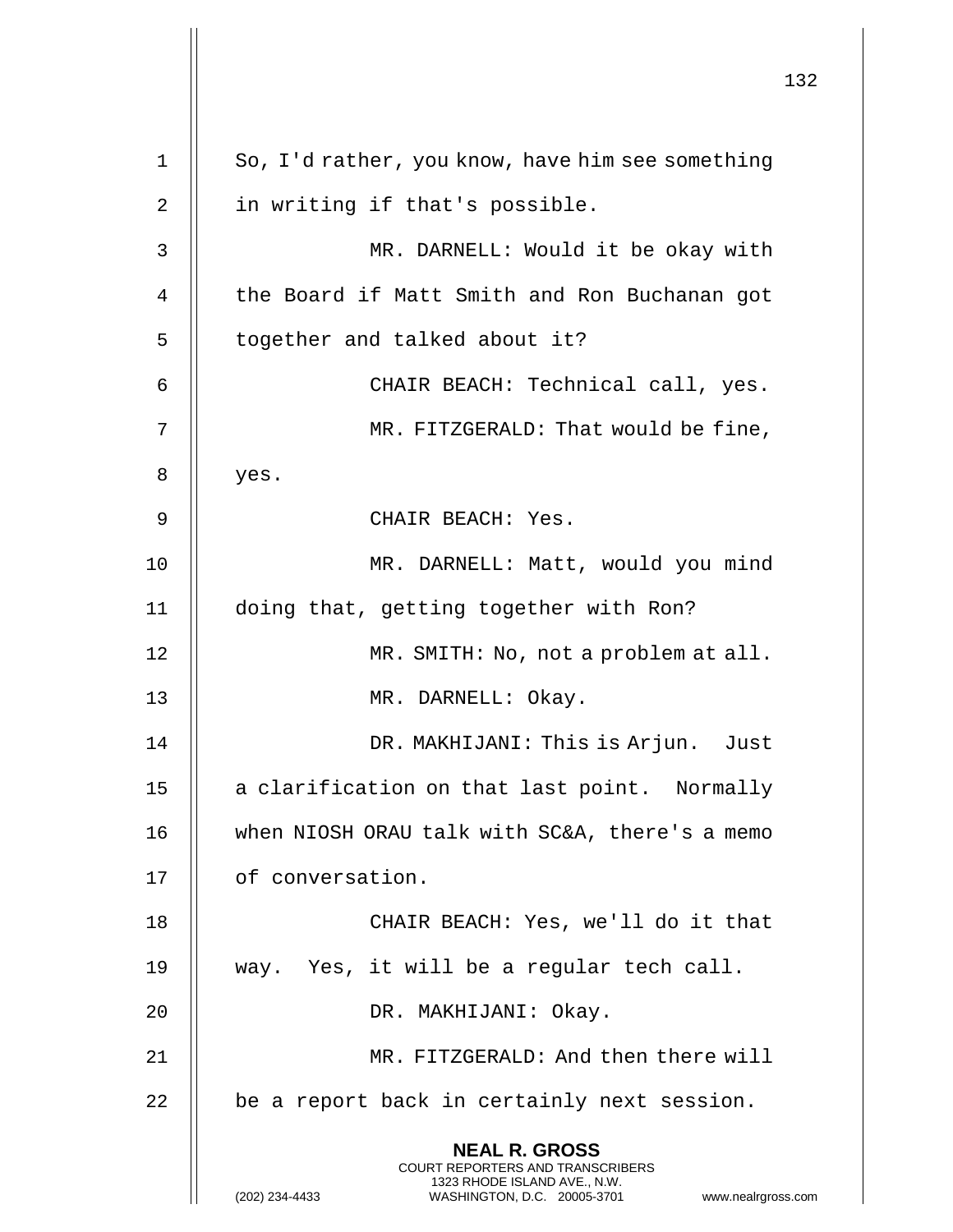So, I'd rather, you know, have him see something in writing if that's possible.

MR. DARNELL: Would it be okay with the Board if Matt Smith and Ron Buchanan got together and talked about it?

CHAIR BEACH: Technical call, yes.

MR. FITZGERALD: That would be fine, yes.

CHAIR BEACH: Yes.

MR. DARNELL: Matt, would you mind doing that, getting together with Ron?

MR. SMITH: No, not a problem at all.

MR. DARNELL: Okay.

DR. MAKHIJANI: This is Arjun. Just a clarification on that last point. Normally when NIOSH ORAU talk with SC&A, there's a memo of conversation.

CHAIR BEACH: Yes, we'll do it that way. Yes, it will be a regular tech call.

DR. MAKHIJANI: Okay.

MR. FITZGERALD: And then there will be a report back in certainly next session.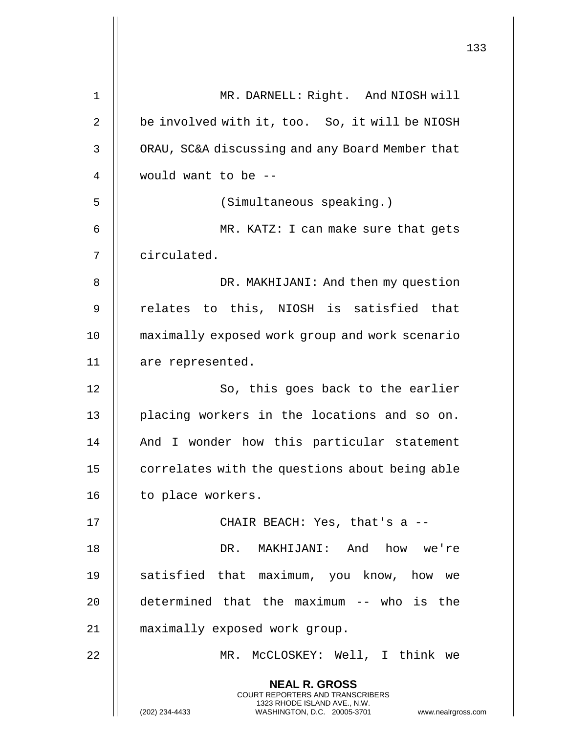MR. DARNELL: Right. And NIOSH will be involved with it, too. So, it will be NIOSH ORAU, SC&A discussing and any Board Member that would want to be --

(Simultaneous speaking.)

MR. KATZ: I can make sure that gets circulated.

DR. MAKHIJANI: And then my question relates to this, NIOSH is satisfied that maximally exposed work group and work scenario are represented.

So, this goes back to the earlier placing workers in the locations and so on. And I wonder how this particular statement correlates with the questions about being able to place workers.

CHAIR BEACH: Yes, that's a --

DR. MAKHIJANI: And how we're satisfied that maximum, you know, how we determined that the maximum -- who is the maximally exposed work group.

MR. McCLOSKEY: Well, I think we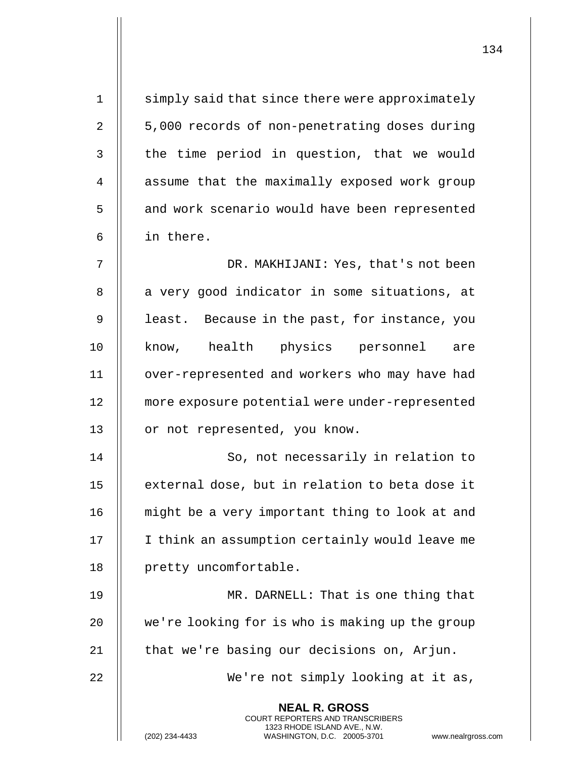simply said that since there were approximately 5,000 records of non-penetrating doses during the time period in question, that we would assume that the maximally exposed work group and work scenario would have been represented in there.

DR. MAKHIJANI: Yes, that's not been a very good indicator in some situations, at least. Because in the past, for instance, you know, health physics personnel are over-represented and workers who may have had more exposure potential were under-represented or not represented, you know.

So, not necessarily in relation to external dose, but in relation to beta dose it might be a very important thing to look at and I think an assumption certainly would leave me pretty uncomfortable.

MR. DARNELL: That is one thing that we're looking for is who is making up the group that we're basing our decisions on, Arjun.

We're not simply looking at it as,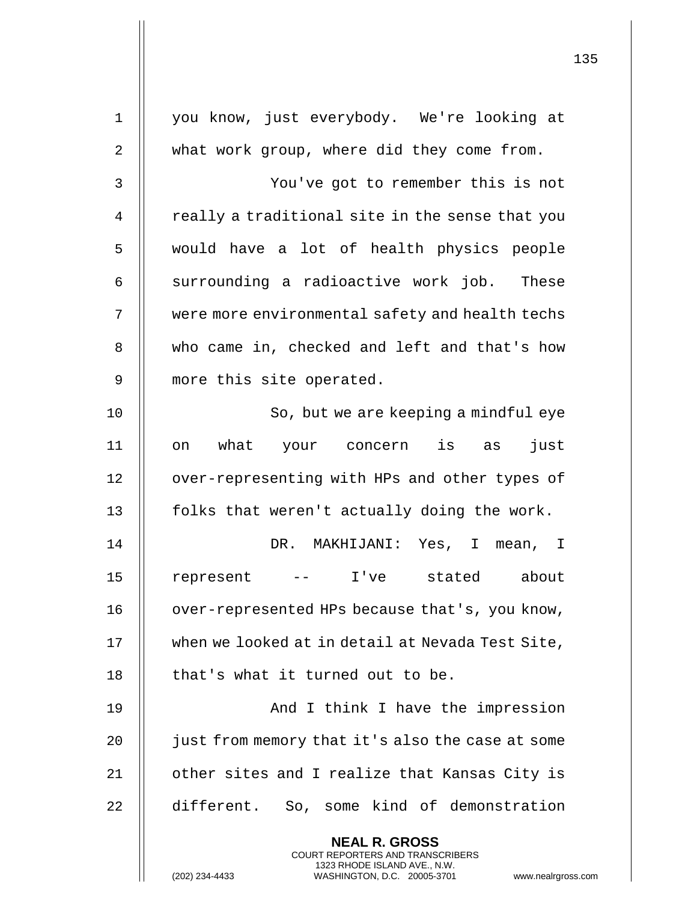you know, just everybody. We're looking at what work group, where did they come from.

You've got to remember this is not really a traditional site in the sense that you would have a lot of health physics people surrounding a radioactive work job. These were more environmental safety and health techs who came in, checked and left and that's how more this site operated.

So, but we are keeping a mindful eye on what your concern is as just over-representing with HPs and other types of folks that weren't actually doing the work.

DR. MAKHIJANI: Yes, I mean, I represent -- I've stated about over-represented HPs because that's, you know, when we looked at in detail at Nevada Test Site, that's what it turned out to be.

And I think I have the impression just from memory that it's also the case at some other sites and I realize that Kansas City is different. So, some kind of demonstration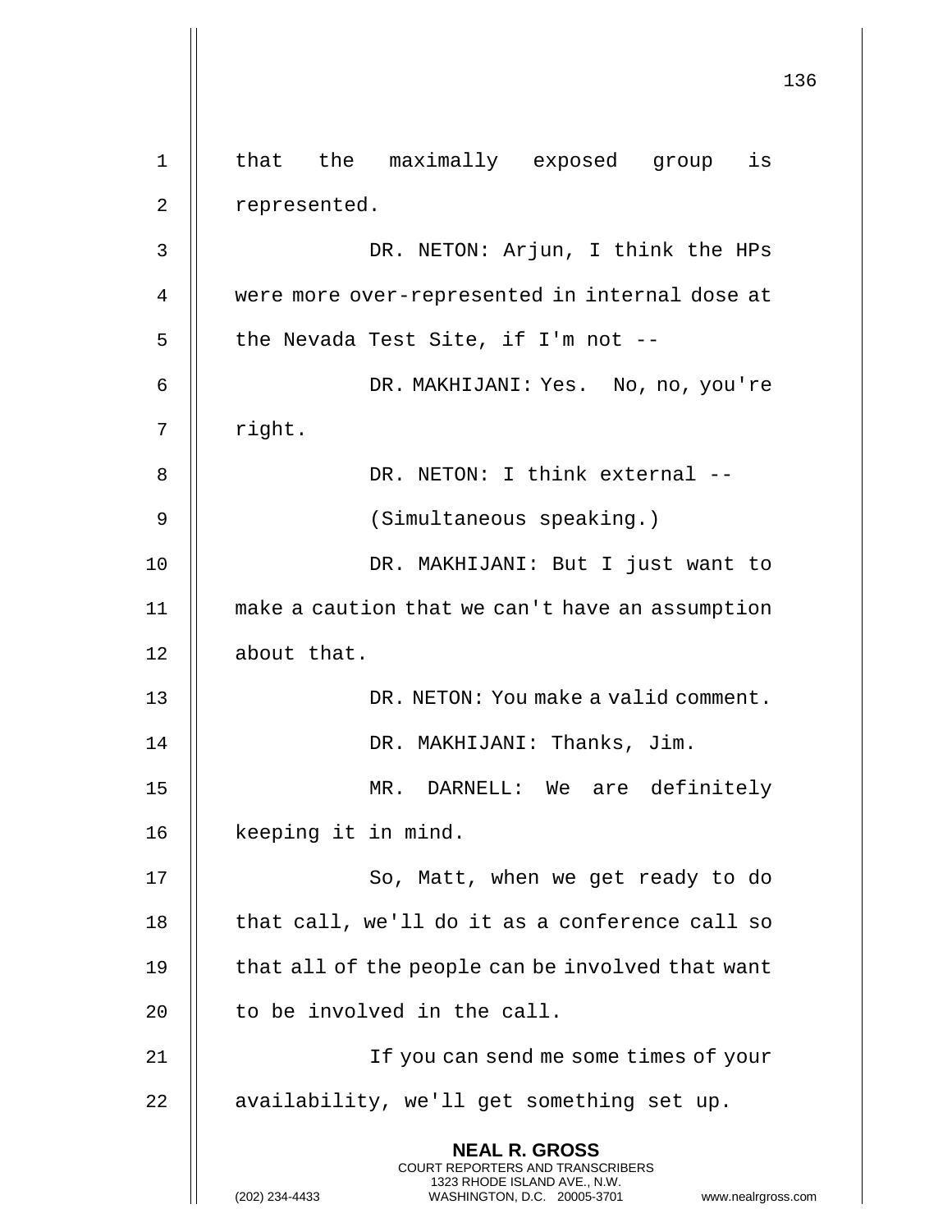that the maximally exposed group is represented.

DR. NETON: Arjun, I think the HPs were more over-represented in internal dose at the Nevada Test Site, if I'm not --

DR. MAKHIJANI: Yes. No, no, you're right.

DR. NETON: I think external --

(Simultaneous speaking.)

DR. MAKHIJANI: But I just want to make a caution that we can't have an assumption about that.

DR. NETON: You make a valid comment.

DR. MAKHIJANI: Thanks, Jim.

MR. DARNELL: We are definitely keeping it in mind.

So, Matt, when we get ready to do that call, we'll do it as a conference call so that all of the people can be involved that want to be involved in the call.

If you can send me some times of your availability, we'll get something set up.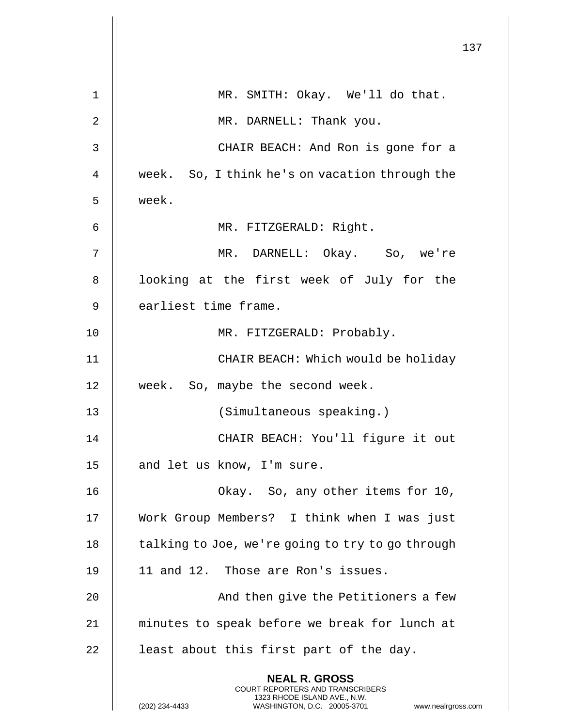MR. SMITH: Okay. We'll do that.

MR. DARNELL: Thank you.

CHAIR BEACH: And Ron is gone for a week. So, I think he's on vacation through the week.

MR. FITZGERALD: Right.

MR. DARNELL: Okay. So, we're looking at the first week of July for the earliest time frame.

MR. FITZGERALD: Probably.

CHAIR BEACH: Which would be holiday week. So, maybe the second week.

(Simultaneous speaking.)

CHAIR BEACH: You'll figure it out and let us know, I'm sure.

Okay. So, any other items for 10, Work Group Members? I think when I was just talking to Joe, we're going to try to go through 11 and 12. Those are Ron's issues.

And then give the Petitioners a few minutes to speak before we break for lunch at least about this first part of the day.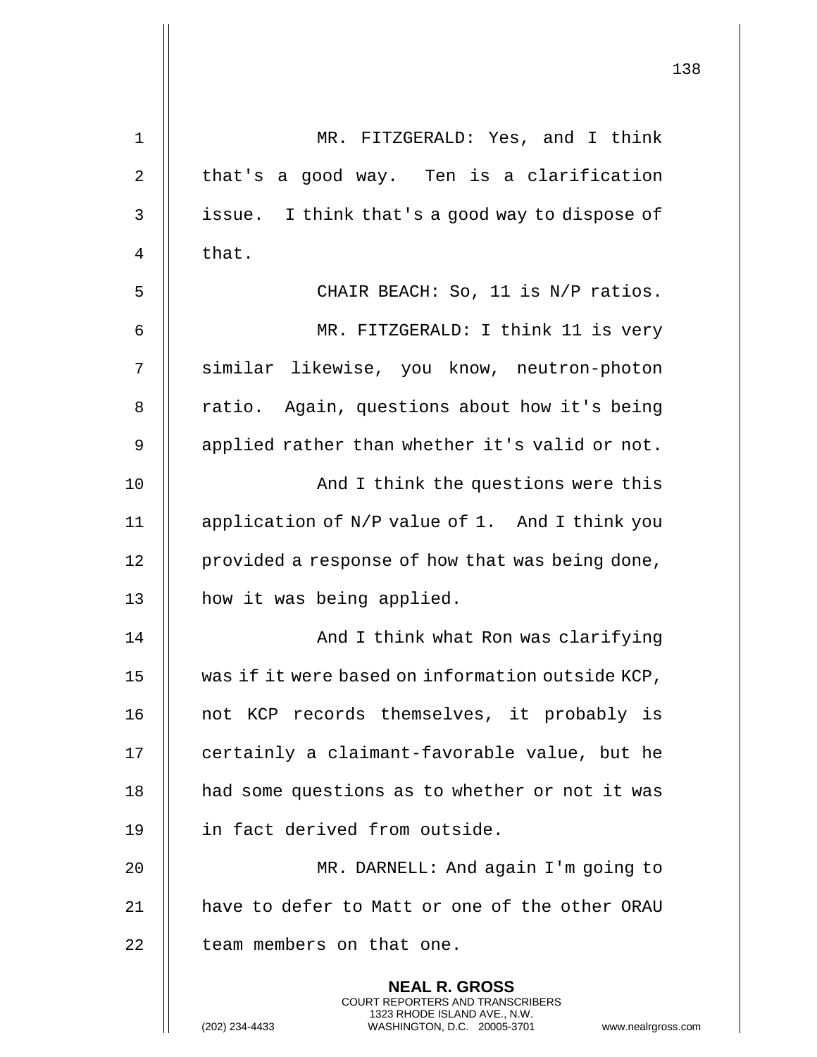MR. FITZGERALD: Yes, and I think that's a good way. Ten is a clarification issue. I think that's a good way to dispose of that.

CHAIR BEACH: So, 11 is N/P ratios.

MR. FITZGERALD: I think 11 is very similar likewise, you know, neutron-photon ratio. Again, questions about how it's being applied rather than whether it's valid or not.

And I think the questions were this application of N/P value of 1. And I think you provided a response of how that was being done, how it was being applied.

And I think what Ron was clarifying was if it were based on information outside KCP, not KCP records themselves, it probably is certainly a claimant-favorable value, but he had some questions as to whether or not it was in fact derived from outside.

MR. DARNELL: And again I'm going to have to defer to Matt or one of the other ORAU team members on that one.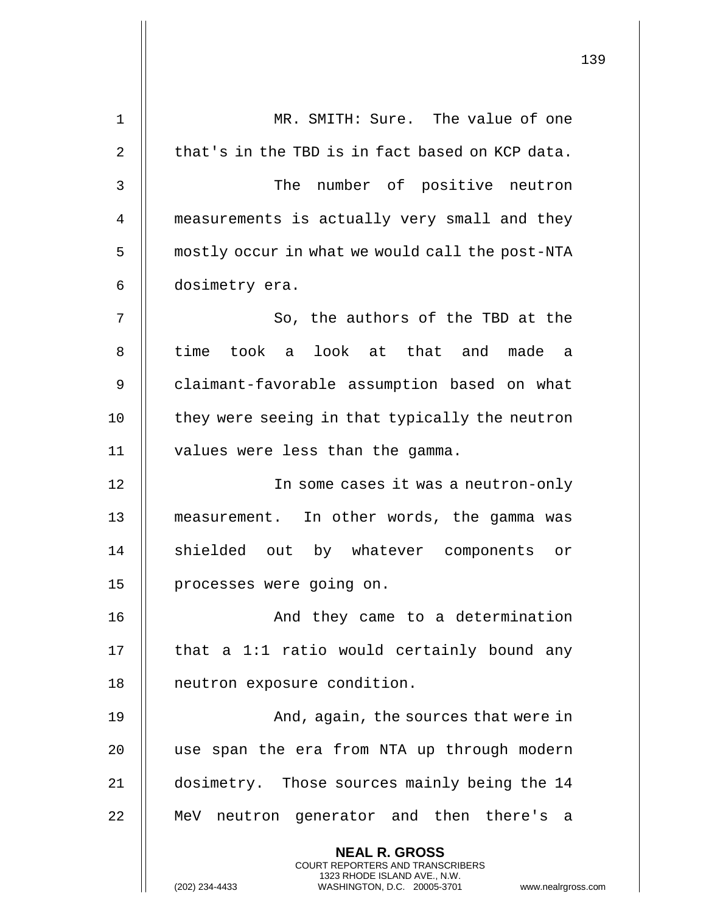MR. SMITH: Sure. The value of one that's in the TBD is in fact based on KCP data.

The number of positive neutron measurements is actually very small and they mostly occur in what we would call the post-NTA dosimetry era.

So, the authors of the TBD at the time took a look at that and made a claimant-favorable assumption based on what they were seeing in that typically the neutron values were less than the gamma.

In some cases it was a neutron-only measurement. In other words, the gamma was shielded out by whatever components or processes were going on.

And they came to a determination that a 1:1 ratio would certainly bound any neutron exposure condition.

And, again, the sources that were in use span the era from NTA up through modern dosimetry. Those sources mainly being the 14 MeV neutron generator and then there's a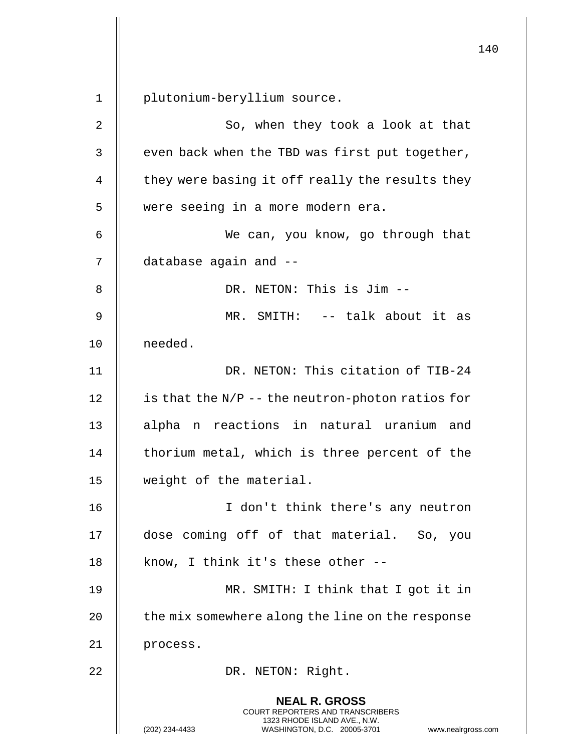plutonium-beryllium source.

So, when they took a look at that even back when the TBD was first put together, they were basing it off really the results they were seeing in a more modern era.

We can, you know, go through that database again and --

DR. NETON: This is Jim --

MR. SMITH: -- talk about it as needed.

DR. NETON: This citation of TIB-24 is that the N/P -- the neutron-photon ratios for alpha n reactions in natural uranium and thorium metal, which is three percent of the weight of the material.

I don't think there's any neutron dose coming off of that material. So, you know, I think it's these other --

MR. SMITH: I think that I got it in the mix somewhere along the line on the response process.

DR. NETON: Right.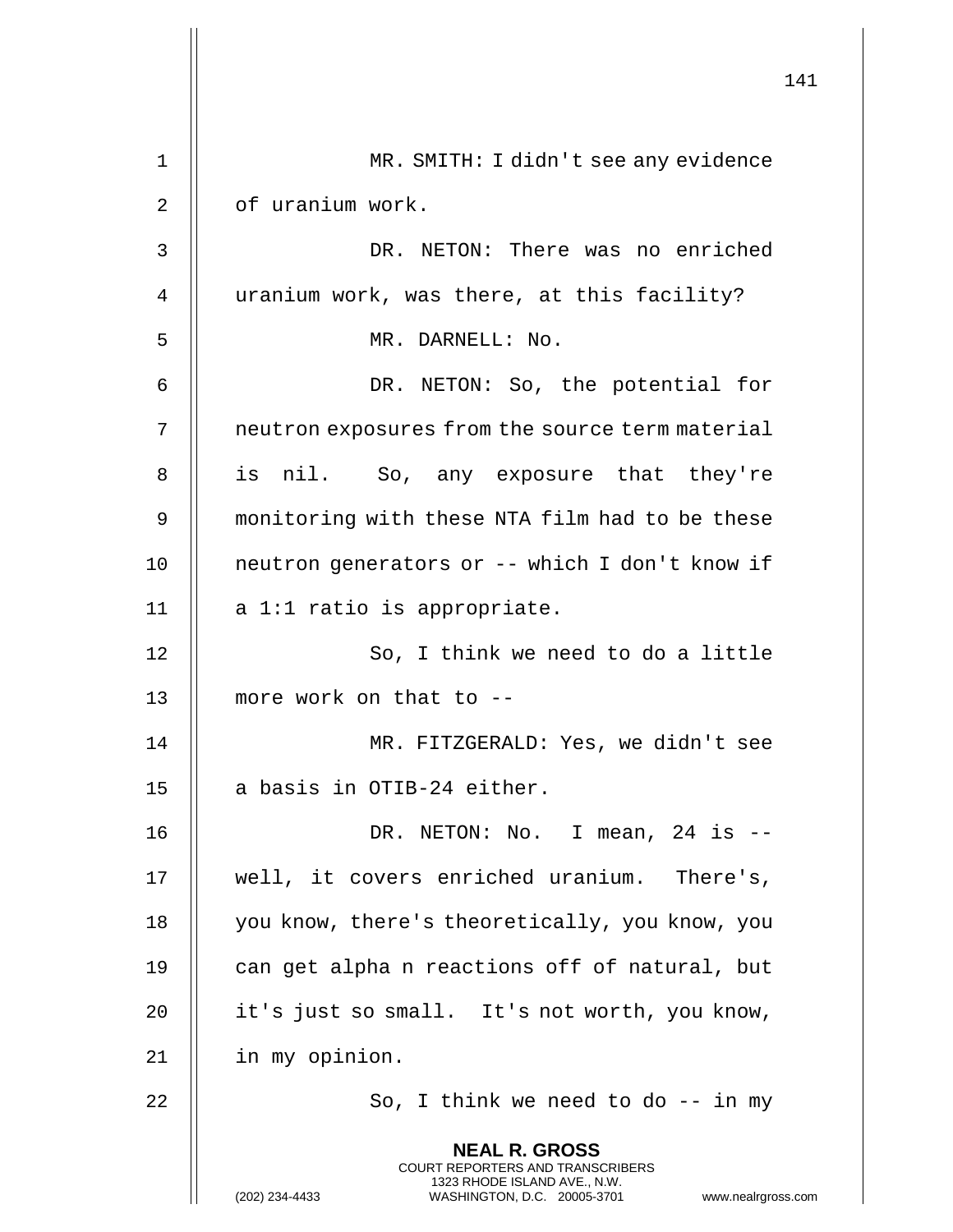MR. SMITH: I didn't see any evidence of uranium work.

DR. NETON: There was no enriched uranium work, was there, at this facility?

MR. DARNELL: No.

DR. NETON: So, the potential for neutron exposures from the source term material is nil. So, any exposure that they're monitoring with these NTA film had to be these neutron generators or -- which I don't know if a 1:1 ratio is appropriate.

So, I think we need to do a little more work on that to --

MR. FITZGERALD: Yes, we didn't see a basis in OTIB-24 either.

DR. NETON: No. I mean, 24 is -- well, it covers enriched uranium. There's, you know, there's theoretically, you know, you can get alpha n reactions off of natural, but it's just so small. It's not worth, you know, in my opinion.

So, I think we need to do -- in my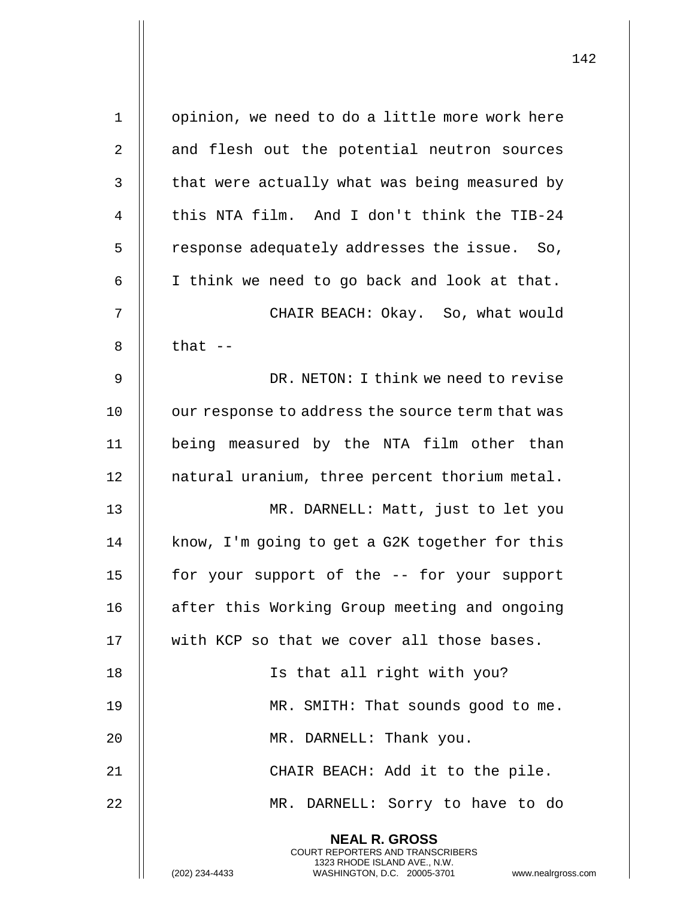opinion, we need to do a little more work here and flesh out the potential neutron sources that were actually what was being measured by this NTA film. And I don't think the TIB-24 response adequately addresses the issue. So, I think we need to go back and look at that.

CHAIR BEACH: Okay. So, what would that --

DR. NETON: I think we need to revise our response to address the source term that was being measured by the NTA film other than natural uranium, three percent thorium metal.

MR. DARNELL: Matt, just to let you know, I'm going to get a G2K together for this for your support of the -- for your support after this Working Group meeting and ongoing with KCP so that we cover all those bases.

Is that all right with you?

MR. SMITH: That sounds good to me.

MR. DARNELL: Thank you.

CHAIR BEACH: Add it to the pile.

MR. DARNELL: Sorry to have to do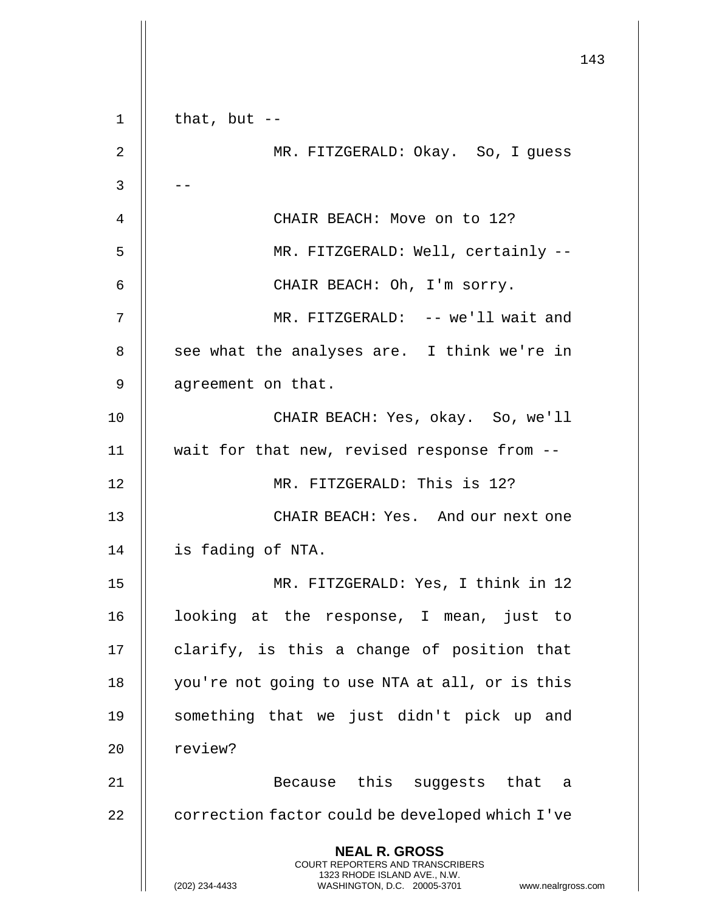that, but --

MR. FITZGERALD: Okay. So, I guess --

CHAIR BEACH: Move on to 12?

MR. FITZGERALD: Well, certainly --

CHAIR BEACH: Oh, I'm sorry.

MR. FITZGERALD: -- we'll wait and see what the analyses are. I think we're in agreement on that.

CHAIR BEACH: Yes, okay. So, we'll wait for that new, revised response from --

MR. FITZGERALD: This is 12?

CHAIR BEACH: Yes. And our next one is fading of NTA.

MR. FITZGERALD: Yes, I think in 12 looking at the response, I mean, just to clarify, is this a change of position that you're not going to use NTA at all, or is this something that we just didn't pick up and review?

Because this suggests that a correction factor could be developed which I've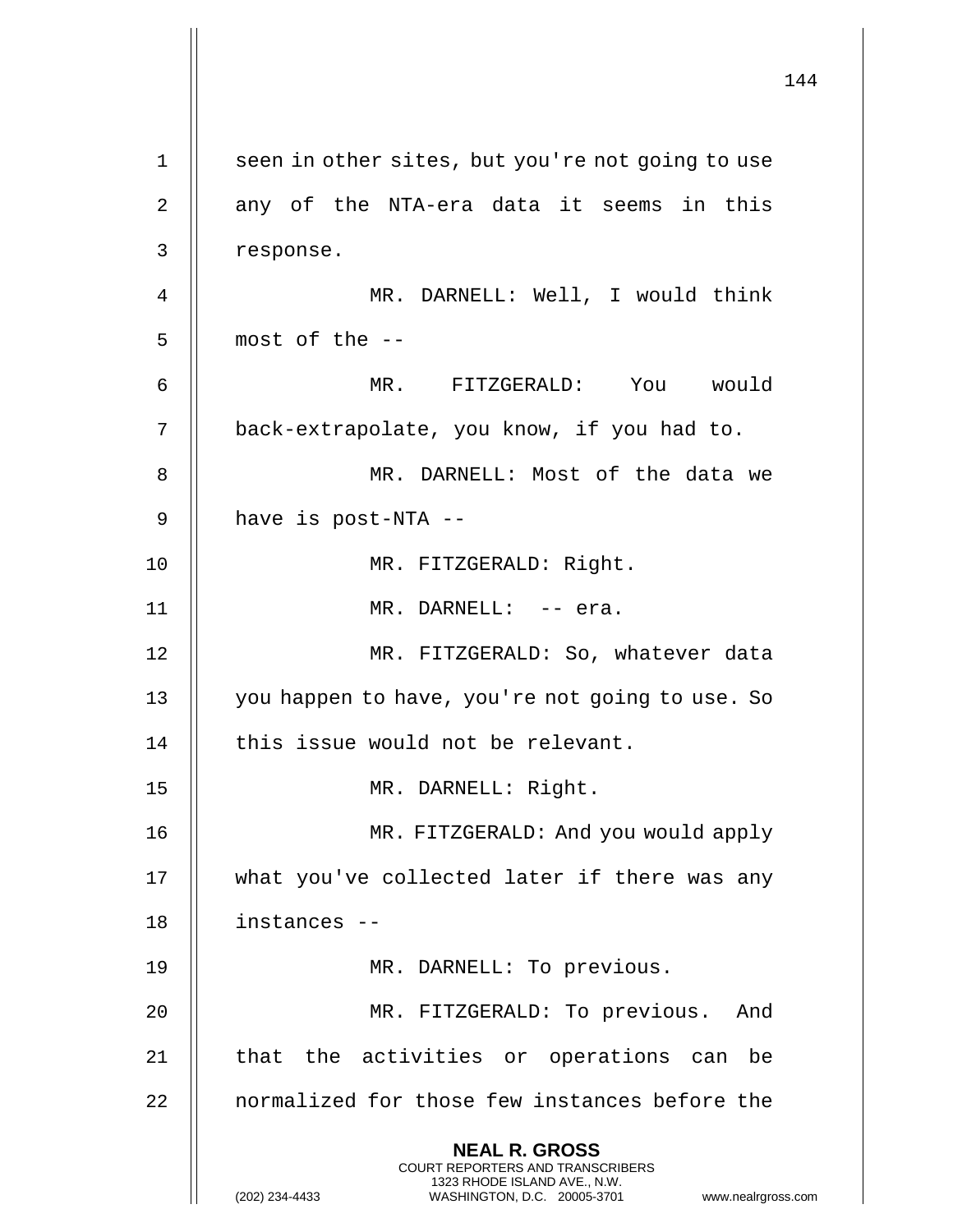seen in other sites, but you're not going to use any of the NTA-era data it seems in this response.

MR. DARNELL: Well, I would think most of the --

MR. FITZGERALD: You would back-extrapolate, you know, if you had to.

MR. DARNELL: Most of the data we have is post-NTA --

MR. FITZGERALD: Right.

MR. DARNELL: -- era.

MR. FITZGERALD: So, whatever data you happen to have, you're not going to use. So this issue would not be relevant.

MR. DARNELL: Right.

MR. FITZGERALD: And you would apply what you've collected later if there was any instances --

MR. DARNELL: To previous.

MR. FITZGERALD: To previous. And that the activities or operations can be normalized for those few instances before the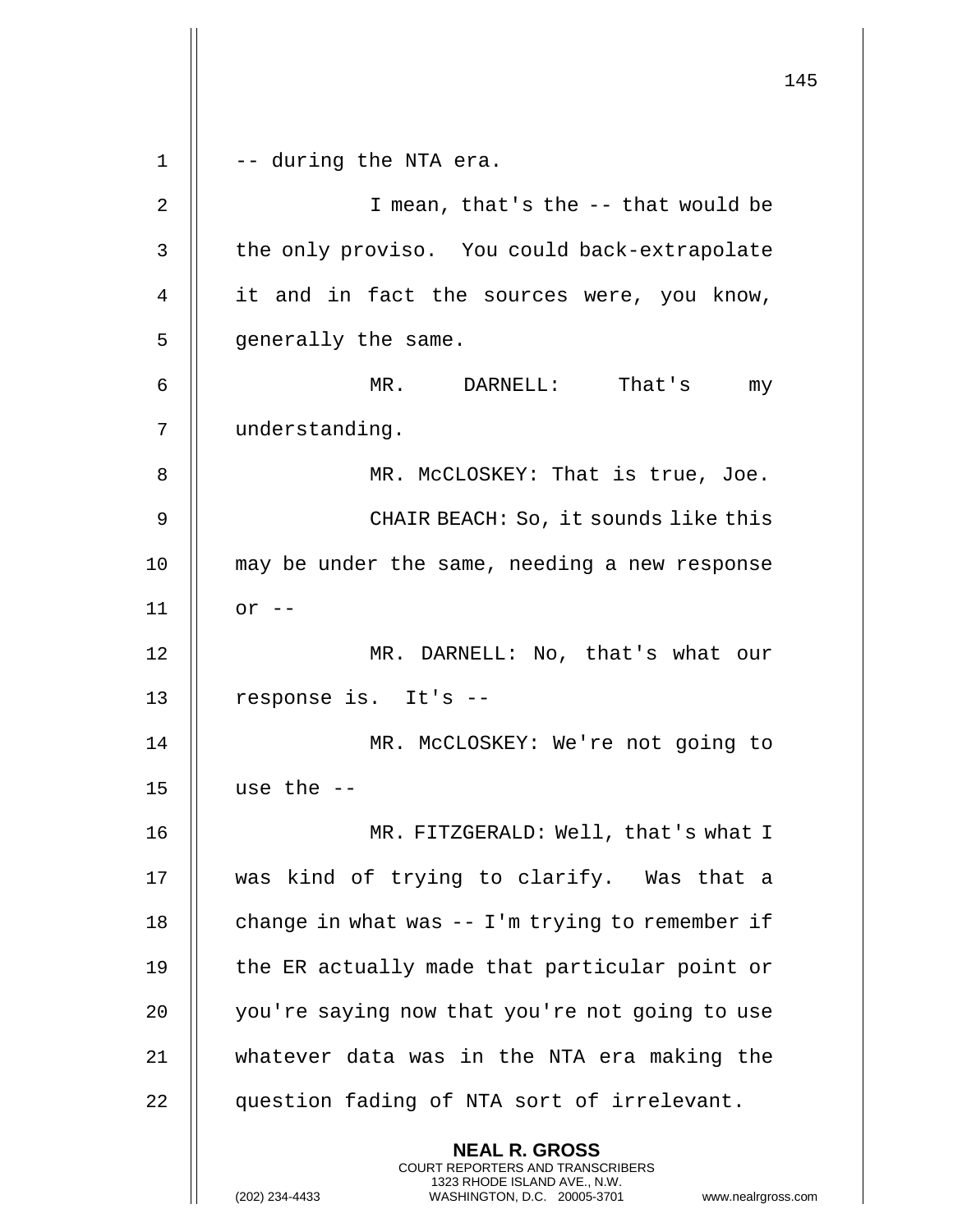-- during the NTA era.

I mean, that's the -- that would be the only proviso. You could back-extrapolate it and in fact the sources were, you know, generally the same.

MR. DARNELL: That's my understanding.

MR. McCLOSKEY: That is true, Joe.

CHAIR BEACH: So, it sounds like this may be under the same, needing a new response or --

MR. DARNELL: No, that's what our response is. It's --

MR. McCLOSKEY: We're not going to use the --

MR. FITZGERALD: Well, that's what I was kind of trying to clarify. Was that a change in what was -- I'm trying to remember if the ER actually made that particular point or you're saying now that you're not going to use whatever data was in the NTA era making the question fading of NTA sort of irrelevant.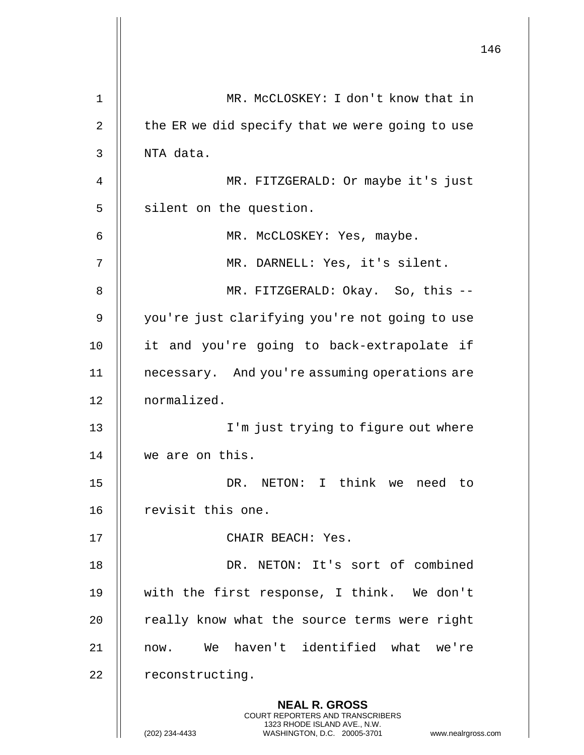MR. McCLOSKEY: I don't know that in the ER we did specify that we were going to use NTA data.

MR. FITZGERALD: Or maybe it's just silent on the question.

MR. McCLOSKEY: Yes, maybe.

MR. DARNELL: Yes, it's silent.

MR. FITZGERALD: Okay. So, this -- you're just clarifying you're not going to use it and you're going to back-extrapolate if necessary. And you're assuming operations are normalized.

I'm just trying to figure out where we are on this.

DR. NETON: I think we need to revisit this one.

CHAIR BEACH: Yes.

DR. NETON: It's sort of combined with the first response, I think. We don't really know what the source terms were right now. We haven't identified what we're reconstructing.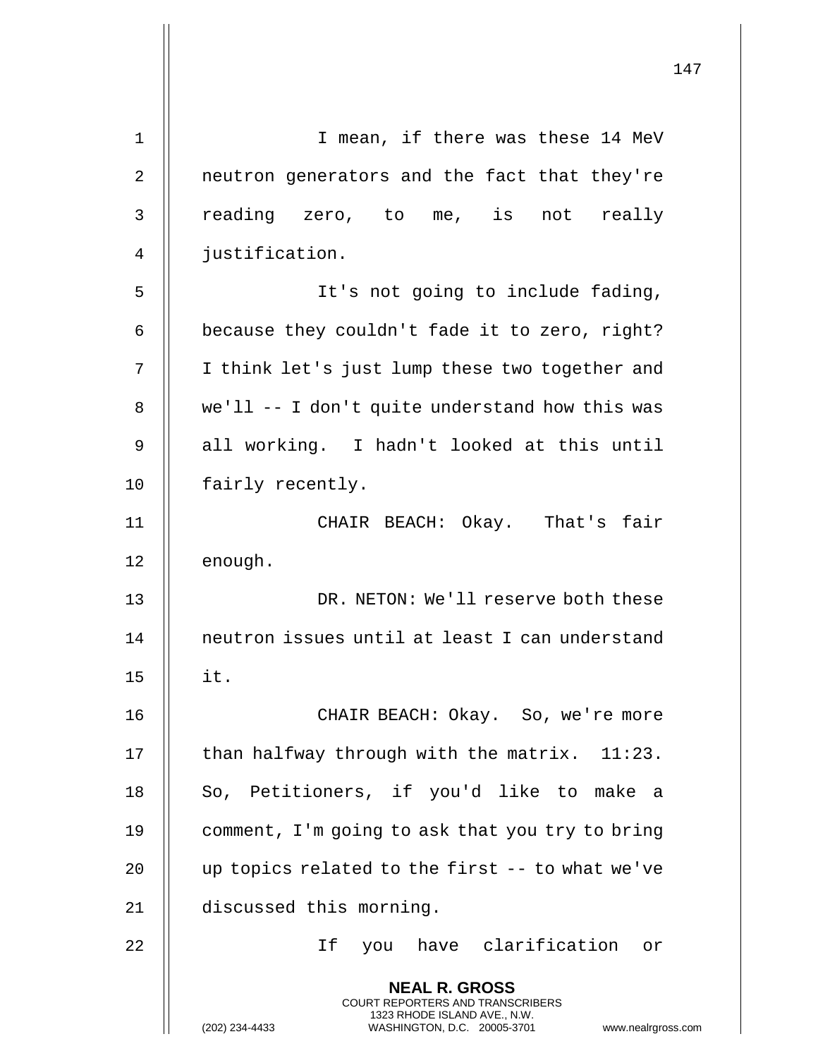I mean, if there was these 14 MeV neutron generators and the fact that they're reading zero, to me, is not really justification.

It's not going to include fading, because they couldn't fade it to zero, right? I think let's just lump these two together and we'll -- I don't quite understand how this was all working. I hadn't looked at this until fairly recently.

CHAIR BEACH: Okay. That's fair enough.

DR. NETON: We'll reserve both these neutron issues until at least I can understand it.

CHAIR BEACH: Okay. So, we're more than halfway through with the matrix. 11:23. So, Petitioners, if you'd like to make a comment, I'm going to ask that you try to bring up topics related to the first -- to what we've discussed this morning.

If you have clarification or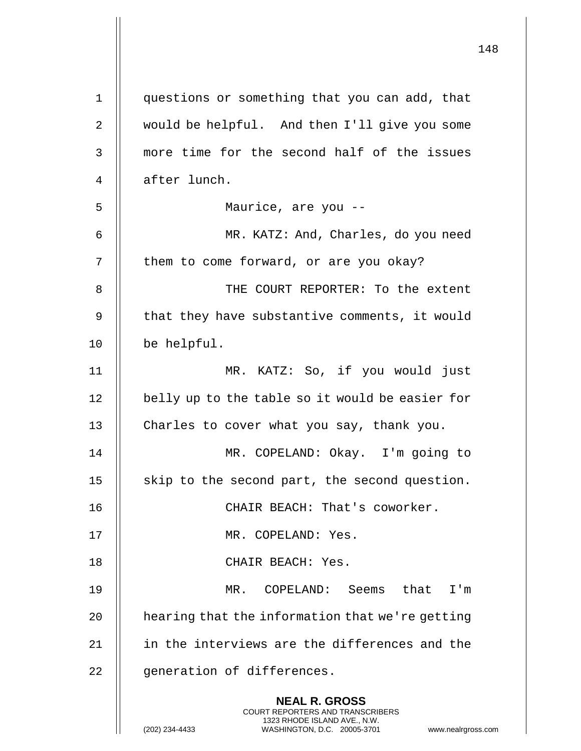questions or something that you can add, that would be helpful. And then I'll give you some more time for the second half of the issues after lunch.

Maurice, are you --

MR. KATZ: And, Charles, do you need them to come forward, or are you okay?

THE COURT REPORTER: To the extent that they have substantive comments, it would be helpful.

MR. KATZ: So, if you would just belly up to the table so it would be easier for Charles to cover what you say, thank you.

MR. COPELAND: Okay. I'm going to skip to the second part, the second question.

CHAIR BEACH: That's coworker.

MR. COPELAND: Yes.

CHAIR BEACH: Yes.

MR. COPELAND: Seems that I'm hearing that the information that we're getting in the interviews are the differences and the generation of differences.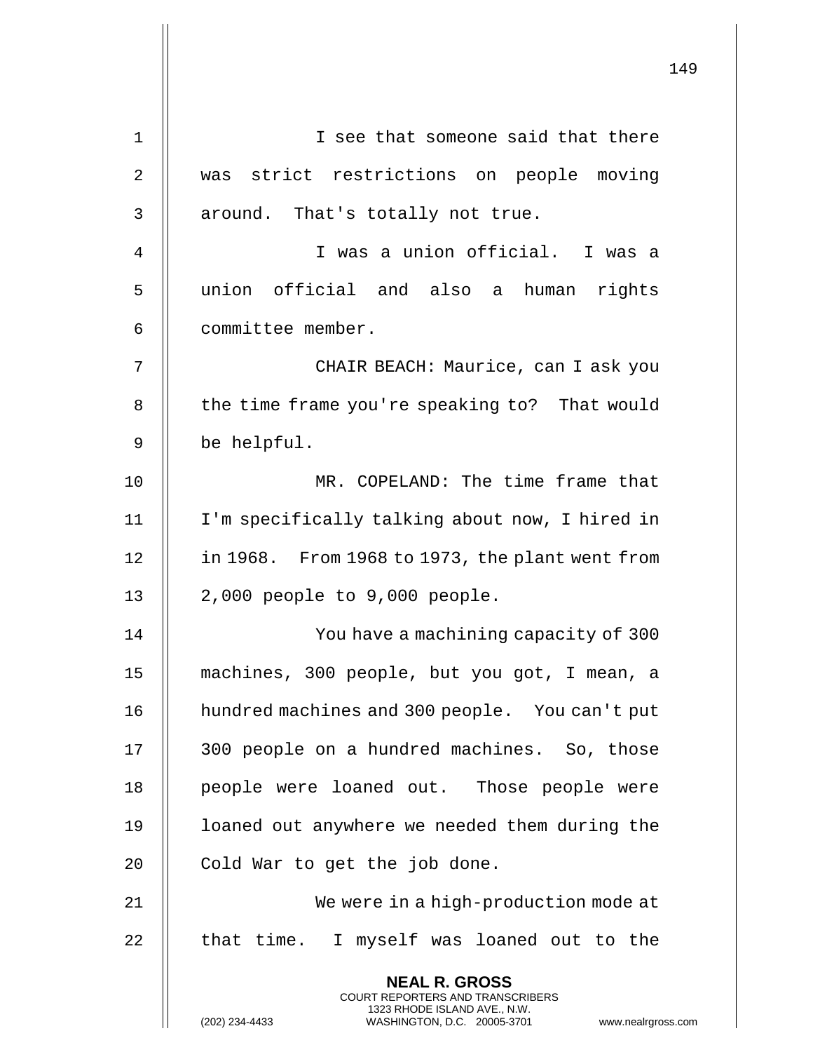I see that someone said that there was strict restrictions on people moving around. That's totally not true.

I was a union official. I was a union official and also a human rights committee member.

CHAIR BEACH: Maurice, can I ask you the time frame you're speaking to? That would be helpful.

MR. COPELAND: The time frame that I'm specifically talking about now, I hired in in 1968. From 1968 to 1973, the plant went from 2,000 people to 9,000 people.

You have a machining capacity of 300 machines, 300 people, but you got, I mean, a hundred machines and 300 people. You can't put 300 people on a hundred machines. So, those people were loaned out. Those people were loaned out anywhere we needed them during the Cold War to get the job done.

We were in a high-production mode at that time. I myself was loaned out to the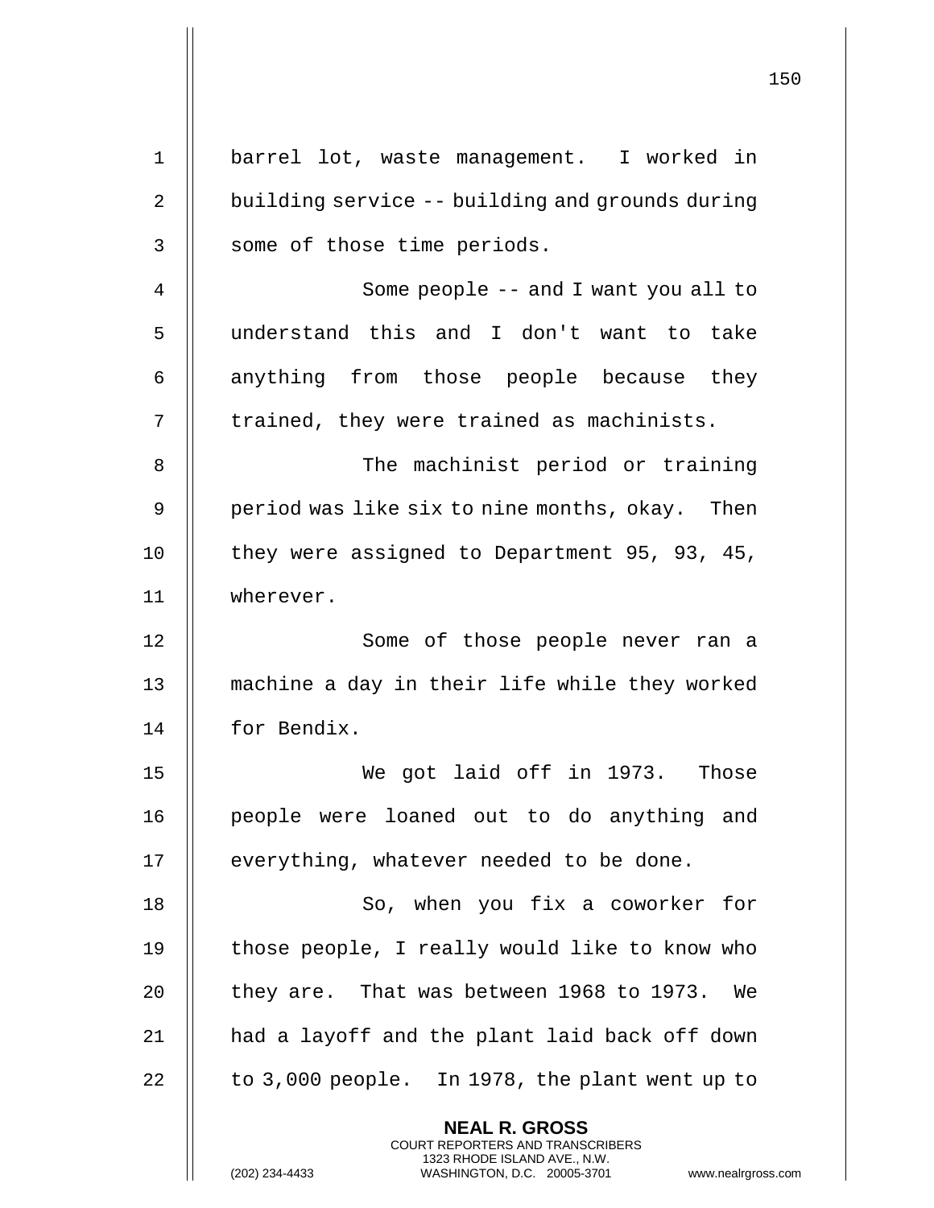barrel lot, waste management. I worked in building service -- building and grounds during some of those time periods.

Some people -- and I want you all to understand this and I don't want to take anything from those people because they trained, they were trained as machinists.

The machinist period or training period was like six to nine months, okay. Then they were assigned to Department 95, 93, 45, wherever.

Some of those people never ran a machine a day in their life while they worked for Bendix.

We got laid off in 1973. Those people were loaned out to do anything and everything, whatever needed to be done.

So, when you fix a coworker for those people, I really would like to know who they are. That was between 1968 to 1973. We had a layoff and the plant laid back off down to 3,000 people. In 1978, the plant went up to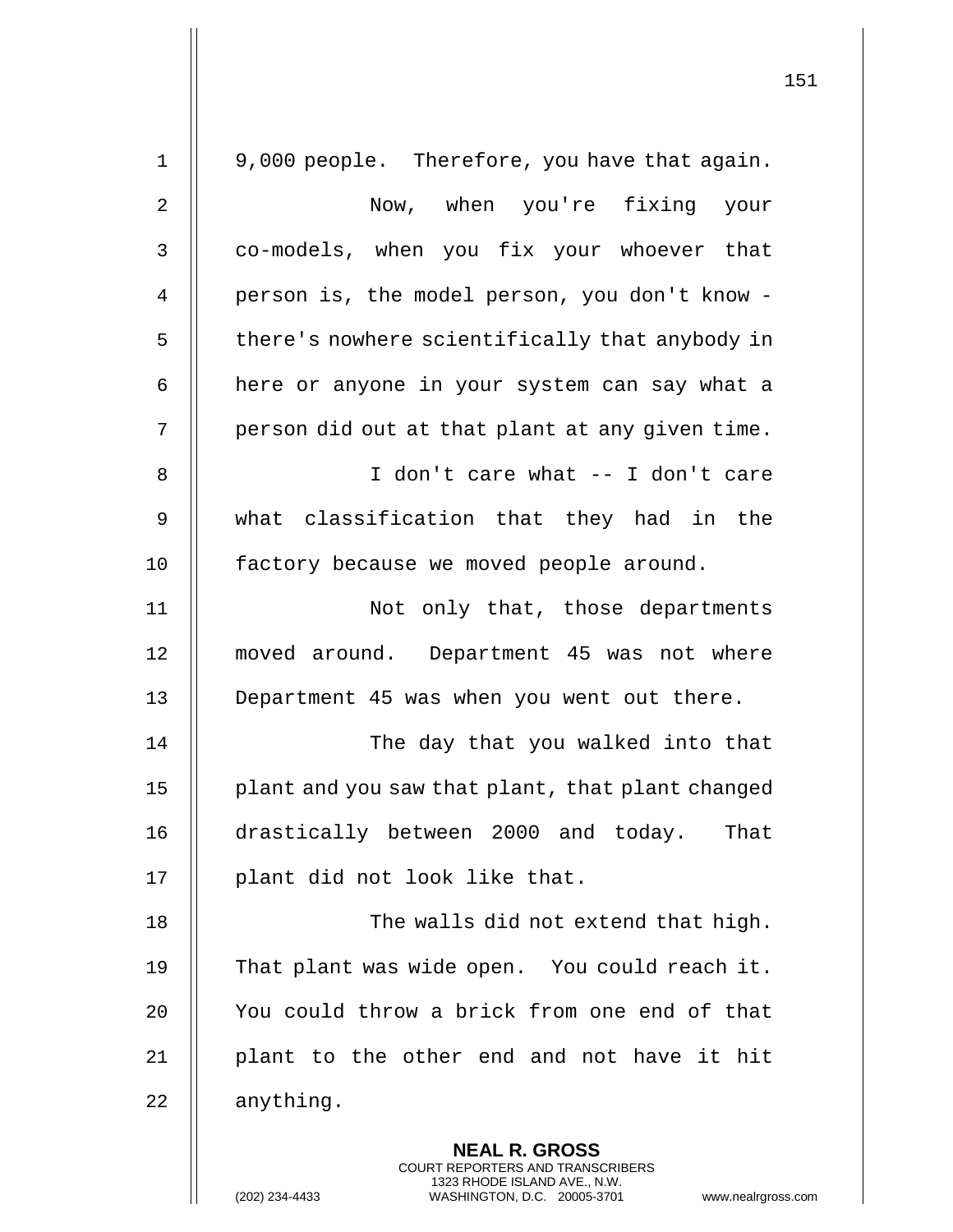9,000 people. Therefore, you have that again.

Now, when you're fixing your co-models, when you fix your whoever that person is, the model person, you don't know - there's nowhere scientifically that anybody in here or anyone in your system can say what a person did out at that plant at any given time.

I don't care what -- I don't care what classification that they had in the factory because we moved people around.

Not only that, those departments moved around. Department 45 was not where Department 45 was when you went out there.

The day that you walked into that plant and you saw that plant, that plant changed drastically between 2000 and today. That plant did not look like that.

The walls did not extend that high. That plant was wide open. You could reach it. You could throw a brick from one end of that plant to the other end and not have it hit anything.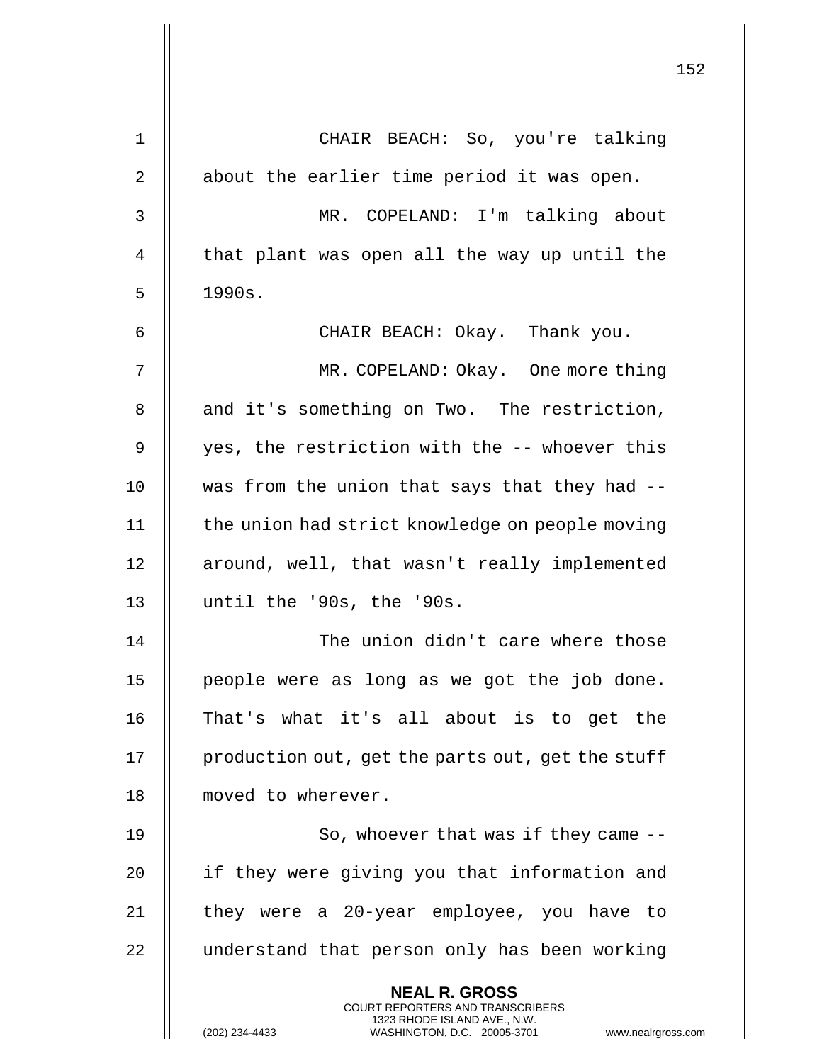CHAIR BEACH: So, you're talking about the earlier time period it was open.

MR. COPELAND: I'm talking about that plant was open all the way up until the 1990s.

CHAIR BEACH: Okay. Thank you.

MR. COPELAND: Okay. One more thing and it's something on Two. The restriction, yes, the restriction with the -- whoever this was from the union that says that they had -- the union had strict knowledge on people moving around, well, that wasn't really implemented until the '90s, the '90s.

The union didn't care where those people were as long as we got the job done. That's what it's all about is to get the production out, get the parts out, get the stuff moved to wherever.

So, whoever that was if they came -- if they were giving you that information and they were a 20-year employee, you have to understand that person only has been working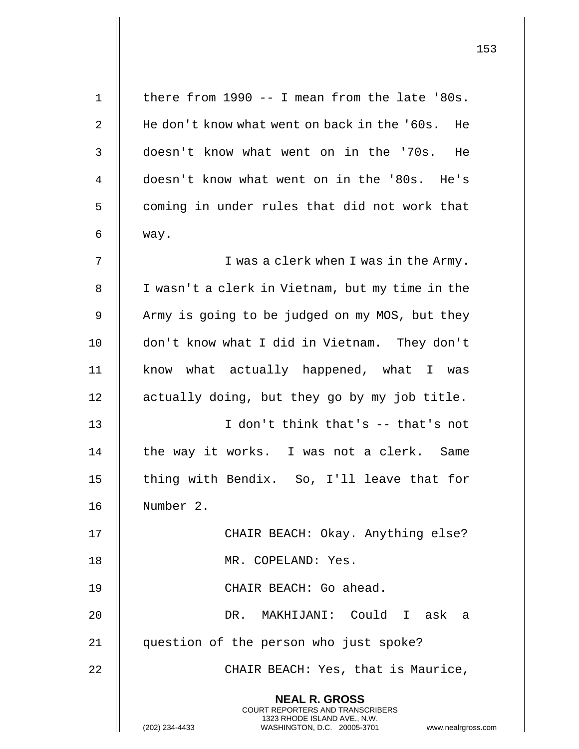there from 1990 -- I mean from the late '80s. He don't know what went on back in the '60s. He doesn't know what went on in the '70s. He doesn't know what went on in the '80s. He's coming in under rules that did not work that way.

I was a clerk when I was in the Army. I wasn't a clerk in Vietnam, but my time in the Army is going to be judged on my MOS, but they don't know what I did in Vietnam. They don't know what actually happened, what I was actually doing, but they go by my job title.

I don't think that's -- that's not the way it works. I was not a clerk. Same thing with Bendix. So, I'll leave that for Number 2.

CHAIR BEACH: Okay. Anything else?

MR. COPELAND: Yes.

CHAIR BEACH: Go ahead.

DR. MAKHIJANI: Could I ask a question of the person who just spoke?

CHAIR BEACH: Yes, that is Maurice,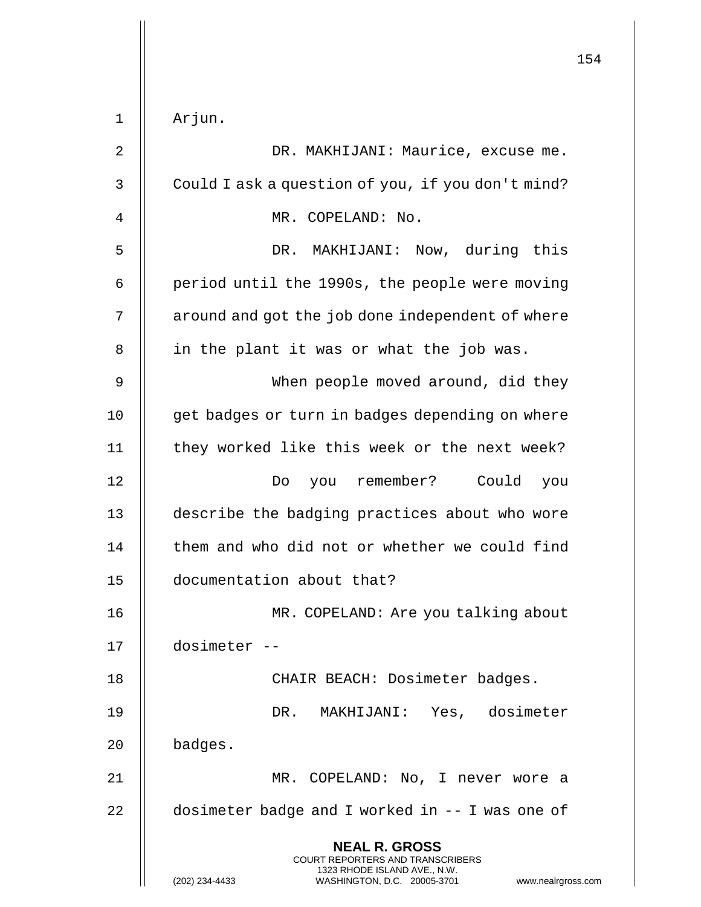Arjun.

DR. MAKHIJANI: Maurice, excuse me. Could I ask a question of you, if you don't mind?

MR. COPELAND: No.

DR. MAKHIJANI: Now, during this period until the 1990s, the people were moving around and got the job done independent of where in the plant it was or what the job was.

When people moved around, did they get badges or turn in badges depending on where they worked like this week or the next week?

Do you remember? Could you describe the badging practices about who wore them and who did not or whether we could find documentation about that?

MR. COPELAND: Are you talking about dosimeter --

CHAIR BEACH: Dosimeter badges.

DR. MAKHIJANI: Yes, dosimeter badges.

MR. COPELAND: No, I never wore a dosimeter badge and I worked in -- I was one of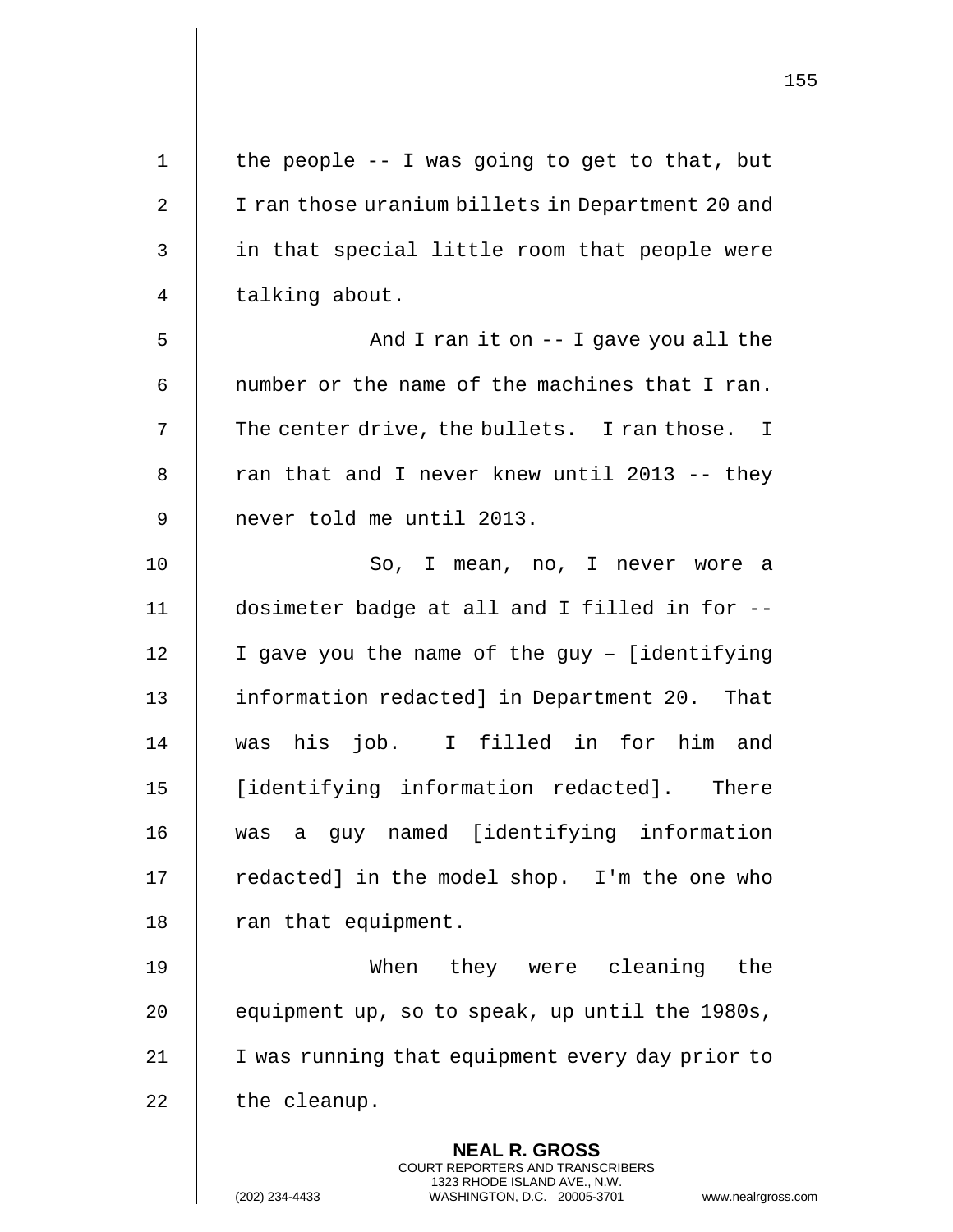the people -- I was going to get to that, but I ran those uranium billets in Department 20 and in that special little room that people were talking about.

And I ran it on -- I gave you all the number or the name of the machines that I ran. The center drive, the bullets. I ran those. I ran that and I never knew until 2013 -- they never told me until 2013.

So, I mean, no, I never wore a dosimeter badge at all and I filled in for -- I gave you the name of the guy – [identifying information redacted] in Department 20. That was his job. I filled in for him and [identifying information redacted]. There was a guy named [identifying information redacted] in the model shop. I'm the one who ran that equipment.

When they were cleaning the equipment up, so to speak, up until the 1980s, I was running that equipment every day prior to the cleanup.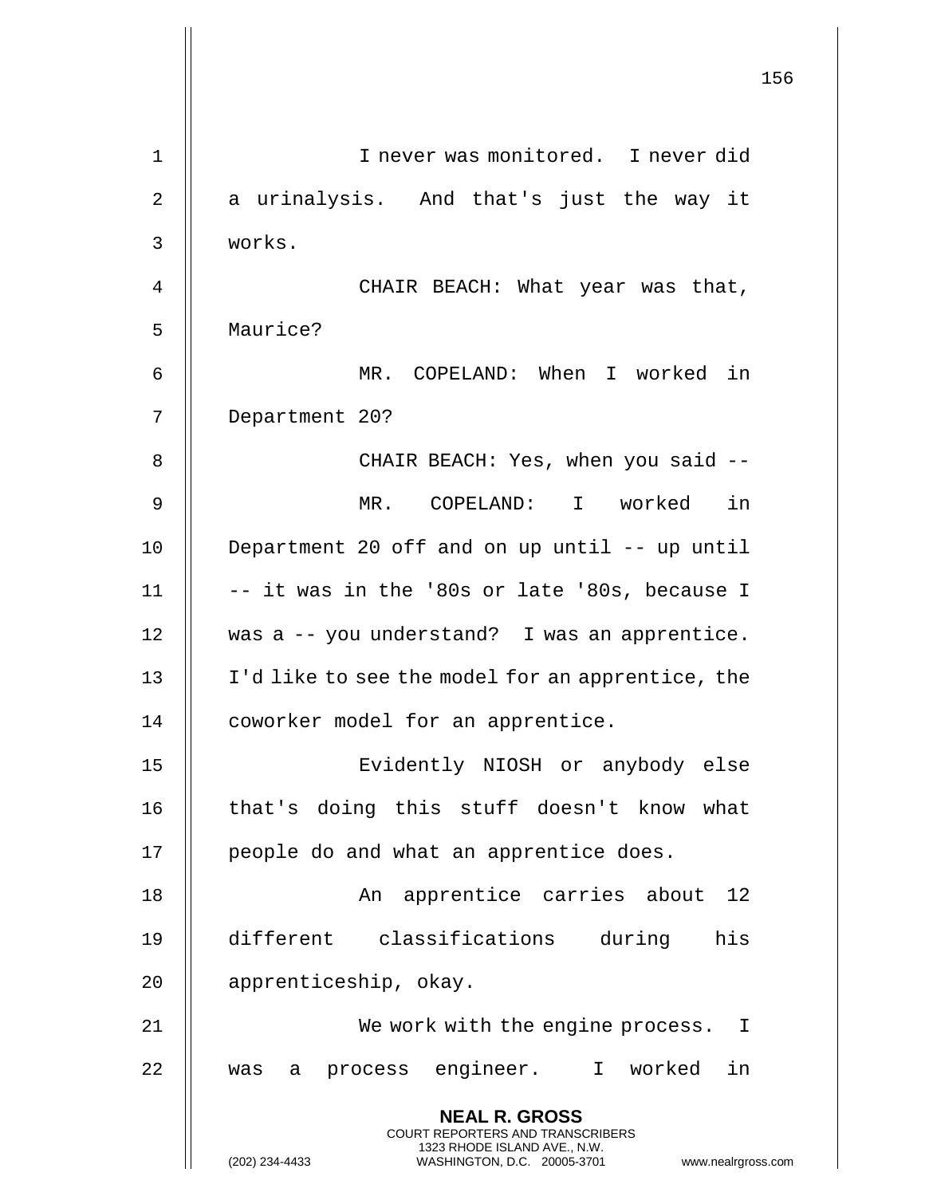I never was monitored. I never did a urinalysis. And that's just the way it works.

CHAIR BEACH: What year was that, Maurice?

MR. COPELAND: When I worked in Department 20?

CHAIR BEACH: Yes, when you said --

MR. COPELAND: I worked in Department 20 off and on up until -- up until -- it was in the '80s or late '80s, because I was a -- you understand? I was an apprentice. I'd like to see the model for an apprentice, the coworker model for an apprentice.

Evidently NIOSH or anybody else that's doing this stuff doesn't know what people do and what an apprentice does.

An apprentice carries about 12 different classifications during his apprenticeship, okay.

We work with the engine process. I was a process engineer. I worked in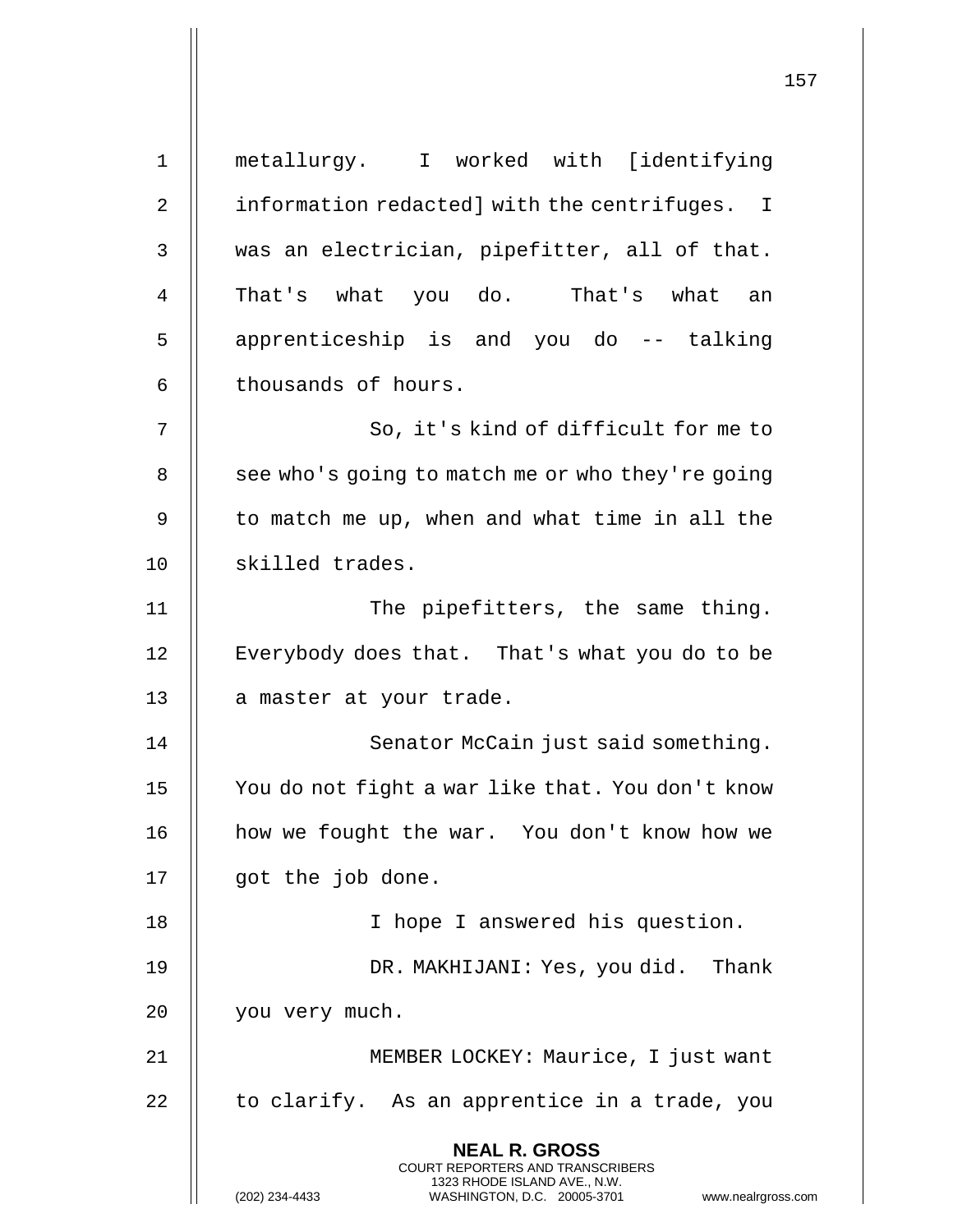metallurgy. I worked with [identifying information redacted] with the centrifuges. I was an electrician, pipefitter, all of that. That's what you do. That's what an apprenticeship is and you do -- talking thousands of hours.

So, it's kind of difficult for me to see who's going to match me or who they're going to match me up, when and what time in all the skilled trades.

The pipefitters, the same thing. Everybody does that. That's what you do to be a master at your trade.

Senator McCain just said something. You do not fight a war like that. You don't know how we fought the war. You don't know how we got the job done.

I hope I answered his question.

DR. MAKHIJANI: Yes, you did. Thank you very much.

MEMBER LOCKEY: Maurice, I just want to clarify. As an apprentice in a trade, you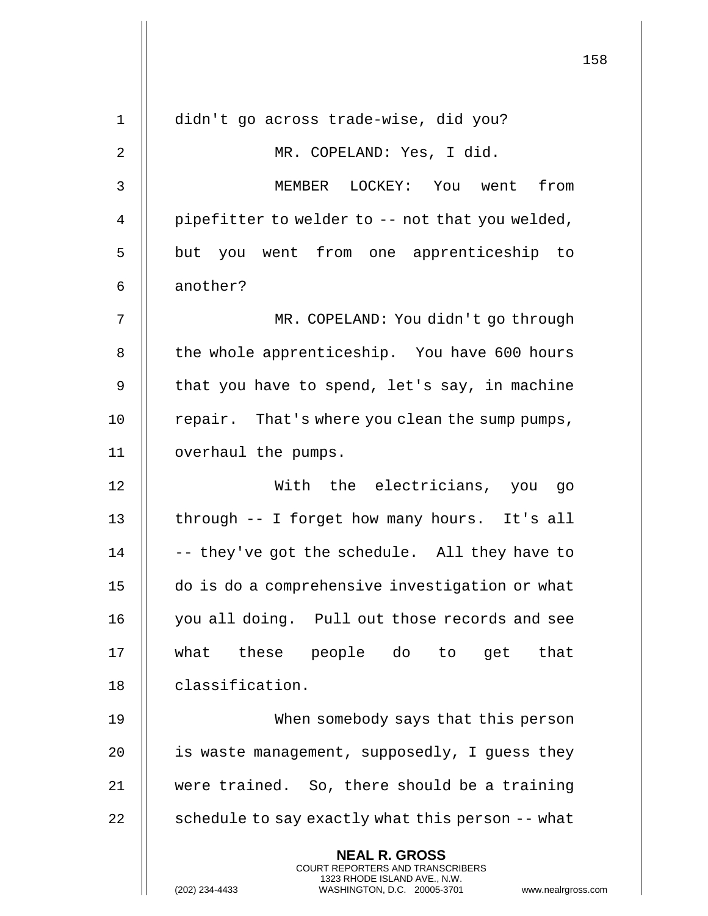didn't go across trade-wise, did you?

MR. COPELAND: Yes, I did.

MEMBER LOCKEY: You went from pipefitter to welder to -- not that you welded, but you went from one apprenticeship to another?

MR. COPELAND: You didn't go through the whole apprenticeship. You have 600 hours that you have to spend, let's say, in machine repair. That's where you clean the sump pumps, overhaul the pumps.

With the electricians, you go through -- I forget how many hours. It's all -- they've got the schedule. All they have to do is do a comprehensive investigation or what you all doing. Pull out those records and see what these people do to get that classification.

When somebody says that this person is waste management, supposedly, I guess they were trained. So, there should be a training schedule to say exactly what this person -- what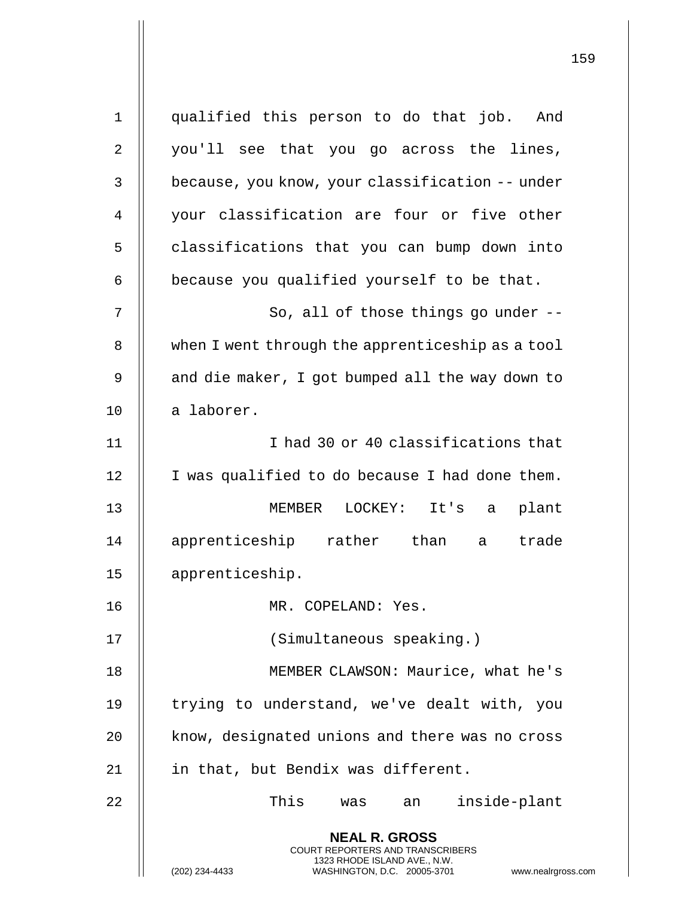qualified this person to do that job. And you'll see that you go across the lines, because, you know, your classification -- under your classification are four or five other classifications that you can bump down into because you qualified yourself to be that.

So, all of those things go under -- when I went through the apprenticeship as a tool and die maker, I got bumped all the way down to a laborer.

I had 30 or 40 classifications that I was qualified to do because I had done them.

MEMBER LOCKEY: It's a plant apprenticeship rather than a trade apprenticeship.

MR. COPELAND: Yes.

(Simultaneous speaking.)

MEMBER CLAWSON: Maurice, what he's trying to understand, we've dealt with, you know, designated unions and there was no cross in that, but Bendix was different.

This was an inside-plant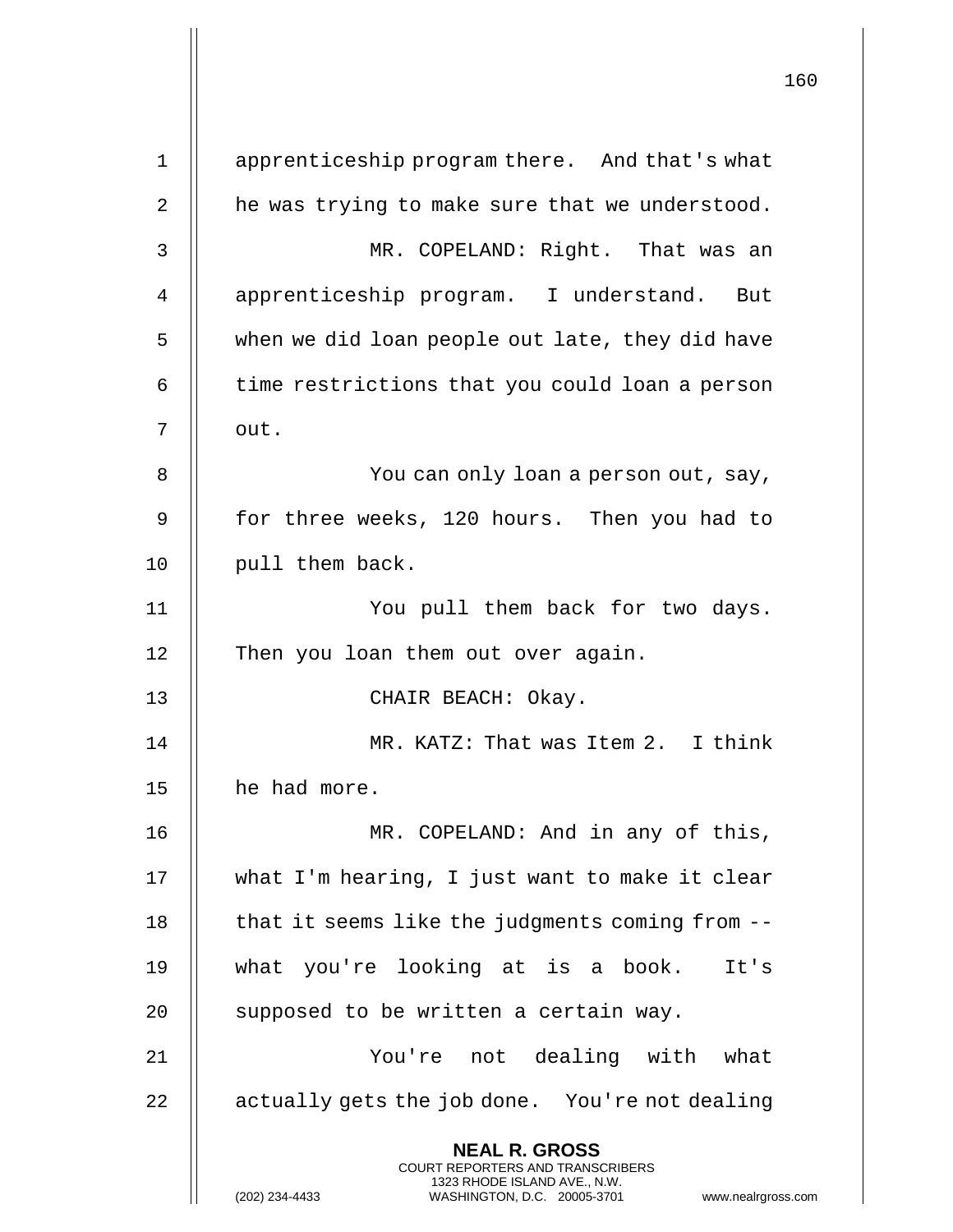apprenticeship program there. And that's what he was trying to make sure that we understood.

MR. COPELAND: Right. That was an apprenticeship program. I understand. But when we did loan people out late, they did have time restrictions that you could loan a person out.

You can only loan a person out, say, for three weeks, 120 hours. Then you had to pull them back.

You pull them back for two days. Then you loan them out over again.

CHAIR BEACH: Okay.

MR. KATZ: That was Item 2. I think he had more.

MR. COPELAND: And in any of this, what I'm hearing, I just want to make it clear that it seems like the judgments coming from -- what you're looking at is a book. It's supposed to be written a certain way.

You're not dealing with what actually gets the job done. You're not dealing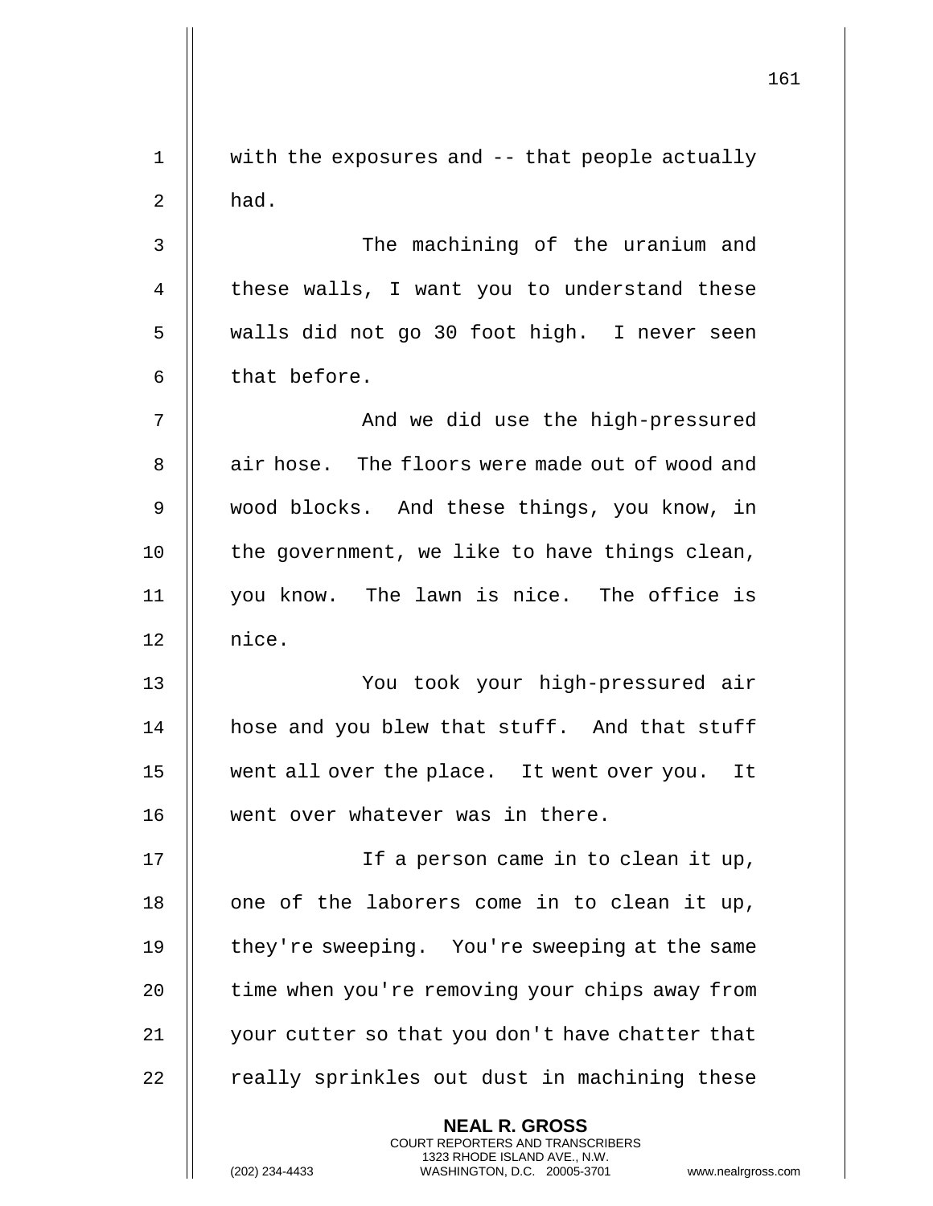with the exposures and -- that people actually had.

The machining of the uranium and these walls, I want you to understand these walls did not go 30 foot high. I never seen that before.

And we did use the high-pressured air hose. The floors were made out of wood and wood blocks. And these things, you know, in the government, we like to have things clean, you know. The lawn is nice. The office is nice.

You took your high-pressured air hose and you blew that stuff. And that stuff went all over the place. It went over you. It went over whatever was in there.

If a person came in to clean it up, one of the laborers come in to clean it up, they're sweeping. You're sweeping at the same time when you're removing your chips away from your cutter so that you don't have chatter that really sprinkles out dust in machining these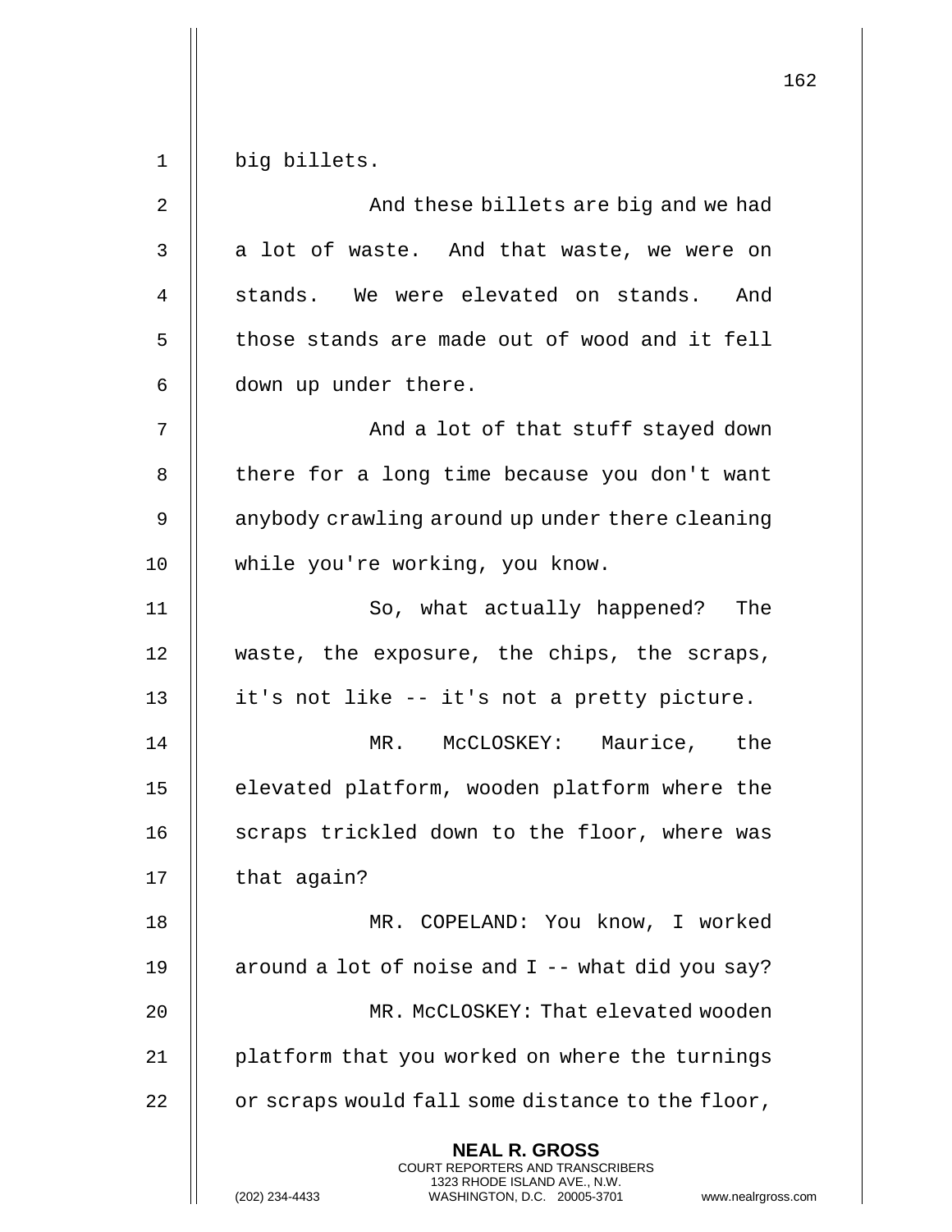big billets.

And these billets are big and we had a lot of waste. And that waste, we were on stands. We were elevated on stands. And those stands are made out of wood and it fell down up under there.

And a lot of that stuff stayed down there for a long time because you don't want anybody crawling around up under there cleaning while you're working, you know.

So, what actually happened? The waste, the exposure, the chips, the scraps, it's not like -- it's not a pretty picture.

MR. McCLOSKEY: Maurice, the elevated platform, wooden platform where the scraps trickled down to the floor, where was that again?

MR. COPELAND: You know, I worked around a lot of noise and I -- what did you say?

MR. McCLOSKEY: That elevated wooden platform that you worked on where the turnings or scraps would fall some distance to the floor,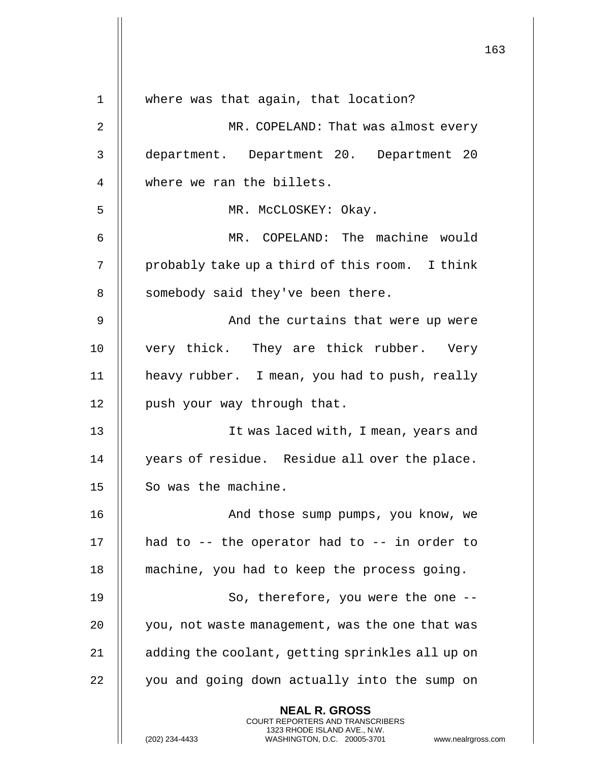where was that again, that location?

MR. COPELAND: That was almost every department. Department 20. Department 20 where we ran the billets.

MR. McCLOSKEY: Okay.

MR. COPELAND: The machine would probably take up a third of this room. I think somebody said they've been there.

And the curtains that were up were very thick. They are thick rubber. Very heavy rubber. I mean, you had to push, really push your way through that.

It was laced with, I mean, years and years of residue. Residue all over the place. So was the machine.

And those sump pumps, you know, we had to -- the operator had to -- in order to machine, you had to keep the process going.

So, therefore, you were the one -- you, not waste management, was the one that was adding the coolant, getting sprinkles all up on you and going down actually into the sump on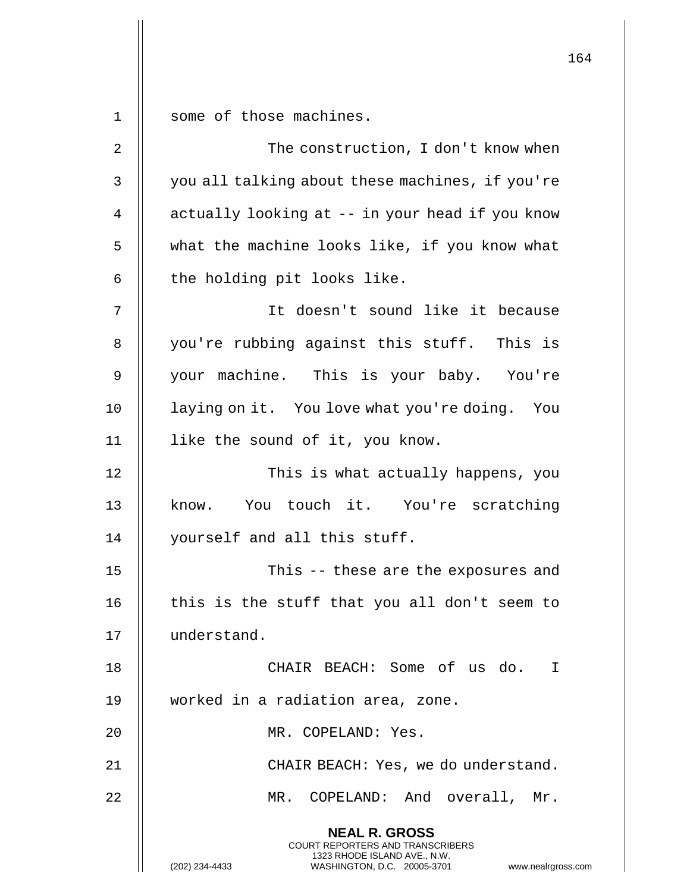some of those machines.

The construction, I don't know when you all talking about these machines, if you're actually looking at -- in your head if you know what the machine looks like, if you know what the holding pit looks like.

It doesn't sound like it because you're rubbing against this stuff. This is your machine. This is your baby. You're laying on it. You love what you're doing. You like the sound of it, you know.

This is what actually happens, you know. You touch it. You're scratching yourself and all this stuff.

This -- these are the exposures and this is the stuff that you all don't seem to understand.

CHAIR BEACH: Some of us do. I worked in a radiation area, zone.

MR. COPELAND: Yes.

CHAIR BEACH: Yes, we do understand.

MR. COPELAND: And overall, Mr.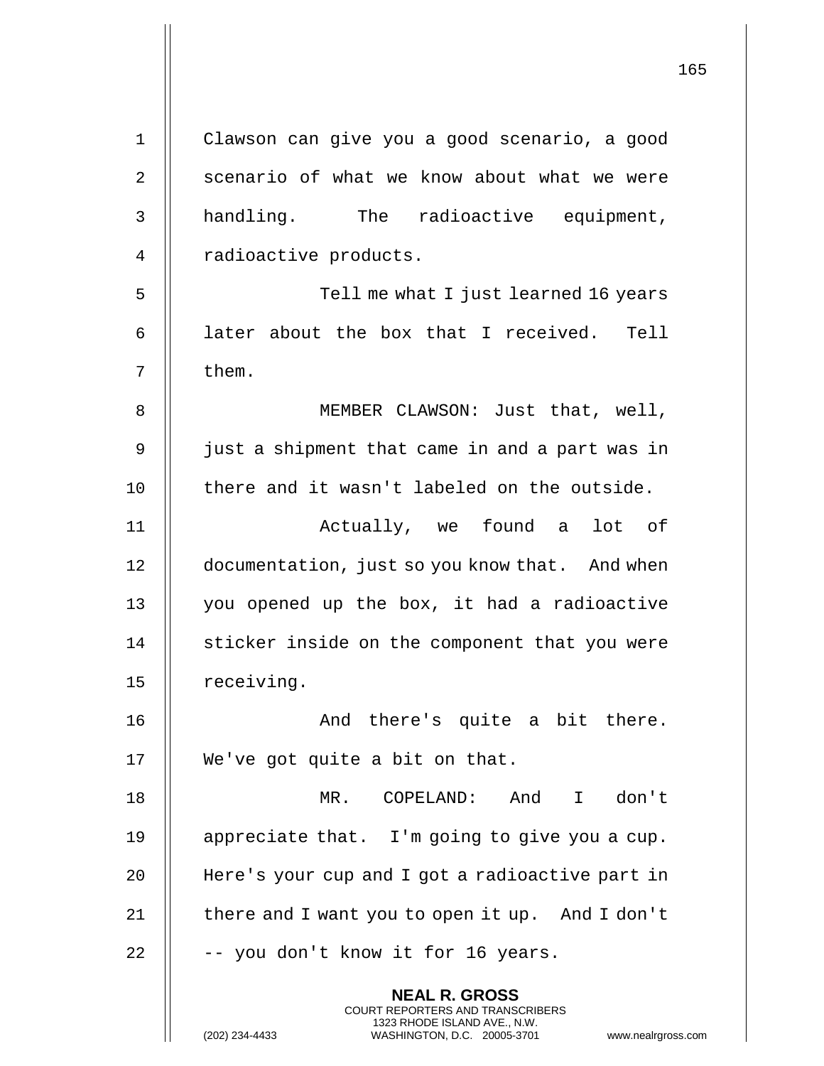Clawson can give you a good scenario, a good scenario of what we know about what we were handling. The radioactive equipment, radioactive products.

Tell me what I just learned 16 years later about the box that I received. Tell them.

MEMBER CLAWSON: Just that, well, just a shipment that came in and a part was in there and it wasn't labeled on the outside.

Actually, we found a lot of documentation, just so you know that. And when you opened up the box, it had a radioactive sticker inside on the component that you were receiving.

And there's quite a bit there. We've got quite a bit on that.

MR. COPELAND: And I don't appreciate that. I'm going to give you a cup. Here's your cup and I got a radioactive part in there and I want you to open it up. And I don't -- you don't know it for 16 years.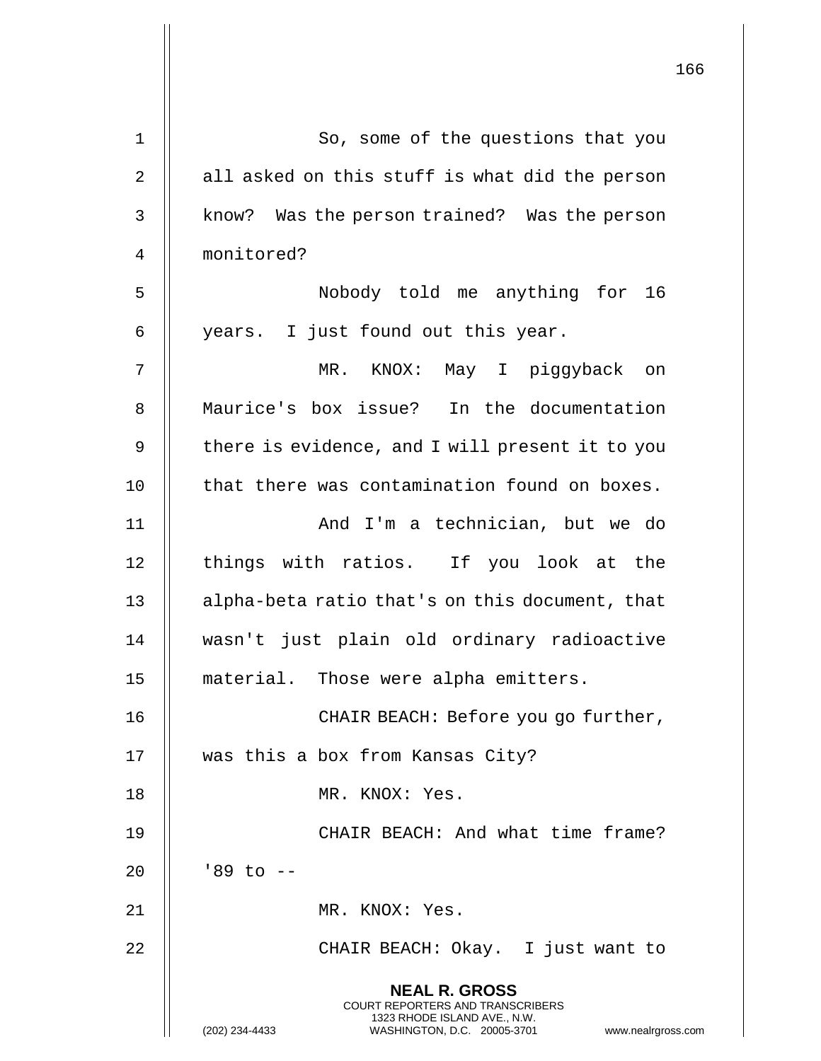So, some of the questions that you all asked on this stuff is what did the person know? Was the person trained? Was the person monitored?

Nobody told me anything for 16 years. I just found out this year.

MR. KNOX: May I piggyback on Maurice's box issue? In the documentation there is evidence, and I will present it to you that there was contamination found on boxes.

And I'm a technician, but we do things with ratios. If you look at the alpha-beta ratio that's on this document, that wasn't just plain old ordinary radioactive material. Those were alpha emitters.

CHAIR BEACH: Before you go further, was this a box from Kansas City?

MR. KNOX: Yes.

CHAIR BEACH: And what time frame? '89 to --

MR. KNOX: Yes.

CHAIR BEACH: Okay. I just want to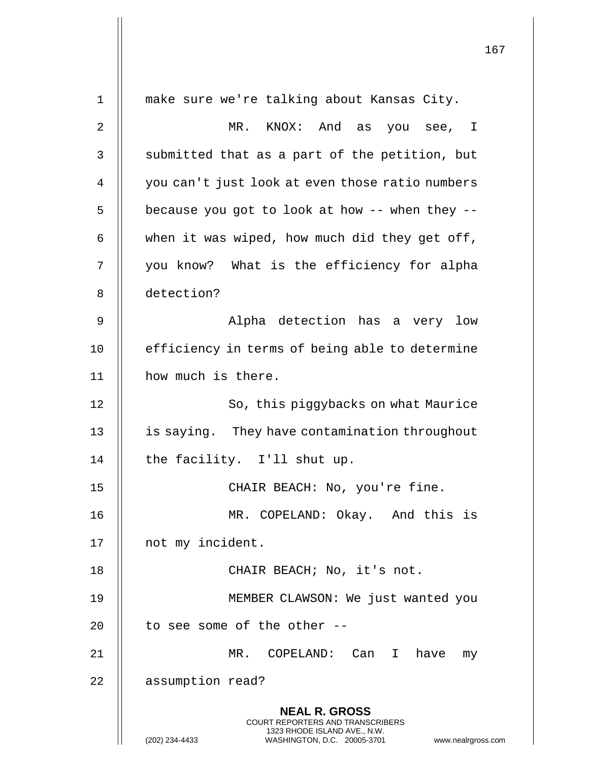make sure we're talking about Kansas City.

MR. KNOX: And as you see, I submitted that as a part of the petition, but you can't just look at even those ratio numbers because you got to look at how -- when they -- when it was wiped, how much did they get off, you know? What is the efficiency for alpha detection?

Alpha detection has a very low efficiency in terms of being able to determine how much is there.

So, this piggybacks on what Maurice is saying. They have contamination throughout the facility. I'll shut up.

CHAIR BEACH: No, you're fine.

MR. COPELAND: Okay. And this is not my incident.

CHAIR BEACH; No, it's not.

MEMBER CLAWSON: We just wanted you to see some of the other --

MR. COPELAND: Can I have my assumption read?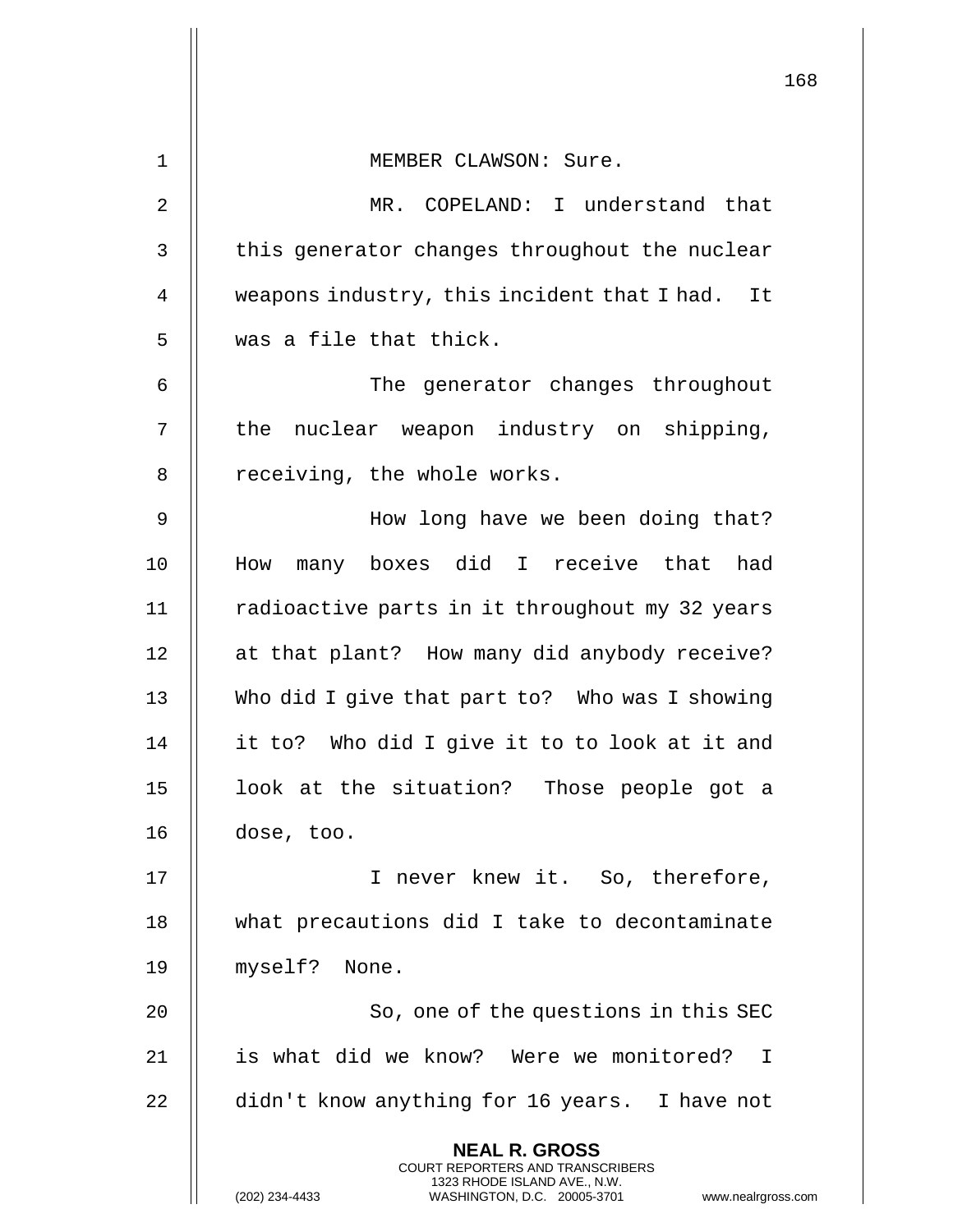MEMBER CLAWSON: Sure.

MR. COPELAND: I understand that this generator changes throughout the nuclear weapons industry, this incident that I had. It was a file that thick.

The generator changes throughout the nuclear weapon industry on shipping, receiving, the whole works.

How long have we been doing that? How many boxes did I receive that had radioactive parts in it throughout my 32 years at that plant? How many did anybody receive? Who did I give that part to? Who was I showing it to? Who did I give it to to look at it and look at the situation? Those people got a dose, too.

I never knew it. So, therefore, what precautions did I take to decontaminate myself? None.

So, one of the questions in this SEC is what did we know? Were we monitored? I didn't know anything for 16 years. I have not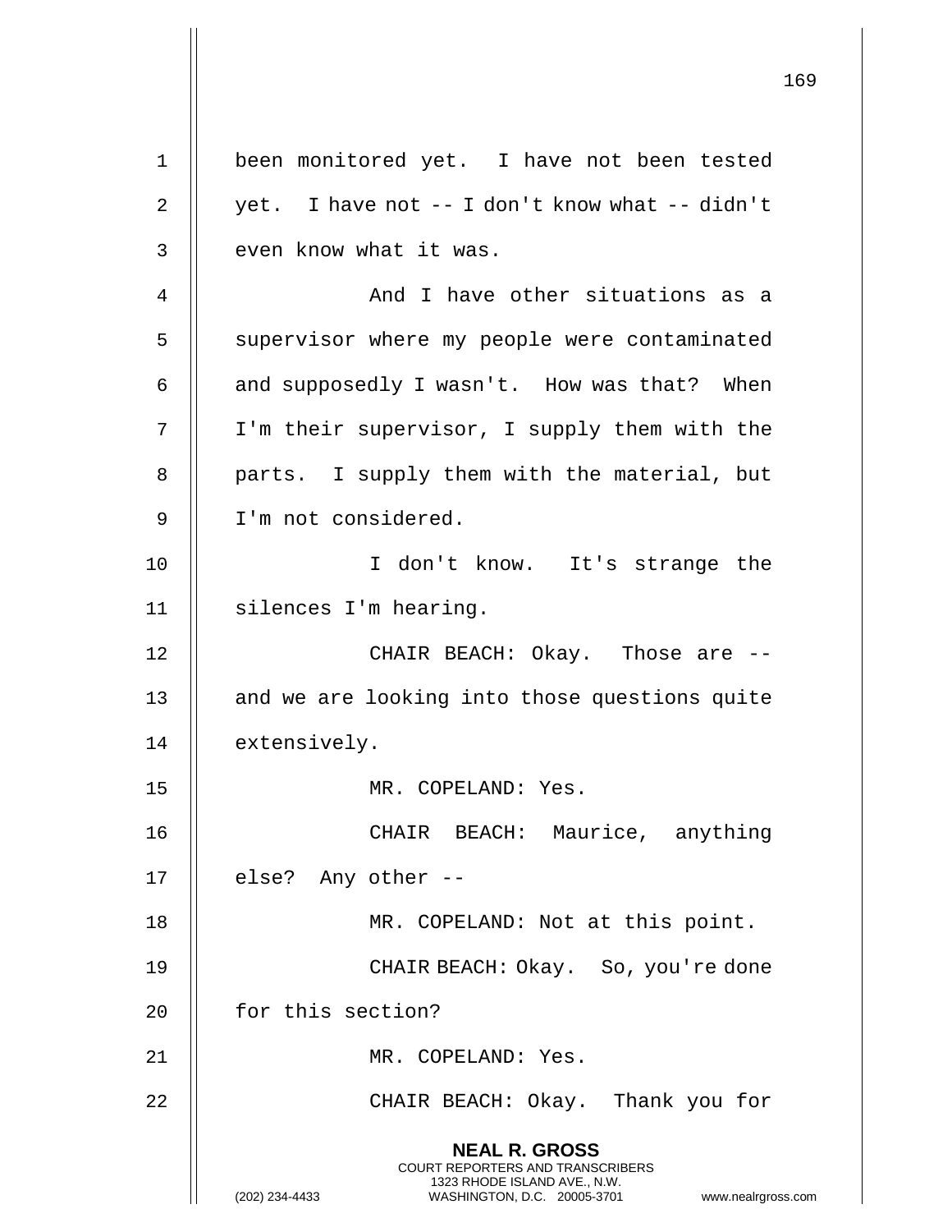been monitored yet. I have not been tested yet. I have not -- I don't know what -- didn't even know what it was.

And I have other situations as a supervisor where my people were contaminated and supposedly I wasn't. How was that? When I'm their supervisor, I supply them with the parts. I supply them with the material, but I'm not considered.

I don't know. It's strange the silences I'm hearing.

CHAIR BEACH: Okay. Those are -- and we are looking into those questions quite extensively.

MR. COPELAND: Yes.

CHAIR BEACH: Maurice, anything else? Any other --

MR. COPELAND: Not at this point.

CHAIR BEACH: Okay. So, you're done for this section?

MR. COPELAND: Yes.

CHAIR BEACH: Okay. Thank you for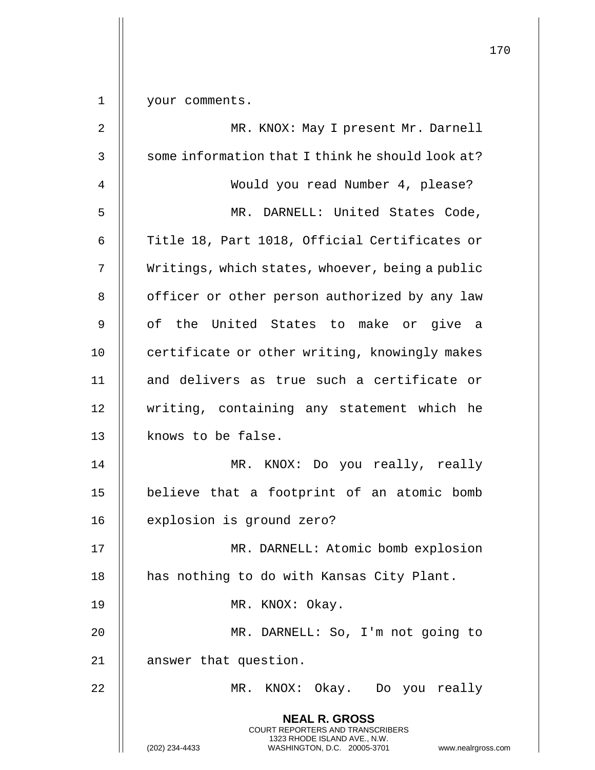your comments.

MR. KNOX: May I present Mr. Darnell some information that I think he should look at?

Would you read Number 4, please?

MR. DARNELL: United States Code, Title 18, Part 1018, Official Certificates or Writings, which states, whoever, being a public officer or other person authorized by any law of the United States to make or give a certificate or other writing, knowingly makes and delivers as true such a certificate or writing, containing any statement which he knows to be false.

MR. KNOX: Do you really, really believe that a footprint of an atomic bomb explosion is ground zero?

MR. DARNELL: Atomic bomb explosion has nothing to do with Kansas City Plant.

MR. KNOX: Okay.

MR. DARNELL: So, I'm not going to answer that question.

MR. KNOX: Okay. Do you really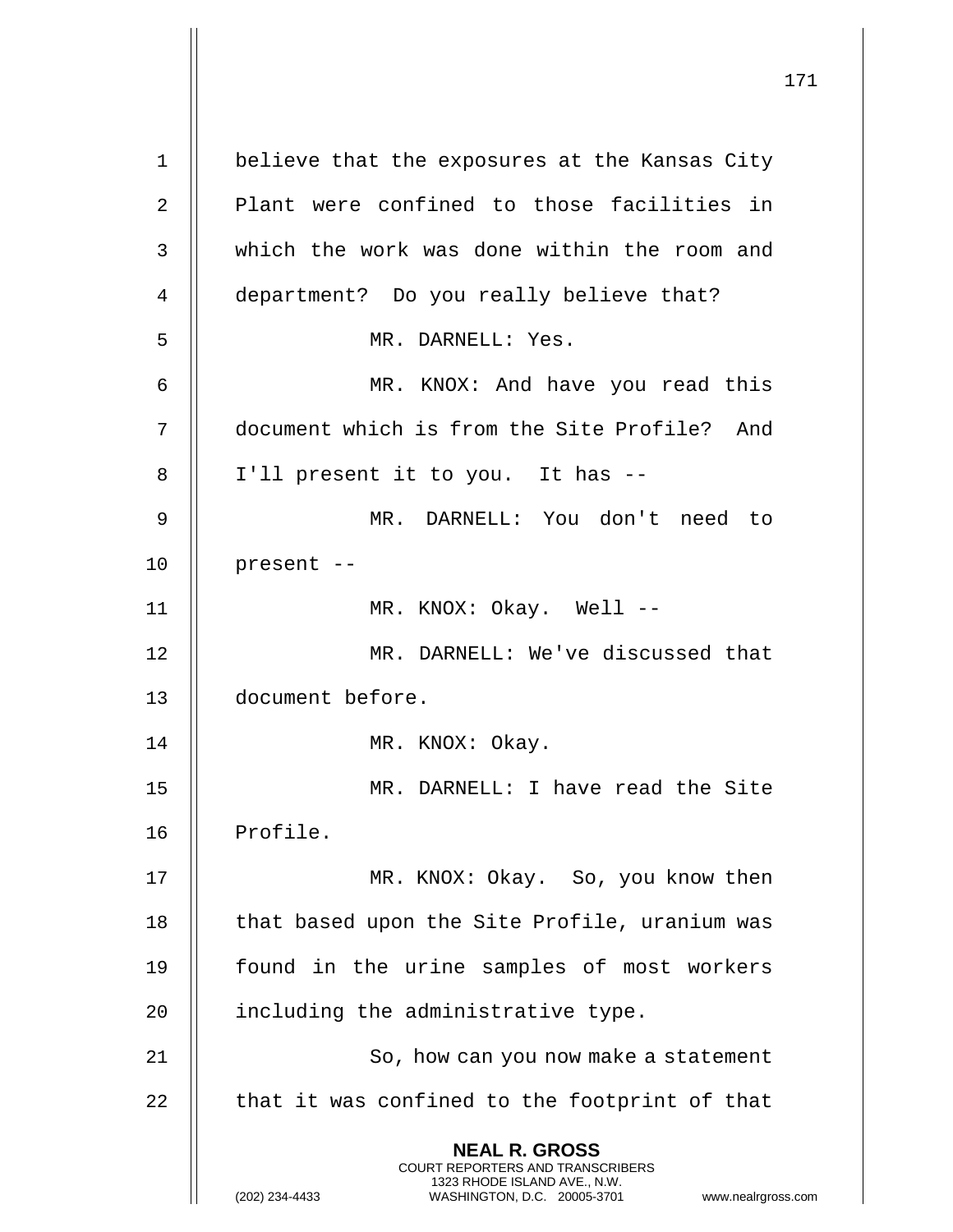believe that the exposures at the Kansas City Plant were confined to those facilities in which the work was done within the room and department? Do you really believe that?

MR. DARNELL: Yes.

MR. KNOX: And have you read this document which is from the Site Profile? And I'll present it to you. It has --

MR. DARNELL: You don't need to present --

MR. KNOX: Okay. Well --

MR. DARNELL: We've discussed that document before.

MR. KNOX: Okay.

MR. DARNELL: I have read the Site Profile.

MR. KNOX: Okay. So, you know then that based upon the Site Profile, uranium was found in the urine samples of most workers including the administrative type.

So, how can you now make a statement that it was confined to the footprint of that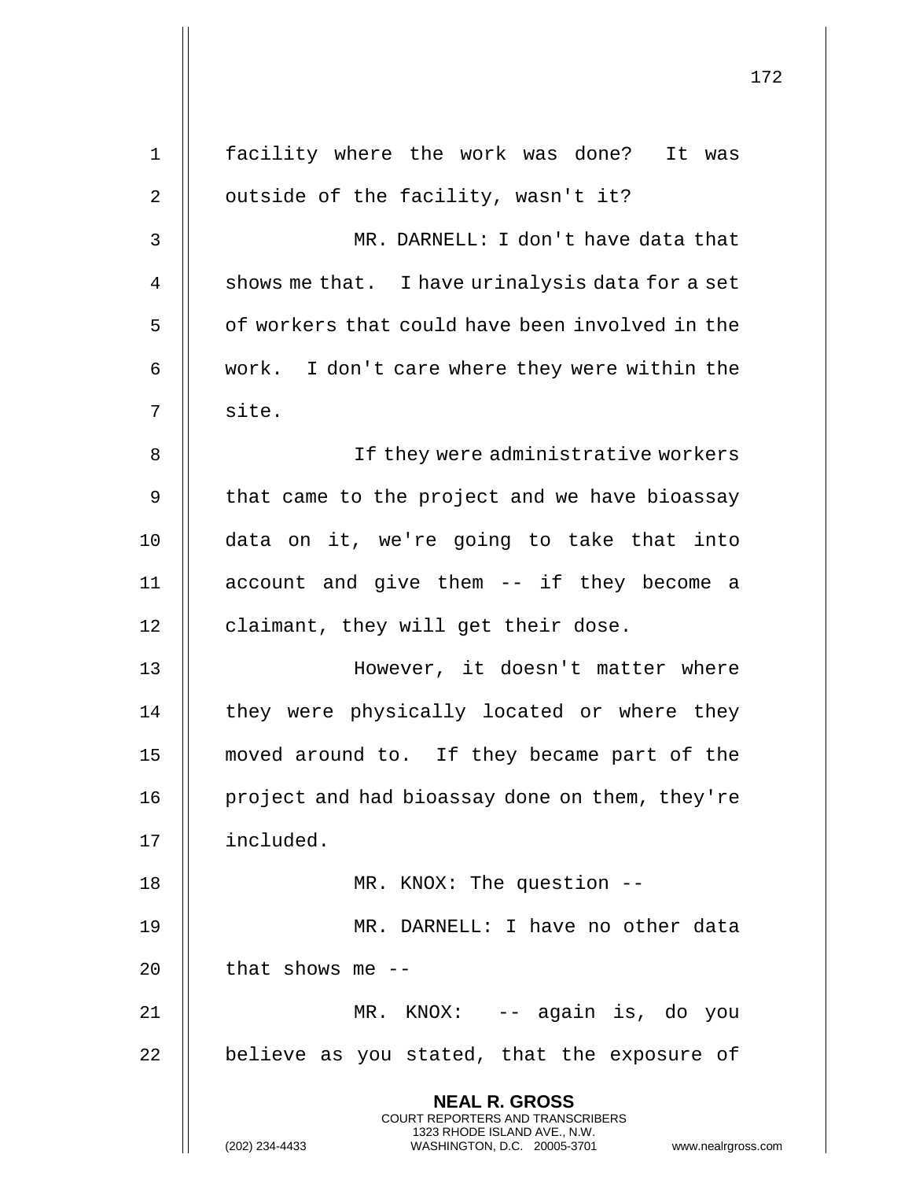facility where the work was done? It was outside of the facility, wasn't it?

MR. DARNELL: I don't have data that shows me that. I have urinalysis data for a set of workers that could have been involved in the work. I don't care where they were within the site.

If they were administrative workers that came to the project and we have bioassay data on it, we're going to take that into account and give them -- if they become a claimant, they will get their dose.

However, it doesn't matter where they were physically located or where they moved around to. If they became part of the project and had bioassay done on them, they're included.

MR. KNOX: The question --

MR. DARNELL: I have no other data that shows me --

MR. KNOX: -- again is, do you believe as you stated, that the exposure of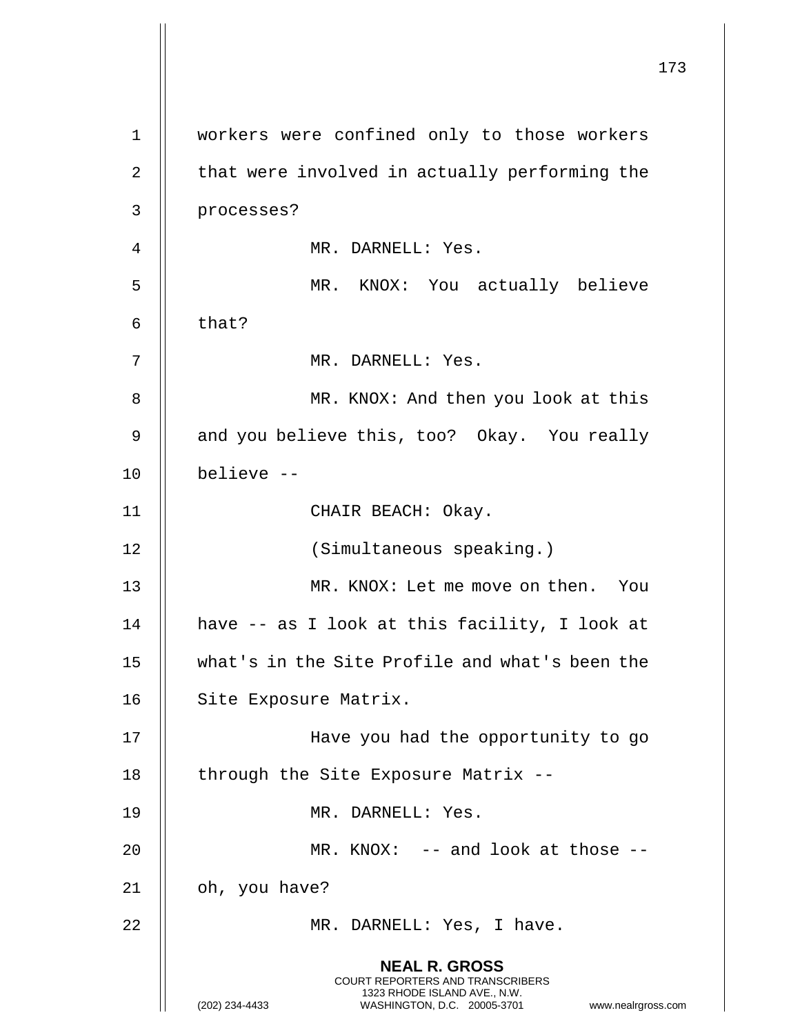workers were confined only to those workers that were involved in actually performing the processes?

MR. DARNELL: Yes.

MR. KNOX: You actually believe that?

MR. DARNELL: Yes.

MR. KNOX: And then you look at this and you believe this, too? Okay. You really believe --

CHAIR BEACH: Okay.

(Simultaneous speaking.)

MR. KNOX: Let me move on then. You have -- as I look at this facility, I look at what's in the Site Profile and what's been the Site Exposure Matrix.

Have you had the opportunity to go through the Site Exposure Matrix --

MR. DARNELL: Yes.

MR. KNOX: -- and look at those -- oh, you have?

MR. DARNELL: Yes, I have.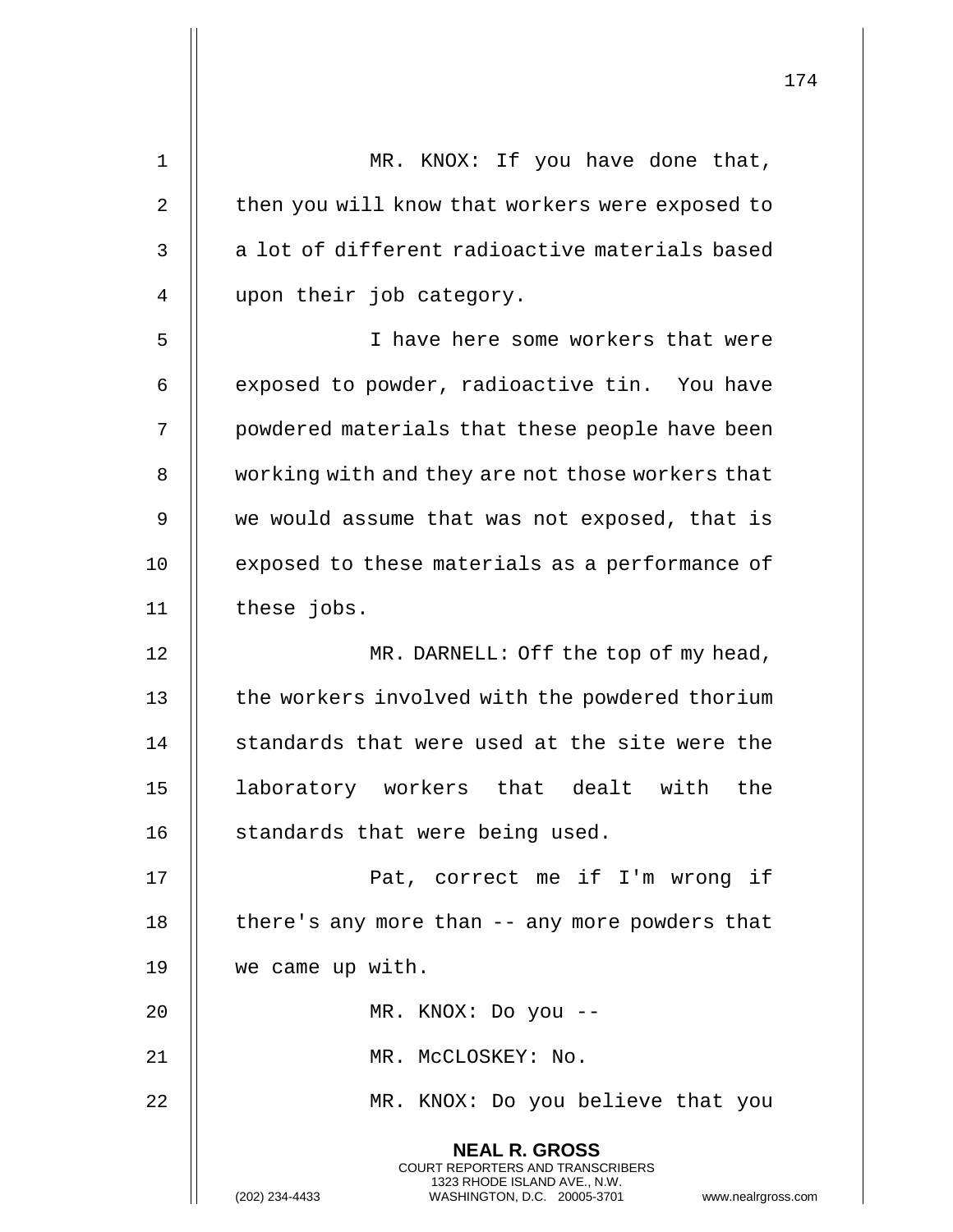MR. KNOX: If you have done that, then you will know that workers were exposed to a lot of different radioactive materials based upon their job category.

I have here some workers that were exposed to powder, radioactive tin. You have powdered materials that these people have been working with and they are not those workers that we would assume that was not exposed, that is exposed to these materials as a performance of these jobs.

MR. DARNELL: Off the top of my head, the workers involved with the powdered thorium standards that were used at the site were the laboratory workers that dealt with the standards that were being used.

Pat, correct me if I'm wrong if there's any more than -- any more powders that we came up with.

MR. KNOX: Do you --

MR. McCLOSKEY: No.

MR. KNOX: Do you believe that you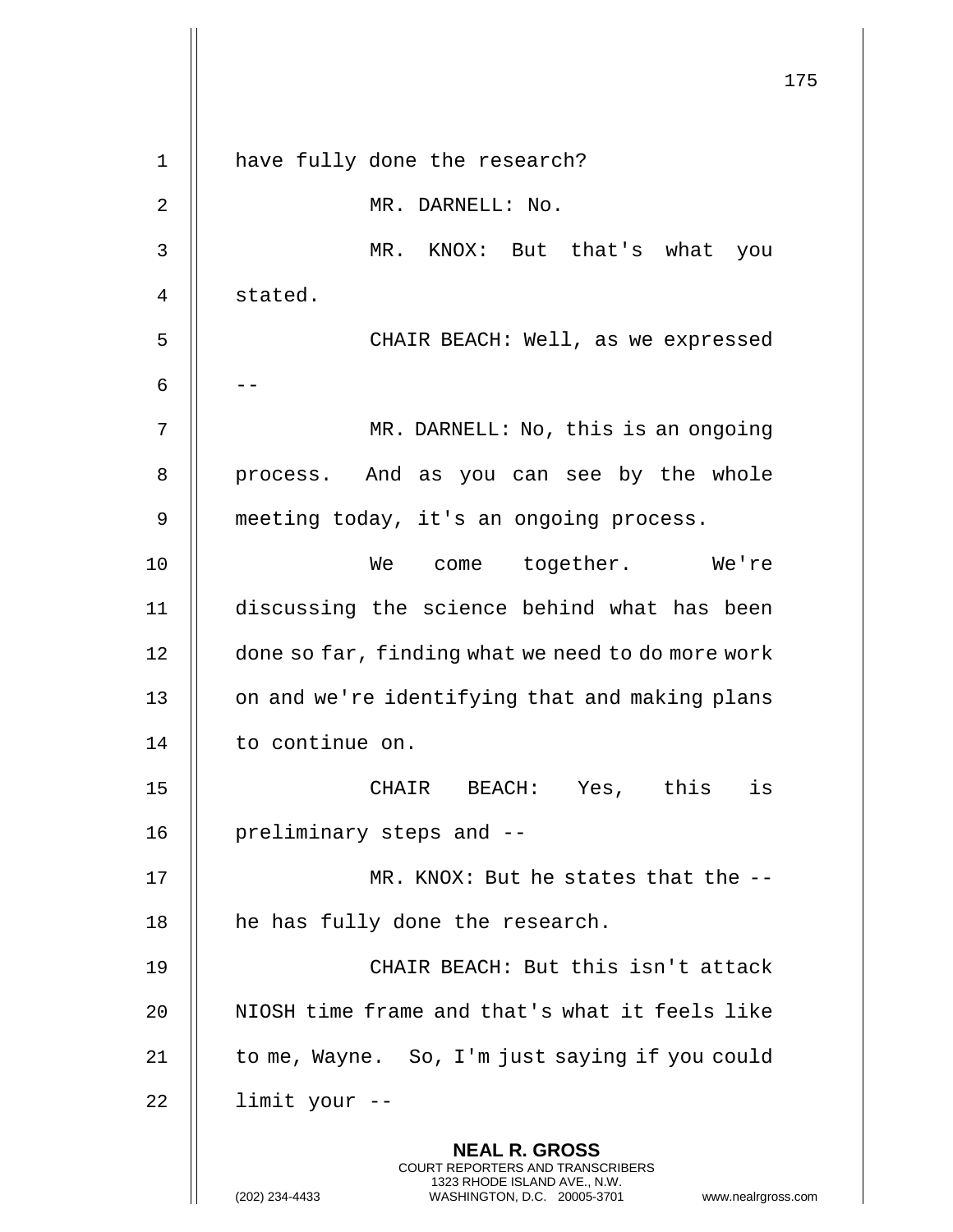have fully done the research?

MR. DARNELL: No.

MR. KNOX: But that's what you stated.

CHAIR BEACH: Well, as we expressed --

MR. DARNELL: No, this is an ongoing process. And as you can see by the whole meeting today, it's an ongoing process.

We come together. We're discussing the science behind what has been done so far, finding what we need to do more work on and we're identifying that and making plans to continue on.

CHAIR BEACH: Yes, this is preliminary steps and --

MR. KNOX: But he states that the -- he has fully done the research.

CHAIR BEACH: But this isn't attack NIOSH time frame and that's what it feels like to me, Wayne. So, I'm just saying if you could limit your --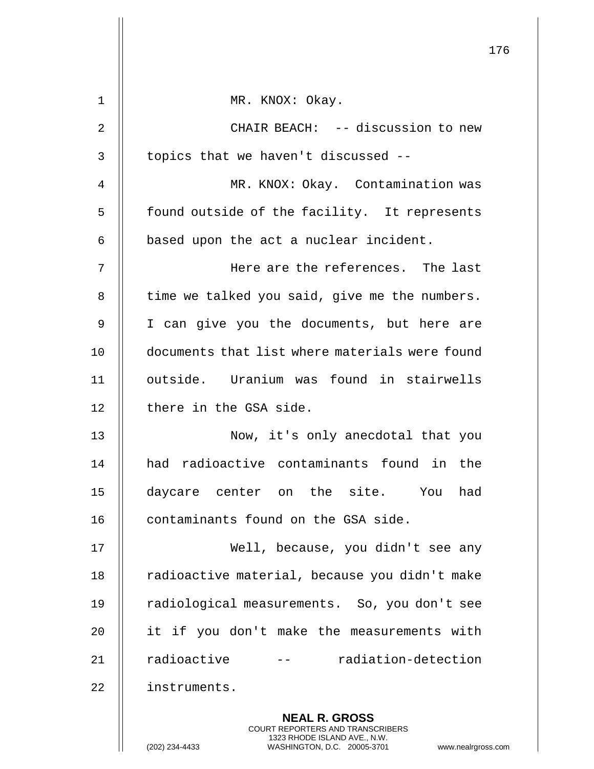MR. KNOX: Okay.

CHAIR BEACH: -- discussion to new topics that we haven't discussed --

MR. KNOX: Okay. Contamination was found outside of the facility. It represents based upon the act a nuclear incident.

Here are the references. The last time we talked you said, give me the numbers. I can give you the documents, but here are documents that list where materials were found outside. Uranium was found in stairwells there in the GSA side.

Now, it's only anecdotal that you had radioactive contaminants found in the daycare center on the site. You had contaminants found on the GSA side.

Well, because, you didn't see any radioactive material, because you didn't make radiological measurements. So, you don't see it if you don't make the measurements with radioactive -- radiation-detection instruments.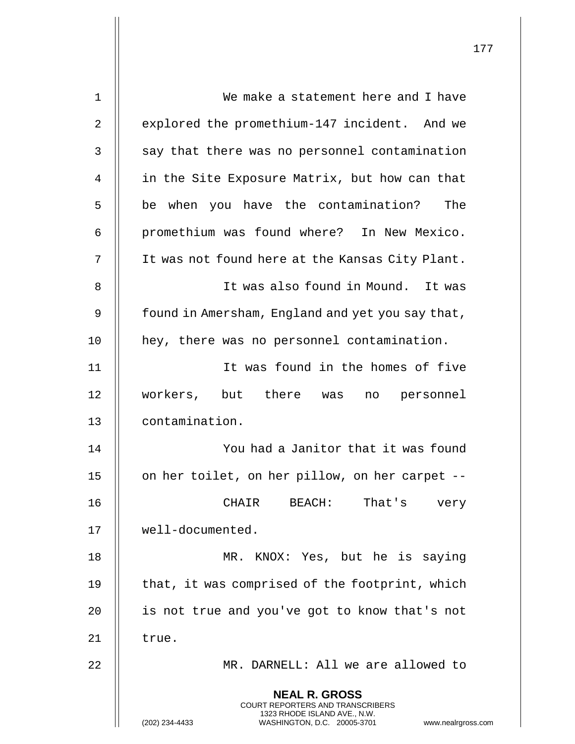We make a statement here and I have explored the promethium-147 incident. And we say that there was no personnel contamination in the Site Exposure Matrix, but how can that be when you have the contamination? The promethium was found where? In New Mexico. It was not found here at the Kansas City Plant.

It was also found in Mound. It was found in Amersham, England and yet you say that, hey, there was no personnel contamination.

It was found in the homes of five workers, but there was no personnel contamination.

You had a Janitor that it was found on her toilet, on her pillow, on her carpet --

CHAIR BEACH: That's very well-documented.

MR. KNOX: Yes, but he is saying that, it was comprised of the footprint, which is not true and you've got to know that's not true.

MR. DARNELL: All we are allowed to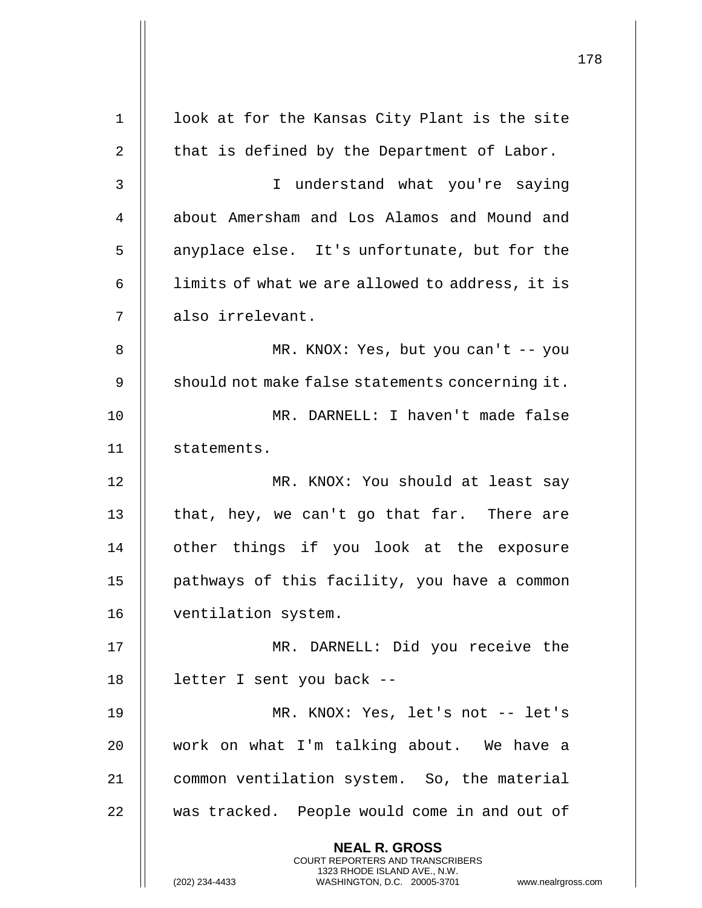look at for the Kansas City Plant is the site that is defined by the Department of Labor.

I understand what you're saying about Amersham and Los Alamos and Mound and anyplace else. It's unfortunate, but for the limits of what we are allowed to address, it is also irrelevant.

MR. KNOX: Yes, but you can't -- you should not make false statements concerning it.

MR. DARNELL: I haven't made false statements.

MR. KNOX: You should at least say that, hey, we can't go that far. There are other things if you look at the exposure pathways of this facility, you have a common ventilation system.

MR. DARNELL: Did you receive the letter I sent you back --

MR. KNOX: Yes, let's not -- let's work on what I'm talking about. We have a common ventilation system. So, the material was tracked. People would come in and out of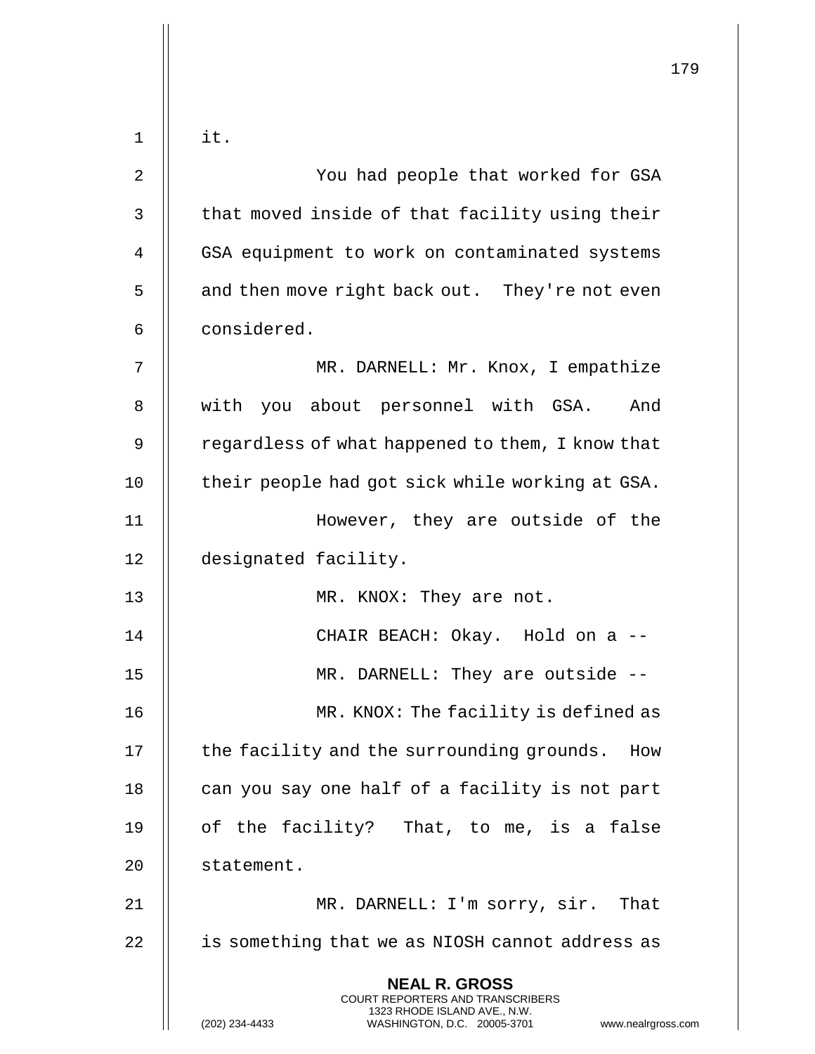it.

You had people that worked for GSA that moved inside of that facility using their GSA equipment to work on contaminated systems and then move right back out. They're not even considered.

MR. DARNELL: Mr. Knox, I empathize with you about personnel with GSA. And regardless of what happened to them, I know that their people had got sick while working at GSA.

However, they are outside of the designated facility.

MR. KNOX: They are not.

CHAIR BEACH: Okay. Hold on a --

MR. DARNELL: They are outside --

MR. KNOX: The facility is defined as the facility and the surrounding grounds. How can you say one half of a facility is not part of the facility? That, to me, is a false statement.

MR. DARNELL: I'm sorry, sir. That is something that we as NIOSH cannot address as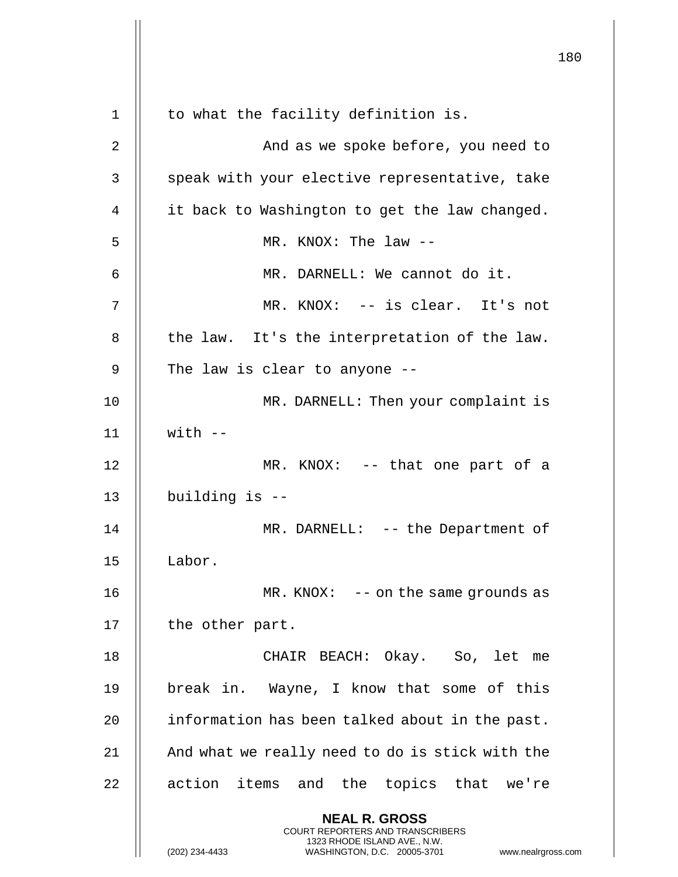to what the facility definition is.

And as we spoke before, you need to speak with your elective representative, take it back to Washington to get the law changed.

MR. KNOX: The law --

MR. DARNELL: We cannot do it.

MR. KNOX: -- is clear. It's not the law. It's the interpretation of the law. The law is clear to anyone --

MR. DARNELL: Then your complaint is with --

MR. KNOX: -- that one part of a building is --

MR. DARNELL: -- the Department of Labor.

MR. KNOX: -- on the same grounds as the other part.

CHAIR BEACH: Okay. So, let me break in. Wayne, I know that some of this information has been talked about in the past. And what we really need to do is stick with the action items and the topics that we're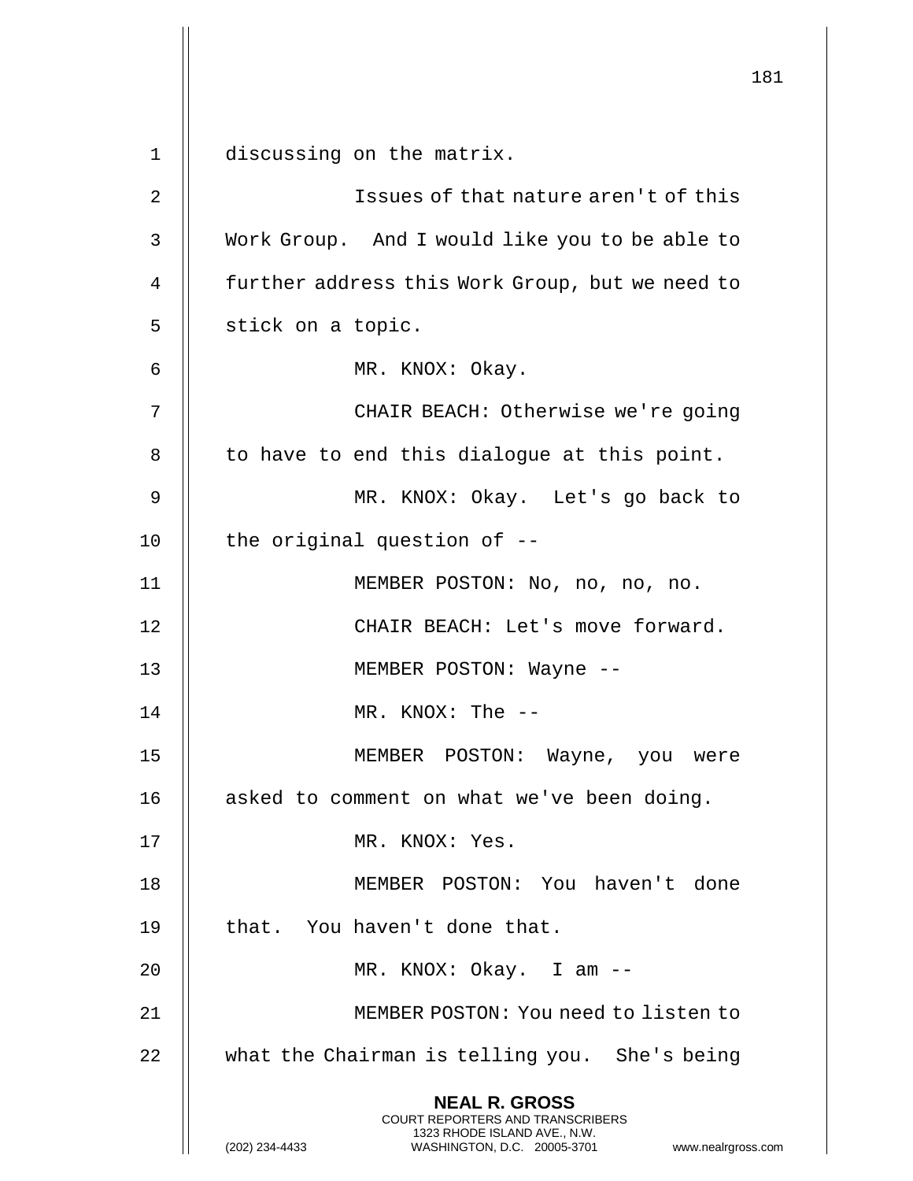discussing on the matrix.

Issues of that nature aren't of this Work Group. And I would like you to be able to further address this Work Group, but we need to stick on a topic.

MR. KNOX: Okay.

CHAIR BEACH: Otherwise we're going to have to end this dialogue at this point.

MR. KNOX: Okay. Let's go back to the original question of --

MEMBER POSTON: No, no, no, no.

CHAIR BEACH: Let's move forward.

MEMBER POSTON: Wayne --

MR. KNOX: The --

MEMBER POSTON: Wayne, you were asked to comment on what we've been doing.

MR. KNOX: Yes.

MEMBER POSTON: You haven't done that. You haven't done that.

MR. KNOX: Okay. I am --

MEMBER POSTON: You need to listen to what the Chairman is telling you. She's being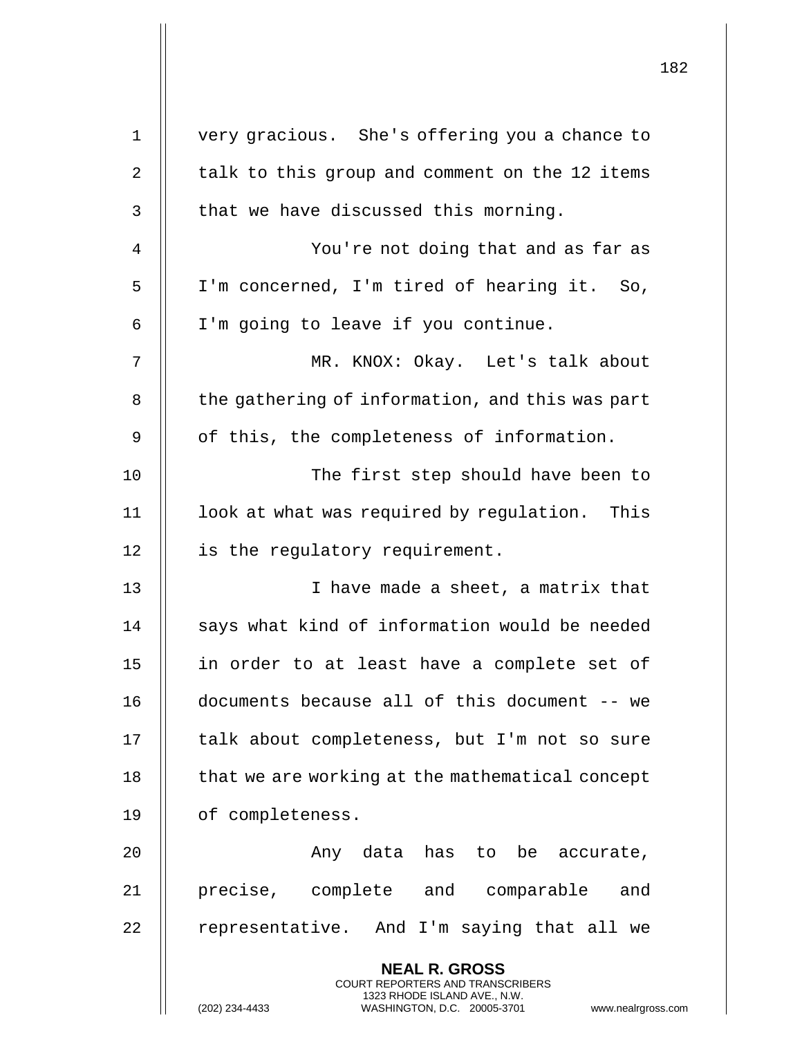very gracious. She's offering you a chance to talk to this group and comment on the 12 items that we have discussed this morning.

You're not doing that and as far as I'm concerned, I'm tired of hearing it. So, I'm going to leave if you continue.

MR. KNOX: Okay. Let's talk about the gathering of information, and this was part of this, the completeness of information.

The first step should have been to look at what was required by regulation. This is the regulatory requirement.

I have made a sheet, a matrix that says what kind of information would be needed in order to at least have a complete set of documents because all of this document -- we talk about completeness, but I'm not so sure that we are working at the mathematical concept of completeness.

Any data has to be accurate, precise, complete and comparable and representative. And I'm saying that all we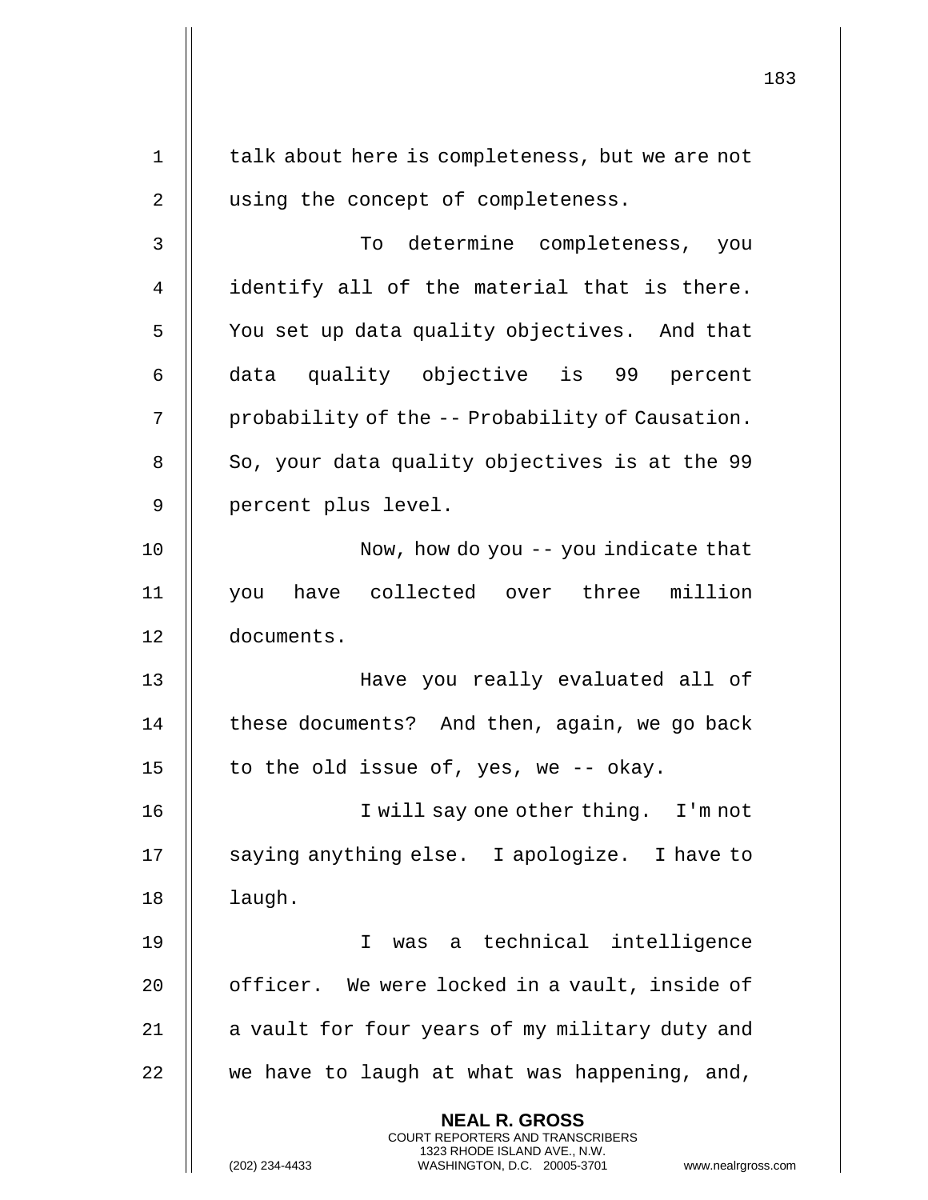talk about here is completeness, but we are not using the concept of completeness.

To determine completeness, you identify all of the material that is there. You set up data quality objectives. And that data quality objective is 99 percent probability of the -- Probability of Causation. So, your data quality objectives is at the 99 percent plus level.

Now, how do you -- you indicate that you have collected over three million documents.

Have you really evaluated all of these documents? And then, again, we go back to the old issue of, yes, we -- okay.

I will say one other thing. I'm not saying anything else. I apologize. I have to laugh.

I was a technical intelligence officer. We were locked in a vault, inside of a vault for four years of my military duty and we have to laugh at what was happening, and,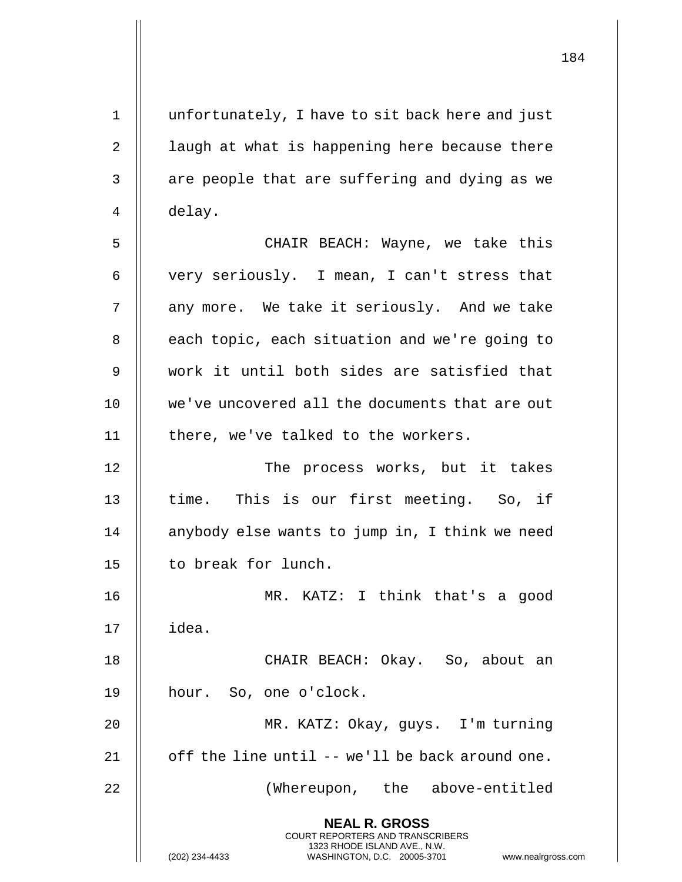unfortunately, I have to sit back here and just laugh at what is happening here because there are people that are suffering and dying as we delay.

CHAIR BEACH: Wayne, we take this very seriously. I mean, I can't stress that any more. We take it seriously. And we take each topic, each situation and we're going to work it until both sides are satisfied that we've uncovered all the documents that are out there, we've talked to the workers.

The process works, but it takes time. This is our first meeting. So, if anybody else wants to jump in, I think we need to break for lunch.

MR. KATZ: I think that's a good idea.

CHAIR BEACH: Okay. So, about an hour. So, one o'clock.

MR. KATZ: Okay, guys. I'm turning off the line until -- we'll be back around one.

(Whereupon, the above-entitled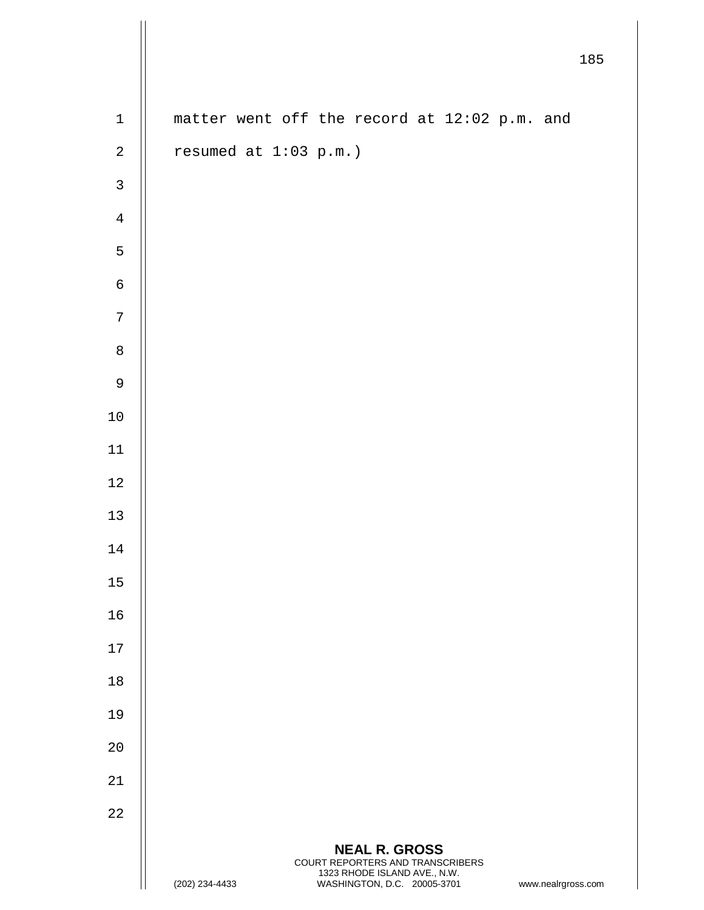matter went off the record at 12:02 p.m. and resumed at 1:03 p.m.)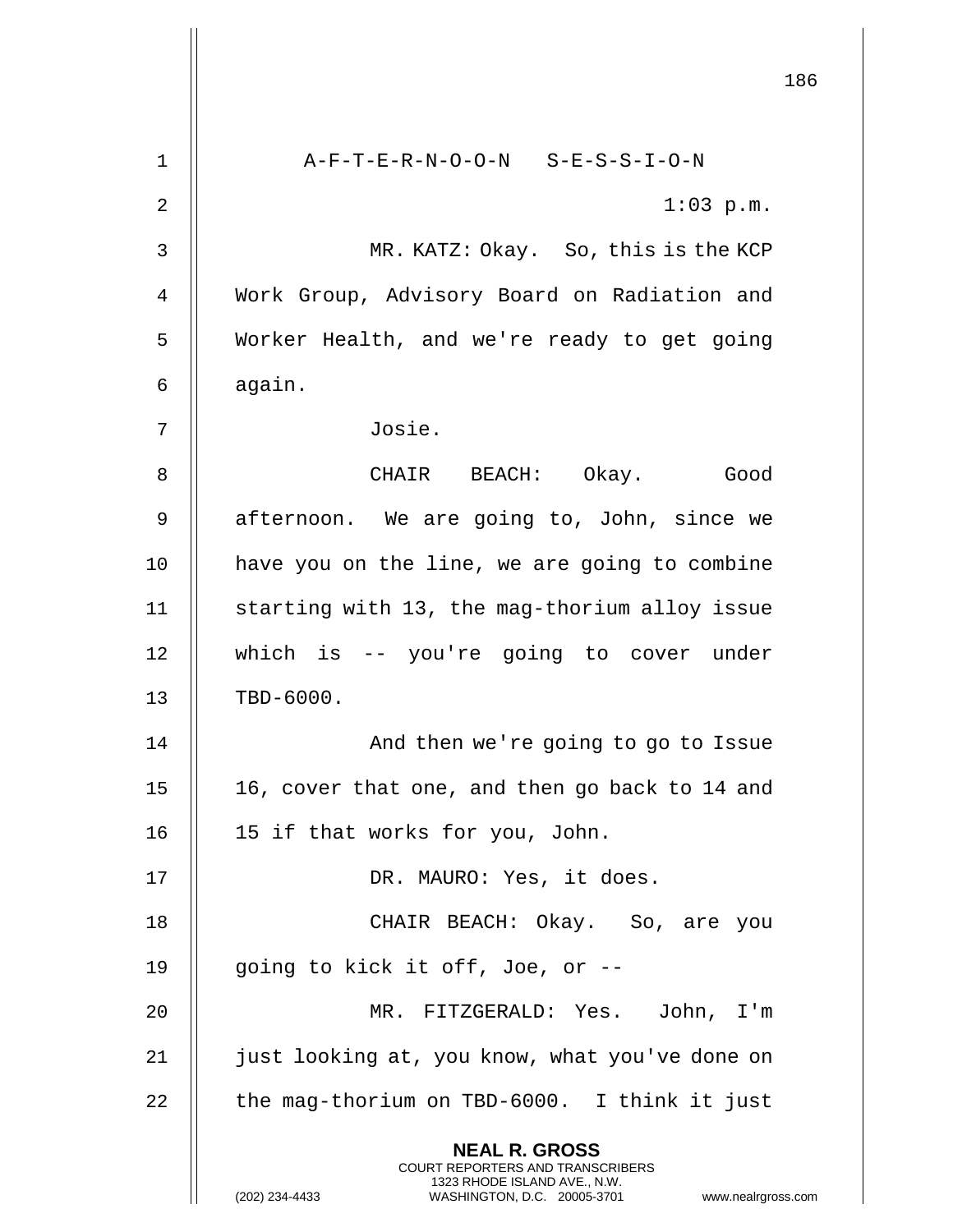A-F-T-E-R-N-O-O-N S-E-S-S-I-O-N

1:03 p.m.

MR. KATZ: Okay. So, this is the KCP Work Group, Advisory Board on Radiation and Worker Health, and we're ready to get going again.

Josie.

CHAIR BEACH: Okay. Good afternoon. We are going to, John, since we have you on the line, we are going to combine starting with 13, the mag-thorium alloy issue which is -- you're going to cover under TBD-6000.

And then we're going to go to Issue 16, cover that one, and then go back to 14 and 15 if that works for you, John.

DR. MAURO: Yes, it does.

CHAIR BEACH: Okay. So, are you going to kick it off, Joe, or --

MR. FITZGERALD: Yes. John, I'm just looking at, you know, what you've done on the mag-thorium on TBD-6000. I think it just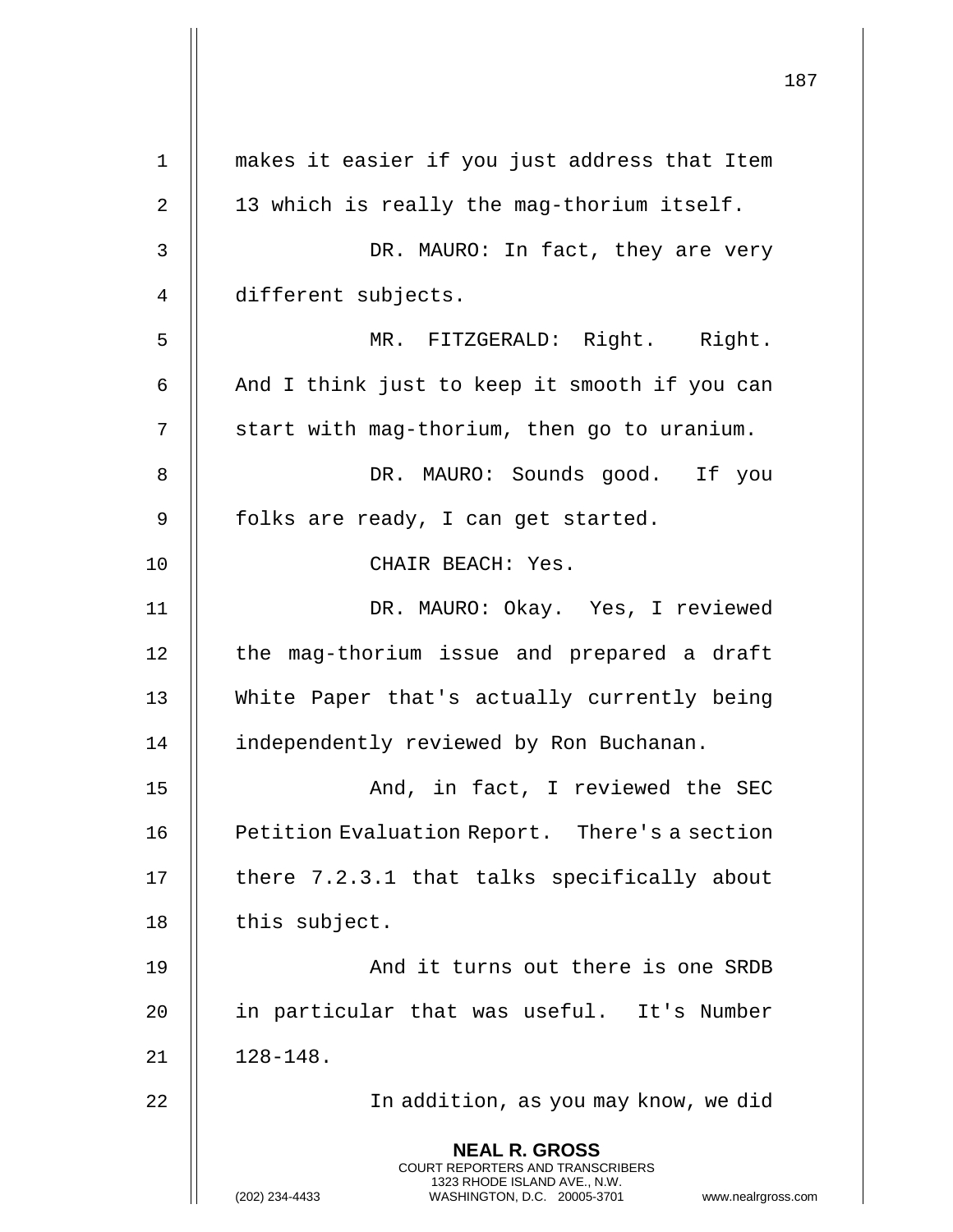makes it easier if you just address that Item 13 which is really the mag-thorium itself.

DR. MAURO: In fact, they are very different subjects.

MR. FITZGERALD: Right. Right. And I think just to keep it smooth if you can start with mag-thorium, then go to uranium.

DR. MAURO: Sounds good. If you folks are ready, I can get started.

CHAIR BEACH: Yes.

DR. MAURO: Okay. Yes, I reviewed the mag-thorium issue and prepared a draft White Paper that's actually currently being independently reviewed by Ron Buchanan.

And, in fact, I reviewed the SEC Petition Evaluation Report. There's a section there 7.2.3.1 that talks specifically about this subject.

And it turns out there is one SRDB in particular that was useful. It's Number 128-148.

In addition, as you may know, we did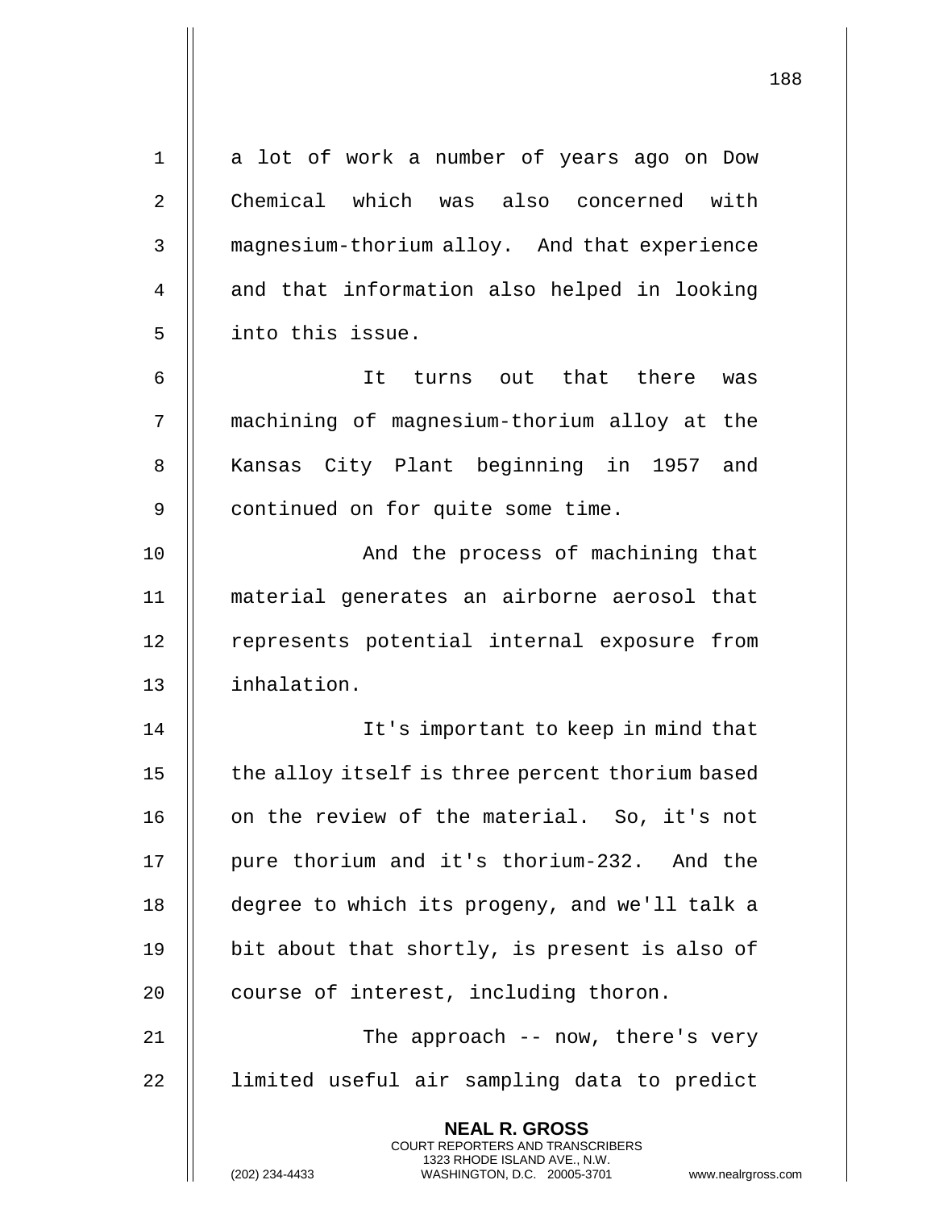a lot of work a number of years ago on Dow Chemical which was also concerned with magnesium-thorium alloy. And that experience and that information also helped in looking into this issue.

It turns out that there was machining of magnesium-thorium alloy at the Kansas City Plant beginning in 1957 and continued on for quite some time.

And the process of machining that material generates an airborne aerosol that represents potential internal exposure from inhalation.

It's important to keep in mind that the alloy itself is three percent thorium based on the review of the material. So, it's not pure thorium and it's thorium-232. And the degree to which its progeny, and we'll talk a bit about that shortly, is present is also of course of interest, including thoron.

The approach -- now, there's very limited useful air sampling data to predict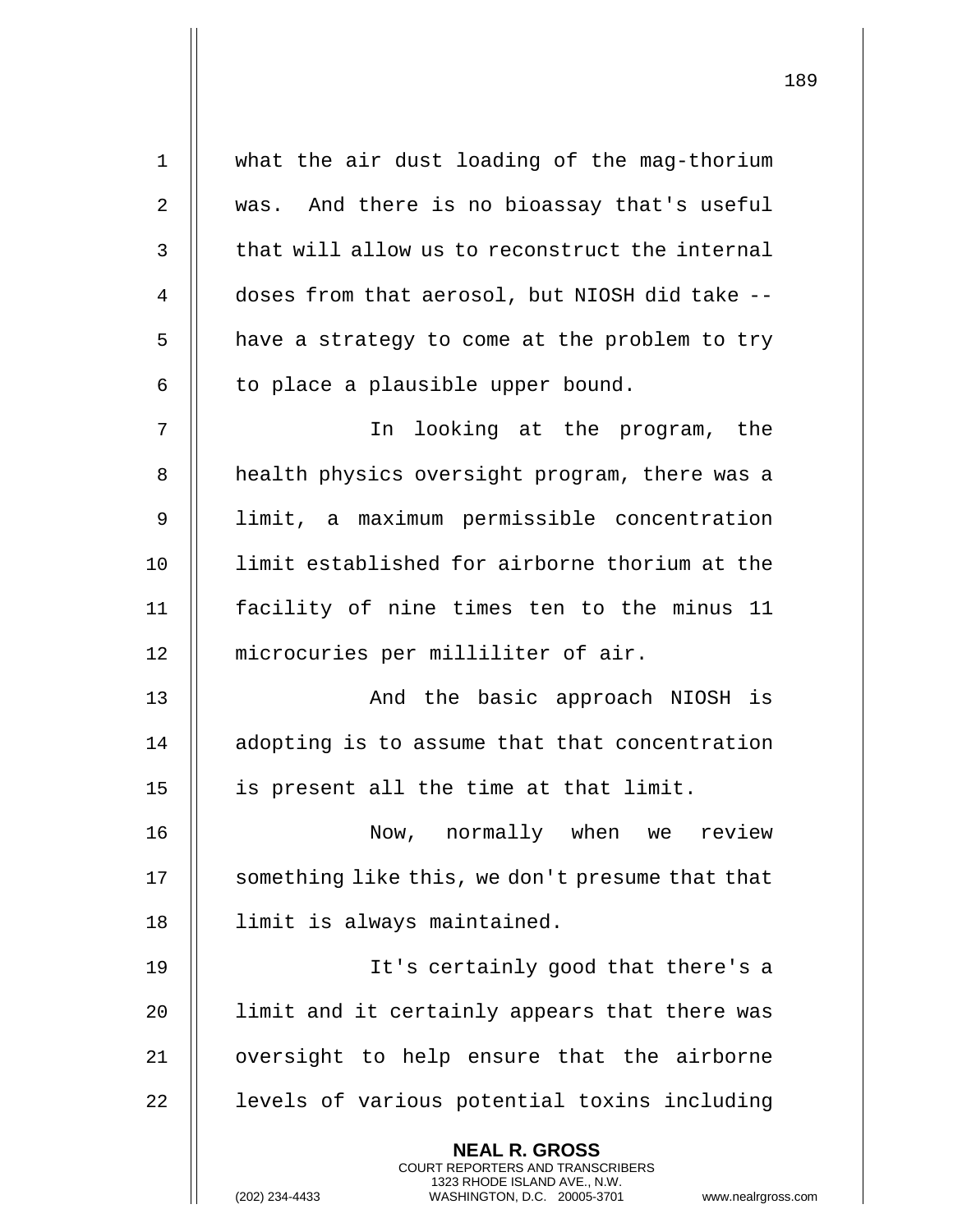what the air dust loading of the mag-thorium was. And there is no bioassay that's useful that will allow us to reconstruct the internal doses from that aerosol, but NIOSH did take -- have a strategy to come at the problem to try to place a plausible upper bound.

In looking at the program, the health physics oversight program, there was a limit, a maximum permissible concentration limit established for airborne thorium at the facility of nine times ten to the minus 11 microcuries per milliliter of air.

And the basic approach NIOSH is adopting is to assume that that concentration is present all the time at that limit.

Now, normally when we review something like this, we don't presume that that limit is always maintained.

It's certainly good that there's a limit and it certainly appears that there was oversight to help ensure that the airborne levels of various potential toxins including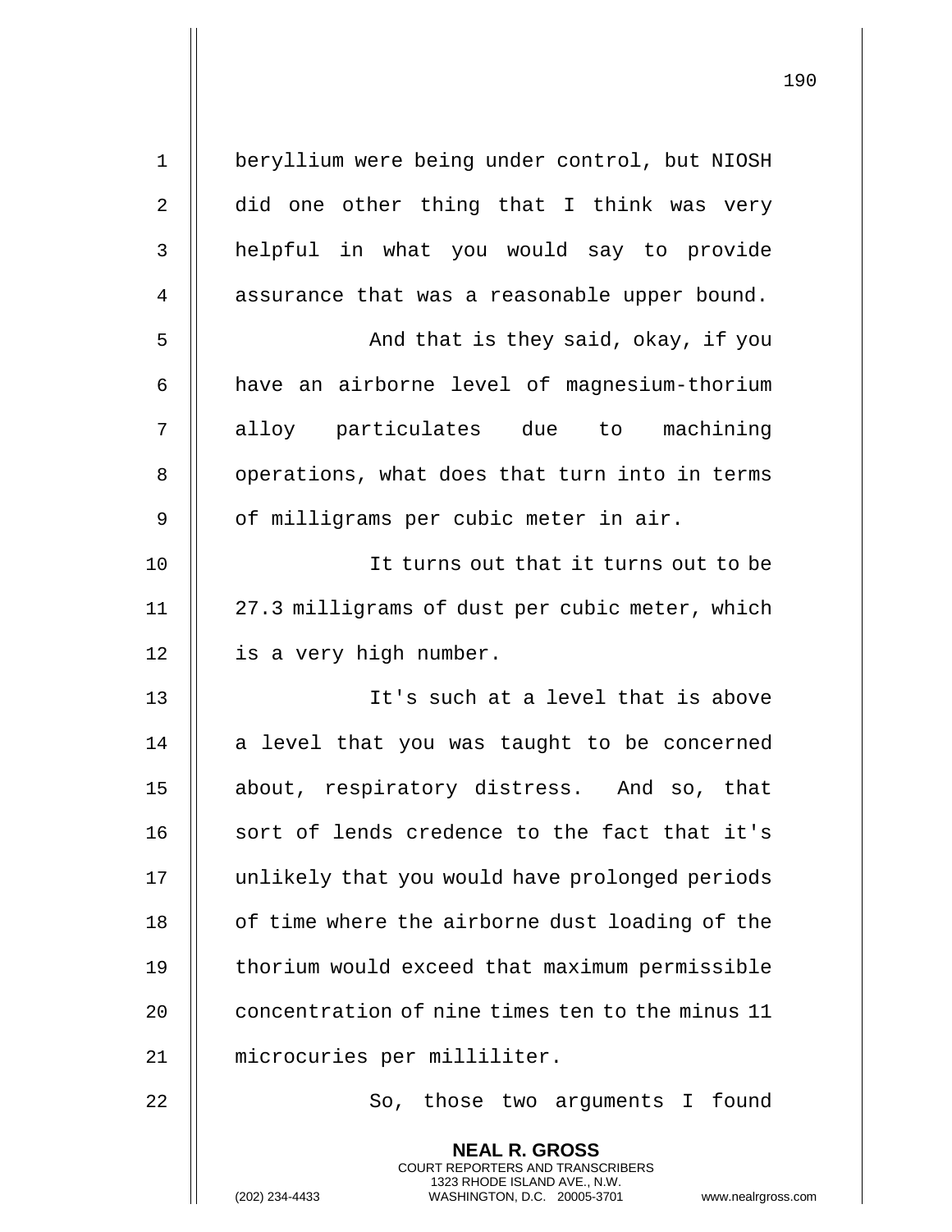beryllium were being under control, but NIOSH did one other thing that I think was very helpful in what you would say to provide assurance that was a reasonable upper bound.

And that is they said, okay, if you have an airborne level of magnesium-thorium alloy particulates due to machining operations, what does that turn into in terms of milligrams per cubic meter in air.

It turns out that it turns out to be 27.3 milligrams of dust per cubic meter, which is a very high number.

It's such at a level that is above a level that you was taught to be concerned about, respiratory distress. And so, that sort of lends credence to the fact that it's unlikely that you would have prolonged periods of time where the airborne dust loading of the thorium would exceed that maximum permissible concentration of nine times ten to the minus 11 microcuries per milliliter.

So, those two arguments I found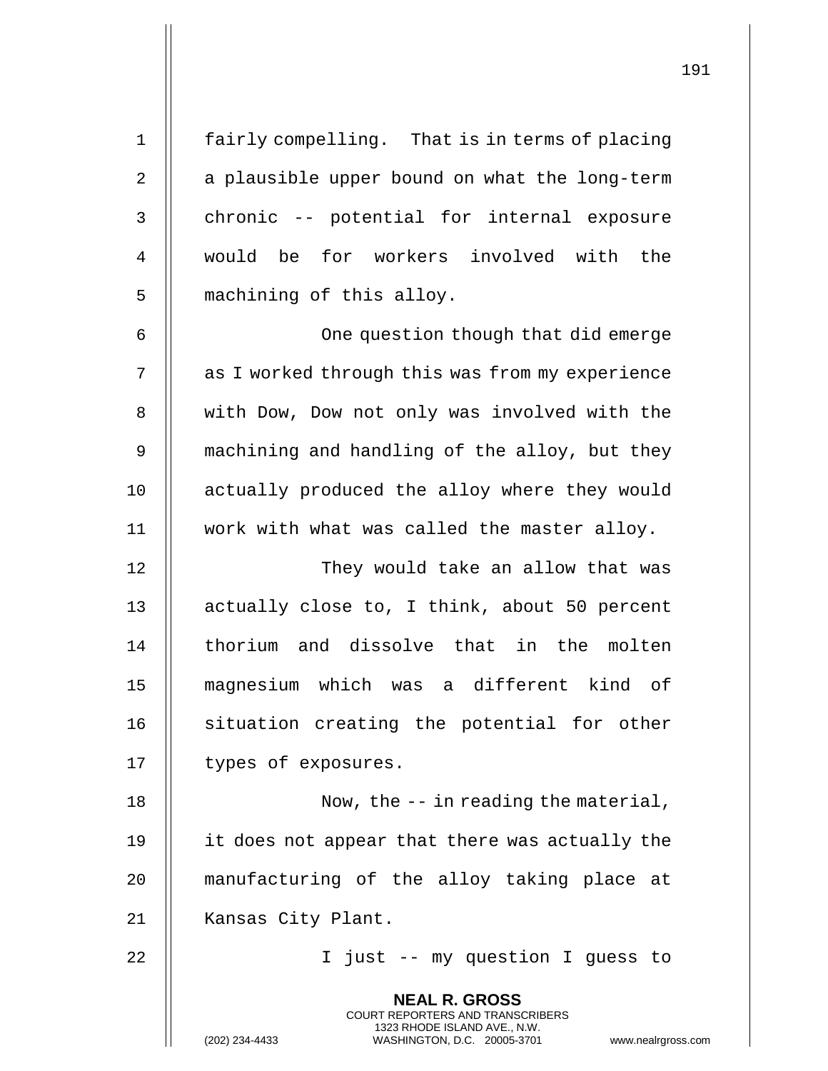fairly compelling. That is in terms of placing a plausible upper bound on what the long-term chronic -- potential for internal exposure would be for workers involved with the machining of this alloy.

One question though that did emerge as I worked through this was from my experience with Dow, Dow not only was involved with the machining and handling of the alloy, but they actually produced the alloy where they would work with what was called the master alloy.

They would take an allow that was actually close to, I think, about 50 percent thorium and dissolve that in the molten magnesium which was a different kind of situation creating the potential for other types of exposures.

Now, the -- in reading the material, it does not appear that there was actually the manufacturing of the alloy taking place at Kansas City Plant.

I just -- my question I guess to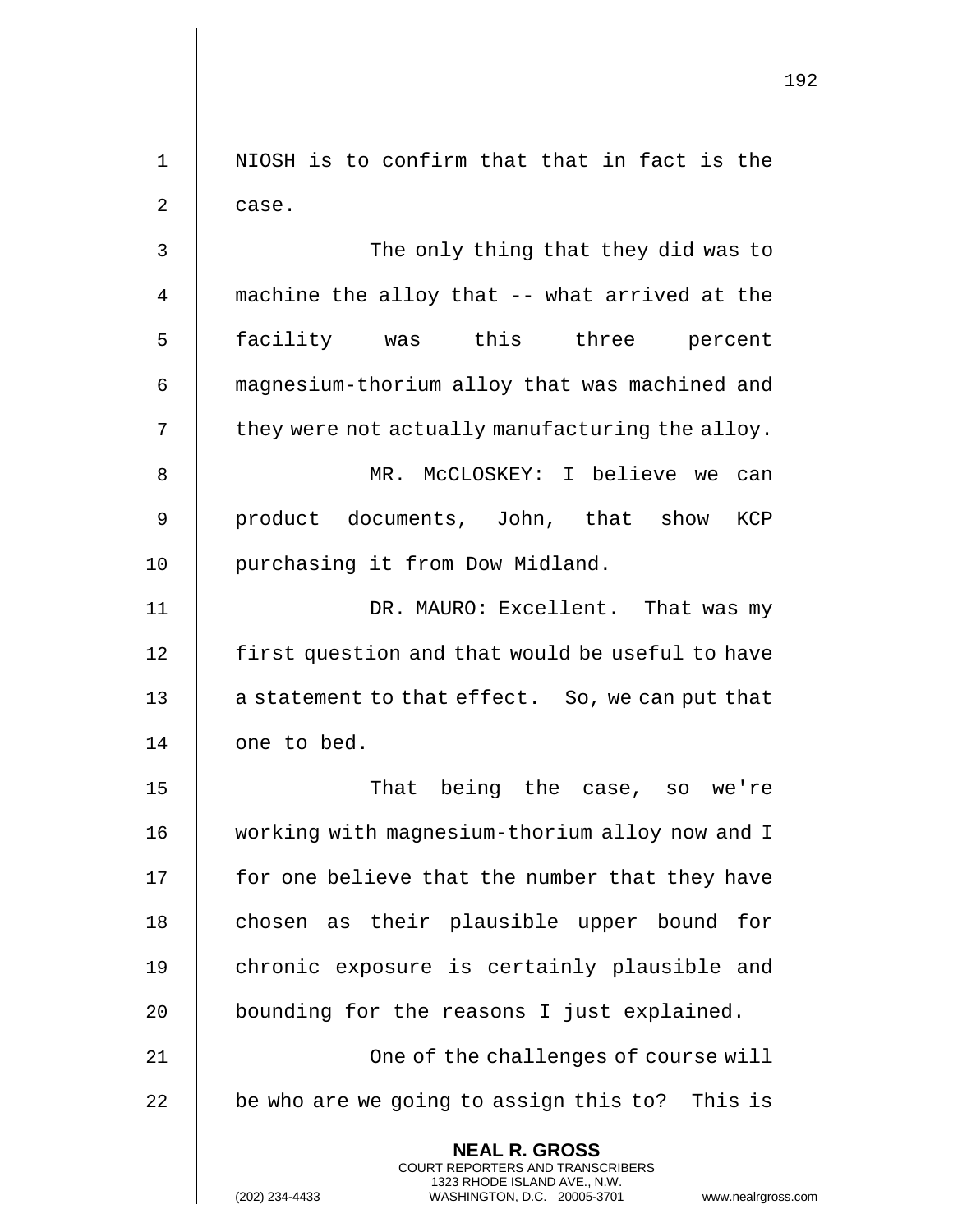NIOSH is to confirm that that in fact is the case.

The only thing that they did was to machine the alloy that -- what arrived at the facility was this three percent magnesium-thorium alloy that was machined and they were not actually manufacturing the alloy.

MR. McCLOSKEY: I believe we can product documents, John, that show KCP purchasing it from Dow Midland.

DR. MAURO: Excellent. That was my first question and that would be useful to have a statement to that effect. So, we can put that one to bed.

That being the case, so we're working with magnesium-thorium alloy now and I for one believe that the number that they have chosen as their plausible upper bound for chronic exposure is certainly plausible and bounding for the reasons I just explained.

One of the challenges of course will be who are we going to assign this to? This is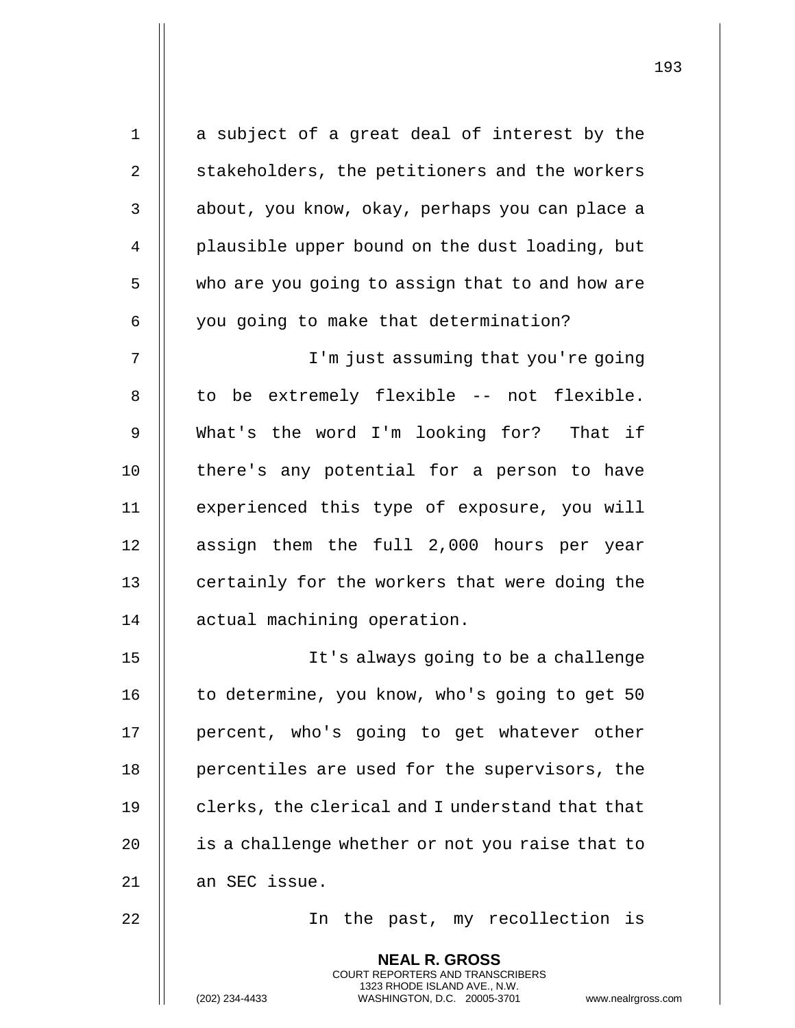a subject of a great deal of interest by the stakeholders, the petitioners and the workers about, you know, okay, perhaps you can place a plausible upper bound on the dust loading, but who are you going to assign that to and how are you going to make that determination?

I'm just assuming that you're going to be extremely flexible -- not flexible. What's the word I'm looking for? That if there's any potential for a person to have experienced this type of exposure, you will assign them the full 2,000 hours per year certainly for the workers that were doing the actual machining operation.

It's always going to be a challenge to determine, you know, who's going to get 50 percent, who's going to get whatever other percentiles are used for the supervisors, the clerks, the clerical and I understand that that is a challenge whether or not you raise that to an SEC issue.

In the past, my recollection is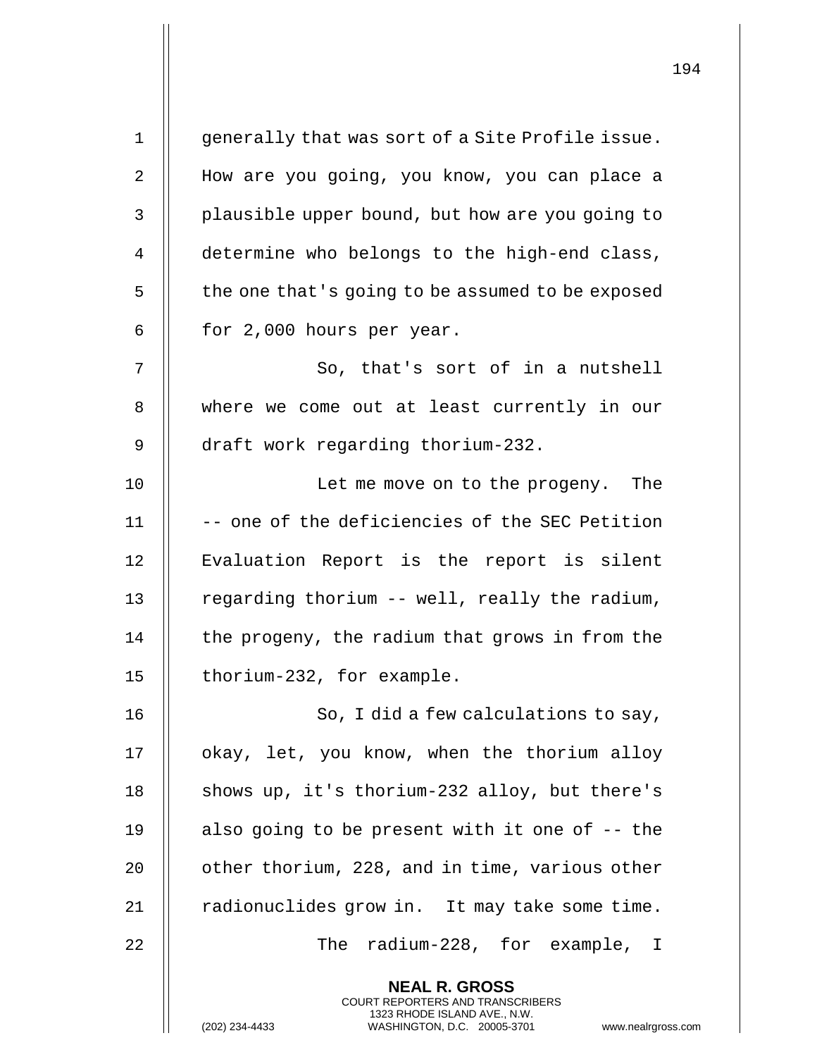generally that was sort of a Site Profile issue. How are you going, you know, you can place a plausible upper bound, but how are you going to determine who belongs to the high-end class, the one that's going to be assumed to be exposed for 2,000 hours per year.

So, that's sort of in a nutshell where we come out at least currently in our draft work regarding thorium-232.

Let me move on to the progeny. The -- one of the deficiencies of the SEC Petition Evaluation Report is the report is silent regarding thorium -- well, really the radium, the progeny, the radium that grows in from the thorium-232, for example.

So, I did a few calculations to say, okay, let, you know, when the thorium alloy shows up, it's thorium-232 alloy, but there's also going to be present with it one of -- the other thorium, 228, and in time, various other radionuclides grow in. It may take some time.

The radium-228, for example, I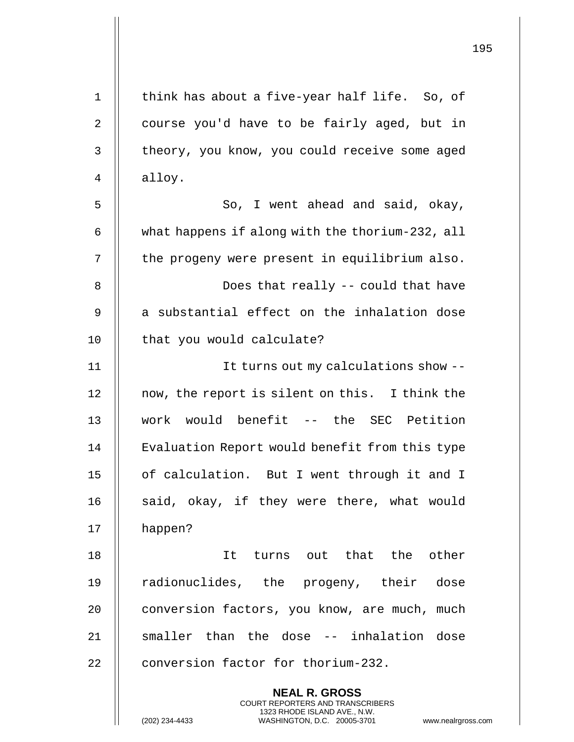think has about a five-year half life. So, of course you'd have to be fairly aged, but in theory, you know, you could receive some aged alloy.

So, I went ahead and said, okay, what happens if along with the thorium-232, all the progeny were present in equilibrium also.

Does that really -- could that have a substantial effect on the inhalation dose that you would calculate?

It turns out my calculations show -- now, the report is silent on this. I think the work would benefit -- the SEC Petition Evaluation Report would benefit from this type of calculation. But I went through it and I said, okay, if they were there, what would happen?

It turns out that the other radionuclides, the progeny, their dose conversion factors, you know, are much, much smaller than the dose -- inhalation dose conversion factor for thorium-232.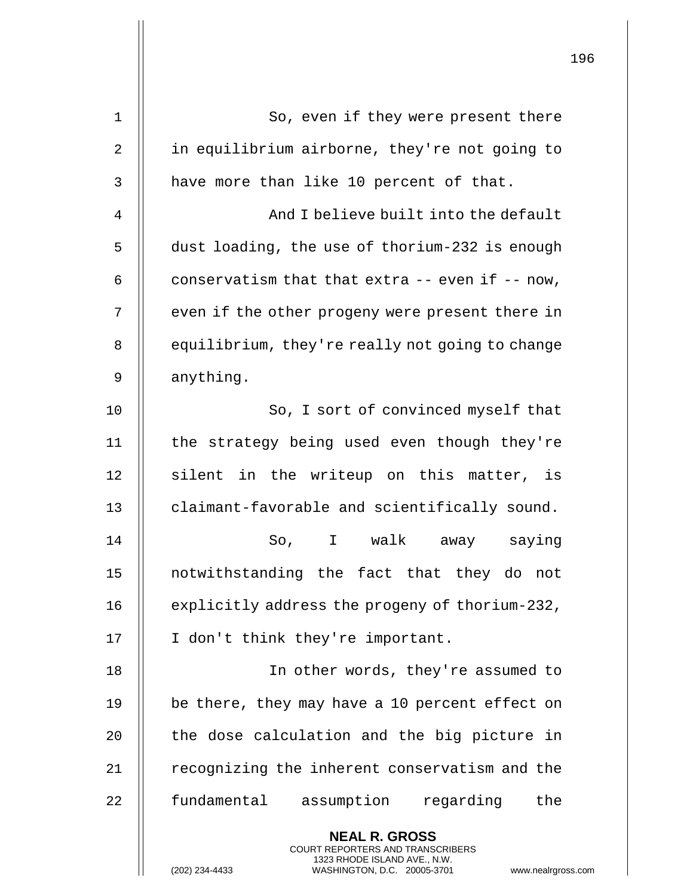So, even if they were present there in equilibrium airborne, they're not going to have more than like 10 percent of that.

And I believe built into the default dust loading, the use of thorium-232 is enough conservatism that that extra -- even if -- now, even if the other progeny were present there in equilibrium, they're really not going to change anything.

So, I sort of convinced myself that the strategy being used even though they're silent in the writeup on this matter, is claimant-favorable and scientifically sound.

So, I walk away saying notwithstanding the fact that they do not explicitly address the progeny of thorium-232, I don't think they're important.

In other words, they're assumed to be there, they may have a 10 percent effect on the dose calculation and the big picture in recognizing the inherent conservatism and the fundamental assumption regarding the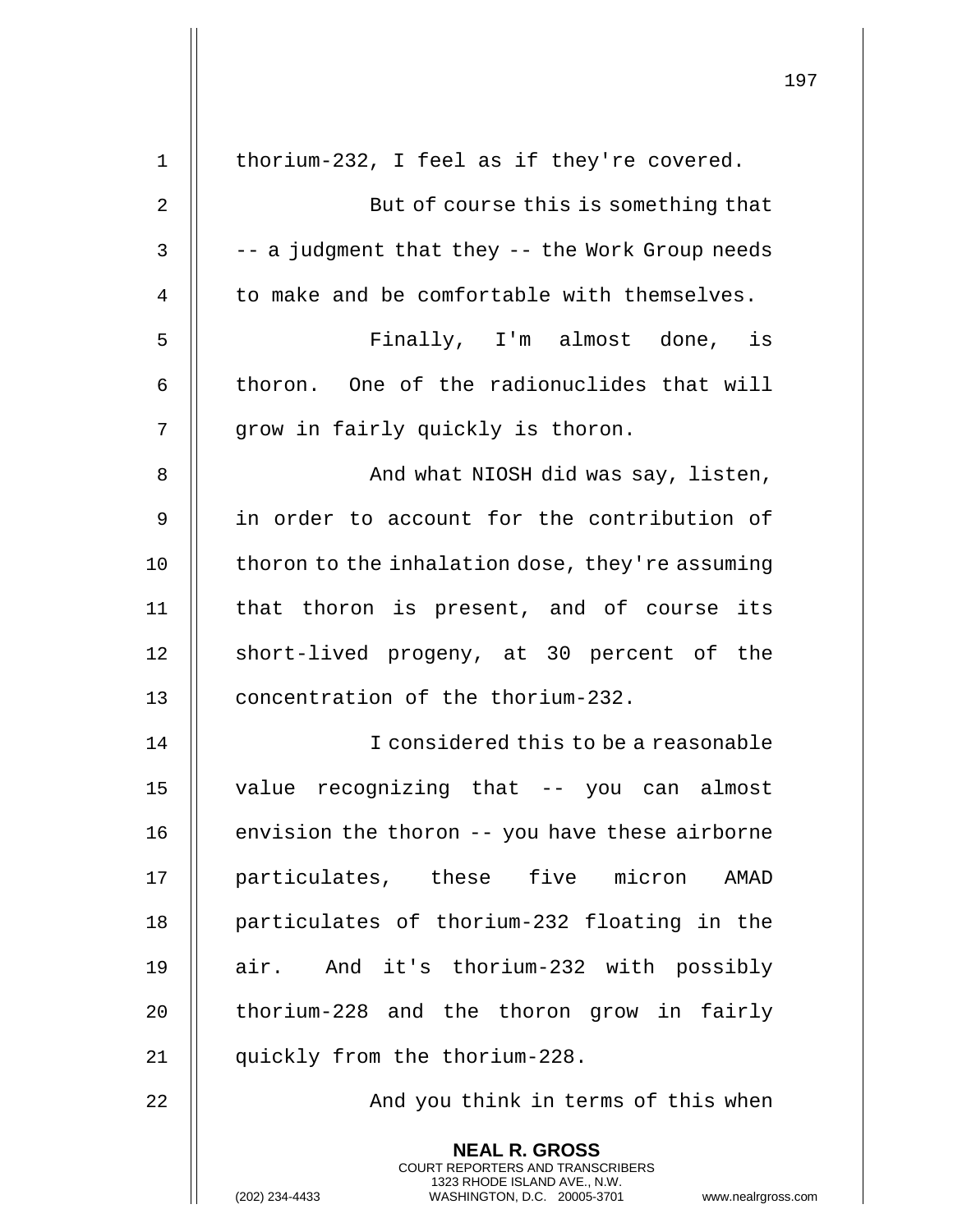thorium-232, I feel as if they're covered.

But of course this is something that -- a judgment that they -- the Work Group needs to make and be comfortable with themselves.

Finally, I'm almost done, is thoron. One of the radionuclides that will grow in fairly quickly is thoron.

And what NIOSH did was say, listen, in order to account for the contribution of thoron to the inhalation dose, they're assuming that thoron is present, and of course its short-lived progeny, at 30 percent of the concentration of the thorium-232.

I considered this to be a reasonable value recognizing that -- you can almost envision the thoron -- you have these airborne particulates, these five micron AMAD particulates of thorium-232 floating in the air. And it's thorium-232 with possibly thorium-228 and the thoron grow in fairly quickly from the thorium-228.

And you think in terms of this when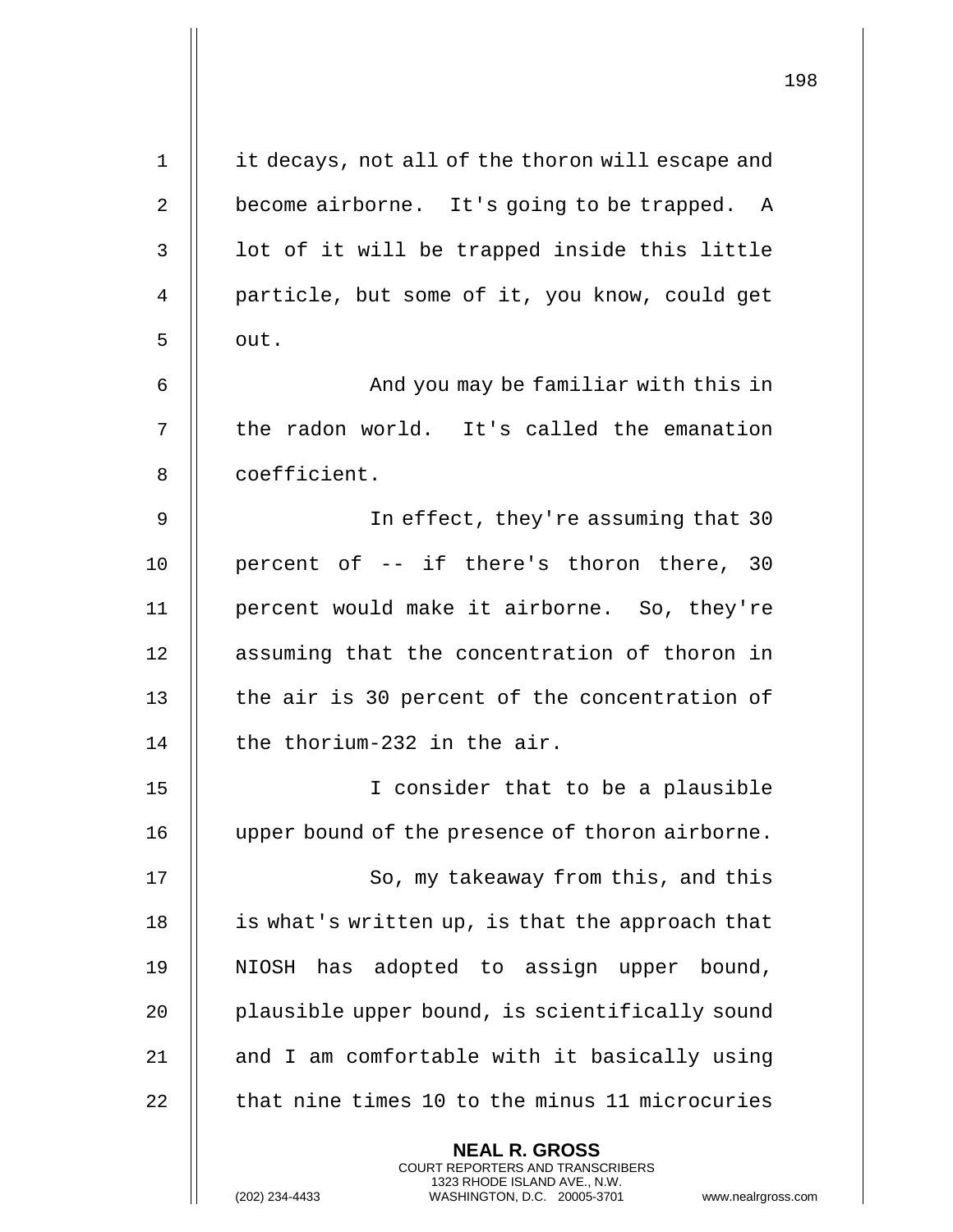it decays, not all of the thoron will escape and become airborne. It's going to be trapped. A lot of it will be trapped inside this little particle, but some of it, you know, could get out.

And you may be familiar with this in the radon world. It's called the emanation coefficient.

In effect, they're assuming that 30 percent of -- if there's thoron there, 30 percent would make it airborne. So, they're assuming that the concentration of thoron in the air is 30 percent of the concentration of the thorium-232 in the air.

I consider that to be a plausible upper bound of the presence of thoron airborne.

So, my takeaway from this, and this is what's written up, is that the approach that NIOSH has adopted to assign upper bound, plausible upper bound, is scientifically sound and I am comfortable with it basically using that nine times 10 to the minus 11 microcuries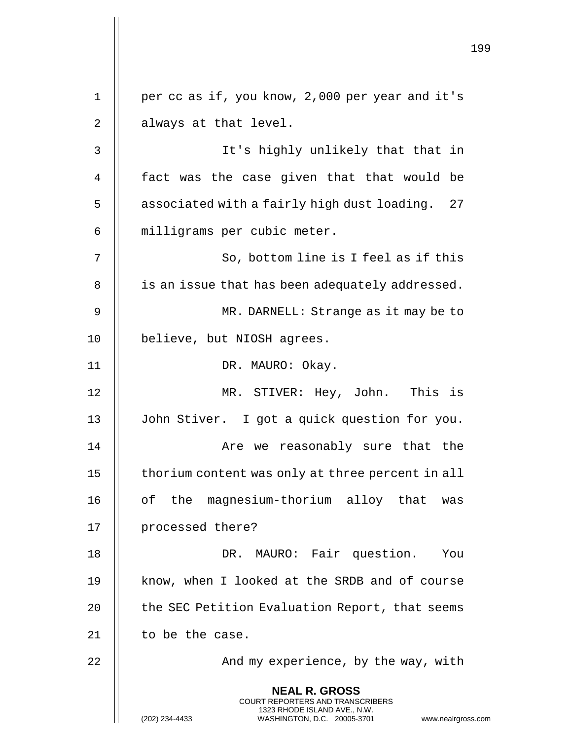per cc as if, you know, 2,000 per year and it's always at that level.

It's highly unlikely that that in fact was the case given that that would be associated with a fairly high dust loading. 27 milligrams per cubic meter.

So, bottom line is I feel as if this is an issue that has been adequately addressed.

MR. DARNELL: Strange as it may be to believe, but NIOSH agrees.

DR. MAURO: Okay.

MR. STIVER: Hey, John. This is John Stiver. I got a quick question for you.

Are we reasonably sure that the thorium content was only at three percent in all of the magnesium-thorium alloy that was processed there?

DR. MAURO: Fair question. You know, when I looked at the SRDB and of course the SEC Petition Evaluation Report, that seems to be the case.

And my experience, by the way, with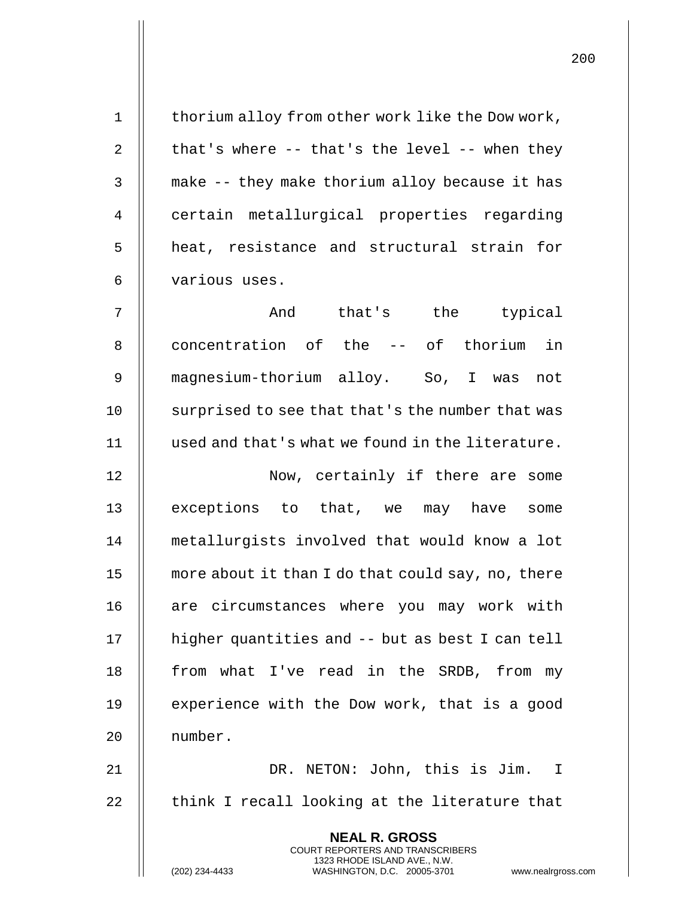thorium alloy from other work like the Dow work, that's where -- that's the level -- when they make -- they make thorium alloy because it has certain metallurgical properties regarding heat, resistance and structural strain for various uses.

And that's the typical concentration of the -- of thorium in magnesium-thorium alloy. So, I was not surprised to see that that's the number that was used and that's what we found in the literature.

Now, certainly if there are some exceptions to that, we may have some metallurgists involved that would know a lot more about it than I do that could say, no, there are circumstances where you may work with higher quantities and -- but as best I can tell from what I've read in the SRDB, from my experience with the Dow work, that is a good number.

DR. NETON: John, this is Jim. I think I recall looking at the literature that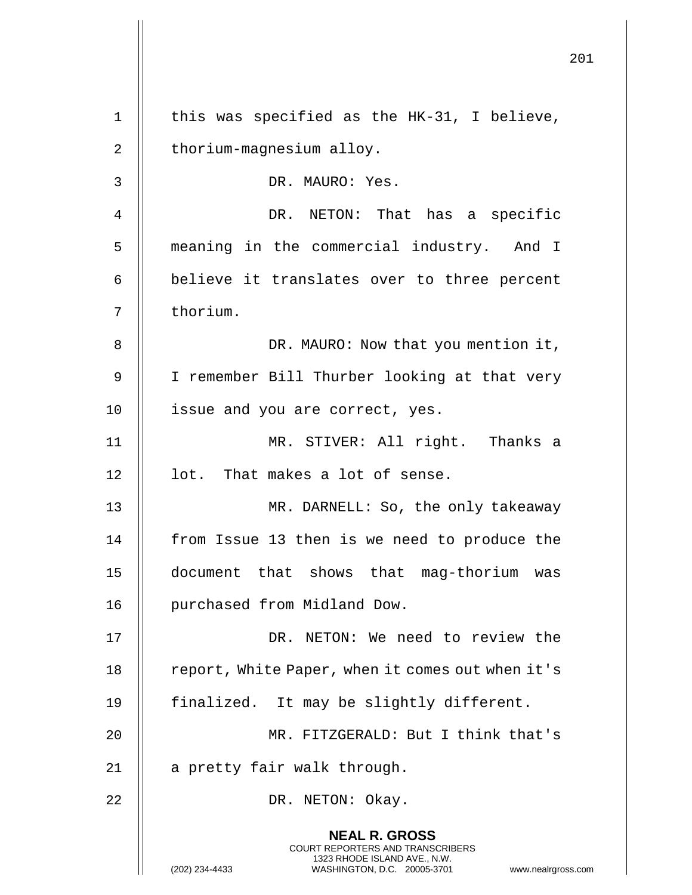this was specified as the HK-31, I believe, thorium-magnesium alloy.

DR. MAURO: Yes.

DR. NETON: That has a specific meaning in the commercial industry. And I believe it translates over to three percent thorium.

DR. MAURO: Now that you mention it, I remember Bill Thurber looking at that very issue and you are correct, yes.

MR. STIVER: All right. Thanks a lot. That makes a lot of sense.

MR. DARNELL: So, the only takeaway from Issue 13 then is we need to produce the document that shows that mag-thorium was purchased from Midland Dow.

DR. NETON: We need to review the report, White Paper, when it comes out when it's finalized. It may be slightly different.

MR. FITZGERALD: But I think that's a pretty fair walk through.

DR. NETON: Okay.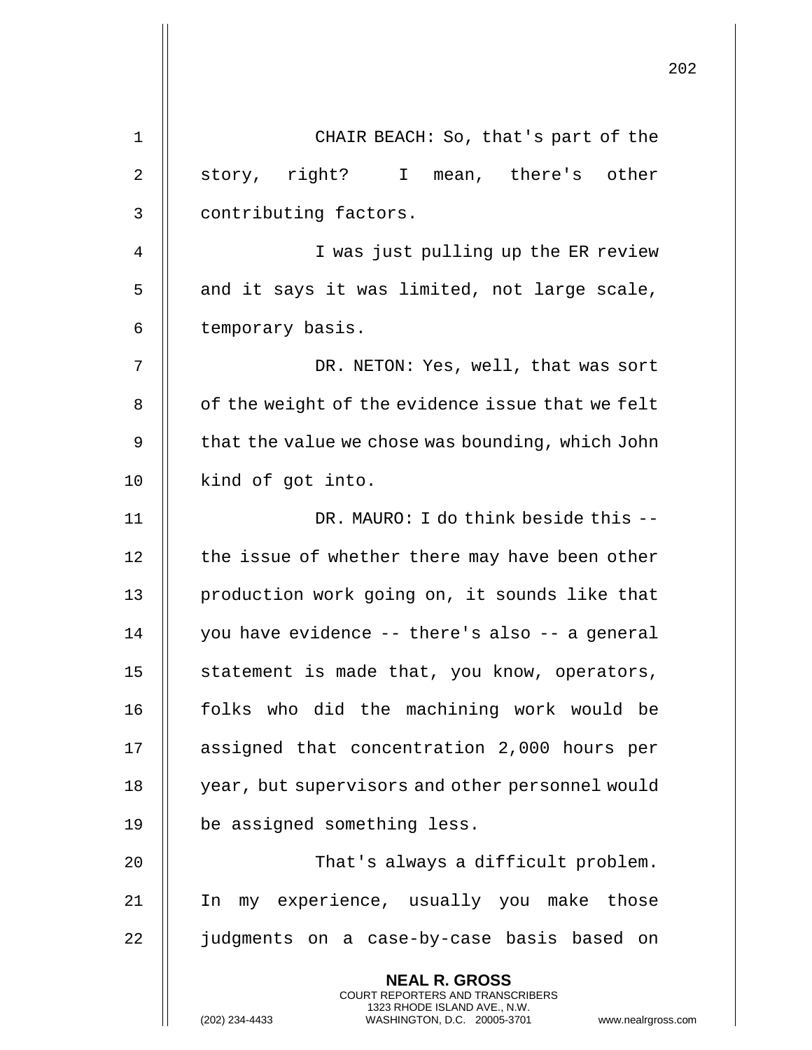CHAIR BEACH: So, that's part of the story, right? I mean, there's other contributing factors.

I was just pulling up the ER review and it says it was limited, not large scale, temporary basis.

DR. NETON: Yes, well, that was sort of the weight of the evidence issue that we felt that the value we chose was bounding, which John kind of got into.

DR. MAURO: I do think beside this -- the issue of whether there may have been other production work going on, it sounds like that you have evidence -- there's also -- a general statement is made that, you know, operators, folks who did the machining work would be assigned that concentration 2,000 hours per year, but supervisors and other personnel would be assigned something less.

That's always a difficult problem. In my experience, usually you make those judgments on a case-by-case basis based on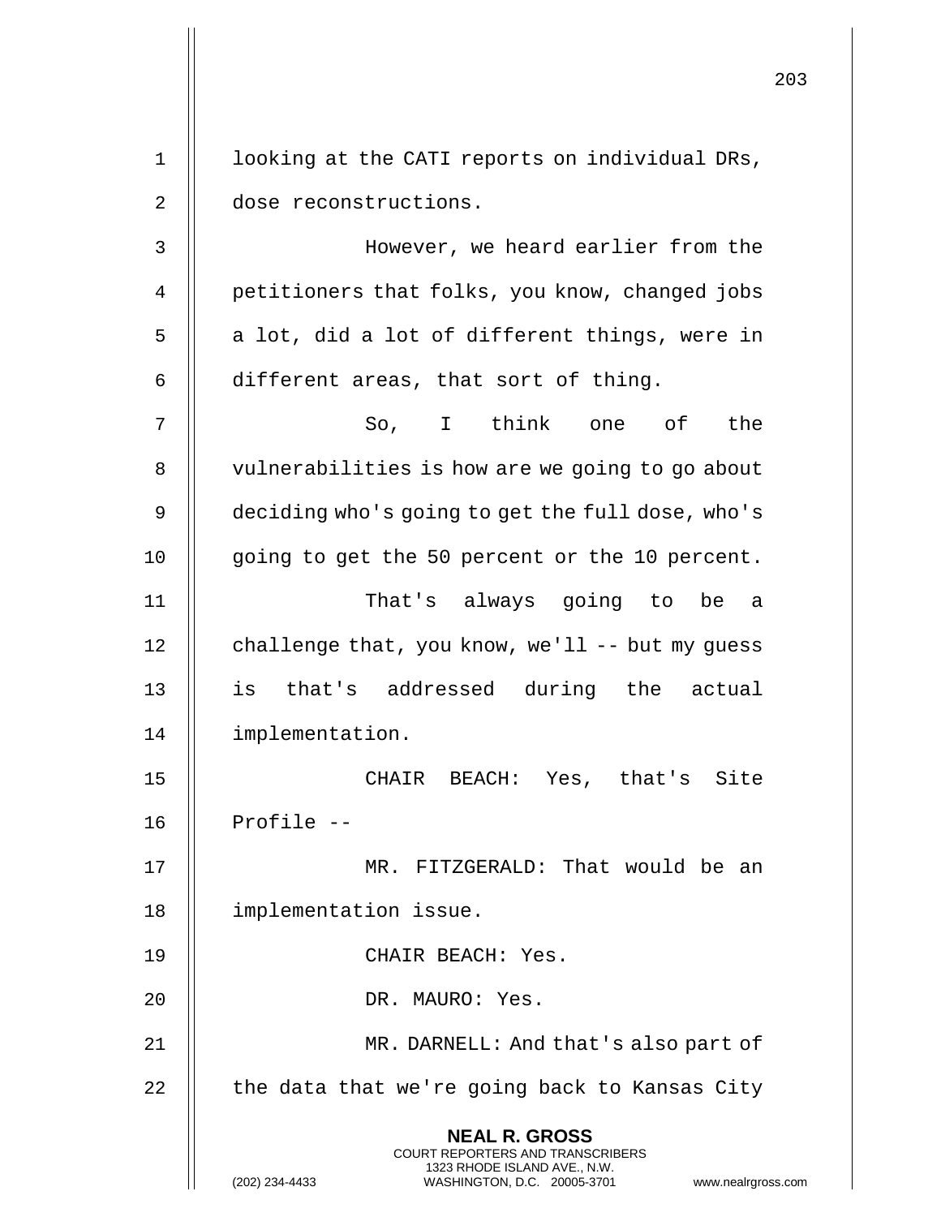looking at the CATI reports on individual DRs, dose reconstructions.

However, we heard earlier from the petitioners that folks, you know, changed jobs a lot, did a lot of different things, were in different areas, that sort of thing.

So, I think one of the vulnerabilities is how are we going to go about deciding who's going to get the full dose, who's going to get the 50 percent or the 10 percent.

That's always going to be a challenge that, you know, we'll -- but my guess is that's addressed during the actual implementation.

CHAIR BEACH: Yes, that's Site Profile --

MR. FITZGERALD: That would be an implementation issue.

CHAIR BEACH: Yes.

DR. MAURO: Yes.

MR. DARNELL: And that's also part of the data that we're going back to Kansas City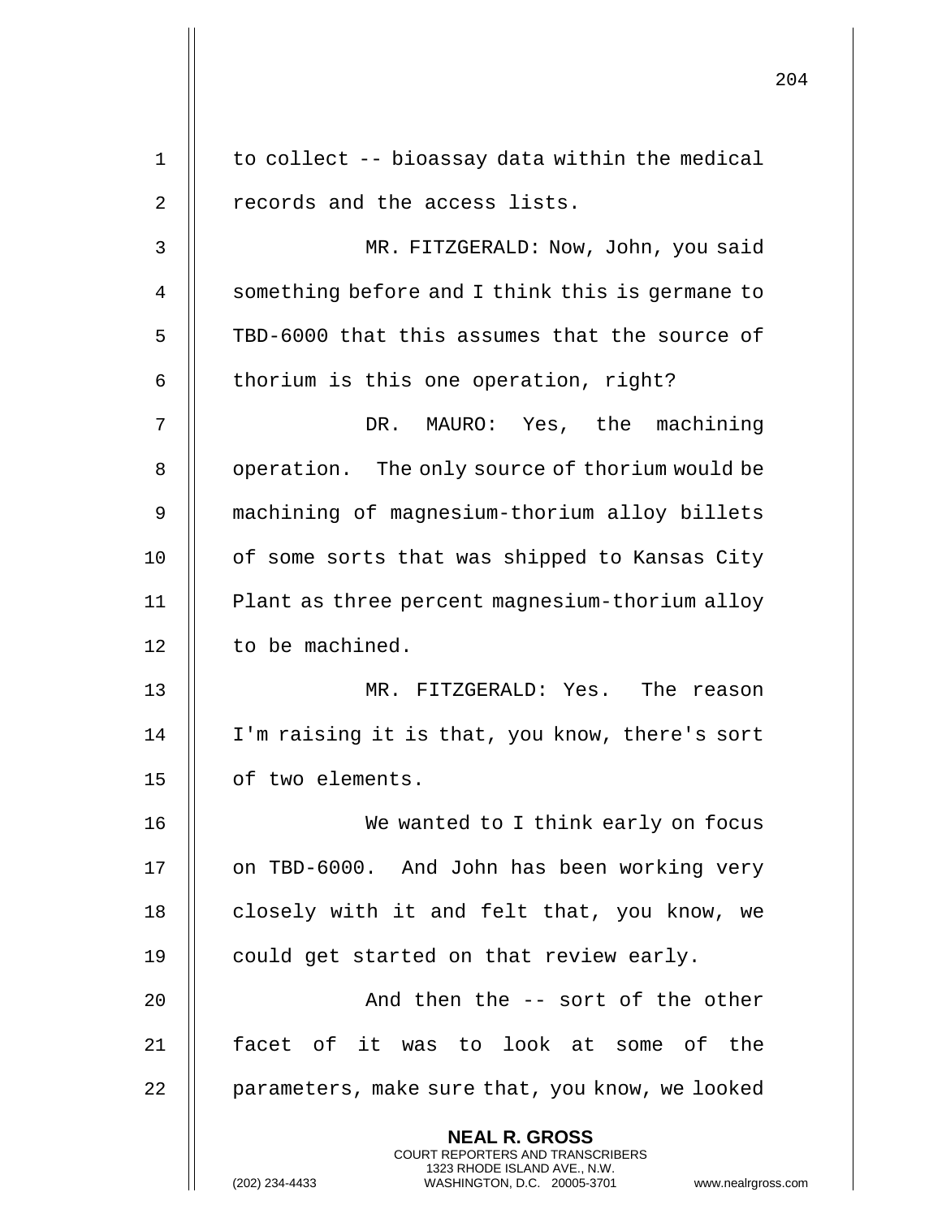to collect -- bioassay data within the medical records and the access lists.

MR. FITZGERALD: Now, John, you said something before and I think this is germane to TBD-6000 that this assumes that the source of thorium is this one operation, right?

DR. MAURO: Yes, the machining operation. The only source of thorium would be machining of magnesium-thorium alloy billets of some sorts that was shipped to Kansas City Plant as three percent magnesium-thorium alloy to be machined.

MR. FITZGERALD: Yes. The reason I'm raising it is that, you know, there's sort of two elements.

We wanted to I think early on focus on TBD-6000. And John has been working very closely with it and felt that, you know, we could get started on that review early.

And then the -- sort of the other facet of it was to look at some of the parameters, make sure that, you know, we looked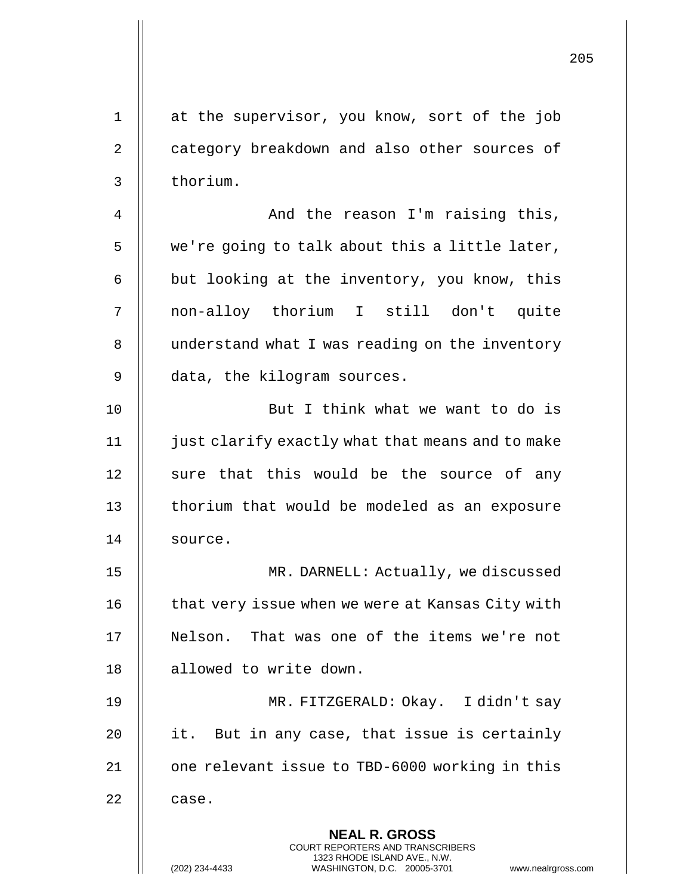at the supervisor, you know, sort of the job category breakdown and also other sources of thorium.

And the reason I'm raising this, we're going to talk about this a little later, but looking at the inventory, you know, this non-alloy thorium I still don't quite understand what I was reading on the inventory data, the kilogram sources.

But I think what we want to do is just clarify exactly what that means and to make sure that this would be the source of any thorium that would be modeled as an exposure source.

MR. DARNELL: Actually, we discussed that very issue when we were at Kansas City with Nelson. That was one of the items we're not allowed to write down.

MR. FITZGERALD: Okay. I didn't say it. But in any case, that issue is certainly one relevant issue to TBD-6000 working in this case.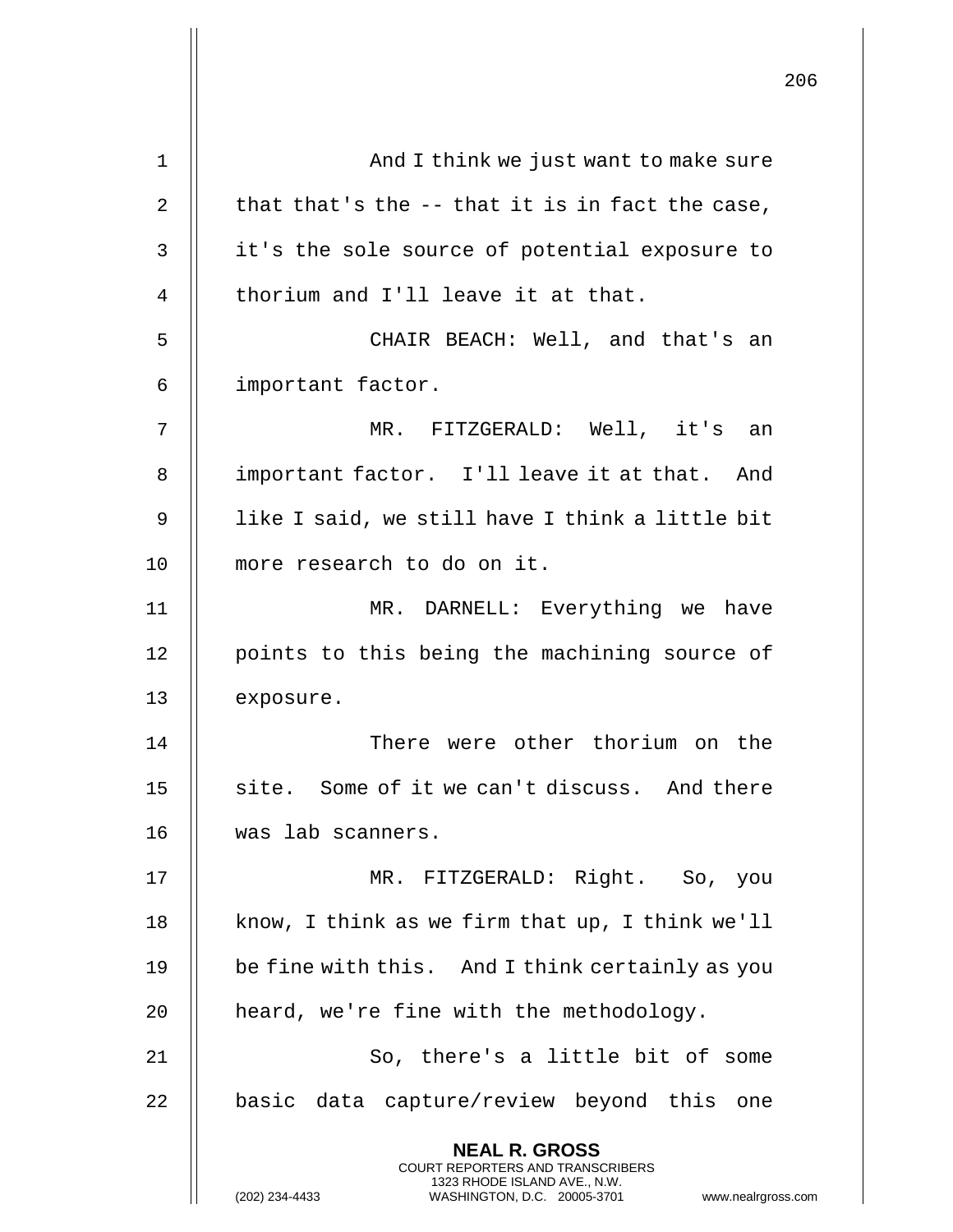And I think we just want to make sure that that's the -- that it is in fact the case, it's the sole source of potential exposure to thorium and I'll leave it at that.

CHAIR BEACH: Well, and that's an important factor.

MR. FITZGERALD: Well, it's an important factor. I'll leave it at that. And like I said, we still have I think a little bit more research to do on it.

MR. DARNELL: Everything we have points to this being the machining source of exposure.

There were other thorium on the site. Some of it we can't discuss. And there was lab scanners.

MR. FITZGERALD: Right. So, you know, I think as we firm that up, I think we'll be fine with this. And I think certainly as you heard, we're fine with the methodology.

So, there's a little bit of some basic data capture/review beyond this one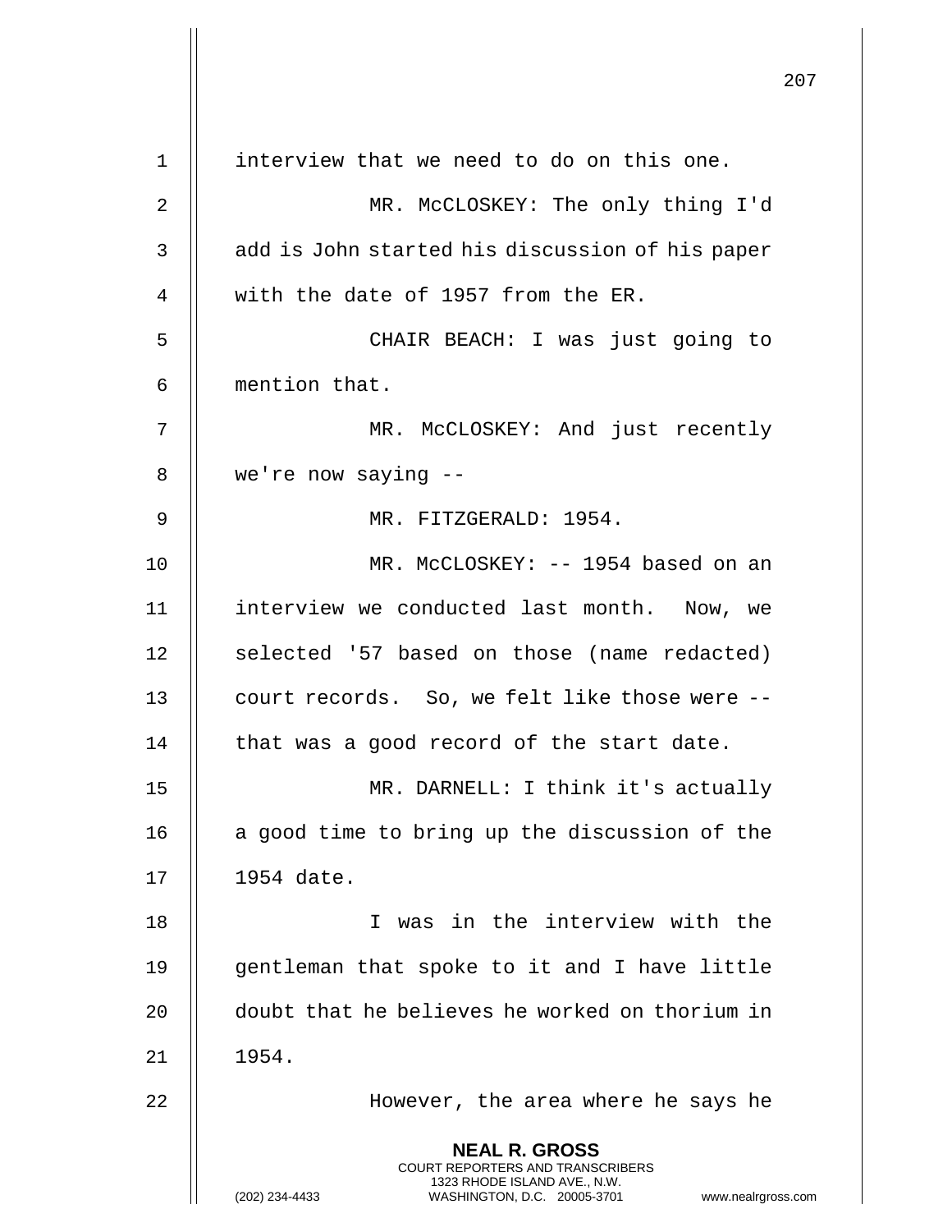interview that we need to do on this one.

MR. McCLOSKEY: The only thing I'd add is John started his discussion of his paper with the date of 1957 from the ER.

CHAIR BEACH: I was just going to mention that.

MR. McCLOSKEY: And just recently we're now saying --

MR. FITZGERALD: 1954.

MR. McCLOSKEY: -- 1954 based on an interview we conducted last month. Now, we selected '57 based on those (name redacted) court records. So, we felt like those were -- that was a good record of the start date.

MR. DARNELL: I think it's actually a good time to bring up the discussion of the 1954 date.

I was in the interview with the gentleman that spoke to it and I have little doubt that he believes he worked on thorium in 1954.

However, the area where he says he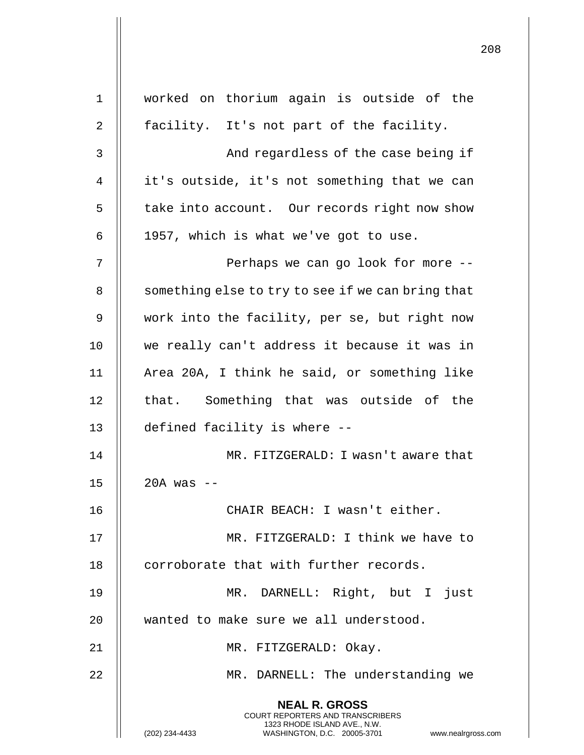worked on thorium again is outside of the facility. It's not part of the facility.

And regardless of the case being if it's outside, it's not something that we can take into account. Our records right now show 1957, which is what we've got to use.

Perhaps we can go look for more -- something else to try to see if we can bring that work into the facility, per se, but right now we really can't address it because it was in Area 20A, I think he said, or something like that. Something that was outside of the defined facility is where --

MR. FITZGERALD: I wasn't aware that 20A was --

CHAIR BEACH: I wasn't either.

MR. FITZGERALD: I think we have to corroborate that with further records.

MR. DARNELL: Right, but I just wanted to make sure we all understood.

MR. FITZGERALD: Okay.

MR. DARNELL: The understanding we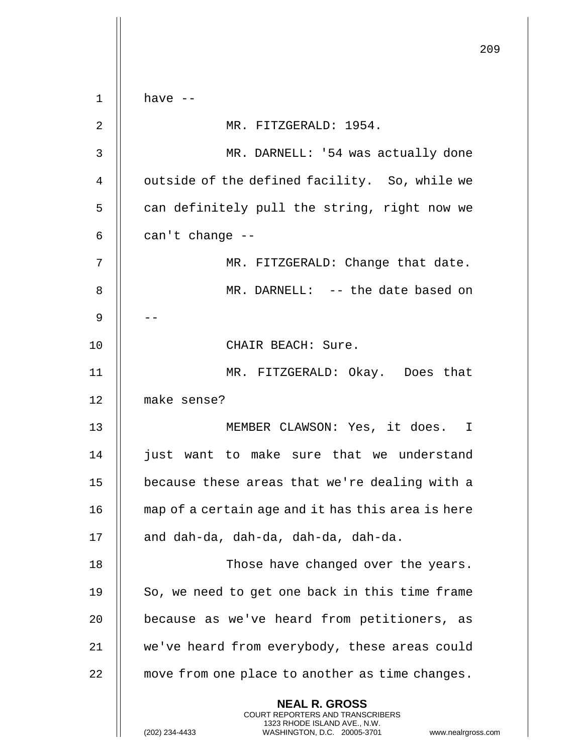have --

MR. FITZGERALD: 1954.

MR. DARNELL: '54 was actually done outside of the defined facility. So, while we can definitely pull the string, right now we can't change --

MR. FITZGERALD: Change that date.

MR. DARNELL: -- the date based on --

CHAIR BEACH: Sure.

MR. FITZGERALD: Okay. Does that make sense?

MEMBER CLAWSON: Yes, it does. I just want to make sure that we understand because these areas that we're dealing with a map of a certain age and it has this area is here and dah-da, dah-da, dah-da, dah-da.

Those have changed over the years. So, we need to get one back in this time frame because as we've heard from petitioners, as we've heard from everybody, these areas could move from one place to another as time changes.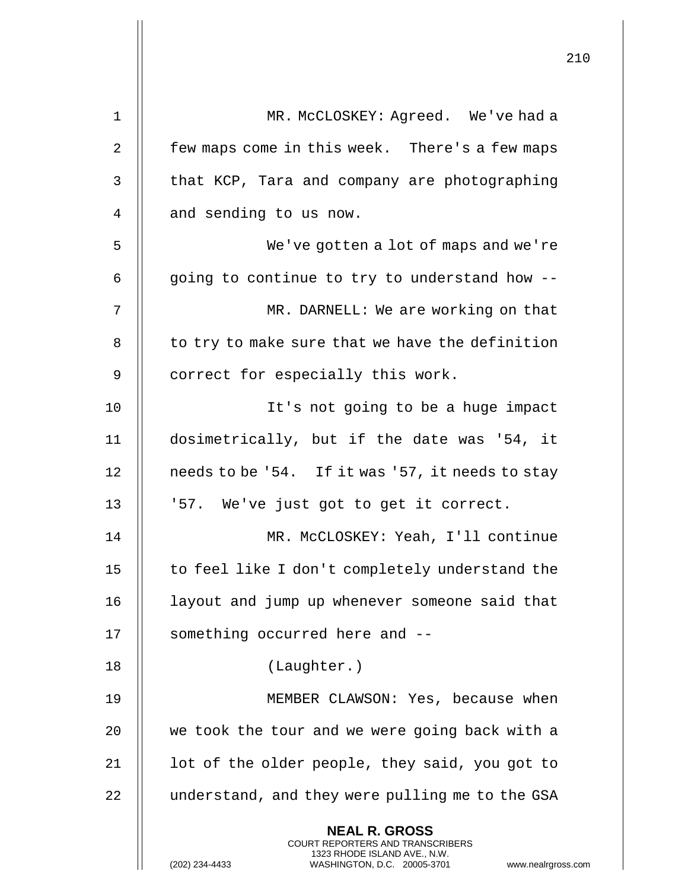MR. McCLOSKEY: Agreed. We've had a few maps come in this week. There's a few maps that KCP, Tara and company are photographing and sending to us now.

We've gotten a lot of maps and we're going to continue to try to understand how --

MR. DARNELL: We are working on that to try to make sure that we have the definition correct for especially this work.

It's not going to be a huge impact dosimetrically, but if the date was '54, it needs to be '54. If it was '57, it needs to stay '57. We've just got to get it correct.

MR. McCLOSKEY: Yeah, I'll continue to feel like I don't completely understand the layout and jump up whenever someone said that something occurred here and --

(Laughter.)

MEMBER CLAWSON: Yes, because when we took the tour and we were going back with a lot of the older people, they said, you got to understand, and they were pulling me to the GSA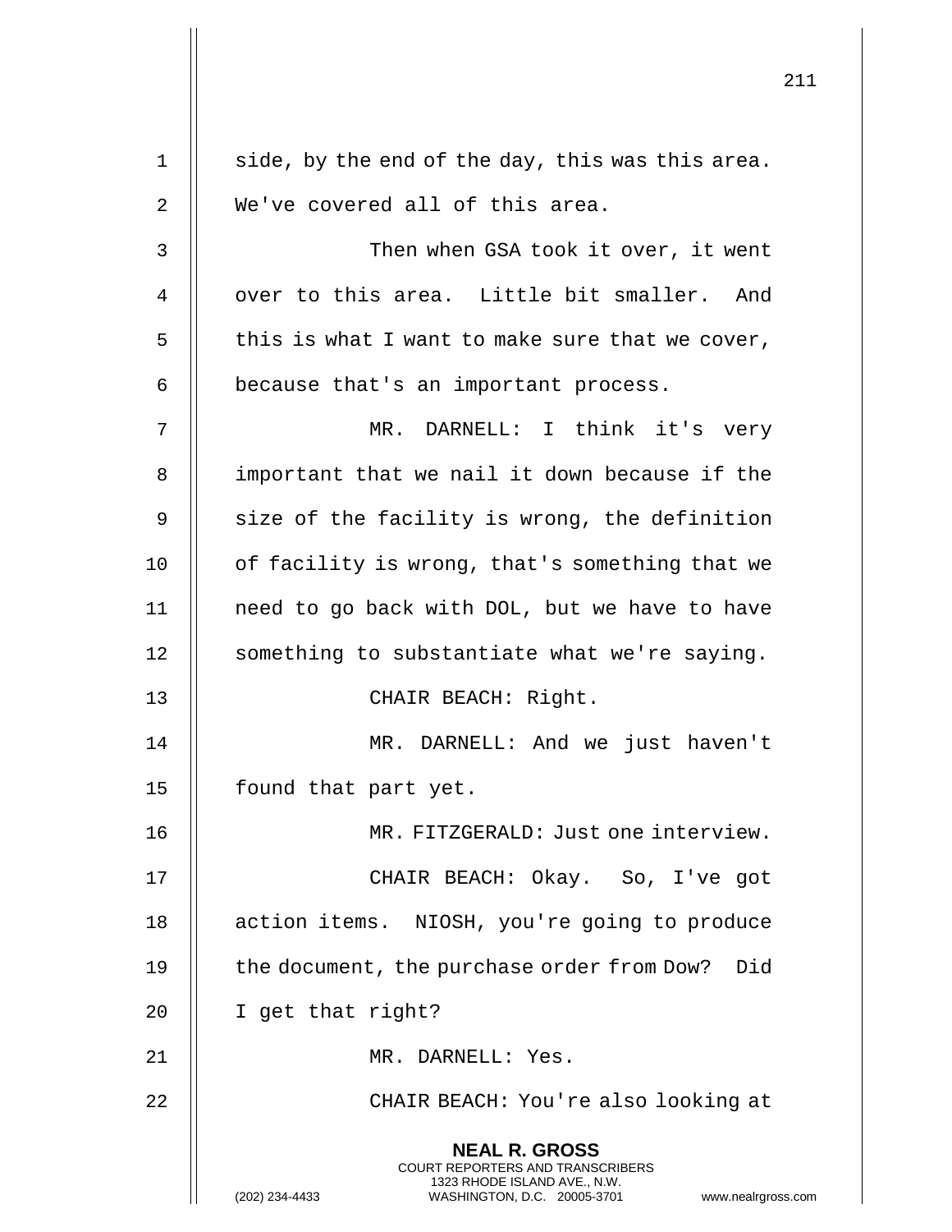side, by the end of the day, this was this area. We've covered all of this area.

Then when GSA took it over, it went over to this area. Little bit smaller. And this is what I want to make sure that we cover, because that's an important process.

MR. DARNELL: I think it's very important that we nail it down because if the size of the facility is wrong, the definition of facility is wrong, that's something that we need to go back with DOL, but we have to have something to substantiate what we're saying.

CHAIR BEACH: Right.

MR. DARNELL: And we just haven't found that part yet.

MR. FITZGERALD: Just one interview.

CHAIR BEACH: Okay. So, I've got action items. NIOSH, you're going to produce the document, the purchase order from Dow? Did I get that right?

MR. DARNELL: Yes.

CHAIR BEACH: You're also looking at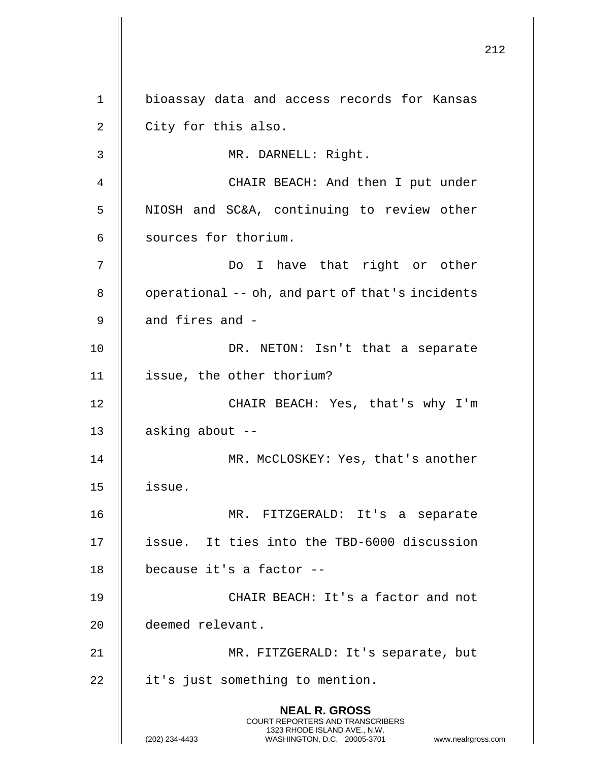bioassay data and access records for Kansas City for this also.

MR. DARNELL: Right.

CHAIR BEACH: And then I put under NIOSH and SC&A, continuing to review other sources for thorium.

Do I have that right or other operational -- oh, and part of that's incidents and fires and -

DR. NETON: Isn't that a separate issue, the other thorium?

CHAIR BEACH: Yes, that's why I'm asking about --

MR. McCLOSKEY: Yes, that's another issue.

MR. FITZGERALD: It's a separate issue. It ties into the TBD-6000 discussion because it's a factor --

CHAIR BEACH: It's a factor and not deemed relevant.

MR. FITZGERALD: It's separate, but it's just something to mention.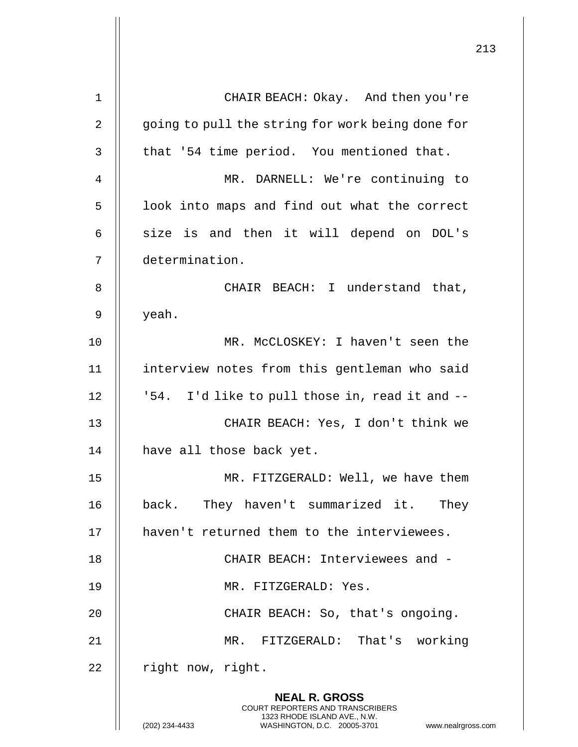CHAIR BEACH: Okay. And then you're going to pull the string for work being done for that '54 time period. You mentioned that.

MR. DARNELL: We're continuing to look into maps and find out what the correct size is and then it will depend on DOL's determination.

CHAIR BEACH: I understand that, yeah.

MR. McCLOSKEY: I haven't seen the interview notes from this gentleman who said '54. I'd like to pull those in, read it and --

CHAIR BEACH: Yes, I don't think we have all those back yet.

MR. FITZGERALD: Well, we have them back. They haven't summarized it. They haven't returned them to the interviewees.

CHAIR BEACH: Interviewees and -

MR. FITZGERALD: Yes.

CHAIR BEACH: So, that's ongoing.

MR. FITZGERALD: That's working right now, right.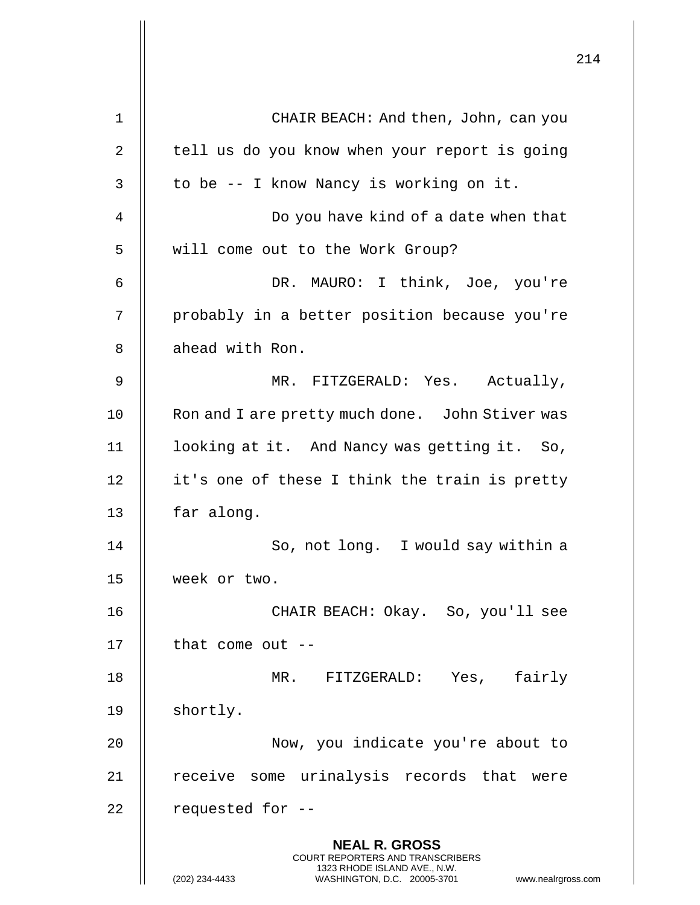CHAIR BEACH: And then, John, can you tell us do you know when your report is going to be -- I know Nancy is working on it.

Do you have kind of a date when that will come out to the Work Group?

DR. MAURO: I think, Joe, you're probably in a better position because you're ahead with Ron.

MR. FITZGERALD: Yes. Actually, Ron and I are pretty much done. John Stiver was looking at it. And Nancy was getting it. So, it's one of these I think the train is pretty far along.

So, not long. I would say within a week or two.

CHAIR BEACH: Okay. So, you'll see that come out --

MR. FITZGERALD: Yes, fairly shortly.

Now, you indicate you're about to receive some urinalysis records that were requested for --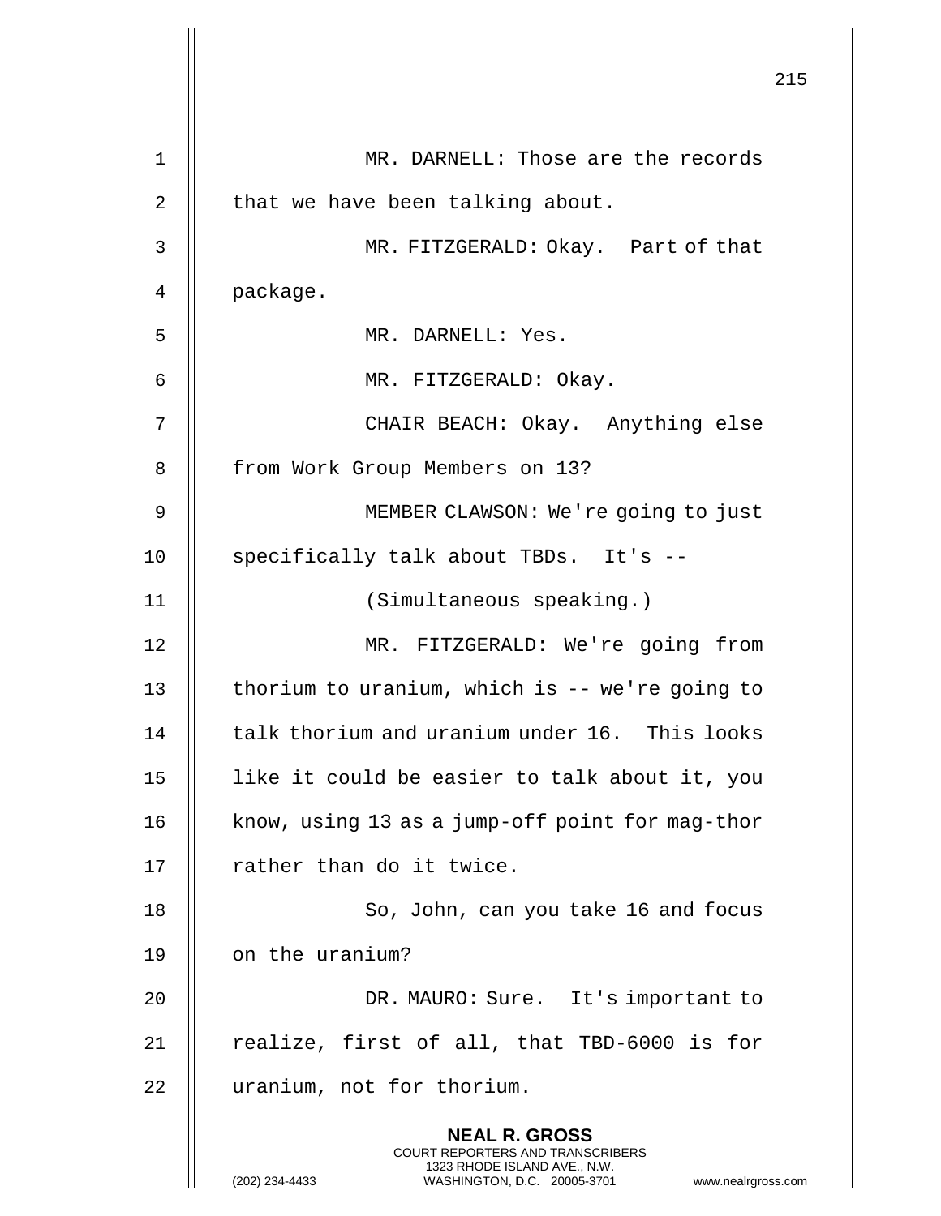MR. DARNELL: Those are the records that we have been talking about.

MR. FITZGERALD: Okay. Part of that package.

MR. DARNELL: Yes.

MR. FITZGERALD: Okay.

CHAIR BEACH: Okay. Anything else from Work Group Members on 13?

MEMBER CLAWSON: We're going to just specifically talk about TBDs. It's --

(Simultaneous speaking.)

MR. FITZGERALD: We're going from thorium to uranium, which is -- we're going to talk thorium and uranium under 16. This looks like it could be easier to talk about it, you know, using 13 as a jump-off point for mag-thor rather than do it twice.

So, John, can you take 16 and focus on the uranium?

DR. MAURO: Sure. It's important to realize, first of all, that TBD-6000 is for uranium, not for thorium.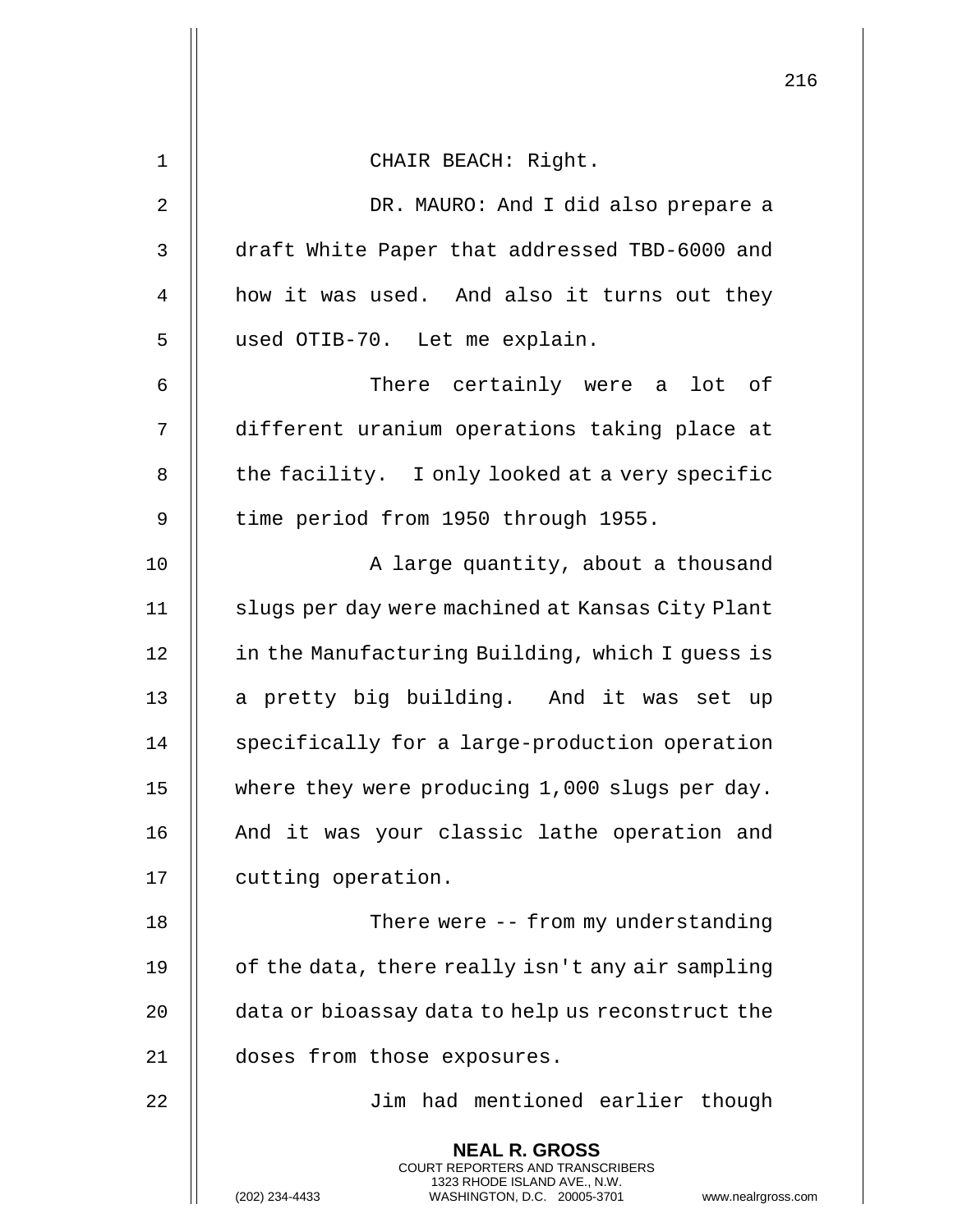CHAIR BEACH: Right.

DR. MAURO: And I did also prepare a draft White Paper that addressed TBD-6000 and how it was used. And also it turns out they used OTIB-70. Let me explain.

There certainly were a lot of different uranium operations taking place at the facility. I only looked at a very specific time period from 1950 through 1955.

A large quantity, about a thousand slugs per day were machined at Kansas City Plant in the Manufacturing Building, which I guess is a pretty big building. And it was set up specifically for a large-production operation where they were producing 1,000 slugs per day. And it was your classic lathe operation and cutting operation.

There were -- from my understanding of the data, there really isn't any air sampling data or bioassay data to help us reconstruct the doses from those exposures.

Jim had mentioned earlier though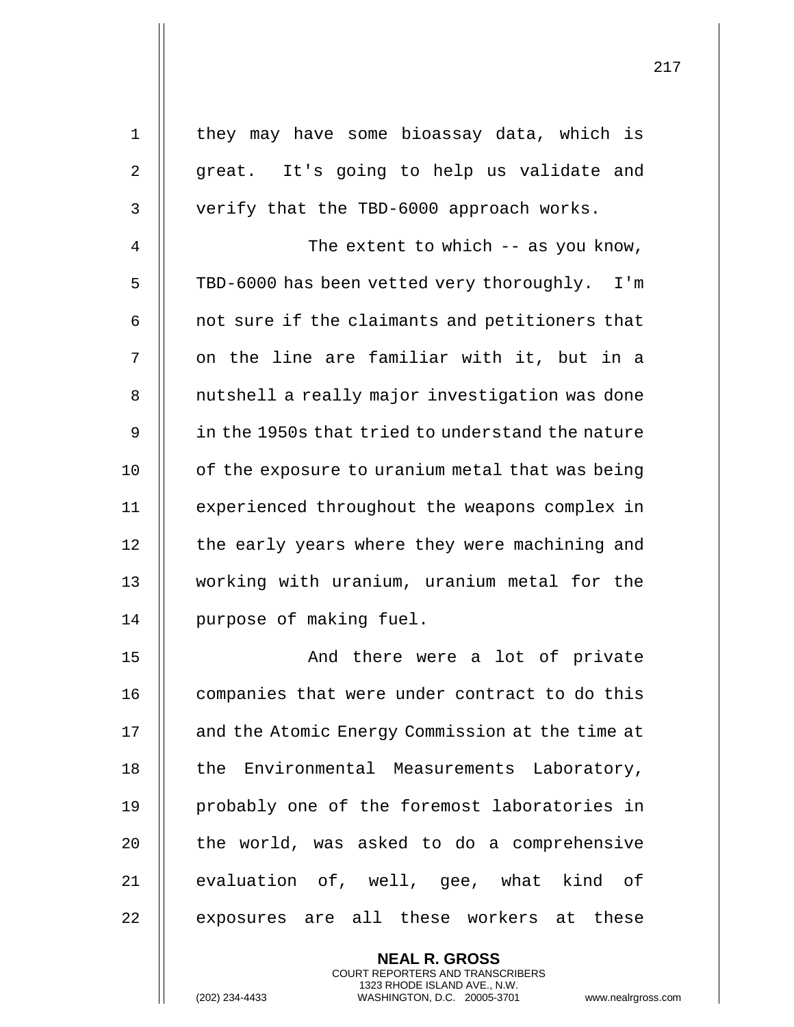they may have some bioassay data, which is great. It's going to help us validate and verify that the TBD-6000 approach works.

The extent to which -- as you know, TBD-6000 has been vetted very thoroughly. I'm not sure if the claimants and petitioners that on the line are familiar with it, but in a nutshell a really major investigation was done in the 1950s that tried to understand the nature of the exposure to uranium metal that was being experienced throughout the weapons complex in the early years where they were machining and working with uranium, uranium metal for the purpose of making fuel.

And there were a lot of private companies that were under contract to do this and the Atomic Energy Commission at the time at the Environmental Measurements Laboratory, probably one of the foremost laboratories in the world, was asked to do a comprehensive evaluation of, well, gee, what kind of exposures are all these workers at these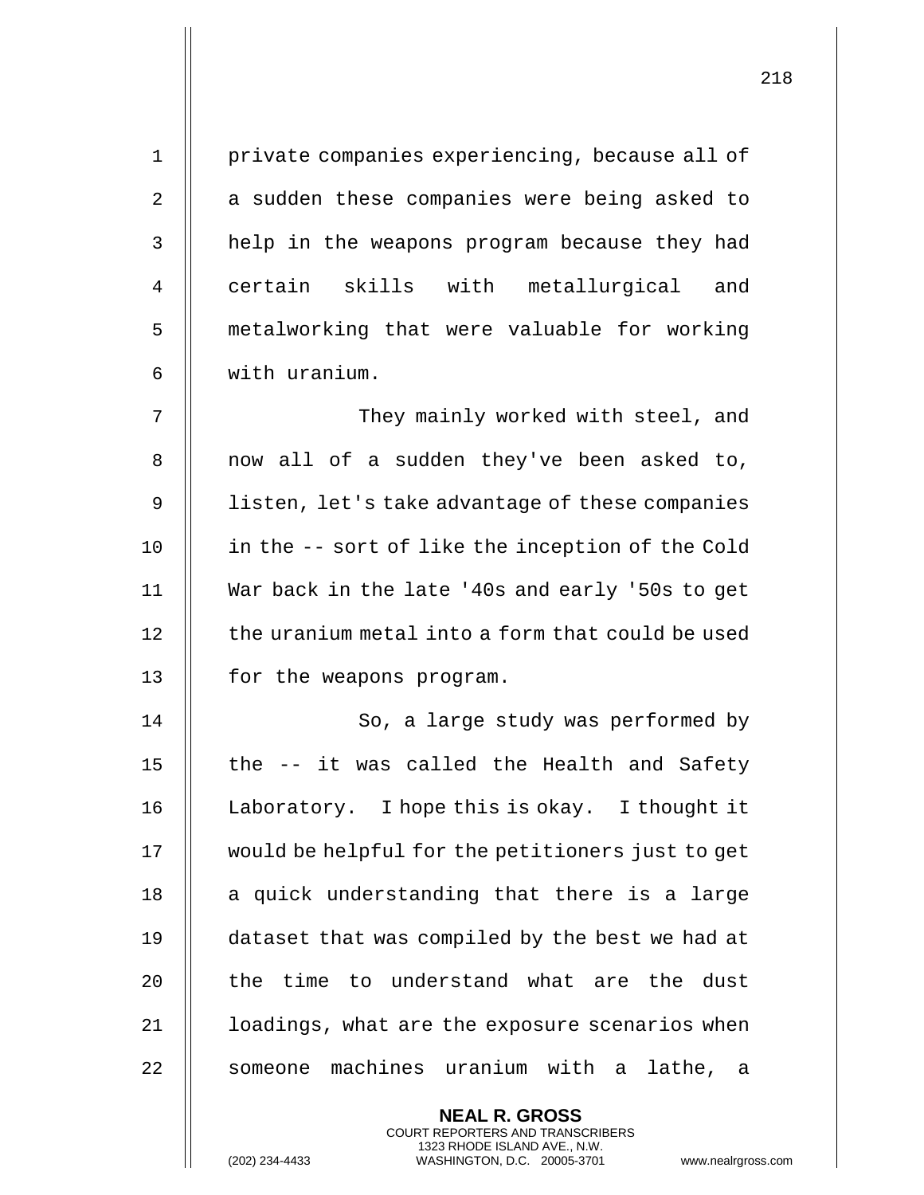private companies experiencing, because all of a sudden these companies were being asked to help in the weapons program because they had certain skills with metallurgical and metalworking that were valuable for working with uranium.

They mainly worked with steel, and now all of a sudden they've been asked to, listen, let's take advantage of these companies in the -- sort of like the inception of the Cold War back in the late '40s and early '50s to get the uranium metal into a form that could be used for the weapons program.

So, a large study was performed by the -- it was called the Health and Safety Laboratory. I hope this is okay. I thought it would be helpful for the petitioners just to get a quick understanding that there is a large dataset that was compiled by the best we had at the time to understand what are the dust loadings, what are the exposure scenarios when someone machines uranium with a lathe, a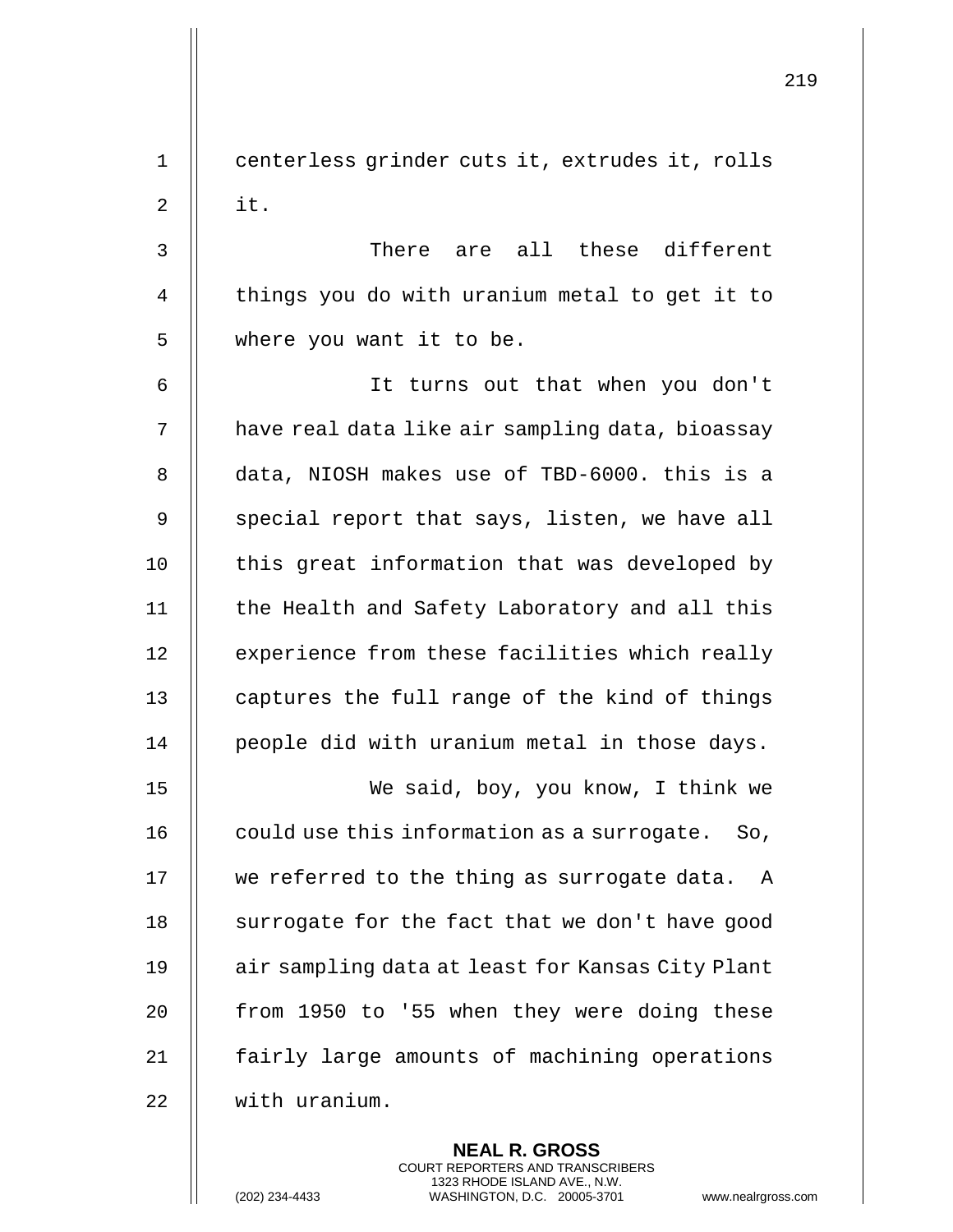centerless grinder cuts it, extrudes it, rolls it.

There are all these different things you do with uranium metal to get it to where you want it to be.

It turns out that when you don't have real data like air sampling data, bioassay data, NIOSH makes use of TBD-6000. this is a special report that says, listen, we have all this great information that was developed by the Health and Safety Laboratory and all this experience from these facilities which really captures the full range of the kind of things people did with uranium metal in those days.

We said, boy, you know, I think we could use this information as a surrogate. So, we referred to the thing as surrogate data. A surrogate for the fact that we don't have good air sampling data at least for Kansas City Plant from 1950 to '55 when they were doing these fairly large amounts of machining operations with uranium.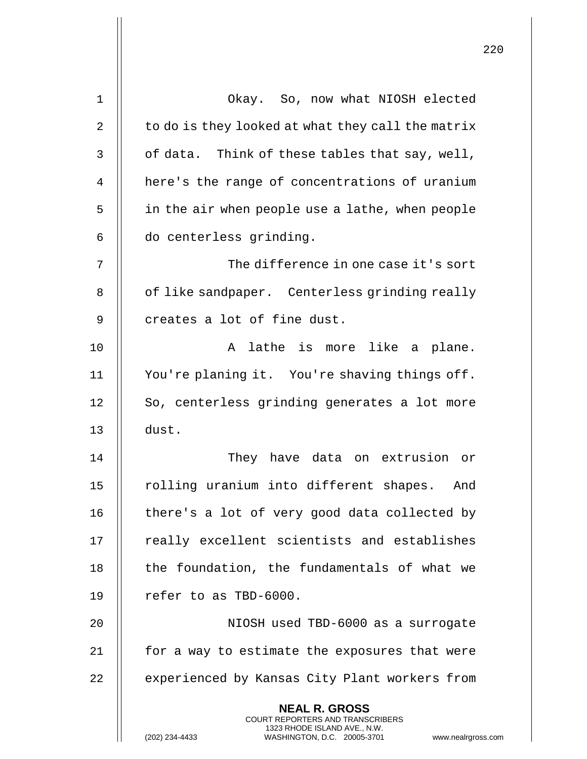Okay. So, now what NIOSH elected to do is they looked at what they call the matrix of data. Think of these tables that say, well, here's the range of concentrations of uranium in the air when people use a lathe, when people do centerless grinding.

The difference in one case it's sort of like sandpaper. Centerless grinding really creates a lot of fine dust.

A lathe is more like a plane. You're planing it. You're shaving things off. So, centerless grinding generates a lot more dust.

They have data on extrusion or rolling uranium into different shapes. And there's a lot of very good data collected by really excellent scientists and establishes the foundation, the fundamentals of what we refer to as TBD-6000.

NIOSH used TBD-6000 as a surrogate for a way to estimate the exposures that were experienced by Kansas City Plant workers from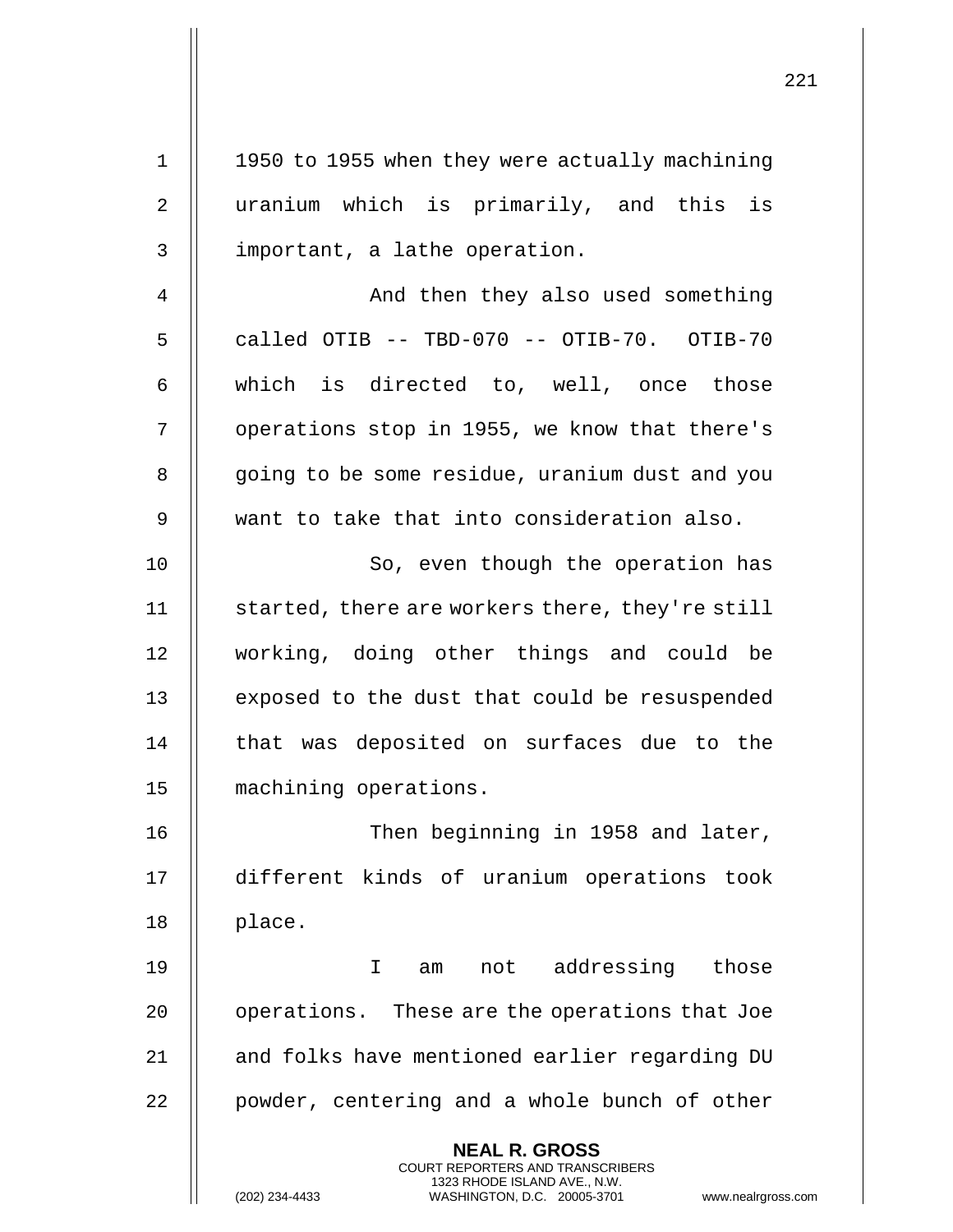1950 to 1955 when they were actually machining uranium which is primarily, and this is important, a lathe operation.

And then they also used something called OTIB -- TBD-070 -- OTIB-70. OTIB-70 which is directed to, well, once those operations stop in 1955, we know that there's going to be some residue, uranium dust and you want to take that into consideration also.

So, even though the operation has started, there are workers there, they're still working, doing other things and could be exposed to the dust that could be resuspended that was deposited on surfaces due to the machining operations.

Then beginning in 1958 and later, different kinds of uranium operations took place.

I am not addressing those operations. These are the operations that Joe and folks have mentioned earlier regarding DU powder, centering and a whole bunch of other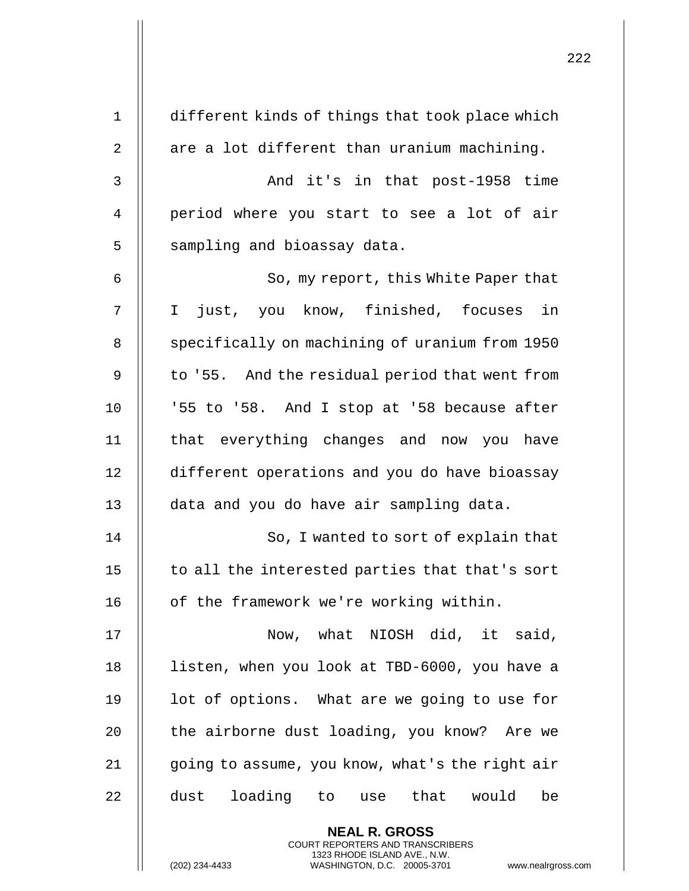different kinds of things that took place which are a lot different than uranium machining.

And it's in that post-1958 time period where you start to see a lot of air sampling and bioassay data.

So, my report, this White Paper that I just, you know, finished, focuses in specifically on machining of uranium from 1950 to '55. And the residual period that went from '55 to '58. And I stop at '58 because after that everything changes and now you have different operations and you do have bioassay data and you do have air sampling data.

So, I wanted to sort of explain that to all the interested parties that that's sort of the framework we're working within.

Now, what NIOSH did, it said, listen, when you look at TBD-6000, you have a lot of options. What are we going to use for the airborne dust loading, you know? Are we going to assume, you know, what's the right air dust loading to use that would be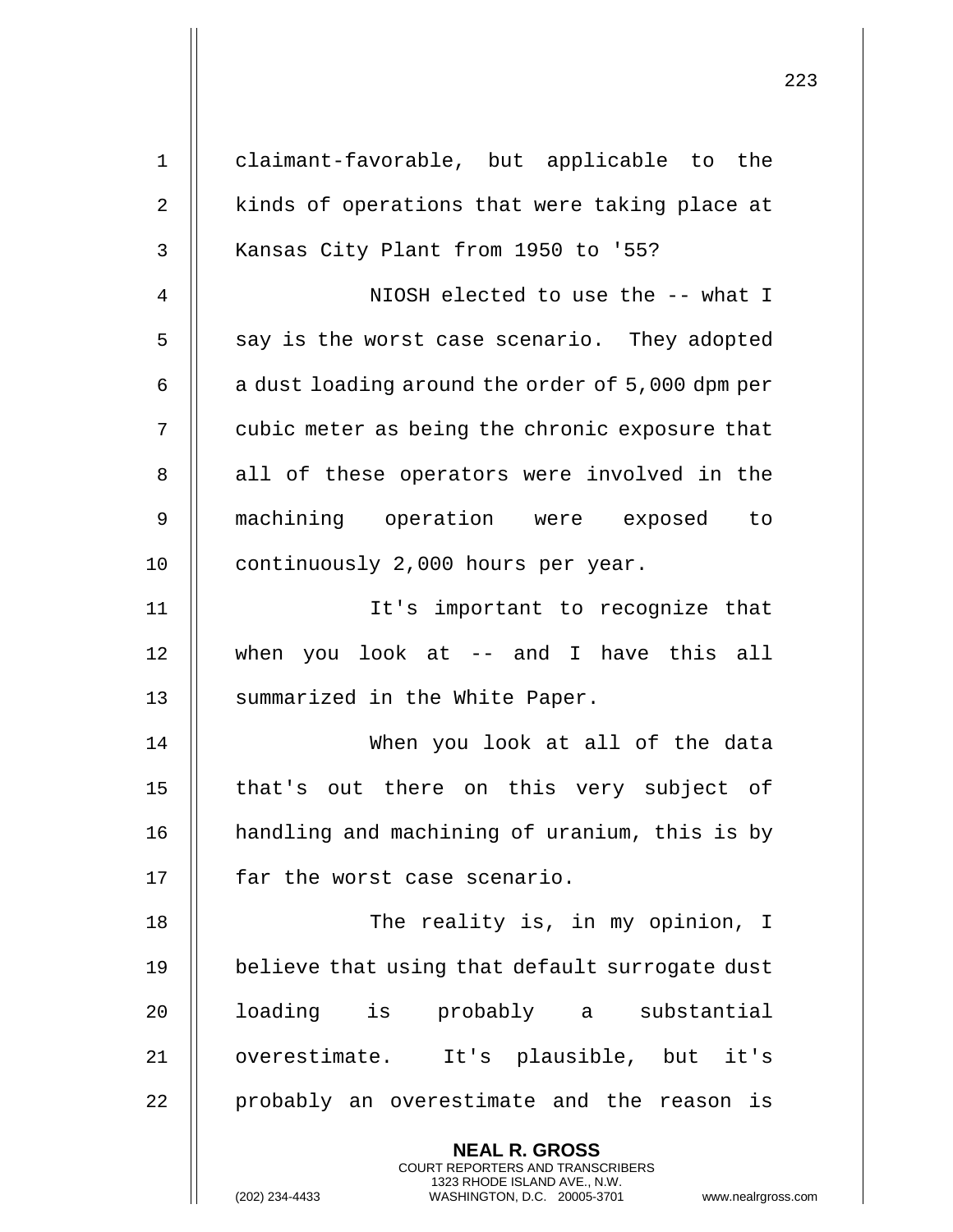claimant-favorable, but applicable to the kinds of operations that were taking place at Kansas City Plant from 1950 to '55?

NIOSH elected to use the -- what I say is the worst case scenario. They adopted a dust loading around the order of 5,000 dpm per cubic meter as being the chronic exposure that all of these operators were involved in the machining operation were exposed to continuously 2,000 hours per year.

It's important to recognize that when you look at -- and I have this all summarized in the White Paper.

When you look at all of the data that's out there on this very subject of handling and machining of uranium, this is by far the worst case scenario.

The reality is, in my opinion, I believe that using that default surrogate dust loading is probably a substantial overestimate. It's plausible, but it's probably an overestimate and the reason is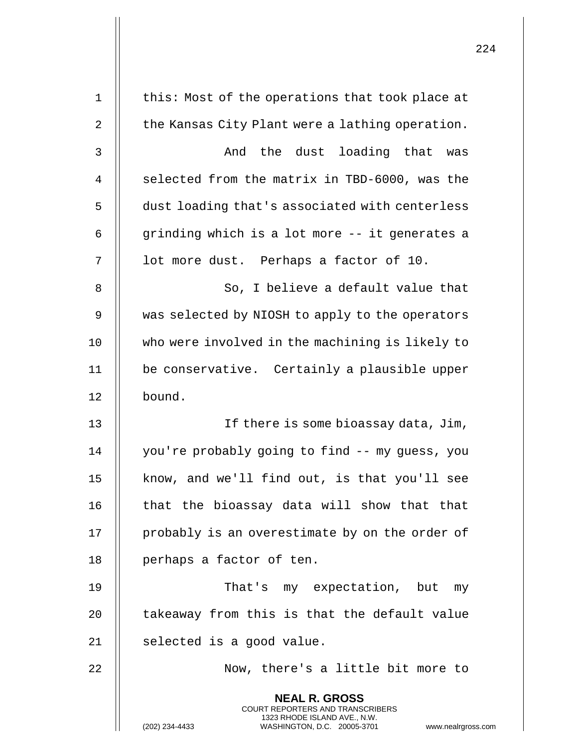this: Most of the operations that took place at the Kansas City Plant were a lathing operation.

And the dust loading that was selected from the matrix in TBD-6000, was the dust loading that's associated with centerless grinding which is a lot more -- it generates a lot more dust. Perhaps a factor of 10.

So, I believe a default value that was selected by NIOSH to apply to the operators who were involved in the machining is likely to be conservative. Certainly a plausible upper bound.

If there is some bioassay data, Jim, you're probably going to find -- my guess, you know, and we'll find out, is that you'll see that the bioassay data will show that that probably is an overestimate by on the order of perhaps a factor of ten.

That's my expectation, but my takeaway from this is that the default value selected is a good value.

Now, there's a little bit more to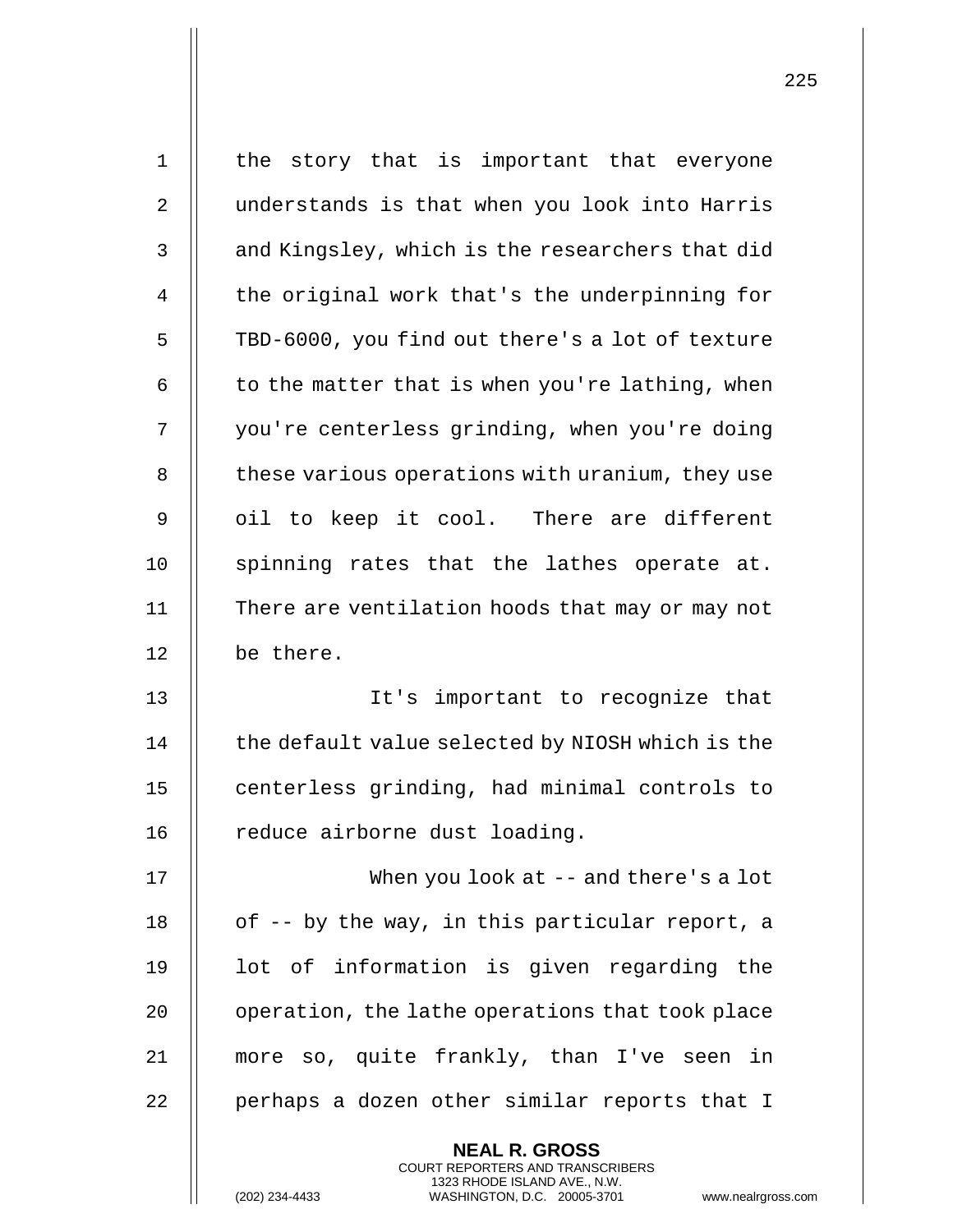the story that is important that everyone understands is that when you look into Harris and Kingsley, which is the researchers that did the original work that's the underpinning for TBD-6000, you find out there's a lot of texture to the matter that is when you're lathing, when you're centerless grinding, when you're doing these various operations with uranium, they use oil to keep it cool. There are different spinning rates that the lathes operate at. There are ventilation hoods that may or may not be there.

It's important to recognize that the default value selected by NIOSH which is the centerless grinding, had minimal controls to reduce airborne dust loading.

When you look at -- and there's a lot of -- by the way, in this particular report, a lot of information is given regarding the operation, the lathe operations that took place more so, quite frankly, than I've seen in perhaps a dozen other similar reports that I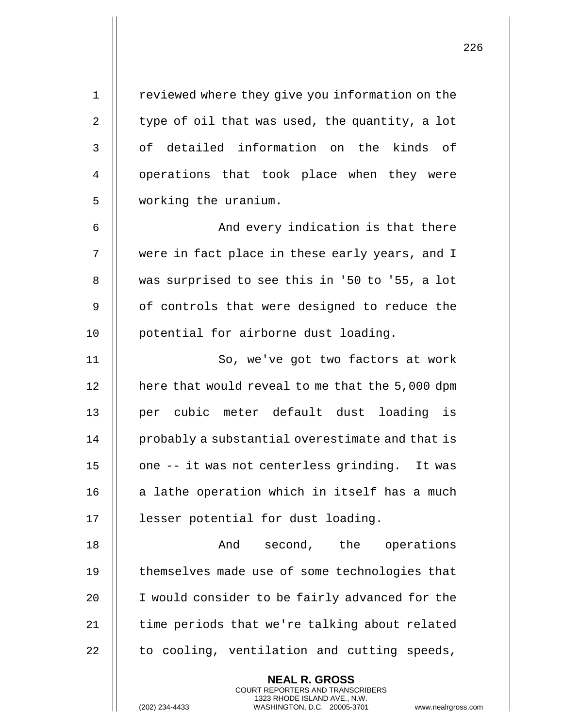reviewed where they give you information on the type of oil that was used, the quantity, a lot of detailed information on the kinds of operations that took place when they were working the uranium.

And every indication is that there were in fact place in these early years, and I was surprised to see this in '50 to '55, a lot of controls that were designed to reduce the potential for airborne dust loading.

So, we've got two factors at work here that would reveal to me that the 5,000 dpm per cubic meter default dust loading is probably a substantial overestimate and that is one -- it was not centerless grinding. It was a lathe operation which in itself has a much lesser potential for dust loading.

And second, the operations themselves made use of some technologies that I would consider to be fairly advanced for the time periods that we're talking about related to cooling, ventilation and cutting speeds,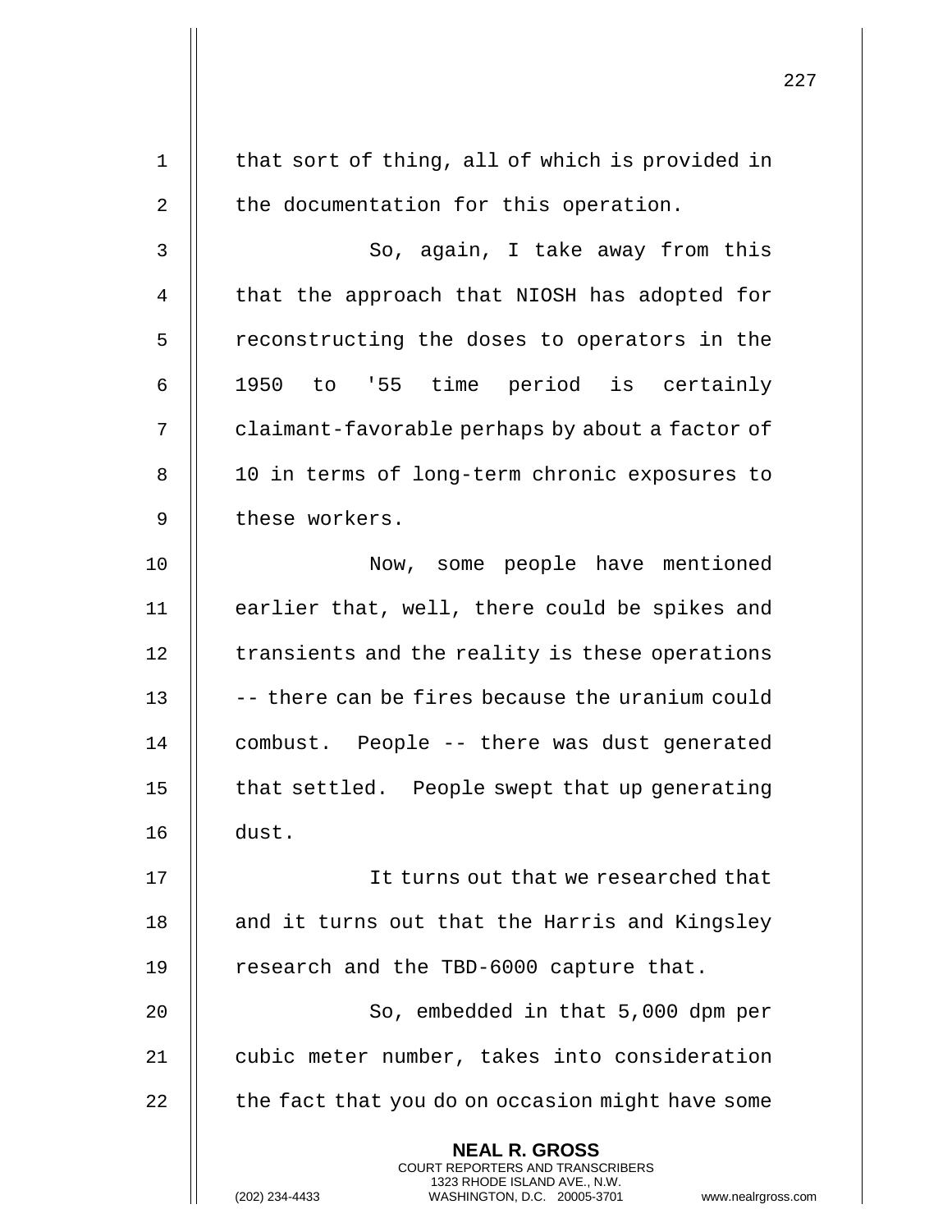that sort of thing, all of which is provided in the documentation for this operation.

So, again, I take away from this that the approach that NIOSH has adopted for reconstructing the doses to operators in the 1950 to '55 time period is certainly claimant-favorable perhaps by about a factor of 10 in terms of long-term chronic exposures to these workers.

Now, some people have mentioned earlier that, well, there could be spikes and transients and the reality is these operations -- there can be fires because the uranium could combust. People -- there was dust generated that settled. People swept that up generating dust.

It turns out that we researched that and it turns out that the Harris and Kingsley research and the TBD-6000 capture that.

So, embedded in that 5,000 dpm per cubic meter number, takes into consideration the fact that you do on occasion might have some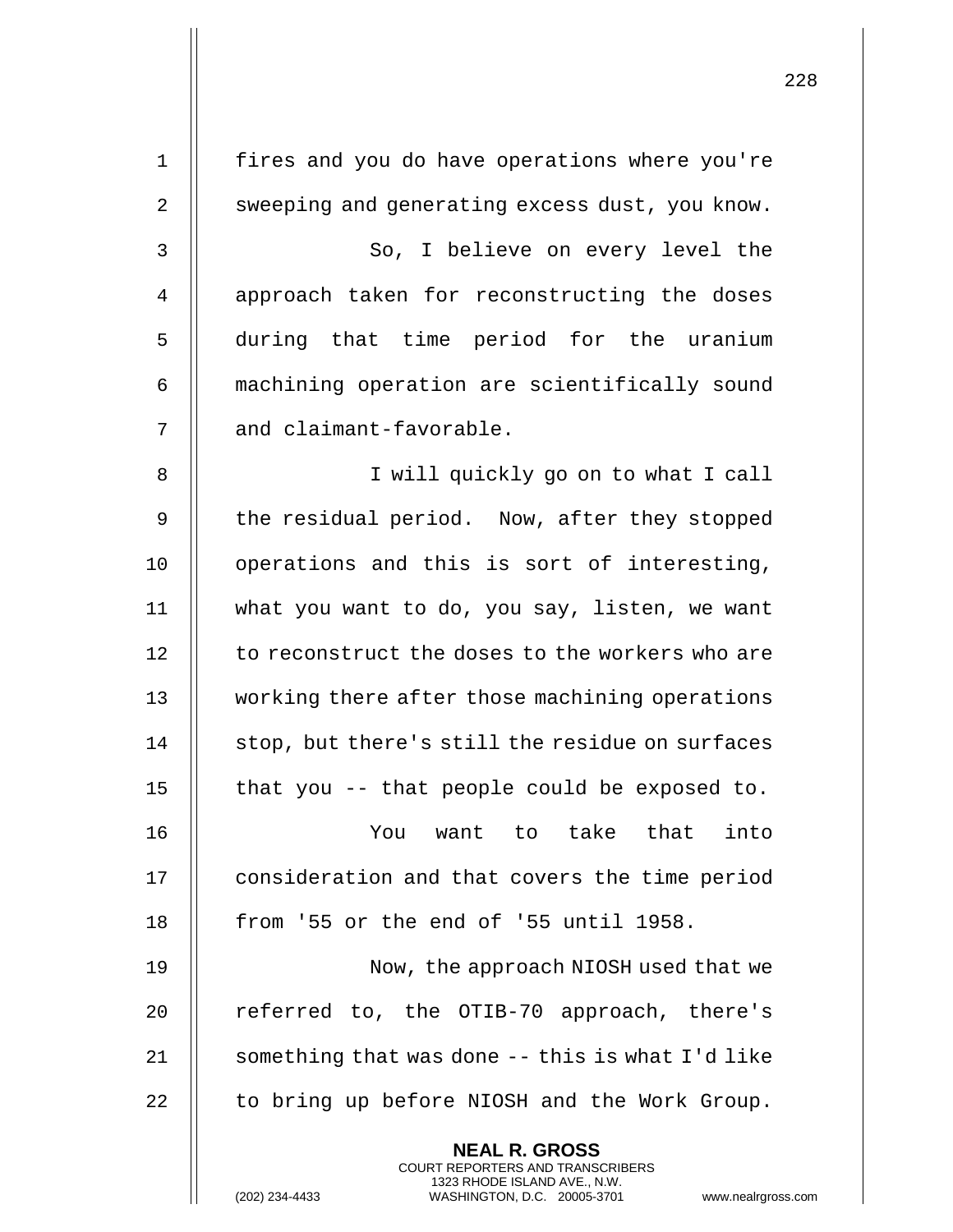fires and you do have operations where you're sweeping and generating excess dust, you know.

So, I believe on every level the approach taken for reconstructing the doses during that time period for the uranium machining operation are scientifically sound and claimant-favorable.

I will quickly go on to what I call the residual period. Now, after they stopped operations and this is sort of interesting, what you want to do, you say, listen, we want to reconstruct the doses to the workers who are working there after those machining operations stop, but there's still the residue on surfaces that you -- that people could be exposed to.

You want to take that into consideration and that covers the time period from '55 or the end of '55 until 1958.

Now, the approach NIOSH used that we referred to, the OTIB-70 approach, there's something that was done -- this is what I'd like to bring up before NIOSH and the Work Group.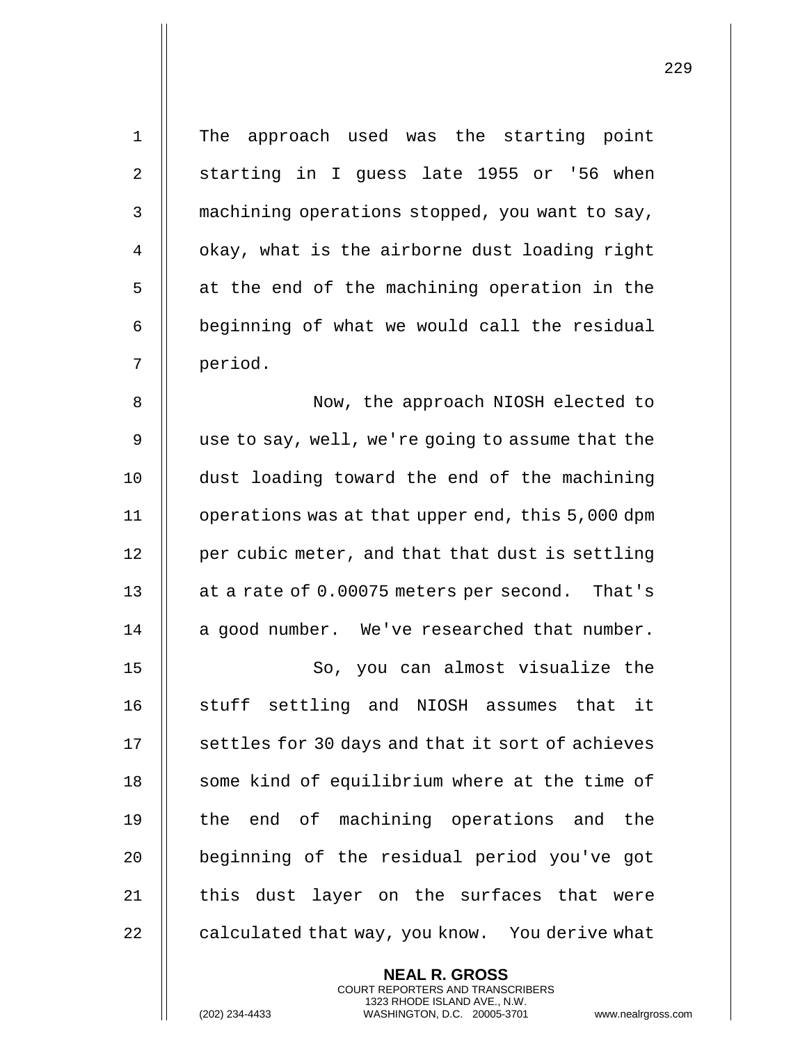The approach used was the starting point starting in I guess late 1955 or '56 when machining operations stopped, you want to say, okay, what is the airborne dust loading right at the end of the machining operation in the beginning of what we would call the residual period.

Now, the approach NIOSH elected to use to say, well, we're going to assume that the dust loading toward the end of the machining operations was at that upper end, this 5,000 dpm per cubic meter, and that that dust is settling at a rate of 0.00075 meters per second. That's a good number. We've researched that number.

So, you can almost visualize the stuff settling and NIOSH assumes that it settles for 30 days and that it sort of achieves some kind of equilibrium where at the time of the end of machining operations and the beginning of the residual period you've got this dust layer on the surfaces that were calculated that way, you know. You derive what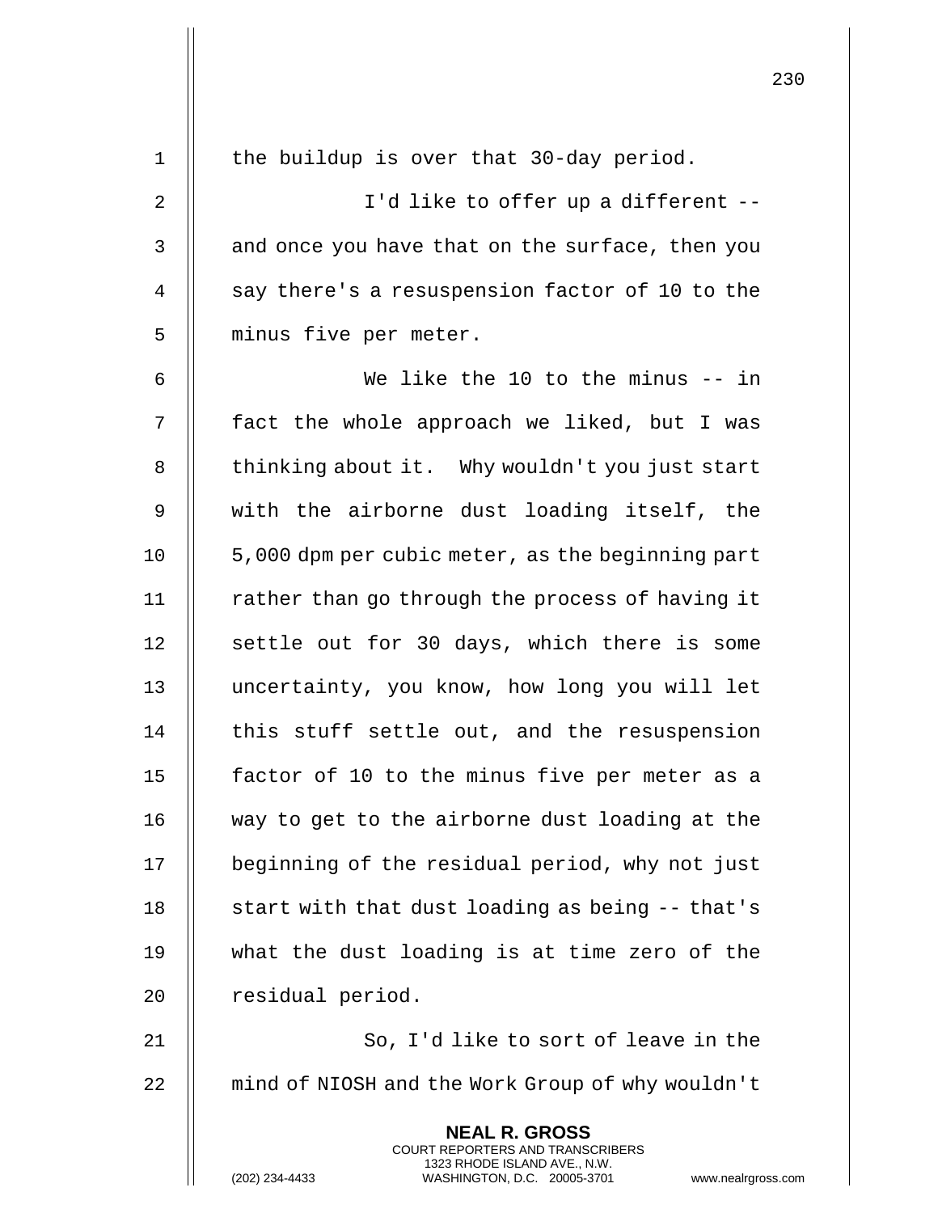the buildup is over that 30-day period.

I'd like to offer up a different -- and once you have that on the surface, then you say there's a resuspension factor of 10 to the minus five per meter.

We like the 10 to the minus -- in fact the whole approach we liked, but I was thinking about it. Why wouldn't you just start with the airborne dust loading itself, the 5,000 dpm per cubic meter, as the beginning part rather than go through the process of having it settle out for 30 days, which there is some uncertainty, you know, how long you will let this stuff settle out, and the resuspension factor of 10 to the minus five per meter as a way to get to the airborne dust loading at the beginning of the residual period, why not just start with that dust loading as being -- that's what the dust loading is at time zero of the residual period.

So, I'd like to sort of leave in the mind of NIOSH and the Work Group of why wouldn't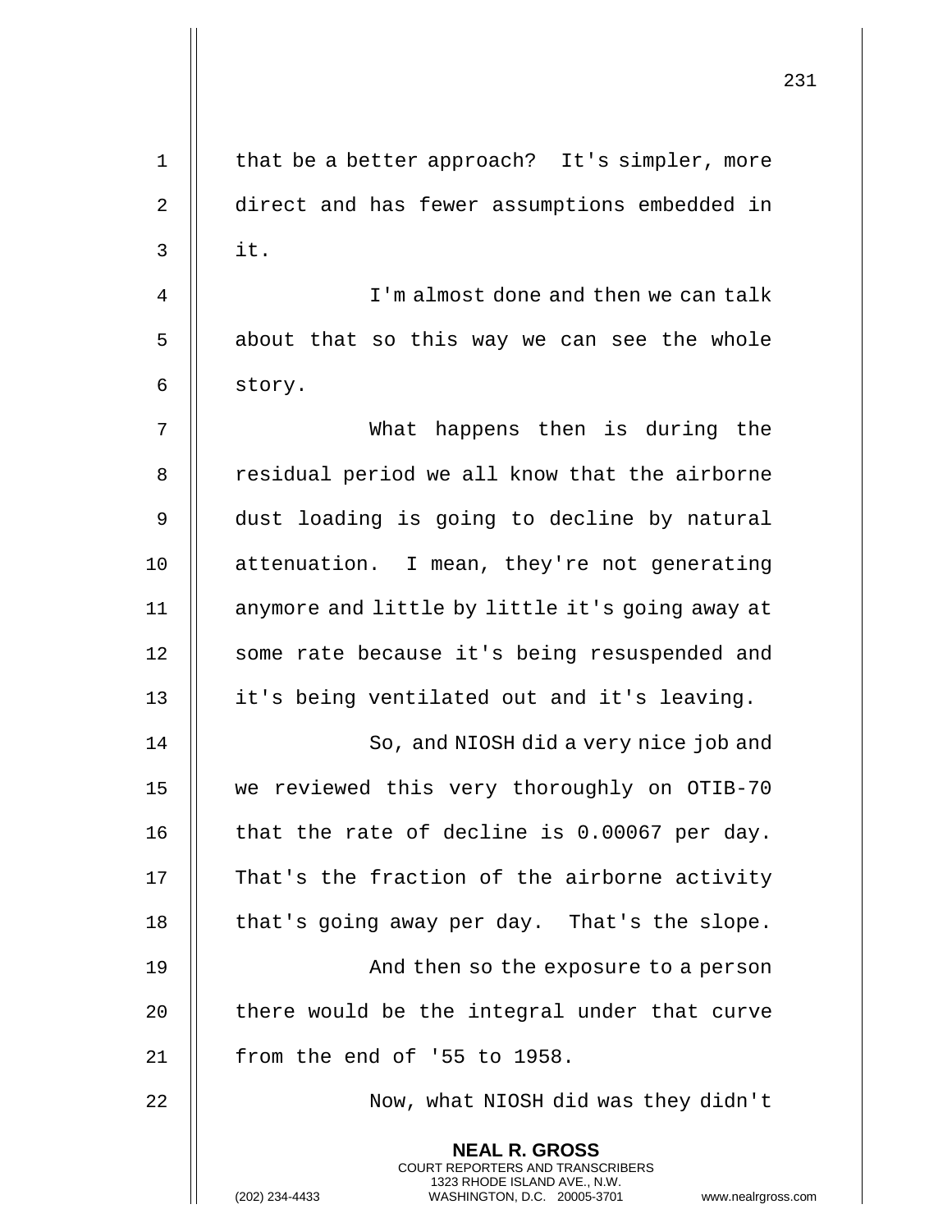that be a better approach? It's simpler, more direct and has fewer assumptions embedded in it.

I'm almost done and then we can talk about that so this way we can see the whole story.

What happens then is during the residual period we all know that the airborne dust loading is going to decline by natural attenuation. I mean, they're not generating anymore and little by little it's going away at some rate because it's being resuspended and it's being ventilated out and it's leaving.

So, and NIOSH did a very nice job and we reviewed this very thoroughly on OTIB-70 that the rate of decline is 0.00067 per day. That's the fraction of the airborne activity that's going away per day. That's the slope.

And then so the exposure to a person there would be the integral under that curve from the end of '55 to 1958.

Now, what NIOSH did was they didn't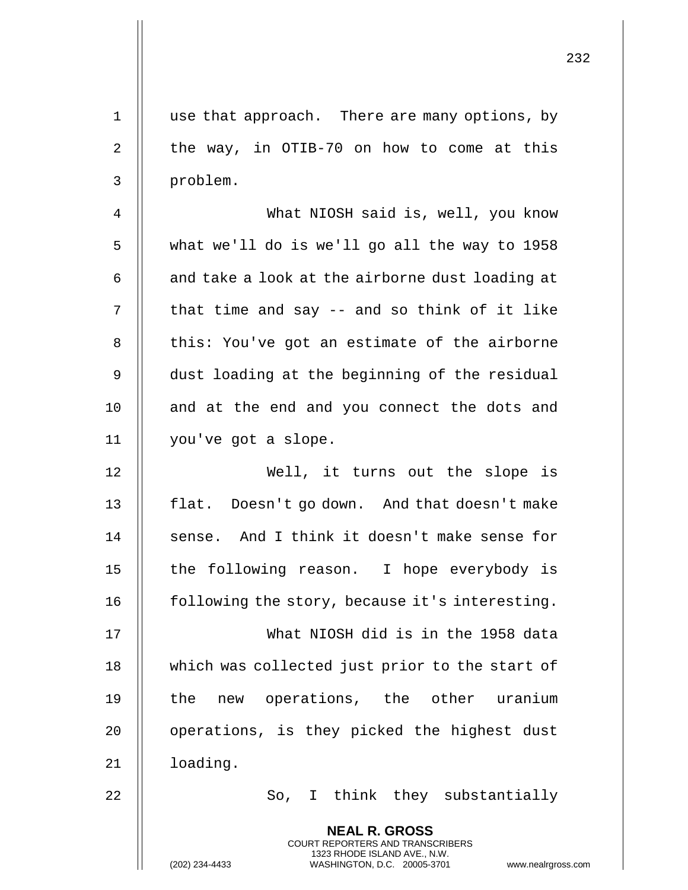use that approach. There are many options, by the way, in OTIB-70 on how to come at this problem.

What NIOSH said is, well, you know what we'll do is we'll go all the way to 1958 and take a look at the airborne dust loading at that time and say -- and so think of it like this: You've got an estimate of the airborne dust loading at the beginning of the residual and at the end and you connect the dots and you've got a slope.

Well, it turns out the slope is flat. Doesn't go down. And that doesn't make sense. And I think it doesn't make sense for the following reason. I hope everybody is following the story, because it's interesting.

What NIOSH did is in the 1958 data which was collected just prior to the start of the new operations, the other uranium operations, is they picked the highest dust loading.

So, I think they substantially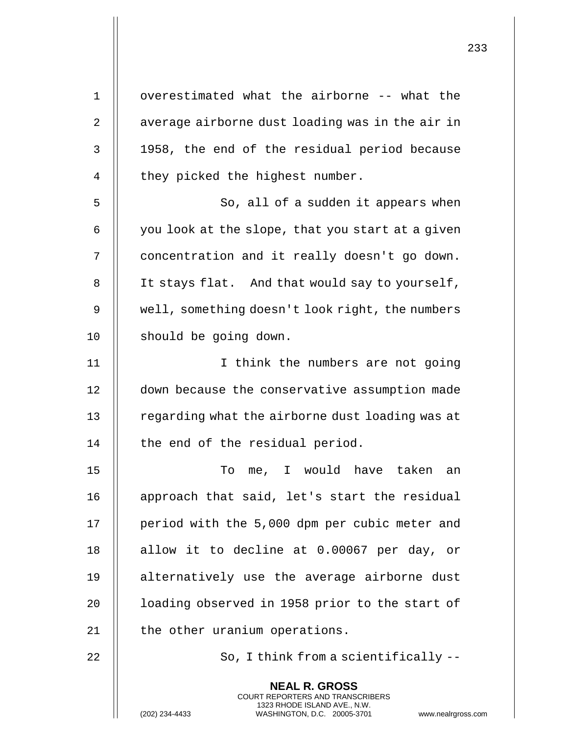overestimated what the airborne -- what the average airborne dust loading was in the air in 1958, the end of the residual period because they picked the highest number.

So, all of a sudden it appears when you look at the slope, that you start at a given concentration and it really doesn't go down. It stays flat. And that would say to yourself, well, something doesn't look right, the numbers should be going down.

I think the numbers are not going down because the conservative assumption made regarding what the airborne dust loading was at the end of the residual period.

To me, I would have taken an approach that said, let's start the residual period with the 5,000 dpm per cubic meter and allow it to decline at 0.00067 per day, or alternatively use the average airborne dust loading observed in 1958 prior to the start of the other uranium operations.

So, I think from a scientifically --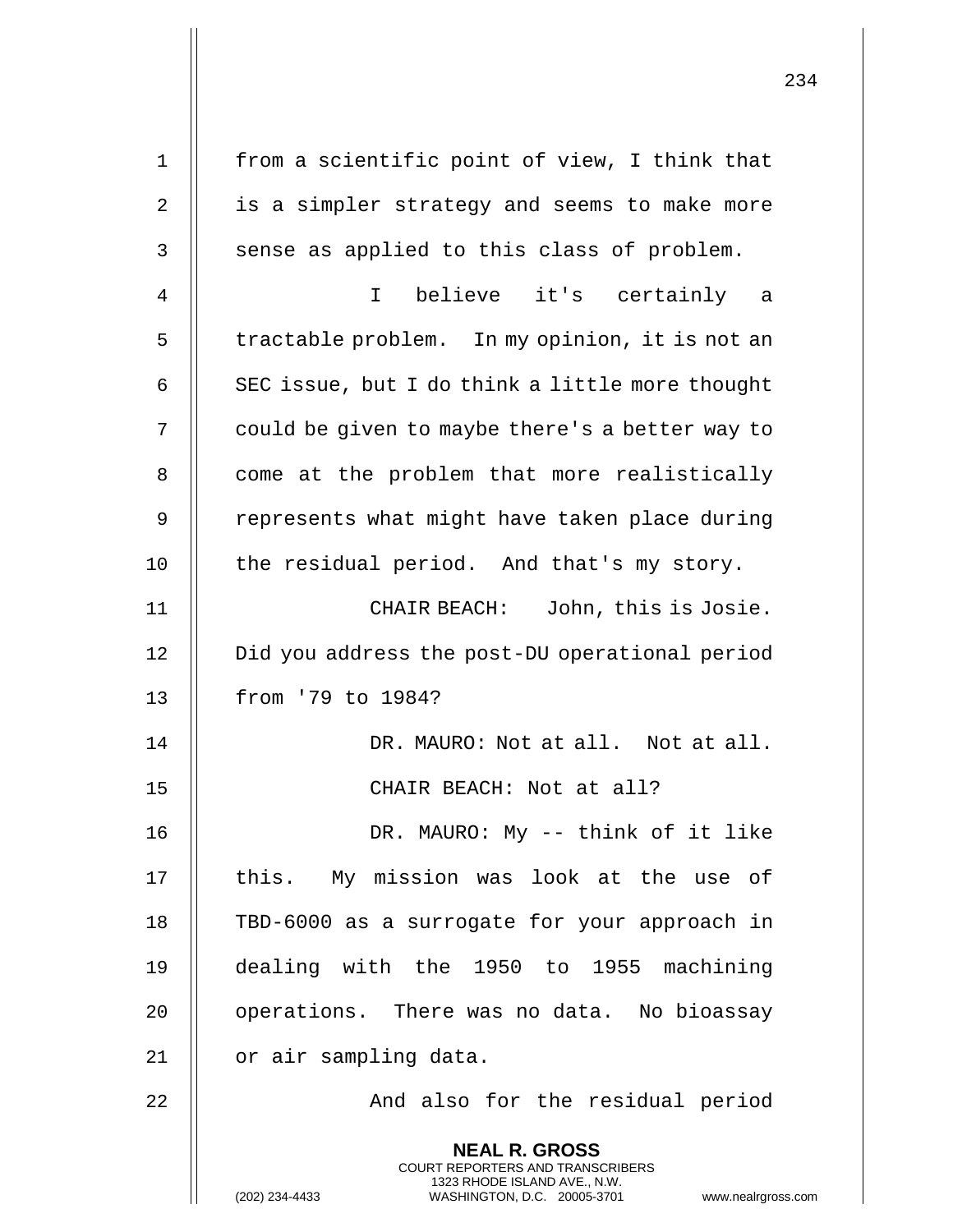from a scientific point of view, I think that is a simpler strategy and seems to make more sense as applied to this class of problem.

I believe it's certainly a tractable problem. In my opinion, it is not an SEC issue, but I do think a little more thought could be given to maybe there's a better way to come at the problem that more realistically represents what might have taken place during the residual period. And that's my story.

CHAIR BEACH: John, this is Josie. Did you address the post-DU operational period from '79 to 1984?

DR. MAURO: Not at all. Not at all.

CHAIR BEACH: Not at all?

DR. MAURO: My -- think of it like this. My mission was look at the use of TBD-6000 as a surrogate for your approach in dealing with the 1950 to 1955 machining operations. There was no data. No bioassay or air sampling data.

And also for the residual period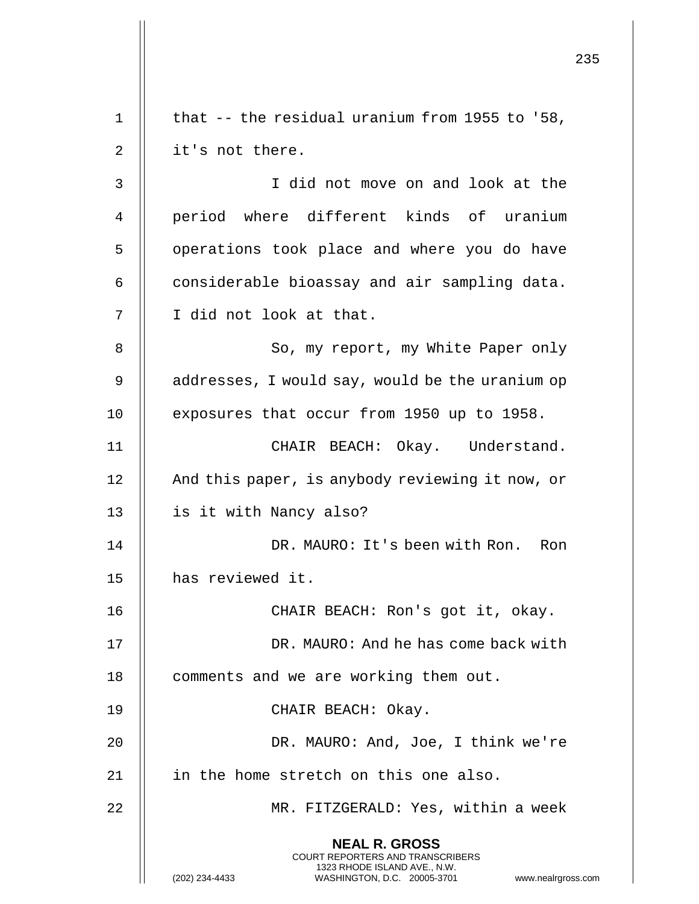that -- the residual uranium from 1955 to '58, it's not there.

I did not move on and look at the period where different kinds of uranium operations took place and where you do have considerable bioassay and air sampling data. I did not look at that.

So, my report, my White Paper only addresses, I would say, would be the uranium op exposures that occur from 1950 up to 1958.

CHAIR BEACH: Okay. Understand. And this paper, is anybody reviewing it now, or is it with Nancy also?

DR. MAURO: It's been with Ron. Ron has reviewed it.

CHAIR BEACH: Ron's got it, okay.

DR. MAURO: And he has come back with comments and we are working them out.

CHAIR BEACH: Okay.

DR. MAURO: And, Joe, I think we're in the home stretch on this one also.

MR. FITZGERALD: Yes, within a week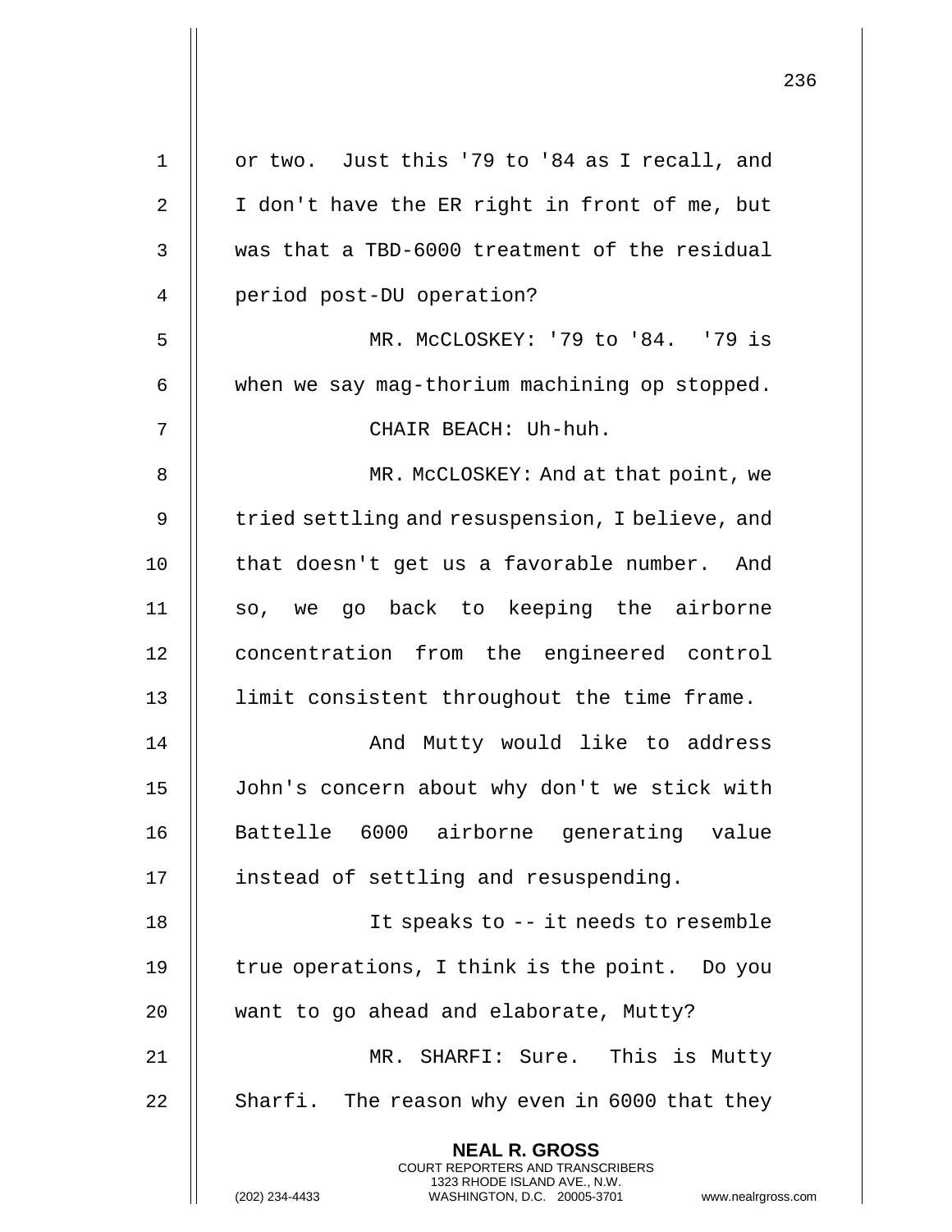or two. Just this '79 to '84 as I recall, and I don't have the ER right in front of me, but was that a TBD-6000 treatment of the residual period post-DU operation?

MR. McCLOSKEY: '79 to '84. '79 is when we say mag-thorium machining op stopped.

CHAIR BEACH: Uh-huh.

MR. McCLOSKEY: And at that point, we tried settling and resuspension, I believe, and that doesn't get us a favorable number. And so, we go back to keeping the airborne concentration from the engineered control limit consistent throughout the time frame.

And Mutty would like to address John's concern about why don't we stick with Battelle 6000 airborne generating value instead of settling and resuspending.

It speaks to -- it needs to resemble true operations, I think is the point. Do you want to go ahead and elaborate, Mutty?

MR. SHARFI: Sure. This is Mutty Sharfi. The reason why even in 6000 that they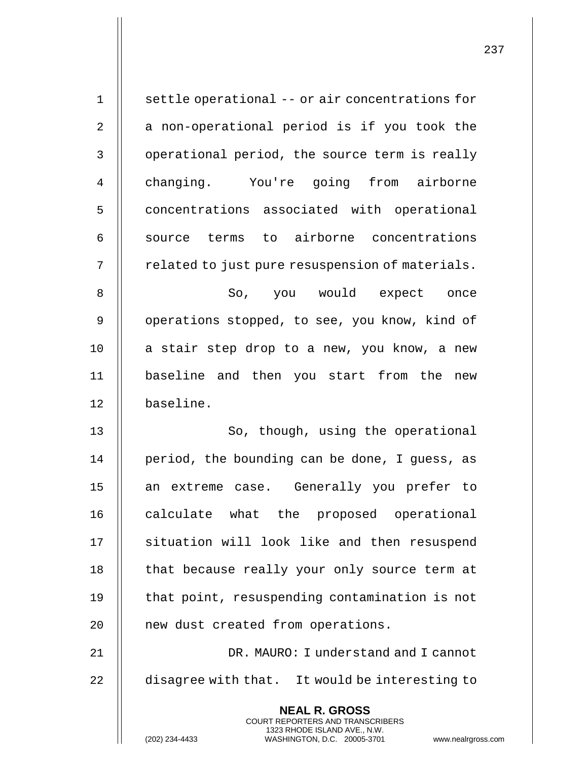settle operational -- or air concentrations for a non-operational period is if you took the operational period, the source term is really changing. You're going from airborne concentrations associated with operational source terms to airborne concentrations related to just pure resuspension of materials.

So, you would expect once operations stopped, to see, you know, kind of a stair step drop to a new, you know, a new baseline and then you start from the new baseline.

So, though, using the operational period, the bounding can be done, I guess, as an extreme case. Generally you prefer to calculate what the proposed operational situation will look like and then resuspend that because really your only source term at that point, resuspending contamination is not new dust created from operations.

DR. MAURO: I understand and I cannot disagree with that. It would be interesting to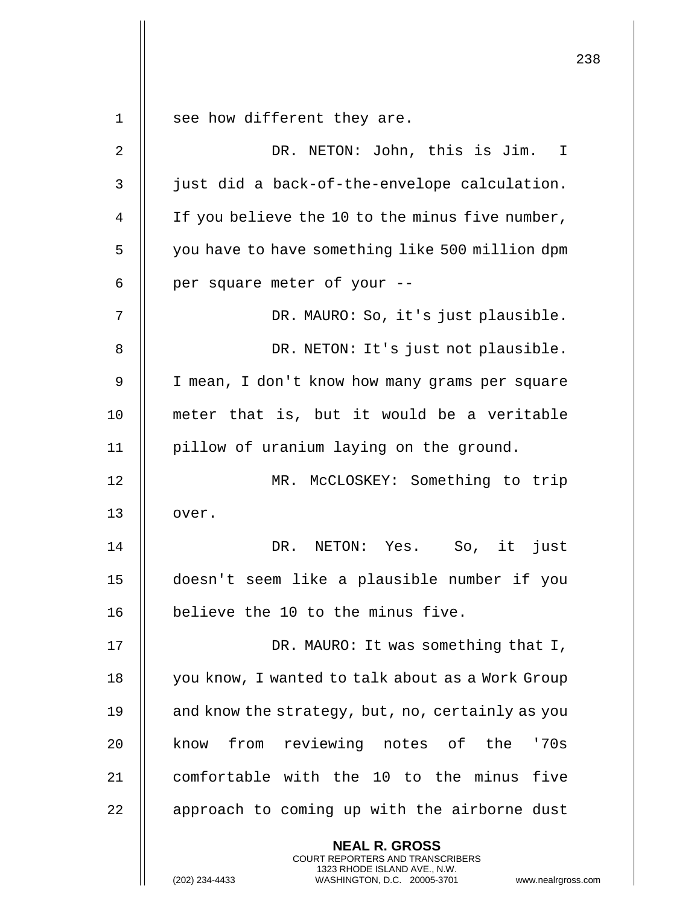see how different they are.

DR. NETON: John, this is Jim. I just did a back-of-the-envelope calculation. If you believe the 10 to the minus five number, you have to have something like 500 million dpm per square meter of your --

DR. MAURO: So, it's just plausible.

DR. NETON: It's just not plausible. I mean, I don't know how many grams per square meter that is, but it would be a veritable pillow of uranium laying on the ground.

MR. McCLOSKEY: Something to trip over.

DR. NETON: Yes. So, it just doesn't seem like a plausible number if you believe the 10 to the minus five.

DR. MAURO: It was something that I, you know, I wanted to talk about as a Work Group and know the strategy, but, no, certainly as you know from reviewing notes of the '70s comfortable with the 10 to the minus five approach to coming up with the airborne dust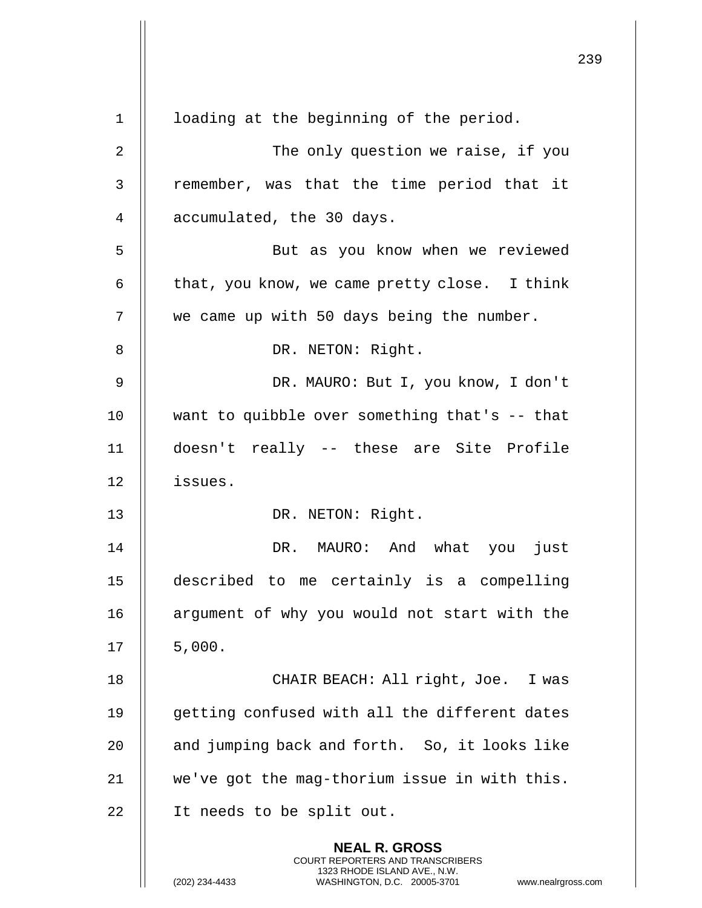loading at the beginning of the period.

The only question we raise, if you remember, was that the time period that it accumulated, the 30 days.

But as you know when we reviewed that, you know, we came pretty close. I think we came up with 50 days being the number.

DR. NETON: Right.

DR. MAURO: But I, you know, I don't want to quibble over something that's -- that doesn't really -- these are Site Profile issues.

DR. NETON: Right.

DR. MAURO: And what you just described to me certainly is a compelling argument of why you would not start with the 5,000.

CHAIR BEACH: All right, Joe. I was getting confused with all the different dates and jumping back and forth. So, it looks like we've got the mag-thorium issue in with this. It needs to be split out.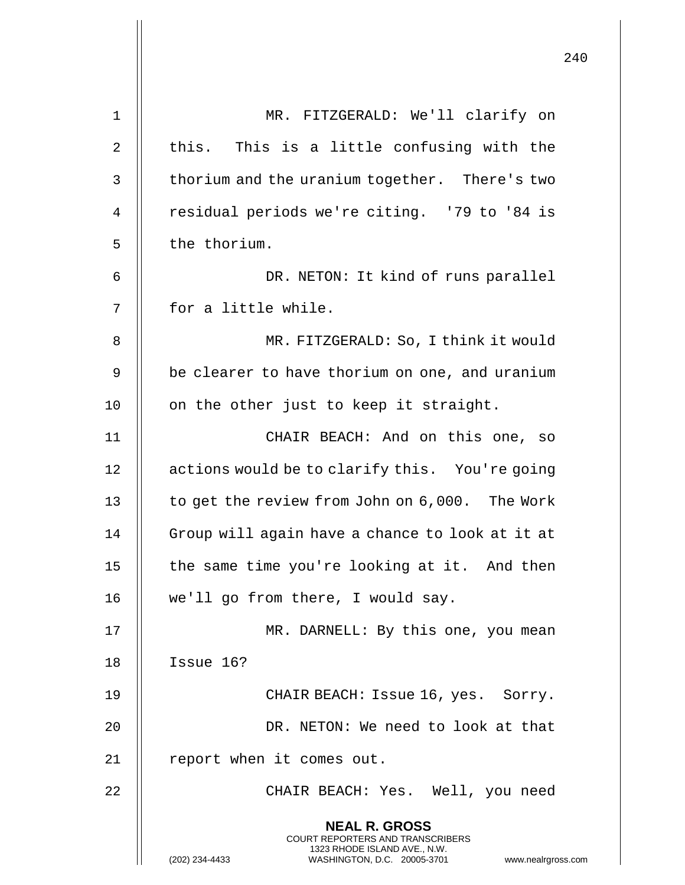MR. FITZGERALD: We'll clarify on this. This is a little confusing with the thorium and the uranium together. There's two residual periods we're citing. '79 to '84 is the thorium.

DR. NETON: It kind of runs parallel for a little while.

MR. FITZGERALD: So, I think it would be clearer to have thorium on one, and uranium on the other just to keep it straight.

CHAIR BEACH: And on this one, so actions would be to clarify this. You're going to get the review from John on 6,000. The Work Group will again have a chance to look at it at the same time you're looking at it. And then we'll go from there, I would say.

MR. DARNELL: By this one, you mean Issue 16?

CHAIR BEACH: Issue 16, yes. Sorry.

DR. NETON: We need to look at that report when it comes out.

CHAIR BEACH: Yes. Well, you need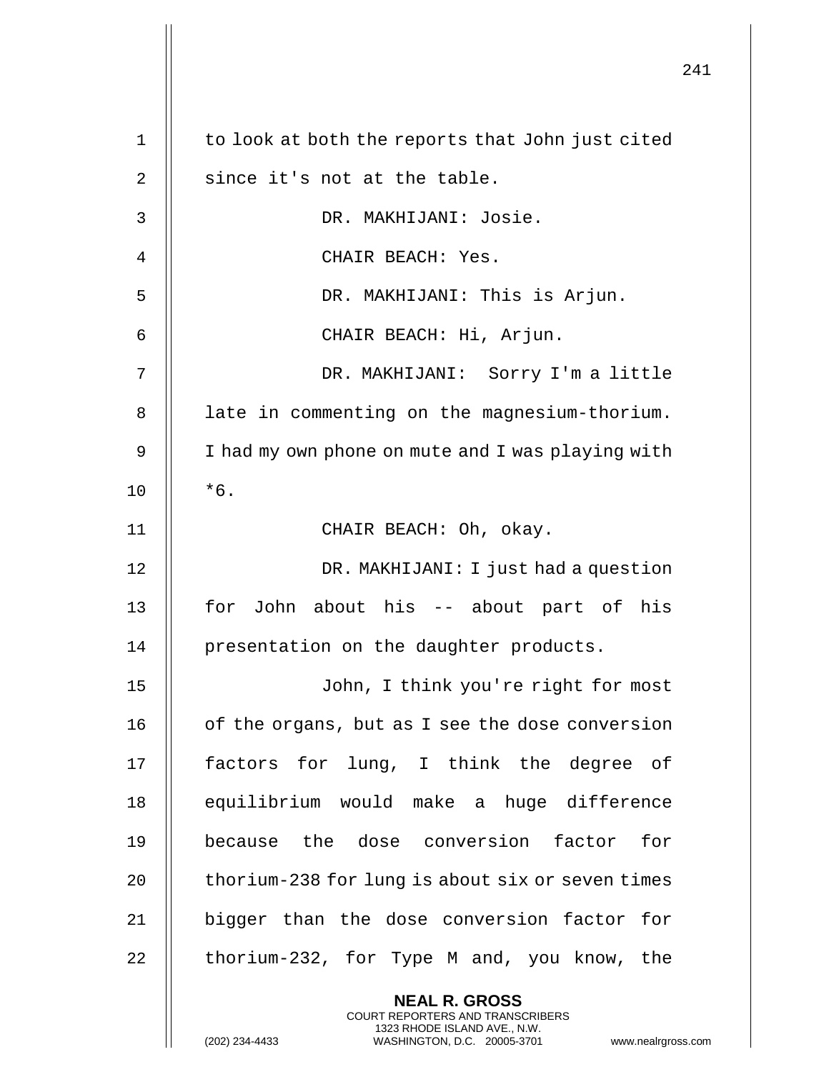to look at both the reports that John just cited since it's not at the table.

DR. MAKHIJANI: Josie.

CHAIR BEACH: Yes.

DR. MAKHIJANI: This is Arjun.

CHAIR BEACH: Hi, Arjun.

DR. MAKHIJANI: Sorry I'm a little late in commenting on the magnesium-thorium. I had my own phone on mute and I was playing with *6.

CHAIR BEACH: Oh, okay.

DR. MAKHIJANI: I just had a question for John about his -- about part of his presentation on the daughter products.

John, I think you're right for most of the organs, but as I see the dose conversion factors for lung, I think the degree of equilibrium would make a huge difference because the dose conversion factor for thorium-238 for lung is about six or seven times bigger than the dose conversion factor for thorium-232, for Type M and, you know, the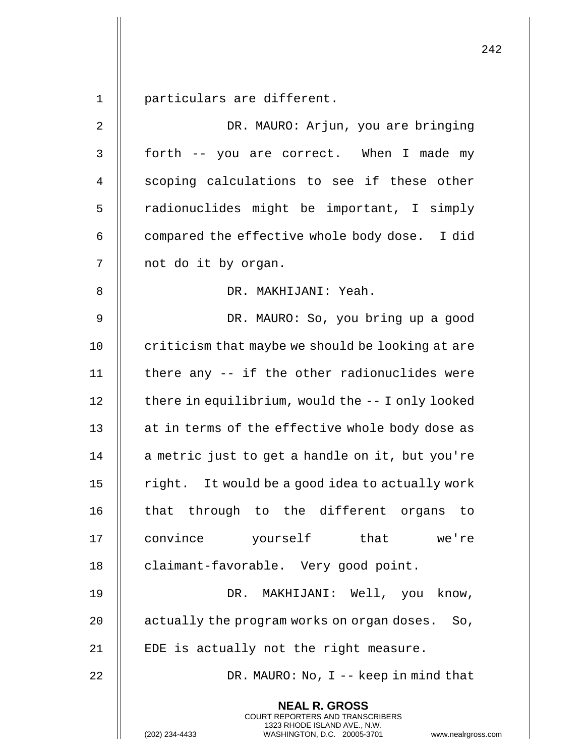particulars are different.

DR. MAURO: Arjun, you are bringing forth -- you are correct. When I made my scoping calculations to see if these other radionuclides might be important, I simply compared the effective whole body dose. I did not do it by organ.

DR. MAKHIJANI: Yeah.

DR. MAURO: So, you bring up a good criticism that maybe we should be looking at are there any -- if the other radionuclides were there in equilibrium, would the -- I only looked at in terms of the effective whole body dose as a metric just to get a handle on it, but you're right. It would be a good idea to actually work that through to the different organs to convince yourself that we're claimant-favorable. Very good point.

DR. MAKHIJANI: Well, you know, actually the program works on organ doses. So, EDE is actually not the right measure.

DR. MAURO: No, I -- keep in mind that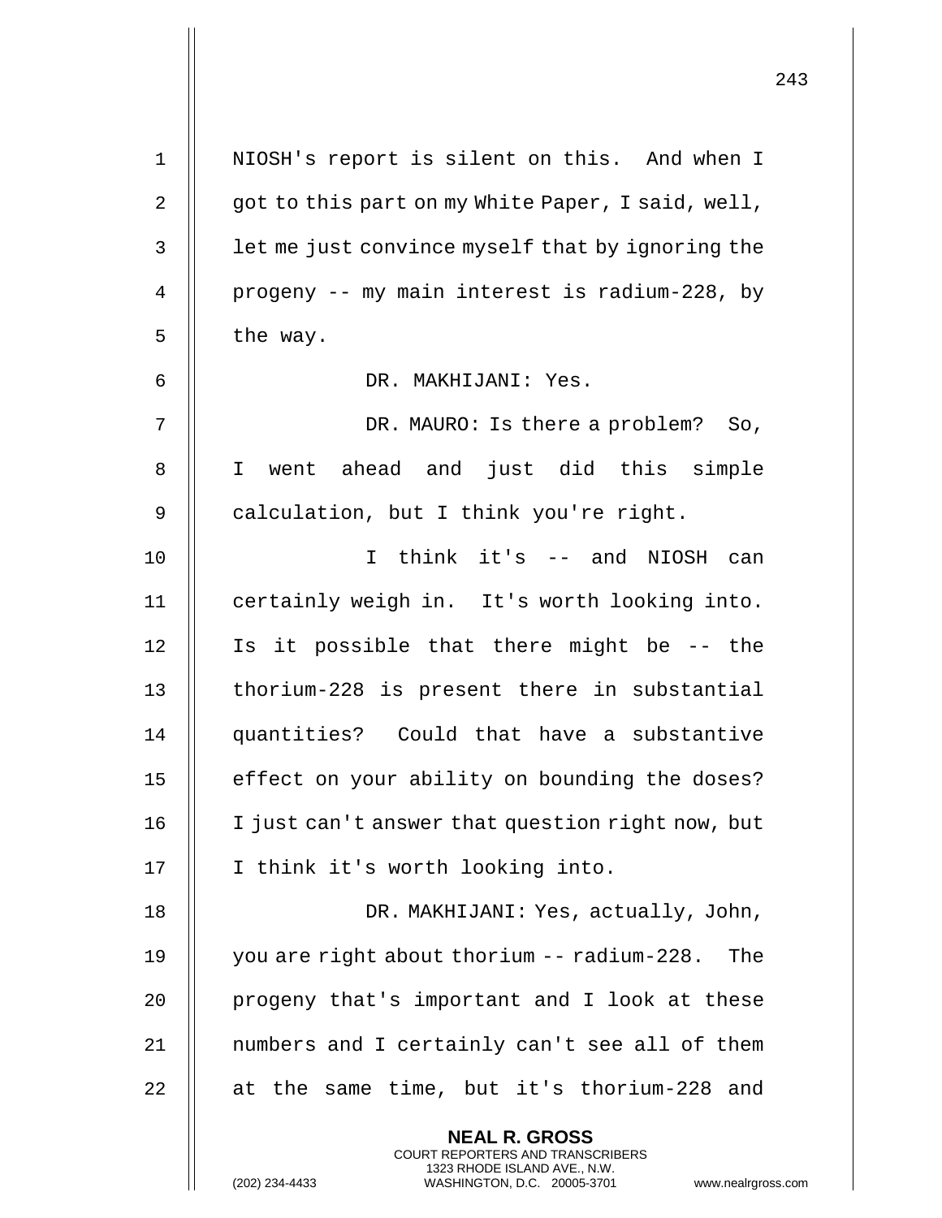NIOSH's report is silent on this. And when I got to this part on my White Paper, I said, well, let me just convince myself that by ignoring the progeny -- my main interest is radium-228, by the way.

DR. MAKHIJANI: Yes.

DR. MAURO: Is there a problem? So, I went ahead and just did this simple calculation, but I think you're right.

I think it's -- and NIOSH can certainly weigh in. It's worth looking into. Is it possible that there might be -- the thorium-228 is present there in substantial quantities? Could that have a substantive effect on your ability on bounding the doses? I just can't answer that question right now, but I think it's worth looking into.

DR. MAKHIJANI: Yes, actually, John, you are right about thorium -- radium-228. The progeny that's important and I look at these numbers and I certainly can't see all of them at the same time, but it's thorium-228 and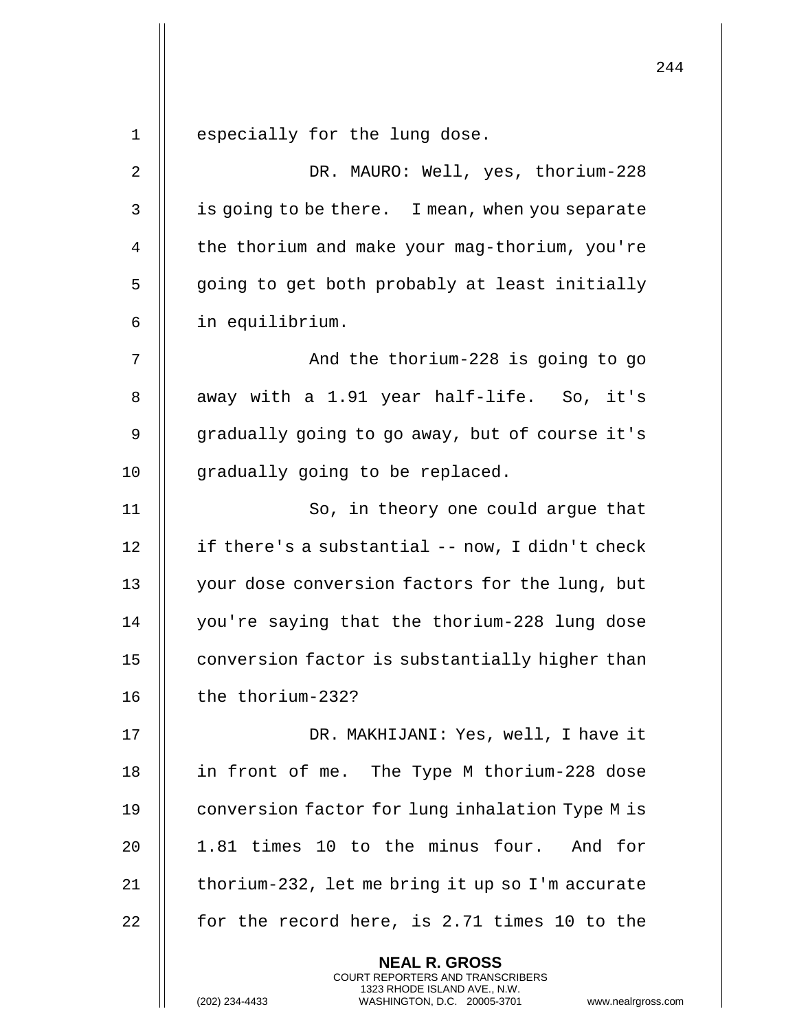especially for the lung dose.

DR. MAURO: Well, yes, thorium-228 is going to be there. I mean, when you separate the thorium and make your mag-thorium, you're going to get both probably at least initially in equilibrium.

And the thorium-228 is going to go away with a 1.91 year half-life. So, it's gradually going to go away, but of course it's gradually going to be replaced.

So, in theory one could argue that if there's a substantial -- now, I didn't check your dose conversion factors for the lung, but you're saying that the thorium-228 lung dose conversion factor is substantially higher than the thorium-232?

DR. MAKHIJANI: Yes, well, I have it in front of me. The Type M thorium-228 dose conversion factor for lung inhalation Type M is 1.81 times 10 to the minus four. And for thorium-232, let me bring it up so I'm accurate for the record here, is 2.71 times 10 to the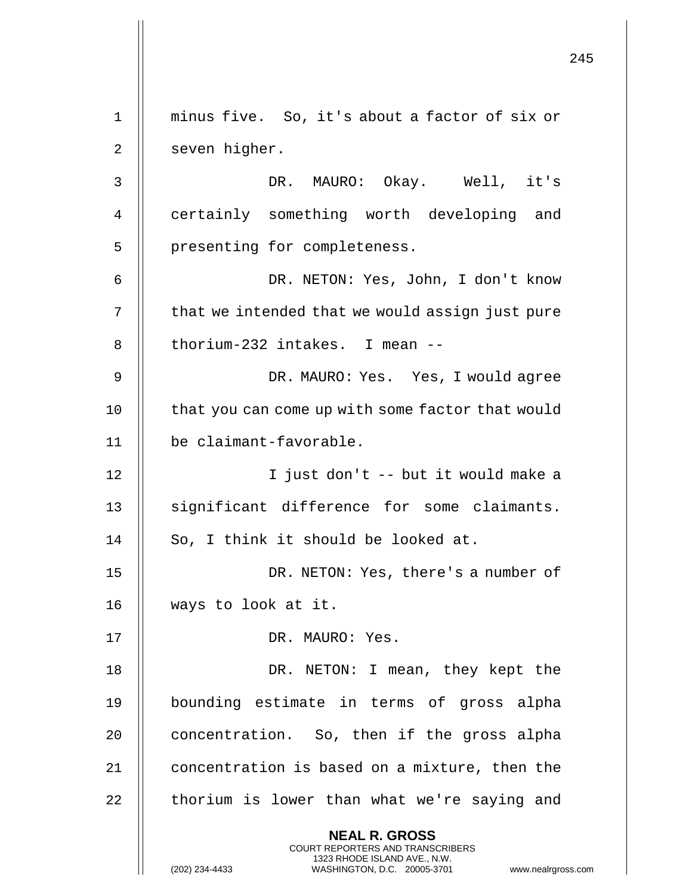minus five. So, it's about a factor of six or seven higher.

DR. MAURO: Okay. Well, it's certainly something worth developing and presenting for completeness.

DR. NETON: Yes, John, I don't know that we intended that we would assign just pure thorium-232 intakes. I mean --

DR. MAURO: Yes. Yes, I would agree that you can come up with some factor that would be claimant-favorable.

I just don't -- but it would make a significant difference for some claimants. So, I think it should be looked at.

DR. NETON: Yes, there's a number of ways to look at it.

DR. MAURO: Yes.

DR. NETON: I mean, they kept the bounding estimate in terms of gross alpha concentration. So, then if the gross alpha concentration is based on a mixture, then the thorium is lower than what we're saying and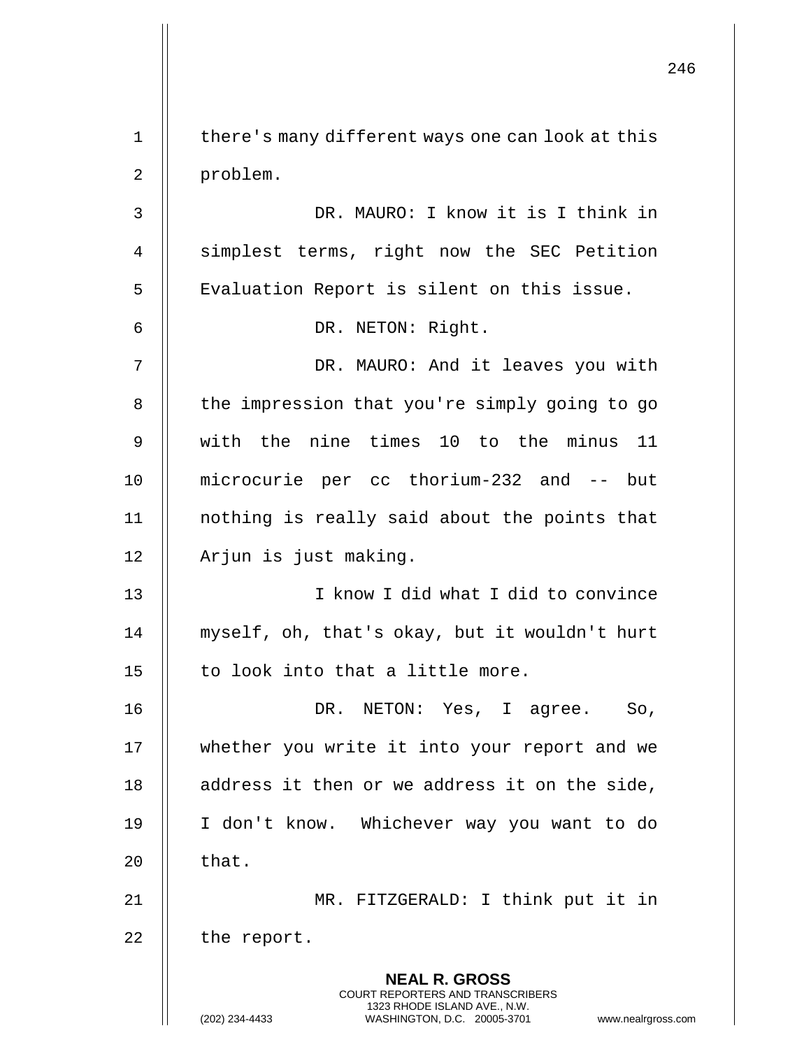there's many different ways one can look at this problem.

DR. MAURO: I know it is I think in simplest terms, right now the SEC Petition Evaluation Report is silent on this issue.

DR. NETON: Right.

DR. MAURO: And it leaves you with the impression that you're simply going to go with the nine times 10 to the minus 11 microcurie per cc thorium-232 and -- but nothing is really said about the points that Arjun is just making.

I know I did what I did to convince myself, oh, that's okay, but it wouldn't hurt to look into that a little more.

DR. NETON: Yes, I agree. So, whether you write it into your report and we address it then or we address it on the side, I don't know. Whichever way you want to do that.

MR. FITZGERALD: I think put it in the report.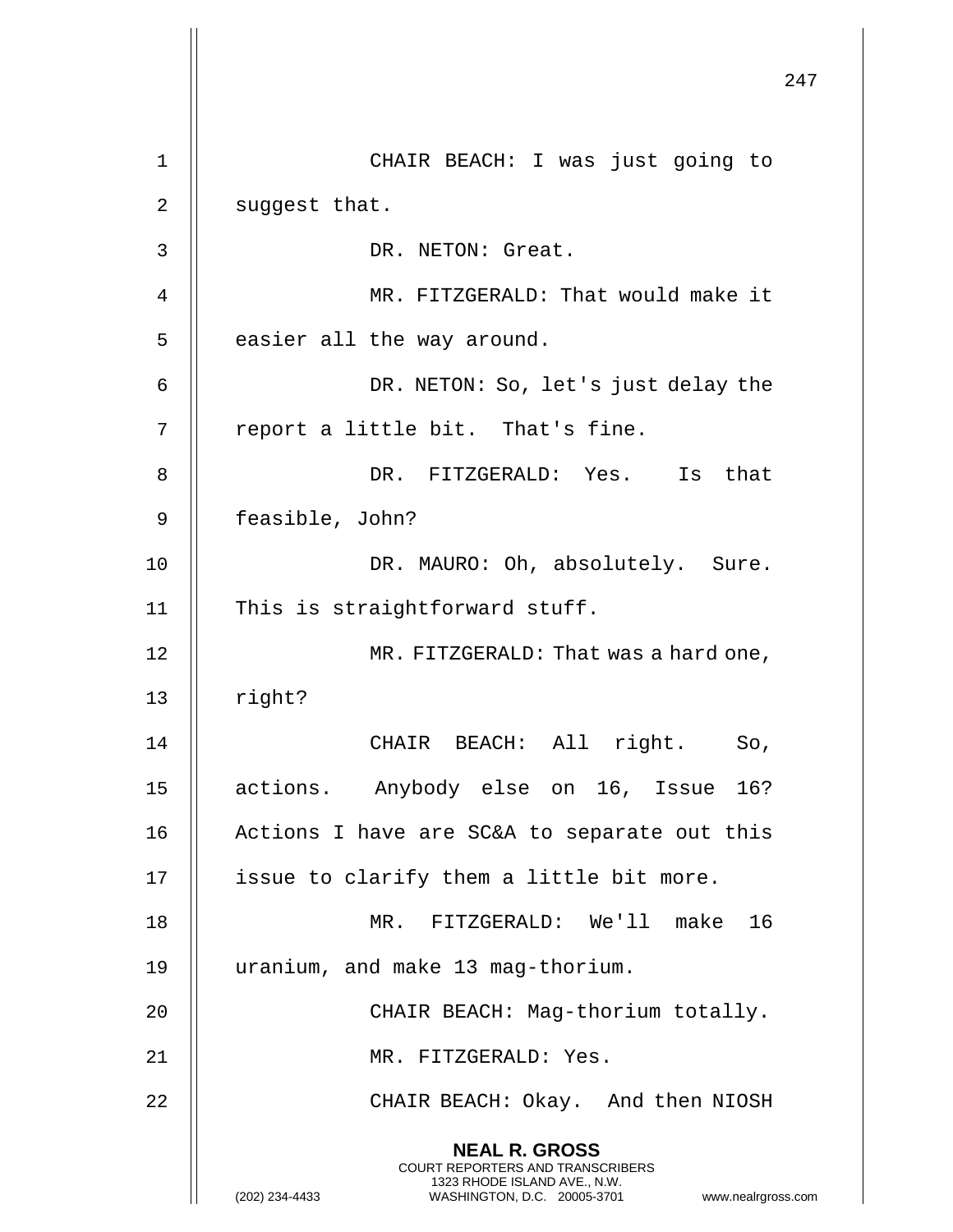CHAIR BEACH: I was just going to suggest that.

DR. NETON: Great.

MR. FITZGERALD: That would make it easier all the way around.

DR. NETON: So, let's just delay the report a little bit. That's fine.

DR. FITZGERALD: Yes. Is that feasible, John?

DR. MAURO: Oh, absolutely. Sure. This is straightforward stuff.

MR. FITZGERALD: That was a hard one, right?

CHAIR BEACH: All right. So, actions. Anybody else on 16, Issue 16? Actions I have are SC&A to separate out this issue to clarify them a little bit more.

MR. FITZGERALD: We'll make 16 uranium, and make 13 mag-thorium.

CHAIR BEACH: Mag-thorium totally.

MR. FITZGERALD: Yes.

CHAIR BEACH: Okay. And then NIOSH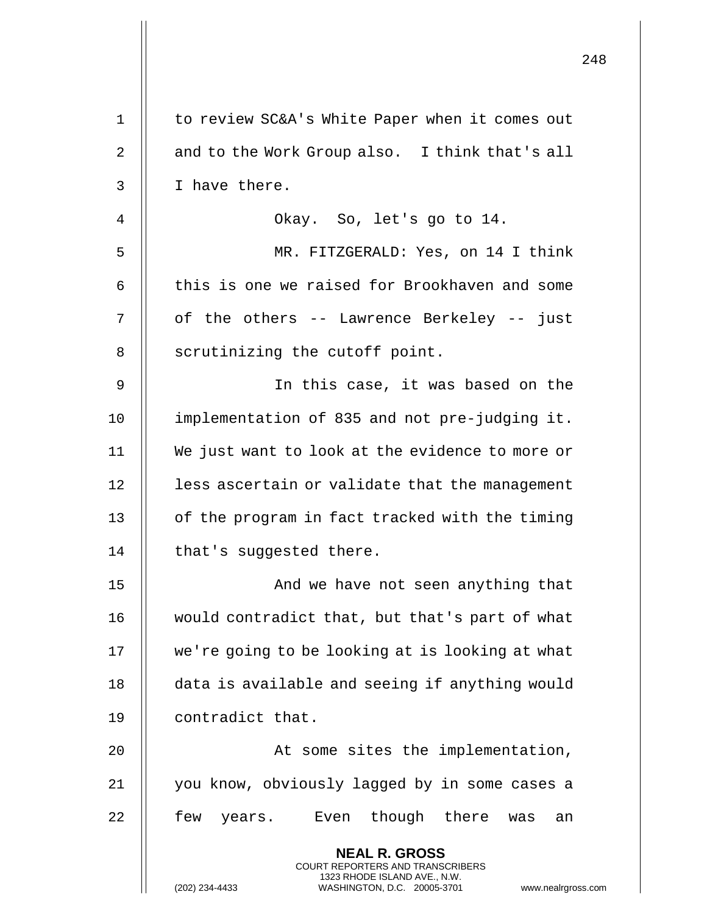to review SC&A's White Paper when it comes out and to the Work Group also. I think that's all I have there.

Okay. So, let's go to 14.

MR. FITZGERALD: Yes, on 14 I think this is one we raised for Brookhaven and some of the others -- Lawrence Berkeley -- just scrutinizing the cutoff point.

In this case, it was based on the implementation of 835 and not pre-judging it. We just want to look at the evidence to more or less ascertain or validate that the management of the program in fact tracked with the timing that's suggested there.

And we have not seen anything that would contradict that, but that's part of what we're going to be looking at is looking at what data is available and seeing if anything would contradict that.

At some sites the implementation, you know, obviously lagged by in some cases a few years. Even though there was an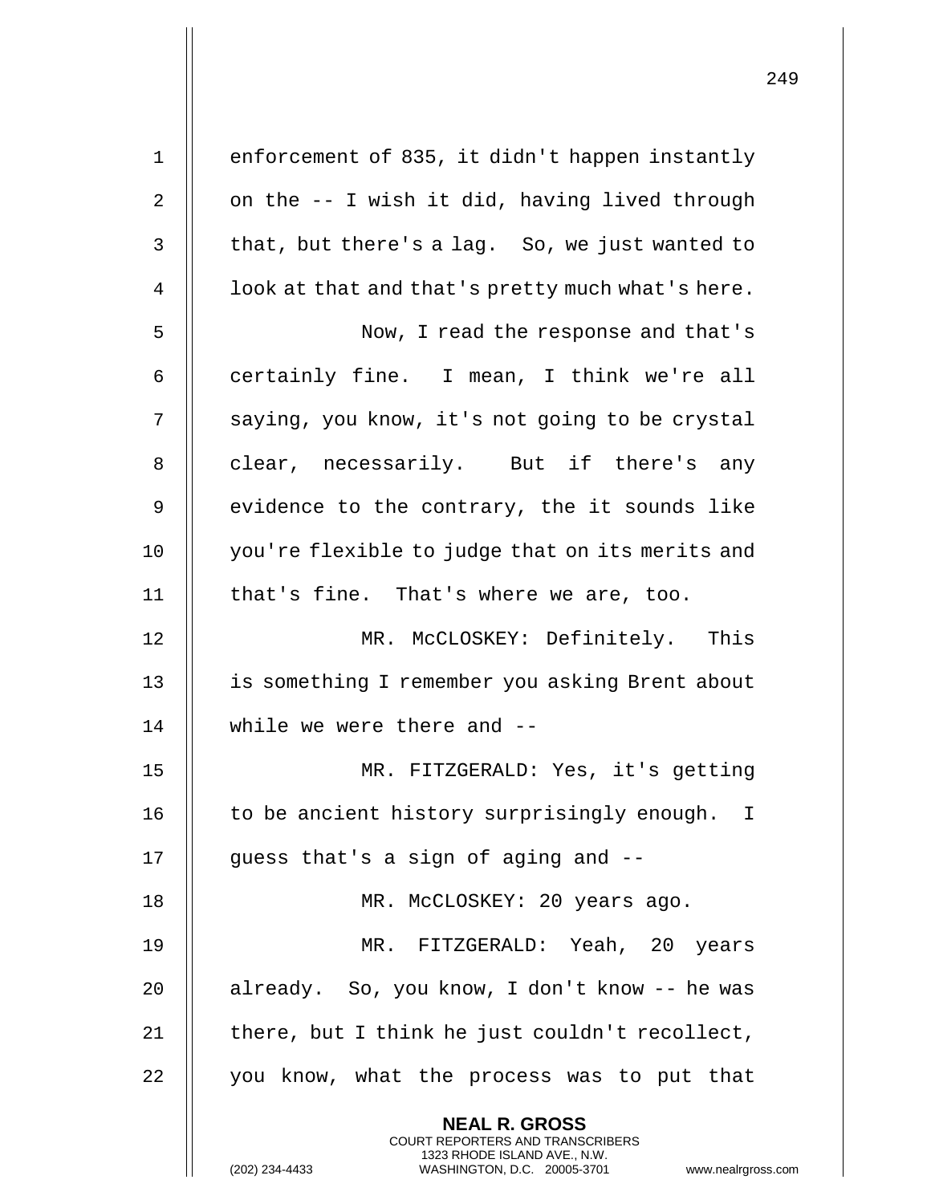enforcement of 835, it didn't happen instantly on the -- I wish it did, having lived through that, but there's a lag. So, we just wanted to look at that and that's pretty much what's here.

Now, I read the response and that's certainly fine. I mean, I think we're all saying, you know, it's not going to be crystal clear, necessarily. But if there's any evidence to the contrary, the it sounds like you're flexible to judge that on its merits and that's fine. That's where we are, too.

MR. McCLOSKEY: Definitely. This is something I remember you asking Brent about while we were there and --

MR. FITZGERALD: Yes, it's getting to be ancient history surprisingly enough. I guess that's a sign of aging and --

MR. McCLOSKEY: 20 years ago.

MR. FITZGERALD: Yeah, 20 years already. So, you know, I don't know -- he was there, but I think he just couldn't recollect, you know, what the process was to put that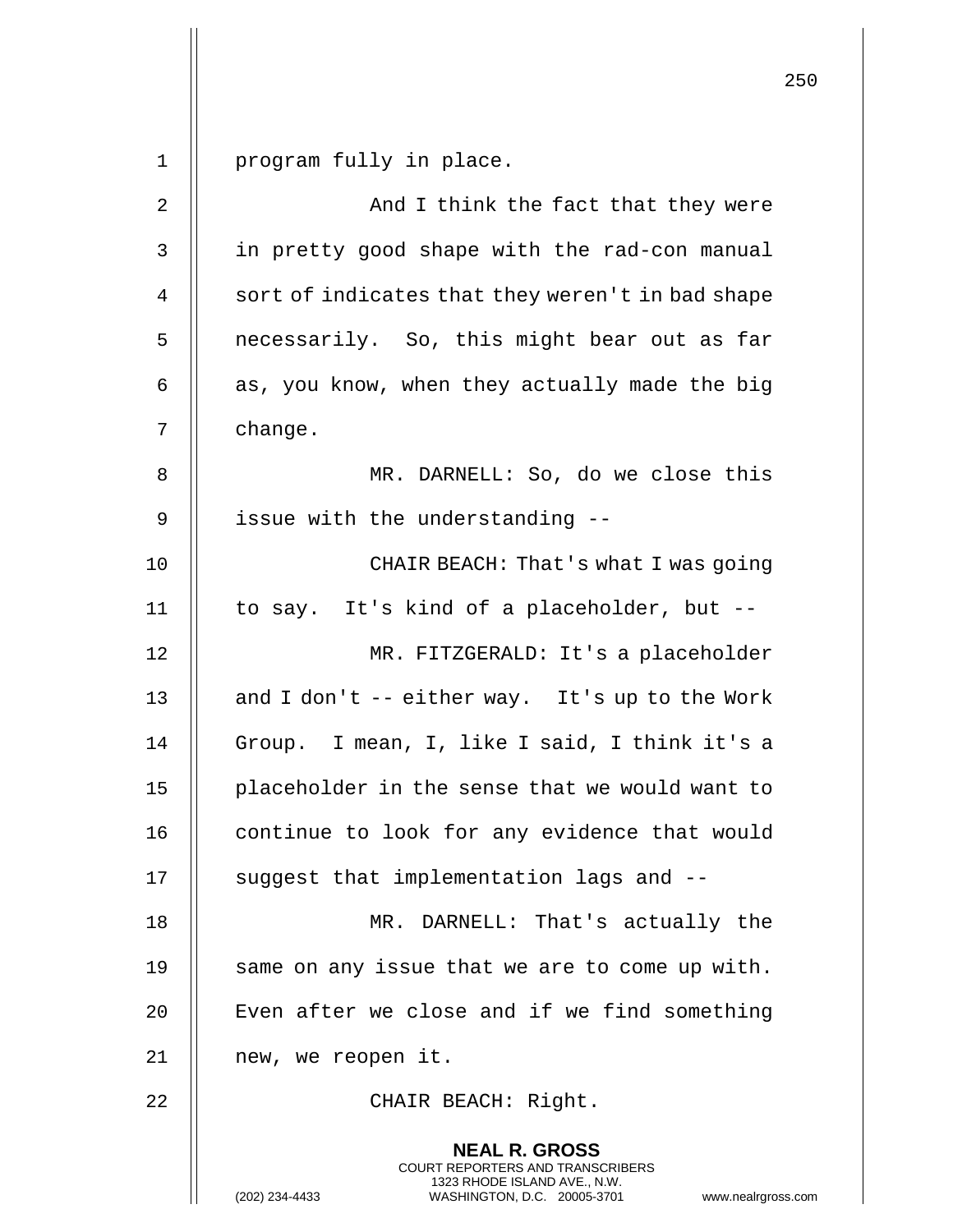program fully in place.

And I think the fact that they were in pretty good shape with the rad-con manual sort of indicates that they weren't in bad shape necessarily. So, this might bear out as far as, you know, when they actually made the big change.

MR. DARNELL: So, do we close this issue with the understanding --

CHAIR BEACH: That's what I was going to say. It's kind of a placeholder, but --

MR. FITZGERALD: It's a placeholder and I don't -- either way. It's up to the Work Group. I mean, I, like I said, I think it's a placeholder in the sense that we would want to continue to look for any evidence that would suggest that implementation lags and --

MR. DARNELL: That's actually the same on any issue that we are to come up with. Even after we close and if we find something new, we reopen it.

CHAIR BEACH: Right.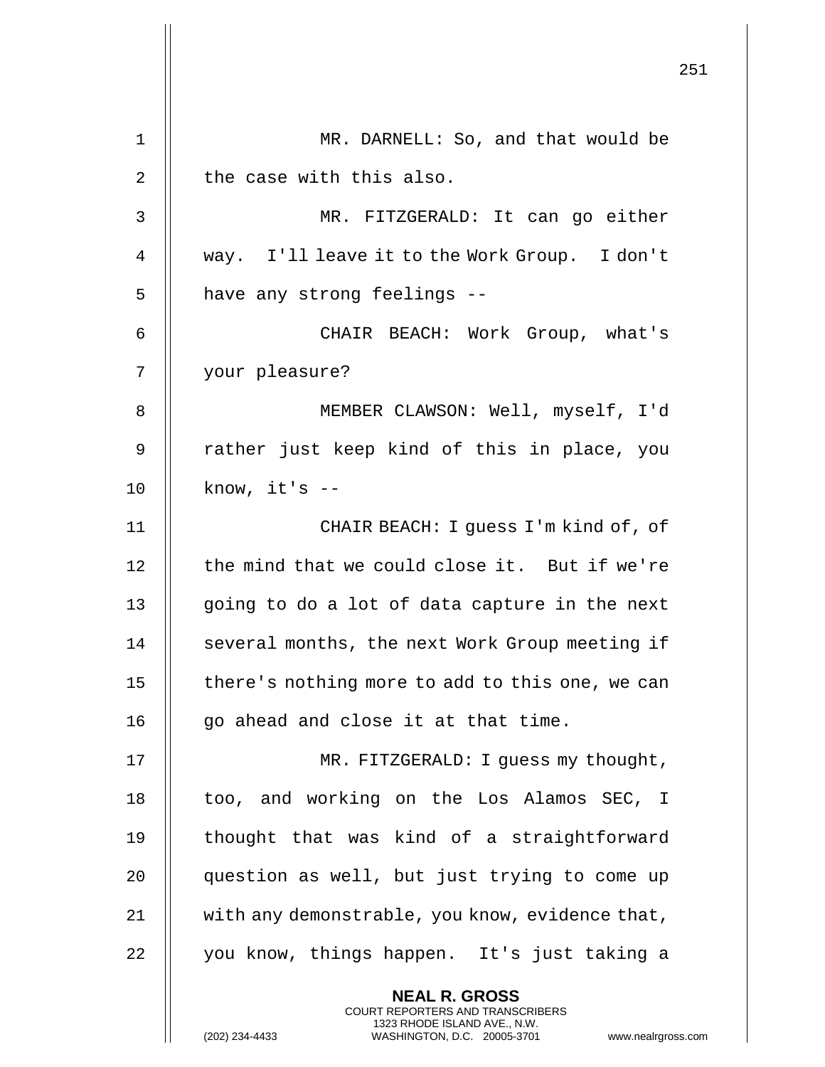MR. DARNELL: So, and that would be the case with this also.

MR. FITZGERALD: It can go either way. I'll leave it to the Work Group. I don't have any strong feelings --

CHAIR BEACH: Work Group, what's your pleasure?

MEMBER CLAWSON: Well, myself, I'd rather just keep kind of this in place, you know, it's --

CHAIR BEACH: I guess I'm kind of, of the mind that we could close it. But if we're going to do a lot of data capture in the next several months, the next Work Group meeting if there's nothing more to add to this one, we can go ahead and close it at that time.

MR. FITZGERALD: I guess my thought, too, and working on the Los Alamos SEC, I thought that was kind of a straightforward question as well, but just trying to come up with any demonstrable, you know, evidence that, you know, things happen. It's just taking a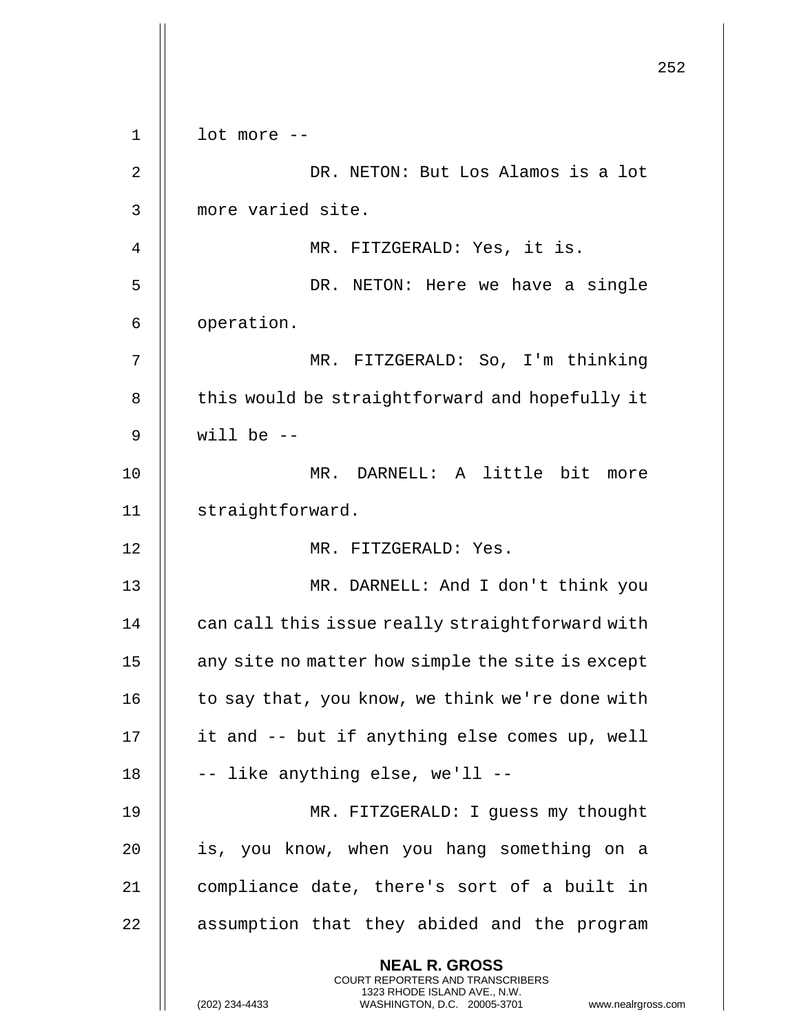lot more --

DR. NETON: But Los Alamos is a lot more varied site.

MR. FITZGERALD: Yes, it is.

DR. NETON: Here we have a single operation.

MR. FITZGERALD: So, I'm thinking this would be straightforward and hopefully it will be --

MR. DARNELL: A little bit more straightforward.

MR. FITZGERALD: Yes.

MR. DARNELL: And I don't think you can call this issue really straightforward with any site no matter how simple the site is except to say that, you know, we think we're done with it and -- but if anything else comes up, well -- like anything else, we'll --

MR. FITZGERALD: I guess my thought is, you know, when you hang something on a compliance date, there's sort of a built in assumption that they abided and the program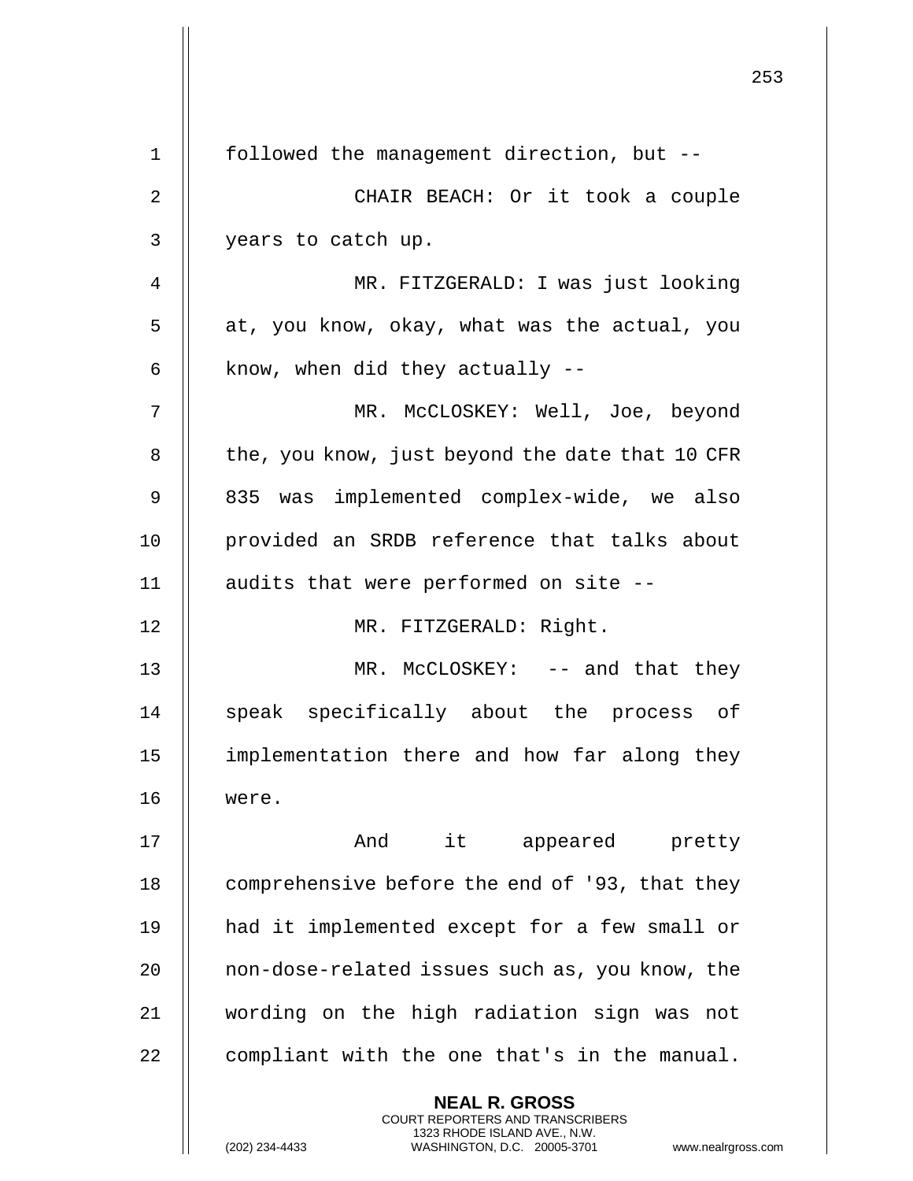followed the management direction, but --

CHAIR BEACH: Or it took a couple years to catch up.

MR. FITZGERALD: I was just looking at, you know, okay, what was the actual, you know, when did they actually --

MR. McCLOSKEY: Well, Joe, beyond the, you know, just beyond the date that 10 CFR 835 was implemented complex-wide, we also provided an SRDB reference that talks about audits that were performed on site --

MR. FITZGERALD: Right.

MR. McCLOSKEY: -- and that they speak specifically about the process of implementation there and how far along they were.

And it appeared pretty comprehensive before the end of '93, that they had it implemented except for a few small or non-dose-related issues such as, you know, the wording on the high radiation sign was not compliant with the one that's in the manual.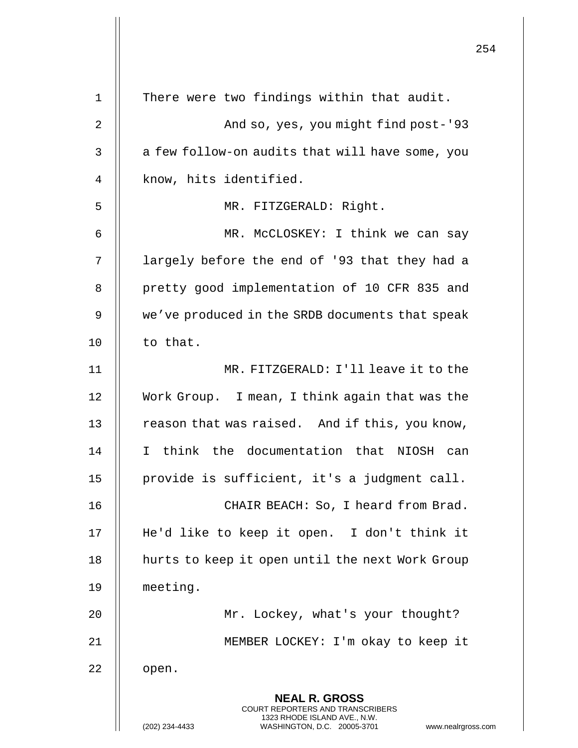There were two findings within that audit.

And so, yes, you might find post-'93 a few follow-on audits that will have some, you know, hits identified.

MR. FITZGERALD: Right.

MR. McCLOSKEY: I think we can say largely before the end of '93 that they had a pretty good implementation of 10 CFR 835 and we've produced in the SRDB documents that speak to that.

MR. FITZGERALD: I'll leave it to the Work Group. I mean, I think again that was the reason that was raised. And if this, you know, I think the documentation that NIOSH can provide is sufficient, it's a judgment call.

CHAIR BEACH: So, I heard from Brad. He'd like to keep it open. I don't think it hurts to keep it open until the next Work Group meeting.

Mr. Lockey, what's your thought?

MEMBER LOCKEY: I'm okay to keep it open.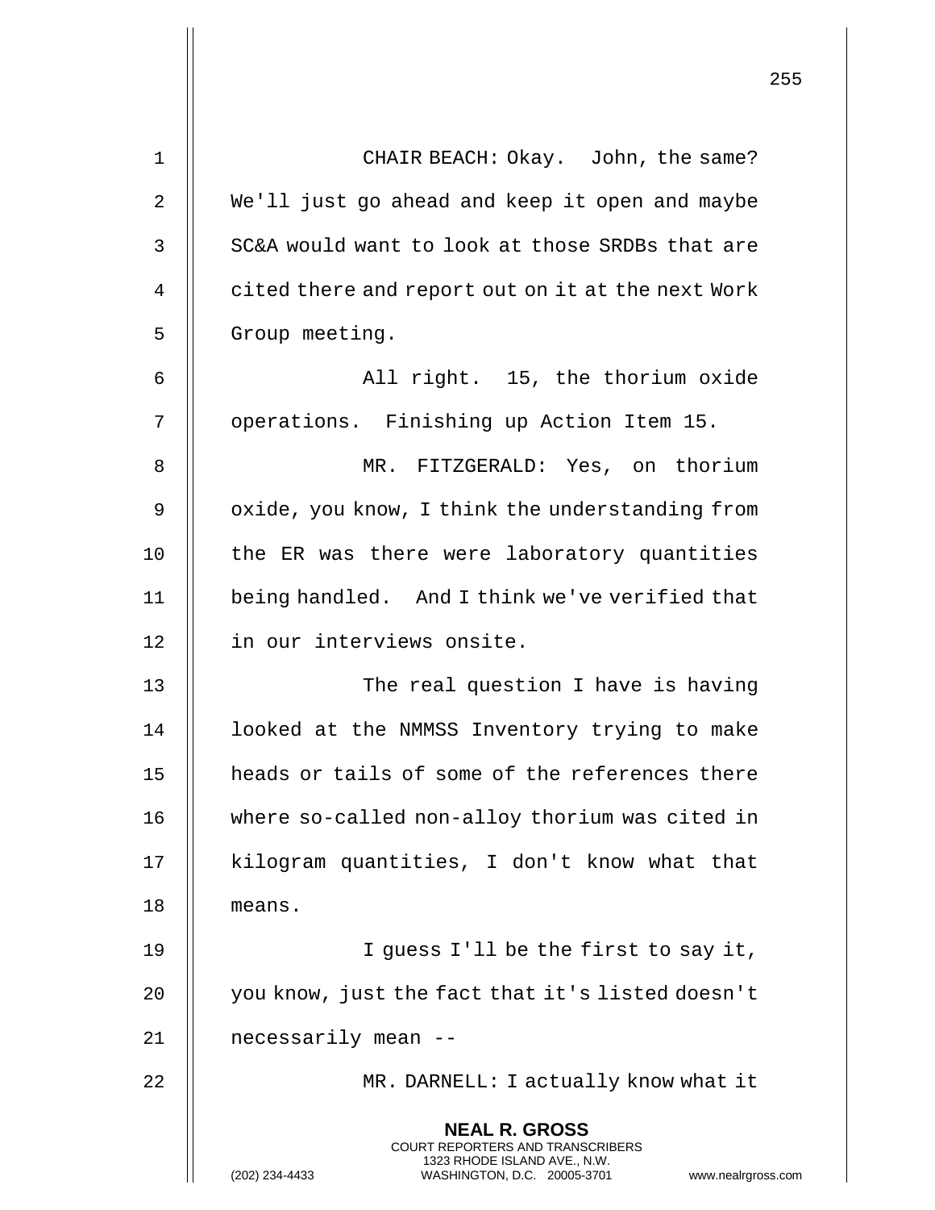CHAIR BEACH: Okay. John, the same? We'll just go ahead and keep it open and maybe SC&A would want to look at those SRDBs that are cited there and report out on it at the next Work Group meeting.

All right. 15, the thorium oxide operations. Finishing up Action Item 15.

MR. FITZGERALD: Yes, on thorium oxide, you know, I think the understanding from the ER was there were laboratory quantities being handled. And I think we've verified that in our interviews onsite.

The real question I have is having looked at the NMMSS Inventory trying to make heads or tails of some of the references there where so-called non-alloy thorium was cited in kilogram quantities, I don't know what that means.

I guess I'll be the first to say it, you know, just the fact that it's listed doesn't necessarily mean --

MR. DARNELL: I actually know what it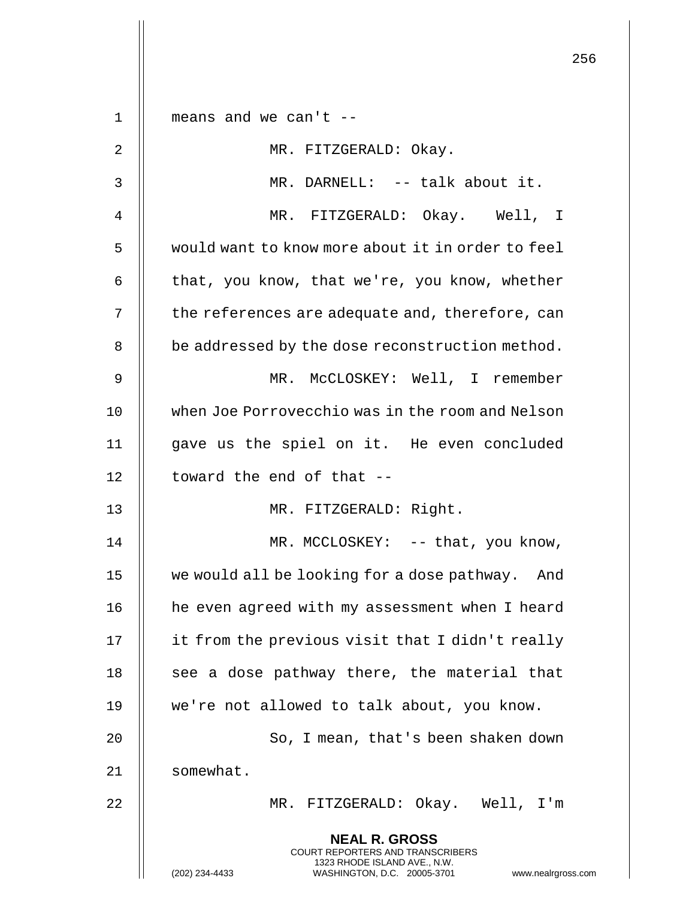means and we can't --

MR. FITZGERALD: Okay.

MR. DARNELL: -- talk about it.

MR. FITZGERALD: Okay. Well, I would want to know more about it in order to feel that, you know, that we're, you know, whether the references are adequate and, therefore, can be addressed by the dose reconstruction method.

MR. McCLOSKEY: Well, I remember when Joe Porrovecchio was in the room and Nelson gave us the spiel on it. He even concluded toward the end of that --

MR. FITZGERALD: Right.

MR. MCCLOSKEY: -- that, you know, we would all be looking for a dose pathway. And he even agreed with my assessment when I heard it from the previous visit that I didn't really see a dose pathway there, the material that we're not allowed to talk about, you know.

So, I mean, that's been shaken down somewhat.

MR. FITZGERALD: Okay. Well, I'm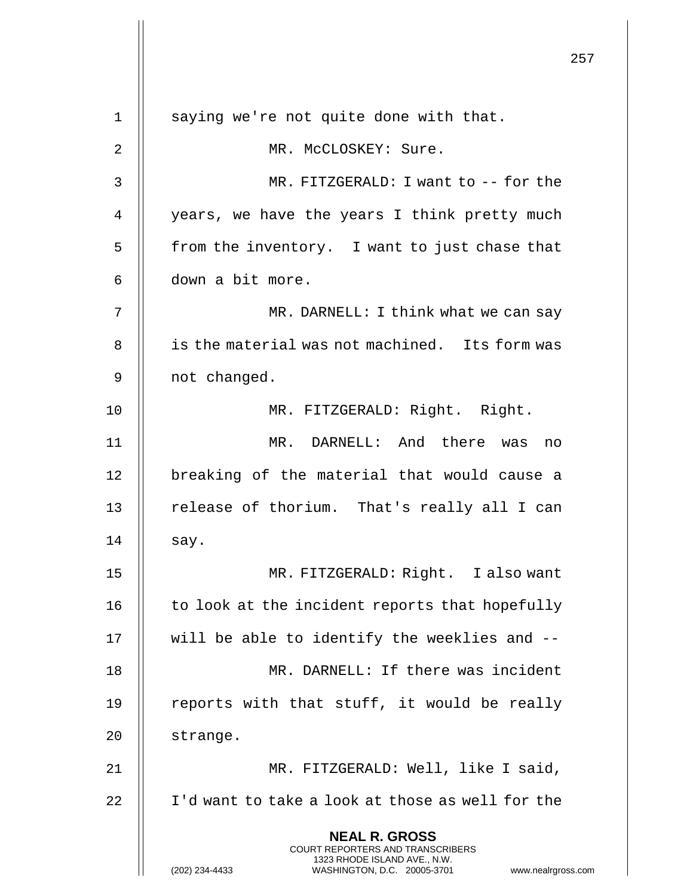saying we're not quite done with that.

MR. McCLOSKEY: Sure.

MR. FITZGERALD: I want to -- for the years, we have the years I think pretty much from the inventory. I want to just chase that down a bit more.

MR. DARNELL: I think what we can say is the material was not machined. Its form was not changed.

MR. FITZGERALD: Right. Right.

MR. DARNELL: And there was no breaking of the material that would cause a release of thorium. That's really all I can say.

MR. FITZGERALD: Right. I also want to look at the incident reports that hopefully will be able to identify the weeklies and --

MR. DARNELL: If there was incident reports with that stuff, it would be really strange.

MR. FITZGERALD: Well, like I said, I'd want to take a look at those as well for the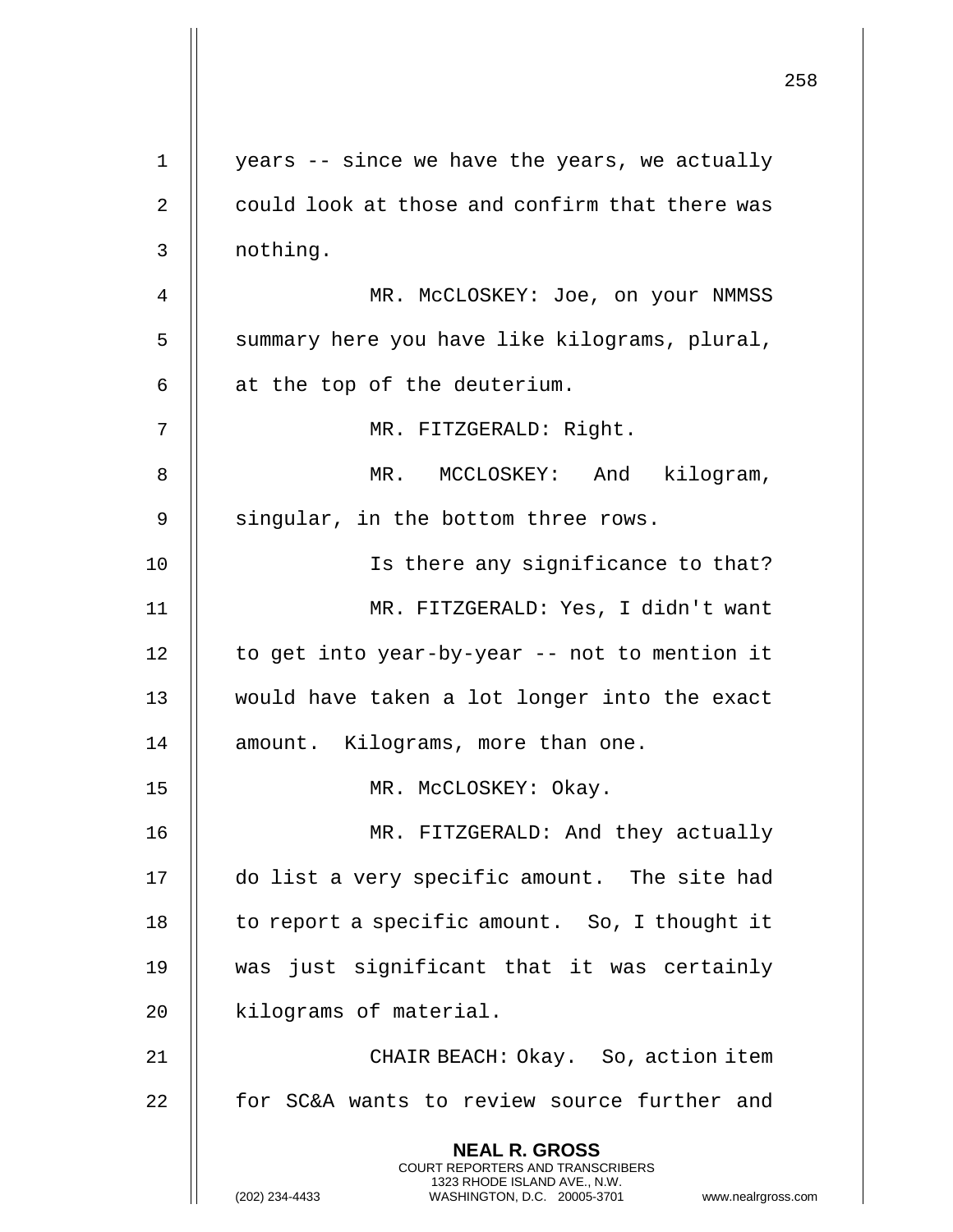years -- since we have the years, we actually could look at those and confirm that there was nothing.

MR. McCLOSKEY: Joe, on your NMMSS summary here you have like kilograms, plural, at the top of the deuterium.

MR. FITZGERALD: Right.

MR. MCCLOSKEY: And kilogram, singular, in the bottom three rows.

Is there any significance to that?

MR. FITZGERALD: Yes, I didn't want to get into year-by-year -- not to mention it would have taken a lot longer into the exact amount. Kilograms, more than one.

MR. McCLOSKEY: Okay.

MR. FITZGERALD: And they actually do list a very specific amount. The site had to report a specific amount. So, I thought it was just significant that it was certainly kilograms of material.

CHAIR BEACH: Okay. So, action item for SC&A wants to review source further and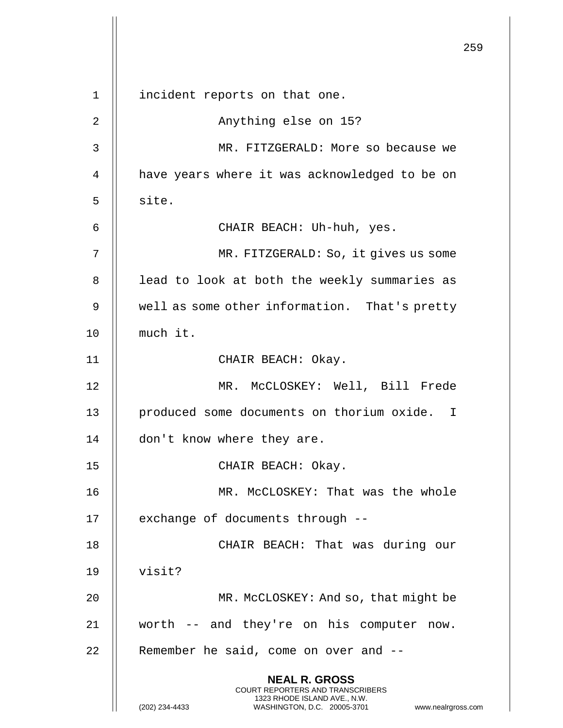incident reports on that one.

Anything else on 15?

MR. FITZGERALD: More so because we have years where it was acknowledged to be on site.

CHAIR BEACH: Uh-huh, yes.

MR. FITZGERALD: So, it gives us some lead to look at both the weekly summaries as well as some other information. That's pretty much it.

CHAIR BEACH: Okay.

MR. McCLOSKEY: Well, Bill Frede produced some documents on thorium oxide. I don't know where they are.

CHAIR BEACH: Okay.

MR. McCLOSKEY: That was the whole exchange of documents through --

CHAIR BEACH: That was during our visit?

MR. McCLOSKEY: And so, that might be worth -- and they're on his computer now. Remember he said, come on over and --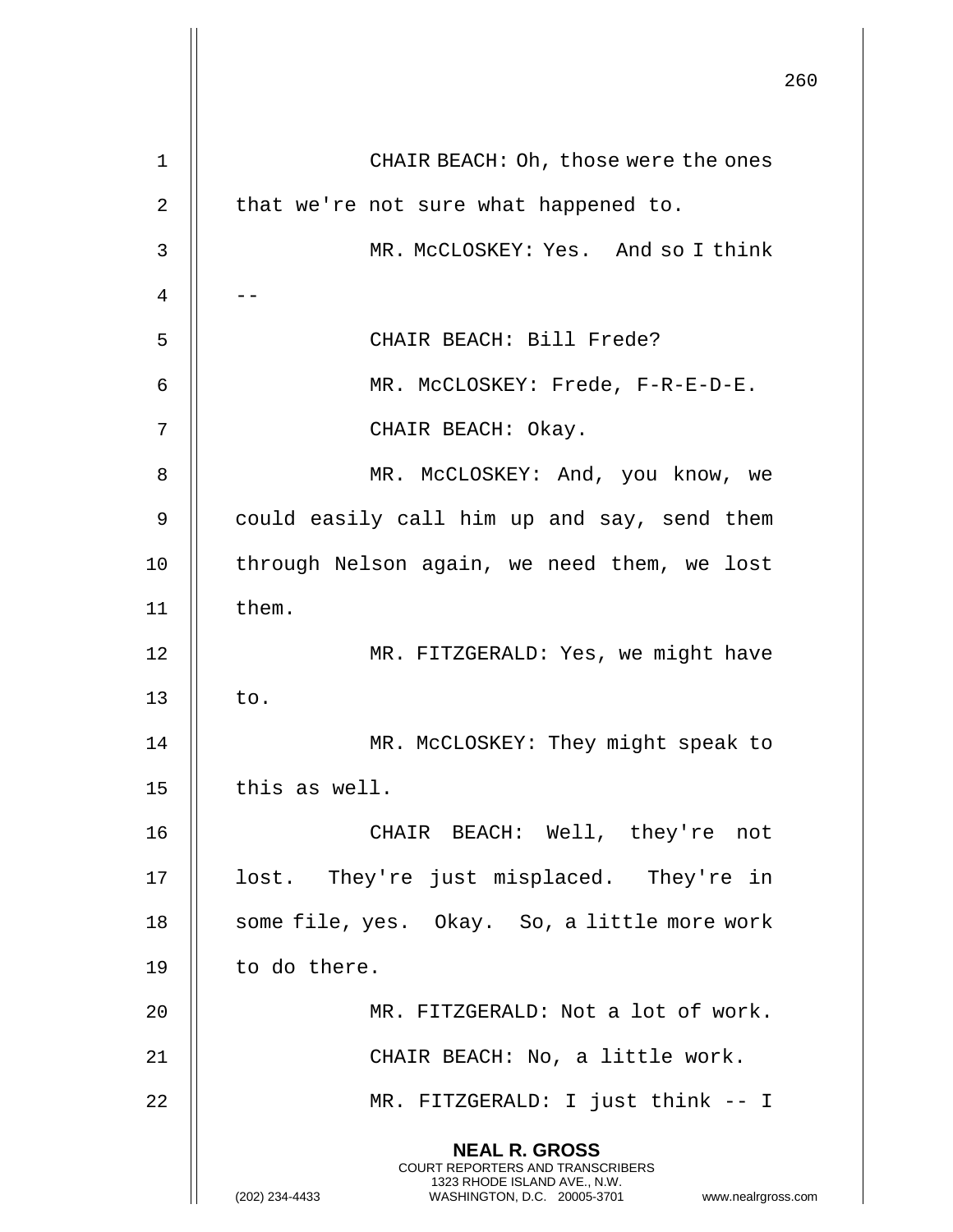CHAIR BEACH: Oh, those were the ones that we're not sure what happened to.

MR. McCLOSKEY: Yes. And so I think --

CHAIR BEACH: Bill Frede?

MR. McCLOSKEY: Frede, F-R-E-D-E.

CHAIR BEACH: Okay.

MR. McCLOSKEY: And, you know, we could easily call him up and say, send them through Nelson again, we need them, we lost them.

MR. FITZGERALD: Yes, we might have to.

MR. McCLOSKEY: They might speak to this as well.

CHAIR BEACH: Well, they're not lost. They're just misplaced. They're in some file, yes. Okay. So, a little more work to do there.

MR. FITZGERALD: Not a lot of work.

CHAIR BEACH: No, a little work.

MR. FITZGERALD: I just think -- I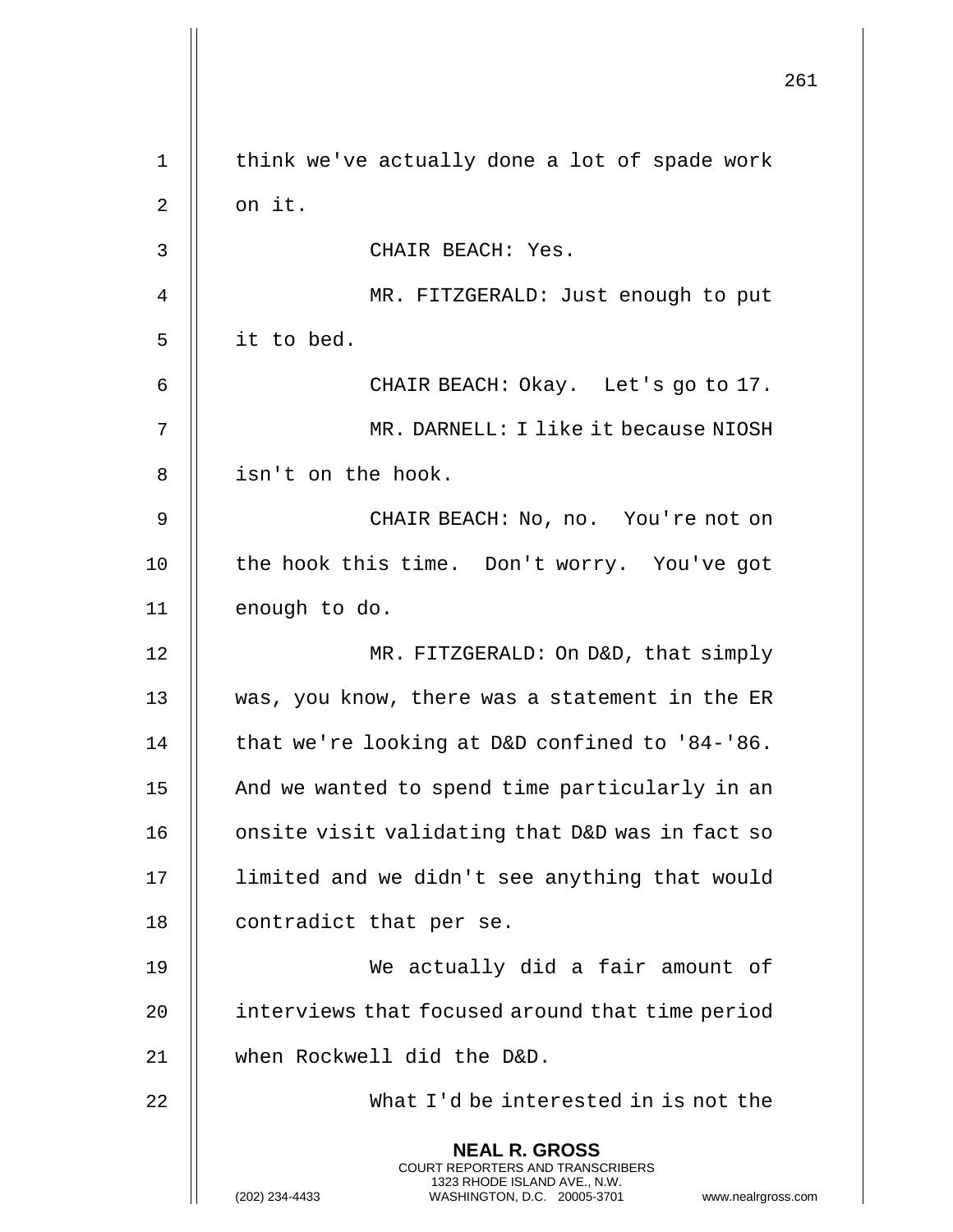think we've actually done a lot of spade work on it.

CHAIR BEACH: Yes.

MR. FITZGERALD: Just enough to put it to bed.

CHAIR BEACH: Okay. Let's go to 17.

MR. DARNELL: I like it because NIOSH isn't on the hook.

CHAIR BEACH: No, no. You're not on the hook this time. Don't worry. You've got enough to do.

MR. FITZGERALD: On D&D, that simply was, you know, there was a statement in the ER that we're looking at D&D confined to '84-'86. And we wanted to spend time particularly in an onsite visit validating that D&D was in fact so limited and we didn't see anything that would contradict that per se.

We actually did a fair amount of interviews that focused around that time period when Rockwell did the D&D.

What I'd be interested in is not the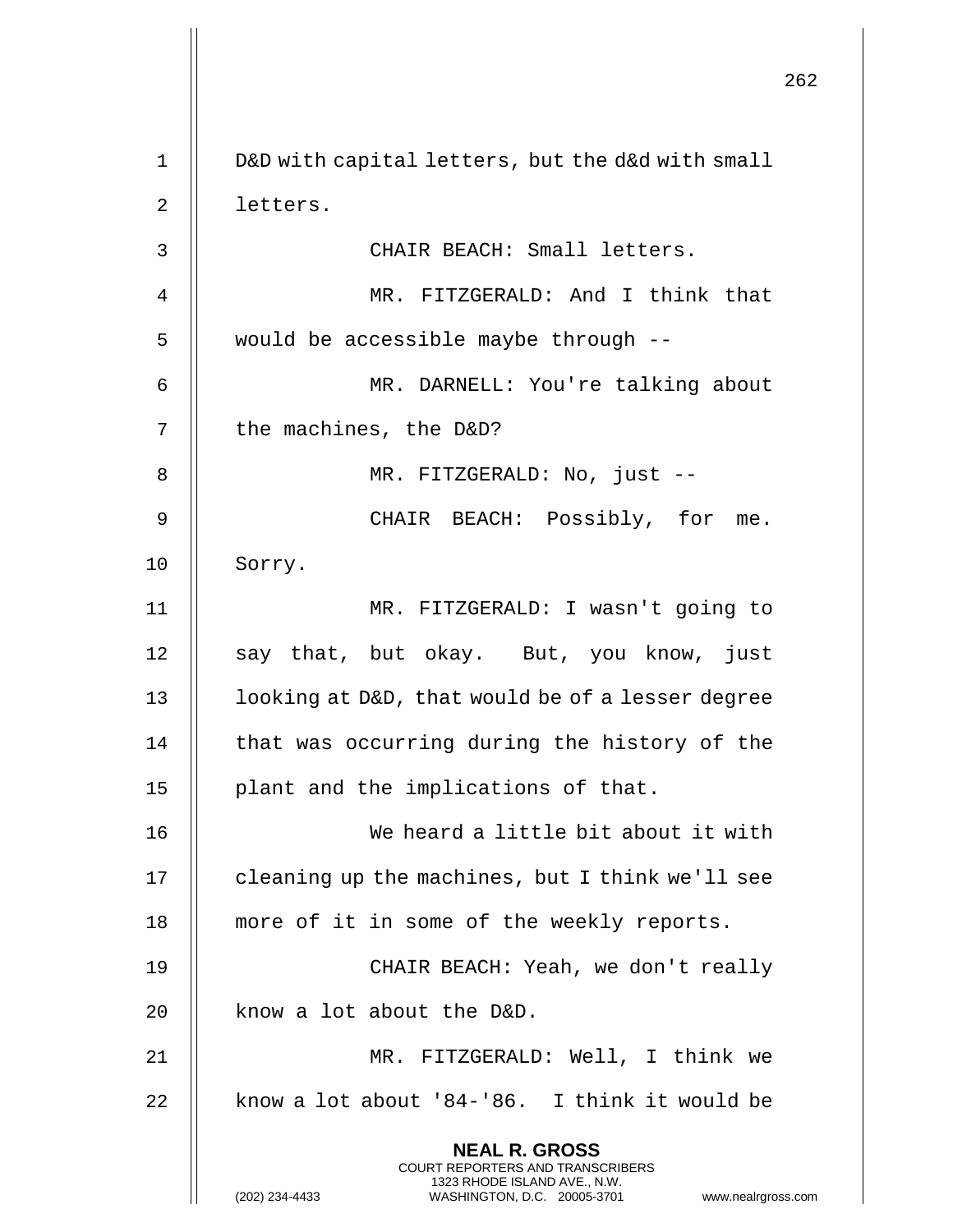D&D with capital letters, but the d&d with small letters.

CHAIR BEACH: Small letters.

MR. FITZGERALD: And I think that would be accessible maybe through --

MR. DARNELL: You're talking about the machines, the D&D?

MR. FITZGERALD: No, just --

CHAIR BEACH: Possibly, for me. Sorry.

MR. FITZGERALD: I wasn't going to say that, but okay. But, you know, just looking at D&D, that would be of a lesser degree that was occurring during the history of the plant and the implications of that.

We heard a little bit about it with cleaning up the machines, but I think we'll see more of it in some of the weekly reports.

CHAIR BEACH: Yeah, we don't really know a lot about the D&D.

MR. FITZGERALD: Well, I think we know a lot about '84-'86. I think it would be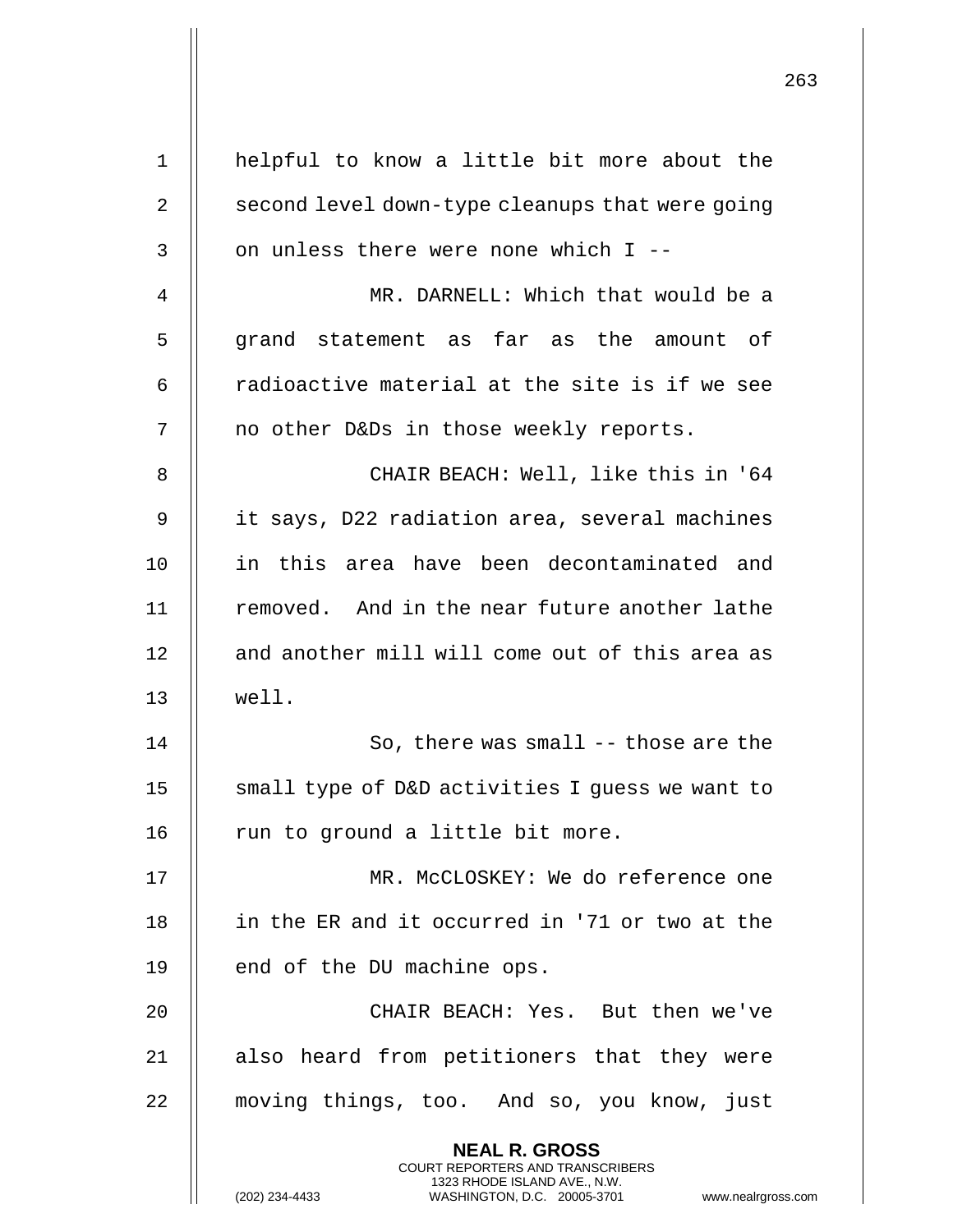helpful to know a little bit more about the second level down-type cleanups that were going on unless there were none which I --

MR. DARNELL: Which that would be a grand statement as far as the amount of radioactive material at the site is if we see no other D&Ds in those weekly reports.

CHAIR BEACH: Well, like this in '64 it says, D22 radiation area, several machines in this area have been decontaminated and removed. And in the near future another lathe and another mill will come out of this area as well.

So, there was small -- those are the small type of D&D activities I guess we want to run to ground a little bit more.

MR. McCLOSKEY: We do reference one in the ER and it occurred in '71 or two at the end of the DU machine ops.

CHAIR BEACH: Yes. But then we've also heard from petitioners that they were moving things, too. And so, you know, just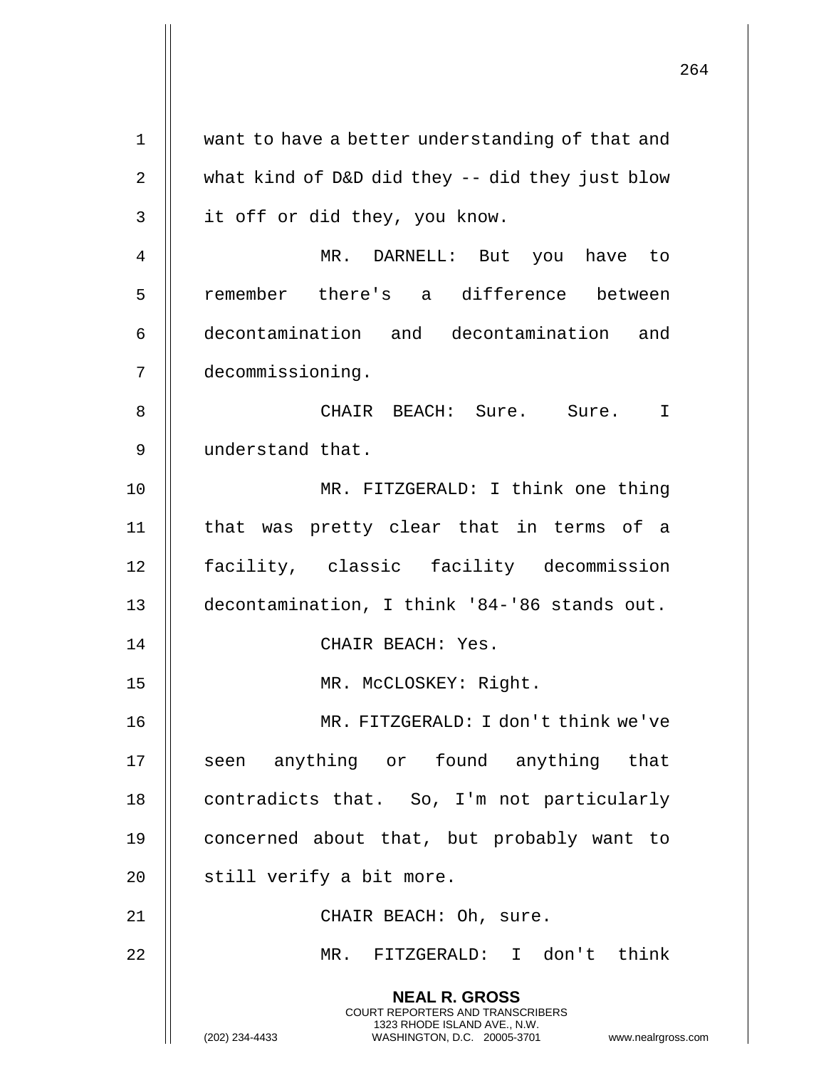want to have a better understanding of that and what kind of D&D did they -- did they just blow it off or did they, you know.

MR. DARNELL: But you have to remember there's a difference between decontamination and decontamination and decommissioning.

CHAIR BEACH: Sure. Sure. I understand that.

MR. FITZGERALD: I think one thing that was pretty clear that in terms of a facility, classic facility decommission decontamination, I think '84-'86 stands out.

CHAIR BEACH: Yes.

MR. McCLOSKEY: Right.

MR. FITZGERALD: I don't think we've seen anything or found anything that contradicts that. So, I'm not particularly concerned about that, but probably want to still verify a bit more.

CHAIR BEACH: Oh, sure.

MR. FITZGERALD: I don't think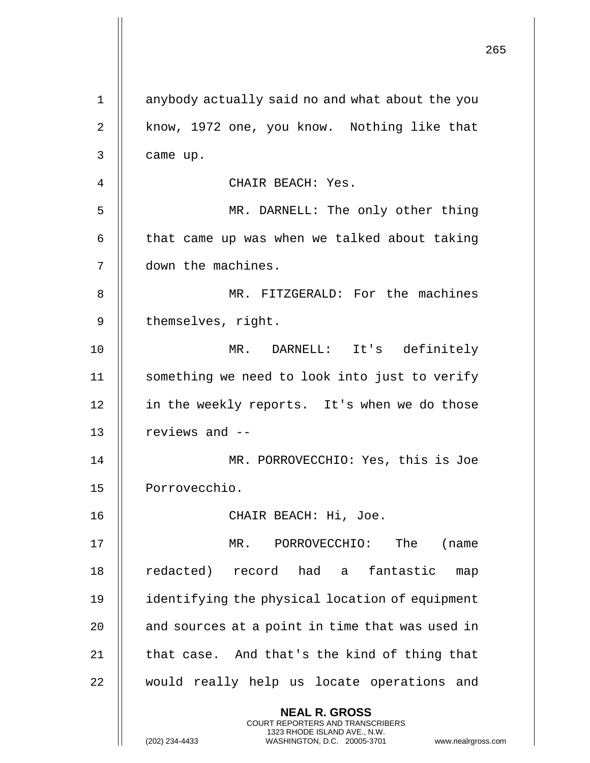anybody actually said no and what about the you know, 1972 one, you know. Nothing like that came up.

CHAIR BEACH: Yes.

MR. DARNELL: The only other thing that came up was when we talked about taking down the machines.

MR. FITZGERALD: For the machines themselves, right.

MR. DARNELL: It's definitely something we need to look into just to verify in the weekly reports. It's when we do those reviews and --

MR. PORROVECCHIO: Yes, this is Joe Porrovecchio.

CHAIR BEACH: Hi, Joe.

MR. PORROVECCHIO: The (name redacted) record had a fantastic map identifying the physical location of equipment and sources at a point in time that was used in that case. And that's the kind of thing that would really help us locate operations and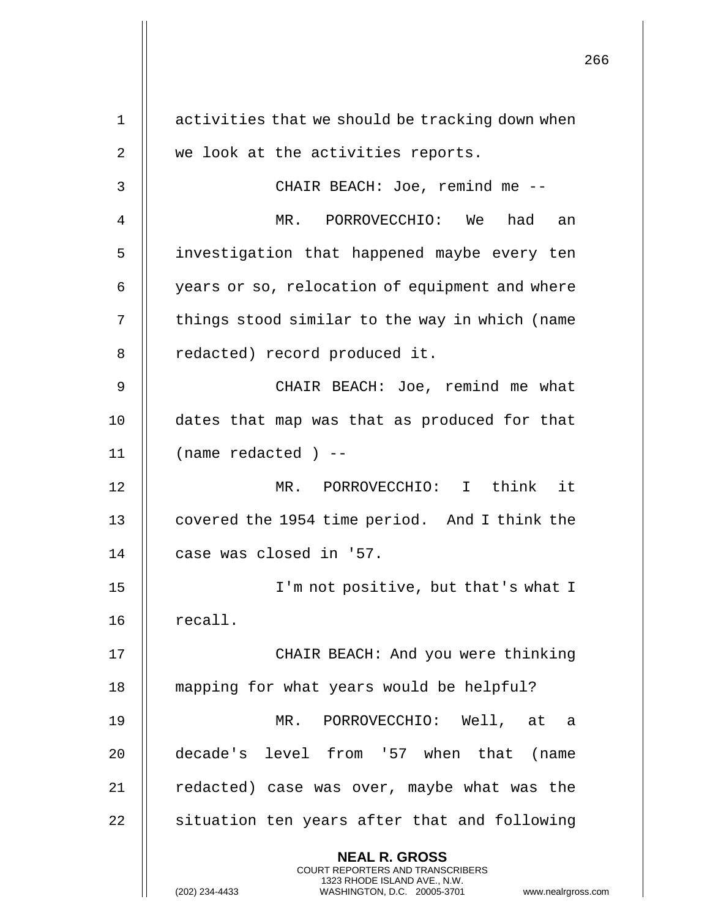activities that we should be tracking down when we look at the activities reports.

CHAIR BEACH: Joe, remind me --

MR. PORROVECCHIO: We had an investigation that happened maybe every ten years or so, relocation of equipment and where things stood similar to the way in which (name redacted) record produced it.

CHAIR BEACH: Joe, remind me what dates that map was that as produced for that (name redacted ) --

MR. PORROVECCHIO: I think it covered the 1954 time period. And I think the case was closed in '57.

I'm not positive, but that's what I recall.

CHAIR BEACH: And you were thinking mapping for what years would be helpful?

MR. PORROVECCHIO: Well, at a decade's level from '57 when that (name redacted) case was over, maybe what was the situation ten years after that and following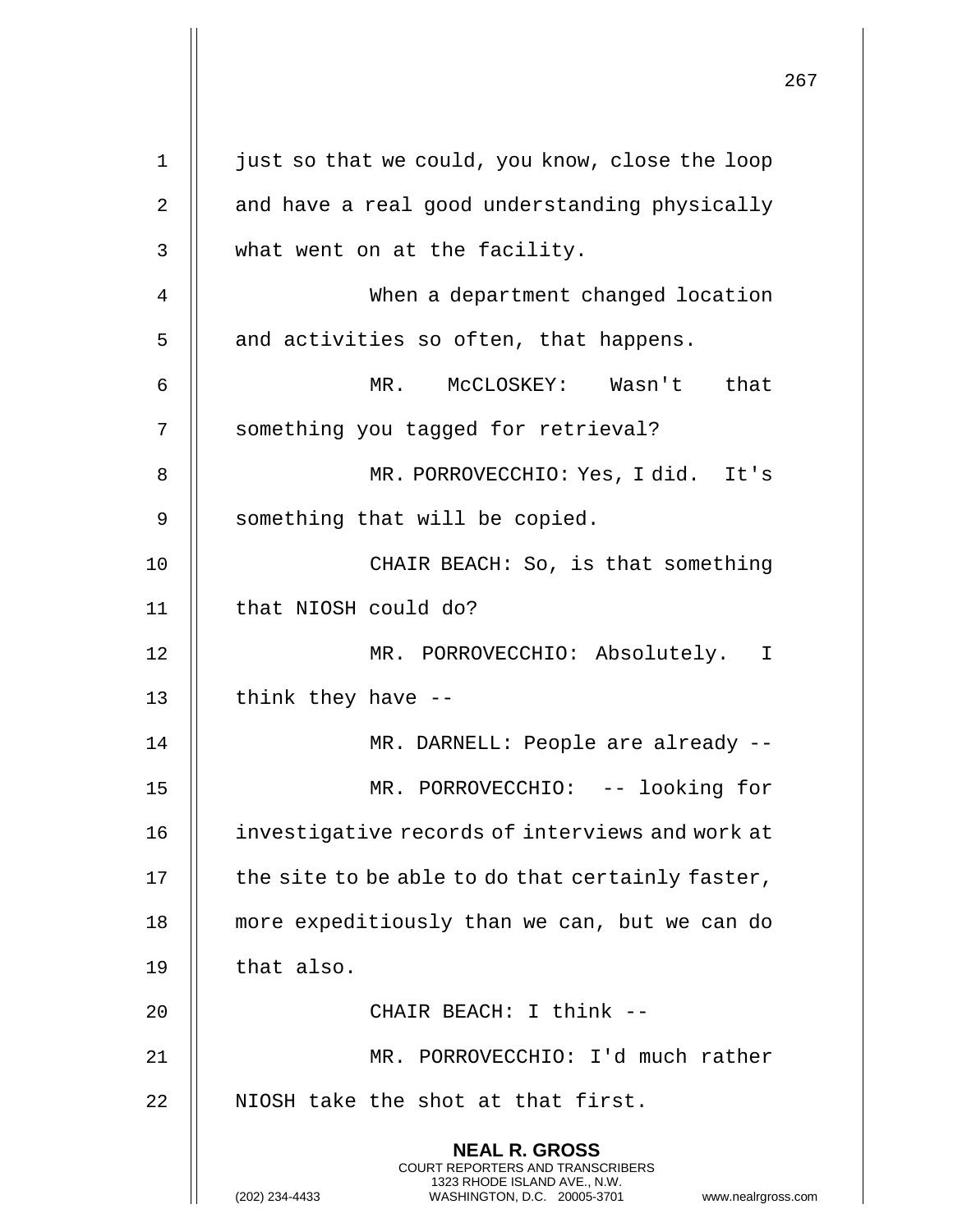just so that we could, you know, close the loop and have a real good understanding physically what went on at the facility.

When a department changed location and activities so often, that happens.

MR. McCLOSKEY: Wasn't that something you tagged for retrieval?

MR. PORROVECCHIO: Yes, I did. It's something that will be copied.

CHAIR BEACH: So, is that something that NIOSH could do?

MR. PORROVECCHIO: Absolutely. I think they have --

MR. DARNELL: People are already --

MR. PORROVECCHIO: -- looking for investigative records of interviews and work at the site to be able to do that certainly faster, more expeditiously than we can, but we can do that also.

CHAIR BEACH: I think --

MR. PORROVECCHIO: I'd much rather NIOSH take the shot at that first.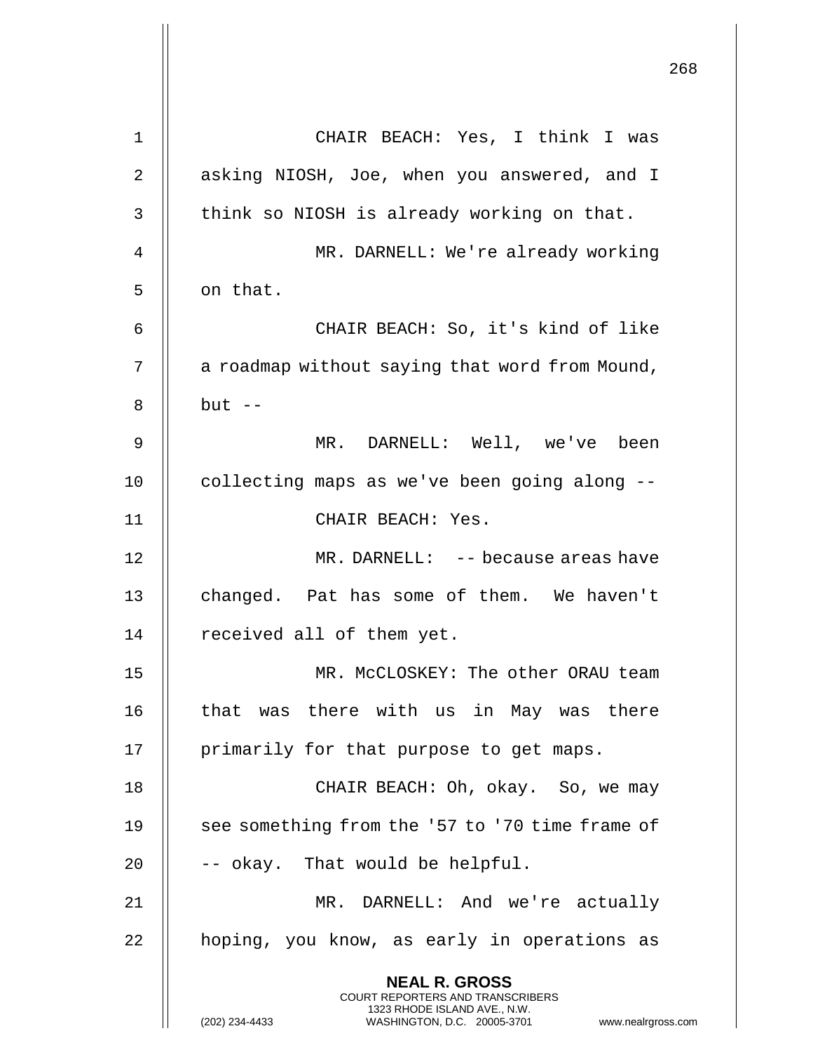CHAIR BEACH: Yes, I think I was asking NIOSH, Joe, when you answered, and I think so NIOSH is already working on that.

MR. DARNELL: We're already working on that.

CHAIR BEACH: So, it's kind of like a roadmap without saying that word from Mound, but --

MR. DARNELL: Well, we've been collecting maps as we've been going along --

CHAIR BEACH: Yes.

MR. DARNELL: -- because areas have changed. Pat has some of them. We haven't received all of them yet.

MR. McCLOSKEY: The other ORAU team that was there with us in May was there primarily for that purpose to get maps.

CHAIR BEACH: Oh, okay. So, we may see something from the '57 to '70 time frame of -- okay. That would be helpful.

MR. DARNELL: And we're actually hoping, you know, as early in operations as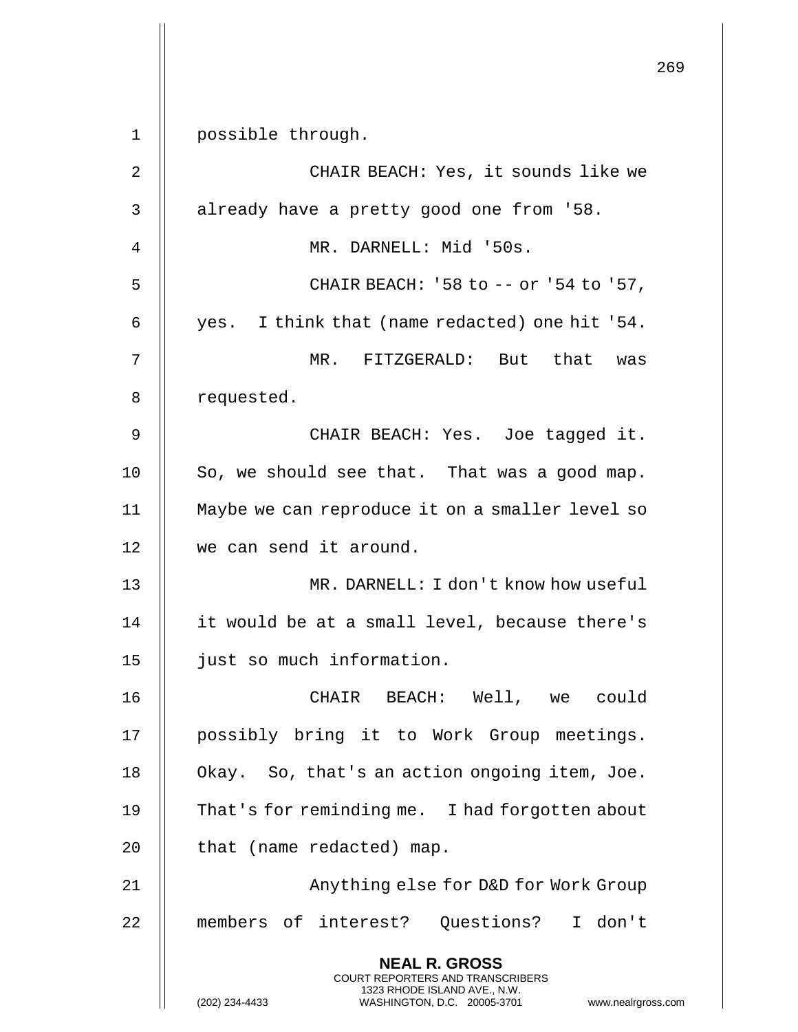possible through.

CHAIR BEACH: Yes, it sounds like we already have a pretty good one from '58.

MR. DARNELL: Mid '50s.

CHAIR BEACH: '58 to -- or '54 to '57, yes. I think that (name redacted) one hit '54.

MR. FITZGERALD: But that was requested.

CHAIR BEACH: Yes. Joe tagged it. So, we should see that. That was a good map. Maybe we can reproduce it on a smaller level so we can send it around.

MR. DARNELL: I don't know how useful it would be at a small level, because there's just so much information.

CHAIR BEACH: Well, we could possibly bring it to Work Group meetings. Okay. So, that's an action ongoing item, Joe. That's for reminding me. I had forgotten about that (name redacted) map.

Anything else for D&D for Work Group members of interest? Questions? I don't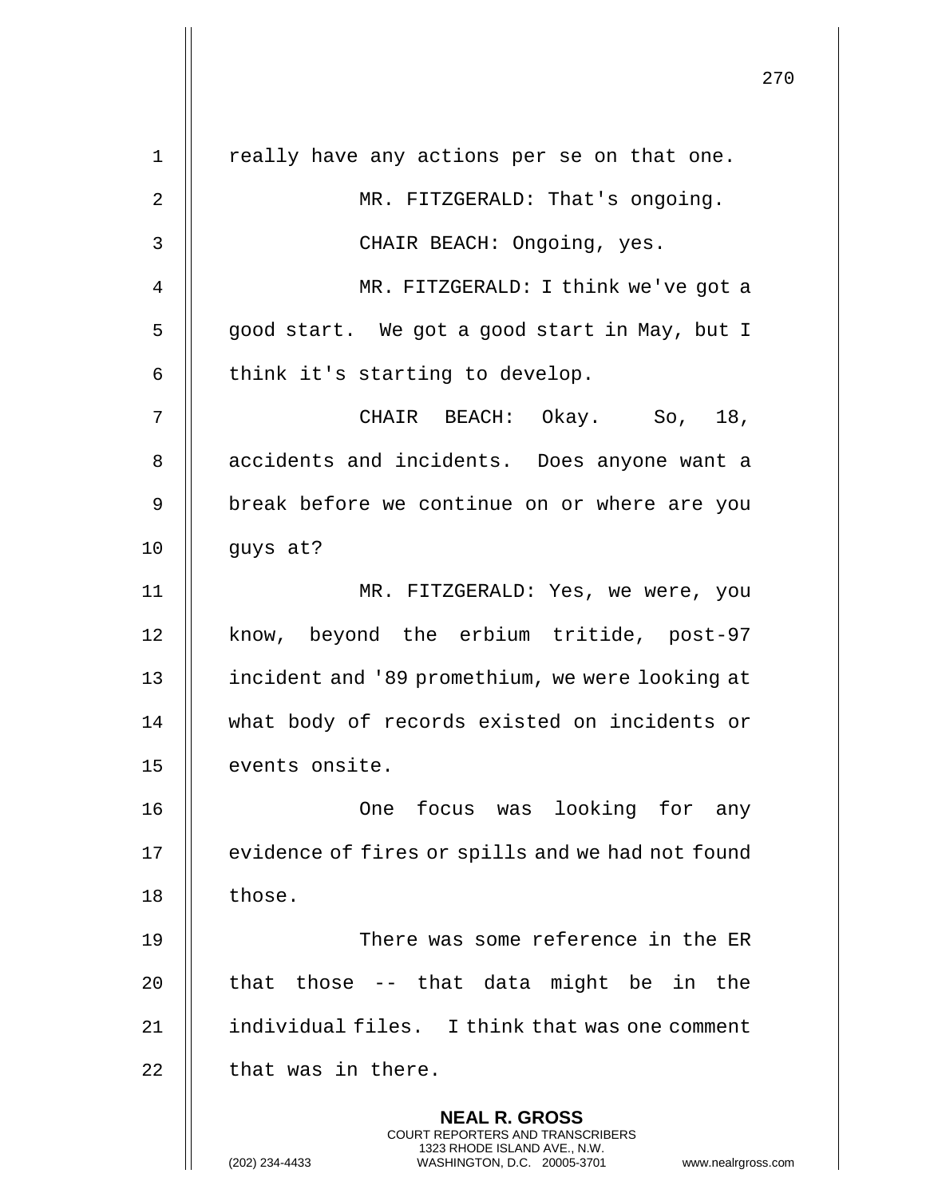really have any actions per se on that one.

MR. FITZGERALD: That's ongoing.

CHAIR BEACH: Ongoing, yes.

MR. FITZGERALD: I think we've got a good start. We got a good start in May, but I think it's starting to develop.

CHAIR BEACH: Okay. So, 18, accidents and incidents. Does anyone want a break before we continue on or where are you guys at?

MR. FITZGERALD: Yes, we were, you know, beyond the erbium tritide, post-97 incident and '89 promethium, we were looking at what body of records existed on incidents or events onsite.

One focus was looking for any evidence of fires or spills and we had not found those.

There was some reference in the ER that those -- that data might be in the individual files. I think that was one comment that was in there.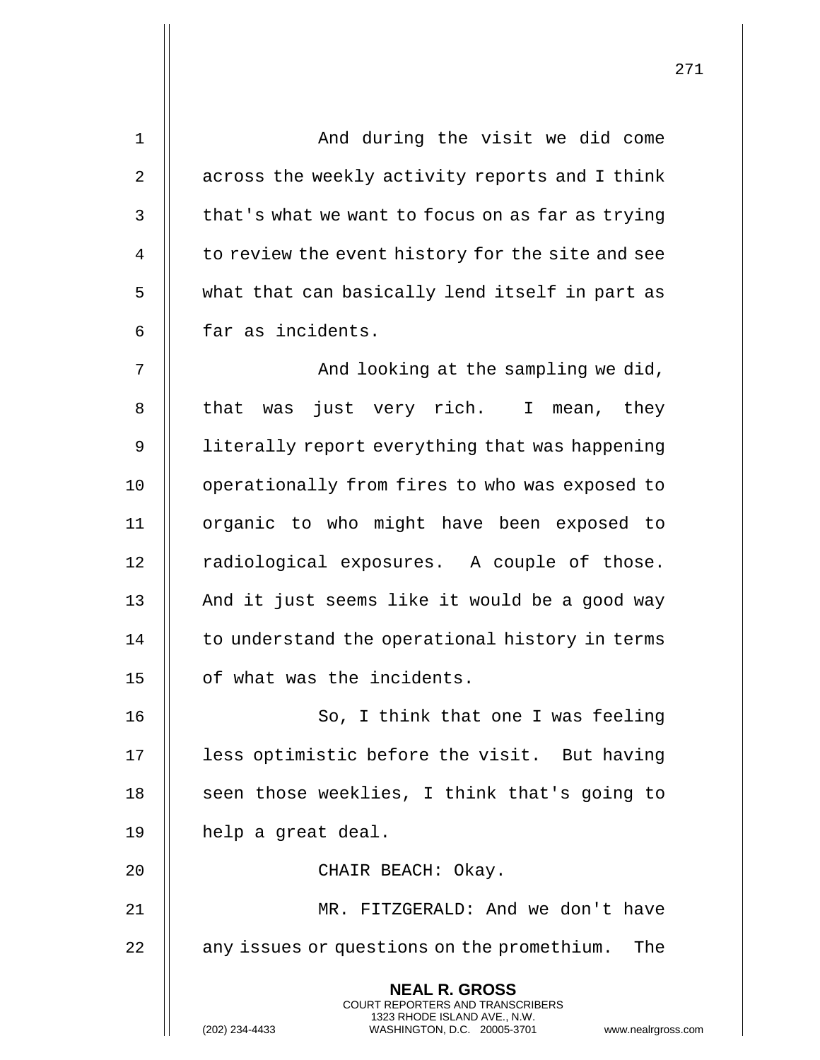And during the visit we did come across the weekly activity reports and I think that's what we want to focus on as far as trying to review the event history for the site and see what that can basically lend itself in part as far as incidents.

And looking at the sampling we did, that was just very rich. I mean, they literally report everything that was happening operationally from fires to who was exposed to organic to who might have been exposed to radiological exposures. A couple of those. And it just seems like it would be a good way to understand the operational history in terms of what was the incidents.

So, I think that one I was feeling less optimistic before the visit. But having seen those weeklies, I think that's going to help a great deal.

CHAIR BEACH: Okay.

MR. FITZGERALD: And we don't have any issues or questions on the promethium. The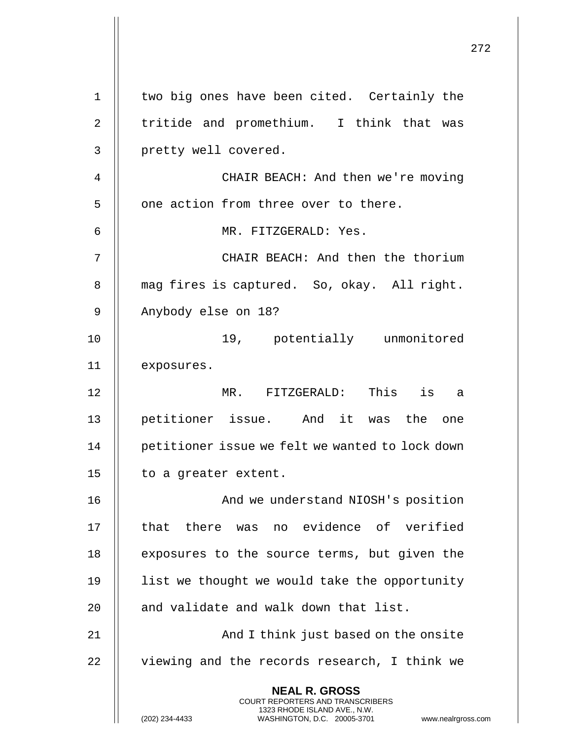two big ones have been cited. Certainly the tritide and promethium. I think that was pretty well covered.

CHAIR BEACH: And then we're moving one action from three over to there.

MR. FITZGERALD: Yes.

CHAIR BEACH: And then the thorium mag fires is captured. So, okay. All right. Anybody else on 18?

19, potentially unmonitored exposures.

MR. FITZGERALD: This is a petitioner issue. And it was the one petitioner issue we felt we wanted to lock down to a greater extent.

And we understand NIOSH's position that there was no evidence of verified exposures to the source terms, but given the list we thought we would take the opportunity and validate and walk down that list.

And I think just based on the onsite viewing and the records research, I think we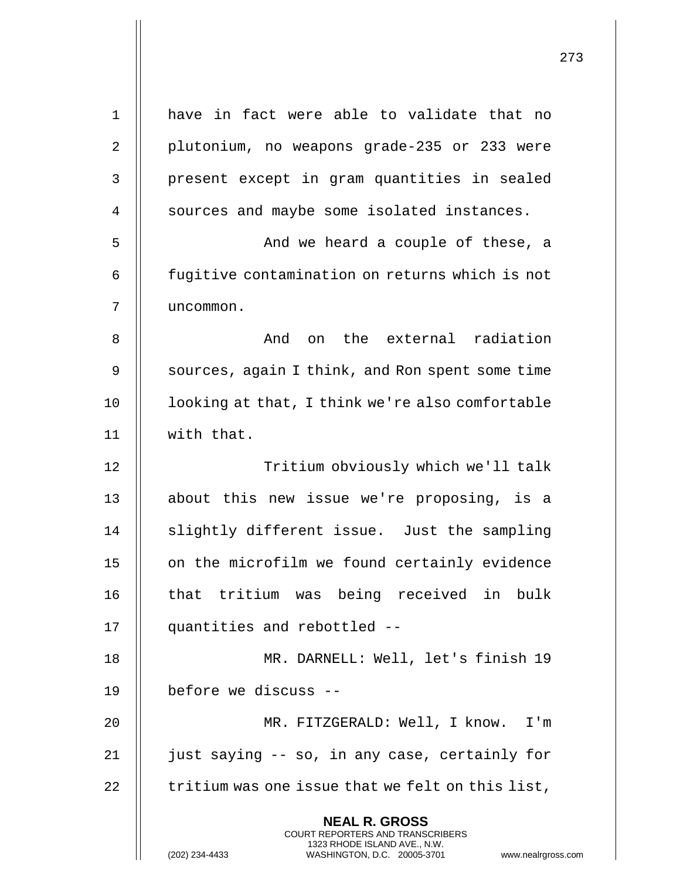have in fact were able to validate that no plutonium, no weapons grade-235 or 233 were present except in gram quantities in sealed sources and maybe some isolated instances.

And we heard a couple of these, a fugitive contamination on returns which is not uncommon.

And on the external radiation sources, again I think, and Ron spent some time looking at that, I think we're also comfortable with that.

Tritium obviously which we'll talk about this new issue we're proposing, is a slightly different issue. Just the sampling on the microfilm we found certainly evidence that tritium was being received in bulk quantities and rebottled --

MR. DARNELL: Well, let's finish 19 before we discuss --

MR. FITZGERALD: Well, I know. I'm just saying -- so, in any case, certainly for tritium was one issue that we felt on this list,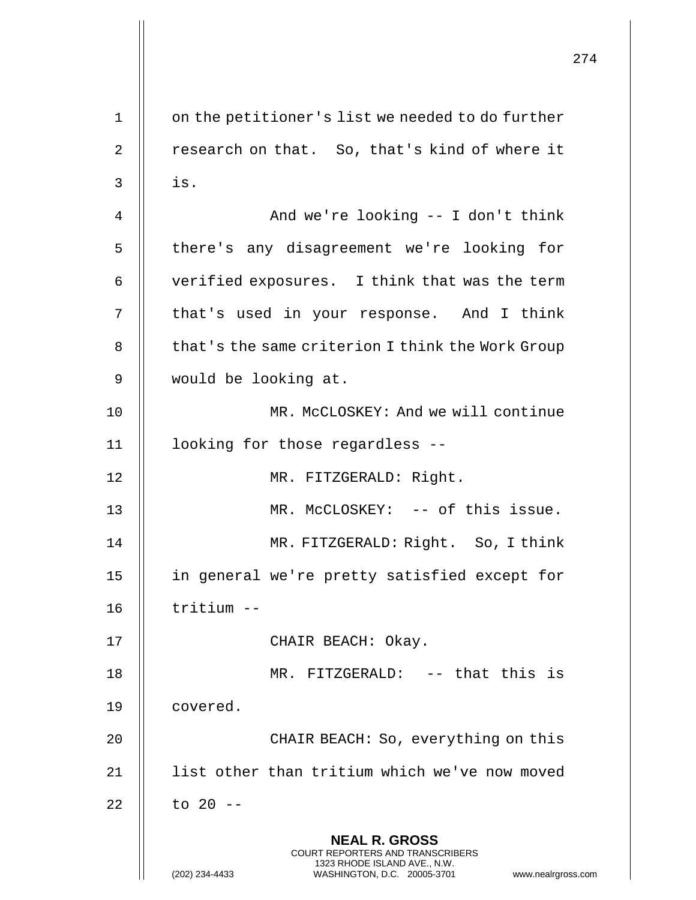on the petitioner's list we needed to do further research on that. So, that's kind of where it is.

And we're looking -- I don't think there's any disagreement we're looking for verified exposures. I think that was the term that's used in your response. And I think that's the same criterion I think the Work Group would be looking at.

MR. McCLOSKEY: And we will continue looking for those regardless --

MR. FITZGERALD: Right.

MR. McCLOSKEY: -- of this issue.

MR. FITZGERALD: Right. So, I think in general we're pretty satisfied except for tritium --

CHAIR BEACH: Okay.

MR. FITZGERALD: -- that this is covered.

CHAIR BEACH: So, everything on this list other than tritium which we've now moved to 20 --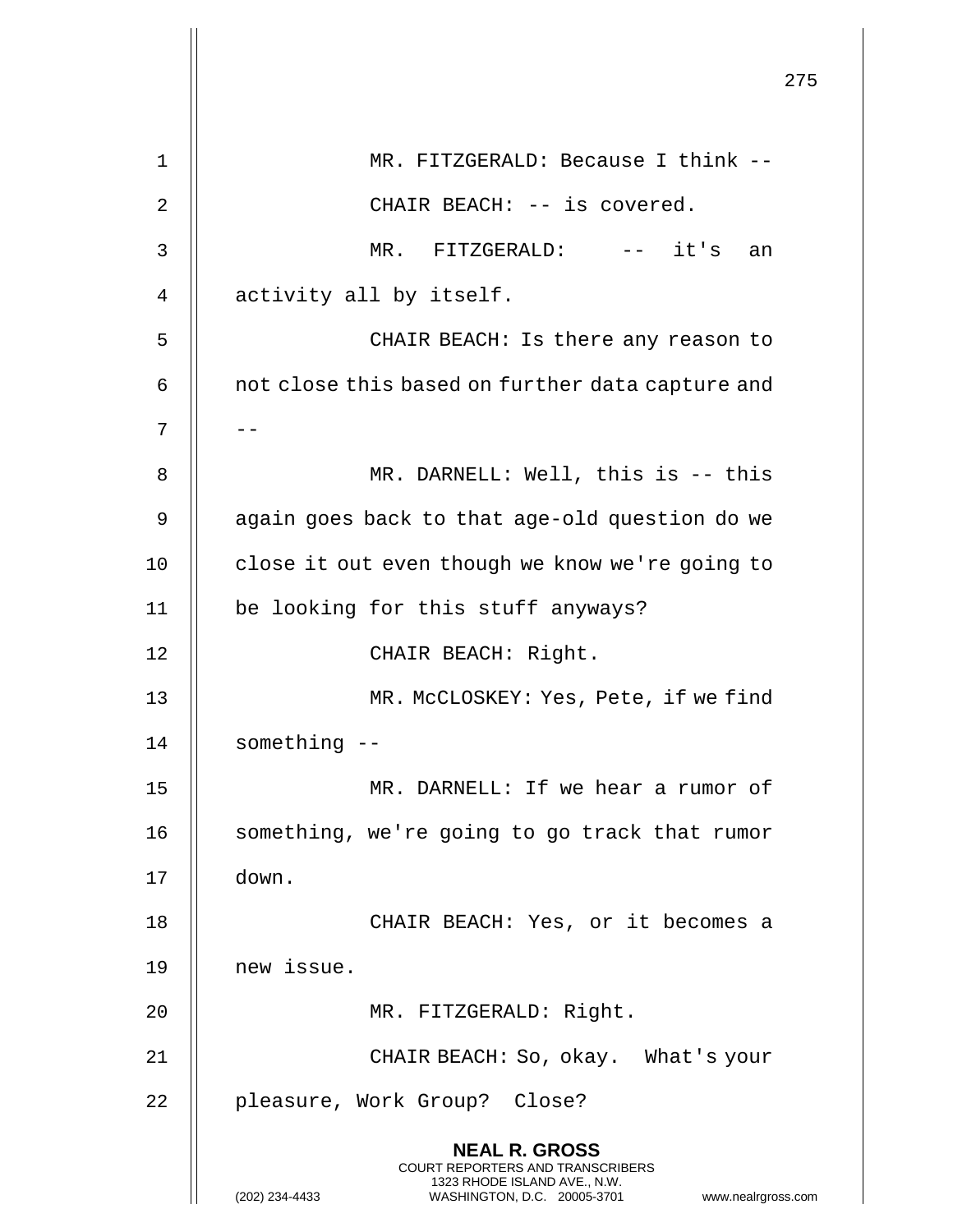MR. FITZGERALD: Because I think --

CHAIR BEACH: -- is covered.

MR. FITZGERALD: -- it's an activity all by itself.

CHAIR BEACH: Is there any reason to not close this based on further data capture and --

MR. DARNELL: Well, this is -- this again goes back to that age-old question do we close it out even though we know we're going to be looking for this stuff anyways?

CHAIR BEACH: Right.

MR. McCLOSKEY: Yes, Pete, if we find something --

MR. DARNELL: If we hear a rumor of something, we're going to go track that rumor down.

CHAIR BEACH: Yes, or it becomes a new issue.

MR. FITZGERALD: Right.

CHAIR BEACH: So, okay. What's your pleasure, Work Group? Close?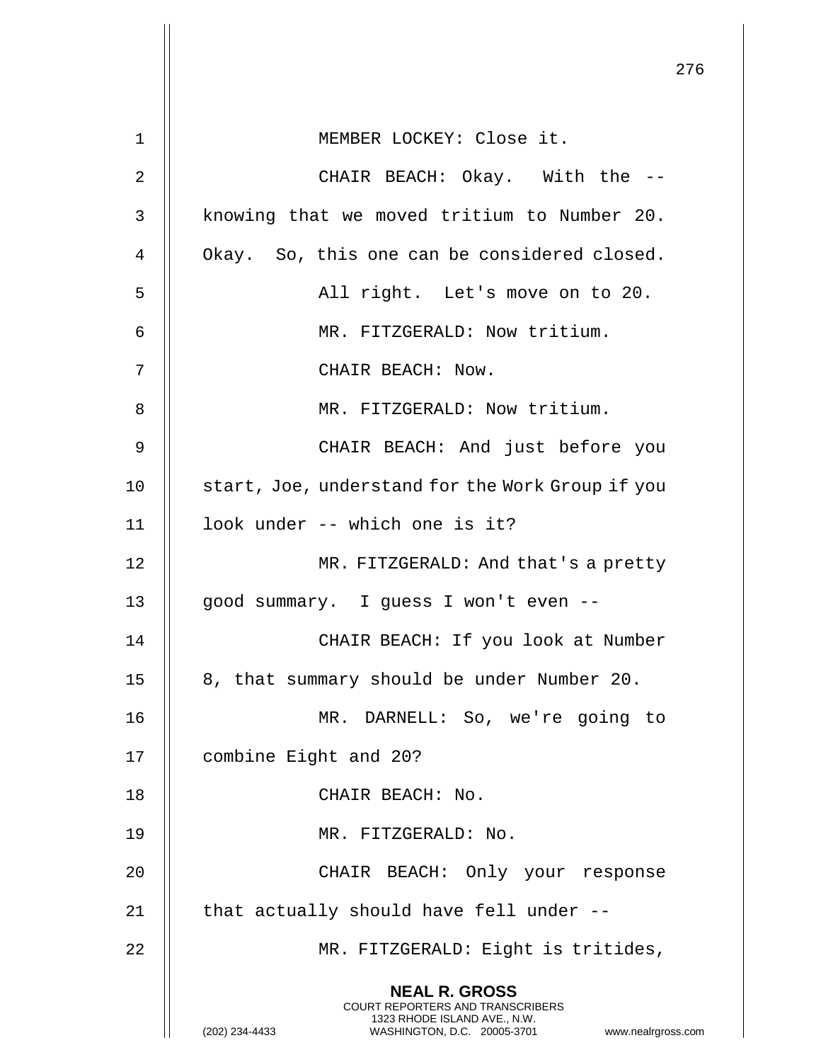MEMBER LOCKEY: Close it.

CHAIR BEACH: Okay. With the -- knowing that we moved tritium to Number 20. Okay. So, this one can be considered closed.

All right. Let's move on to 20.

MR. FITZGERALD: Now tritium.

CHAIR BEACH: Now.

MR. FITZGERALD: Now tritium.

CHAIR BEACH: And just before you start, Joe, understand for the Work Group if you look under -- which one is it?

MR. FITZGERALD: And that's a pretty good summary. I guess I won't even --

CHAIR BEACH: If you look at Number 8, that summary should be under Number 20.

MR. DARNELL: So, we're going to combine Eight and 20?

CHAIR BEACH: No.

MR. FITZGERALD: No.

CHAIR BEACH: Only your response that actually should have fell under --

MR. FITZGERALD: Eight is tritides,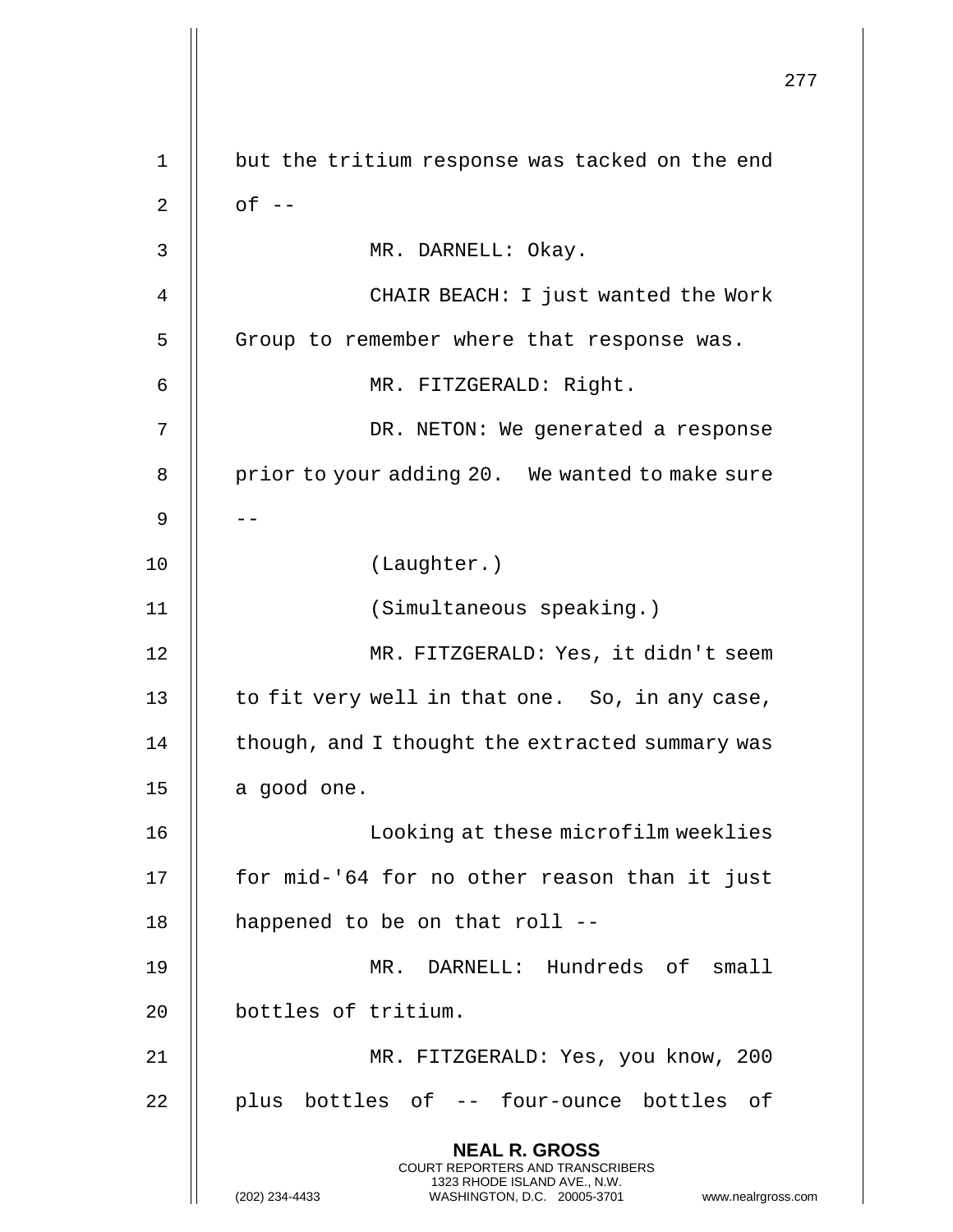but the tritium response was tacked on the end of --

MR. DARNELL: Okay.

CHAIR BEACH: I just wanted the Work Group to remember where that response was.

MR. FITZGERALD: Right.

DR. NETON: We generated a response prior to your adding 20. We wanted to make sure --

(Laughter.)

(Simultaneous speaking.)

MR. FITZGERALD: Yes, it didn't seem to fit very well in that one. So, in any case, though, and I thought the extracted summary was a good one.

Looking at these microfilm weeklies for mid-'64 for no other reason than it just happened to be on that roll --

MR. DARNELL: Hundreds of small bottles of tritium.

MR. FITZGERALD: Yes, you know, 200 plus bottles of -- four-ounce bottles of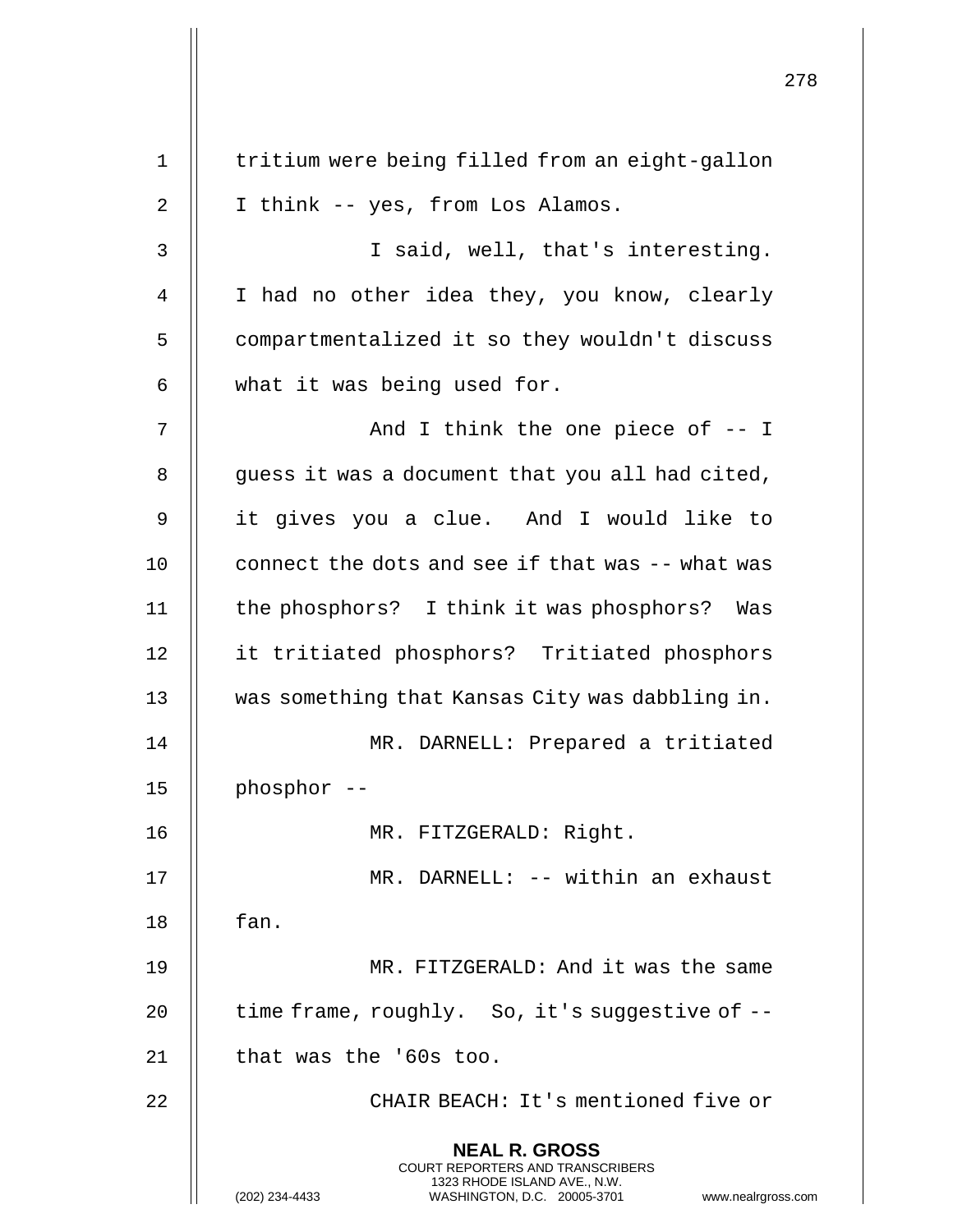tritium were being filled from an eight-gallon I think -- yes, from Los Alamos.

I said, well, that's interesting. I had no other idea they, you know, clearly compartmentalized it so they wouldn't discuss what it was being used for.

And I think the one piece of -- I guess it was a document that you all had cited, it gives you a clue. And I would like to connect the dots and see if that was -- what was the phosphors? I think it was phosphors? Was it tritiated phosphors? Tritiated phosphors was something that Kansas City was dabbling in.

MR. DARNELL: Prepared a tritiated phosphor --

MR. FITZGERALD: Right.

MR. DARNELL: -- within an exhaust fan.

MR. FITZGERALD: And it was the same time frame, roughly. So, it's suggestive of -- that was the '60s too.

CHAIR BEACH: It's mentioned five or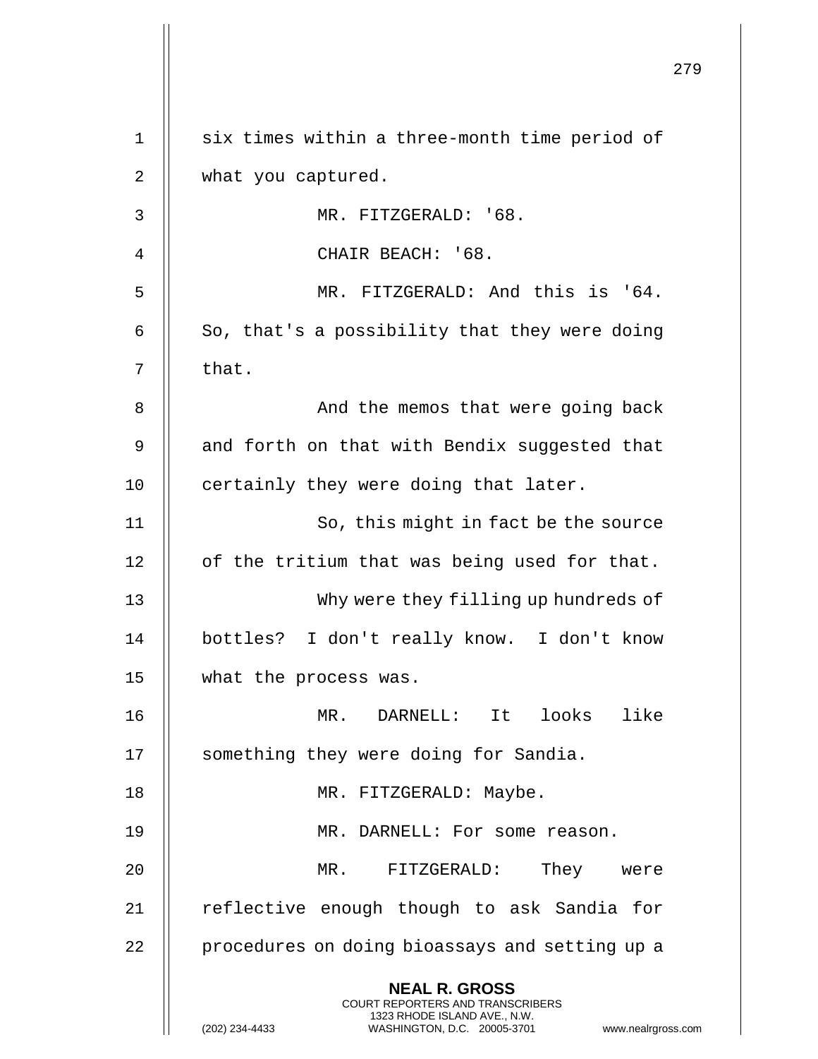six times within a three-month time period of what you captured.

MR. FITZGERALD: '68.

CHAIR BEACH: '68.

MR. FITZGERALD: And this is '64. So, that's a possibility that they were doing that.

And the memos that were going back and forth on that with Bendix suggested that certainly they were doing that later.

So, this might in fact be the source of the tritium that was being used for that.

Why were they filling up hundreds of bottles? I don't really know. I don't know what the process was.

MR. DARNELL: It looks like something they were doing for Sandia.

MR. FITZGERALD: Maybe.

MR. DARNELL: For some reason.

MR. FITZGERALD: They were reflective enough though to ask Sandia for procedures on doing bioassays and setting up a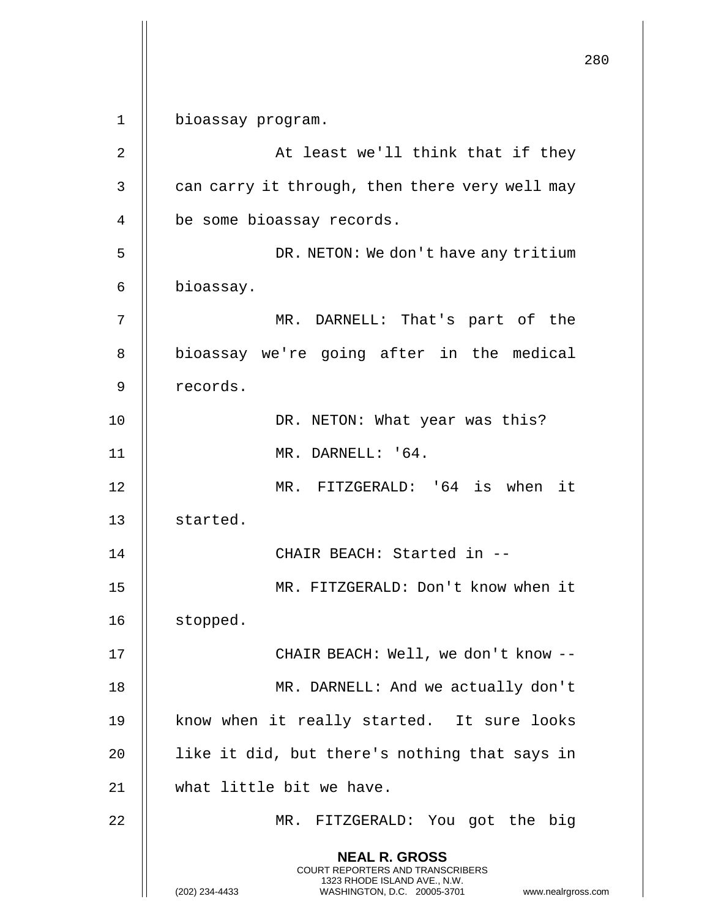bioassay program.

At least we'll think that if they can carry it through, then there very well may be some bioassay records.

DR. NETON: We don't have any tritium bioassay.

MR. DARNELL: That's part of the bioassay we're going after in the medical records.

DR. NETON: What year was this?

MR. DARNELL: '64.

MR. FITZGERALD: '64 is when it started.

CHAIR BEACH: Started in --

MR. FITZGERALD: Don't know when it stopped.

CHAIR BEACH: Well, we don't know --

MR. DARNELL: And we actually don't know when it really started. It sure looks like it did, but there's nothing that says in what little bit we have.

MR. FITZGERALD: You got the big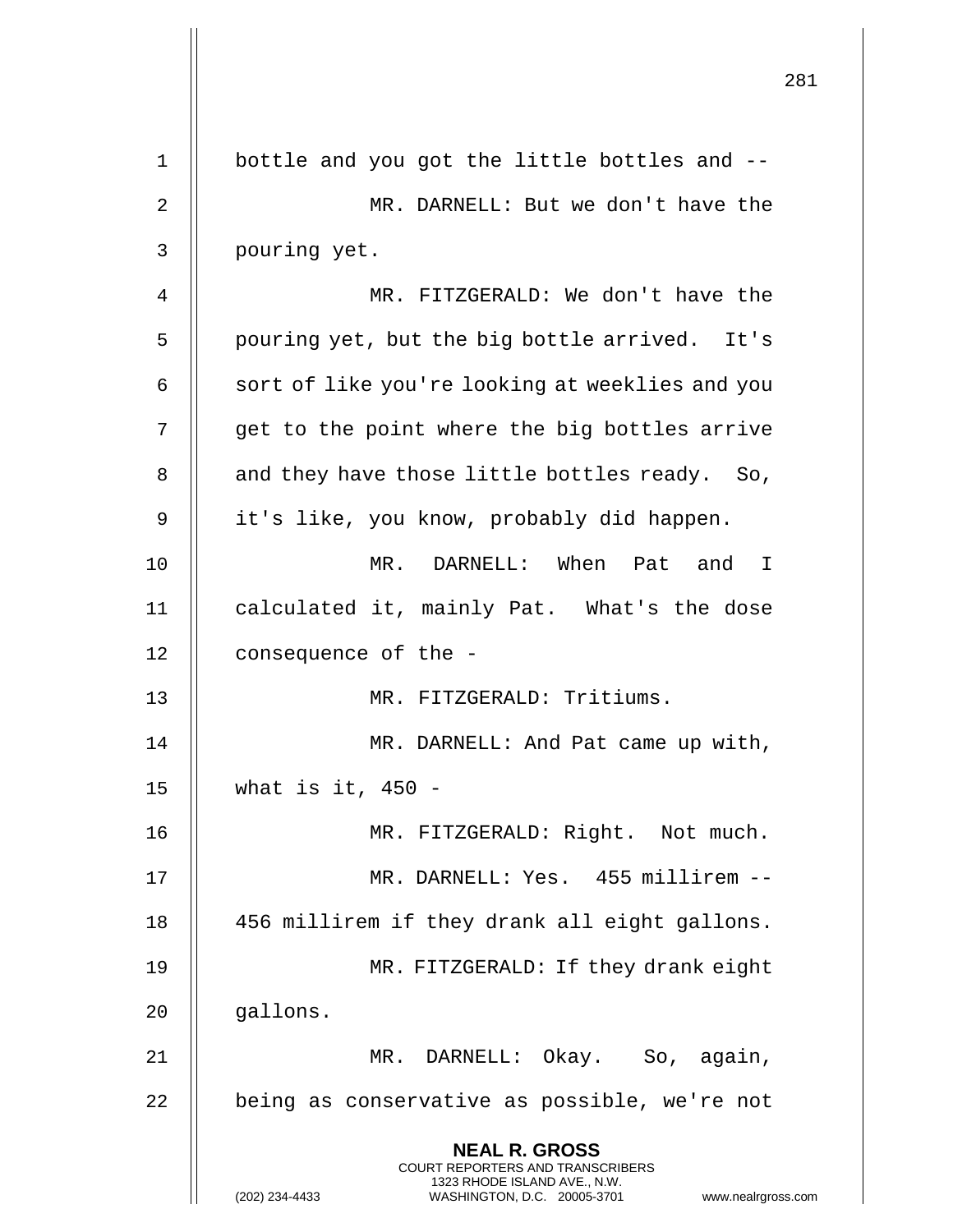bottle and you got the little bottles and --

MR. DARNELL: But we don't have the pouring yet.

MR. FITZGERALD: We don't have the pouring yet, but the big bottle arrived. It's sort of like you're looking at weeklies and you get to the point where the big bottles arrive and they have those little bottles ready. So, it's like, you know, probably did happen.

MR. DARNELL: When Pat and I calculated it, mainly Pat. What's the dose consequence of the -

MR. FITZGERALD: Tritiums.

MR. DARNELL: And Pat came up with, what is it, 450 -

MR. FITZGERALD: Right. Not much.

MR. DARNELL: Yes. 455 millirem -- 456 millirem if they drank all eight gallons.

MR. FITZGERALD: If they drank eight gallons.

MR. DARNELL: Okay. So, again, being as conservative as possible, we're not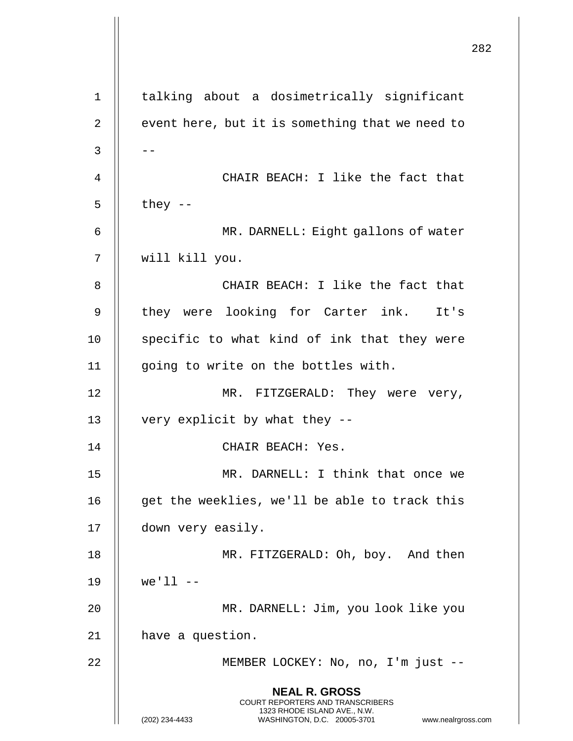talking about a dosimetrically significant event here, but it is something that we need to --

CHAIR BEACH: I like the fact that they --

MR. DARNELL: Eight gallons of water will kill you.

CHAIR BEACH: I like the fact that they were looking for Carter ink. It's specific to what kind of ink that they were going to write on the bottles with.

MR. FITZGERALD: They were very, very explicit by what they --

CHAIR BEACH: Yes.

MR. DARNELL: I think that once we get the weeklies, we'll be able to track this down very easily.

MR. FITZGERALD: Oh, boy. And then we'll --

MR. DARNELL: Jim, you look like you have a question.

MEMBER LOCKEY: No, no, I'm just --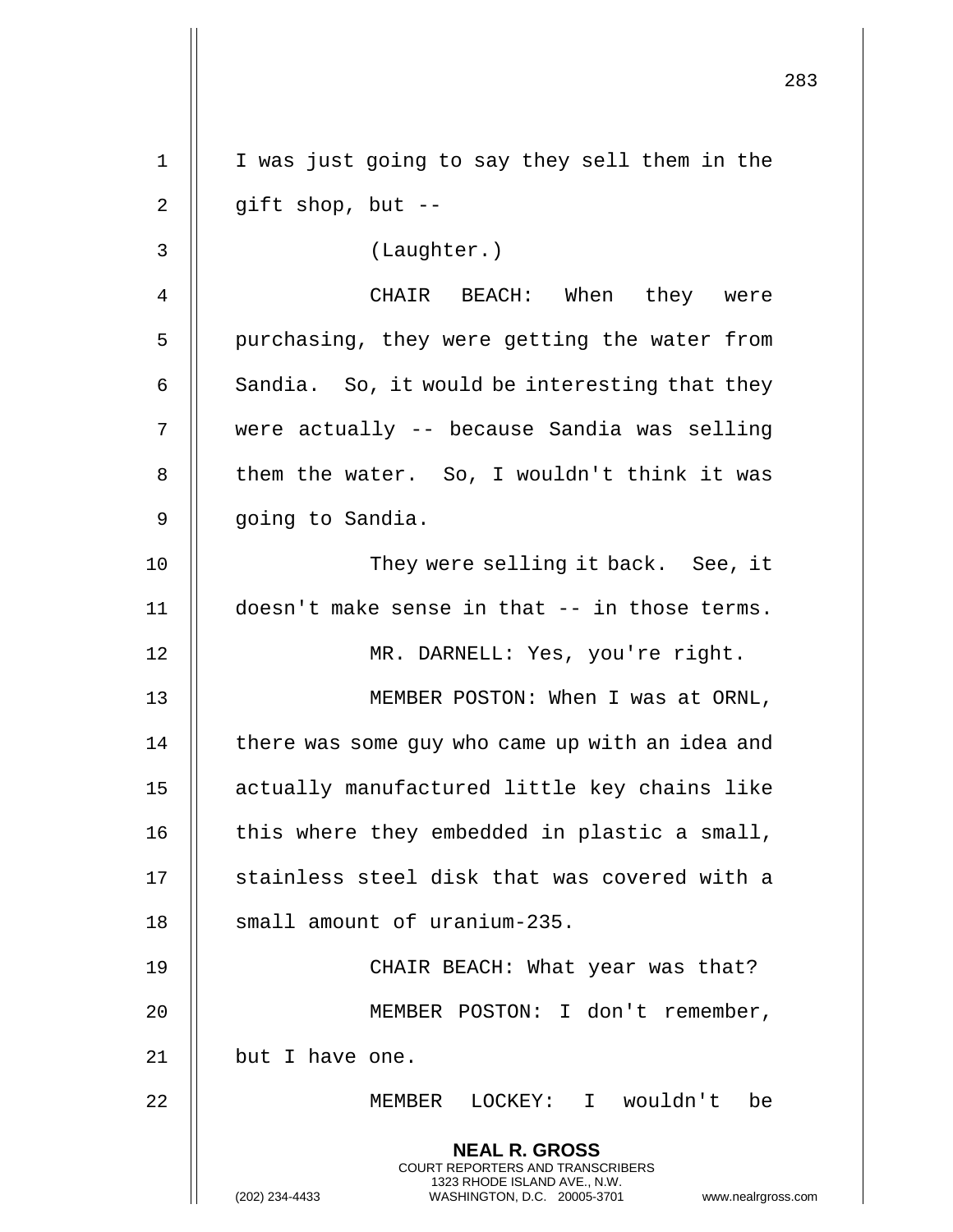I was just going to say they sell them in the gift shop, but --

(Laughter.)

CHAIR BEACH: When they were purchasing, they were getting the water from Sandia. So, it would be interesting that they were actually -- because Sandia was selling them the water. So, I wouldn't think it was going to Sandia.

They were selling it back. See, it doesn't make sense in that -- in those terms.

MR. DARNELL: Yes, you're right.

MEMBER POSTON: When I was at ORNL, there was some guy who came up with an idea and actually manufactured little key chains like this where they embedded in plastic a small, stainless steel disk that was covered with a small amount of uranium-235.

CHAIR BEACH: What year was that?

MEMBER POSTON: I don't remember, but I have one.

MEMBER LOCKEY: I wouldn't be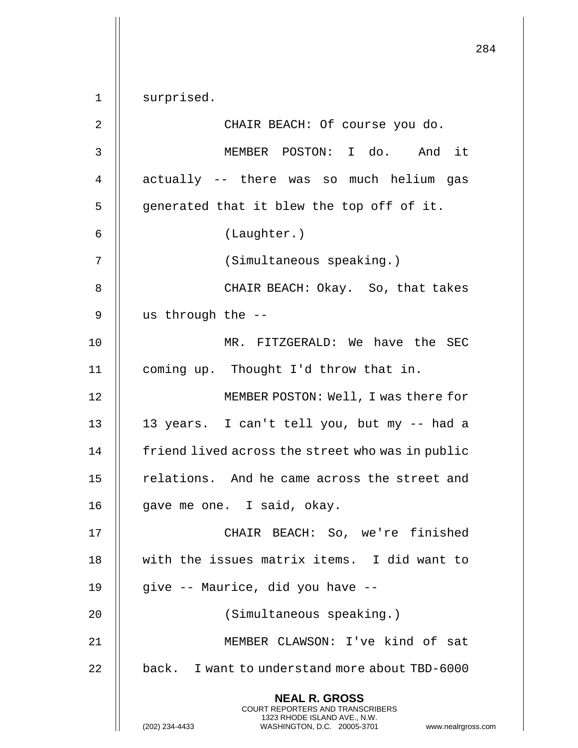surprised.

CHAIR BEACH: Of course you do.

MEMBER POSTON: I do. And it actually -- there was so much helium gas generated that it blew the top off of it.

(Laughter.)

(Simultaneous speaking.)

CHAIR BEACH: Okay. So, that takes us through the --

MR. FITZGERALD: We have the SEC coming up. Thought I'd throw that in.

MEMBER POSTON: Well, I was there for 13 years. I can't tell you, but my -- had a friend lived across the street who was in public relations. And he came across the street and gave me one. I said, okay.

CHAIR BEACH: So, we're finished with the issues matrix items. I did want to give -- Maurice, did you have --

(Simultaneous speaking.)

MEMBER CLAWSON: I've kind of sat back. I want to understand more about TBD-6000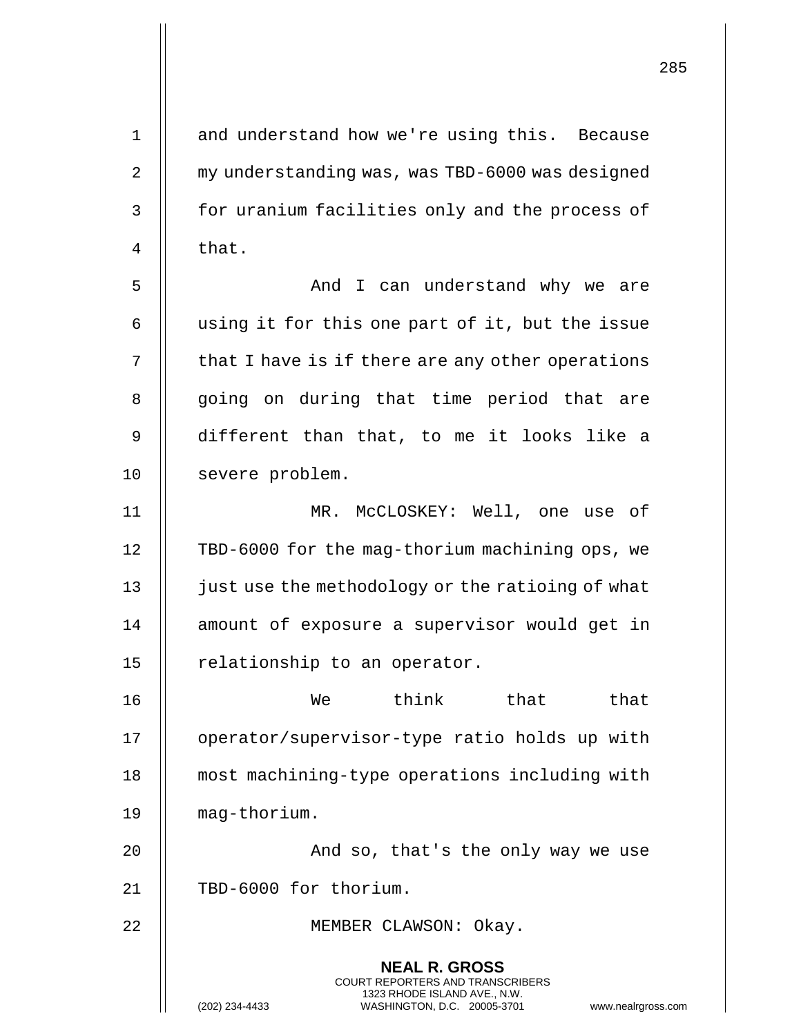and understand how we're using this. Because my understanding was, was TBD-6000 was designed for uranium facilities only and the process of that.

And I can understand why we are using it for this one part of it, but the issue that I have is if there are any other operations going on during that time period that are different than that, to me it looks like a severe problem.

MR. McCLOSKEY: Well, one use of TBD-6000 for the mag-thorium machining ops, we just use the methodology or the ratioing of what amount of exposure a supervisor would get in relationship to an operator.

We think that that operator/supervisor-type ratio holds up with most machining-type operations including with mag-thorium.

And so, that's the only way we use TBD-6000 for thorium.

MEMBER CLAWSON: Okay.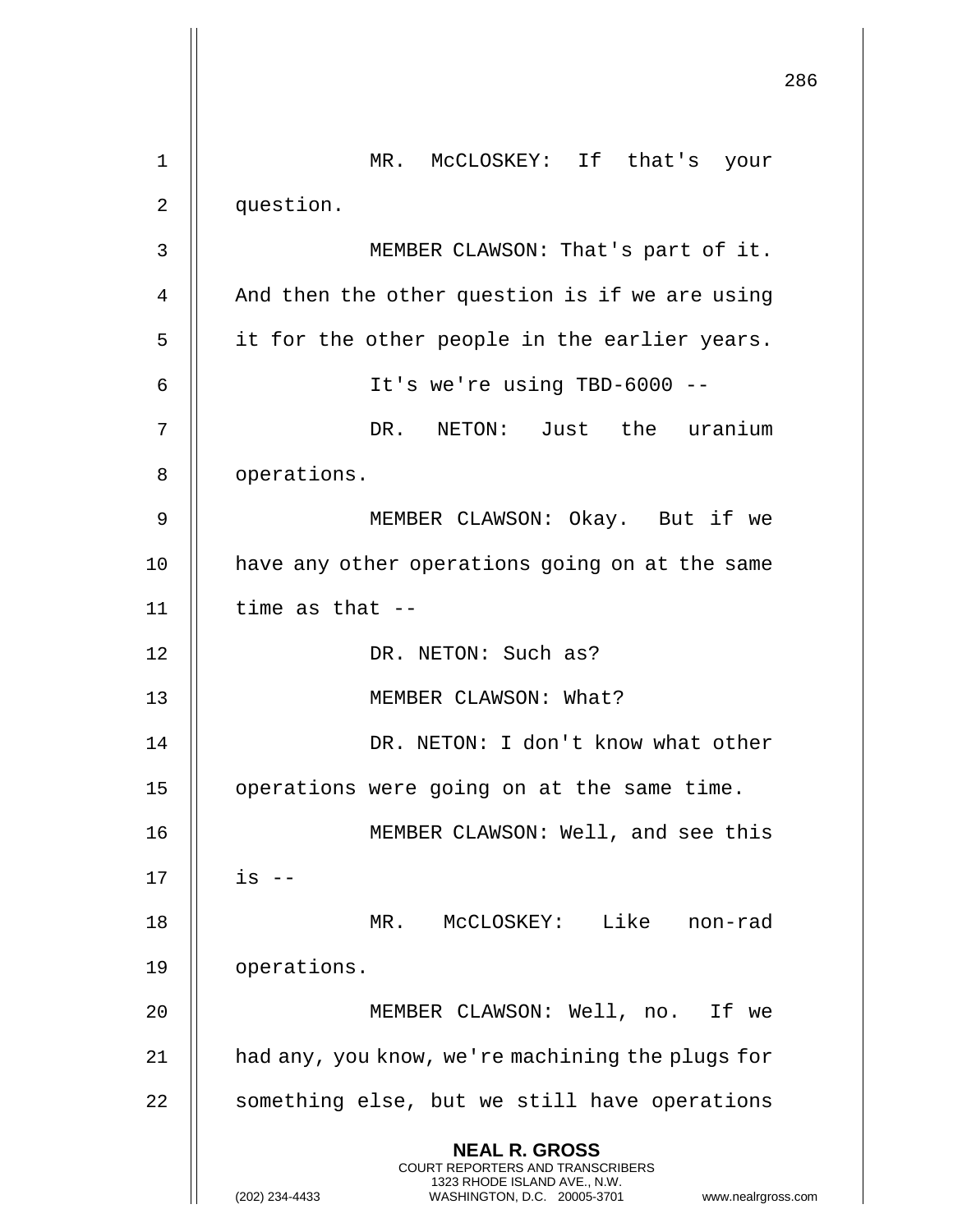MR. McCLOSKEY: If that's your question.

MEMBER CLAWSON: That's part of it. And then the other question is if we are using it for the other people in the earlier years.

It's we're using TBD-6000 --

DR. NETON: Just the uranium operations.

MEMBER CLAWSON: Okay. But if we have any other operations going on at the same time as that --

DR. NETON: Such as?

MEMBER CLAWSON: What?

DR. NETON: I don't know what other operations were going on at the same time.

MEMBER CLAWSON: Well, and see this is --

MR. McCLOSKEY: Like non-rad operations.

MEMBER CLAWSON: Well, no. If we had any, you know, we're machining the plugs for something else, but we still have operations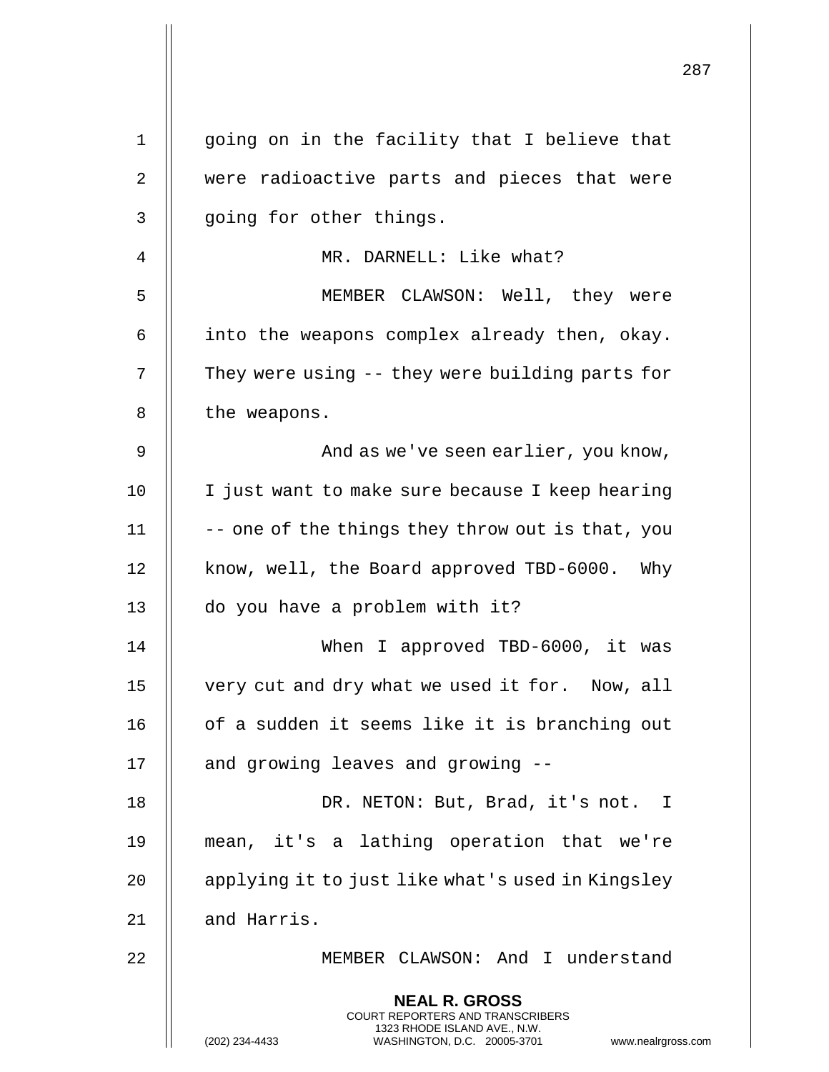going on in the facility that I believe that were radioactive parts and pieces that were going for other things.

MR. DARNELL: Like what?

MEMBER CLAWSON: Well, they were into the weapons complex already then, okay. They were using -- they were building parts for the weapons.

And as we've seen earlier, you know, I just want to make sure because I keep hearing -- one of the things they throw out is that, you know, well, the Board approved TBD-6000. Why do you have a problem with it?

When I approved TBD-6000, it was very cut and dry what we used it for. Now, all of a sudden it seems like it is branching out and growing leaves and growing --

DR. NETON: But, Brad, it's not. I mean, it's a lathing operation that we're applying it to just like what's used in Kingsley and Harris.

MEMBER CLAWSON: And I understand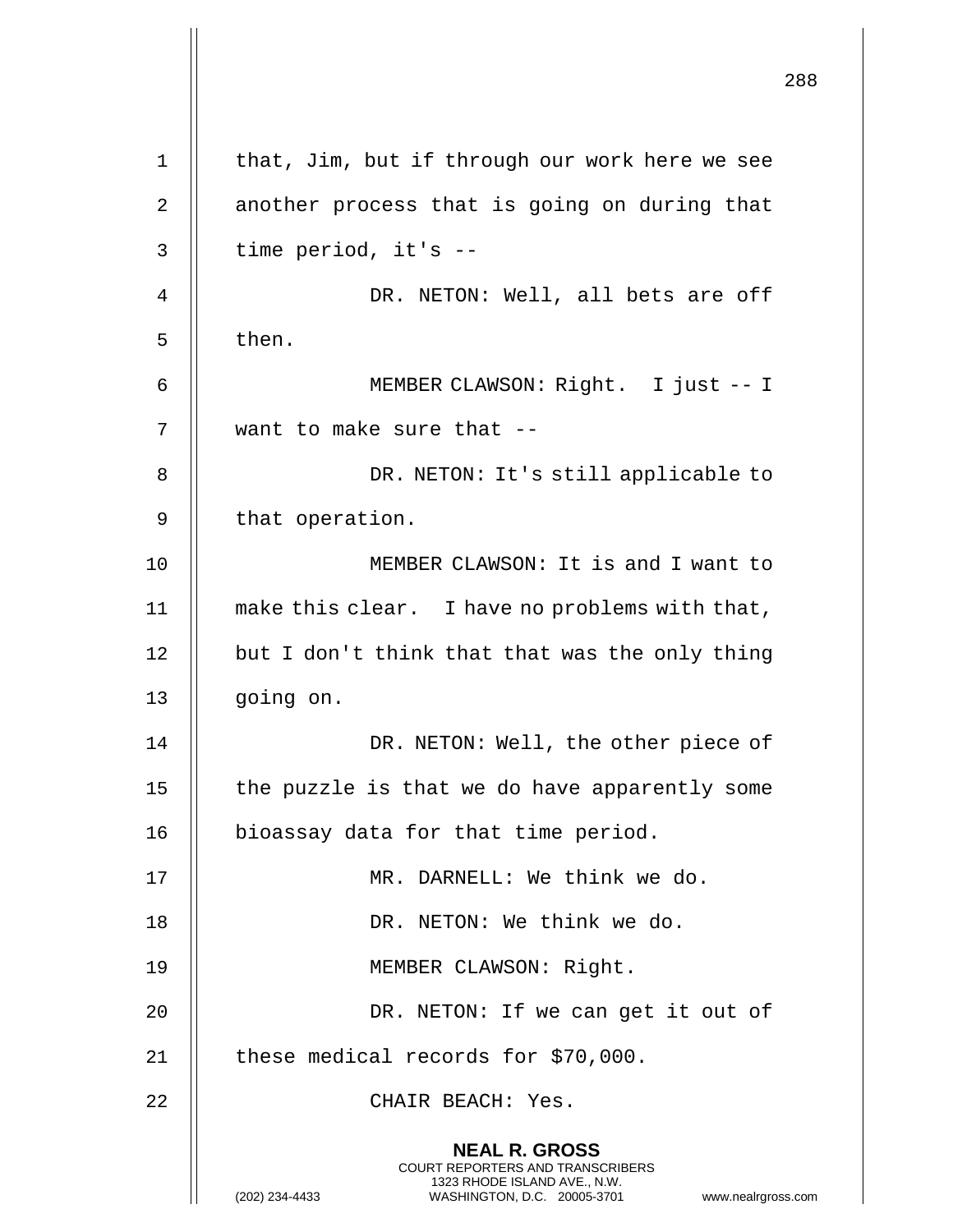that, Jim, but if through our work here we see another process that is going on during that time period, it's --

DR. NETON: Well, all bets are off then.

MEMBER CLAWSON: Right. I just -- I want to make sure that --

DR. NETON: It's still applicable to that operation.

MEMBER CLAWSON: It is and I want to make this clear. I have no problems with that, but I don't think that that was the only thing going on.

DR. NETON: Well, the other piece of the puzzle is that we do have apparently some bioassay data for that time period.

MR. DARNELL: We think we do.

DR. NETON: We think we do.

MEMBER CLAWSON: Right.

DR. NETON: If we can get it out of these medical records for $70,000.

CHAIR BEACH: Yes.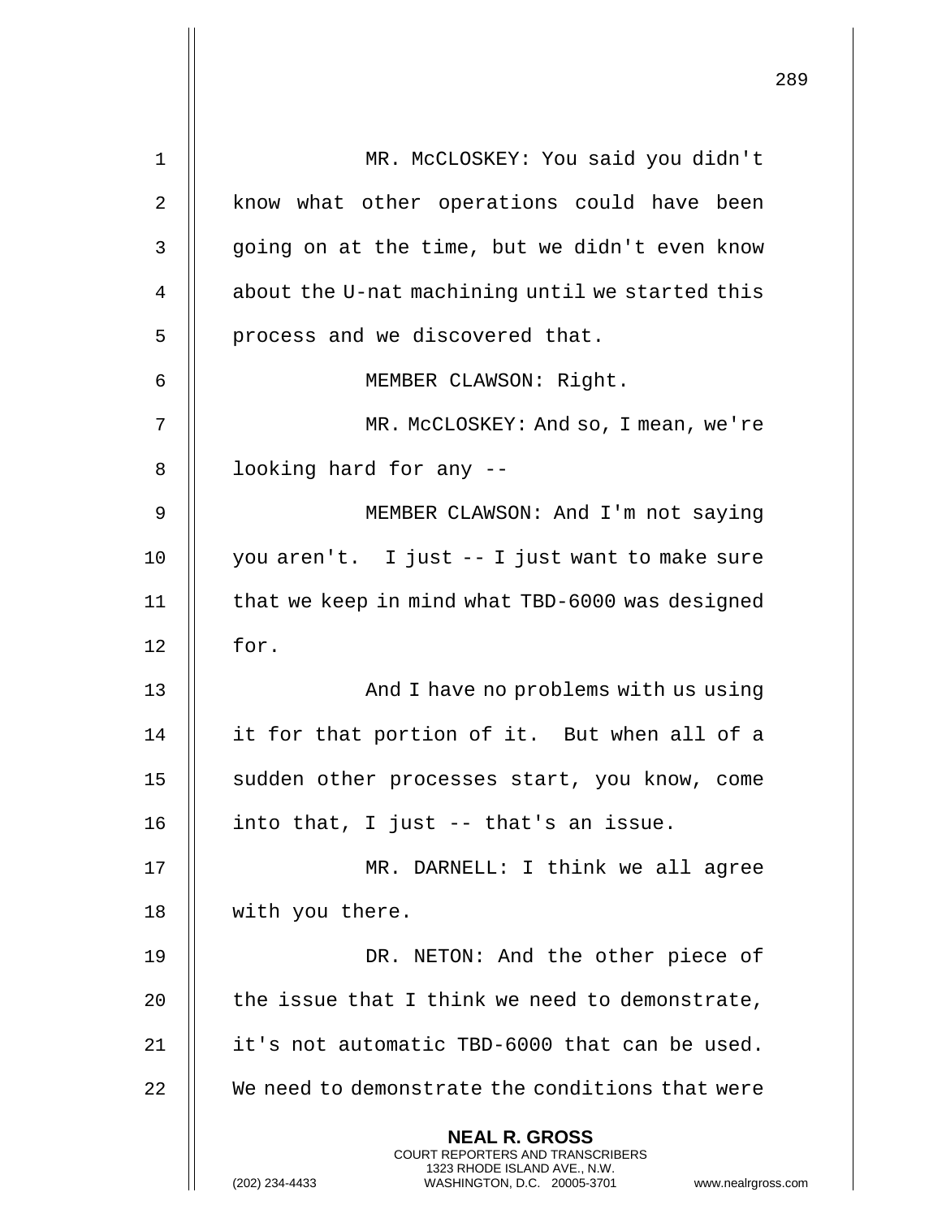MR. McCLOSKEY: You said you didn't know what other operations could have been going on at the time, but we didn't even know about the U-nat machining until we started this process and we discovered that.

MEMBER CLAWSON: Right.

MR. McCLOSKEY: And so, I mean, we're looking hard for any --

MEMBER CLAWSON: And I'm not saying you aren't. I just -- I just want to make sure that we keep in mind what TBD-6000 was designed for.

And I have no problems with us using it for that portion of it. But when all of a sudden other processes start, you know, come into that, I just -- that's an issue.

MR. DARNELL: I think we all agree with you there.

DR. NETON: And the other piece of the issue that I think we need to demonstrate, it's not automatic TBD-6000 that can be used. We need to demonstrate the conditions that were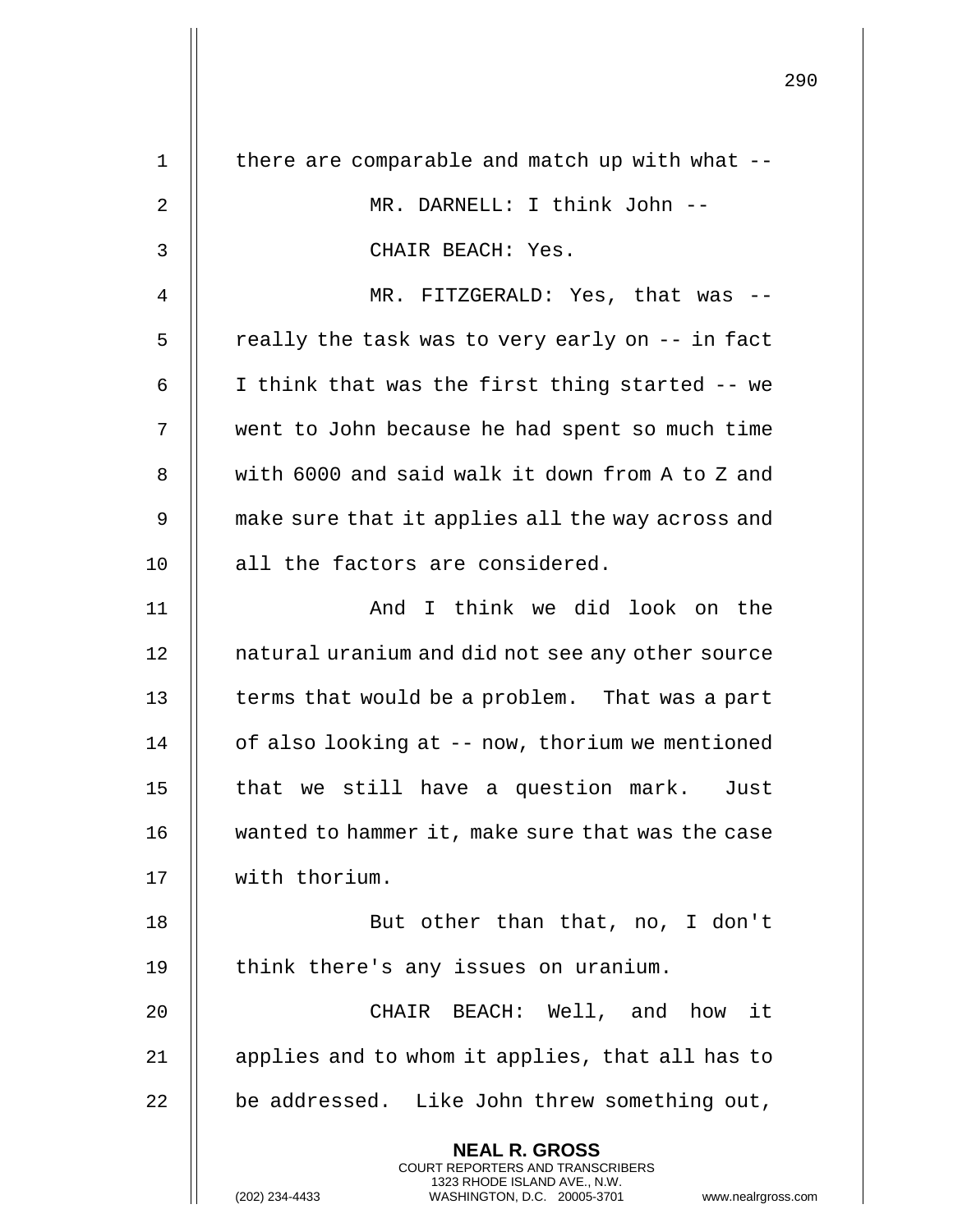there are comparable and match up with what --

MR. DARNELL: I think John --

CHAIR BEACH: Yes.

MR. FITZGERALD: Yes, that was -- really the task was to very early on -- in fact I think that was the first thing started -- we went to John because he had spent so much time with 6000 and said walk it down from A to Z and make sure that it applies all the way across and all the factors are considered.

And I think we did look on the natural uranium and did not see any other source terms that would be a problem. That was a part of also looking at -- now, thorium we mentioned that we still have a question mark. Just wanted to hammer it, make sure that was the case with thorium.

But other than that, no, I don't think there's any issues on uranium.

CHAIR BEACH: Well, and how it applies and to whom it applies, that all has to be addressed. Like John threw something out,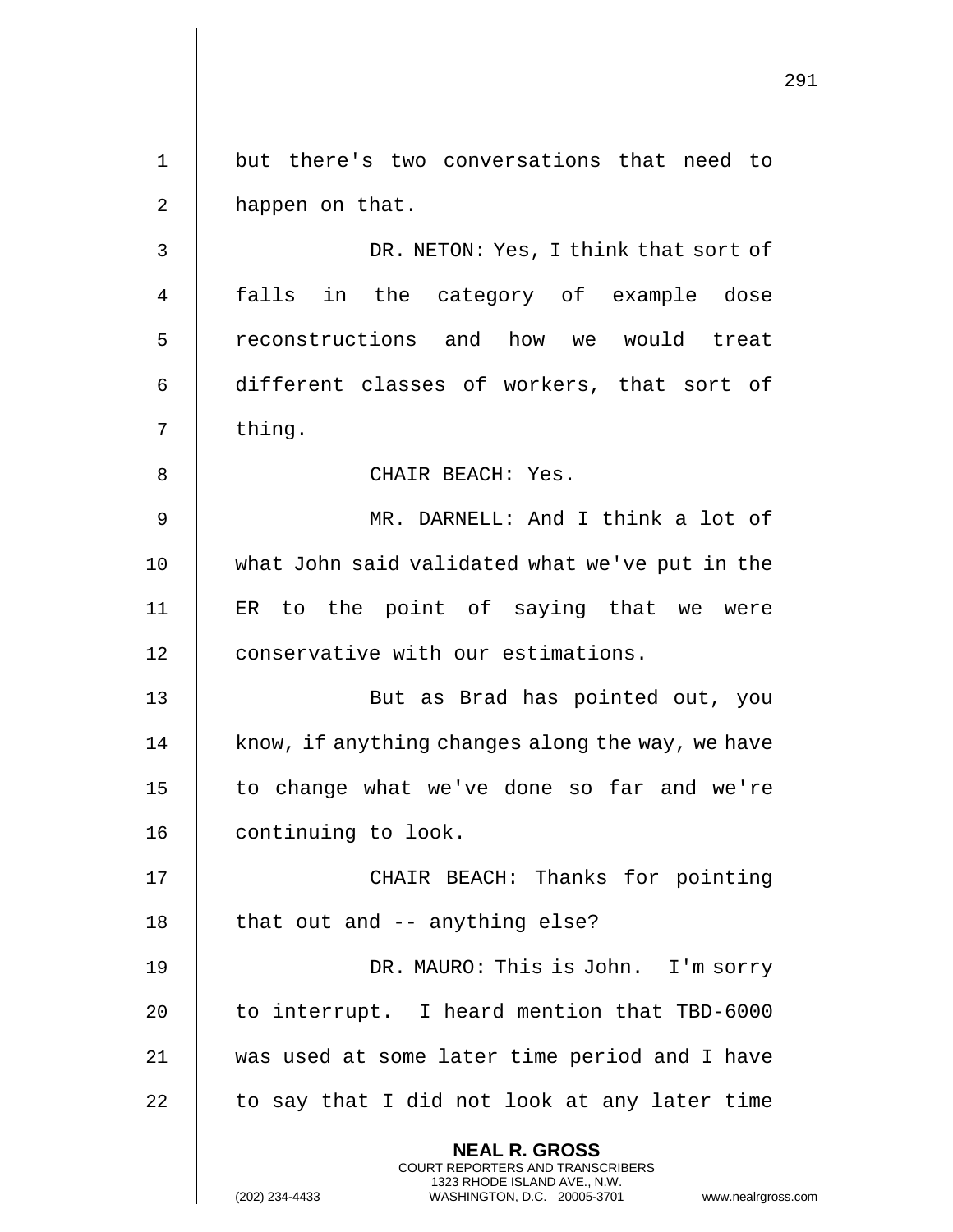but there's two conversations that need to happen on that.

DR. NETON: Yes, I think that sort of falls in the category of example dose reconstructions and how we would treat different classes of workers, that sort of thing.

CHAIR BEACH: Yes.

MR. DARNELL: And I think a lot of what John said validated what we've put in the ER to the point of saying that we were conservative with our estimations.

But as Brad has pointed out, you know, if anything changes along the way, we have to change what we've done so far and we're continuing to look.

CHAIR BEACH: Thanks for pointing that out and -- anything else?

DR. MAURO: This is John. I'm sorry to interrupt. I heard mention that TBD-6000 was used at some later time period and I have to say that I did not look at any later time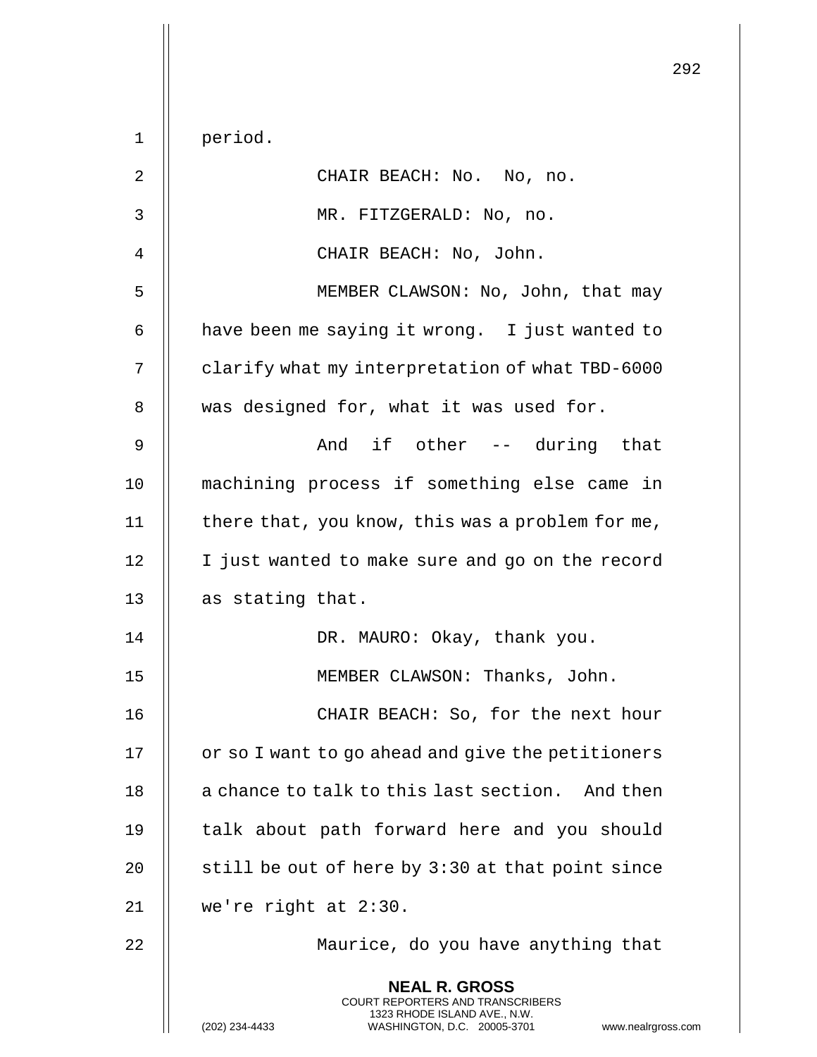period.

CHAIR BEACH: No. No, no.

MR. FITZGERALD: No, no.

CHAIR BEACH: No, John.

MEMBER CLAWSON: No, John, that may have been me saying it wrong. I just wanted to clarify what my interpretation of what TBD-6000 was designed for, what it was used for.

And if other -- during that machining process if something else came in there that, you know, this was a problem for me, I just wanted to make sure and go on the record as stating that.

DR. MAURO: Okay, thank you.

MEMBER CLAWSON: Thanks, John.

CHAIR BEACH: So, for the next hour or so I want to go ahead and give the petitioners a chance to talk to this last section. And then talk about path forward here and you should still be out of here by 3:30 at that point since we're right at 2:30.

Maurice, do you have anything that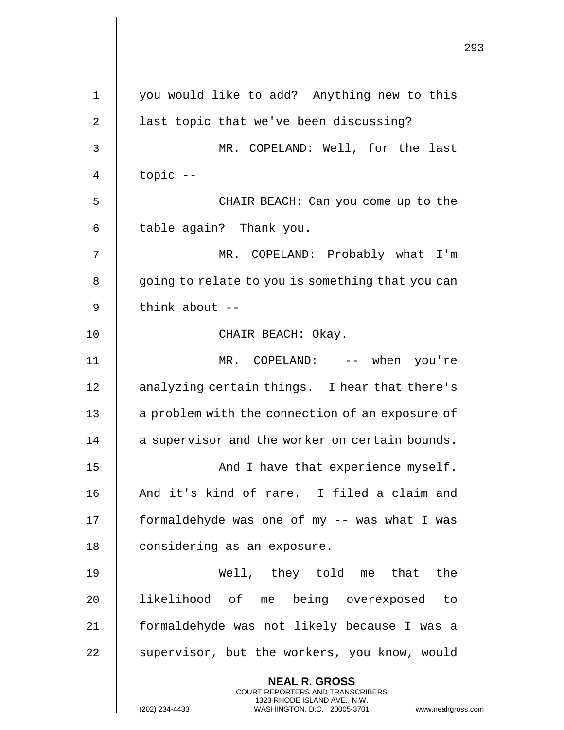you would like to add? Anything new to this last topic that we've been discussing?

MR. COPELAND: Well, for the last topic --

CHAIR BEACH: Can you come up to the table again? Thank you.

MR. COPELAND: Probably what I'm going to relate to you is something that you can think about --

CHAIR BEACH: Okay.

MR. COPELAND: -- when you're analyzing certain things. I hear that there's a problem with the connection of an exposure of a supervisor and the worker on certain bounds.

And I have that experience myself. And it's kind of rare. I filed a claim and formaldehyde was one of my -- was what I was considering as an exposure.

Well, they told me that the likelihood of me being overexposed to formaldehyde was not likely because I was a supervisor, but the workers, you know, would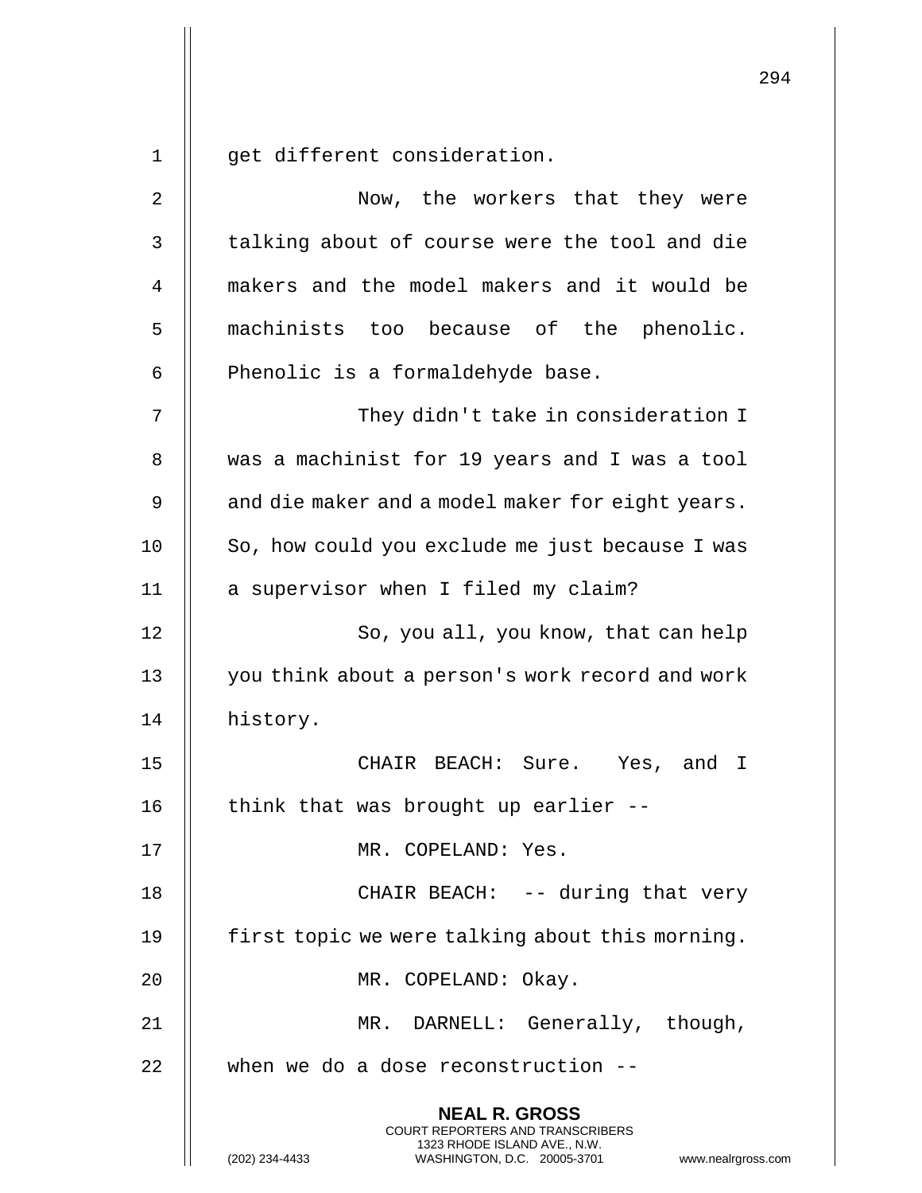get different consideration.

Now, the workers that they were talking about of course were the tool and die makers and the model makers and it would be machinists too because of the phenolic. Phenolic is a formaldehyde base.

They didn't take in consideration I was a machinist for 19 years and I was a tool and die maker and a model maker for eight years. So, how could you exclude me just because I was a supervisor when I filed my claim?

So, you all, you know, that can help you think about a person's work record and work history.

CHAIR BEACH: Sure. Yes, and I think that was brought up earlier --

MR. COPELAND: Yes.

CHAIR BEACH: -- during that very first topic we were talking about this morning.

MR. COPELAND: Okay.

MR. DARNELL: Generally, though, when we do a dose reconstruction --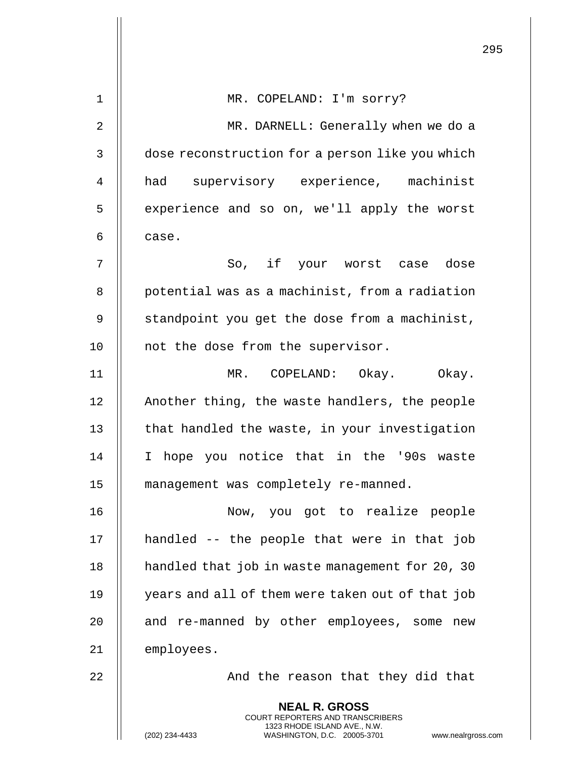MR. COPELAND: I'm sorry?

MR. DARNELL: Generally when we do a dose reconstruction for a person like you which had supervisory experience, machinist experience and so on, we'll apply the worst case.

So, if your worst case dose potential was as a machinist, from a radiation standpoint you get the dose from a machinist, not the dose from the supervisor.

MR. COPELAND: Okay. Okay. Another thing, the waste handlers, the people that handled the waste, in your investigation I hope you notice that in the '90s waste management was completely re-manned.

Now, you got to realize people handled -- the people that were in that job handled that job in waste management for 20, 30 years and all of them were taken out of that job and re-manned by other employees, some new employees.

And the reason that they did that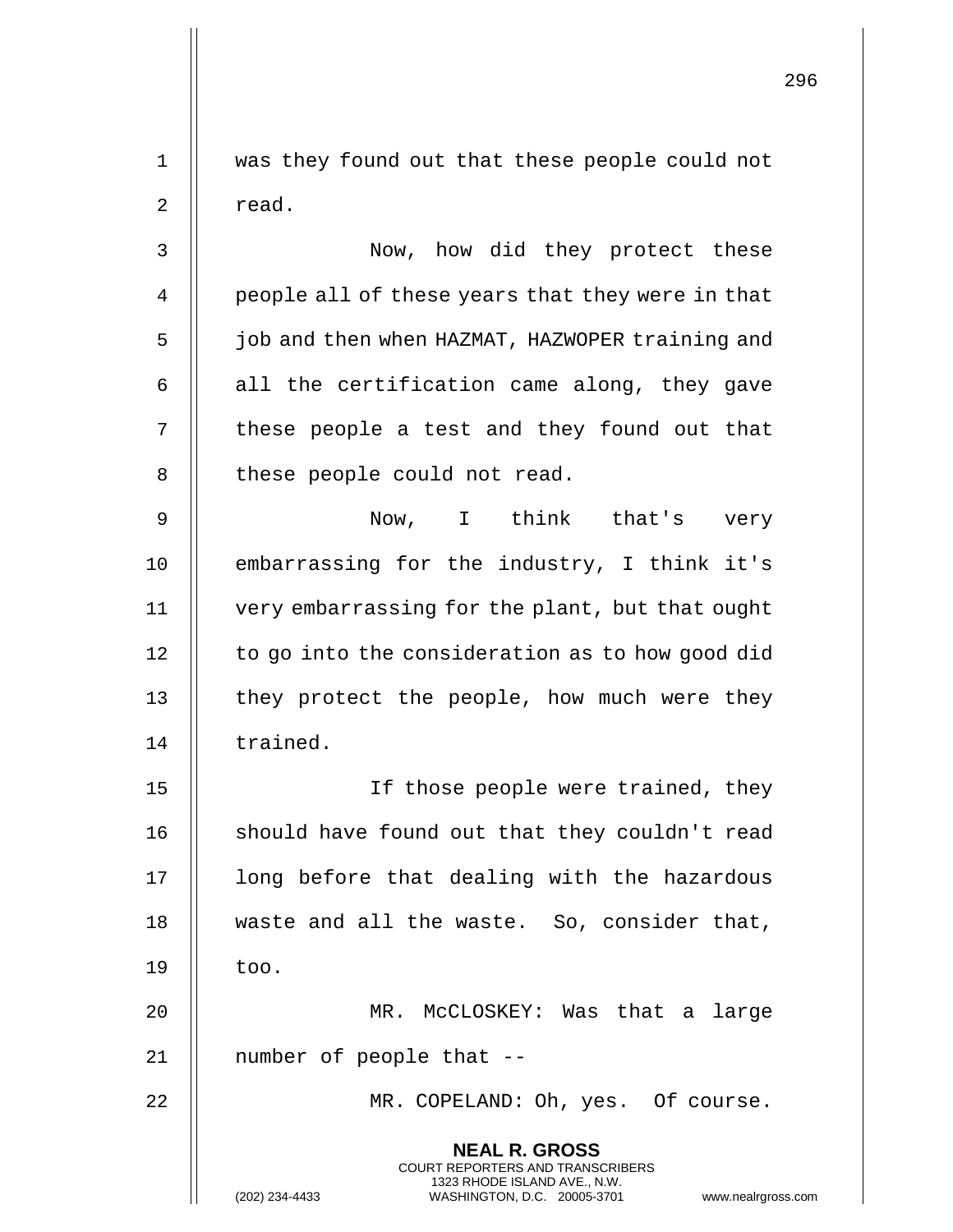was they found out that these people could not read.

Now, how did they protect these people all of these years that they were in that job and then when HAZMAT, HAZWOPER training and all the certification came along, they gave these people a test and they found out that these people could not read.

Now, I think that's very embarrassing for the industry, I think it's very embarrassing for the plant, but that ought to go into the consideration as to how good did they protect the people, how much were they trained.

If those people were trained, they should have found out that they couldn't read long before that dealing with the hazardous waste and all the waste. So, consider that, too.

MR. McCLOSKEY: Was that a large number of people that --

MR. COPELAND: Oh, yes. Of course.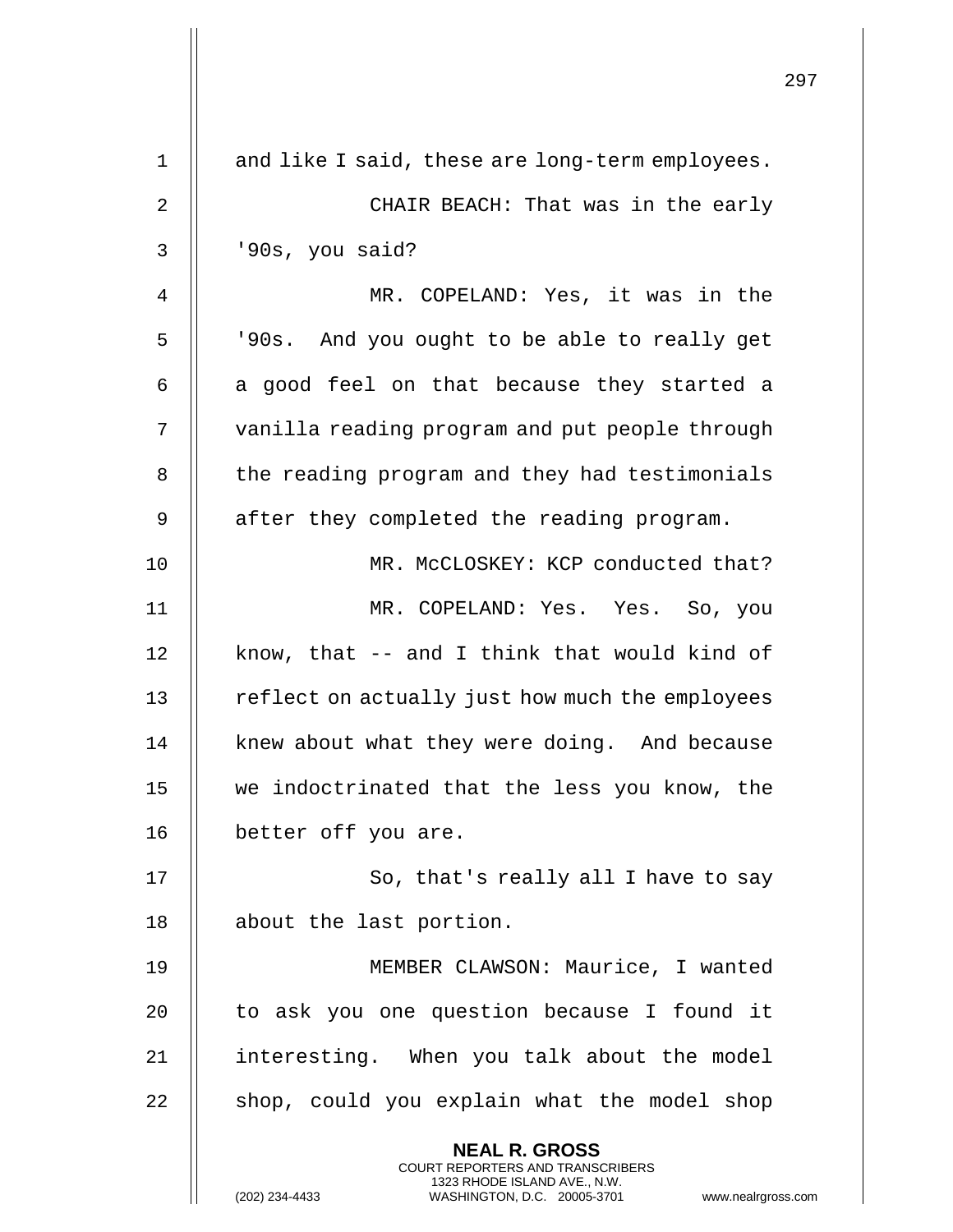and like I said, these are long-term employees.

CHAIR BEACH: That was in the early '90s, you said?

MR. COPELAND: Yes, it was in the '90s. And you ought to be able to really get a good feel on that because they started a vanilla reading program and put people through the reading program and they had testimonials after they completed the reading program.

MR. McCLOSKEY: KCP conducted that?

MR. COPELAND: Yes. Yes. So, you know, that -- and I think that would kind of reflect on actually just how much the employees knew about what they were doing. And because we indoctrinated that the less you know, the better off you are.

So, that's really all I have to say about the last portion.

MEMBER CLAWSON: Maurice, I wanted to ask you one question because I found it interesting. When you talk about the model shop, could you explain what the model shop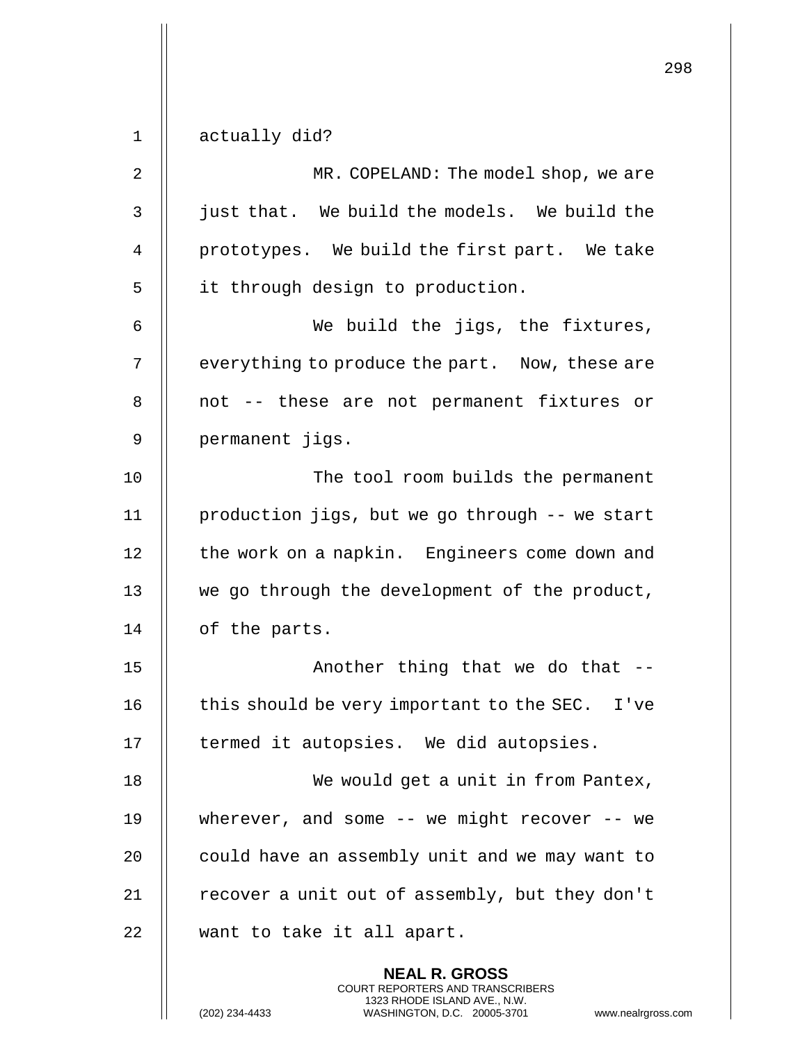actually did?

MR. COPELAND: The model shop, we are just that. We build the models. We build the prototypes. We build the first part. We take it through design to production.

We build the jigs, the fixtures, everything to produce the part. Now, these are not -- these are not permanent fixtures or permanent jigs.

The tool room builds the permanent production jigs, but we go through -- we start the work on a napkin. Engineers come down and we go through the development of the product, of the parts.

Another thing that we do that -- this should be very important to the SEC. I've termed it autopsies. We did autopsies.

We would get a unit in from Pantex, wherever, and some -- we might recover -- we could have an assembly unit and we may want to recover a unit out of assembly, but they don't want to take it all apart.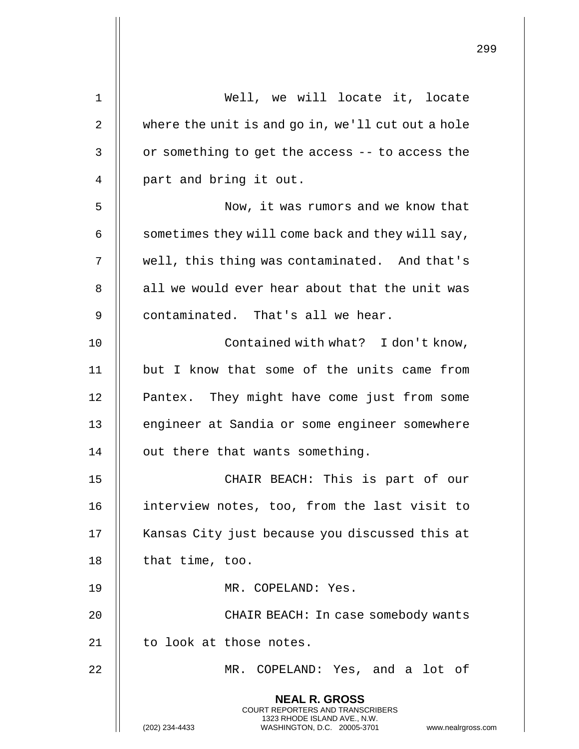Well, we will locate it, locate where the unit is and go in, we'll cut out a hole or something to get the access -- to access the part and bring it out.

Now, it was rumors and we know that sometimes they will come back and they will say, well, this thing was contaminated. And that's all we would ever hear about that the unit was contaminated. That's all we hear.

Contained with what? I don't know, but I know that some of the units came from Pantex. They might have come just from some engineer at Sandia or some engineer somewhere out there that wants something.

CHAIR BEACH: This is part of our interview notes, too, from the last visit to Kansas City just because you discussed this at that time, too.

MR. COPELAND: Yes.

CHAIR BEACH: In case somebody wants to look at those notes.

MR. COPELAND: Yes, and a lot of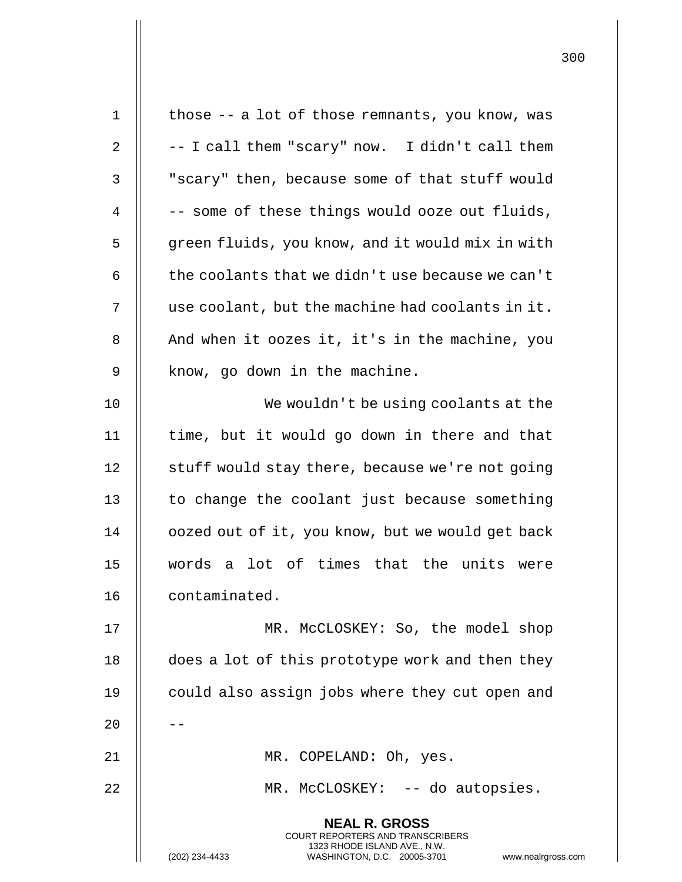those -- a lot of those remnants, you know, was -- I call them "scary" now. I didn't call them "scary" then, because some of that stuff would -- some of these things would ooze out fluids, green fluids, you know, and it would mix in with the coolants that we didn't use because we can't use coolant, but the machine had coolants in it. And when it oozes it, it's in the machine, you know, go down in the machine.

We wouldn't be using coolants at the time, but it would go down in there and that stuff would stay there, because we're not going to change the coolant just because something oozed out of it, you know, but we would get back words a lot of times that the units were contaminated.

MR. McCLOSKEY: So, the model shop does a lot of this prototype work and then they could also assign jobs where they cut open and --

MR. COPELAND: Oh, yes.

MR. McCLOSKEY: -- do autopsies.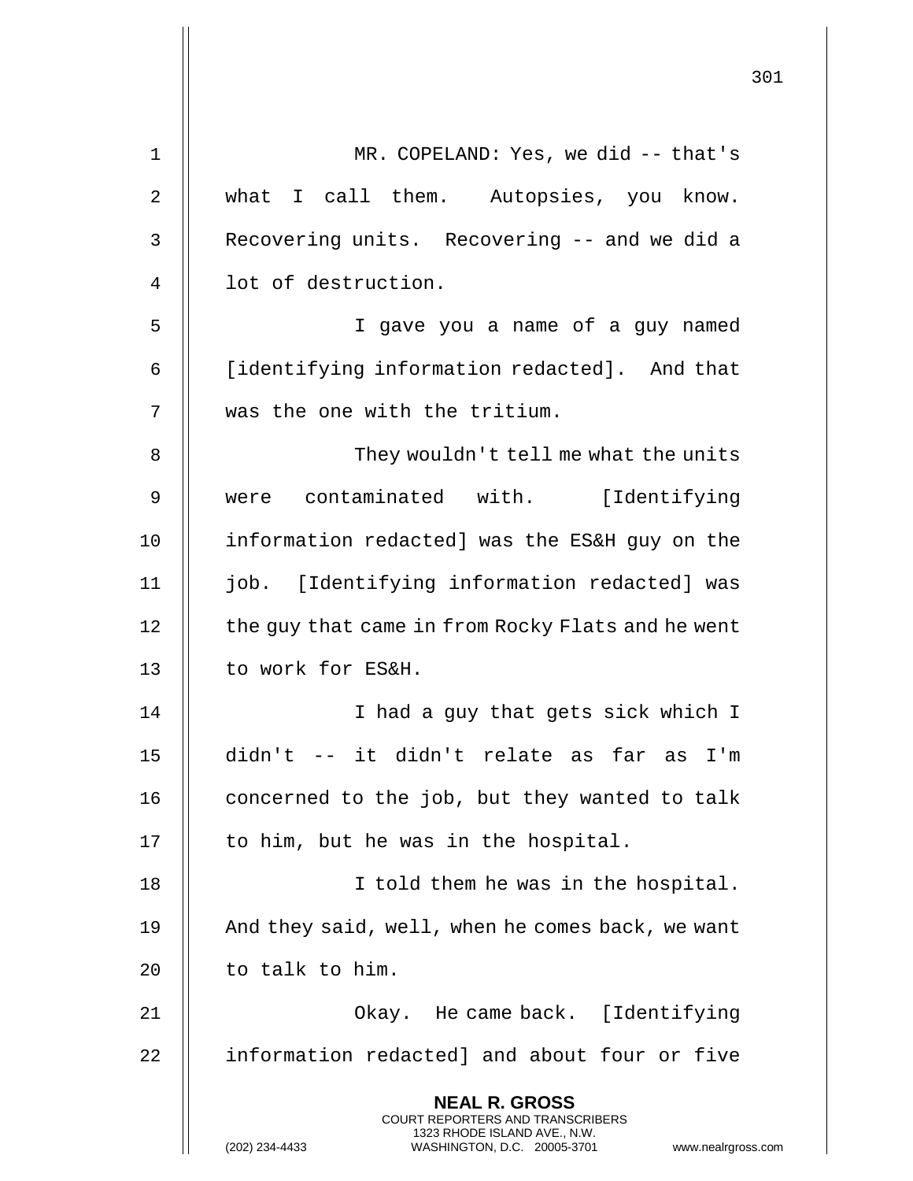MR. COPELAND: Yes, we did -- that's what I call them. Autopsies, you know. Recovering units. Recovering -- and we did a lot of destruction.

I gave you a name of a guy named [identifying information redacted]. And that was the one with the tritium.

They wouldn't tell me what the units were contaminated with. [Identifying information redacted] was the ES&H guy on the job. [Identifying information redacted] was the guy that came in from Rocky Flats and he went to work for ES&H.

I had a guy that gets sick which I didn't -- it didn't relate as far as I'm concerned to the job, but they wanted to talk to him, but he was in the hospital.

I told them he was in the hospital. And they said, well, when he comes back, we want to talk to him.

Okay. He came back. [Identifying information redacted] and about four or five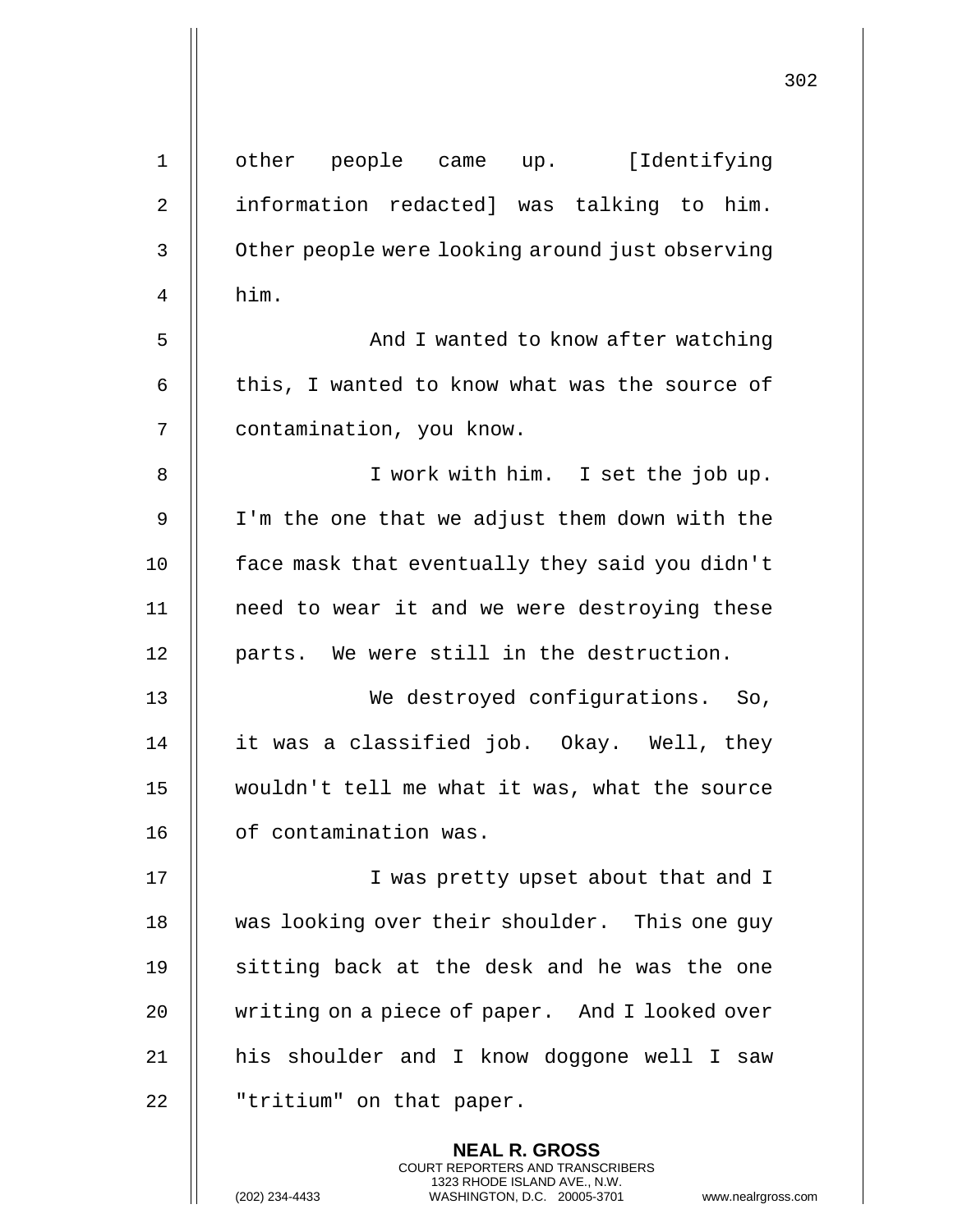other people came up. [Identifying information redacted] was talking to him. Other people were looking around just observing him.

And I wanted to know after watching this, I wanted to know what was the source of contamination, you know.

I work with him. I set the job up. I'm the one that we adjust them down with the face mask that eventually they said you didn't need to wear it and we were destroying these parts. We were still in the destruction.

We destroyed configurations. So, it was a classified job. Okay. Well, they wouldn't tell me what it was, what the source of contamination was.

I was pretty upset about that and I was looking over their shoulder. This one guy sitting back at the desk and he was the one writing on a piece of paper. And I looked over his shoulder and I know doggone well I saw "tritium" on that paper.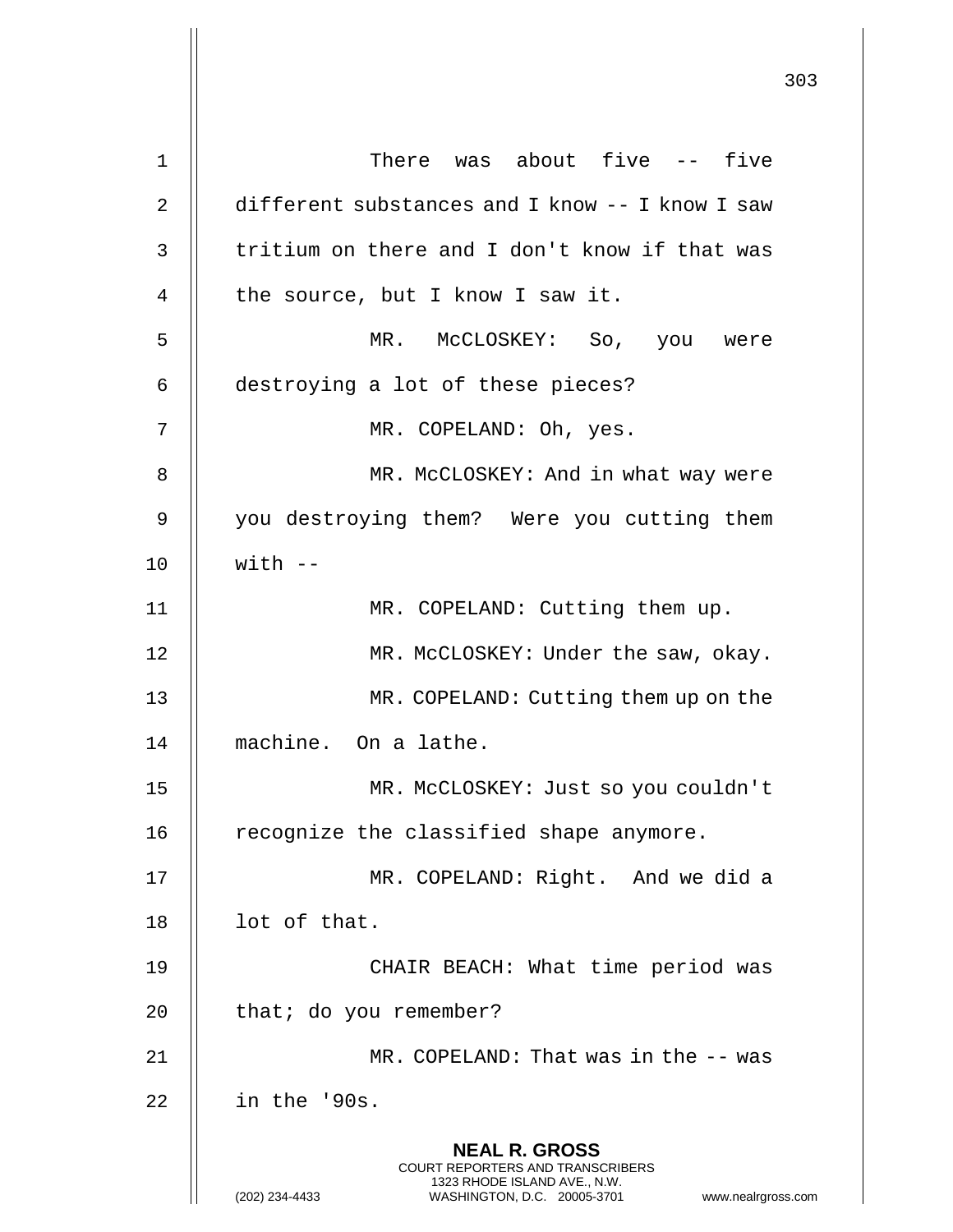There was about five -- five different substances and I know -- I know I saw tritium on there and I don't know if that was the source, but I know I saw it.

MR. McCLOSKEY: So, you were destroying a lot of these pieces?

MR. COPELAND: Oh, yes.

MR. McCLOSKEY: And in what way were you destroying them? Were you cutting them with --

MR. COPELAND: Cutting them up.

MR. McCLOSKEY: Under the saw, okay.

MR. COPELAND: Cutting them up on the machine. On a lathe.

MR. McCLOSKEY: Just so you couldn't recognize the classified shape anymore.

MR. COPELAND: Right. And we did a lot of that.

CHAIR BEACH: What time period was that; do you remember?

MR. COPELAND: That was in the -- was in the '90s.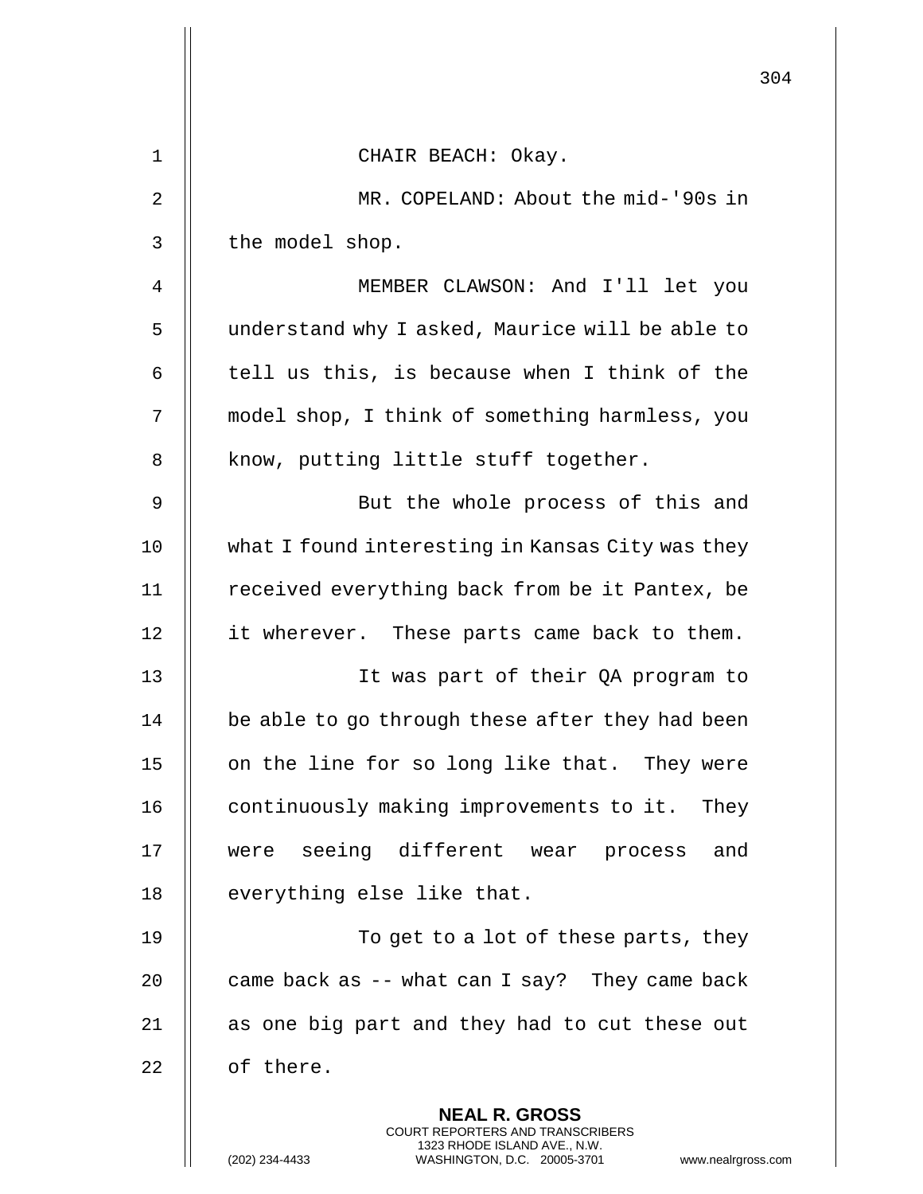CHAIR BEACH: Okay.

MR. COPELAND: About the mid-'90s in the model shop.

MEMBER CLAWSON: And I'll let you understand why I asked, Maurice will be able to tell us this, is because when I think of the model shop, I think of something harmless, you know, putting little stuff together.

But the whole process of this and what I found interesting in Kansas City was they received everything back from be it Pantex, be it wherever. These parts came back to them.

It was part of their QA program to be able to go through these after they had been on the line for so long like that. They were continuously making improvements to it. They were seeing different wear process and everything else like that.

To get to a lot of these parts, they came back as -- what can I say? They came back as one big part and they had to cut these out of there.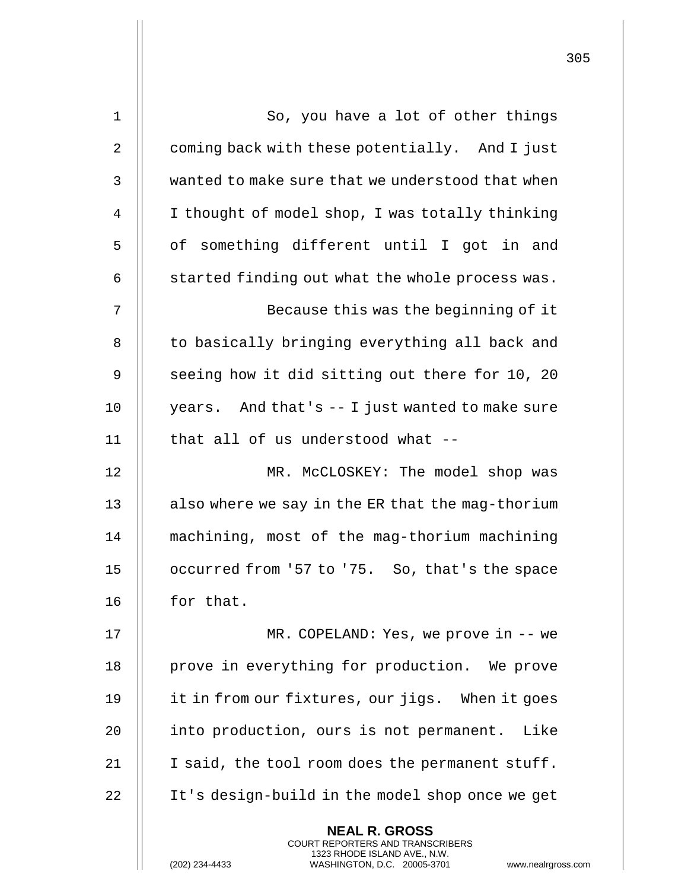So, you have a lot of other things coming back with these potentially. And I just wanted to make sure that we understood that when I thought of model shop, I was totally thinking of something different until I got in and started finding out what the whole process was.

Because this was the beginning of it to basically bringing everything all back and seeing how it did sitting out there for 10, 20 years. And that's -- I just wanted to make sure that all of us understood what --

MR. McCLOSKEY: The model shop was also where we say in the ER that the mag-thorium machining, most of the mag-thorium machining occurred from '57 to '75. So, that's the space for that.

MR. COPELAND: Yes, we prove in -- we prove in everything for production. We prove it in from our fixtures, our jigs. When it goes into production, ours is not permanent. Like I said, the tool room does the permanent stuff. It's design-build in the model shop once we get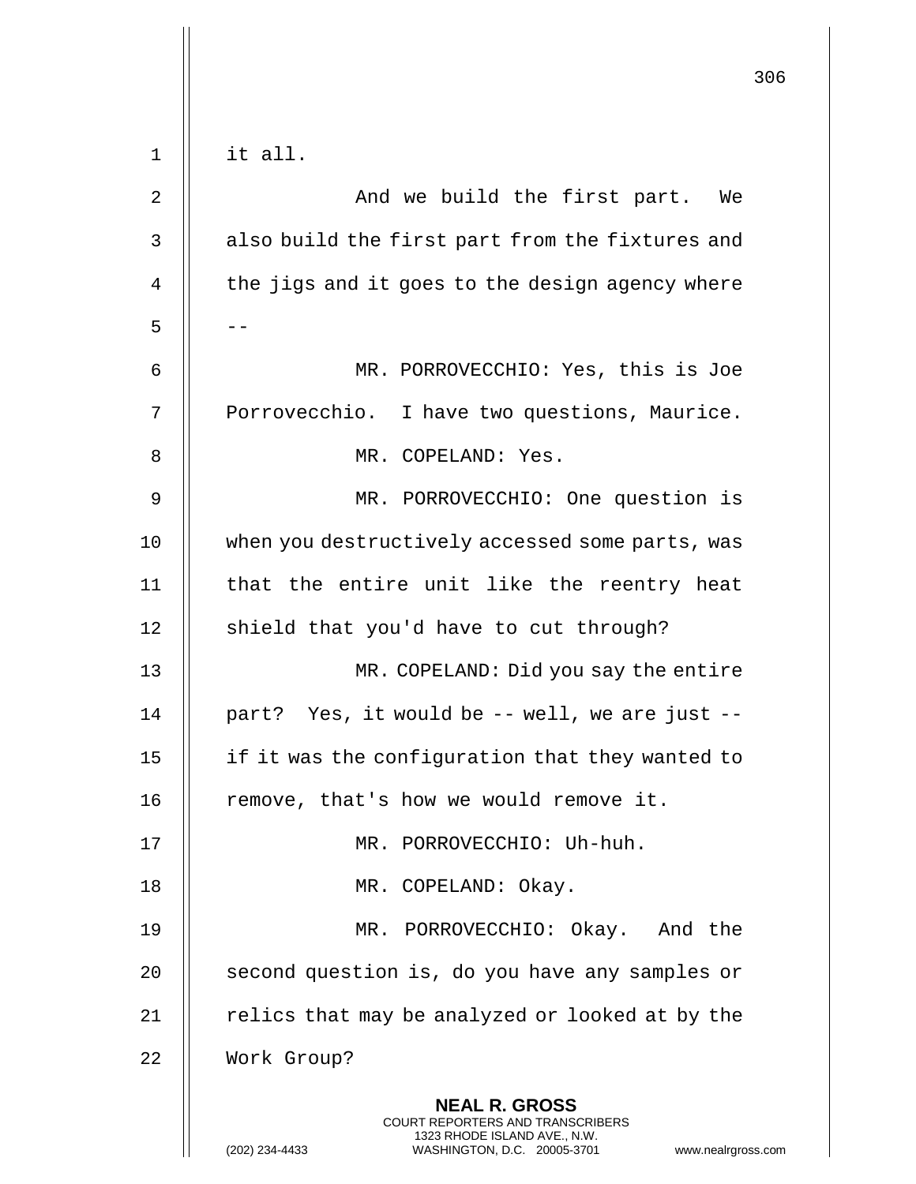it all.

And we build the first part. We also build the first part from the fixtures and the jigs and it goes to the design agency where --

MR. PORROVECCHIO: Yes, this is Joe Porrovecchio. I have two questions, Maurice.

MR. COPELAND: Yes.

MR. PORROVECCHIO: One question is when you destructively accessed some parts, was that the entire unit like the reentry heat shield that you'd have to cut through?

MR. COPELAND: Did you say the entire part? Yes, it would be -- well, we are just -- if it was the configuration that they wanted to remove, that's how we would remove it.

MR. PORROVECCHIO: Uh-huh.

MR. COPELAND: Okay.

MR. PORROVECCHIO: Okay. And the second question is, do you have any samples or relics that may be analyzed or looked at by the Work Group?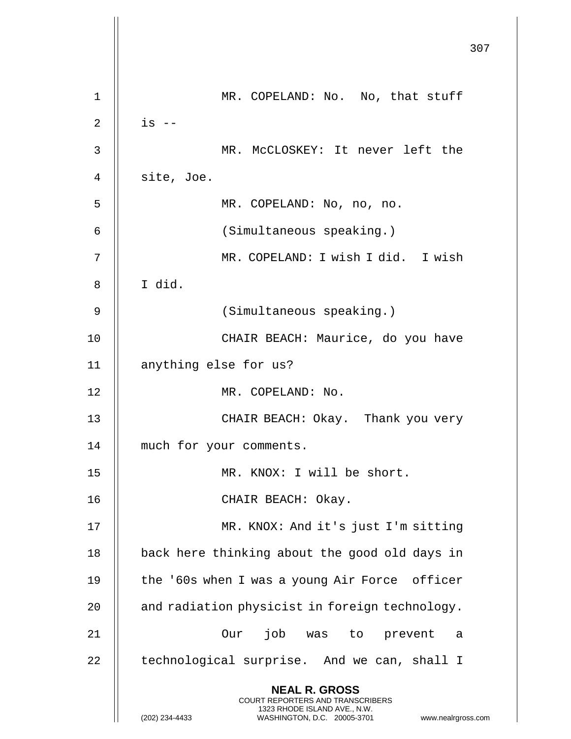MR. COPELAND: No. No, that stuff is --

MR. McCLOSKEY: It never left the site, Joe.

MR. COPELAND: No, no, no.

(Simultaneous speaking.)

MR. COPELAND: I wish I did. I wish I did.

(Simultaneous speaking.)

CHAIR BEACH: Maurice, do you have anything else for us?

MR. COPELAND: No.

CHAIR BEACH: Okay. Thank you very much for your comments.

MR. KNOX: I will be short.

CHAIR BEACH: Okay.

MR. KNOX: And it's just I'm sitting back here thinking about the good old days in the '60s when I was a young Air Force officer and radiation physicist in foreign technology.

Our job was to prevent a technological surprise. And we can, shall I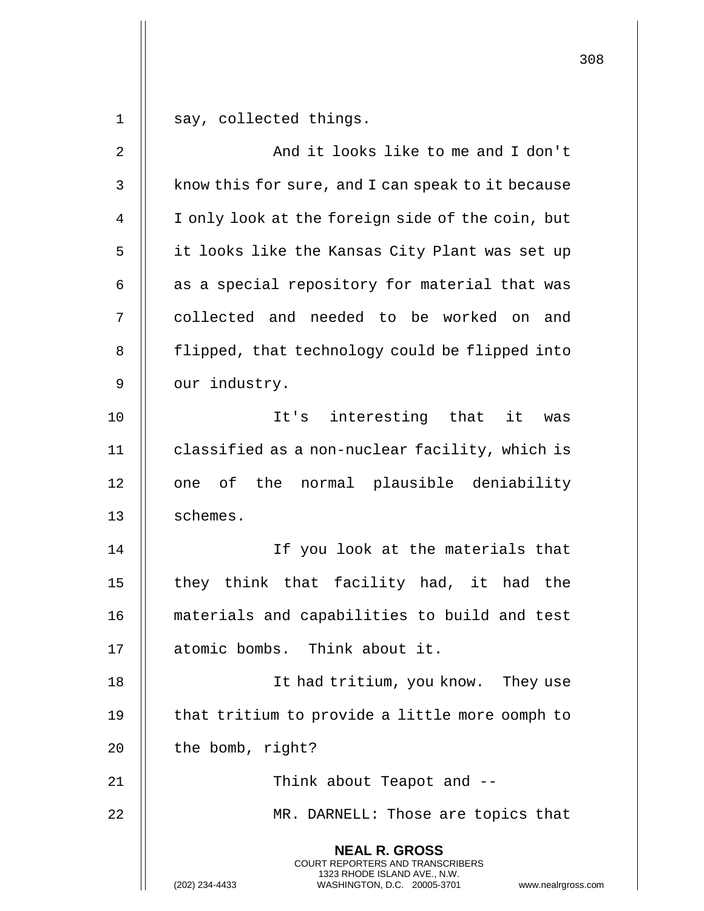say, collected things.

And it looks like to me and I don't know this for sure, and I can speak to it because I only look at the foreign side of the coin, but it looks like the Kansas City Plant was set up as a special repository for material that was collected and needed to be worked on and flipped, that technology could be flipped into our industry.

It's interesting that it was classified as a non-nuclear facility, which is one of the normal plausible deniability schemes.

If you look at the materials that they think that facility had, it had the materials and capabilities to build and test atomic bombs. Think about it.

It had tritium, you know. They use that tritium to provide a little more oomph to the bomb, right?

Think about Teapot and --

MR. DARNELL: Those are topics that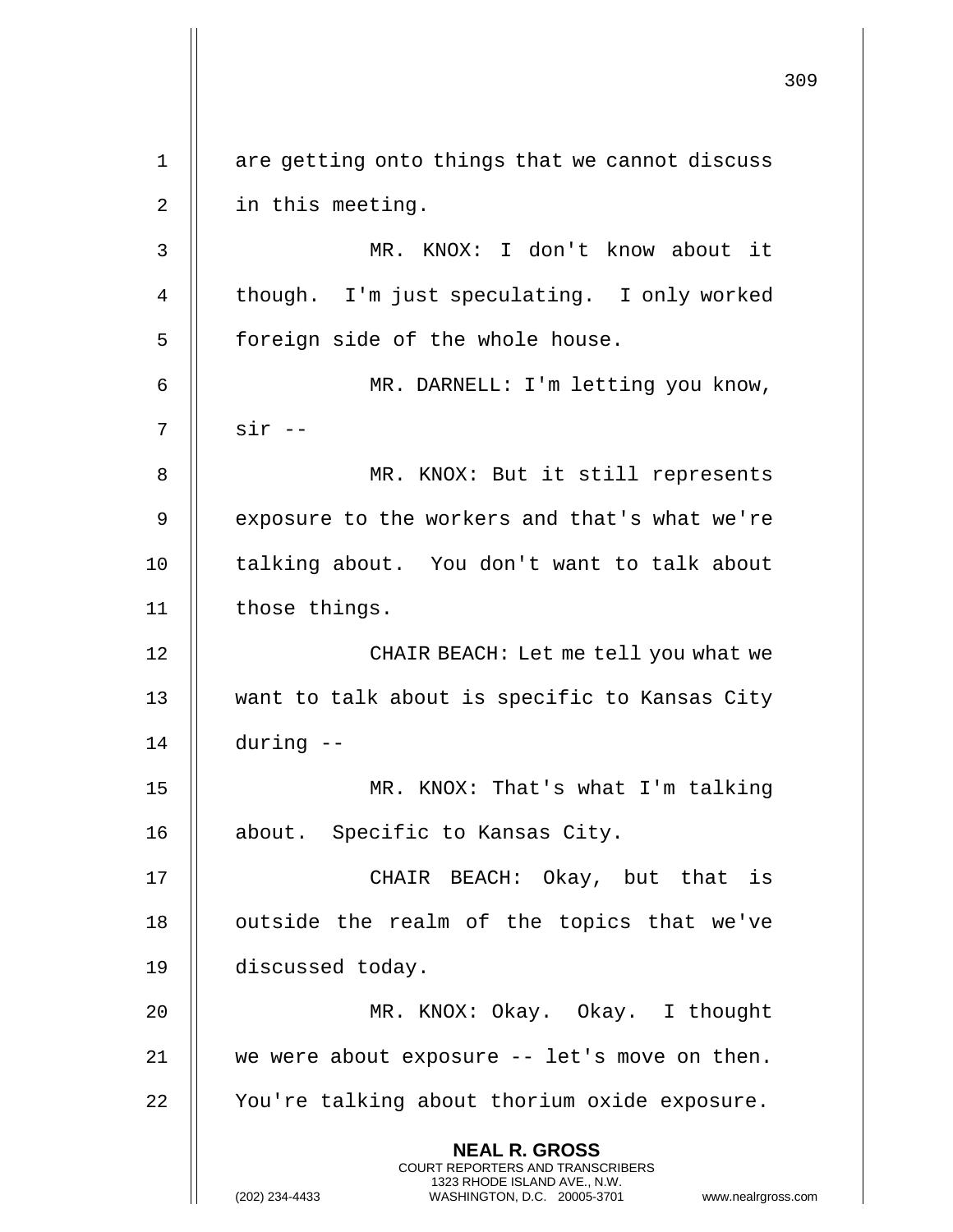are getting onto things that we cannot discuss in this meeting.

MR. KNOX: I don't know about it though. I'm just speculating. I only worked foreign side of the whole house.

MR. DARNELL: I'm letting you know, sir --

MR. KNOX: But it still represents exposure to the workers and that's what we're talking about. You don't want to talk about those things.

CHAIR BEACH: Let me tell you what we want to talk about is specific to Kansas City during --

MR. KNOX: That's what I'm talking about. Specific to Kansas City.

CHAIR BEACH: Okay, but that is outside the realm of the topics that we've discussed today.

MR. KNOX: Okay. Okay. I thought we were about exposure -- let's move on then. You're talking about thorium oxide exposure.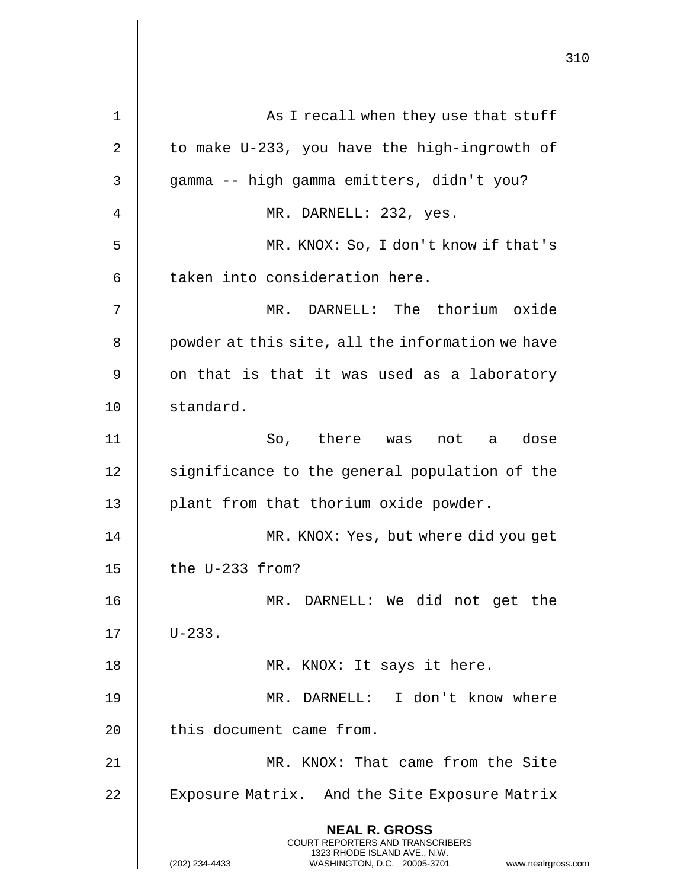As I recall when they use that stuff to make U-233, you have the high-ingrowth of gamma -- high gamma emitters, didn't you?

MR. DARNELL: 232, yes.

MR. KNOX: So, I don't know if that's taken into consideration here.

MR. DARNELL: The thorium oxide powder at this site, all the information we have on that is that it was used as a laboratory standard.

So, there was not a dose significance to the general population of the plant from that thorium oxide powder.

MR. KNOX: Yes, but where did you get the U-233 from?

MR. DARNELL: We did not get the U-233.

MR. KNOX: It says it here.

MR. DARNELL: I don't know where this document came from.

MR. KNOX: That came from the Site Exposure Matrix. And the Site Exposure Matrix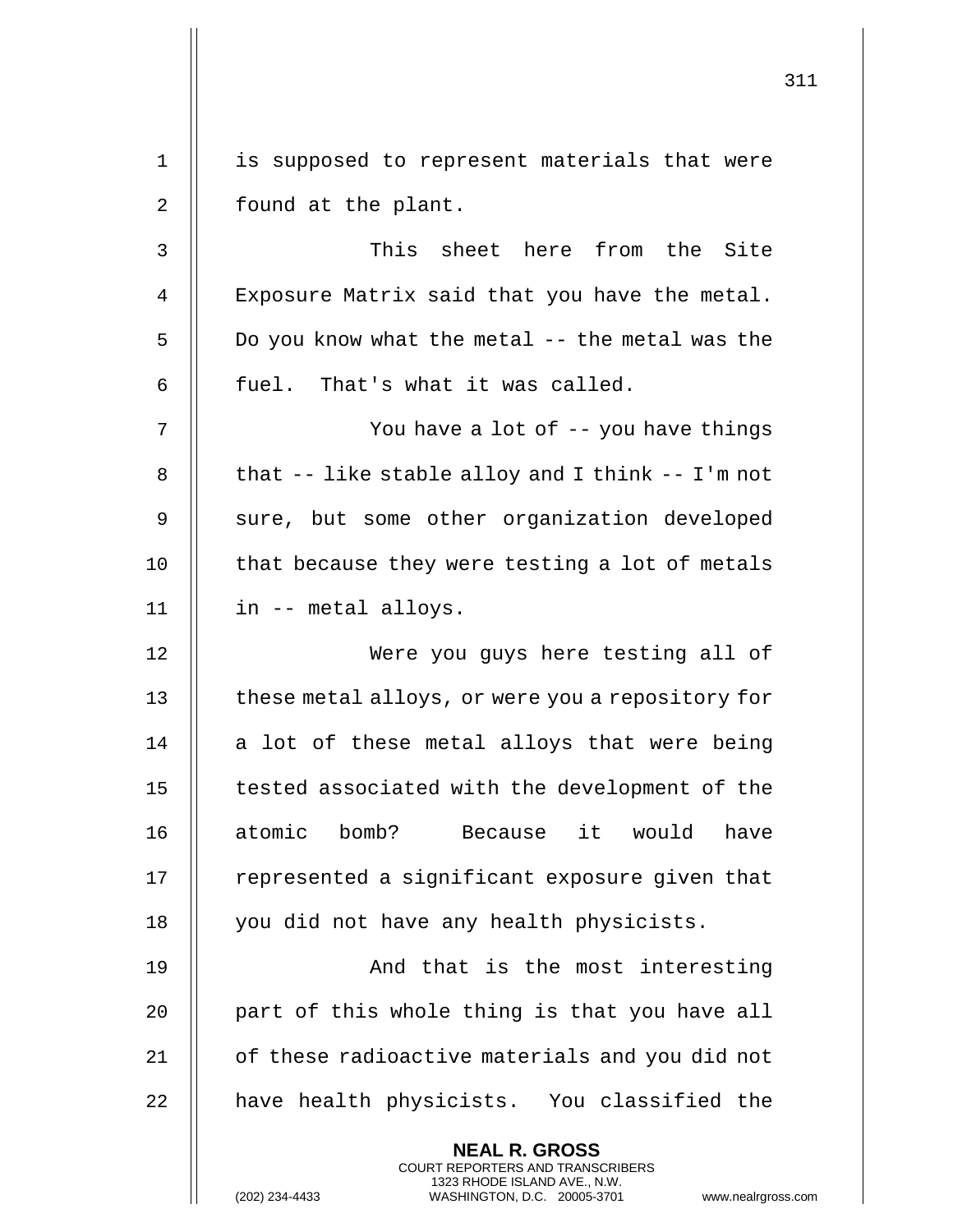is supposed to represent materials that were found at the plant.

This sheet here from the Site Exposure Matrix said that you have the metal. Do you know what the metal -- the metal was the fuel. That's what it was called.

You have a lot of -- you have things that -- like stable alloy and I think -- I'm not sure, but some other organization developed that because they were testing a lot of metals in -- metal alloys.

Were you guys here testing all of these metal alloys, or were you a repository for a lot of these metal alloys that were being tested associated with the development of the atomic bomb? Because it would have represented a significant exposure given that you did not have any health physicists.

And that is the most interesting part of this whole thing is that you have all of these radioactive materials and you did not have health physicists. You classified the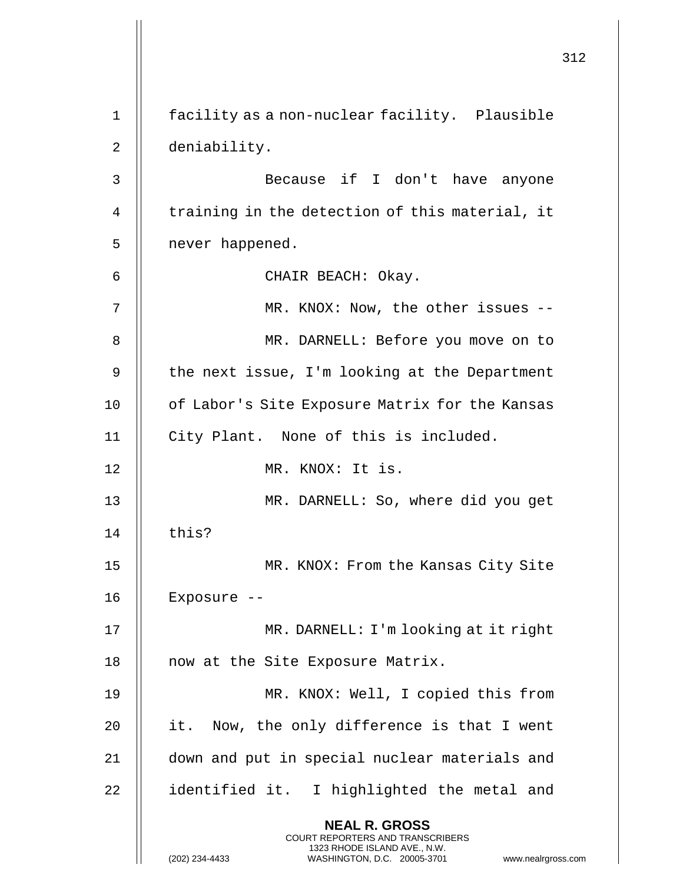facility as a non-nuclear facility. Plausible deniability.

Because if I don't have anyone training in the detection of this material, it never happened.

CHAIR BEACH: Okay.

MR. KNOX: Now, the other issues --

MR. DARNELL: Before you move on to the next issue, I'm looking at the Department of Labor's Site Exposure Matrix for the Kansas City Plant. None of this is included.

MR. KNOX: It is.

MR. DARNELL: So, where did you get this?

MR. KNOX: From the Kansas City Site Exposure --

MR. DARNELL: I'm looking at it right now at the Site Exposure Matrix.

MR. KNOX: Well, I copied this from it. Now, the only difference is that I went down and put in special nuclear materials and identified it. I highlighted the metal and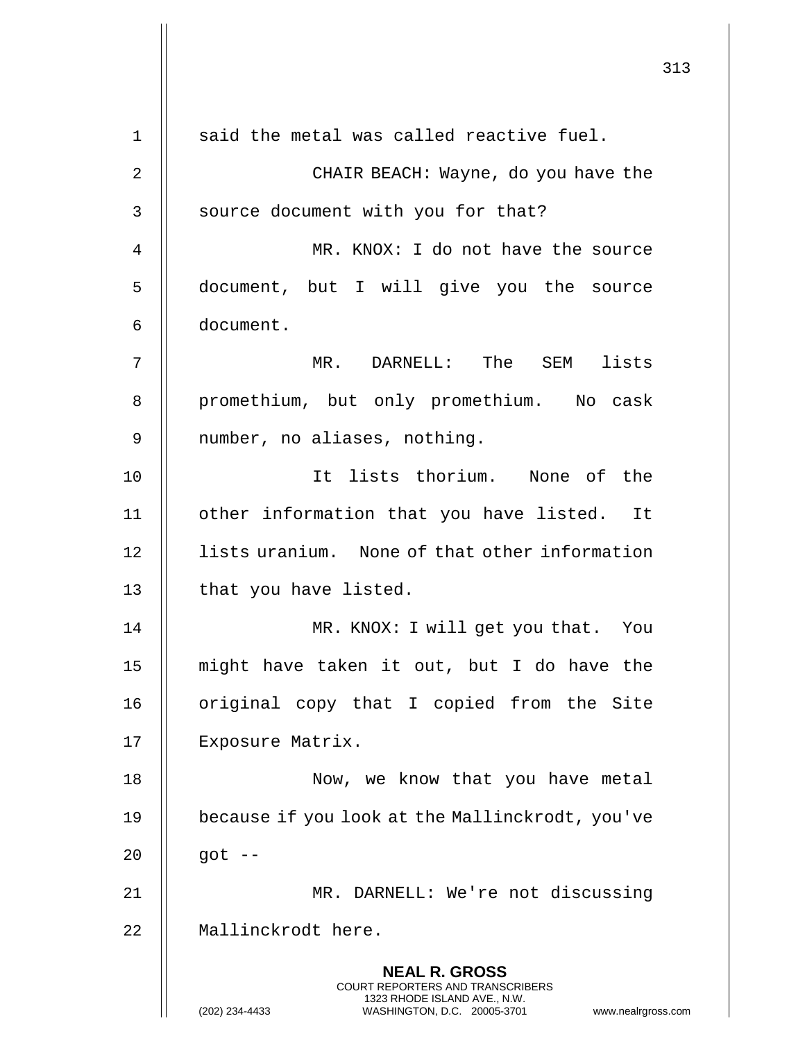said the metal was called reactive fuel.

CHAIR BEACH: Wayne, do you have the source document with you for that?

MR. KNOX: I do not have the source document, but I will give you the source document.

MR. DARNELL: The SEM lists promethium, but only promethium. No cask number, no aliases, nothing.

It lists thorium. None of the other information that you have listed. It lists uranium. None of that other information that you have listed.

MR. KNOX: I will get you that. You might have taken it out, but I do have the original copy that I copied from the Site Exposure Matrix.

Now, we know that you have metal because if you look at the Mallinckrodt, you've got --

MR. DARNELL: We're not discussing Mallinckrodt here.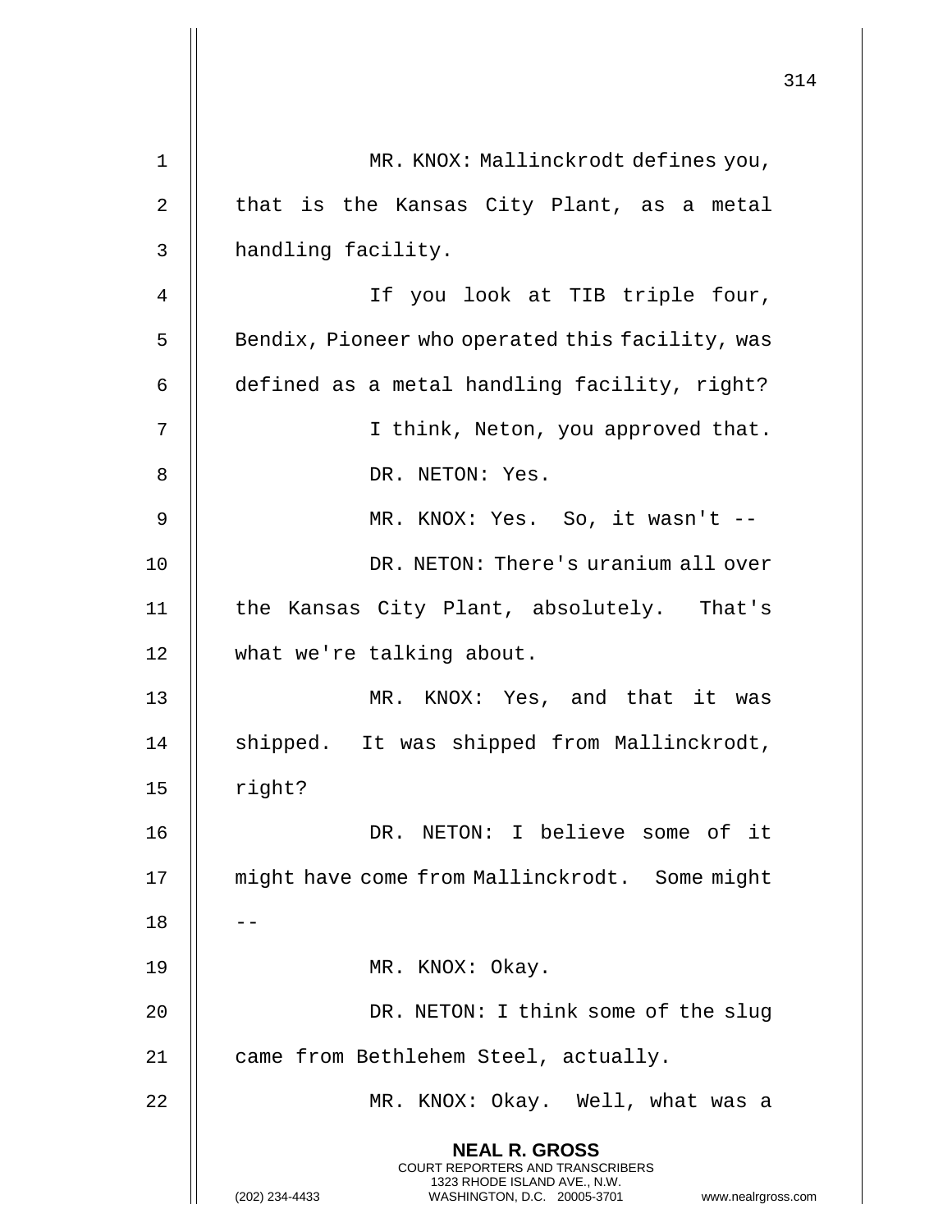MR. KNOX: Mallinckrodt defines you, that is the Kansas City Plant, as a metal handling facility.

If you look at TIB triple four, Bendix, Pioneer who operated this facility, was defined as a metal handling facility, right?

I think, Neton, you approved that.

DR. NETON: Yes.

MR. KNOX: Yes. So, it wasn't --

DR. NETON: There's uranium all over the Kansas City Plant, absolutely. That's what we're talking about.

MR. KNOX: Yes, and that it was shipped. It was shipped from Mallinckrodt, right?

DR. NETON: I believe some of it might have come from Mallinckrodt. Some might --

MR. KNOX: Okay.

DR. NETON: I think some of the slug came from Bethlehem Steel, actually.

MR. KNOX: Okay. Well, what was a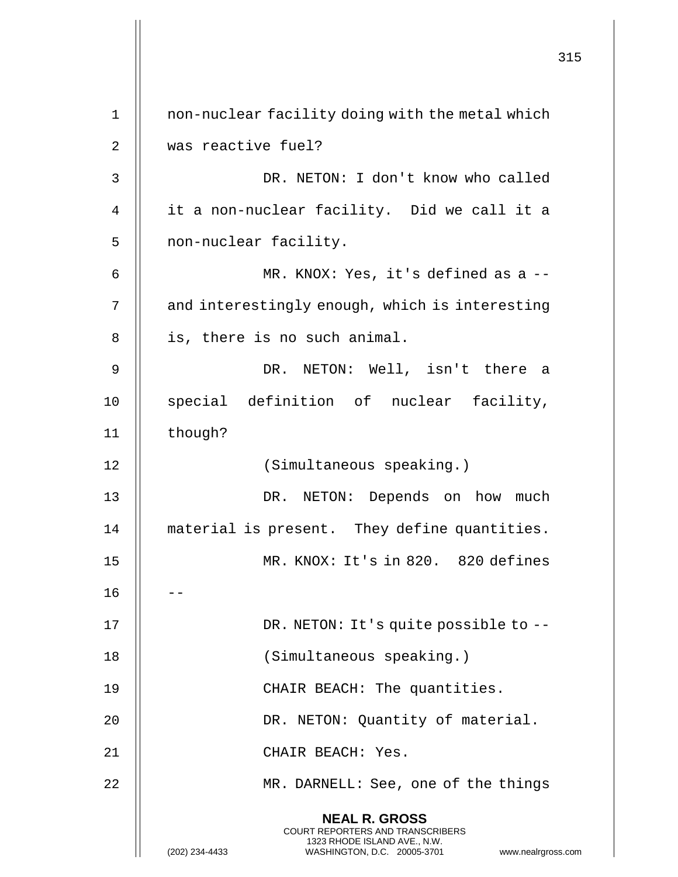non-nuclear facility doing with the metal which was reactive fuel?

DR. NETON: I don't know who called it a non-nuclear facility. Did we call it a non-nuclear facility.

MR. KNOX: Yes, it's defined as a -- and interestingly enough, which is interesting is, there is no such animal.

DR. NETON: Well, isn't there a special definition of nuclear facility, though?

(Simultaneous speaking.)

DR. NETON: Depends on how much material is present. They define quantities.

MR. KNOX: It's in 820. 820 defines --

DR. NETON: It's quite possible to --

(Simultaneous speaking.)

CHAIR BEACH: The quantities.

DR. NETON: Quantity of material.

CHAIR BEACH: Yes.

MR. DARNELL: See, one of the things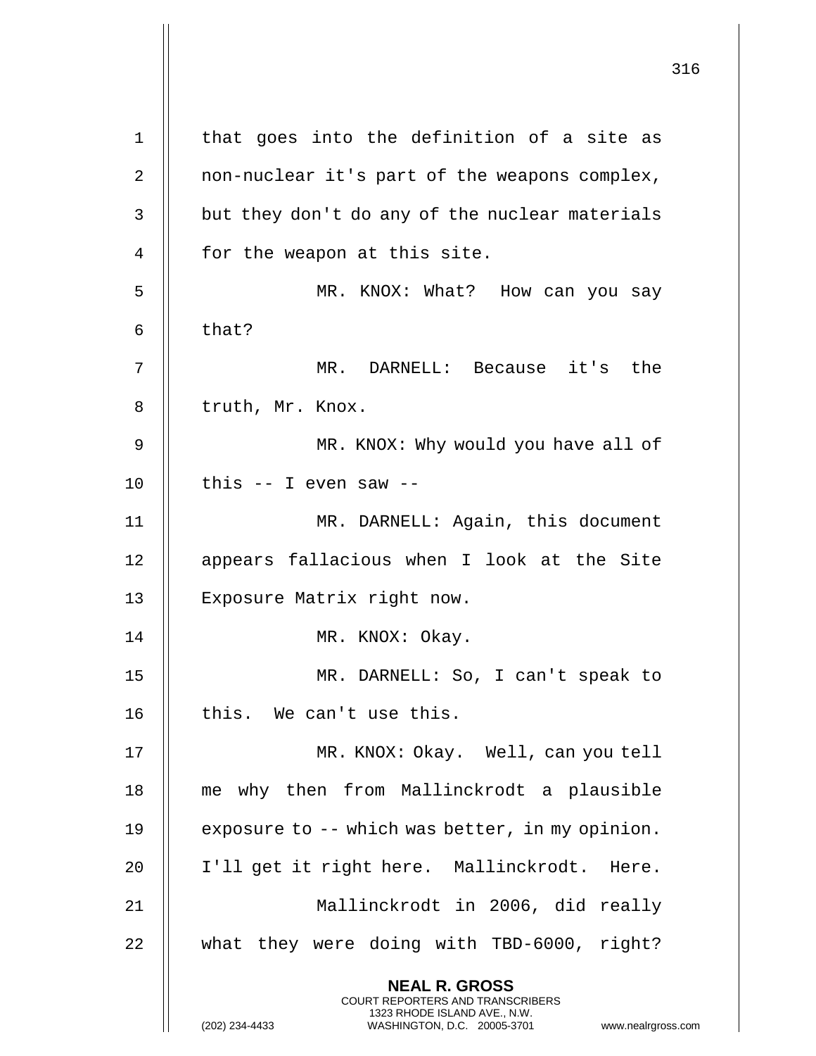that goes into the definition of a site as non-nuclear it's part of the weapons complex, but they don't do any of the nuclear materials for the weapon at this site.

MR. KNOX: What? How can you say that?

MR. DARNELL: Because it's the truth, Mr. Knox.

MR. KNOX: Why would you have all of this -- I even saw --

MR. DARNELL: Again, this document appears fallacious when I look at the Site Exposure Matrix right now.

MR. KNOX: Okay.

MR. DARNELL: So, I can't speak to this. We can't use this.

MR. KNOX: Okay. Well, can you tell me why then from Mallinckrodt a plausible exposure to -- which was better, in my opinion. I'll get it right here. Mallinckrodt. Here.

Mallinckrodt in 2006, did really what they were doing with TBD-6000, right?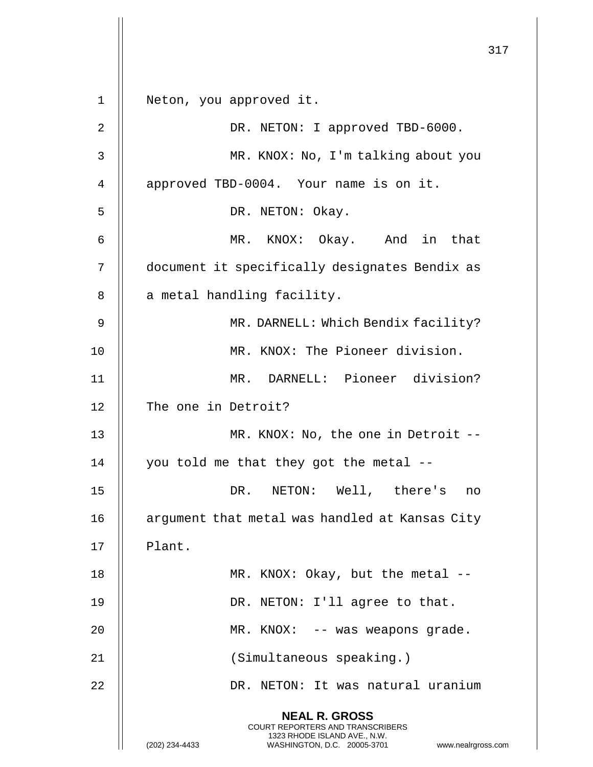Neton, you approved it.

DR. NETON: I approved TBD-6000.

MR. KNOX: No, I'm talking about you approved TBD-0004. Your name is on it.

DR. NETON: Okay.

MR. KNOX: Okay. And in that document it specifically designates Bendix as a metal handling facility.

MR. DARNELL: Which Bendix facility?

MR. KNOX: The Pioneer division.

MR. DARNELL: Pioneer division? The one in Detroit?

MR. KNOX: No, the one in Detroit -- you told me that they got the metal --

DR. NETON: Well, there's no argument that metal was handled at Kansas City Plant.

MR. KNOX: Okay, but the metal --

DR. NETON: I'll agree to that.

MR. KNOX: -- was weapons grade.

(Simultaneous speaking.)

DR. NETON: It was natural uranium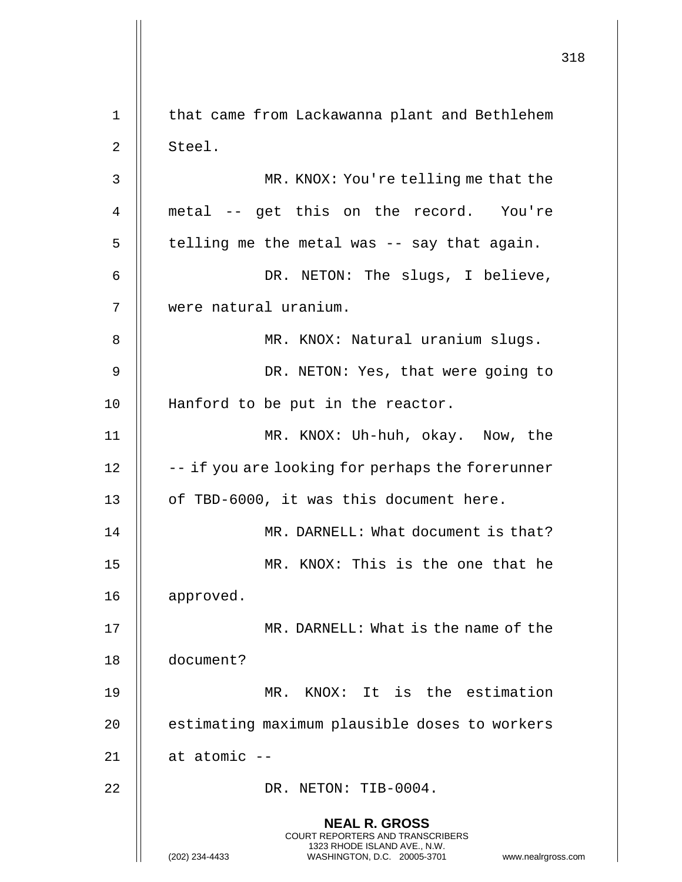that came from Lackawanna plant and Bethlehem Steel.

MR. KNOX: You're telling me that the metal -- get this on the record. You're telling me the metal was -- say that again.

DR. NETON: The slugs, I believe, were natural uranium.

MR. KNOX: Natural uranium slugs.

DR. NETON: Yes, that were going to Hanford to be put in the reactor.

MR. KNOX: Uh-huh, okay. Now, the -- if you are looking for perhaps the forerunner of TBD-6000, it was this document here.

MR. DARNELL: What document is that?

MR. KNOX: This is the one that he approved.

MR. DARNELL: What is the name of the document?

MR. KNOX: It is the estimation estimating maximum plausible doses to workers at atomic --

DR. NETON: TIB-0004.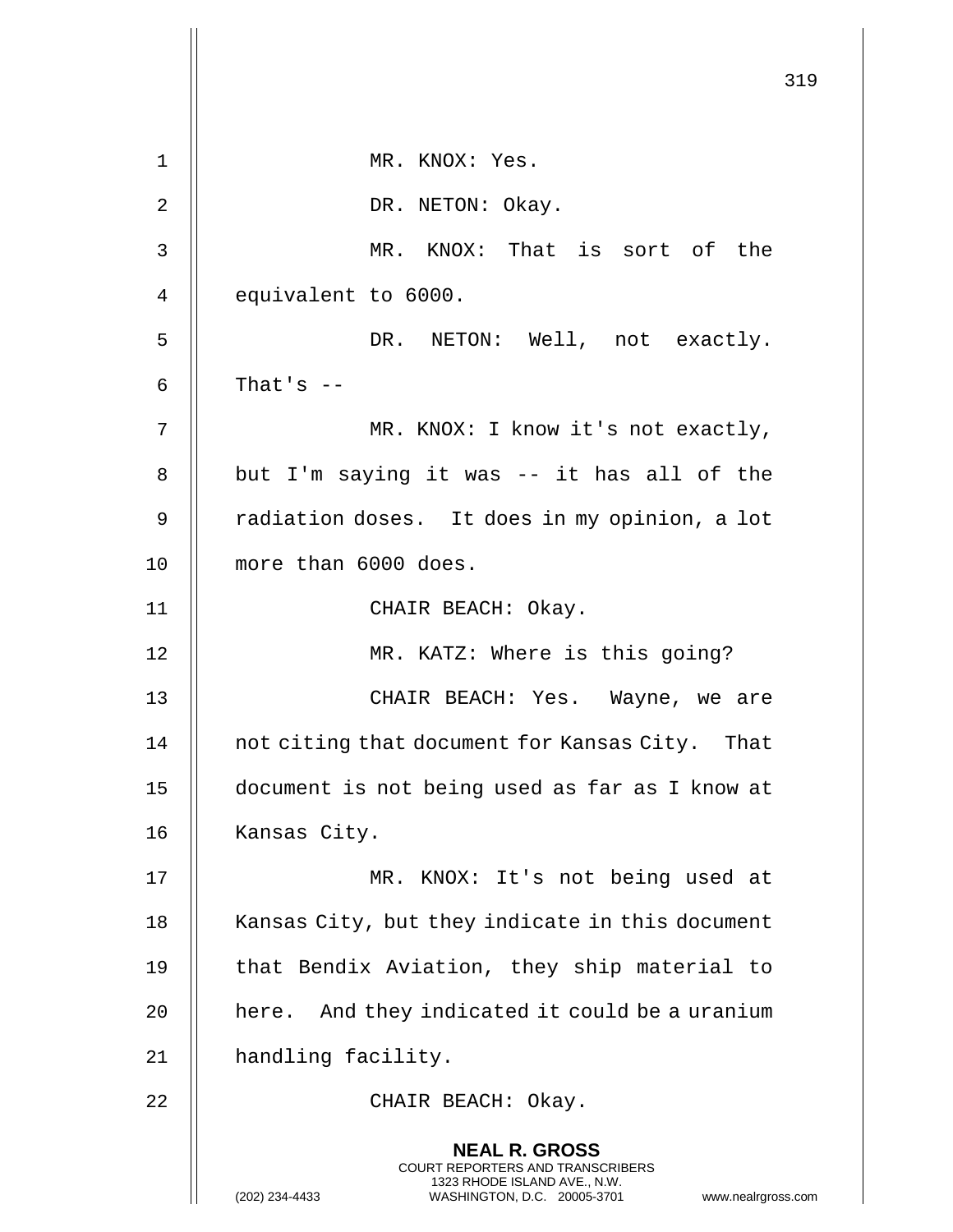MR. KNOX: Yes.

DR. NETON: Okay.

MR. KNOX: That is sort of the equivalent to 6000.

DR. NETON: Well, not exactly. That's --

MR. KNOX: I know it's not exactly, but I'm saying it was -- it has all of the radiation doses. It does in my opinion, a lot more than 6000 does.

CHAIR BEACH: Okay.

MR. KATZ: Where is this going?

CHAIR BEACH: Yes. Wayne, we are not citing that document for Kansas City. That document is not being used as far as I know at Kansas City.

MR. KNOX: It's not being used at Kansas City, but they indicate in this document that Bendix Aviation, they ship material to here. And they indicated it could be a uranium handling facility.

CHAIR BEACH: Okay.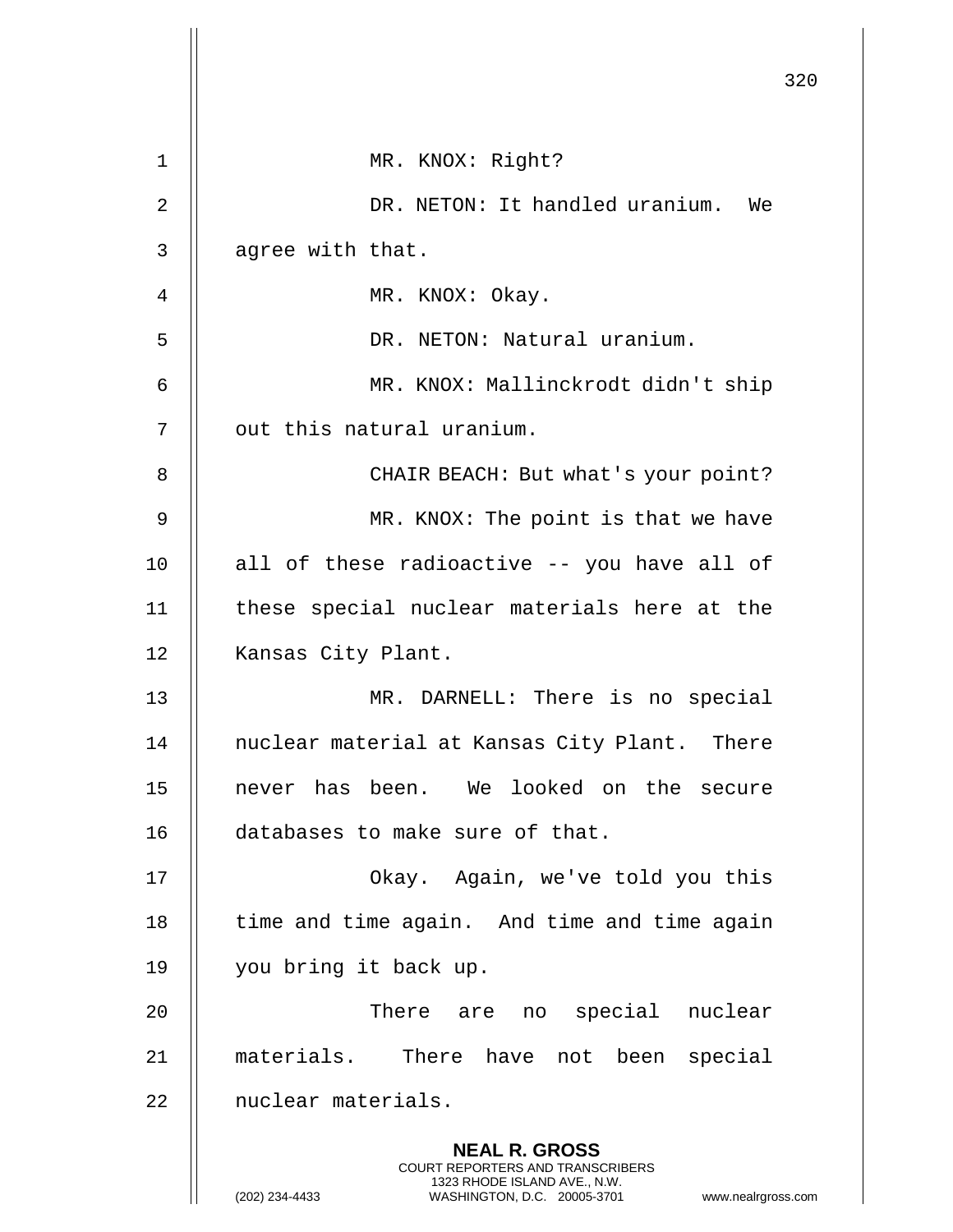MR. KNOX: Right?

DR. NETON: It handled uranium. We agree with that.

MR. KNOX: Okay.

DR. NETON: Natural uranium.

MR. KNOX: Mallinckrodt didn't ship out this natural uranium.

CHAIR BEACH: But what's your point?

MR. KNOX: The point is that we have all of these radioactive -- you have all of these special nuclear materials here at the Kansas City Plant.

MR. DARNELL: There is no special nuclear material at Kansas City Plant. There never has been. We looked on the secure databases to make sure of that.

Okay. Again, we've told you this time and time again. And time and time again you bring it back up.

There are no special nuclear materials. There have not been special nuclear materials.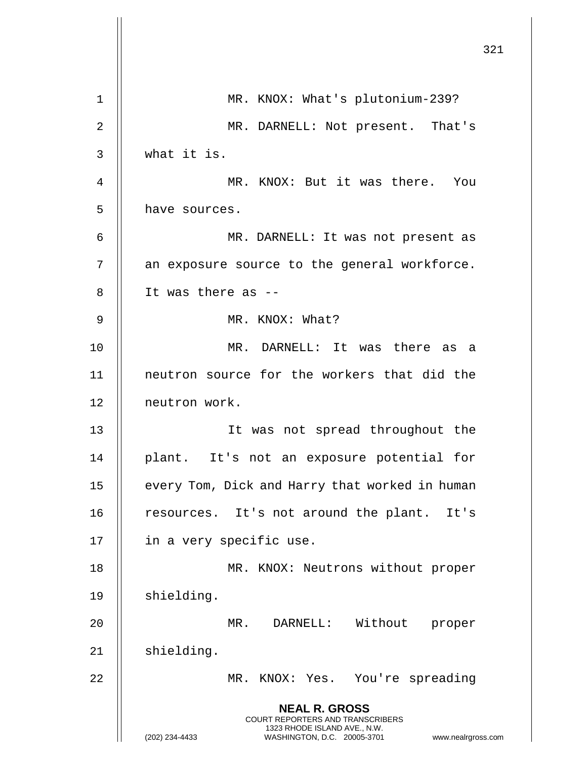MR. KNOX: What's plutonium-239?

MR. DARNELL: Not present. That's what it is.

MR. KNOX: But it was there. You have sources.

MR. DARNELL: It was not present as an exposure source to the general workforce. It was there as --

MR. KNOX: What?

MR. DARNELL: It was there as a neutron source for the workers that did the neutron work.

It was not spread throughout the plant. It's not an exposure potential for every Tom, Dick and Harry that worked in human resources. It's not around the plant. It's in a very specific use.

MR. KNOX: Neutrons without proper shielding.

MR. DARNELL: Without proper shielding.

MR. KNOX: Yes. You're spreading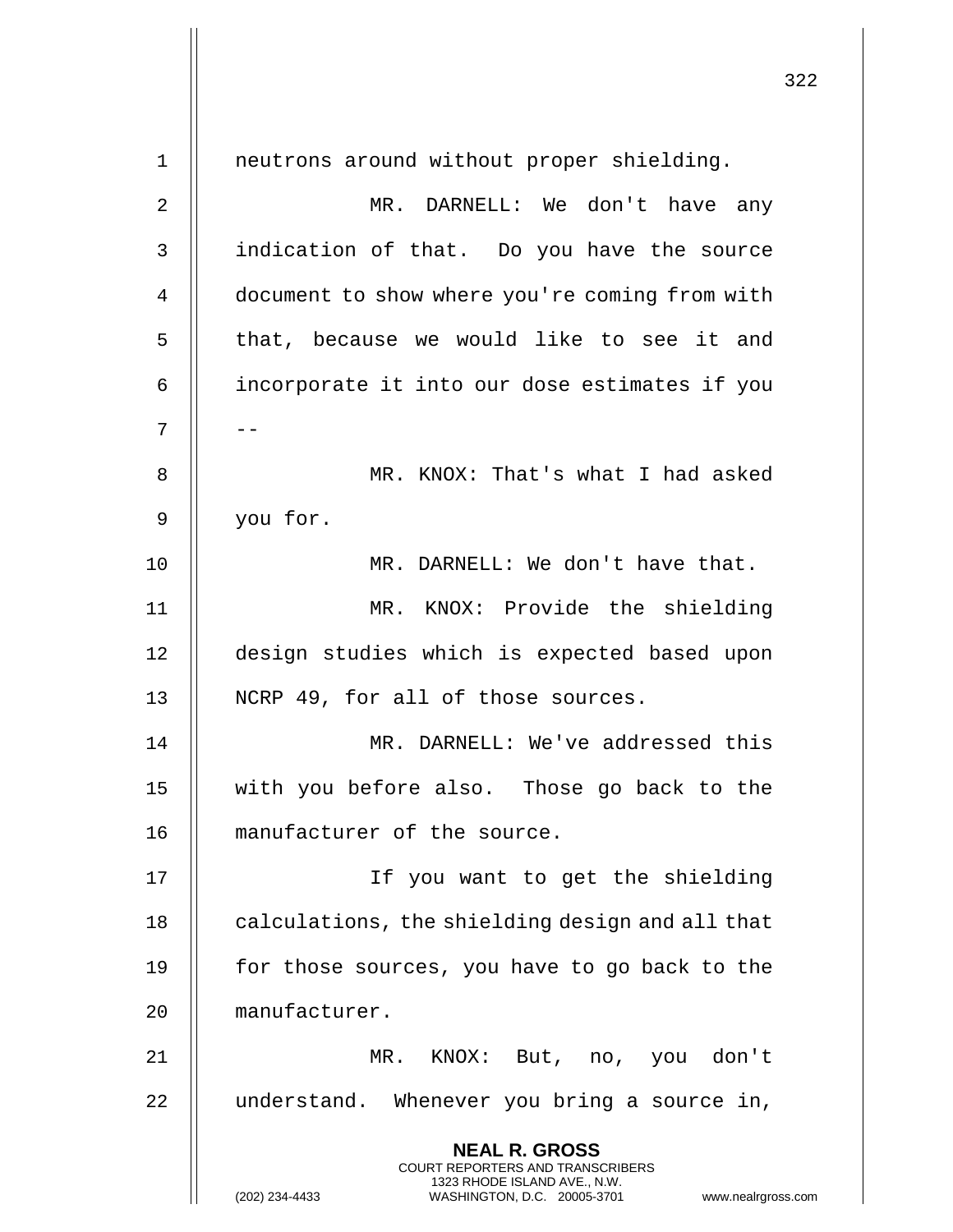neutrons around without proper shielding.

MR. DARNELL: We don't have any indication of that. Do you have the source document to show where you're coming from with that, because we would like to see it and incorporate it into our dose estimates if you --

MR. KNOX: That's what I had asked you for.

MR. DARNELL: We don't have that.

MR. KNOX: Provide the shielding design studies which is expected based upon NCRP 49, for all of those sources.

MR. DARNELL: We've addressed this with you before also. Those go back to the manufacturer of the source.

If you want to get the shielding calculations, the shielding design and all that for those sources, you have to go back to the manufacturer.

MR. KNOX: But, no, you don't understand. Whenever you bring a source in,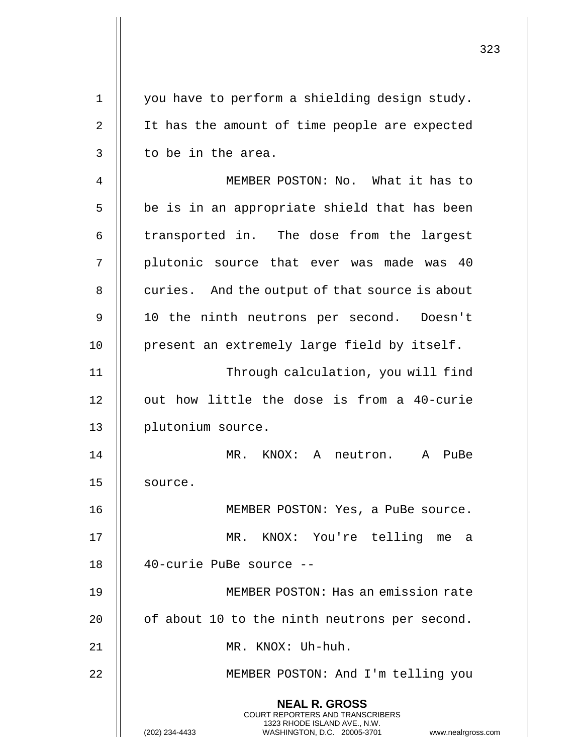you have to perform a shielding design study. It has the amount of time people are expected to be in the area.

MEMBER POSTON: No. What it has to be is in an appropriate shield that has been transported in. The dose from the largest plutonic source that ever was made was 40 curies. And the output of that source is about 10 the ninth neutrons per second. Doesn't present an extremely large field by itself.

Through calculation, you will find out how little the dose is from a 40-curie plutonium source.

MR. KNOX: A neutron. A PuBe source.

MEMBER POSTON: Yes, a PuBe source.

MR. KNOX: You're telling me a 40-curie PuBe source --

MEMBER POSTON: Has an emission rate of about 10 to the ninth neutrons per second.

MR. KNOX: Uh-huh.

MEMBER POSTON: And I'm telling you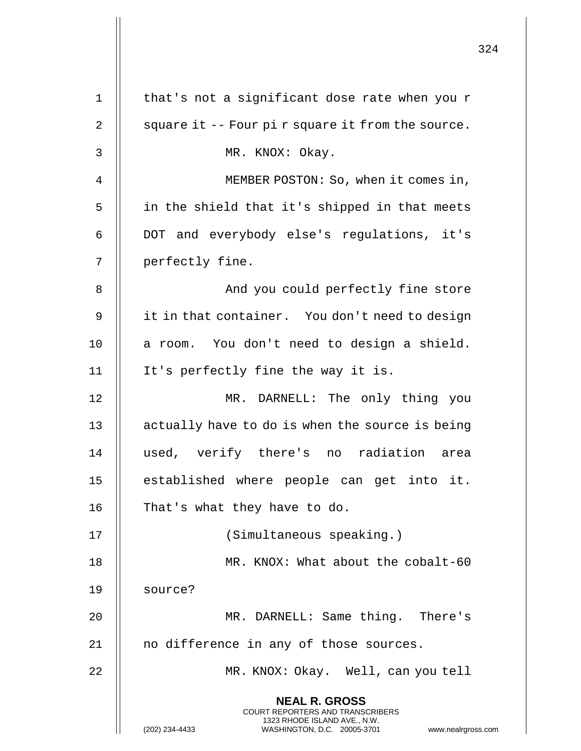that's not a significant dose rate when you r square it -- Four pi r square it from the source.

MR. KNOX: Okay.

MEMBER POSTON: So, when it comes in, in the shield that it's shipped in that meets DOT and everybody else's regulations, it's perfectly fine.

And you could perfectly fine store it in that container. You don't need to design a room. You don't need to design a shield. It's perfectly fine the way it is.

MR. DARNELL: The only thing you actually have to do is when the source is being used, verify there's no radiation area established where people can get into it. That's what they have to do.

(Simultaneous speaking.)

MR. KNOX: What about the cobalt-60 source?

MR. DARNELL: Same thing. There's no difference in any of those sources.

MR. KNOX: Okay. Well, can you tell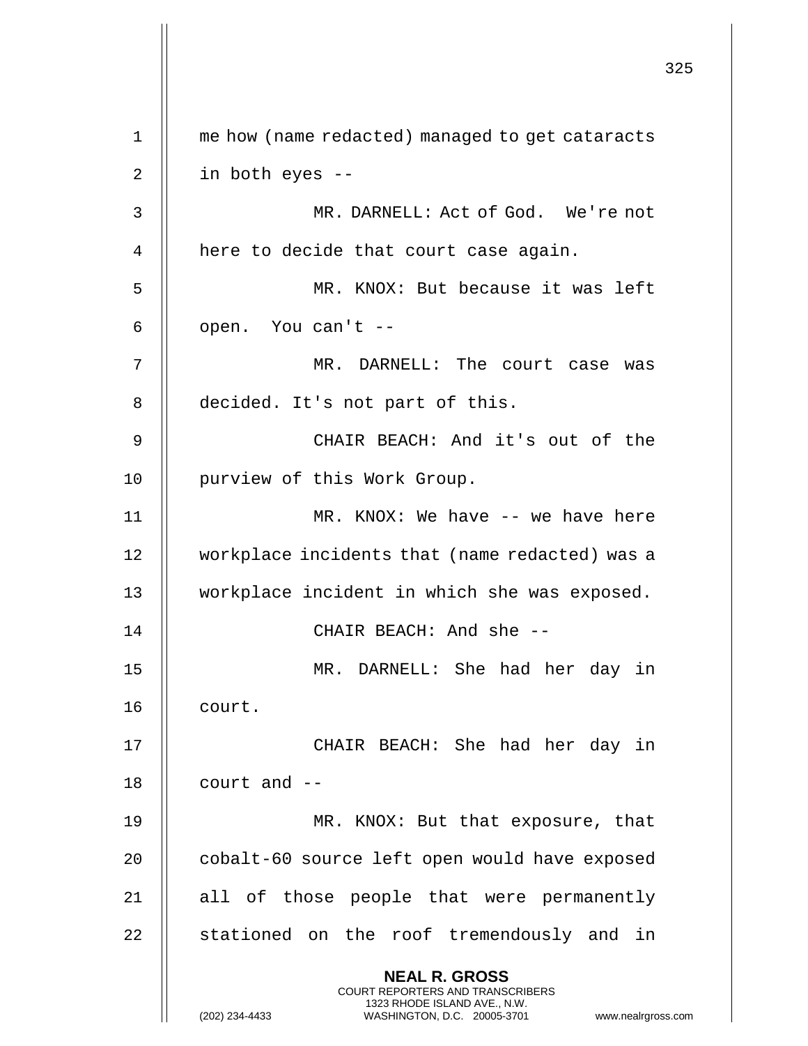me how (name redacted) managed to get cataracts in both eyes --

MR. DARNELL: Act of God. We're not here to decide that court case again.

MR. KNOX: But because it was left open. You can't --

MR. DARNELL: The court case was decided. It's not part of this.

CHAIR BEACH: And it's out of the purview of this Work Group.

MR. KNOX: We have -- we have here workplace incidents that (name redacted) was a workplace incident in which she was exposed.

CHAIR BEACH: And she --

MR. DARNELL: She had her day in court.

CHAIR BEACH: She had her day in court and --

MR. KNOX: But that exposure, that cobalt-60 source left open would have exposed all of those people that were permanently stationed on the roof tremendously and in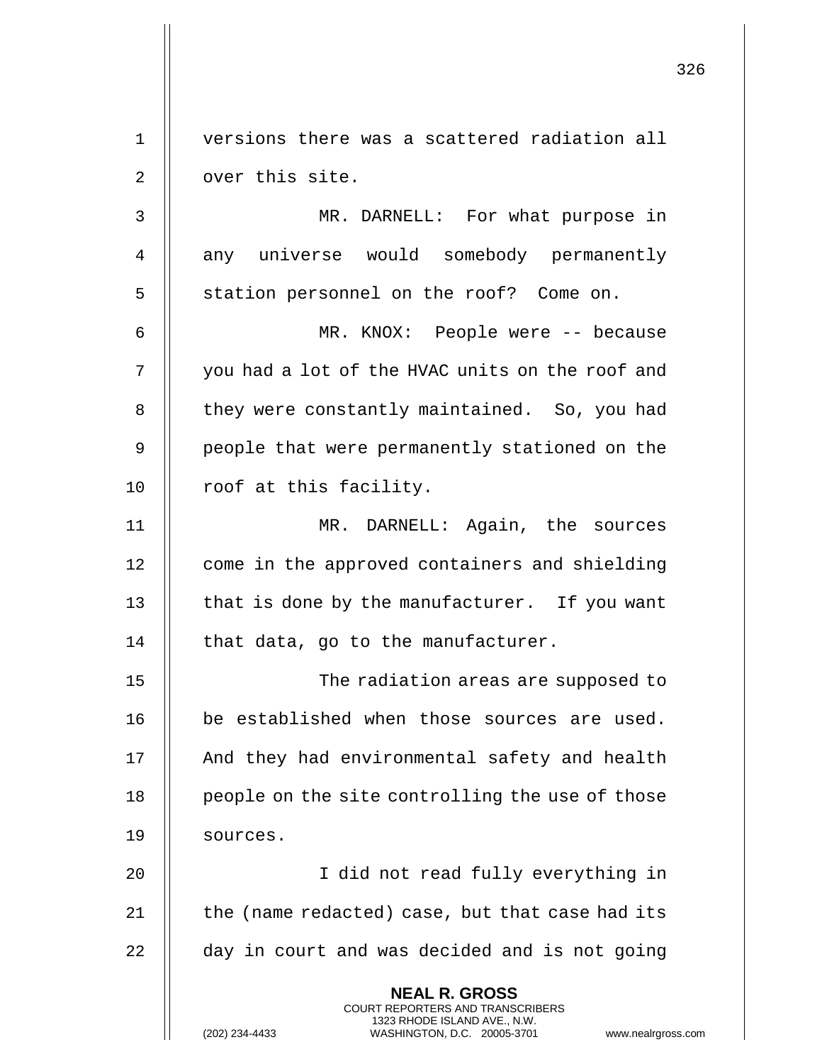versions there was a scattered radiation all over this site.

MR. DARNELL: For what purpose in any universe would somebody permanently station personnel on the roof? Come on.

MR. KNOX: People were -- because you had a lot of the HVAC units on the roof and they were constantly maintained. So, you had people that were permanently stationed on the roof at this facility.

MR. DARNELL: Again, the sources come in the approved containers and shielding that is done by the manufacturer. If you want that data, go to the manufacturer.

The radiation areas are supposed to be established when those sources are used. And they had environmental safety and health people on the site controlling the use of those sources.

I did not read fully everything in the (name redacted) case, but that case had its day in court and was decided and is not going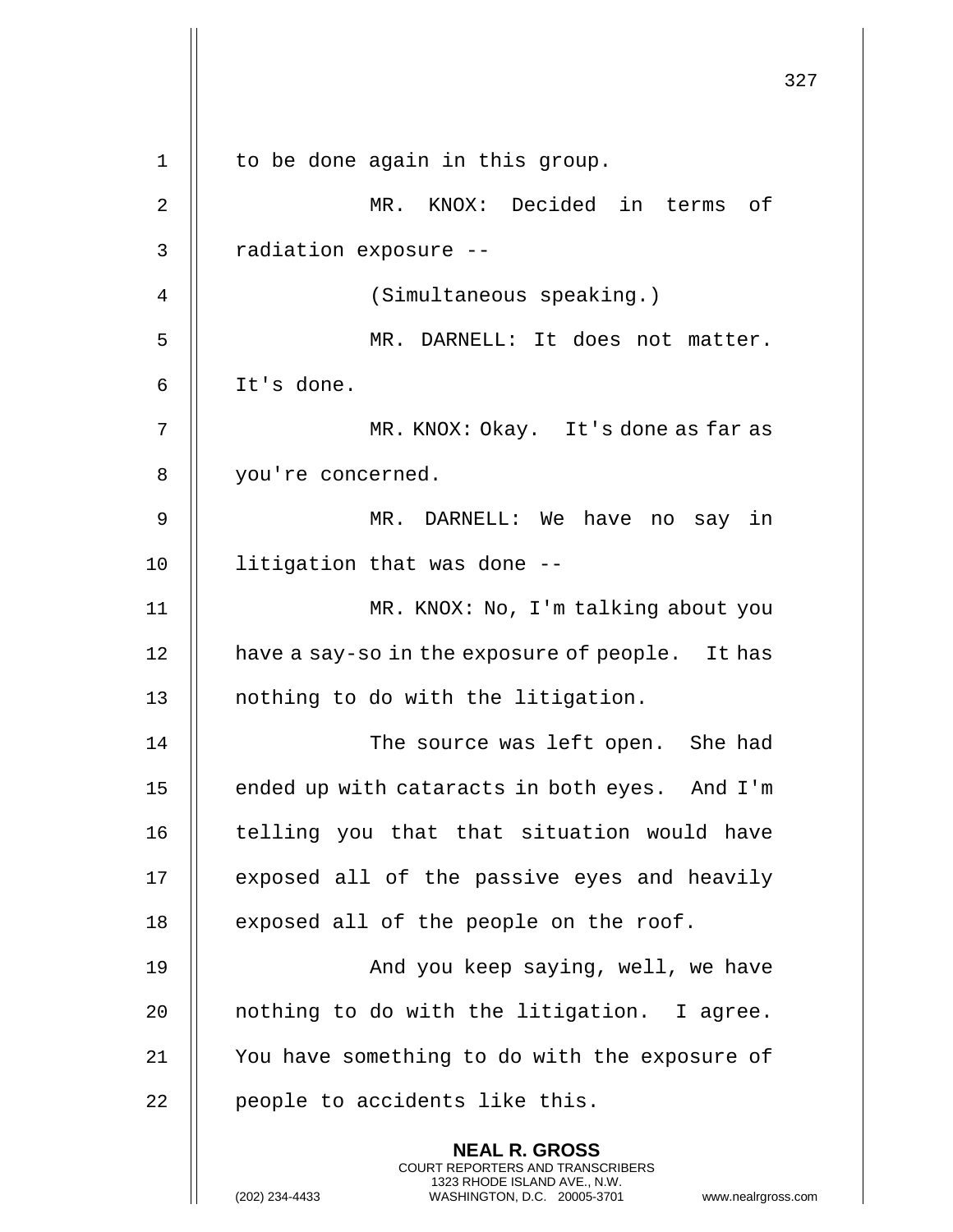to be done again in this group.

MR. KNOX: Decided in terms of radiation exposure --

(Simultaneous speaking.)

MR. DARNELL: It does not matter. It's done.

MR. KNOX: Okay. It's done as far as you're concerned.

MR. DARNELL: We have no say in litigation that was done --

MR. KNOX: No, I'm talking about you have a say-so in the exposure of people. It has nothing to do with the litigation.

The source was left open. She had ended up with cataracts in both eyes. And I'm telling you that that situation would have exposed all of the passive eyes and heavily exposed all of the people on the roof.

And you keep saying, well, we have nothing to do with the litigation. I agree. You have something to do with the exposure of people to accidents like this.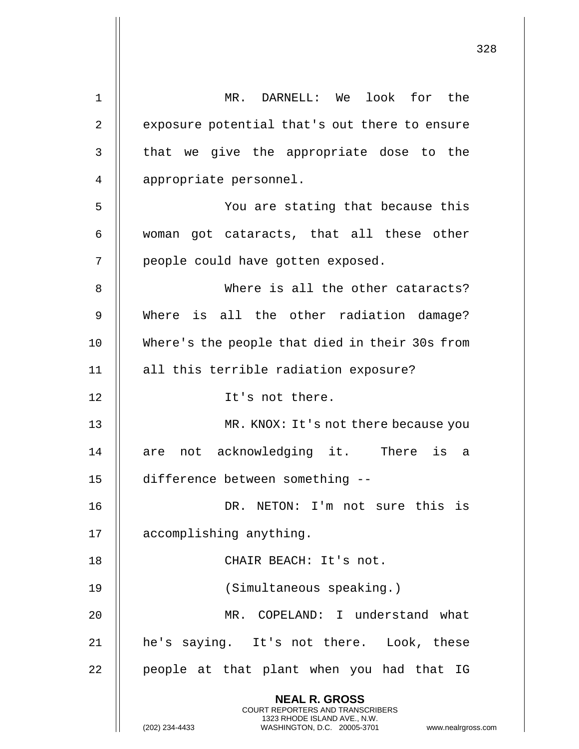MR. DARNELL: We look for the exposure potential that's out there to ensure that we give the appropriate dose to the appropriate personnel.

You are stating that because this woman got cataracts, that all these other people could have gotten exposed.

Where is all the other cataracts? Where is all the other radiation damage? Where's the people that died in their 30s from all this terrible radiation exposure?

It's not there.

MR. KNOX: It's not there because you are not acknowledging it. There is a difference between something --

DR. NETON: I'm not sure this is accomplishing anything.

CHAIR BEACH: It's not.

(Simultaneous speaking.)

MR. COPELAND: I understand what he's saying. It's not there. Look, these people at that plant when you had that IG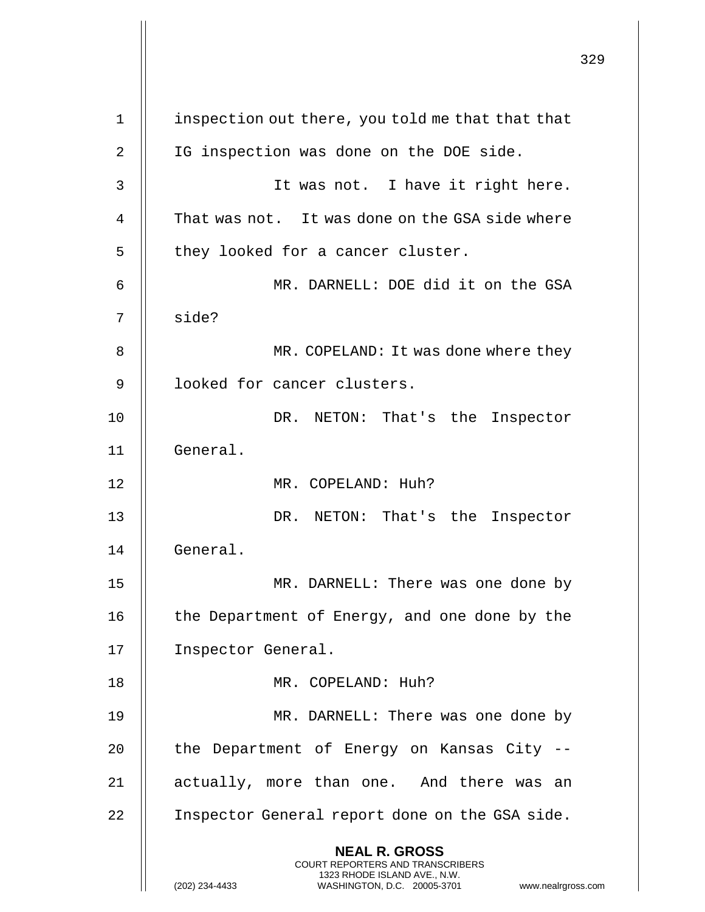inspection out there, you told me that that that IG inspection was done on the DOE side.

It was not. I have it right here. That was not. It was done on the GSA side where they looked for a cancer cluster.

MR. DARNELL: DOE did it on the GSA side?

MR. COPELAND: It was done where they looked for cancer clusters.

DR. NETON: That's the Inspector General.

MR. COPELAND: Huh?

DR. NETON: That's the Inspector General.

MR. DARNELL: There was one done by the Department of Energy, and one done by the Inspector General.

MR. COPELAND: Huh?

MR. DARNELL: There was one done by the Department of Energy on Kansas City -- actually, more than one. And there was an Inspector General report done on the GSA side.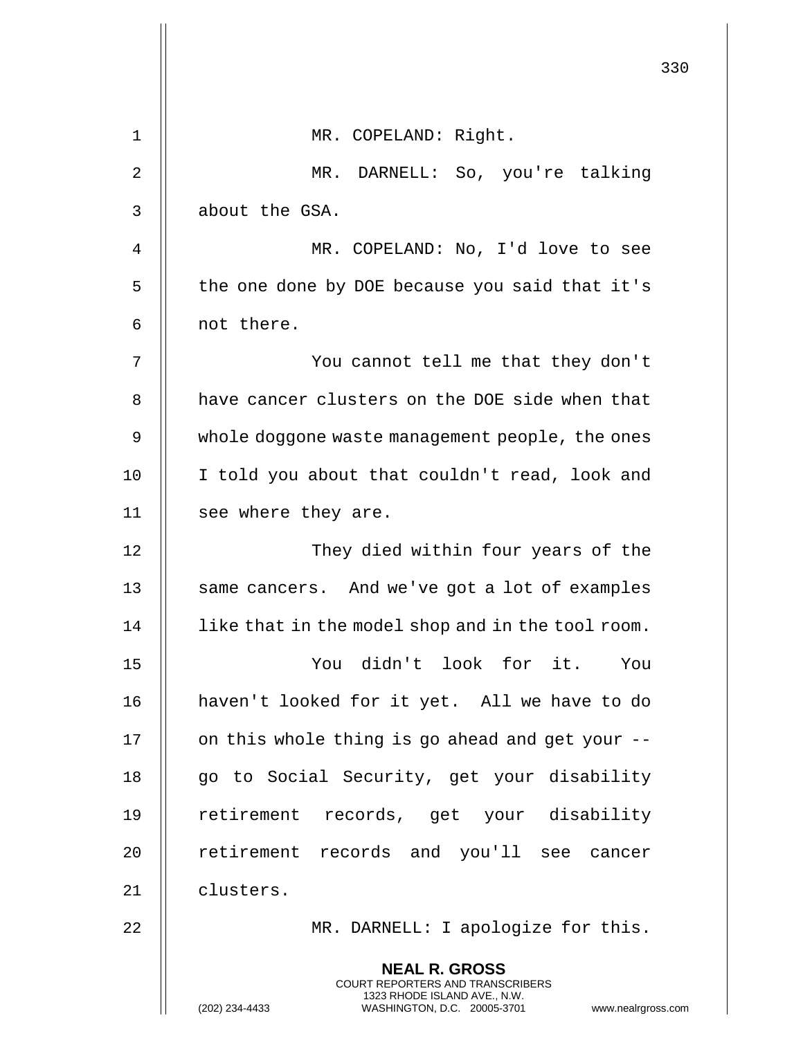MR. COPELAND: Right.

MR. DARNELL: So, you're talking about the GSA.

MR. COPELAND: No, I'd love to see the one done by DOE because you said that it's not there.

You cannot tell me that they don't have cancer clusters on the DOE side when that whole doggone waste management people, the ones I told you about that couldn't read, look and see where they are.

They died within four years of the same cancers. And we've got a lot of examples like that in the model shop and in the tool room.

You didn't look for it. You haven't looked for it yet. All we have to do on this whole thing is go ahead and get your -- go to Social Security, get your disability retirement records, get your disability retirement records and you'll see cancer clusters.

MR. DARNELL: I apologize for this.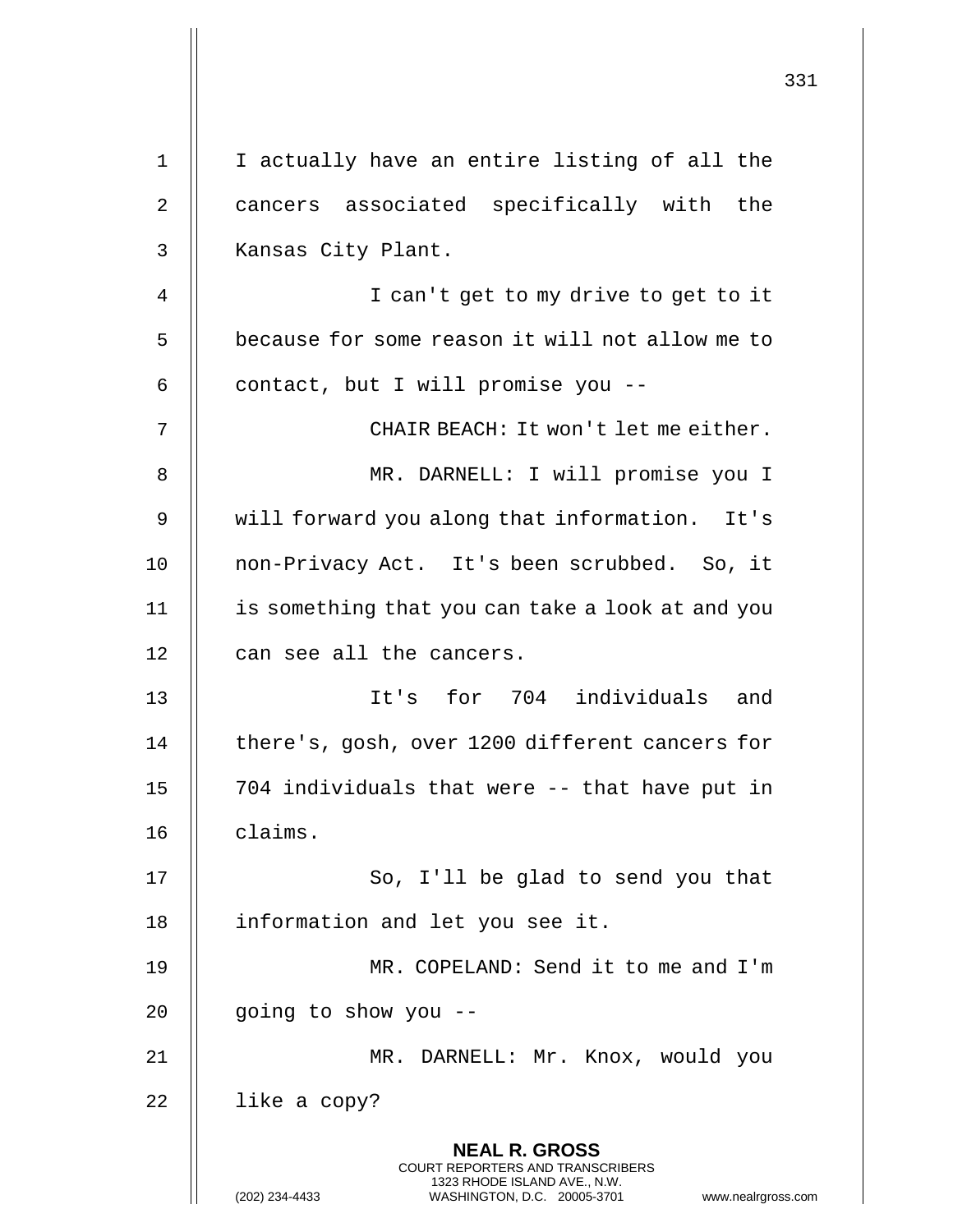I actually have an entire listing of all the cancers associated specifically with the Kansas City Plant.

I can't get to my drive to get to it because for some reason it will not allow me to contact, but I will promise you --

CHAIR BEACH: It won't let me either.

MR. DARNELL: I will promise you I will forward you along that information. It's non-Privacy Act. It's been scrubbed. So, it is something that you can take a look at and you can see all the cancers.

It's for 704 individuals and there's, gosh, over 1200 different cancers for 704 individuals that were -- that have put in claims.

So, I'll be glad to send you that information and let you see it.

MR. COPELAND: Send it to me and I'm going to show you --

MR. DARNELL: Mr. Knox, would you like a copy?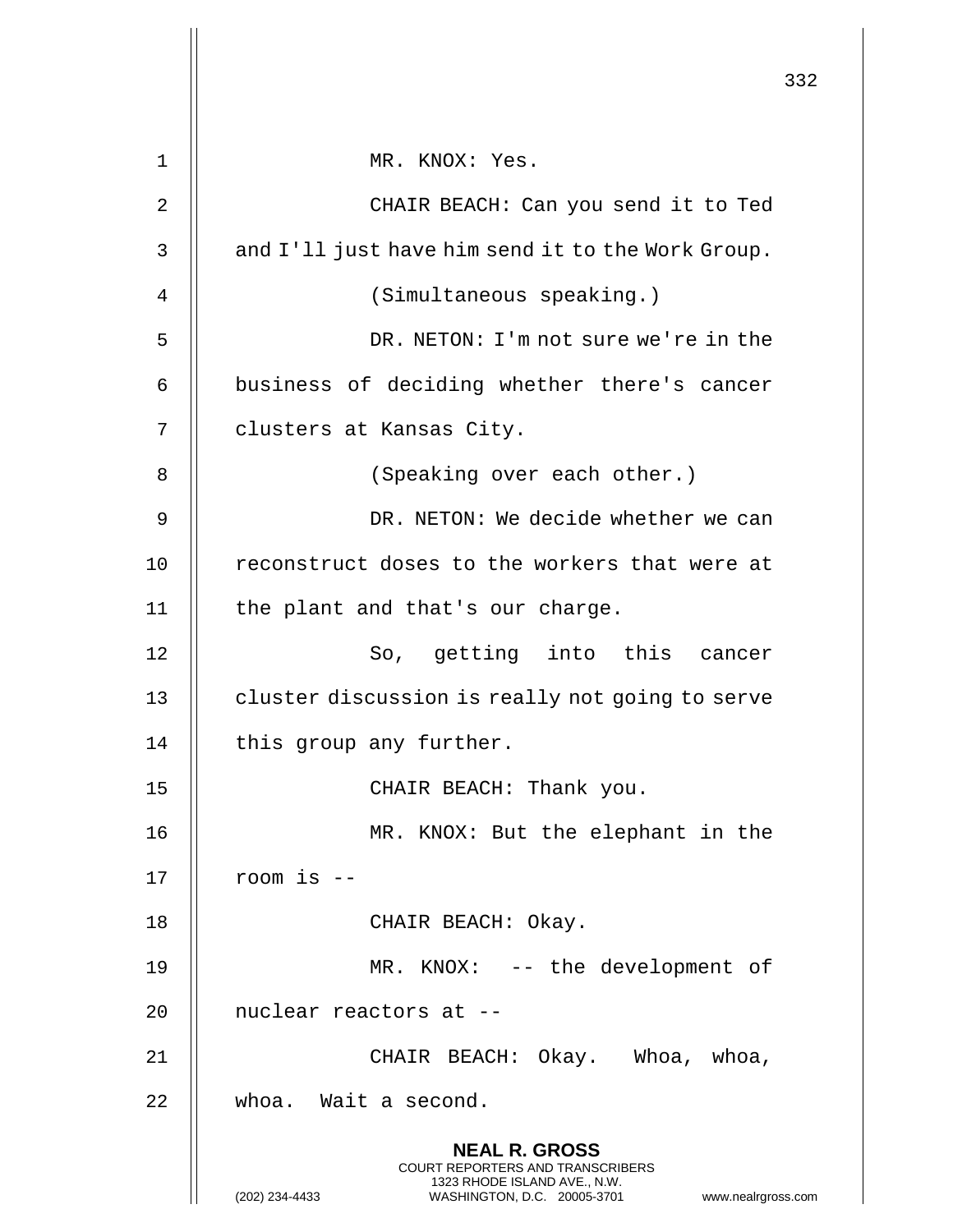MR. KNOX: Yes.

CHAIR BEACH: Can you send it to Ted and I'll just have him send it to the Work Group.

(Simultaneous speaking.)

DR. NETON: I'm not sure we're in the business of deciding whether there's cancer clusters at Kansas City.

(Speaking over each other.)

DR. NETON: We decide whether we can reconstruct doses to the workers that were at the plant and that's our charge.

So, getting into this cancer cluster discussion is really not going to serve this group any further.

CHAIR BEACH: Thank you.

MR. KNOX: But the elephant in the room is --

CHAIR BEACH: Okay.

MR. KNOX: -- the development of nuclear reactors at --

CHAIR BEACH: Okay. Whoa, whoa, whoa. Wait a second.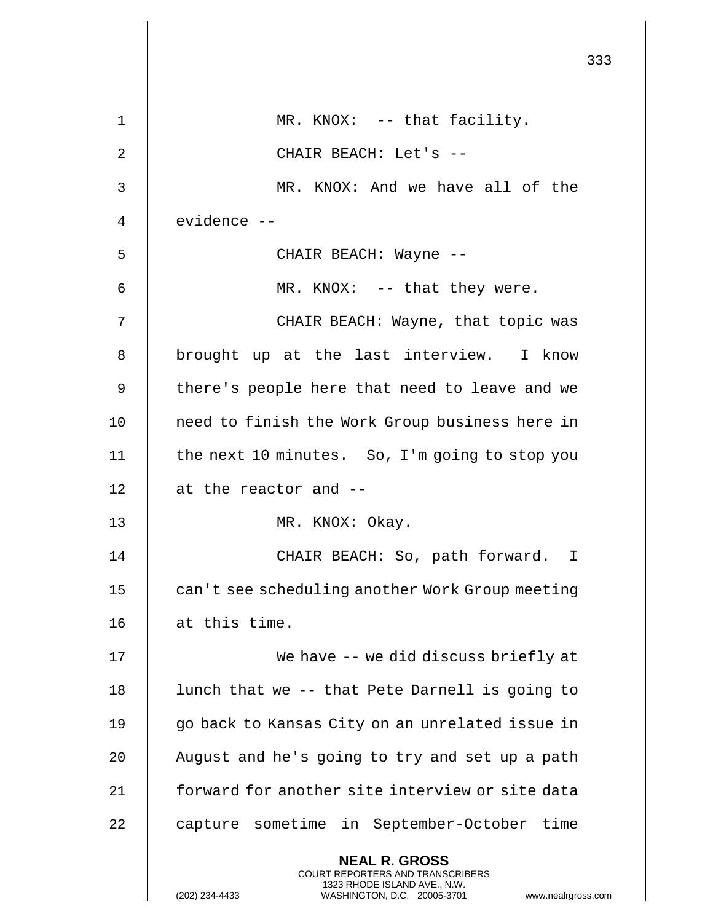MR. KNOX: -- that facility.

CHAIR BEACH: Let's --

MR. KNOX: And we have all of the evidence --

CHAIR BEACH: Wayne --

MR. KNOX: -- that they were.

CHAIR BEACH: Wayne, that topic was brought up at the last interview. I know there's people here that need to leave and we need to finish the Work Group business here in the next 10 minutes. So, I'm going to stop you at the reactor and --

MR. KNOX: Okay.

CHAIR BEACH: So, path forward. I can't see scheduling another Work Group meeting at this time.

We have -- we did discuss briefly at lunch that we -- that Pete Darnell is going to go back to Kansas City on an unrelated issue in August and he's going to try and set up a path forward for another site interview or site data capture sometime in September-October time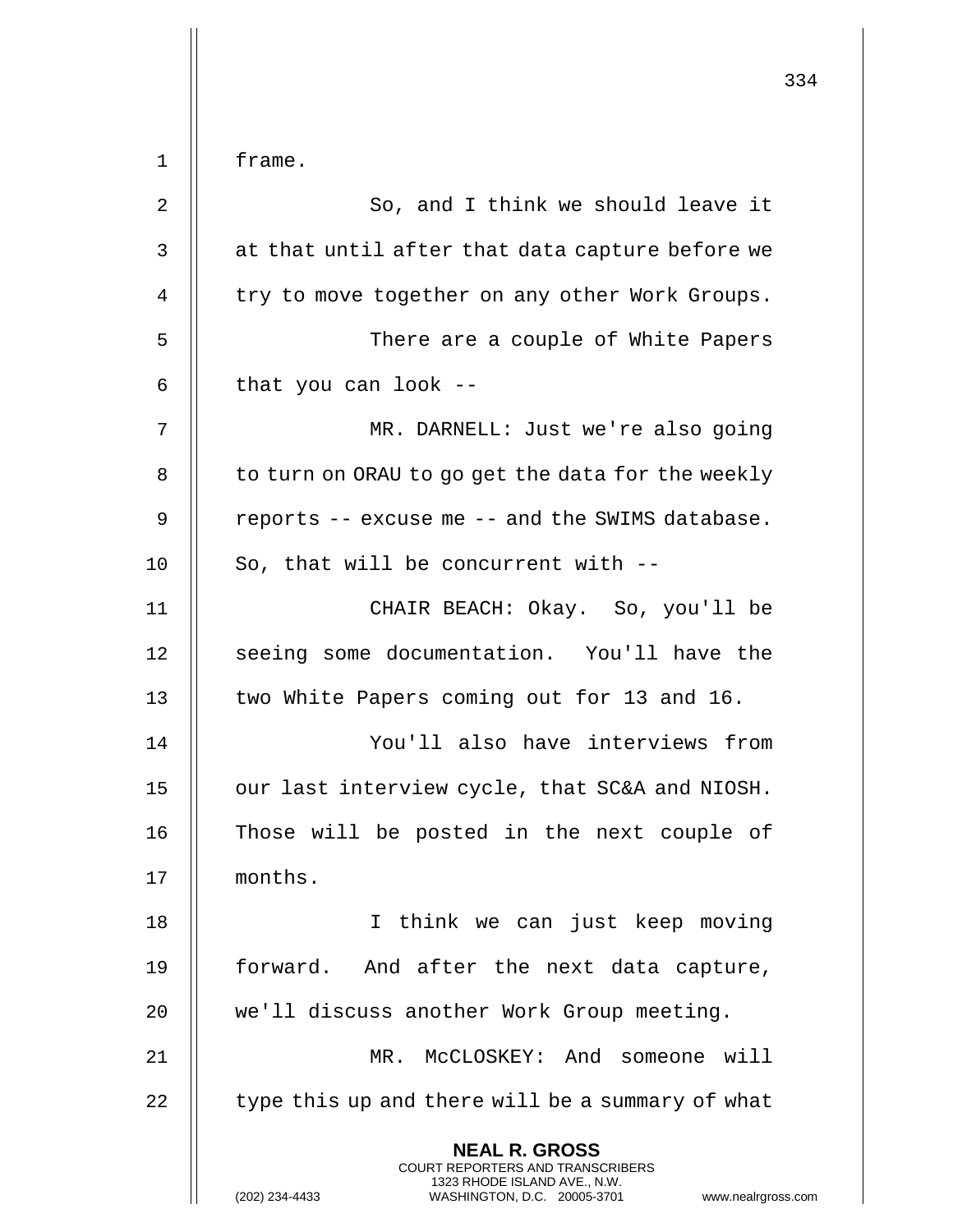frame.

So, and I think we should leave it at that until after that data capture before we try to move together on any other Work Groups.

There are a couple of White Papers that you can look --

MR. DARNELL: Just we're also going to turn on ORAU to go get the data for the weekly reports -- excuse me -- and the SWIMS database. So, that will be concurrent with --

CHAIR BEACH: Okay. So, you'll be seeing some documentation. You'll have the two White Papers coming out for 13 and 16.

You'll also have interviews from our last interview cycle, that SC&A and NIOSH. Those will be posted in the next couple of months.

I think we can just keep moving forward. And after the next data capture, we'll discuss another Work Group meeting.

MR. McCLOSKEY: And someone will type this up and there will be a summary of what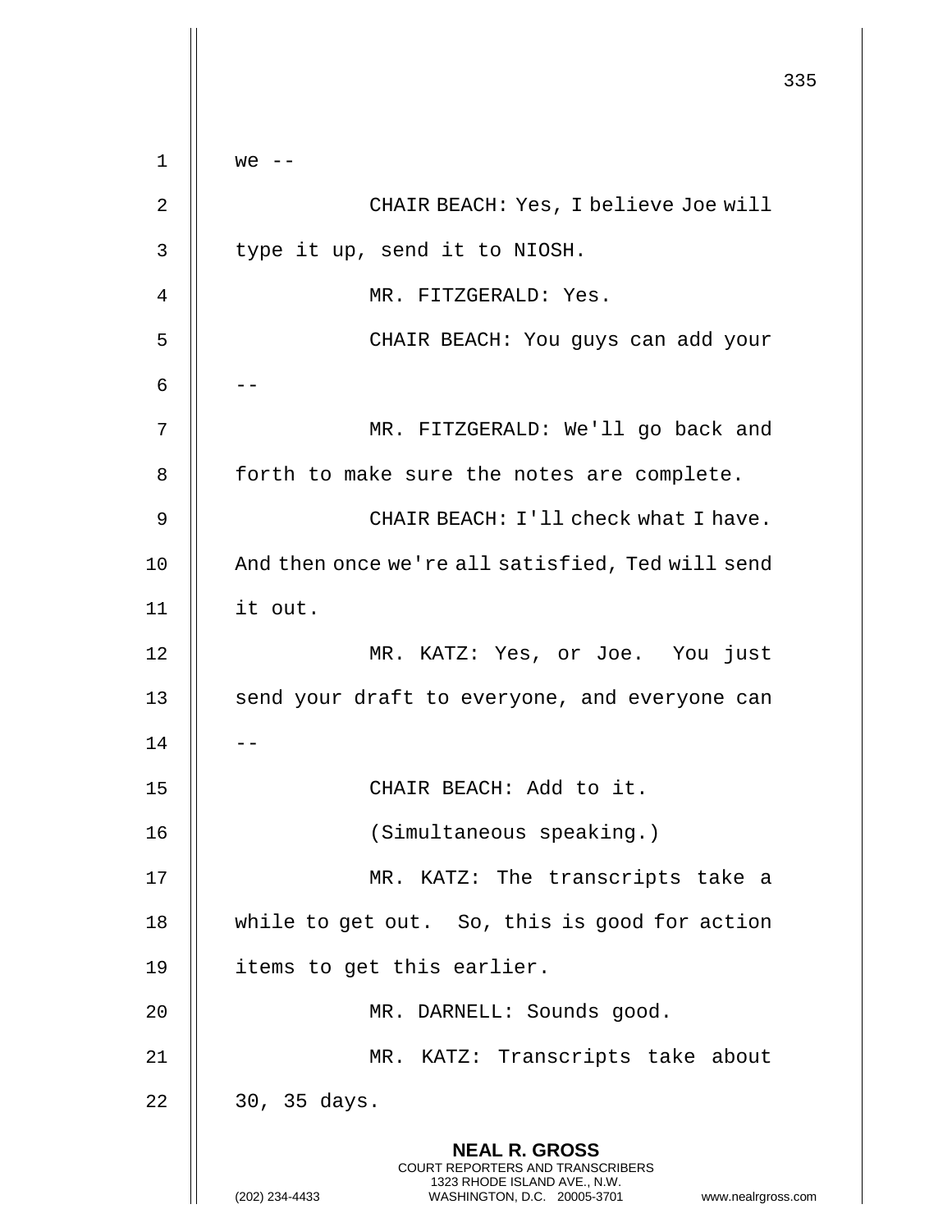we --

CHAIR BEACH: Yes, I believe Joe will type it up, send it to NIOSH.

MR. FITZGERALD: Yes.

CHAIR BEACH: You guys can add your --

MR. FITZGERALD: We'll go back and forth to make sure the notes are complete.

CHAIR BEACH: I'll check what I have. And then once we're all satisfied, Ted will send it out.

MR. KATZ: Yes, or Joe. You just send your draft to everyone, and everyone can --

CHAIR BEACH: Add to it.

(Simultaneous speaking.)

MR. KATZ: The transcripts take a while to get out. So, this is good for action items to get this earlier.

MR. DARNELL: Sounds good.

MR. KATZ: Transcripts take about 30, 35 days.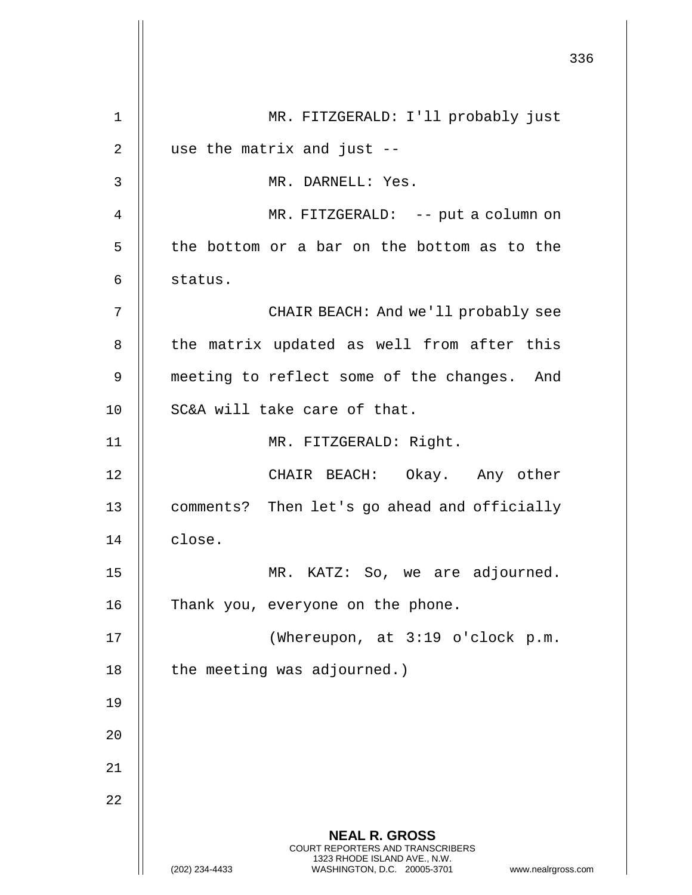MR. FITZGERALD: I'll probably just use the matrix and just --

MR. DARNELL: Yes.

MR. FITZGERALD: -- put a column on the bottom or a bar on the bottom as to the status.

CHAIR BEACH: And we'll probably see the matrix updated as well from after this meeting to reflect some of the changes. And SC&A will take care of that.

MR. FITZGERALD: Right.

CHAIR BEACH: Okay. Any other comments? Then let's go ahead and officially close.

MR. KATZ: So, we are adjourned. Thank you, everyone on the phone.

(Whereupon, at 3:19 o'clock p.m. the meeting was adjourned.)